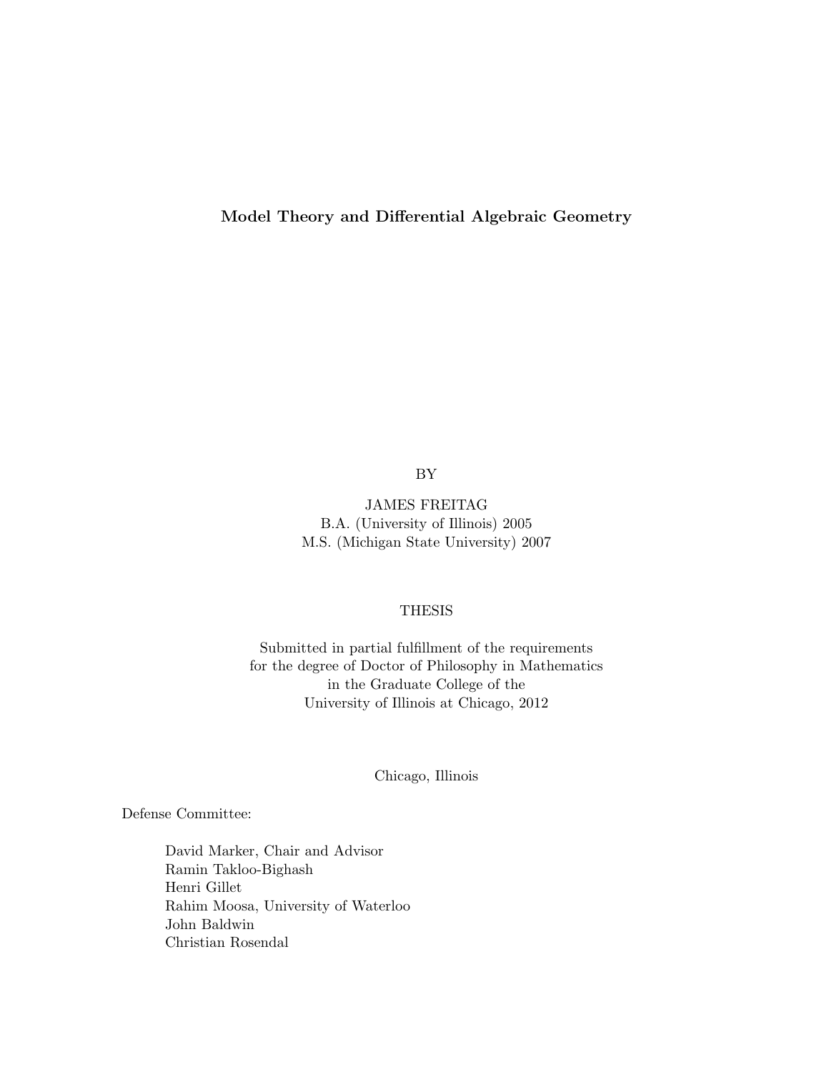# Model Theory and Differential Algebraic Geometry

BY

JAMES FREITAG
B.A. (University of Illinois) 2005
M.S. (Michigan State University) 2007

THESIS

Submitted in partial fulfillment of the requirements
for the degree of Doctor of Philosophy in Mathematics
in the Graduate College of the
University of Illinois at Chicago, 2012

Chicago, Illinois

Defense Committee:

David Marker, Chair and Advisor
Ramin Takloo-Bighash
Henri Gillet
Rahim Moosa, University of Waterloo
John Baldwin
Christian Rosendal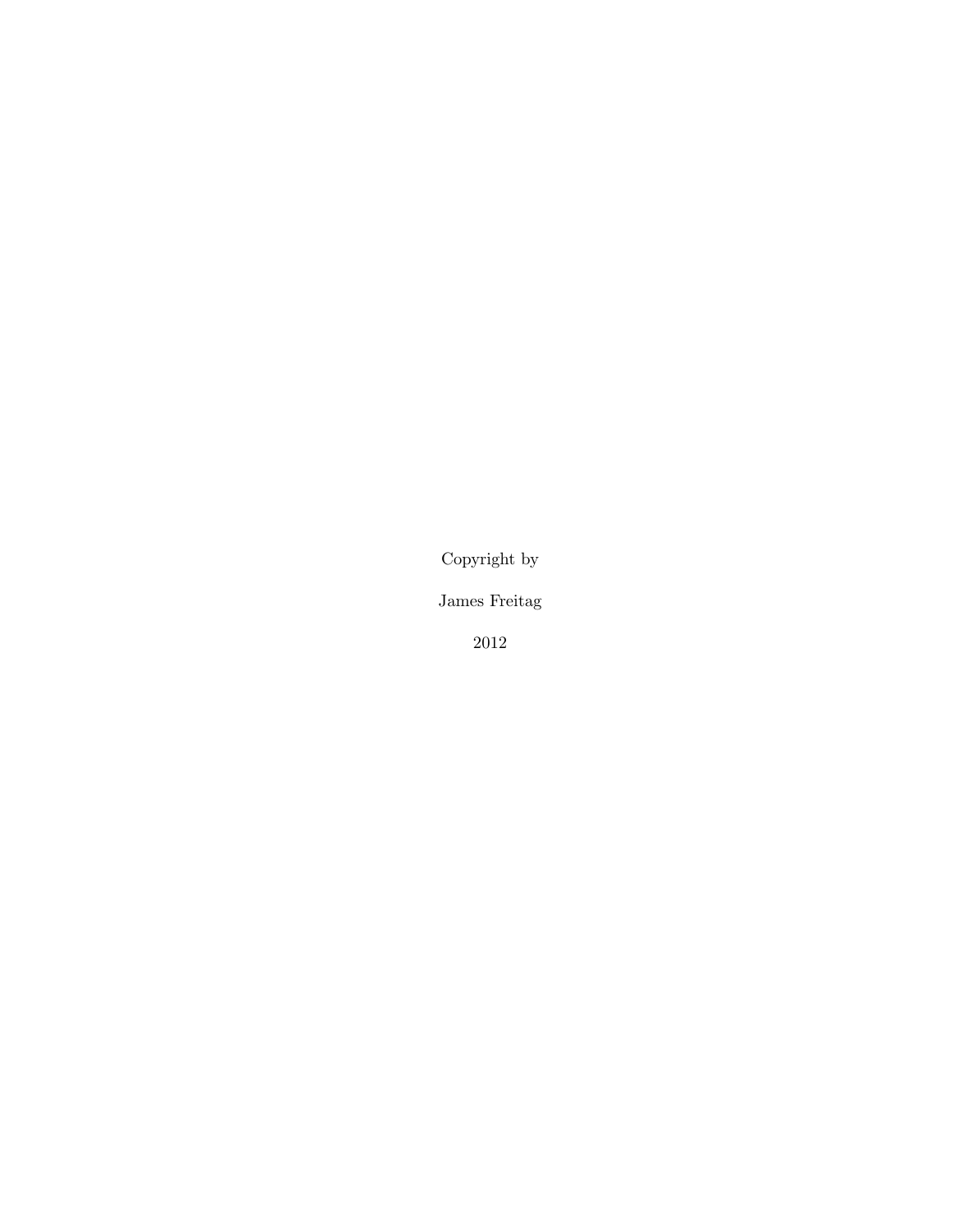Copyright by

James Freitag

2012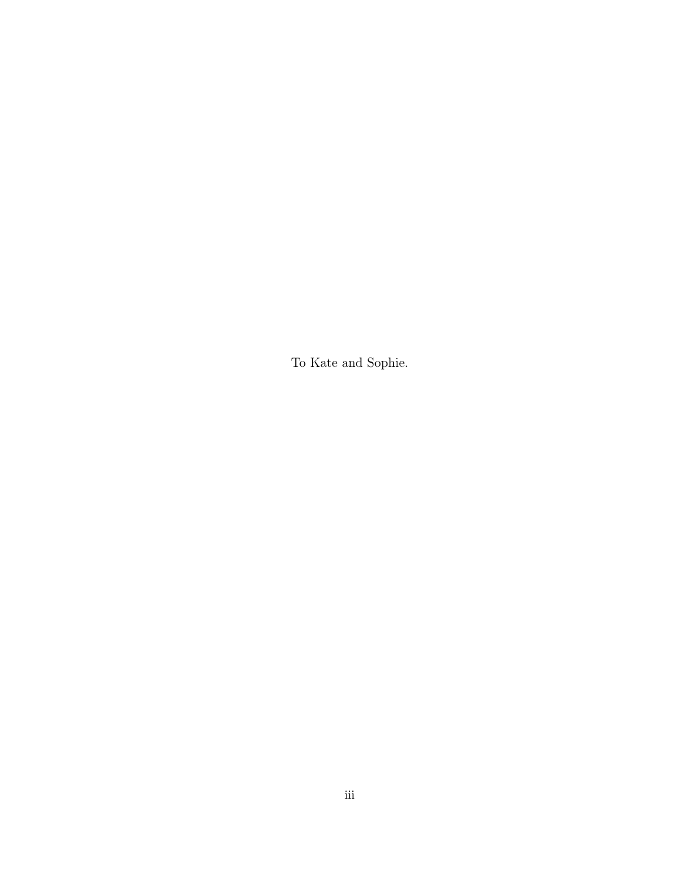To Kate and Sophie.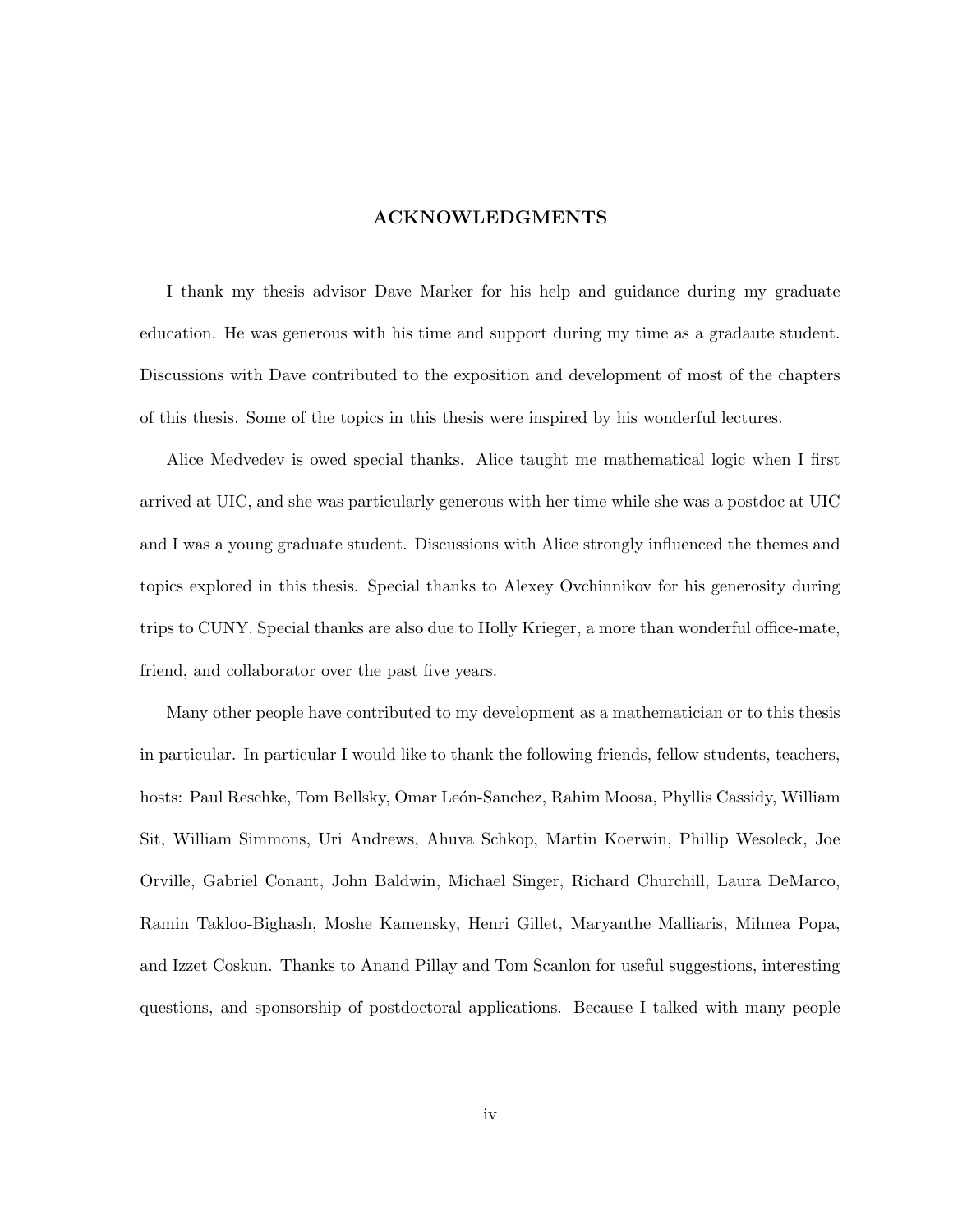# ACKNOWLEDGMENTS

I thank my thesis advisor Dave Marker for his help and guidance during my graduate education. He was generous with his time and support during my time as a gradaute student. Discussions with Dave contributed to the exposition and development of most of the chapters of this thesis. Some of the topics in this thesis were inspired by his wonderful lectures.

Alice Medvedev is owed special thanks. Alice taught me mathematical logic when I first arrived at UIC, and she was particularly generous with her time while she was a postdoc at UIC and I was a young graduate student. Discussions with Alice strongly influenced the themes and topics explored in this thesis. Special thanks to Alexey Ovchinnikov for his generosity during trips to CUNY. Special thanks are also due to Holly Krieger, a more than wonderful office-mate, friend, and collaborator over the past five years.

Many other people have contributed to my development as a mathematician or to this thesis in particular. In particular I would like to thank the following friends, fellow students, teachers, hosts: Paul Reschke, Tom Bellsky, Omar León-Sanchez, Rahim Moosa, Phyllis Cassidy, William Sit, William Simmons, Uri Andrews, Ahuva Schkop, Martin Koerwin, Phillip Wesoleck, Joe Orville, Gabriel Conant, John Baldwin, Michael Singer, Richard Churchill, Laura DeMarco, Ramin Takloo-Bighash, Moshe Kamensky, Henri Gillet, Maryanthe Malliaris, Mihnea Popa, and Izzet Coskun. Thanks to Anand Pillay and Tom Scanlon for useful suggestions, interesting questions, and sponsorship of postdoctoral applications. Because I talked with many people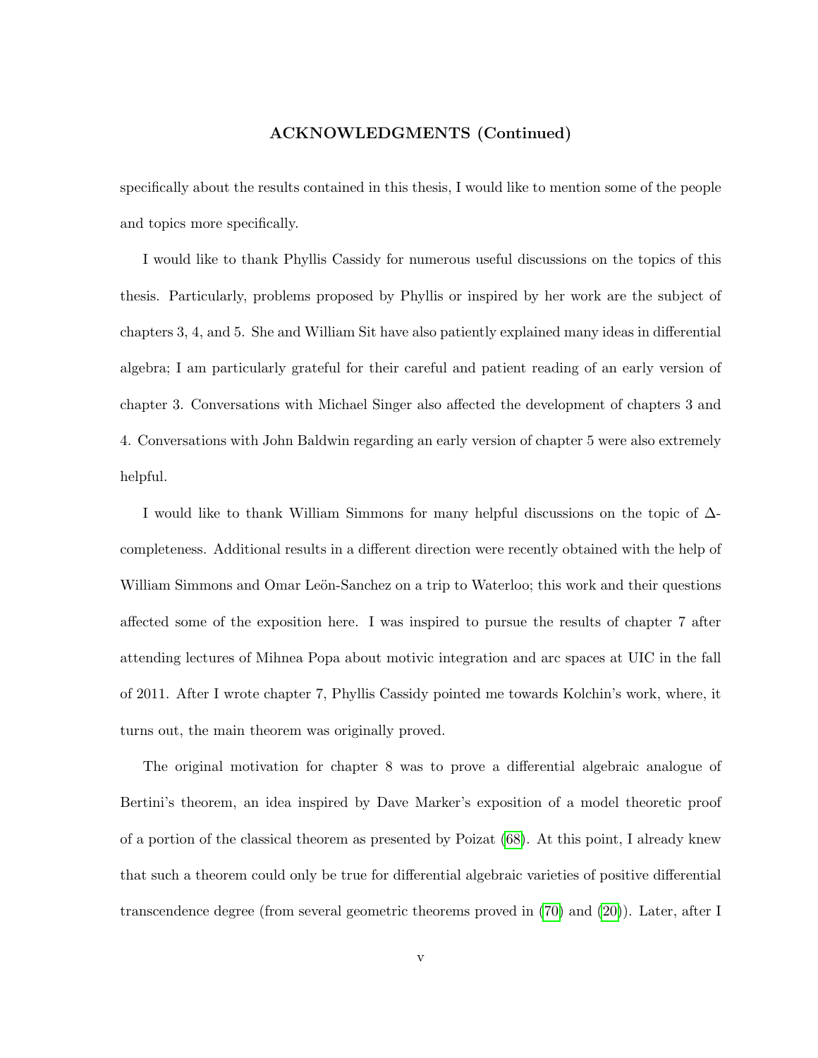## ACKNOWLEDGMENTS (Continued)

specifically about the results contained in this thesis, I would like to mention some of the people and topics more specifically.

I would like to thank Phyllis Cassidy for numerous useful discussions on the topics of this thesis. Particularly, problems proposed by Phyllis or inspired by her work are the subject of chapters 3, 4, and 5. She and William Sit have also patiently explained many ideas in differential algebra; I am particularly grateful for their careful and patient reading of an early version of chapter 3. Conversations with Michael Singer also affected the development of chapters 3 and 4. Conversations with John Baldwin regarding an early version of chapter 5 were also extremely helpful.

I would like to thank William Simmons for many helpful discussions on the topic of $\Delta$-completeness. Additional results in a different direction were recently obtained with the help of William Simmons and Omar Leön-Sanchez on a trip to Waterloo; this work and their questions affected some of the exposition here. I was inspired to pursue the results of chapter 7 after attending lectures of Mihnea Popa about motivic integration and arc spaces at UIC in the fall of 2011. After I wrote chapter 7, Phyllis Cassidy pointed me towards Kolchin's work, where, it turns out, the main theorem was originally proved.

The original motivation for chapter 8 was to prove a differential algebraic analogue of Bertini's theorem, an idea inspired by Dave Marker's exposition of a model theoretic proof of a portion of the classical theorem as presented by Poizat (68). At this point, I already knew that such a theorem could only be true for differential algebraic varieties of positive differential transcendence degree (from several geometric theorems proved in (70) and (20)). Later, after I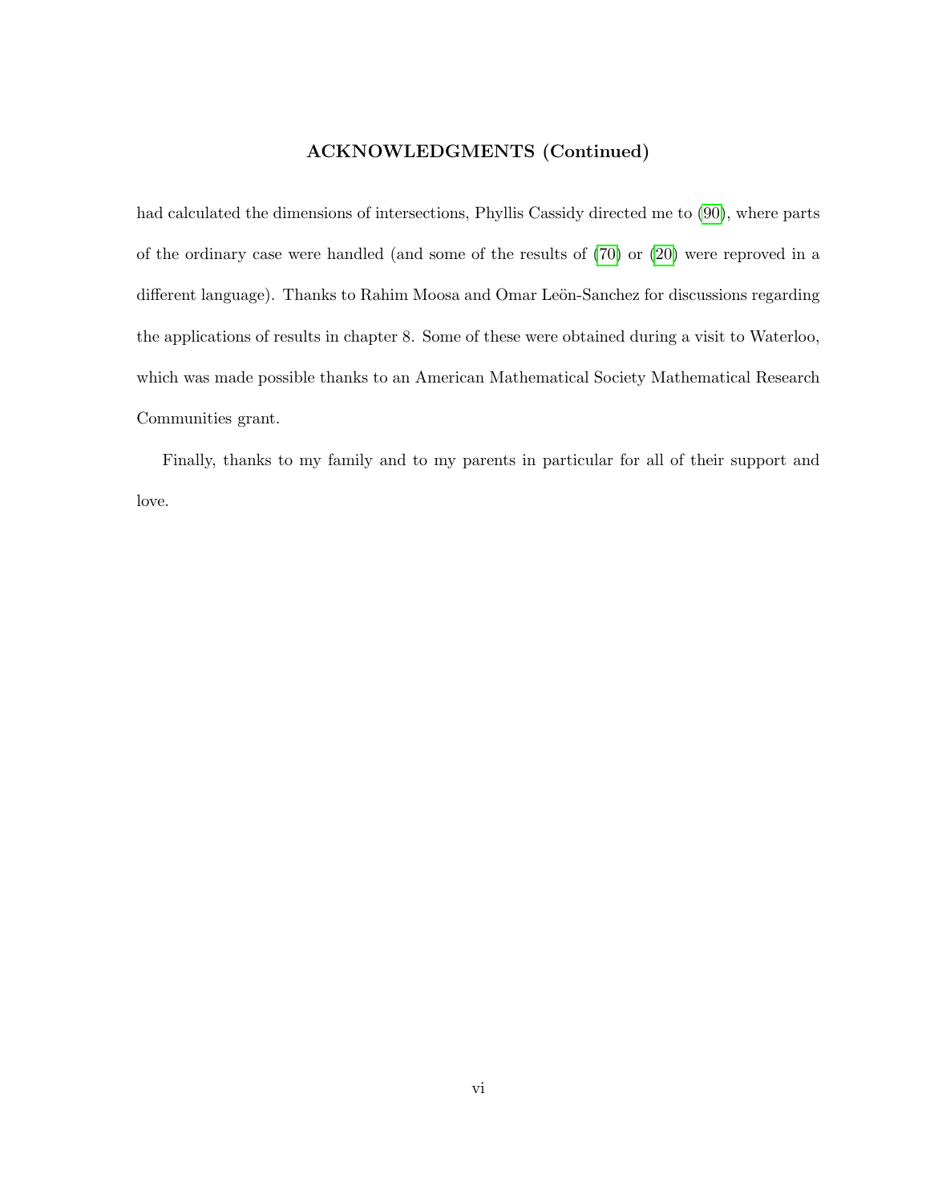## ACKNOWLEDGMENTS (Continued)

had calculated the dimensions of intersections, Phyllis Cassidy directed me to (90), where parts of the ordinary case were handled (and some of the results of (70) or (20) were reproved in a different language). Thanks to Rahim Moosa and Omar Leön-Sanchez for discussions regarding the applications of results in chapter 8. Some of these were obtained during a visit to Waterloo, which was made possible thanks to an American Mathematical Society Mathematical Research Communities grant.

Finally, thanks to my family and to my parents in particular for all of their support and love.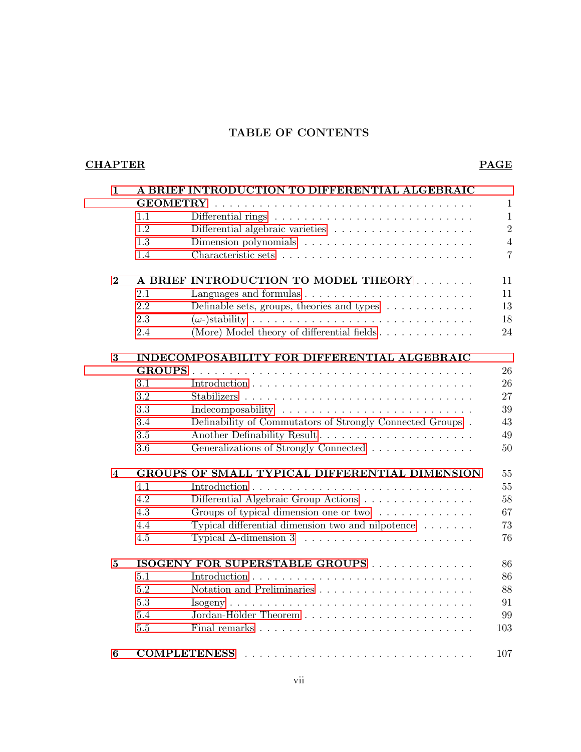## TABLE OF CONTENTS

| CHAPTER | | PAGE |
|---|---|---|
| **1** | **A BRIEF INTRODUCTION TO DIFFERENTIAL ALGEBRAIC GEOMETRY** | 1 |
| 1.1 | Differential rings | 1 |
| 1.2 | Differential algebraic varieties | 2 |
| 1.3 | Dimension polynomials | 4 |
| 1.4 | Characteristic sets | 7 |
| **2** | **A BRIEF INTRODUCTION TO MODEL THEORY** | 11 |
| 2.1 | Languages and formulas | 11 |
| 2.2 | Definable sets, groups, theories and types | 13 |
| 2.3 | ($\omega$-)stability | 18 |
| 2.4 | (More) Model theory of differential fields | 24 |
| **3** | **INDECOMPOSABILITY FOR DIFFERENTIAL ALGEBRAIC GROUPS** | 26 |
| 3.1 | Introduction | 26 |
| 3.2 | Stabilizers | 27 |
| 3.3 | Indecomposability | 39 |
| 3.4 | Definability of Commutators of Strongly Connected Groups | 43 |
| 3.5 | Another Definability Result | 49 |
| 3.6 | Generalizations of Strongly Connected | 50 |
| **4** | **GROUPS OF SMALL TYPICAL DIFFERENTIAL DIMENSION** | 55 |
| 4.1 | Introduction | 55 |
| 4.2 | Differential Algebraic Group Actions | 58 |
| 4.3 | Groups of typical dimension one or two | 67 |
| 4.4 | Typical differential dimension two and nilpotence | 73 |
| 4.5 | Typical $\Delta$-dimension 3 | 76 |
| **5** | **ISOGENY FOR SUPERSTABLE GROUPS** | 86 |
| 5.1 | Introduction | 86 |
| 5.2 | Notation and Preliminaries | 88 |
| 5.3 | Isogeny | 91 |
| 5.4 | Jordan-Hölder Theorem | 99 |
| 5.5 | Final remarks | 103 |
| **6** | **COMPLETENESS** | 107 |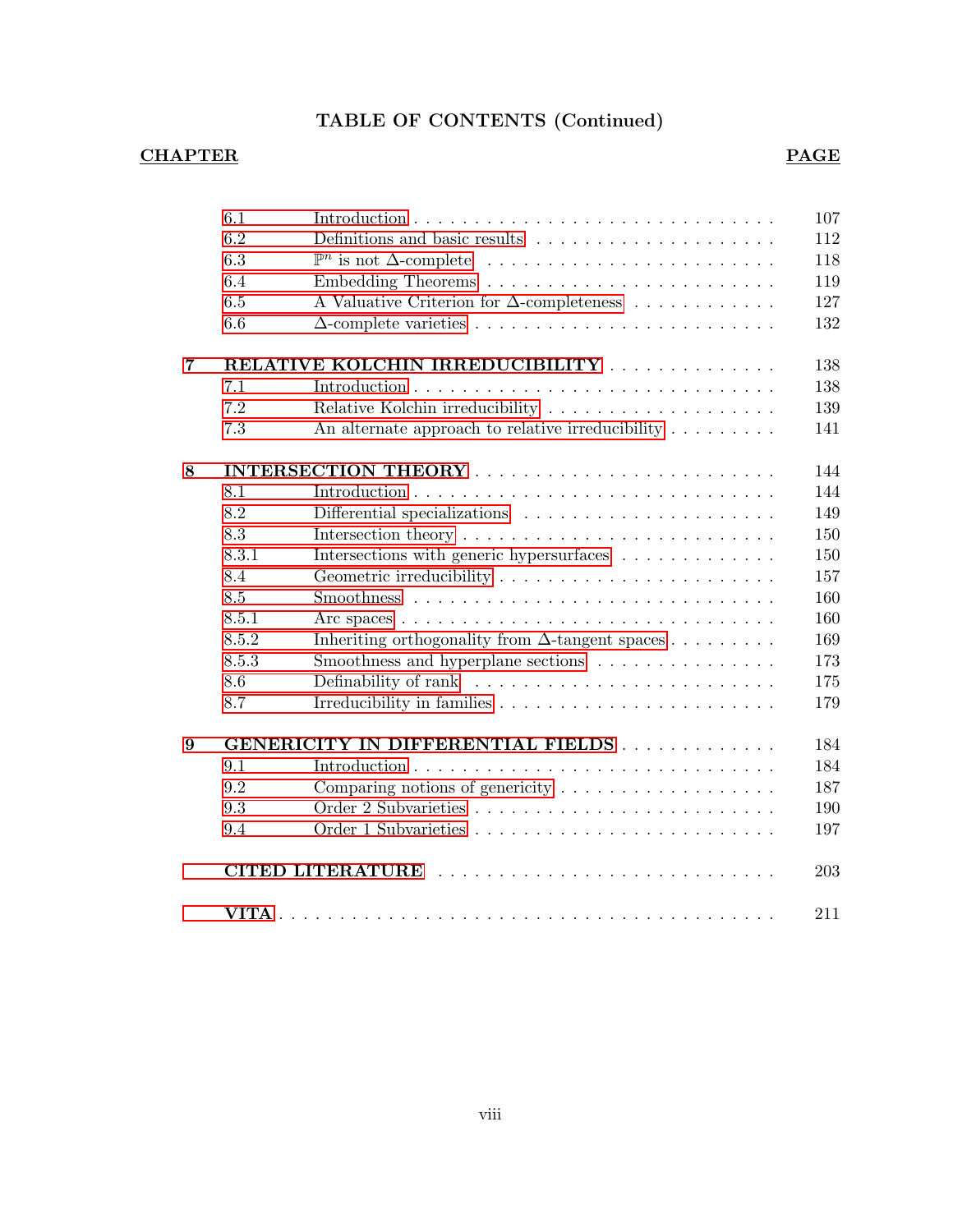## TABLE OF CONTENTS (Continued)

| CHAPTER | | | PAGE |
|---|---|---|---|
| | 6.1 | Introduction | 107 |
| | 6.2 | Definitions and basic results | 112 |
| | 6.3 | $\mathbb{P}^n$ is not $\Delta$-complete | 118 |
| | 6.4 | Embedding Theorems | 119 |
| | 6.5 | A Valuative Criterion for $\Delta$-completeness | 127 |
| | 6.6 | $\Delta$-complete varieties | 132 |
| **7** | **RELATIVE KOLCHIN IRREDUCIBILITY** | | 138 |
| | 7.1 | Introduction | 138 |
| | 7.2 | Relative Kolchin irreducibility | 139 |
| | 7.3 | An alternate approach to relative irreducibility | 141 |
| **8** | **INTERSECTION THEORY** | | 144 |
| | 8.1 | Introduction | 144 |
| | 8.2 | Differential specializations | 149 |
| | 8.3 | Intersection theory | 150 |
| | 8.3.1 | Intersections with generic hypersurfaces | 150 |
| | 8.4 | Geometric irreducibility | 157 |
| | 8.5 | Smoothness | 160 |
| | 8.5.1 | Arc spaces | 160 |
| | 8.5.2 | Inheriting orthogonality from $\Delta$-tangent spaces | 169 |
| | 8.5.3 | Smoothness and hyperplane sections | 173 |
| | 8.6 | Definability of rank | 175 |
| | 8.7 | Irreducibility in families | 179 |
| **9** | **GENERICITY IN DIFFERENTIAL FIELDS** | | 184 |
| | 9.1 | Introduction | 184 |
| | 9.2 | Comparing notions of genericity | 187 |
| | 9.3 | Order 2 Subvarieties | 190 |
| | 9.4 | Order 1 Subvarieties | 197 |
| | **CITED LITERATURE** | | 203 |
| | **VITA** | | 211 |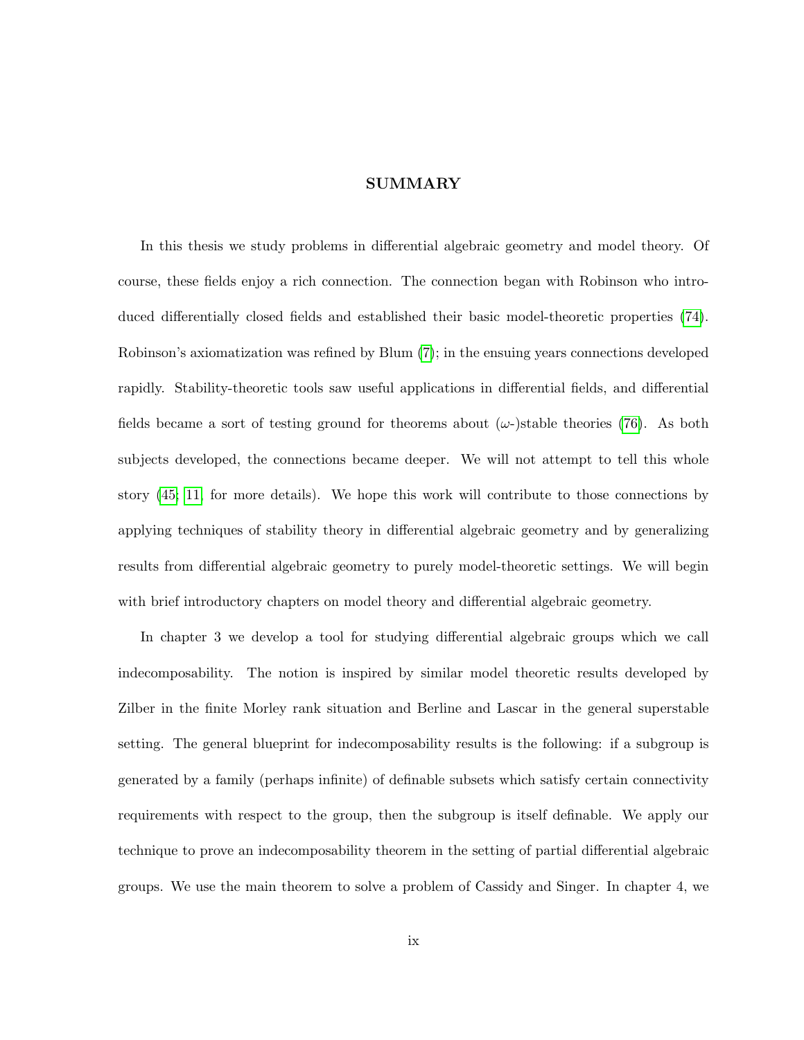# SUMMARY

In this thesis we study problems in differential algebraic geometry and model theory. Of course, these fields enjoy a rich connection. The connection began with Robinson who introduced differentially closed fields and established their basic model-theoretic properties (74). Robinson's axiomatization was refined by Blum (7); in the ensuing years connections developed rapidly. Stability-theoretic tools saw useful applications in differential fields, and differential fields became a sort of testing ground for theorems about ($\omega$-)stable theories (76). As both subjects developed, the connections became deeper. We will not attempt to tell this whole story (45; 11, for more details). We hope this work will contribute to those connections by applying techniques of stability theory in differential algebraic geometry and by generalizing results from differential algebraic geometry to purely model-theoretic settings. We will begin with brief introductory chapters on model theory and differential algebraic geometry.

In chapter 3 we develop a tool for studying differential algebraic groups which we call indecomposability. The notion is inspired by similar model theoretic results developed by Zilber in the finite Morley rank situation and Berline and Lascar in the general superstable setting. The general blueprint for indecomposability results is the following: if a subgroup is generated by a family (perhaps infinite) of definable subsets which satisfy certain connectivity requirements with respect to the group, then the subgroup is itself definable. We apply our technique to prove an indecomposability theorem in the setting of partial differential algebraic groups. We use the main theorem to solve a problem of Cassidy and Singer. In chapter 4, we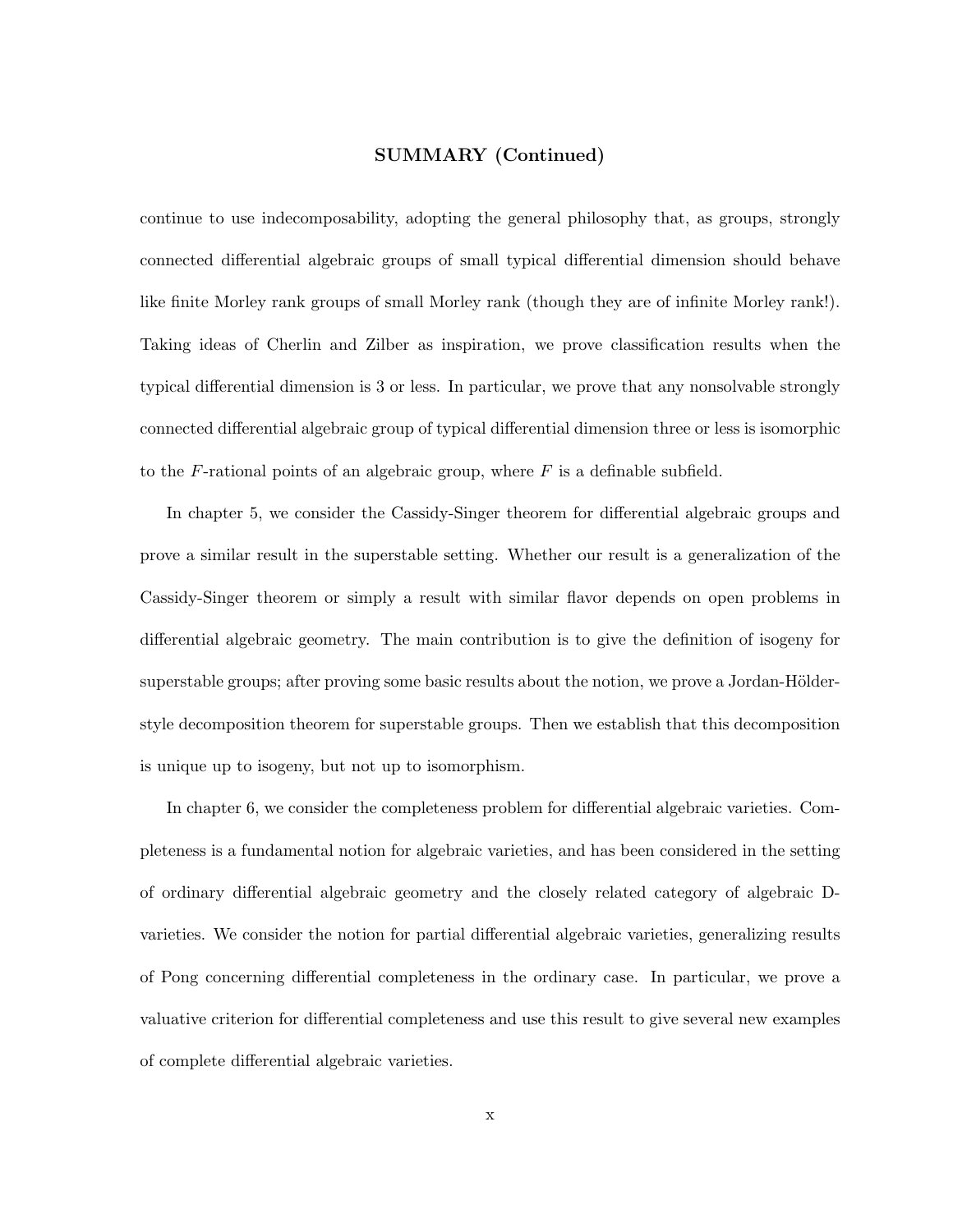## SUMMARY (Continued)

continue to use indecomposability, adopting the general philosophy that, as groups, strongly connected differential algebraic groups of small typical differential dimension should behave like finite Morley rank groups of small Morley rank (though they are of infinite Morley rank!). Taking ideas of Cherlin and Zilber as inspiration, we prove classification results when the typical differential dimension is 3 or less. In particular, we prove that any nonsolvable strongly connected differential algebraic group of typical differential dimension three or less is isomorphic to the $F$-rational points of an algebraic group, where $F$ is a definable subfield.

In chapter 5, we consider the Cassidy-Singer theorem for differential algebraic groups and prove a similar result in the superstable setting. Whether our result is a generalization of the Cassidy-Singer theorem or simply a result with similar flavor depends on open problems in differential algebraic geometry. The main contribution is to give the definition of isogeny for superstable groups; after proving some basic results about the notion, we prove a Jordan-Hölder-style decomposition theorem for superstable groups. Then we establish that this decomposition is unique up to isogeny, but not up to isomorphism.

In chapter 6, we consider the completeness problem for differential algebraic varieties. Completeness is a fundamental notion for algebraic varieties, and has been considered in the setting of ordinary differential algebraic geometry and the closely related category of algebraic D-varieties. We consider the notion for partial differential algebraic varieties, generalizing results of Pong concerning differential completeness in the ordinary case. In particular, we prove a valuative criterion for differential completeness and use this result to give several new examples of complete differential algebraic varieties.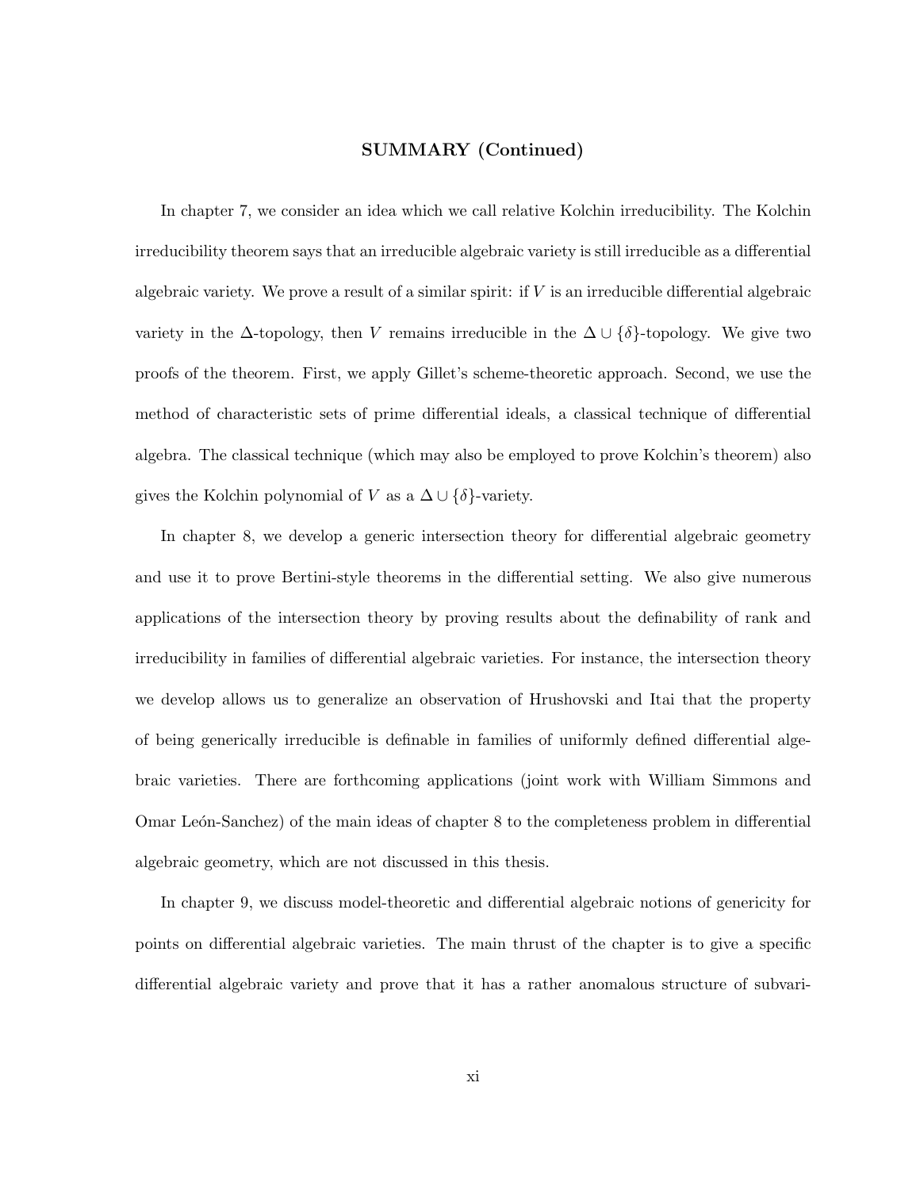**SUMMARY (Continued)**

In chapter 7, we consider an idea which we call relative Kolchin irreducibility. The Kolchin irreducibility theorem says that an irreducible algebraic variety is still irreducible as a differential algebraic variety. We prove a result of a similar spirit: if $V$ is an irreducible differential algebraic variety in the $\Delta$-topology, then $V$ remains irreducible in the $\Delta \cup \{\delta\}$-topology. We give two proofs of the theorem. First, we apply Gillet's scheme-theoretic approach. Second, we use the method of characteristic sets of prime differential ideals, a classical technique of differential algebra. The classical technique (which may also be employed to prove Kolchin's theorem) also gives the Kolchin polynomial of $V$ as a $\Delta \cup \{\delta\}$-variety.

In chapter 8, we develop a generic intersection theory for differential algebraic geometry and use it to prove Bertini-style theorems in the differential setting. We also give numerous applications of the intersection theory by proving results about the definability of rank and irreducibility in families of differential algebraic varieties. For instance, the intersection theory we develop allows us to generalize an observation of Hrushovski and Itai that the property of being generically irreducible is definable in families of uniformly defined differential algebraic varieties. There are forthcoming applications (joint work with William Simmons and Omar León-Sanchez) of the main ideas of chapter 8 to the completeness problem in differential algebraic geometry, which are not discussed in this thesis.

In chapter 9, we discuss model-theoretic and differential algebraic notions of genericity for points on differential algebraic varieties. The main thrust of the chapter is to give a specific differential algebraic variety and prove that it has a rather anomalous structure of subvari-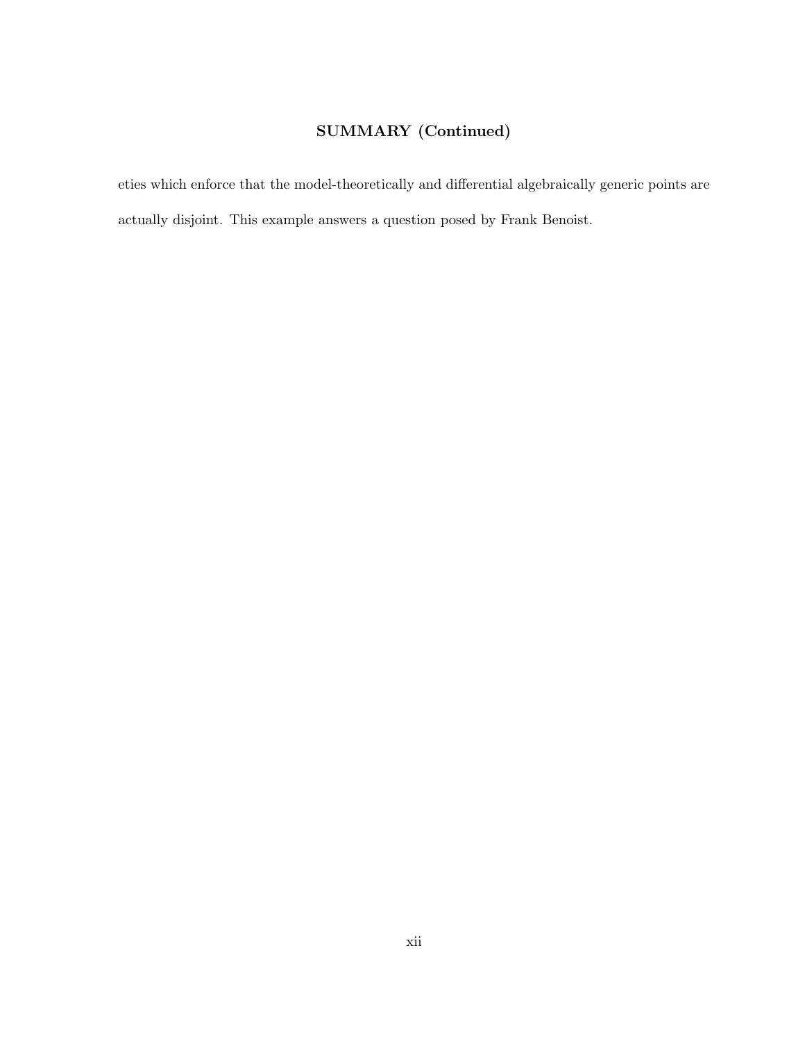## SUMMARY (Continued)

eties which enforce that the model-theoretically and differential algebraically generic points are actually disjoint. This example answers a question posed by Frank Benoist.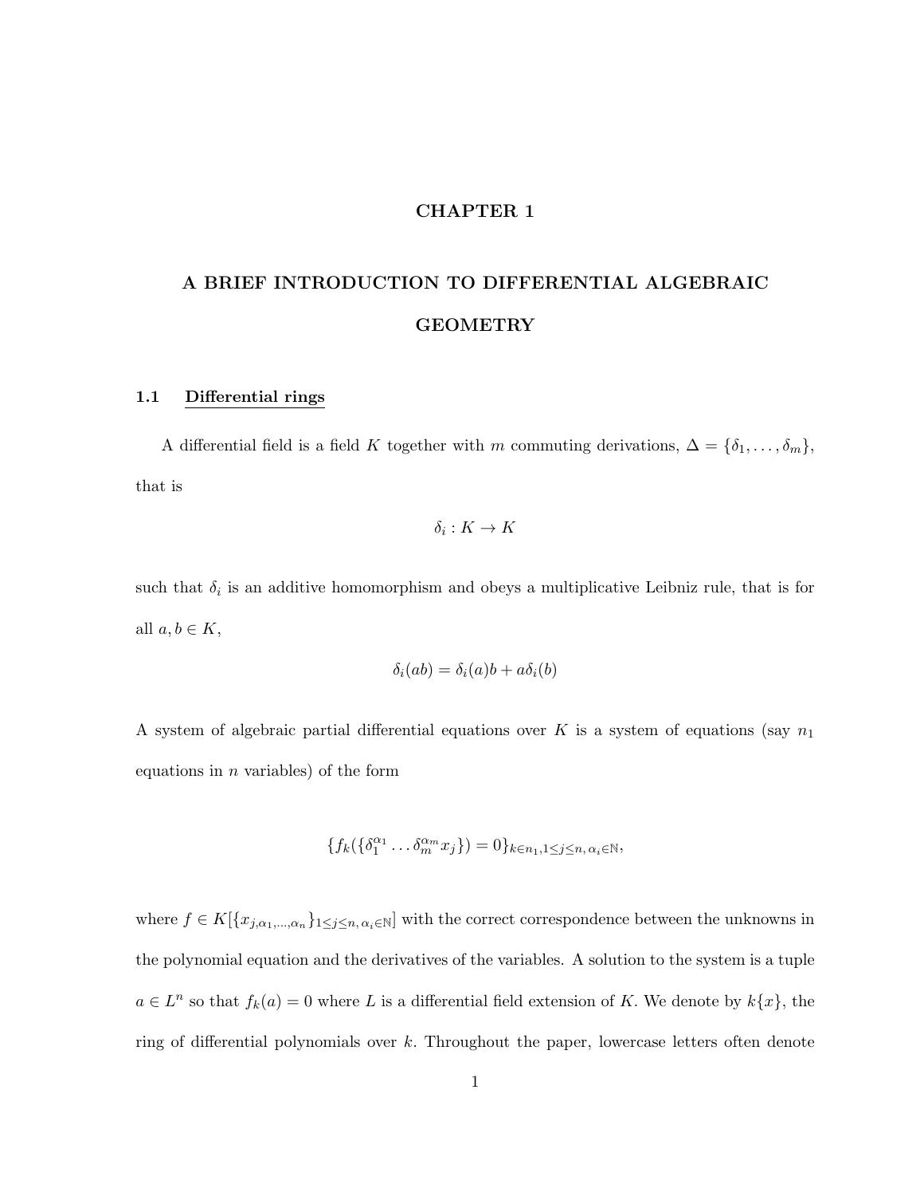# CHAPTER 1

# A BRIEF INTRODUCTION TO DIFFERENTIAL ALGEBRAIC GEOMETRY

## 1.1 Differential rings

A differential field is a field $K$ together with $m$ commuting derivations, $\Delta = \{\delta_1, \ldots, \delta_m\}$, that is

$$\delta_i : K \to K$$

such that $\delta_i$ is an additive homomorphism and obeys a multiplicative Leibniz rule, that is for all $a, b \in K$,

$$\delta_i(ab) = \delta_i(a)b + a\delta_i(b)$$

A system of algebraic partial differential equations over $K$ is a system of equations (say $n_1$ equations in $n$ variables) of the form

$$\{f_k(\{\delta_1^{\alpha_1} \ldots \delta_m^{\alpha_m} x_j\}) = 0\}_{k \in n_1, 1 \leq j \leq n, \, \alpha_i \in \mathbb{N}},$$

where $f \in K[\{x_{j,\alpha_1,\ldots,\alpha_n}\}_{1 \leq j \leq n, \, \alpha_i \in \mathbb{N}}]$ with the correct correspondence between the unknowns in the polynomial equation and the derivatives of the variables. A solution to the system is a tuple $a \in L^n$ so that $f_k(a) = 0$ where $L$ is a differential field extension of $K$. We denote by $k\{x\}$, the ring of differential polynomials over $k$. Throughout the paper, lowercase letters often denote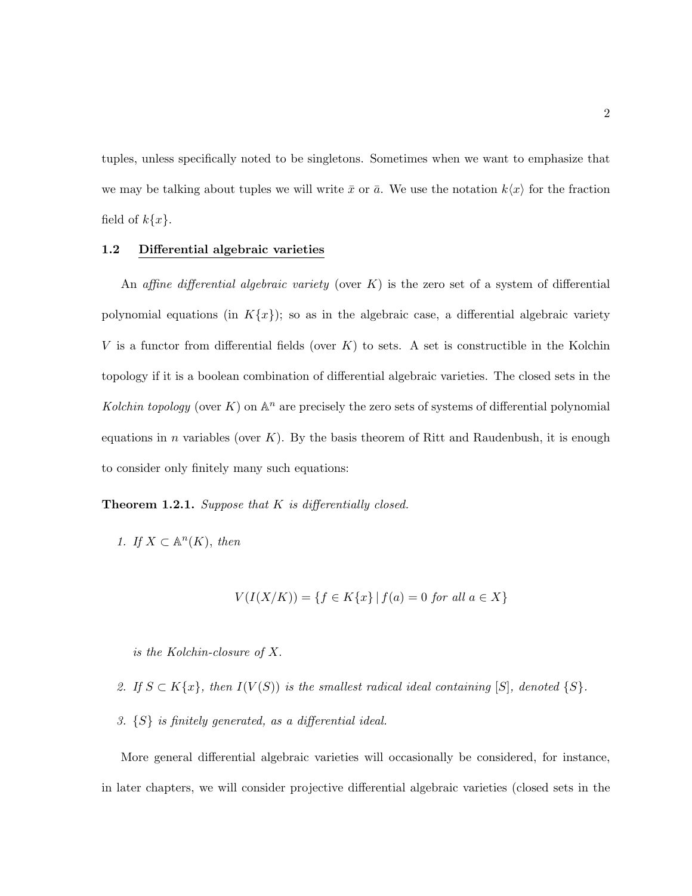tuples, unless specifically noted to be singletons. Sometimes when we want to emphasize that we may be talking about tuples we will write $\bar{x}$ or $\bar{a}$. We use the notation $k\langle x\rangle$ for the fraction field of $k\{x\}$.

## 1.2 Differential algebraic varieties

An *affine differential algebraic variety* (over $K$) is the zero set of a system of differential polynomial equations (in $K\{x\}$); so as in the algebraic case, a differential algebraic variety $V$ is a functor from differential fields (over $K$) to sets. A set is constructible in the Kolchin topology if it is a boolean combination of differential algebraic varieties. The closed sets in the *Kolchin topology* (over $K$) on $\mathbb{A}^n$ are precisely the zero sets of systems of differential polynomial equations in $n$ variables (over $K$). By the basis theorem of Ritt and Raudenbush, it is enough to consider only finitely many such equations:

**Theorem 1.2.1.** *Suppose that $K$ is differentially closed.*

1. *If $X \subset \mathbb{A}^n(K)$, then*

$$V(I(X/K)) = \{f \in K\{x\} \mid f(a) = 0 \text{ for all } a \in X\}$$

   *is the Kolchin-closure of $X$.*

2. *If $S \subset K\{x\}$, then $I(V(S))$ is the smallest radical ideal containing $[S]$, denoted $\{S\}$.*

3. *$\{S\}$ is finitely generated, as a differential ideal.*

More general differential algebraic varieties will occasionally be considered, for instance, in later chapters, we will consider projective differential algebraic varieties (closed sets in the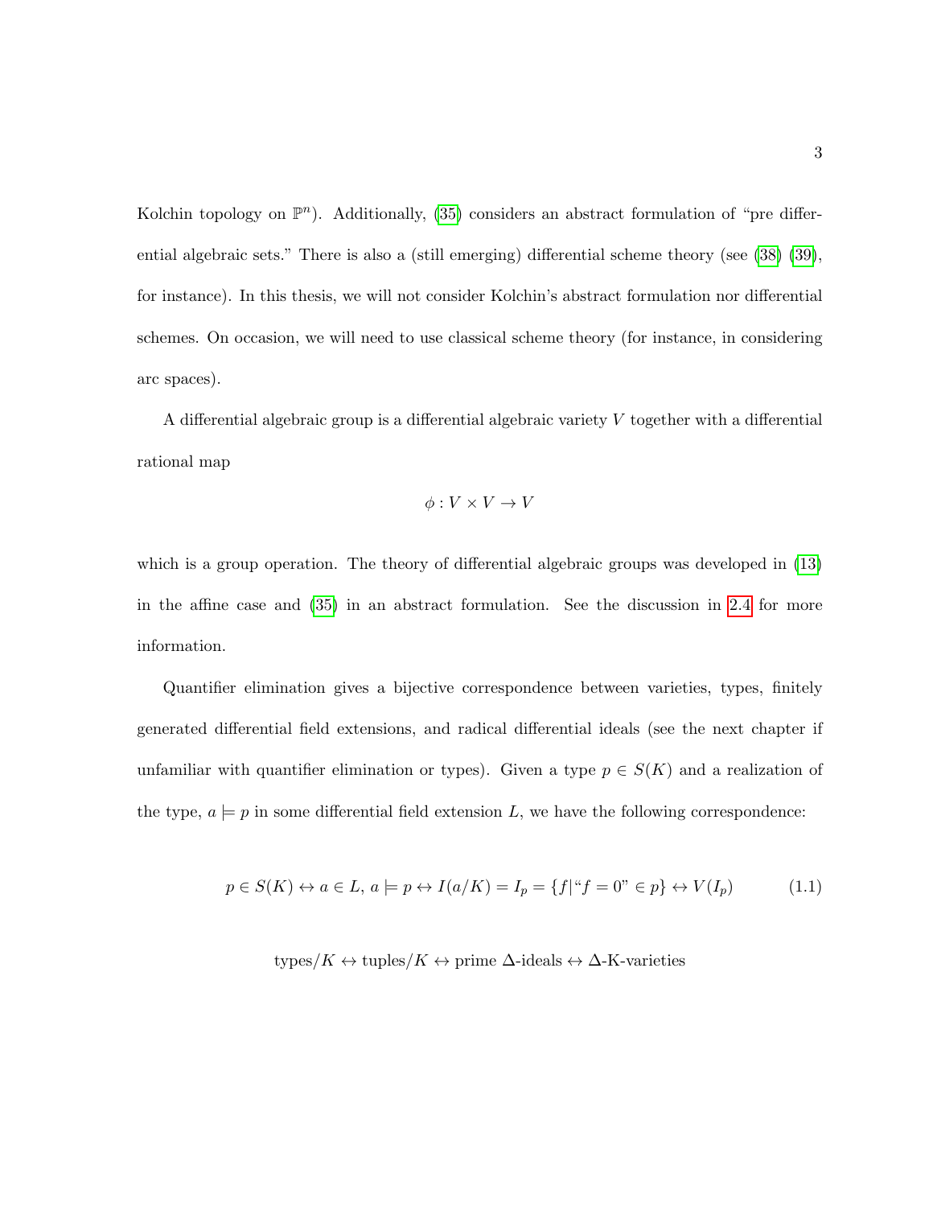Kolchin topology on $\mathbb{P}^n$). Additionally, (35) considers an abstract formulation of "pre differential algebraic sets." There is also a (still emerging) differential scheme theory (see (38) (39), for instance). In this thesis, we will not consider Kolchin's abstract formulation nor differential schemes. On occasion, we will need to use classical scheme theory (for instance, in considering arc spaces).

A differential algebraic group is a differential algebraic variety $V$ together with a differential rational map

$$\phi : V \times V \to V$$

which is a group operation. The theory of differential algebraic groups was developed in (13) in the affine case and (35) in an abstract formulation. See the discussion in 2.4 for more information.

Quantifier elimination gives a bijective correspondence between varieties, types, finitely generated differential field extensions, and radical differential ideals (see the next chapter if unfamiliar with quantifier elimination or types). Given a type $p \in S(K)$ and a realization of the type, $a \models p$ in some differential field extension $L$, we have the following correspondence:

$$p \in S(K) \leftrightarrow a \in L,\, a \models p \leftrightarrow I(a/K) = I_p = \{f \mid \text{“}f = 0\text{”} \in p\} \leftrightarrow V(I_p) \tag{1.1}$$

$$\text{types}/K \leftrightarrow \text{tuples}/K \leftrightarrow \text{prime } \Delta\text{-ideals} \leftrightarrow \Delta\text{-K-varieties}$$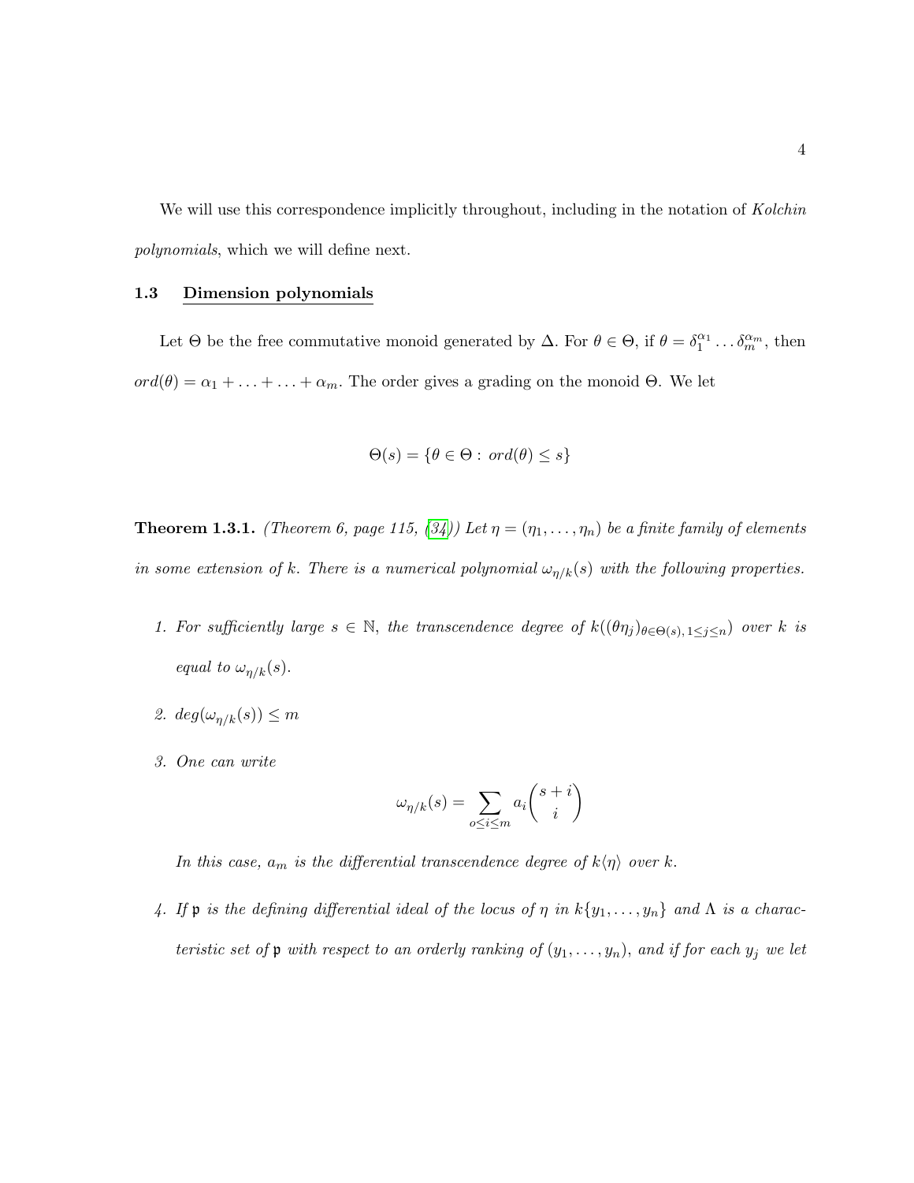We will use this correspondence implicitly throughout, including in the notation of *Kolchin polynomials*, which we will define next.

### 1.3 Dimension polynomials

Let $\Theta$ be the free commutative monoid generated by $\Delta$. For $\theta \in \Theta$, if $\theta = \delta_1^{\alpha_1} \ldots \delta_m^{\alpha_m}$, then $ord(\theta) = \alpha_1 + \ldots + \ldots + \alpha_m$. The order gives a grading on the monoid $\Theta$. We let

$$\Theta(s) = \{\theta \in \Theta : \, ord(\theta) \leq s\}$$

**Theorem 1.3.1.** *(Theorem 6, page 115, ([34])) Let $\eta = (\eta_1, \ldots, \eta_n)$ be a finite family of elements in some extension of $k$. There is a numerical polynomial $\omega_{\eta/k}(s)$ with the following properties.*

1. *For sufficiently large $s \in \mathbb{N}$, the transcendence degree of $k((\theta\eta_j)_{\theta\in\Theta(s),\, 1\leq j\leq n})$ over $k$ is equal to $\omega_{\eta/k}(s)$.*
2. *$deg(\omega_{\eta/k}(s)) \leq m$*
3. *One can write*

   $$\omega_{\eta/k}(s) = \sum_{o \leq i \leq m} a_i \binom{s+i}{i}$$

   *In this case, $a_m$ is the differential transcendence degree of $k\langle\eta\rangle$ over $k$.*
4. *If $\mathfrak{p}$ is the defining differential ideal of the locus of $\eta$ in $k\{y_1, \ldots, y_n\}$ and $\Lambda$ is a characteristic set of $\mathfrak{p}$ with respect to an orderly ranking of $(y_1, \ldots, y_n)$, and if for each $y_j$ we let*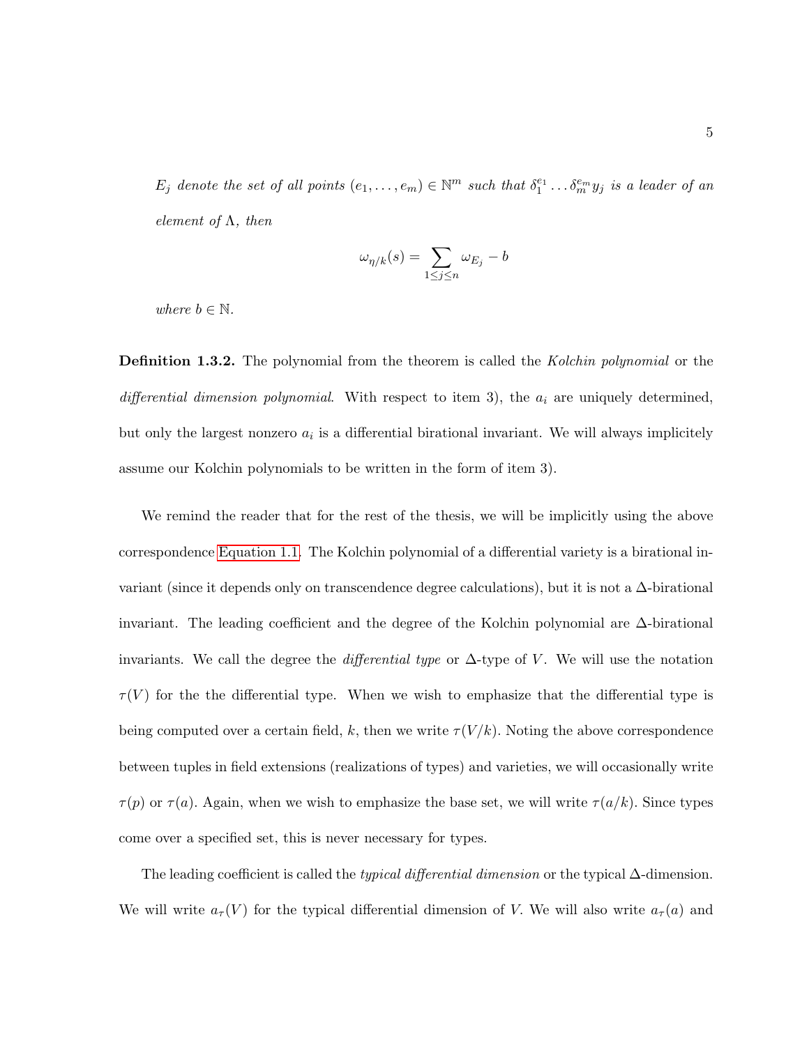*$E_j$ denote the set of all points $(e_1, \ldots, e_m) \in \mathbb{N}^m$ such that $\delta_1^{e_1} \ldots \delta_m^{e_m} y_j$ is a leader of an element of $\Lambda$, then*

$$\omega_{\eta/k}(s) = \sum_{1 \leq j \leq n} \omega_{E_j} - b$$

*where $b \in \mathbb{N}$.*

**Definition 1.3.2.** The polynomial from the theorem is called the *Kolchin polynomial* or the *differential dimension polynomial*. With respect to item 3), the $a_i$ are uniquely determined, but only the largest nonzero $a_i$ is a differential birational invariant. We will always implicitely assume our Kolchin polynomials to be written in the form of item 3).

We remind the reader that for the rest of the thesis, we will be implicitly using the above correspondence Equation 1.1. The Kolchin polynomial of a differential variety is a birational invariant (since it depends only on transcendence degree calculations), but it is not a $\Delta$-birational invariant. The leading coefficient and the degree of the Kolchin polynomial are $\Delta$-birational invariants. We call the degree the *differential type* or $\Delta$-type of $V$. We will use the notation $\tau(V)$ for the the differential type. When we wish to emphasize that the differential type is being computed over a certain field, $k$, then we write $\tau(V/k)$. Noting the above correspondence between tuples in field extensions (realizations of types) and varieties, we will occasionally write $\tau(p)$ or $\tau(a)$. Again, when we wish to emphasize the base set, we will write $\tau(a/k)$. Since types come over a specified set, this is never necessary for types.

The leading coefficient is called the *typical differential dimension* or the typical $\Delta$-dimension. We will write $a_\tau(V)$ for the typical differential dimension of $V$. We will also write $a_\tau(a)$ and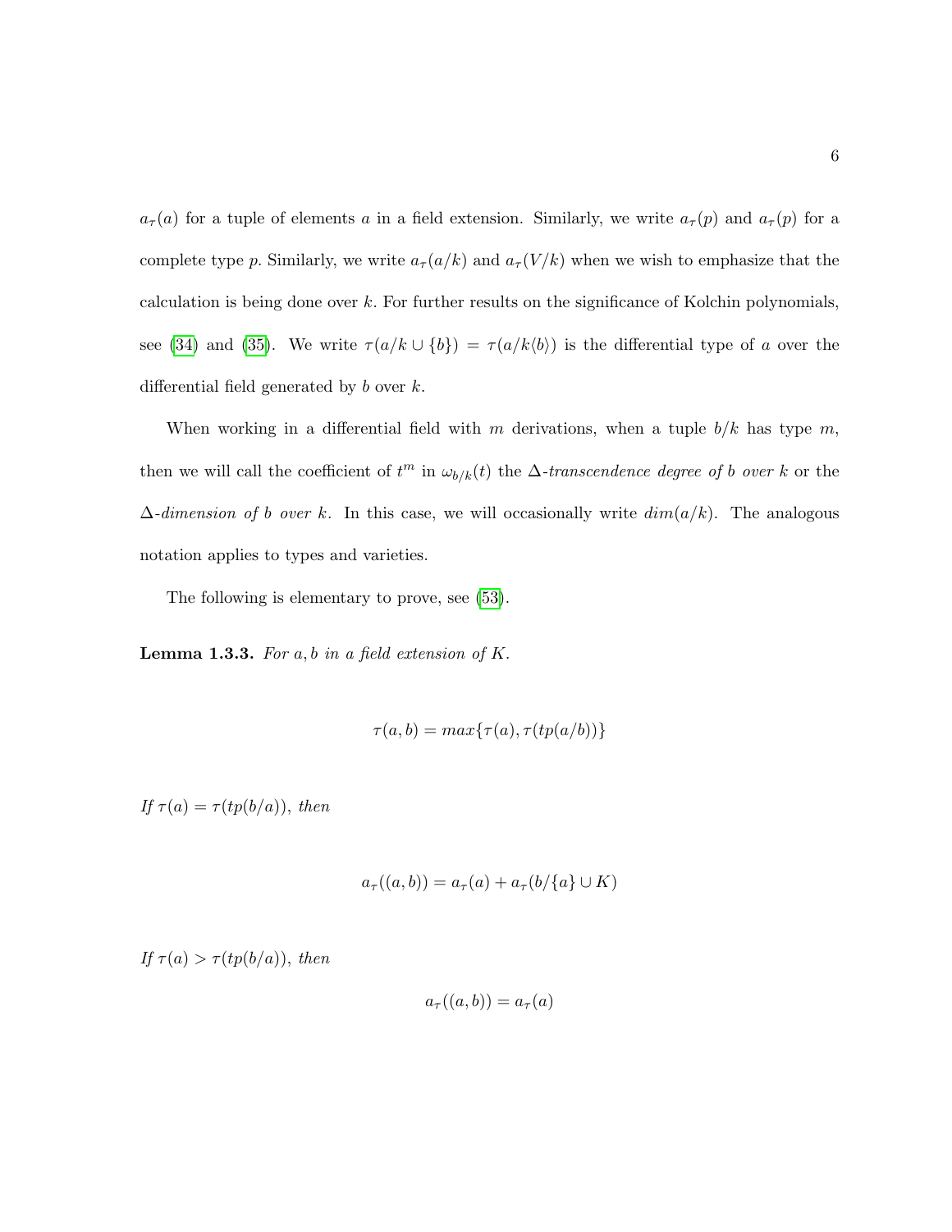$a_\tau(a)$ for a tuple of elements $a$ in a field extension. Similarly, we write $a_\tau(p)$ and $a_\tau(p)$ for a complete type $p$. Similarly, we write $a_\tau(a/k)$ and $a_\tau(V/k)$ when we wish to emphasize that the calculation is being done over $k$. For further results on the significance of Kolchin polynomials, see (34) and (35). We write $\tau(a/k \cup \{b\}) = \tau(a/k\langle b \rangle)$ is the differential type of $a$ over the differential field generated by $b$ over $k$.

When working in a differential field with $m$ derivations, when a tuple $b/k$ has type $m$, then we will call the coefficient of $t^m$ in $\omega_{b/k}(t)$ the *$\Delta$-transcendence degree of $b$ over $k$* or the *$\Delta$-dimension of $b$ over $k$*. In this case, we will occasionally write $dim(a/k)$. The analogous notation applies to types and varieties.

The following is elementary to prove, see (53).

**Lemma 1.3.3.** *For $a, b$ in a field extension of $K$.*

$$\tau(a, b) = max\{\tau(a), \tau(tp(a/b))\}$$

*If $\tau(a) = \tau(tp(b/a))$, then*

$$a_\tau((a, b)) = a_\tau(a) + a_\tau(b/\{a\} \cup K)$$

*If $\tau(a) > \tau(tp(b/a))$, then*

$$a_\tau((a, b)) = a_\tau(a)$$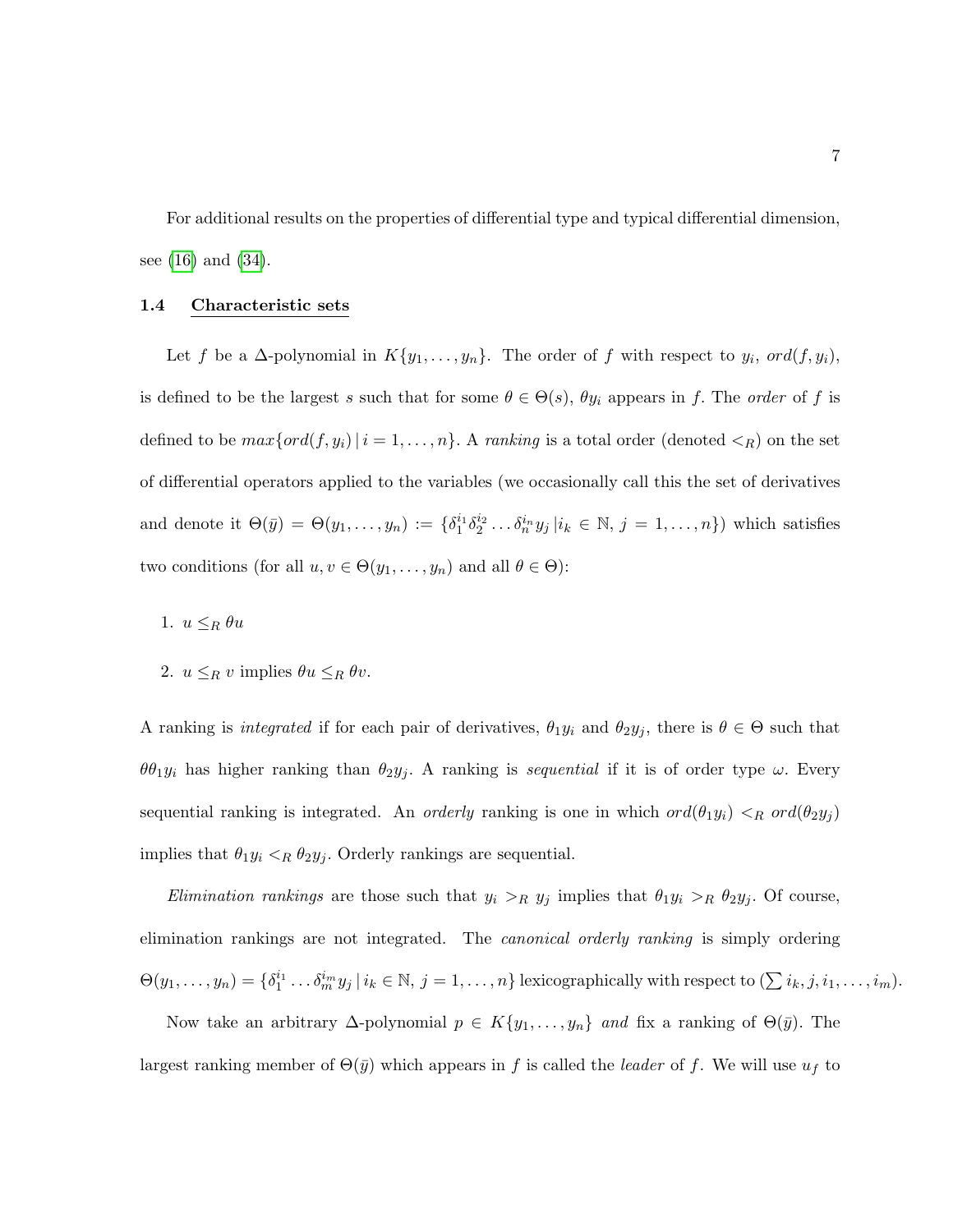For additional results on the properties of differential type and typical differential dimension, see (16) and (34).

### 1.4 Characteristic sets

Let $f$ be a $\Delta$-polynomial in $K\{y_1, \ldots, y_n\}$. The order of $f$ with respect to $y_i$, $ord(f, y_i)$, is defined to be the largest $s$ such that for some $\theta \in \Theta(s)$, $\theta y_i$ appears in $f$. The *order* of $f$ is defined to be $max\{ord(f, y_i) \,|\, i = 1, \ldots, n\}$. A *ranking* is a total order (denoted $<_R$) on the set of differential operators applied to the variables (we occasionally call this the set of derivatives and denote it $\Theta(\bar{y}) = \Theta(y_1, \ldots, y_n) := \{\delta_1^{i_1}\delta_2^{i_2} \ldots \delta_n^{i_n} y_j \,|\, i_k \in \mathbb{N},\, j = 1, \ldots, n\}$) which satisfies two conditions (for all $u, v \in \Theta(y_1, \ldots, y_n)$ and all $\theta \in \Theta$):

1. $u \leq_R \theta u$
2. $u \leq_R v$ implies $\theta u \leq_R \theta v$.

A ranking is *integrated* if for each pair of derivatives, $\theta_1 y_i$ and $\theta_2 y_j$, there is $\theta \in \Theta$ such that $\theta\theta_1 y_i$ has higher ranking than $\theta_2 y_j$. A ranking is *sequential* if it is of order type $\omega$. Every sequential ranking is integrated. An *orderly* ranking is one in which $ord(\theta_1 y_i) <_R ord(\theta_2 y_j)$ implies that $\theta_1 y_i <_R \theta_2 y_j$. Orderly rankings are sequential.

*Elimination rankings* are those such that $y_i >_R y_j$ implies that $\theta_1 y_i >_R \theta_2 y_j$. Of course, elimination rankings are not integrated. The *canonical orderly ranking* is simply ordering $\Theta(y_1, \ldots, y_n) = \{\delta_1^{i_1} \ldots \delta_m^{i_m} y_j \,|\, i_k \in \mathbb{N},\, j = 1, \ldots, n\}$ lexicographically with respect to $(\sum i_k, j, i_1, \ldots, i_m)$.

Now take an arbitrary $\Delta$-polynomial $p \in K\{y_1, \ldots, y_n\}$ *and* fix a ranking of $\Theta(\bar{y})$. The largest ranking member of $\Theta(\bar{y})$ which appears in $f$ is called the *leader* of $f$. We will use $u_f$ to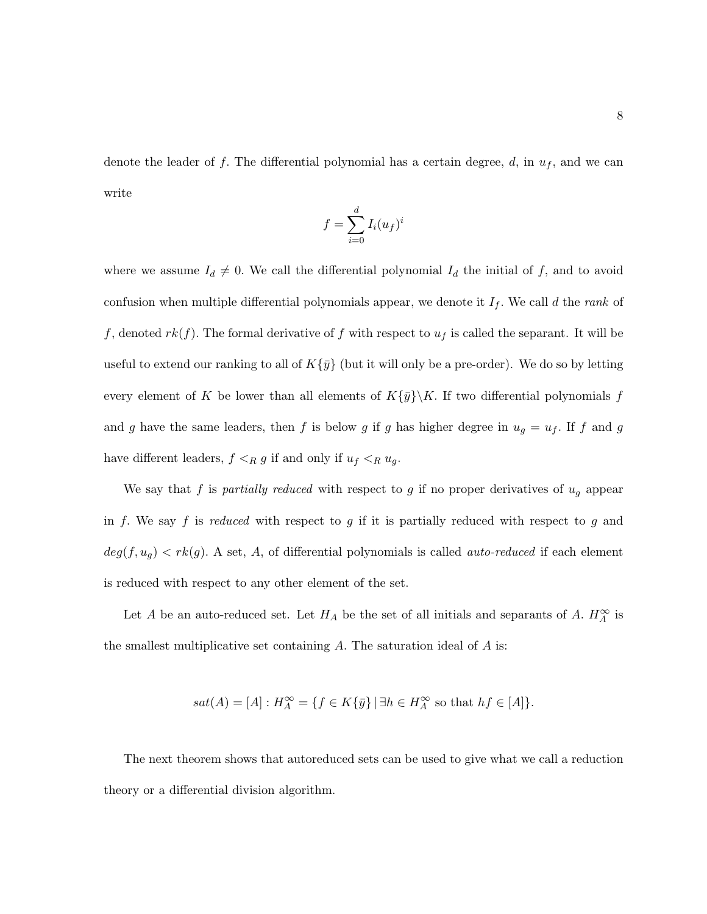denote the leader of $f$. The differential polynomial has a certain degree, $d$, in $u_f$, and we can write

$$f = \sum_{i=0}^{d} I_i (u_f)^i$$

where we assume $I_d \neq 0$. We call the differential polynomial $I_d$ the initial of $f$, and to avoid confusion when multiple differential polynomials appear, we denote it $I_f$. We call $d$ the *rank* of $f$, denoted $rk(f)$. The formal derivative of $f$ with respect to $u_f$ is called the separant. It will be useful to extend our ranking to all of $K\{\bar{y}\}$ (but it will only be a pre-order). We do so by letting every element of $K$ be lower than all elements of $K\{\bar{y}\}\backslash K$. If two differential polynomials $f$ and $g$ have the same leaders, then $f$ is below $g$ if $g$ has higher degree in $u_g = u_f$. If $f$ and $g$ have different leaders, $f <_R g$ if and only if $u_f <_R u_g$.

We say that $f$ is *partially reduced* with respect to $g$ if no proper derivatives of $u_g$ appear in $f$. We say $f$ is *reduced* with respect to $g$ if it is partially reduced with respect to $g$ and $deg(f, u_g) < rk(g)$. A set, $A$, of differential polynomials is called *auto-reduced* if each element is reduced with respect to any other element of the set.

Let $A$ be an auto-reduced set. Let $H_A$ be the set of all initials and separants of $A$. $H_A^\infty$ is the smallest multiplicative set containing $A$. The saturation ideal of $A$ is:

$$sat(A) = [A] : H_A^\infty = \{f \in K\{\bar{y}\} \,|\, \exists h \in H_A^\infty \text{ so that } hf \in [A]\}.$$

The next theorem shows that autoreduced sets can be used to give what we call a reduction theory or a differential division algorithm.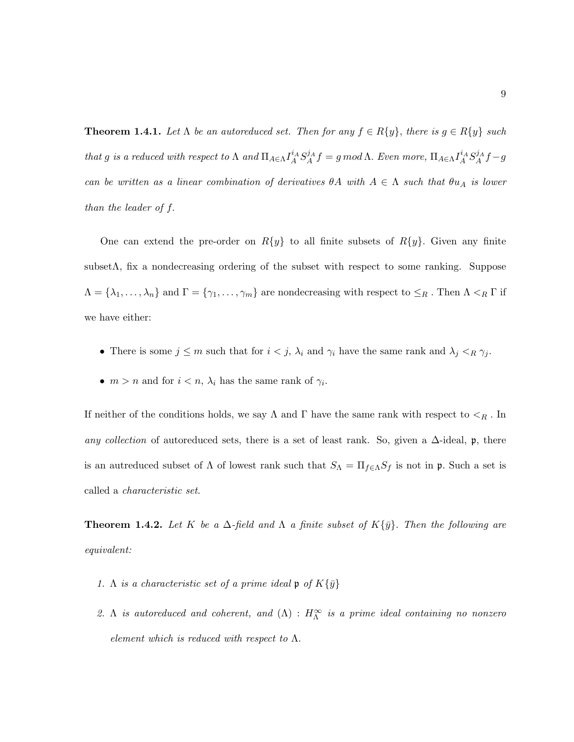**Theorem 1.4.1.** *Let $\Lambda$ be an autoreduced set. Then for any $f \in R\{y\}$, there is $g \in R\{y\}$ such that $g$ is a reduced with respect to $\Lambda$ and $\Pi_{A\in\Lambda} I_A^{i_A} S_A^{j_A} f = g \, mod \, \Lambda$. Even more, $\Pi_{A\in\Lambda} I_A^{i_A} S_A^{j_A} f - g$ can be written as a linear combination of derivatives $\theta A$ with $A \in \Lambda$ such that $\theta u_A$ is lower than the leader of $f$.*

One can extend the pre-order on $R\{y\}$ to all finite subsets of $R\{y\}$. Given any finite subset$\Lambda$, fix a nondecreasing ordering of the subset with respect to some ranking. Suppose $\Lambda = \{\lambda_1, \ldots, \lambda_n\}$ and $\Gamma = \{\gamma_1, \ldots, \gamma_m\}$ are nondecreasing with respect to $\leq_R$ . Then $\Lambda <_R \Gamma$ if we have either:

- There is some $j \leq m$ such that for $i < j$, $\lambda_i$ and $\gamma_i$ have the same rank and $\lambda_j <_R \gamma_j$.
- $m > n$ and for $i < n$, $\lambda_i$ has the same rank of $\gamma_i$.

If neither of the conditions holds, we say $\Lambda$ and $\Gamma$ have the same rank with respect to $<_R$ . In *any collection* of autoreduced sets, there is a set of least rank. So, given a $\Delta$-ideal, $\mathfrak{p}$, there is an autreduced subset of $\Lambda$ of lowest rank such that $S_\Lambda = \Pi_{f\in\Lambda} S_f$ is not in $\mathfrak{p}$. Such a set is called a *characteristic set*.

**Theorem 1.4.2.** *Let $K$ be a $\Delta$-field and $\Lambda$ a finite subset of $K\{\bar{y}\}$. Then the following are equivalent:*

1. *$\Lambda$ is a characteristic set of a prime ideal $\mathfrak{p}$ of $K\{\bar{y}\}$*
2. *$\Lambda$ is autoreduced and coherent, and $(\Lambda) : H_\Lambda^\infty$ is a prime ideal containing no nonzero element which is reduced with respect to $\Lambda$.*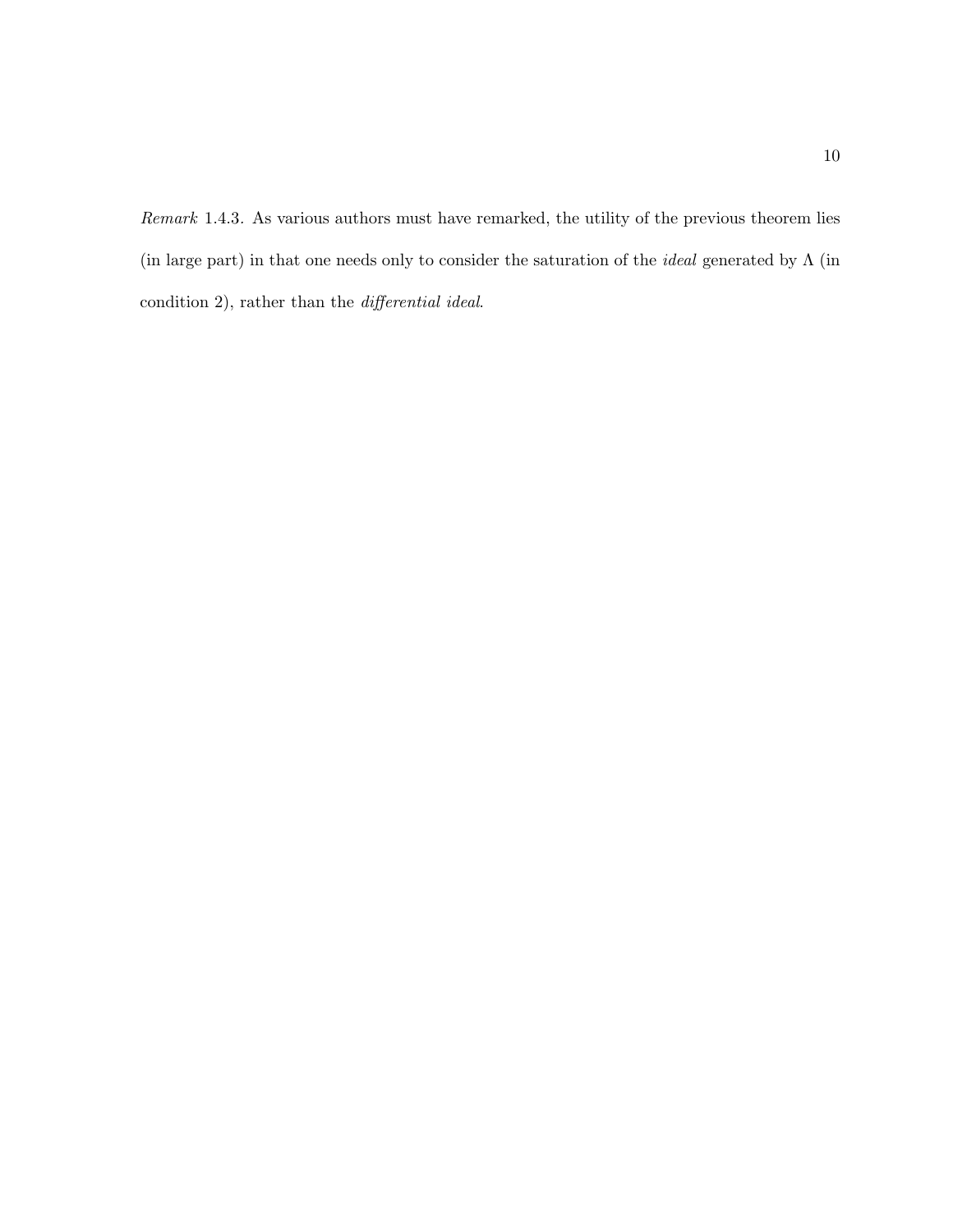*Remark* 1.4.3. As various authors must have remarked, the utility of the previous theorem lies (in large part) in that one needs only to consider the saturation of the *ideal* generated by $\Lambda$ (in condition 2), rather than the *differential ideal*.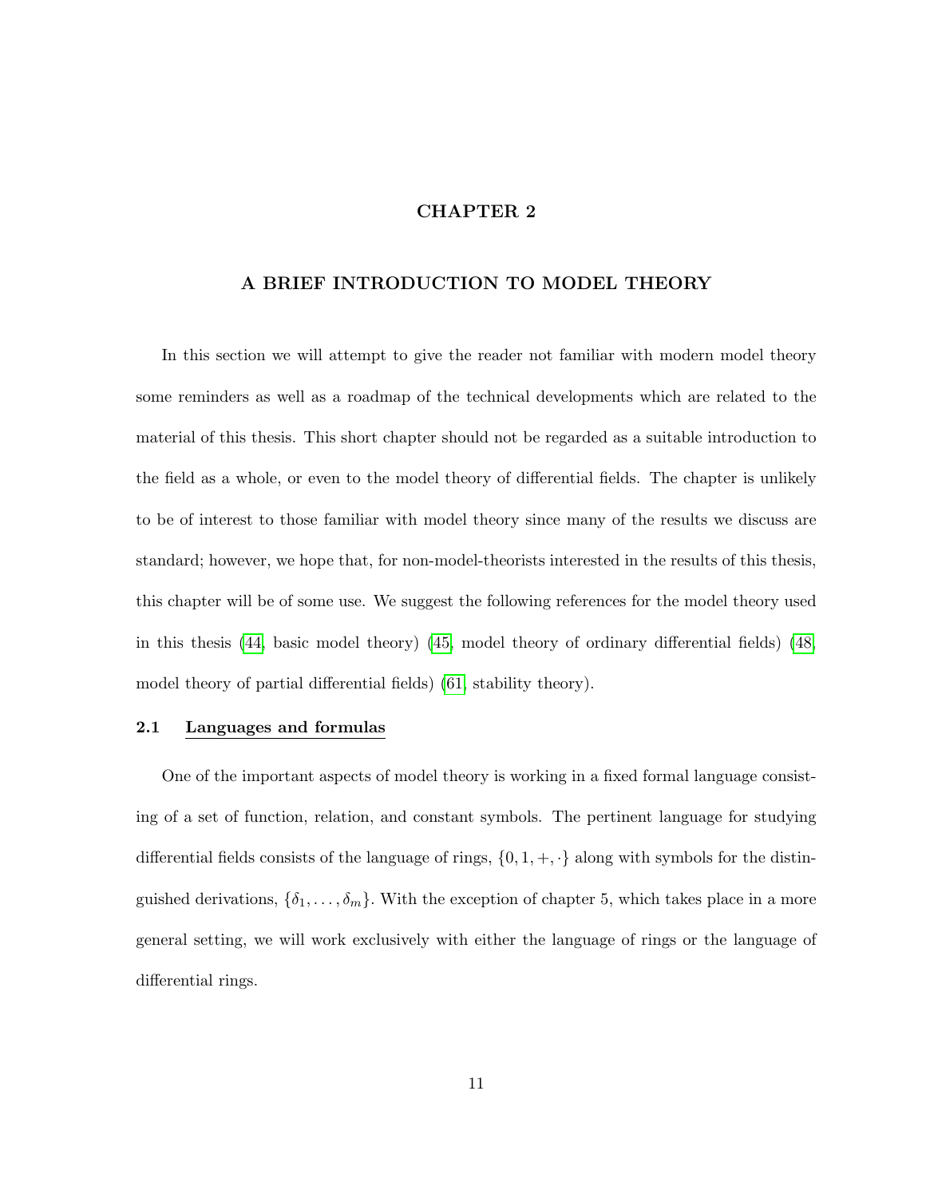# CHAPTER 2

# A BRIEF INTRODUCTION TO MODEL THEORY

In this section we will attempt to give the reader not familiar with modern model theory some reminders as well as a roadmap of the technical developments which are related to the material of this thesis. This short chapter should not be regarded as a suitable introduction to the field as a whole, or even to the model theory of differential fields. The chapter is unlikely to be of interest to those familiar with model theory since many of the results we discuss are standard; however, we hope that, for non-model-theorists interested in the results of this thesis, this chapter will be of some use. We suggest the following references for the model theory used in this thesis ([44], basic model theory) ([45], model theory of ordinary differential fields) ([48], model theory of partial differential fields) ([61], stability theory).

## 2.1 Languages and formulas

One of the important aspects of model theory is working in a fixed formal language consisting of a set of function, relation, and constant symbols. The pertinent language for studying differential fields consists of the language of rings, $\{0, 1, +, \cdot\}$ along with symbols for the distinguished derivations, $\{\delta_1, \ldots, \delta_m\}$. With the exception of chapter 5, which takes place in a more general setting, we will work exclusively with either the language of rings or the language of differential rings.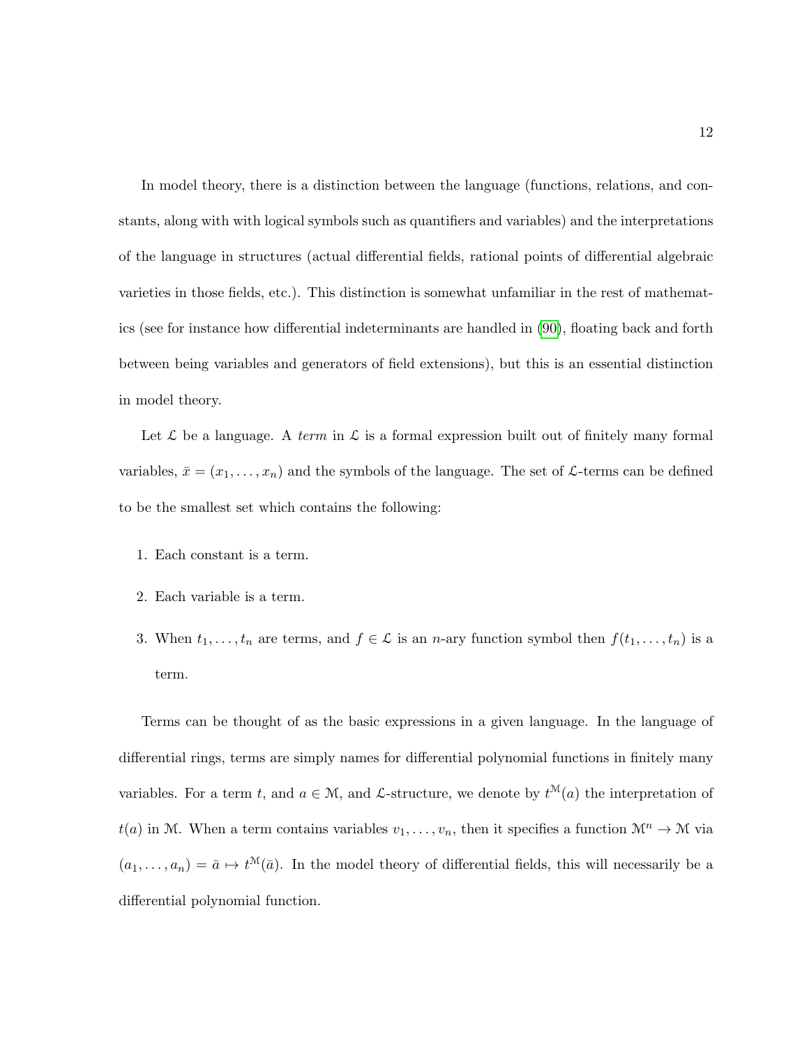In model theory, there is a distinction between the language (functions, relations, and constants, along with with logical symbols such as quantifiers and variables) and the interpretations of the language in structures (actual differential fields, rational points of differential algebraic varieties in those fields, etc.). This distinction is somewhat unfamiliar in the rest of mathematics (see for instance how differential indeterminants are handled in (90), floating back and forth between being variables and generators of field extensions), but this is an essential distinction in model theory.

Let $\mathcal{L}$ be a language. A *term* in $\mathcal{L}$ is a formal expression built out of finitely many formal variables, $\bar{x} = (x_1, \ldots, x_n)$ and the symbols of the language. The set of $\mathcal{L}$-terms can be defined to be the smallest set which contains the following:

1. Each constant is a term.
2. Each variable is a term.
3. When $t_1, \ldots, t_n$ are terms, and $f \in \mathcal{L}$ is an $n$-ary function symbol then $f(t_1, \ldots, t_n)$ is a term.

Terms can be thought of as the basic expressions in a given language. In the language of differential rings, terms are simply names for differential polynomial functions in finitely many variables. For a term $t$, and $a \in \mathcal{M}$, and $\mathcal{L}$-structure, we denote by $t^{\mathcal{M}}(a)$ the interpretation of $t(a)$ in $\mathcal{M}$. When a term contains variables $v_1, \ldots, v_n$, then it specifies a function $\mathcal{M}^n \to \mathcal{M}$ via $(a_1, \ldots, a_n) = \bar{a} \mapsto t^{\mathcal{M}}(\bar{a})$. In the model theory of differential fields, this will necessarily be a differential polynomial function.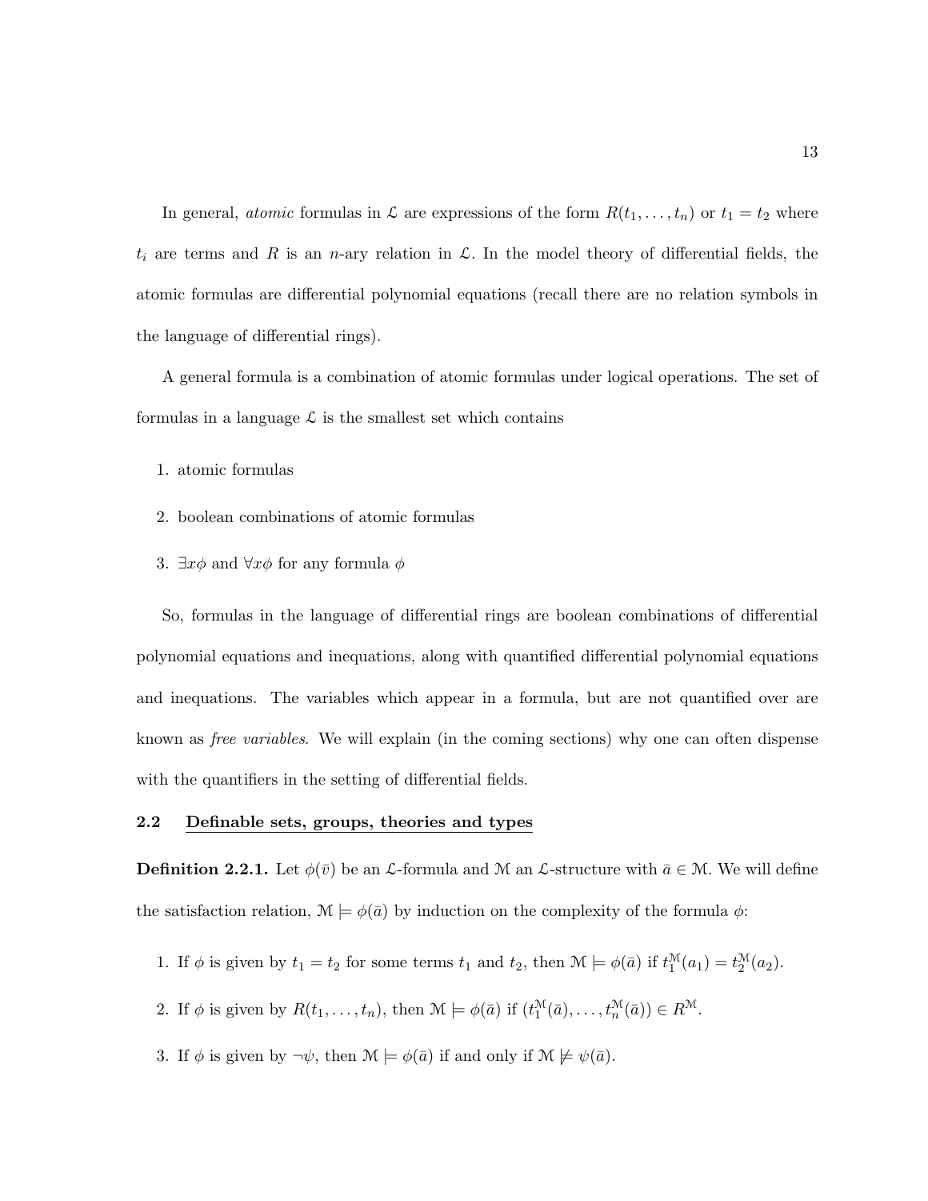In general, *atomic* formulas in $\mathcal{L}$ are expressions of the form $R(t_1, \ldots, t_n)$ or $t_1 = t_2$ where $t_i$ are terms and $R$ is an $n$-ary relation in $\mathcal{L}$. In the model theory of differential fields, the atomic formulas are differential polynomial equations (recall there are no relation symbols in the language of differential rings).

A general formula is a combination of atomic formulas under logical operations. The set of formulas in a language $\mathcal{L}$ is the smallest set which contains

1. atomic formulas
2. boolean combinations of atomic formulas
3. $\exists x \phi$ and $\forall x \phi$ for any formula $\phi$

So, formulas in the language of differential rings are boolean combinations of differential polynomial equations and inequations, along with quantified differential polynomial equations and inequations. The variables which appear in a formula, but are not quantified over are known as *free variables*. We will explain (in the coming sections) why one can often dispense with the quantifiers in the setting of differential fields.

## 2.2 Definable sets, groups, theories and types

**Definition 2.2.1.** Let $\phi(\bar{v})$ be an $\mathcal{L}$-formula and $\mathcal{M}$ an $\mathcal{L}$-structure with $\bar{a} \in \mathcal{M}$. We will define the satisfaction relation, $\mathcal{M} \models \phi(\bar{a})$ by induction on the complexity of the formula $\phi$:

1. If $\phi$ is given by $t_1 = t_2$ for some terms $t_1$ and $t_2$, then $\mathcal{M} \models \phi(\bar{a})$ if $t_1^{\mathcal{M}}(a_1) = t_2^{\mathcal{M}}(a_2)$.
2. If $\phi$ is given by $R(t_1, \ldots, t_n)$, then $\mathcal{M} \models \phi(\bar{a})$ if $(t_1^{\mathcal{M}}(\bar{a}), \ldots, t_n^{\mathcal{M}}(\bar{a})) \in R^{\mathcal{M}}$.
3. If $\phi$ is given by $\neg \psi$, then $\mathcal{M} \models \phi(\bar{a})$ if and only if $\mathcal{M} \not\models \psi(\bar{a})$.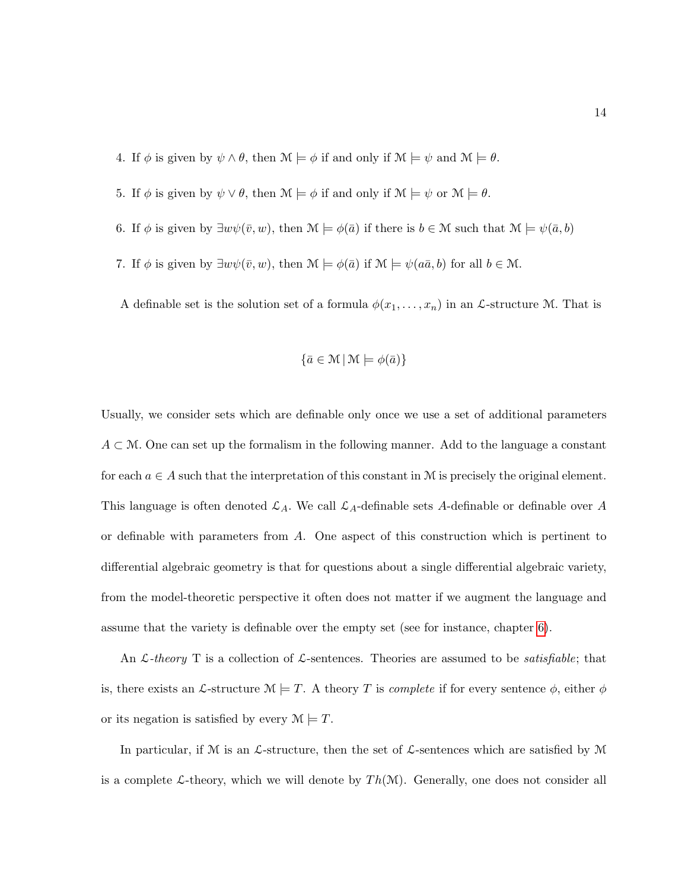4. If $\phi$ is given by $\psi \wedge \theta$, then $\mathcal{M} \models \phi$ if and only if $\mathcal{M} \models \psi$ and $\mathcal{M} \models \theta$.

5. If $\phi$ is given by $\psi \vee \theta$, then $\mathcal{M} \models \phi$ if and only if $\mathcal{M} \models \psi$ or $\mathcal{M} \models \theta$.

6. If $\phi$ is given by $\exists w \psi(\bar{v}, w)$, then $\mathcal{M} \models \phi(\bar{a})$ if there is $b \in \mathcal{M}$ such that $\mathcal{M} \models \psi(\bar{a}, b)$

7. If $\phi$ is given by $\exists w \psi(\bar{v}, w)$, then $\mathcal{M} \models \phi(\bar{a})$ if $\mathcal{M} \models \psi(a\bar{a}, b)$ for all $b \in \mathcal{M}$.

A definable set is the solution set of a formula $\phi(x_1, \ldots, x_n)$ in an $\mathcal{L}$-structure $\mathcal{M}$. That is

$$\{\bar{a} \in \mathcal{M} \,|\, \mathcal{M} \models \phi(\bar{a})\}$$

Usually, we consider sets which are definable only once we use a set of additional parameters $A \subset \mathcal{M}$. One can set up the formalism in the following manner. Add to the language a constant for each $a \in A$ such that the interpretation of this constant in $\mathcal{M}$ is precisely the original element. This language is often denoted $\mathcal{L}_A$. We call $\mathcal{L}_A$-definable sets $A$-definable or definable over $A$ or definable with parameters from $A$. One aspect of this construction which is pertinent to differential algebraic geometry is that for questions about a single differential algebraic variety, from the model-theoretic perspective it often does not matter if we augment the language and assume that the variety is definable over the empty set (see for instance, chapter 6).

An *$\mathcal{L}$-theory* T is a collection of $\mathcal{L}$-sentences. Theories are assumed to be *satisfiable*; that is, there exists an $\mathcal{L}$-structure $\mathcal{M} \models T$. A theory $T$ is *complete* if for every sentence $\phi$, either $\phi$ or its negation is satisfied by every $\mathcal{M} \models T$.

In particular, if $\mathcal{M}$ is an $\mathcal{L}$-structure, then the set of $\mathcal{L}$-sentences which are satisfied by $\mathcal{M}$ is a complete $\mathcal{L}$-theory, which we will denote by $Th(\mathcal{M})$. Generally, one does not consider all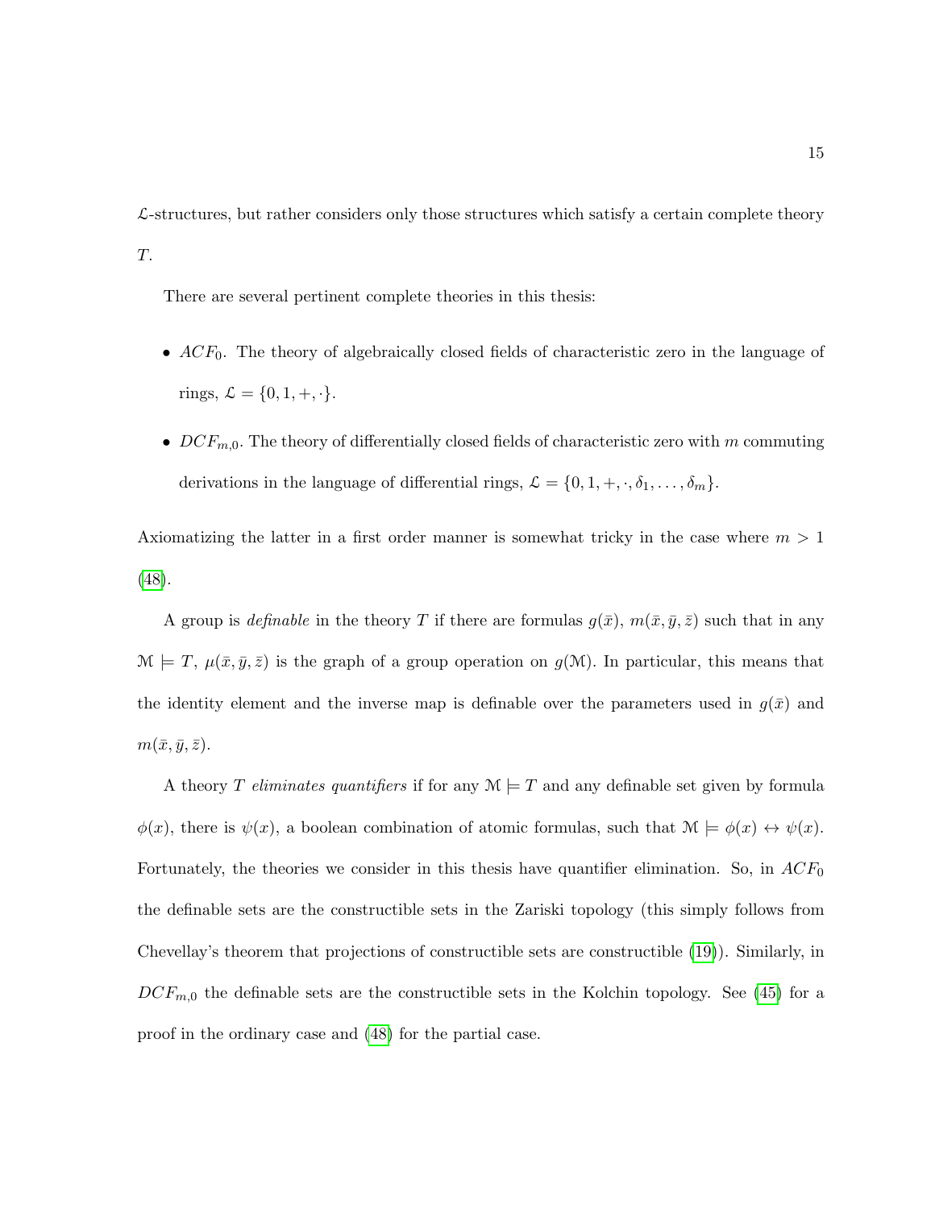$\mathcal{L}$-structures, but rather considers only those structures which satisfy a certain complete theory $T$.

There are several pertinent complete theories in this thesis:

- $ACF_0$. The theory of algebraically closed fields of characteristic zero in the language of rings, $\mathcal{L} = \{0, 1, +, \cdot\}$.
- $DCF_{m,0}$. The theory of differentially closed fields of characteristic zero with $m$ commuting derivations in the language of differential rings, $\mathcal{L} = \{0, 1, +, \cdot, \delta_1, \dots, \delta_m\}$.

Axiomatizing the latter in a first order manner is somewhat tricky in the case where $m > 1$ (48).

A group is *definable* in the theory $T$ if there are formulas $g(\bar{x})$, $m(\bar{x}, \bar{y}, \bar{z})$ such that in any $\mathcal{M} \models T$, $\mu(\bar{x}, \bar{y}, \bar{z})$ is the graph of a group operation on $g(\mathcal{M})$. In particular, this means that the identity element and the inverse map is definable over the parameters used in $g(\bar{x})$ and $m(\bar{x}, \bar{y}, \bar{z})$.

A theory $T$ *eliminates quantifiers* if for any $\mathcal{M} \models T$ and any definable set given by formula $\phi(x)$, there is $\psi(x)$, a boolean combination of atomic formulas, such that $\mathcal{M} \models \phi(x) \leftrightarrow \psi(x)$. Fortunately, the theories we consider in this thesis have quantifier elimination. So, in $ACF_0$ the definable sets are the constructible sets in the Zariski topology (this simply follows from Chevellay's theorem that projections of constructible sets are constructible (19)). Similarly, in $DCF_{m,0}$ the definable sets are the constructible sets in the Kolchin topology. See (45) for a proof in the ordinary case and (48) for the partial case.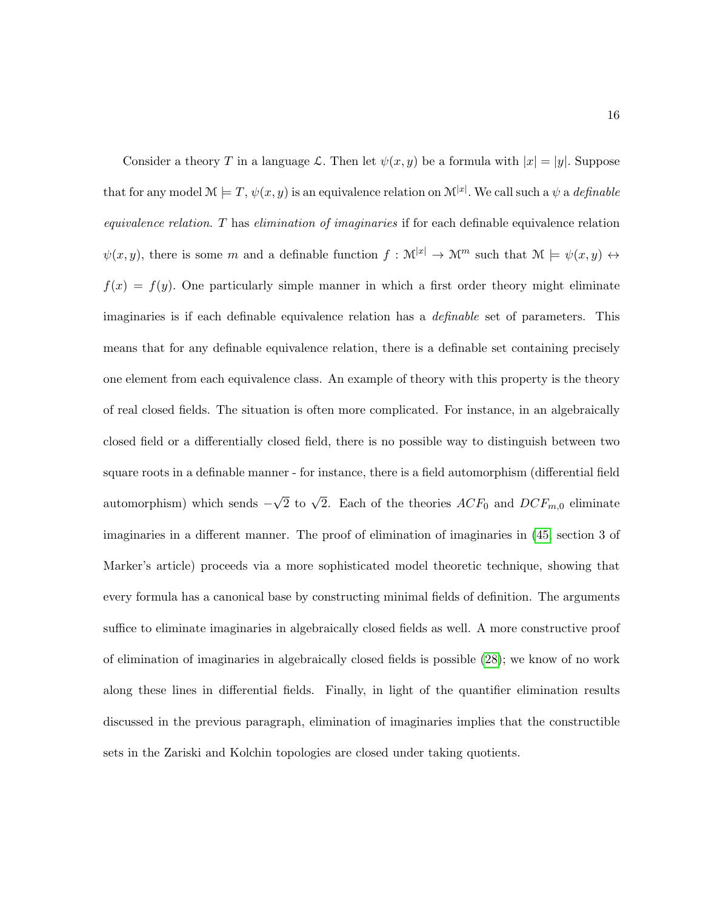Consider a theory $T$ in a language $\mathcal{L}$. Then let $\psi(x, y)$ be a formula with $|x| = |y|$. Suppose that for any model $\mathcal{M} \models T$, $\psi(x, y)$ is an equivalence relation on $\mathcal{M}^{|x|}$. We call such a $\psi$ a *definable equivalence relation*. $T$ has *elimination of imaginaries* if for each definable equivalence relation $\psi(x, y)$, there is some $m$ and a definable function $f : \mathcal{M}^{|x|} \to \mathcal{M}^m$ such that $\mathcal{M} \models \psi(x, y) \leftrightarrow f(x) = f(y)$. One particularly simple manner in which a first order theory might eliminate imaginaries is if each definable equivalence relation has a *definable* set of parameters. This means that for any definable equivalence relation, there is a definable set containing precisely one element from each equivalence class. An example of theory with this property is the theory of real closed fields. The situation is often more complicated. For instance, in an algebraically closed field or a differentially closed field, there is no possible way to distinguish between two square roots in a definable manner - for instance, there is a field automorphism (differential field automorphism) which sends $-\sqrt{2}$ to $\sqrt{2}$. Each of the theories $ACF_0$ and $DCF_{m,0}$ eliminate imaginaries in a different manner. The proof of elimination of imaginaries in (45, section 3 of Marker's article) proceeds via a more sophisticated model theoretic technique, showing that every formula has a canonical base by constructing minimal fields of definition. The arguments suffice to eliminate imaginaries in algebraically closed fields as well. A more constructive proof of elimination of imaginaries in algebraically closed fields is possible (28); we know of no work along these lines in differential fields. Finally, in light of the quantifier elimination results discussed in the previous paragraph, elimination of imaginaries implies that the constructible sets in the Zariski and Kolchin topologies are closed under taking quotients.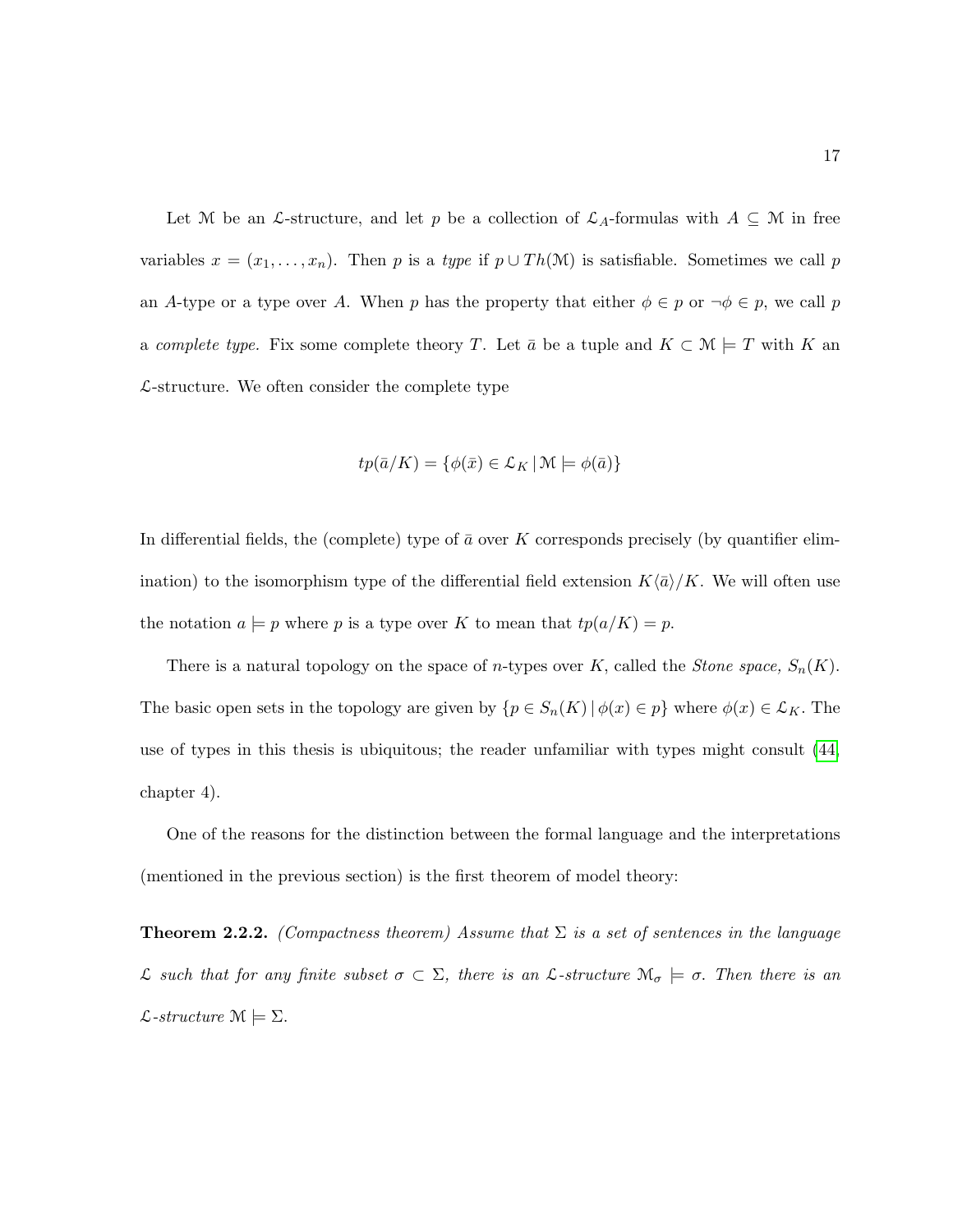Let $\mathcal{M}$ be an $\mathcal{L}$-structure, and let $p$ be a collection of $\mathcal{L}_A$-formulas with $A \subseteq \mathcal{M}$ in free variables $x = (x_1, \ldots, x_n)$. Then $p$ is a *type* if $p \cup Th(\mathcal{M})$ is satisfiable. Sometimes we call $p$ an $A$-type or a type over $A$. When $p$ has the property that either $\phi \in p$ or $\neg\phi \in p$, we call $p$ a *complete type.* Fix some complete theory $T$. Let $\bar{a}$ be a tuple and $K \subset \mathcal{M} \models T$ with $K$ an $\mathcal{L}$-structure. We often consider the complete type

$$tp(\bar{a}/K) = \{\phi(\bar{x}) \in \mathcal{L}_K \,|\, \mathcal{M} \models \phi(\bar{a})\}$$

In differential fields, the (complete) type of $\bar{a}$ over $K$ corresponds precisely (by quantifier elimination) to the isomorphism type of the differential field extension $K\langle\bar{a}\rangle/K$. We will often use the notation $a \models p$ where $p$ is a type over $K$ to mean that $tp(a/K) = p$.

There is a natural topology on the space of $n$-types over $K$, called the *Stone space,* $S_n(K)$. The basic open sets in the topology are given by $\{p \in S_n(K) \,|\, \phi(x) \in p\}$ where $\phi(x) \in \mathcal{L}_K$. The use of types in this thesis is ubiquitous; the reader unfamiliar with types might consult (44, chapter 4).

One of the reasons for the distinction between the formal language and the interpretations (mentioned in the previous section) is the first theorem of model theory:

**Theorem 2.2.2.** *(Compactness theorem) Assume that $\Sigma$ is a set of sentences in the language $\mathcal{L}$ such that for any finite subset $\sigma \subset \Sigma$, there is an $\mathcal{L}$-structure $\mathcal{M}_\sigma \models \sigma$. Then there is an $\mathcal{L}$-structure $\mathcal{M} \models \Sigma$.*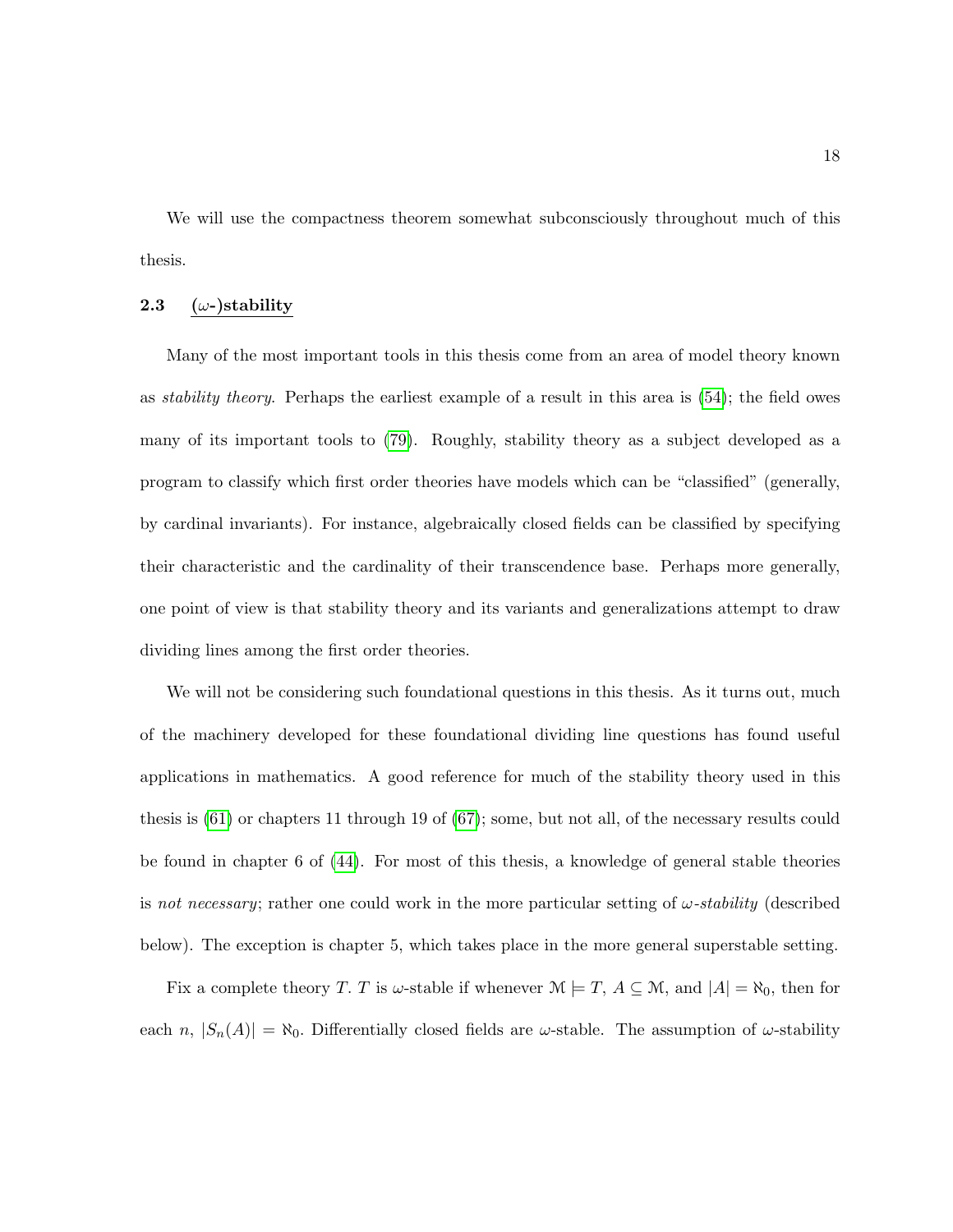We will use the compactness theorem somewhat subconsciously throughout much of this thesis.

## 2.3 ($\omega$-)stability

Many of the most important tools in this thesis come from an area of model theory known as *stability theory*. Perhaps the earliest example of a result in this area is (54); the field owes many of its important tools to (79). Roughly, stability theory as a subject developed as a program to classify which first order theories have models which can be "classified" (generally, by cardinal invariants). For instance, algebraically closed fields can be classified by specifying their characteristic and the cardinality of their transcendence base. Perhaps more generally, one point of view is that stability theory and its variants and generalizations attempt to draw dividing lines among the first order theories.

We will not be considering such foundational questions in this thesis. As it turns out, much of the machinery developed for these foundational dividing line questions has found useful applications in mathematics. A good reference for much of the stability theory used in this thesis is (61) or chapters 11 through 19 of (67); some, but not all, of the necessary results could be found in chapter 6 of (44). For most of this thesis, a knowledge of general stable theories is *not necessary*; rather one could work in the more particular setting of *$\omega$-stability* (described below). The exception is chapter 5, which takes place in the more general superstable setting.

Fix a complete theory $T$. $T$ is $\omega$-stable if whenever $\mathcal{M} \models T$, $A \subseteq \mathcal{M}$, and $|A| = \aleph_0$, then for each $n$, $|S_n(A)| = \aleph_0$. Differentially closed fields are $\omega$-stable. The assumption of $\omega$-stability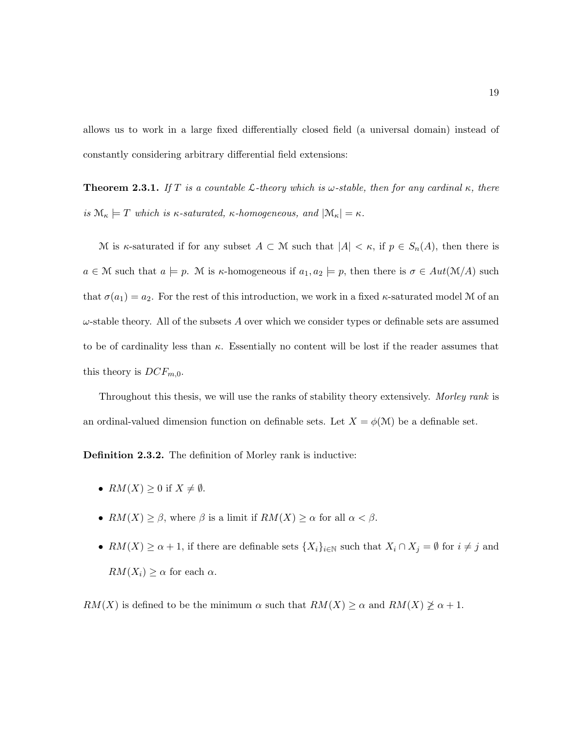allows us to work in a large fixed differentially closed field (a universal domain) instead of constantly considering arbitrary differential field extensions:

**Theorem 2.3.1.** *If $T$ is a countable $\mathcal{L}$-theory which is $\omega$-stable, then for any cardinal $\kappa$, there is $\mathcal{M}_\kappa \models T$ which is $\kappa$-saturated, $\kappa$-homogeneous, and $|\mathcal{M}_\kappa| = \kappa$.*

$\mathcal{M}$ is $\kappa$-saturated if for any subset $A \subset \mathcal{M}$ such that $|A| < \kappa$, if $p \in S_n(A)$, then there is $a \in \mathcal{M}$ such that $a \models p$. $\mathcal{M}$ is $\kappa$-homogeneous if $a_1, a_2 \models p$, then there is $\sigma \in Aut(\mathcal{M}/A)$ such that $\sigma(a_1) = a_2$. For the rest of this introduction, we work in a fixed $\kappa$-saturated model $\mathcal{M}$ of an $\omega$-stable theory. All of the subsets $A$ over which we consider types or definable sets are assumed to be of cardinality less than $\kappa$. Essentially no content will be lost if the reader assumes that this theory is $DCF_{m,0}$.

Throughout this thesis, we will use the ranks of stability theory extensively. *Morley rank* is an ordinal-valued dimension function on definable sets. Let $X = \phi(\mathcal{M})$ be a definable set.

**Definition 2.3.2.** The definition of Morley rank is inductive:

- $RM(X) \geq 0$ if $X \neq \emptyset$.
- $RM(X) \geq \beta$, where $\beta$ is a limit if $RM(X) \geq \alpha$ for all $\alpha < \beta$.
- $RM(X) \geq \alpha + 1$, if there are definable sets $\{X_i\}_{i \in \mathbb{N}}$ such that $X_i \cap X_j = \emptyset$ for $i \neq j$ and $RM(X_i) \geq \alpha$ for each $\alpha$.

$RM(X)$ is defined to be the minimum $\alpha$ such that $RM(X) \geq \alpha$ and $RM(X) \not\geq \alpha + 1$.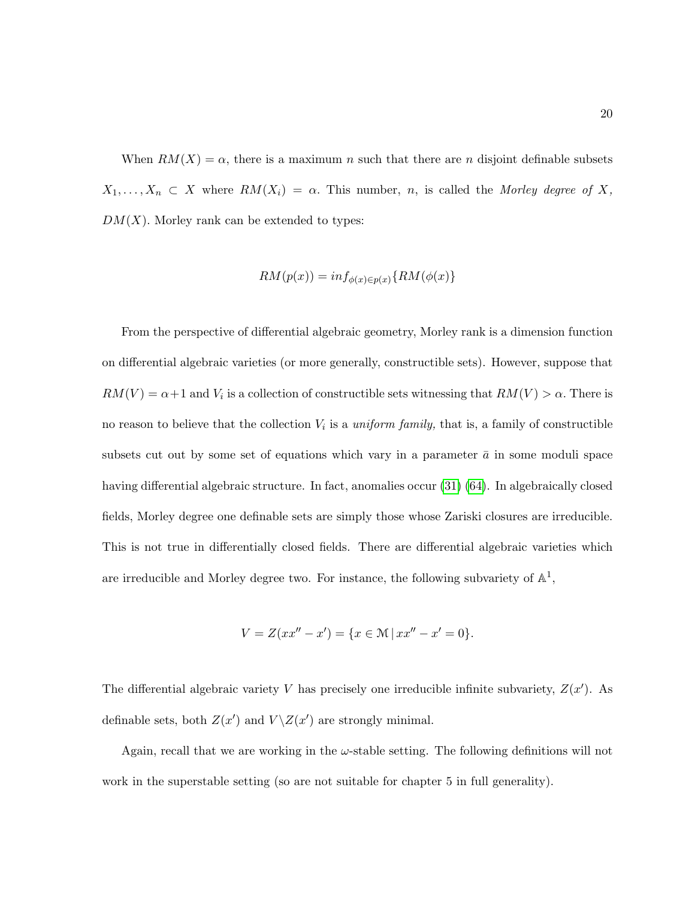When $RM(X) = \alpha$, there is a maximum $n$ such that there are $n$ disjoint definable subsets $X_1, \ldots, X_n \subset X$ where $RM(X_i) = \alpha$. This number, $n$, is called the *Morley degree of $X$*, $DM(X)$. Morley rank can be extended to types:

$$RM(p(x)) = inf_{\phi(x) \in p(x)} \{RM(\phi(x)\}$$

From the perspective of differential algebraic geometry, Morley rank is a dimension function on differential algebraic varieties (or more generally, constructible sets). However, suppose that $RM(V) = \alpha + 1$ and $V_i$ is a collection of constructible sets witnessing that $RM(V) > \alpha$. There is no reason to believe that the collection $V_i$ is a *uniform family,* that is, a family of constructible subsets cut out by some set of equations which vary in a parameter $\bar{a}$ in some moduli space having differential algebraic structure. In fact, anomalies occur (31) (64). In algebraically closed fields, Morley degree one definable sets are simply those whose Zariski closures are irreducible. This is not true in differentially closed fields. There are differential algebraic varieties which are irreducible and Morley degree two. For instance, the following subvariety of $\mathbb{A}^1$,

$$V = Z(xx'' - x') = \{x \in \mathcal{M} \,|\, xx'' - x' = 0\}.$$

The differential algebraic variety $V$ has precisely one irreducible infinite subvariety, $Z(x')$. As definable sets, both $Z(x')$ and $V \backslash Z(x')$ are strongly minimal.

Again, recall that we are working in the $\omega$-stable setting. The following definitions will not work in the superstable setting (so are not suitable for chapter 5 in full generality).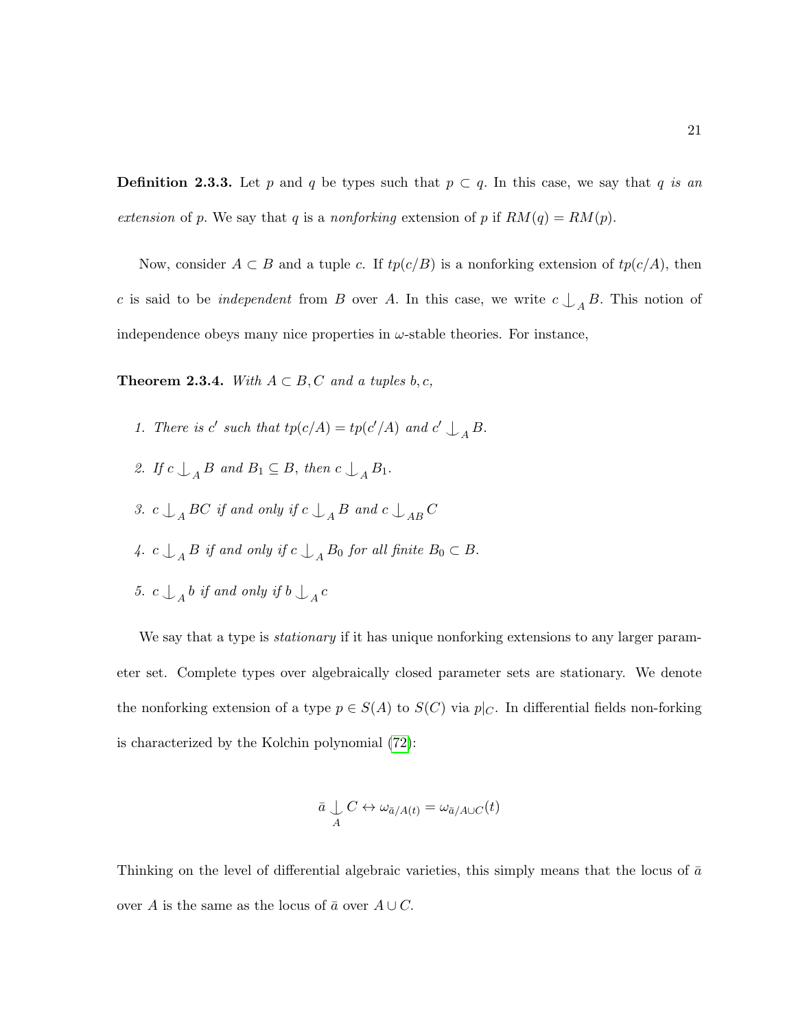**Definition 2.3.3.** Let $p$ and $q$ be types such that $p \subset q$. In this case, we say that $q$ *is an extension* of $p$. We say that $q$ is a *nonforking* extension of $p$ if $RM(q) = RM(p)$.

Now, consider $A \subset B$ and a tuple $c$. If $tp(c/B)$ is a nonforking extension of $tp(c/A)$, then $c$ is said to be *independent* from $B$ over $A$. In this case, we write $c \underset{A}{\downarrow} B$. This notion of independence obeys many nice properties in $\omega$-stable theories. For instance,

**Theorem 2.3.4.** *With $A \subset B, C$ and a tuples $b, c$,*

1. *There is $c'$ such that $tp(c/A) = tp(c'/A)$ and $c' \underset{A}{\downarrow} B$.*
2. *If $c \underset{A}{\downarrow} B$ and $B_1 \subseteq B$, then $c \underset{A}{\downarrow} B_1$.*
3. *$c \underset{A}{\downarrow} BC$ if and only if $c \underset{A}{\downarrow} B$ and $c \underset{AB}{\downarrow} C$*
4. *$c \underset{A}{\downarrow} B$ if and only if $c \underset{A}{\downarrow} B_0$ for all finite $B_0 \subset B$.*
5. *$c \underset{A}{\downarrow} b$ if and only if $b \underset{A}{\downarrow} c$*

We say that a type is *stationary* if it has unique nonforking extensions to any larger parameter set. Complete types over algebraically closed parameter sets are stationary. We denote the nonforking extension of a type $p \in S(A)$ to $S(C)$ via $p|_C$. In differential fields non-forking is characterized by the Kolchin polynomial (72):

$$\bar{a} \underset{A}{\downarrow} C \leftrightarrow \omega_{\bar{a}/A(t)} = \omega_{\bar{a}/A \cup C}(t)$$

Thinking on the level of differential algebraic varieties, this simply means that the locus of $\bar{a}$ over $A$ is the same as the locus of $\bar{a}$ over $A \cup C$.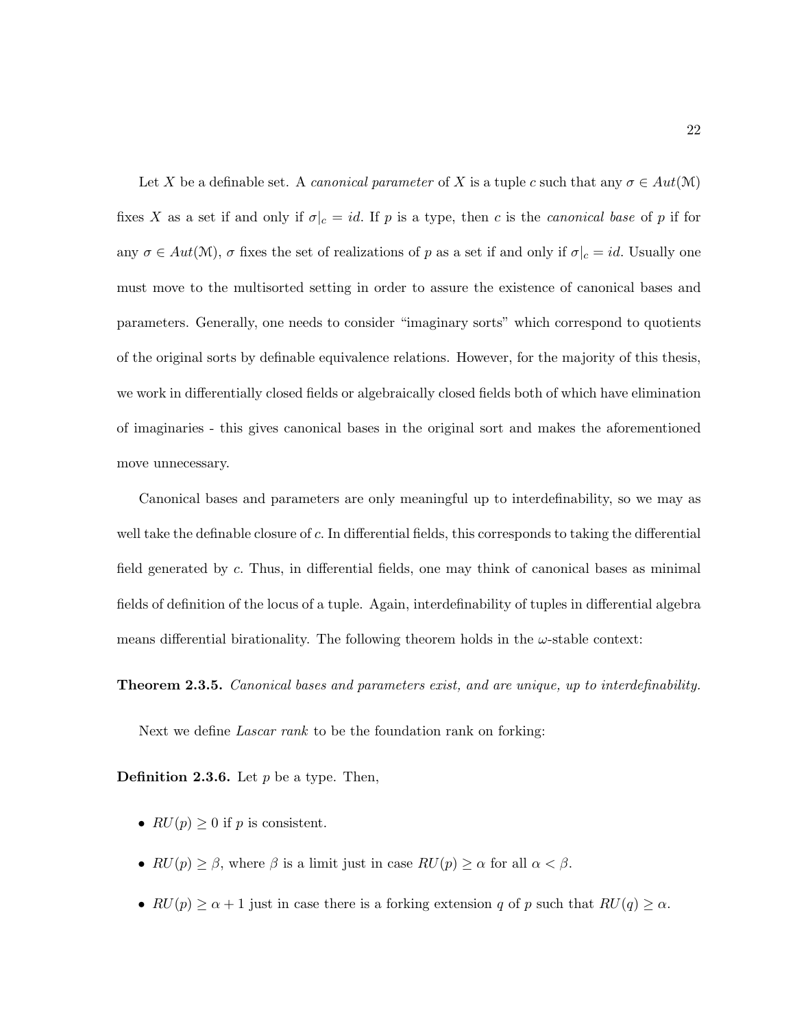Let $X$ be a definable set. A *canonical parameter* of $X$ is a tuple $c$ such that any $\sigma \in Aut(\mathcal{M})$ fixes $X$ as a set if and only if $\sigma|_c = id$. If $p$ is a type, then $c$ is the *canonical base* of $p$ if for any $\sigma \in Aut(\mathcal{M})$, $\sigma$ fixes the set of realizations of $p$ as a set if and only if $\sigma|_c = id$. Usually one must move to the multisorted setting in order to assure the existence of canonical bases and parameters. Generally, one needs to consider "imaginary sorts" which correspond to quotients of the original sorts by definable equivalence relations. However, for the majority of this thesis, we work in differentially closed fields or algebraically closed fields both of which have elimination of imaginaries - this gives canonical bases in the original sort and makes the aforementioned move unnecessary.

Canonical bases and parameters are only meaningful up to interdefinability, so we may as well take the definable closure of $c$. In differential fields, this corresponds to taking the differential field generated by $c$. Thus, in differential fields, one may think of canonical bases as minimal fields of definition of the locus of a tuple. Again, interdefinability of tuples in differential algebra means differential birationality. The following theorem holds in the $\omega$-stable context:

**Theorem 2.3.5.** *Canonical bases and parameters exist, and are unique, up to interdefinability.*

Next we define *Lascar rank* to be the foundation rank on forking:

**Definition 2.3.6.** Let $p$ be a type. Then,

- $RU(p) \geq 0$ if $p$ is consistent.
- $RU(p) \geq \beta$, where $\beta$ is a limit just in case $RU(p) \geq \alpha$ for all $\alpha < \beta$.
- $RU(p) \geq \alpha + 1$ just in case there is a forking extension $q$ of $p$ such that $RU(q) \geq \alpha$.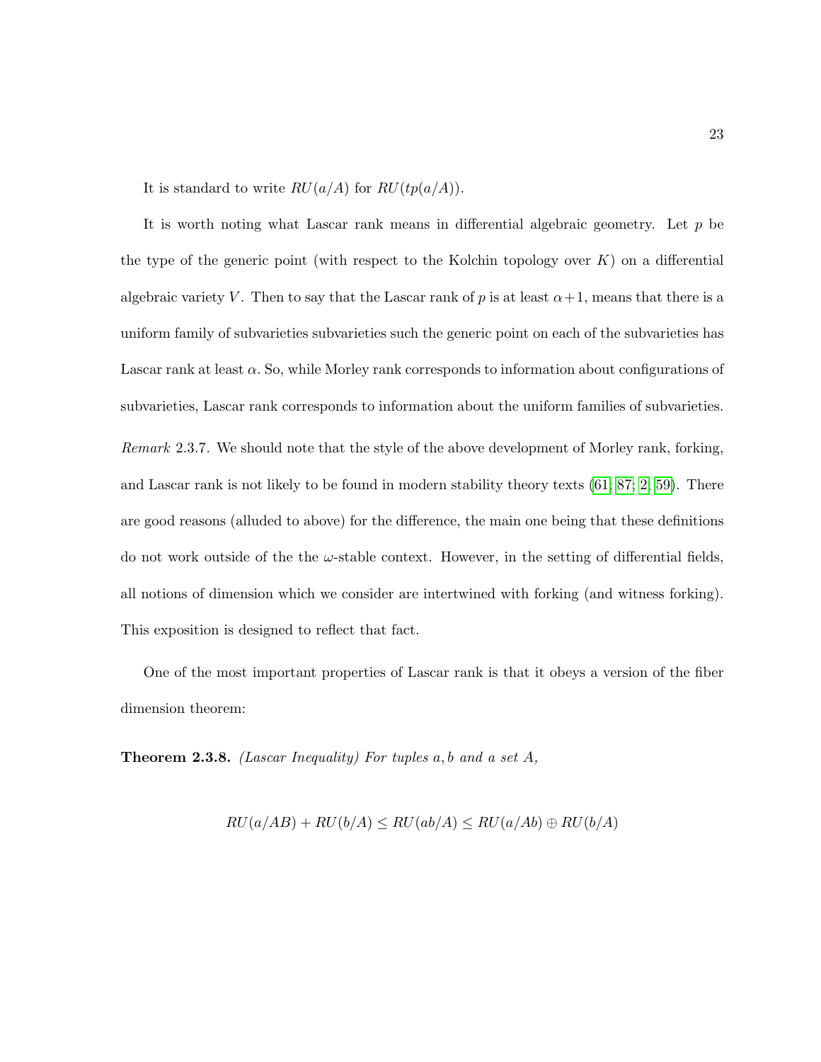It is standard to write $RU(a/A)$ for $RU(tp(a/A))$.

It is worth noting what Lascar rank means in differential algebraic geometry. Let $p$ be the type of the generic point (with respect to the Kolchin topology over $K$) on a differential algebraic variety $V$. Then to say that the Lascar rank of $p$ is at least $\alpha+1$, means that there is a uniform family of subvarieties subvarieties such the generic point on each of the subvarieties has Lascar rank at least $\alpha$. So, while Morley rank corresponds to information about configurations of subvarieties, Lascar rank corresponds to information about the uniform families of subvarieties.

*Remark* 2.3.7. We should note that the style of the above development of Morley rank, forking, and Lascar rank is not likely to be found in modern stability theory texts ([61; 87; 2; 59]). There are good reasons (alluded to above) for the difference, the main one being that these definitions do not work outside of the the $\omega$-stable context. However, in the setting of differential fields, all notions of dimension which we consider are intertwined with forking (and witness forking). This exposition is designed to reflect that fact.

One of the most important properties of Lascar rank is that it obeys a version of the fiber dimension theorem:

**Theorem 2.3.8.** *(Lascar Inequality) For tuples $a, b$ and a set $A$,*

$$RU(a/AB) + RU(b/A) \leq RU(ab/A) \leq RU(a/Ab) \oplus RU(b/A)$$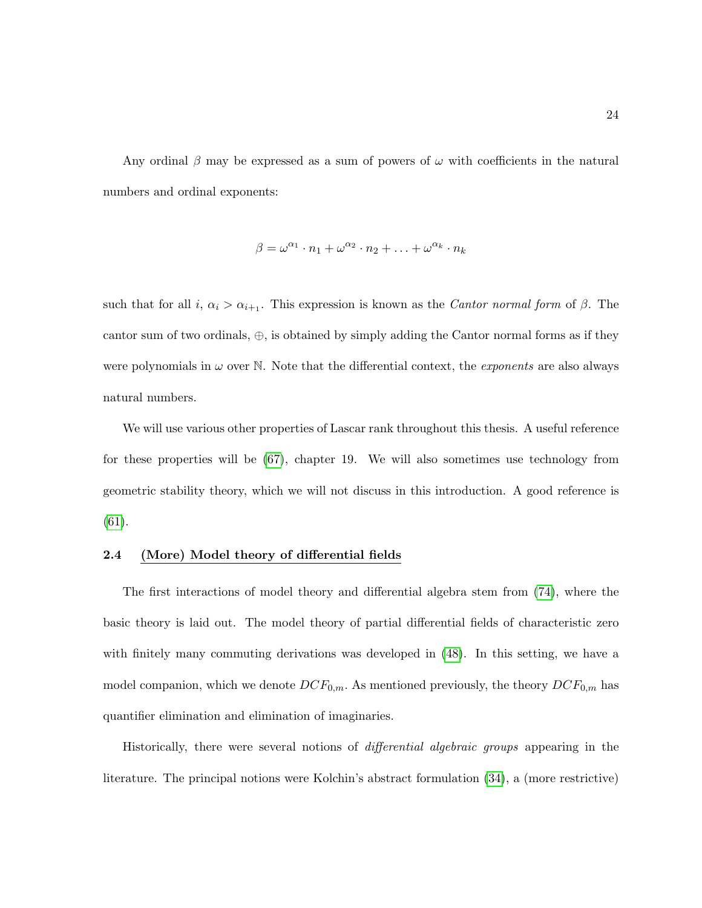Any ordinal $\beta$ may be expressed as a sum of powers of $\omega$ with coefficients in the natural numbers and ordinal exponents:

$$\beta = \omega^{\alpha_1} \cdot n_1 + \omega^{\alpha_2} \cdot n_2 + \ldots + \omega^{\alpha_k} \cdot n_k$$

such that for all $i$, $\alpha_i > \alpha_{i+1}$. This expression is known as the *Cantor normal form* of $\beta$. The cantor sum of two ordinals, $\oplus$, is obtained by simply adding the Cantor normal forms as if they were polynomials in $\omega$ over $\mathbb{N}$. Note that the differential context, the *exponents* are also always natural numbers.

We will use various other properties of Lascar rank throughout this thesis. A useful reference for these properties will be (67), chapter 19. We will also sometimes use technology from geometric stability theory, which we will not discuss in this introduction. A good reference is (61).

### 2.4 (More) Model theory of differential fields

The first interactions of model theory and differential algebra stem from (74), where the basic theory is laid out. The model theory of partial differential fields of characteristic zero with finitely many commuting derivations was developed in (48). In this setting, we have a model companion, which we denote $DCF_{0,m}$. As mentioned previously, the theory $DCF_{0,m}$ has quantifier elimination and elimination of imaginaries.

Historically, there were several notions of *differential algebraic groups* appearing in the literature. The principal notions were Kolchin's abstract formulation (34), a (more restrictive)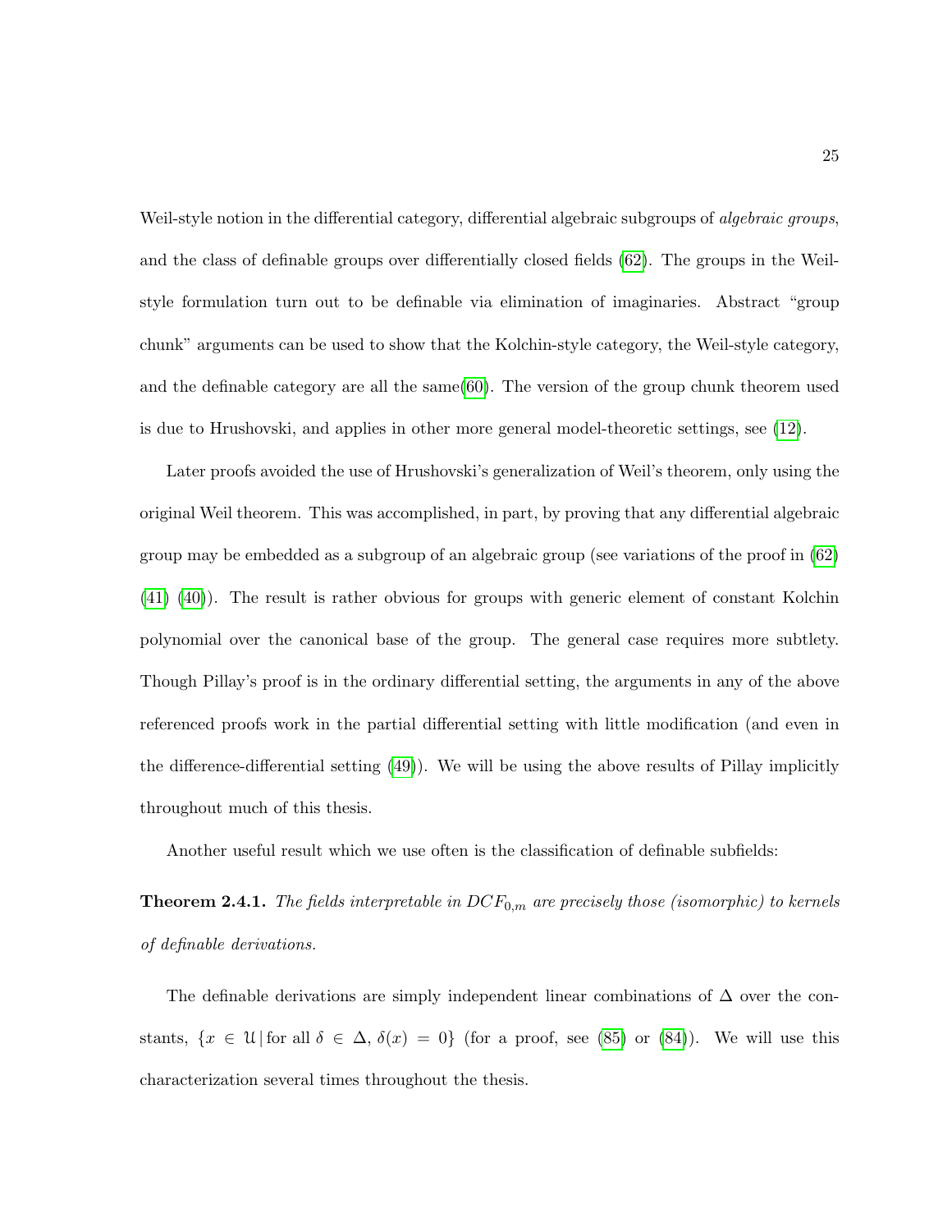Weil-style notion in the differential category, differential algebraic subgroups of *algebraic groups*, and the class of definable groups over differentially closed fields (62). The groups in the Weil-style formulation turn out to be definable via elimination of imaginaries. Abstract "group chunk" arguments can be used to show that the Kolchin-style category, the Weil-style category, and the definable category are all the same(60). The version of the group chunk theorem used is due to Hrushovski, and applies in other more general model-theoretic settings, see (12).

Later proofs avoided the use of Hrushovski's generalization of Weil's theorem, only using the original Weil theorem. This was accomplished, in part, by proving that any differential algebraic group may be embedded as a subgroup of an algebraic group (see variations of the proof in (62) (41) (40)). The result is rather obvious for groups with generic element of constant Kolchin polynomial over the canonical base of the group. The general case requires more subtlety. Though Pillay's proof is in the ordinary differential setting, the arguments in any of the above referenced proofs work in the partial differential setting with little modification (and even in the difference-differential setting (49)). We will be using the above results of Pillay implicitly throughout much of this thesis.

Another useful result which we use often is the classification of definable subfields:

**Theorem 2.4.1.** *The fields interpretable in $DCF_{0,m}$ are precisely those (isomorphic) to kernels of definable derivations.*

The definable derivations are simply independent linear combinations of $\Delta$ over the constants, $\{x \in \mathcal{U} \,|\, \text{for all } \delta \in \Delta, \, \delta(x) = 0\}$ (for a proof, see (85) or (84)). We will use this characterization several times throughout the thesis.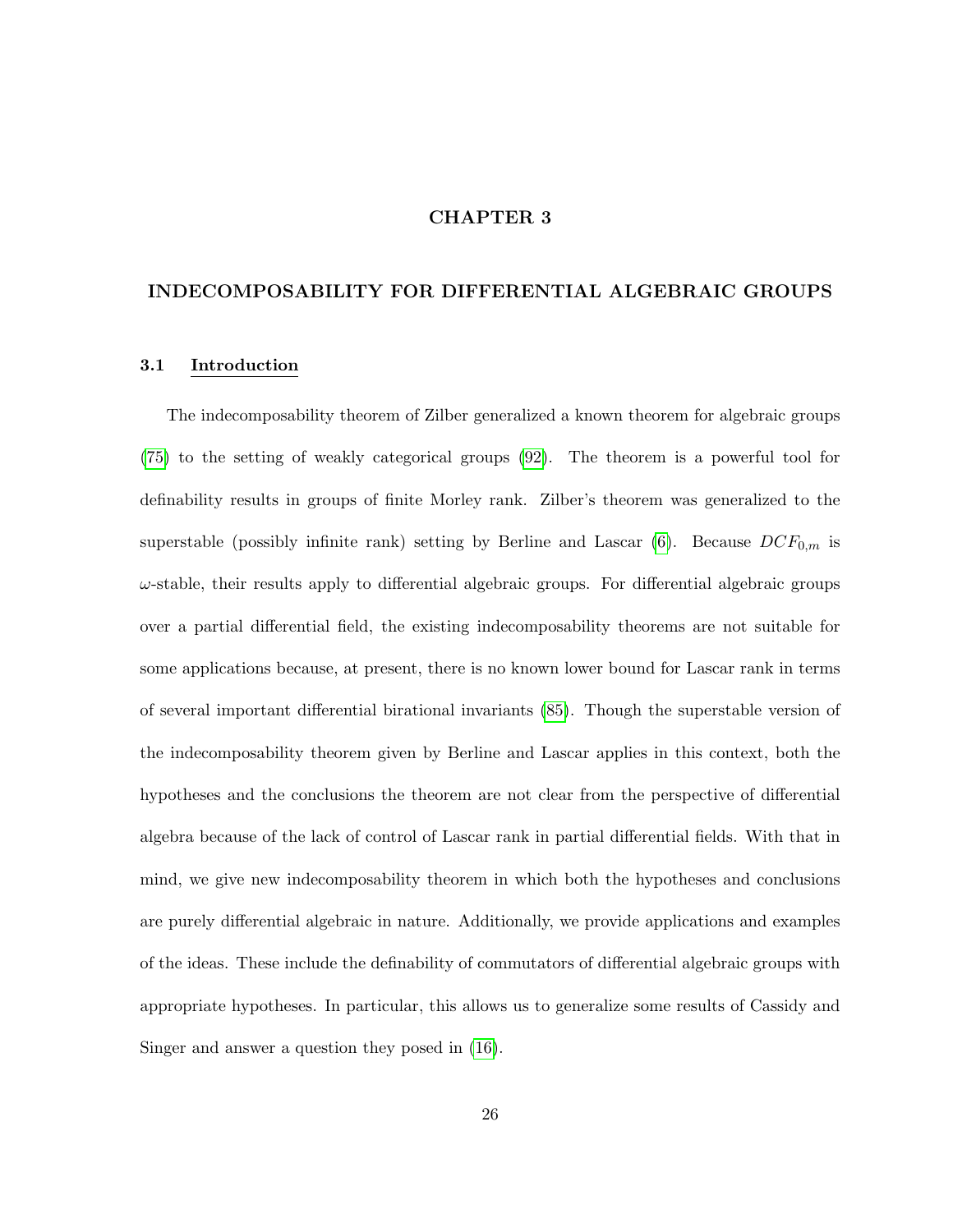# CHAPTER 3

# INDECOMPOSABILITY FOR DIFFERENTIAL ALGEBRAIC GROUPS

## 3.1 Introduction

The indecomposability theorem of Zilber generalized a known theorem for algebraic groups (75) to the setting of weakly categorical groups (92). The theorem is a powerful tool for definability results in groups of finite Morley rank. Zilber's theorem was generalized to the superstable (possibly infinite rank) setting by Berline and Lascar (6). Because $DCF_{0,m}$ is $\omega$-stable, their results apply to differential algebraic groups. For differential algebraic groups over a partial differential field, the existing indecomposability theorems are not suitable for some applications because, at present, there is no known lower bound for Lascar rank in terms of several important differential birational invariants (85). Though the superstable version of the indecomposability theorem given by Berline and Lascar applies in this context, both the hypotheses and the conclusions the theorem are not clear from the perspective of differential algebra because of the lack of control of Lascar rank in partial differential fields. With that in mind, we give new indecomposability theorem in which both the hypotheses and conclusions are purely differential algebraic in nature. Additionally, we provide applications and examples of the ideas. These include the definability of commutators of differential algebraic groups with appropriate hypotheses. In particular, this allows us to generalize some results of Cassidy and Singer and answer a question they posed in (16).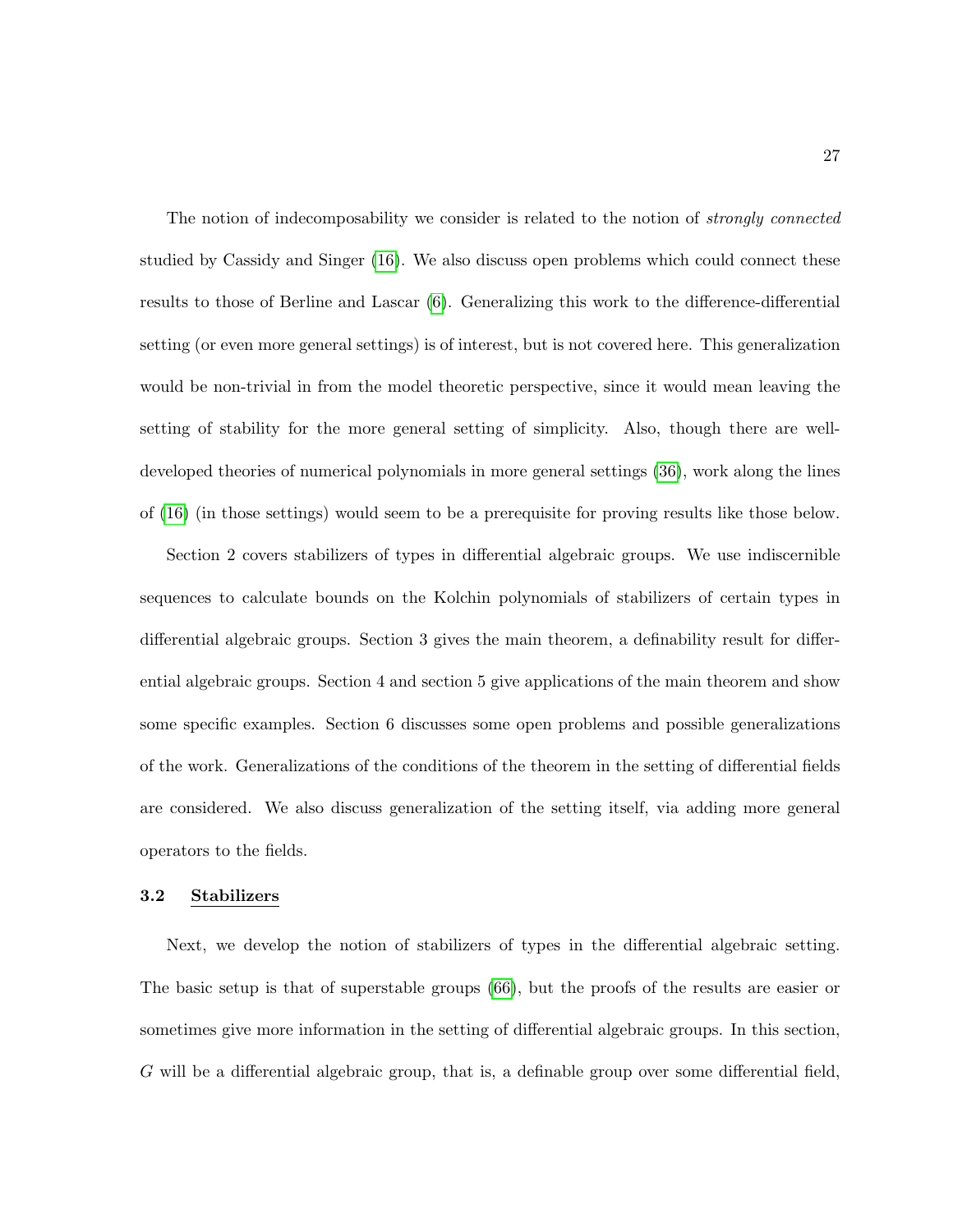The notion of indecomposability we consider is related to the notion of *strongly connected* studied by Cassidy and Singer (16). We also discuss open problems which could connect these results to those of Berline and Lascar (6). Generalizing this work to the difference-differential setting (or even more general settings) is of interest, but is not covered here. This generalization would be non-trivial in from the model theoretic perspective, since it would mean leaving the setting of stability for the more general setting of simplicity. Also, though there are well-developed theories of numerical polynomials in more general settings (36), work along the lines of (16) (in those settings) would seem to be a prerequisite for proving results like those below.

Section 2 covers stabilizers of types in differential algebraic groups. We use indiscernible sequences to calculate bounds on the Kolchin polynomials of stabilizers of certain types in differential algebraic groups. Section 3 gives the main theorem, a definability result for differential algebraic groups. Section 4 and section 5 give applications of the main theorem and show some specific examples. Section 6 discusses some open problems and possible generalizations of the work. Generalizations of the conditions of the theorem in the setting of differential fields are considered. We also discuss generalization of the setting itself, via adding more general operators to the fields.

### 3.2 Stabilizers

Next, we develop the notion of stabilizers of types in the differential algebraic setting. The basic setup is that of superstable groups (66), but the proofs of the results are easier or sometimes give more information in the setting of differential algebraic groups. In this section, $G$ will be a differential algebraic group, that is, a definable group over some differential field,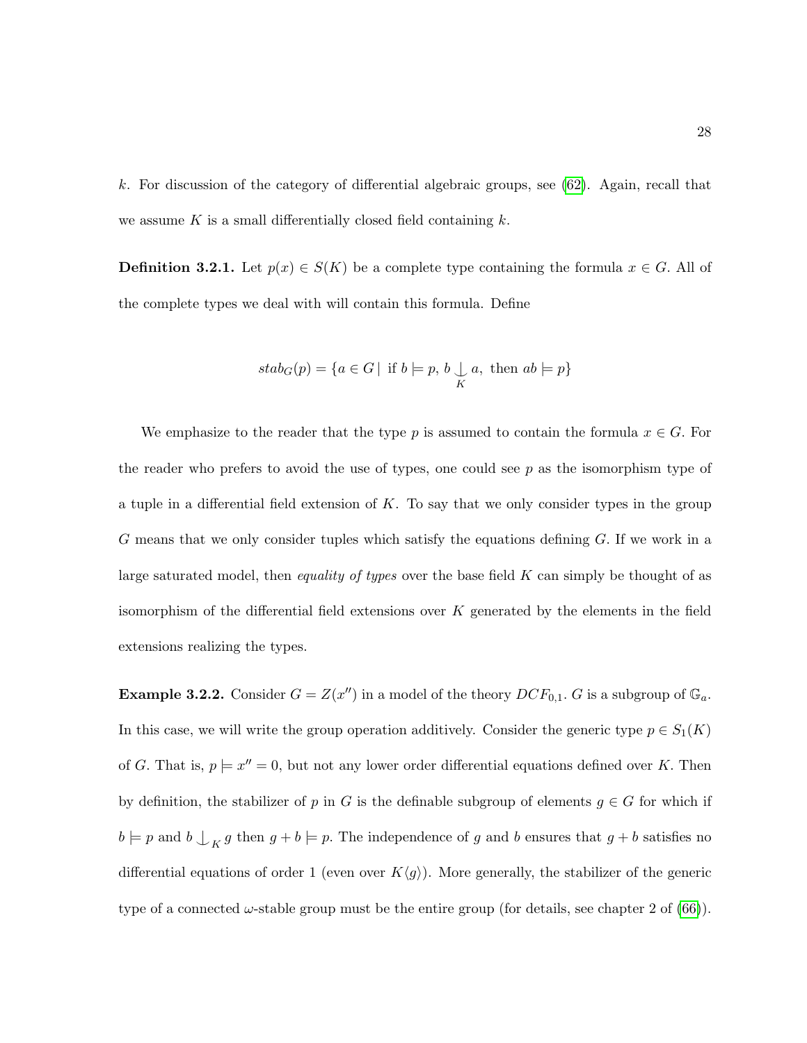$k$. For discussion of the category of differential algebraic groups, see (62). Again, recall that we assume $K$ is a small differentially closed field containing $k$.

**Definition 3.2.1.** Let $p(x) \in S(K)$ be a complete type containing the formula $x \in G$. All of the complete types we deal with will contain this formula. Define

$$stab_G(p) = \{a \in G \mid \text{ if } b \models p,\ b \underset{K}{\downarrow} a, \text{ then } ab \models p\}$$

We emphasize to the reader that the type $p$ is assumed to contain the formula $x \in G$. For the reader who prefers to avoid the use of types, one could see $p$ as the isomorphism type of a tuple in a differential field extension of $K$. To say that we only consider types in the group $G$ means that we only consider tuples which satisfy the equations defining $G$. If we work in a large saturated model, then *equality of types* over the base field $K$ can simply be thought of as isomorphism of the differential field extensions over $K$ generated by the elements in the field extensions realizing the types.

**Example 3.2.2.** Consider $G = Z(x'')$ in a model of the theory $DCF_{0,1}$. $G$ is a subgroup of $\mathbb{G}_a$. In this case, we will write the group operation additively. Consider the generic type $p \in S_1(K)$ of $G$. That is, $p \models x'' = 0$, but not any lower order differential equations defined over $K$. Then by definition, the stabilizer of $p$ in $G$ is the definable subgroup of elements $g \in G$ for which if $b \models p$ and $b \downarrow_K g$ then $g + b \models p$. The independence of $g$ and $b$ ensures that $g + b$ satisfies no differential equations of order 1 (even over $K\langle g \rangle$). More generally, the stabilizer of the generic type of a connected $\omega$-stable group must be the entire group (for details, see chapter 2 of (66)).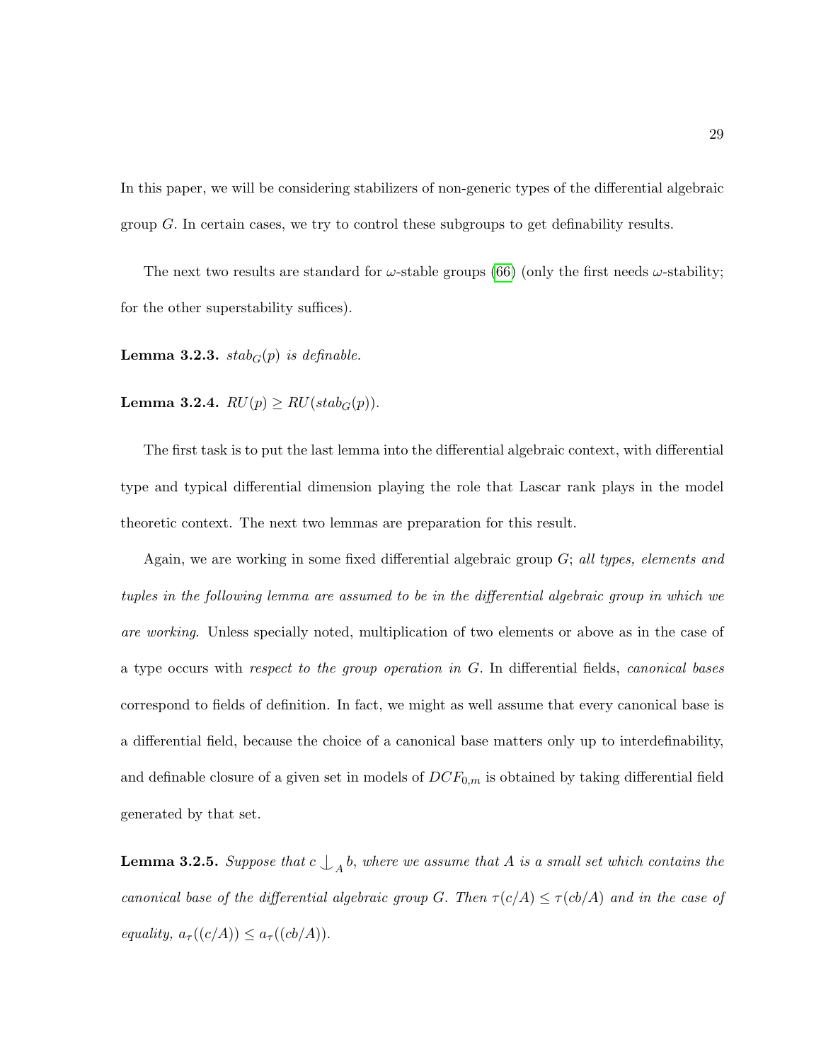In this paper, we will be considering stabilizers of non-generic types of the differential algebraic group $G$. In certain cases, we try to control these subgroups to get definability results.

The next two results are standard for $\omega$-stable groups (66) (only the first needs $\omega$-stability; for the other superstability suffices).

**Lemma 3.2.3.** *$stab_G(p)$ is definable.*

**Lemma 3.2.4.** *$RU(p) \geq RU(stab_G(p))$.*

The first task is to put the last lemma into the differential algebraic context, with differential type and typical differential dimension playing the role that Lascar rank plays in the model theoretic context. The next two lemmas are preparation for this result.

Again, we are working in some fixed differential algebraic group $G$; *all types, elements and tuples in the following lemma are assumed to be in the differential algebraic group in which we are working*. Unless specially noted, multiplication of two elements or above as in the case of a type occurs with *respect to the group operation in $G$*. In differential fields, *canonical bases* correspond to fields of definition. In fact, we might as well assume that every canonical base is a differential field, because the choice of a canonical base matters only up to interdefinability, and definable closure of a given set in models of $DCF_{0,m}$ is obtained by taking differential field generated by that set.

**Lemma 3.2.5.** *Suppose that $c \mathop{\smile\!\!\!\!\!\mid}_A b$, where we assume that $A$ is a small set which contains the canonical base of the differential algebraic group $G$. Then $\tau(c/A) \leq \tau(cb/A)$ and in the case of equality, $a_\tau((c/A)) \leq a_\tau((cb/A))$.*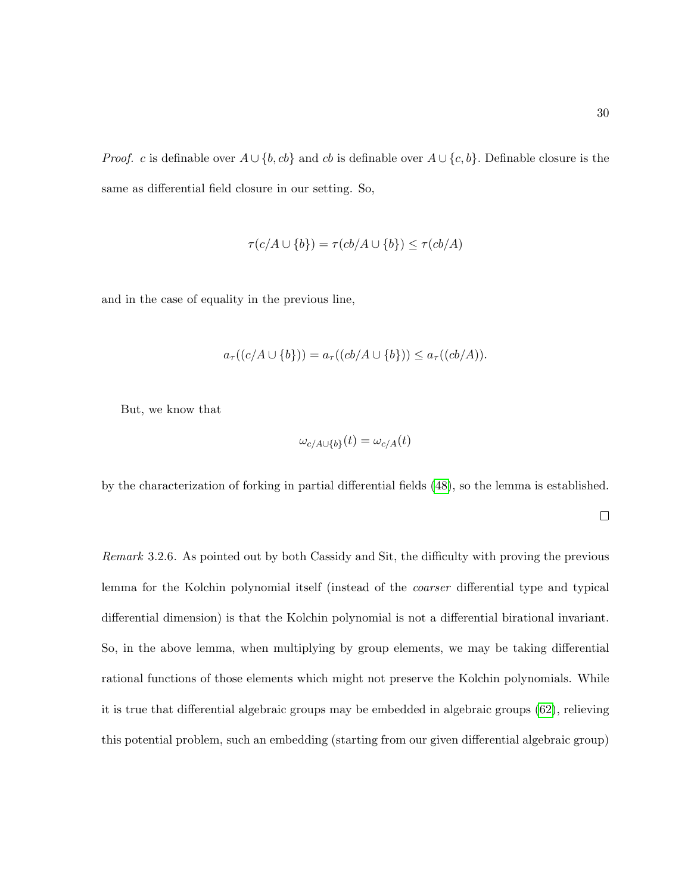*Proof.* $c$ is definable over $A \cup \{b, cb\}$ and $cb$ is definable over $A \cup \{c, b\}$. Definable closure is the same as differential field closure in our setting. So,

$$\tau(c/A \cup \{b\}) = \tau(cb/A \cup \{b\}) \leq \tau(cb/A)$$

and in the case of equality in the previous line,

$$a_\tau((c/A \cup \{b\})) = a_\tau((cb/A \cup \{b\})) \leq a_\tau((cb/A)).$$

But, we know that

$$\omega_{c/A\cup\{b\}}(t) = \omega_{c/A}(t)$$

by the characterization of forking in partial differential fields (48), so the lemma is established.

□

*Remark* 3.2.6. As pointed out by both Cassidy and Sit, the difficulty with proving the previous lemma for the Kolchin polynomial itself (instead of the *coarser* differential type and typical differential dimension) is that the Kolchin polynomial is not a differential birational invariant. So, in the above lemma, when multiplying by group elements, we may be taking differential rational functions of those elements which might not preserve the Kolchin polynomials. While it is true that differential algebraic groups may be embedded in algebraic groups (62), relieving this potential problem, such an embedding (starting from our given differential algebraic group)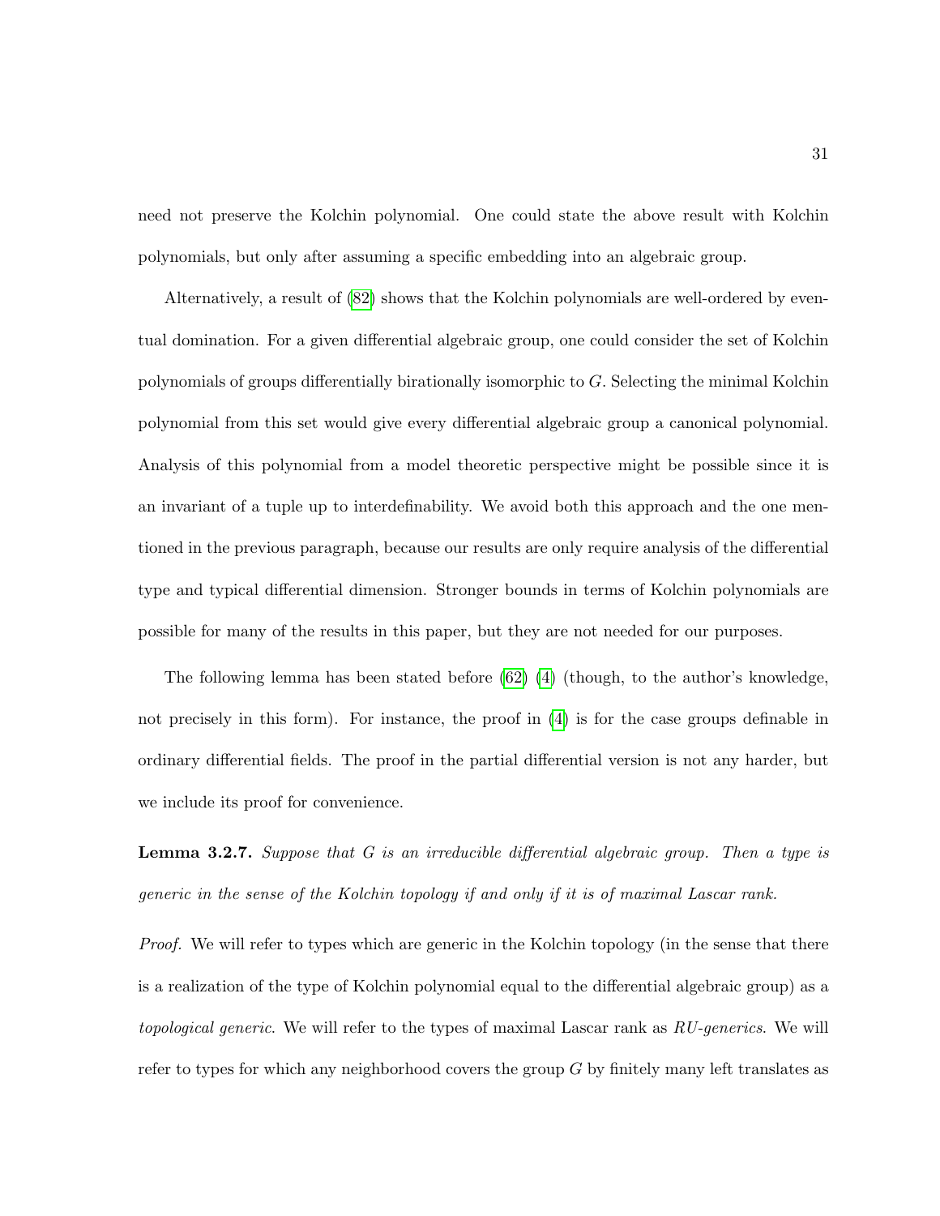need not preserve the Kolchin polynomial. One could state the above result with Kolchin polynomials, but only after assuming a specific embedding into an algebraic group.

Alternatively, a result of (82) shows that the Kolchin polynomials are well-ordered by eventual domination. For a given differential algebraic group, one could consider the set of Kolchin polynomials of groups differentially birationally isomorphic to $G$. Selecting the minimal Kolchin polynomial from this set would give every differential algebraic group a canonical polynomial. Analysis of this polynomial from a model theoretic perspective might be possible since it is an invariant of a tuple up to interdefinability. We avoid both this approach and the one mentioned in the previous paragraph, because our results are only require analysis of the differential type and typical differential dimension. Stronger bounds in terms of Kolchin polynomials are possible for many of the results in this paper, but they are not needed for our purposes.

The following lemma has been stated before (62) (4) (though, to the author's knowledge, not precisely in this form). For instance, the proof in (4) is for the case groups definable in ordinary differential fields. The proof in the partial differential version is not any harder, but we include its proof for convenience.

**Lemma 3.2.7.** *Suppose that $G$ is an irreducible differential algebraic group. Then a type is generic in the sense of the Kolchin topology if and only if it is of maximal Lascar rank.*

*Proof.* We will refer to types which are generic in the Kolchin topology (in the sense that there is a realization of the type of Kolchin polynomial equal to the differential algebraic group) as a *topological generic*. We will refer to the types of maximal Lascar rank as *RU-generics*. We will refer to types for which any neighborhood covers the group $G$ by finitely many left translates as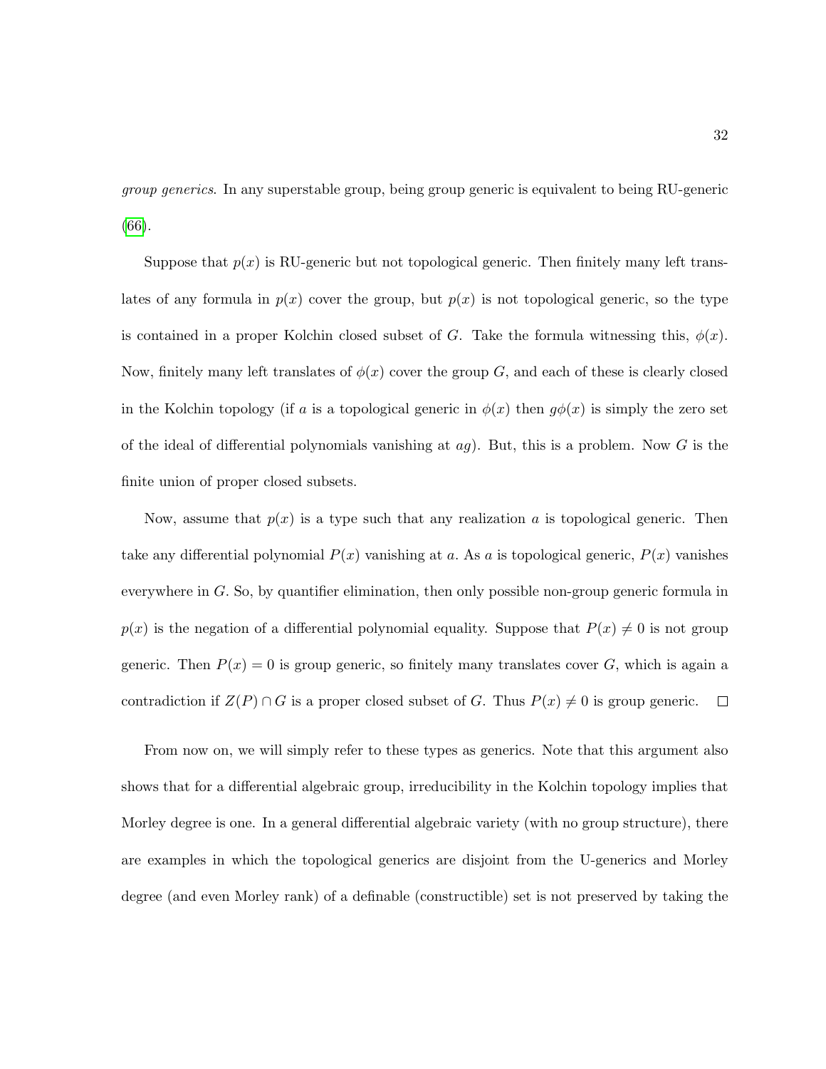*group generics*. In any superstable group, being group generic is equivalent to being RU-generic (66).

Suppose that $p(x)$ is RU-generic but not topological generic. Then finitely many left translates of any formula in $p(x)$ cover the group, but $p(x)$ is not topological generic, so the type is contained in a proper Kolchin closed subset of $G$. Take the formula witnessing this, $\phi(x)$. Now, finitely many left translates of $\phi(x)$ cover the group $G$, and each of these is clearly closed in the Kolchin topology (if $a$ is a topological generic in $\phi(x)$ then $g\phi(x)$ is simply the zero set of the ideal of differential polynomials vanishing at $ag$). But, this is a problem. Now $G$ is the finite union of proper closed subsets.

Now, assume that $p(x)$ is a type such that any realization $a$ is topological generic. Then take any differential polynomial $P(x)$ vanishing at $a$. As $a$ is topological generic, $P(x)$ vanishes everywhere in $G$. So, by quantifier elimination, then only possible non-group generic formula in $p(x)$ is the negation of a differential polynomial equality. Suppose that $P(x) \neq 0$ is not group generic. Then $P(x) = 0$ is group generic, so finitely many translates cover $G$, which is again a contradiction if $Z(P) \cap G$ is a proper closed subset of $G$. Thus $P(x) \neq 0$ is group generic. $\square$

From now on, we will simply refer to these types as generics. Note that this argument also shows that for a differential algebraic group, irreducibility in the Kolchin topology implies that Morley degree is one. In a general differential algebraic variety (with no group structure), there are examples in which the topological generics are disjoint from the U-generics and Morley degree (and even Morley rank) of a definable (constructible) set is not preserved by taking the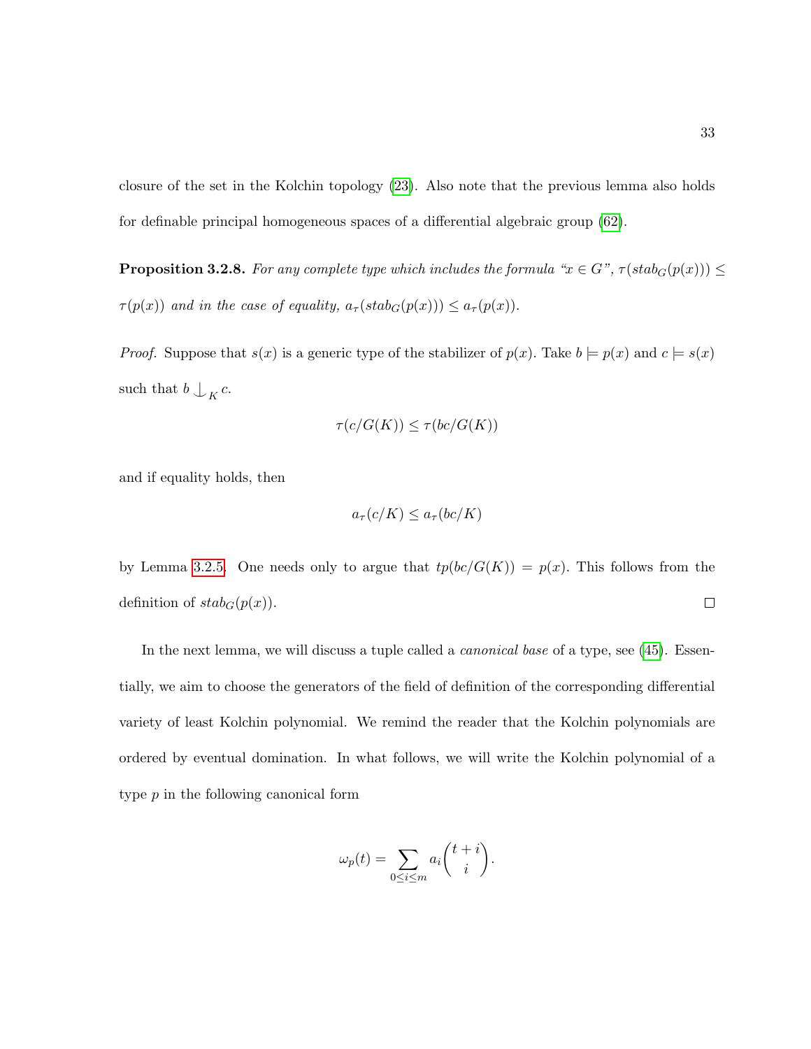closure of the set in the Kolchin topology (23). Also note that the previous lemma also holds for definable principal homogeneous spaces of a differential algebraic group (62).

**Proposition 3.2.8.** *For any complete type which includes the formula "$x \in G$", $\tau(stab_G(p(x))) \leq \tau(p(x))$ and in the case of equality, $a_\tau(stab_G(p(x))) \leq a_\tau(p(x))$.*

*Proof.* Suppose that $s(x)$ is a generic type of the stabilizer of $p(x)$. Take $b \models p(x)$ and $c \models s(x)$ such that $b \downarrow_K c$.

$$\tau(c/G(K)) \leq \tau(bc/G(K))$$

and if equality holds, then

$$a_\tau(c/K) \leq a_\tau(bc/K)$$

by Lemma 3.2.5. One needs only to argue that $tp(bc/G(K)) = p(x)$. This follows from the definition of $stab_G(p(x))$. □

In the next lemma, we will discuss a tuple called a *canonical base* of a type, see (45). Essentially, we aim to choose the generators of the field of definition of the corresponding differential variety of least Kolchin polynomial. We remind the reader that the Kolchin polynomials are ordered by eventual domination. In what follows, we will write the Kolchin polynomial of a type $p$ in the following canonical form

$$\omega_p(t) = \sum_{0 \leq i \leq m} a_i \binom{t+i}{i}.$$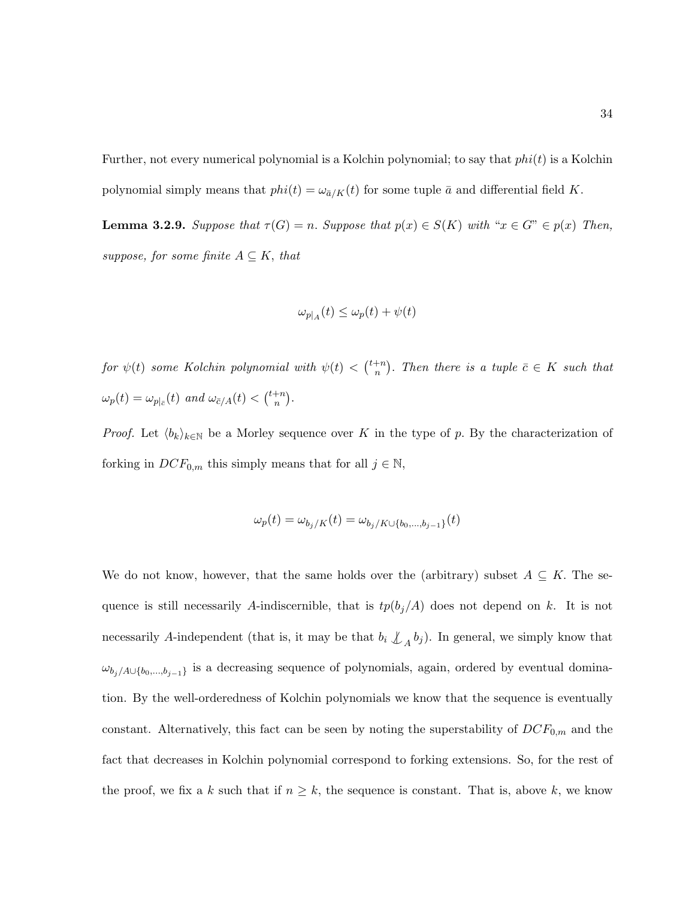Further, not every numerical polynomial is a Kolchin polynomial; to say that $phi(t)$ is a Kolchin polynomial simply means that $phi(t) = \omega_{\bar{a}/K}(t)$ for some tuple $\bar{a}$ and differential field $K$.

**Lemma 3.2.9.** *Suppose that $\tau(G) = n$. Suppose that $p(x) \in S(K)$ with "$x \in G$" $\in p(x)$ Then, suppose, for some finite $A \subseteq K$, that*

$$\omega_{p|_A}(t) \leq \omega_p(t) + \psi(t)$$

*for $\psi(t)$ some Kolchin polynomial with $\psi(t) < \binom{t+n}{n}$. Then there is a tuple $\bar{c} \in K$ such that $\omega_p(t) = \omega_{p|_{\bar{c}}}(t)$ and $\omega_{\bar{c}/A}(t) < \binom{t+n}{n}$.*

*Proof.* Let $\langle b_k \rangle_{k \in \mathbb{N}}$ be a Morley sequence over $K$ in the type of $p$. By the characterization of forking in $DCF_{0,m}$ this simply means that for all $j \in \mathbb{N}$,

$$\omega_p(t) = \omega_{b_j/K}(t) = \omega_{b_j/K \cup \{b_0, \ldots, b_{j-1}\}}(t)$$

We do not know, however, that the same holds over the (arbitrary) subset $A \subseteq K$. The sequence is still necessarily $A$-indiscernible, that is $tp(b_j/A)$ does not depend on $k$. It is not necessarily $A$-independent (that is, it may be that $b_i \not\perp_A b_j$). In general, we simply know that $\omega_{b_j/A \cup \{b_0, \ldots, b_{j-1}\}}$ is a decreasing sequence of polynomials, again, ordered by eventual domination. By the well-orderedness of Kolchin polynomials we know that the sequence is eventually constant. Alternatively, this fact can be seen by noting the superstability of $DCF_{0,m}$ and the fact that decreases in Kolchin polynomial correspond to forking extensions. So, for the rest of the proof, we fix a $k$ such that if $n \geq k$, the sequence is constant. That is, above $k$, we know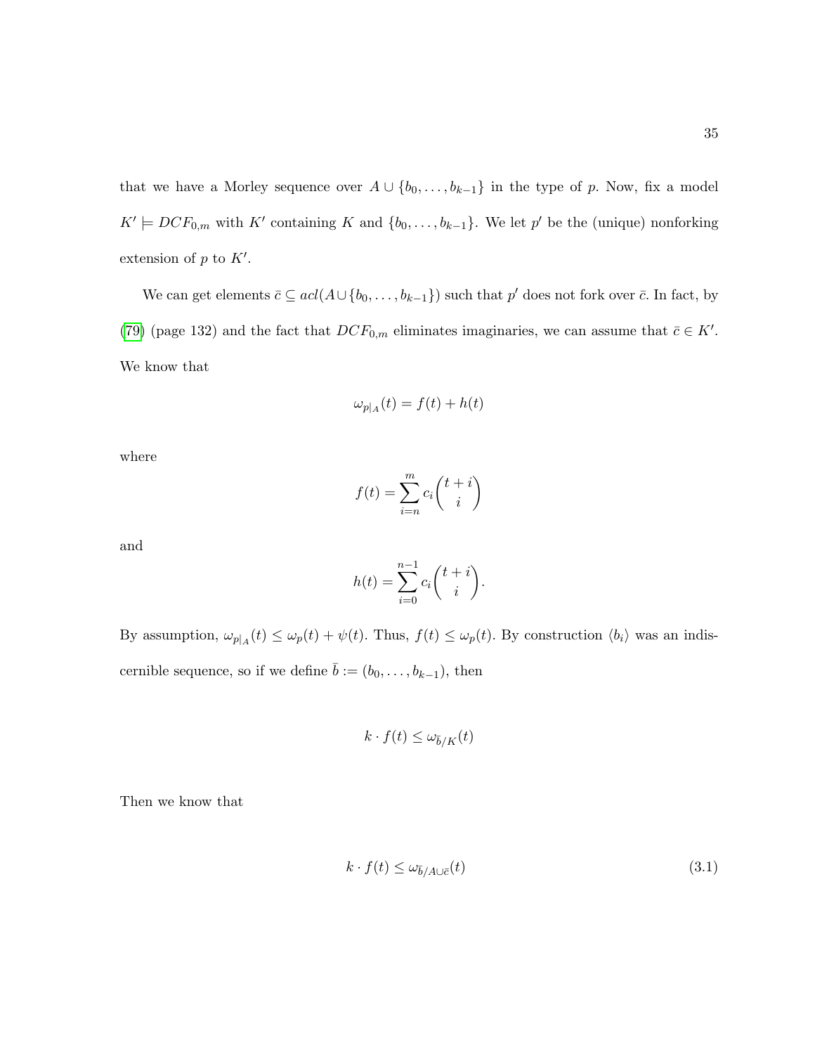that we have a Morley sequence over $A \cup \{b_0, \ldots, b_{k-1}\}$ in the type of $p$. Now, fix a model $K' \models DCF_{0,m}$ with $K'$ containing $K$ and $\{b_0, \ldots, b_{k-1}\}$. We let $p'$ be the (unique) nonforking extension of $p$ to $K'$.

We can get elements $\bar{c} \subseteq acl(A \cup \{b_0, \ldots, b_{k-1}\})$ such that $p'$ does not fork over $\bar{c}$. In fact, by (79) (page 132) and the fact that $DCF_{0,m}$ eliminates imaginaries, we can assume that $\bar{c} \in K'$. We know that

$$\omega_{p|_A}(t) = f(t) + h(t)$$

where

$$f(t) = \sum_{i=n}^{m} c_i \binom{t+i}{i}$$

and

$$h(t) = \sum_{i=0}^{n-1} c_i \binom{t+i}{i}.$$

By assumption, $\omega_{p|_A}(t) \leq \omega_p(t) + \psi(t)$. Thus, $f(t) \leq \omega_p(t)$. By construction $\langle b_i \rangle$ was an indiscernible sequence, so if we define $\bar{b} := (b_0, \ldots, b_{k-1})$, then

$$k \cdot f(t) \leq \omega_{\bar{b}/K}(t)$$

Then we know that

$$k \cdot f(t) \leq \omega_{\bar{b}/A \cup \bar{c}}(t) \tag{3.1}$$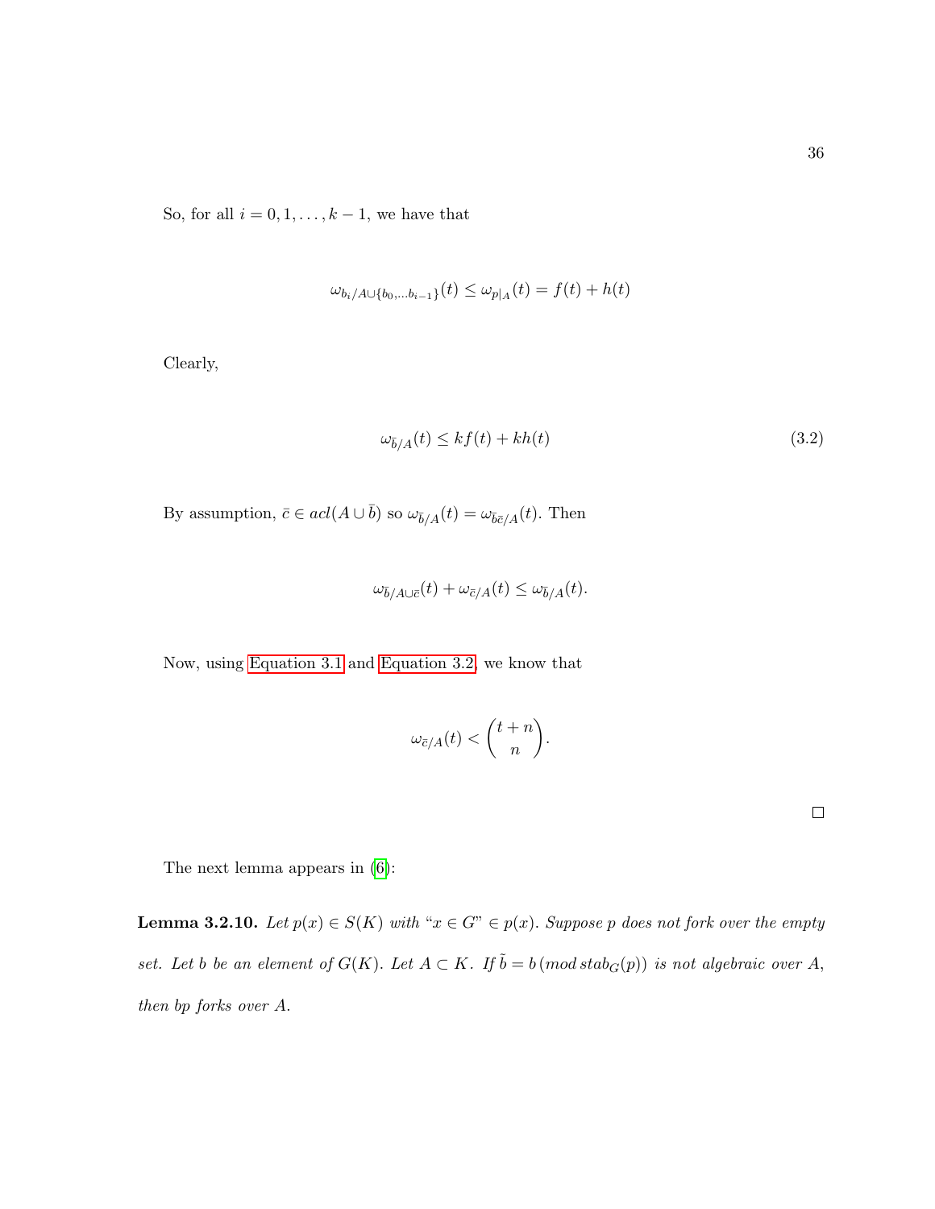So, for all $i = 0, 1, \ldots, k-1$, we have that

$$\omega_{b_i/A\cup\{b_0,\ldots b_{i-1}\}}(t) \leq \omega_{p|_A}(t) = f(t) + h(t)$$

Clearly,

$$\omega_{\bar{b}/A}(t) \leq kf(t) + kh(t) \tag{3.2}$$

By assumption, $\bar{c} \in acl(A \cup \bar{b})$ so $\omega_{\bar{b}/A}(t) = \omega_{\bar{b}\bar{c}/A}(t)$. Then

$$\omega_{\bar{b}/A\cup\bar{c}}(t) + \omega_{\bar{c}/A}(t) \leq \omega_{\bar{b}/A}(t).$$

Now, using Equation 3.1 and Equation 3.2, we know that

$$\omega_{\bar{c}/A}(t) < \binom{t+n}{n}.$$

□

The next lemma appears in (6):

**Lemma 3.2.10.** *Let $p(x) \in S(K)$ with "$x \in G$" $\in p(x)$. Suppose $p$ does not fork over the empty set. Let $b$ be an element of $G(K)$. Let $A \subset K$. If $\tilde{b} = b \, (mod \, stab_G(p))$ is not algebraic over $A$, then $bp$ forks over $A$.*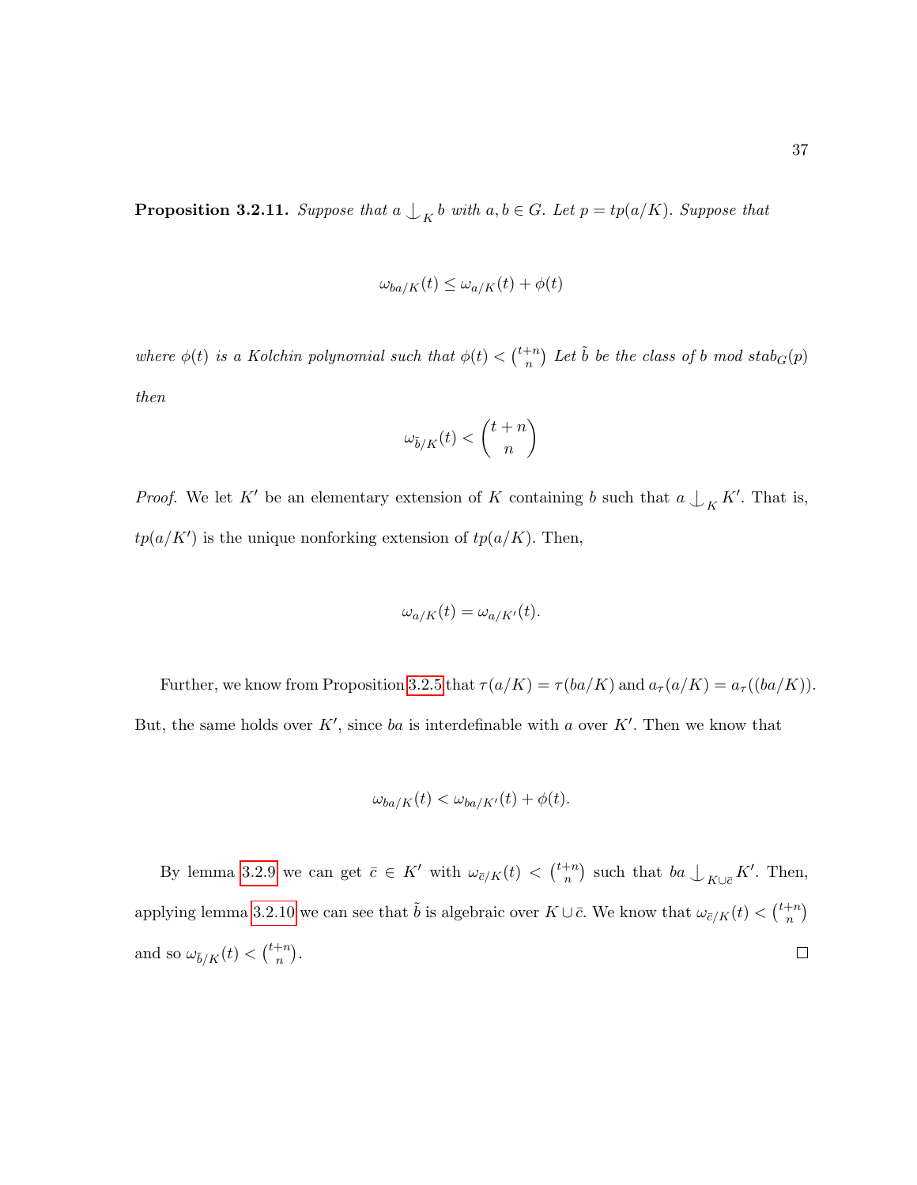**Proposition 3.2.11.** *Suppose that $a \mathop{\smile\!\!\!\!\!\!\,|}_K b$ with $a, b \in G$. Let $p = tp(a/K)$. Suppose that*

$$\omega_{ba/K}(t) \leq \omega_{a/K}(t) + \phi(t)$$

*where $\phi(t)$ is a Kolchin polynomial such that $\phi(t) < \binom{t+n}{n}$ Let $\tilde{b}$ be the class of $b$ mod $stab_G(p)$ then*

$$\omega_{\tilde{b}/K}(t) < \binom{t+n}{n}$$

*Proof.* We let $K'$ be an elementary extension of $K$ containing $b$ such that $a \mathop{\smile\!\!\!\!\!\!\,|}_K K'$. That is, $tp(a/K')$ is the unique nonforking extension of $tp(a/K)$. Then,

$$\omega_{a/K}(t) = \omega_{a/K'}(t).$$

Further, we know from Proposition 3.2.5 that $\tau(a/K) = \tau(ba/K)$ and $a_\tau(a/K) = a_\tau((ba/K))$. But, the same holds over $K'$, since $ba$ is interdefinable with $a$ over $K'$. Then we know that

$$\omega_{ba/K}(t) < \omega_{ba/K'}(t) + \phi(t).$$

By lemma 3.2.9 we can get $\bar{c} \in K'$ with $\omega_{\bar{c}/K}(t) < \binom{t+n}{n}$ such that $ba \mathop{\smile\!\!\!\!\!\!\,|}_{K \cup \bar{c}} K'$. Then, applying lemma 3.2.10 we can see that $\tilde{b}$ is algebraic over $K \cup \bar{c}$. We know that $\omega_{\bar{c}/K}(t) < \binom{t+n}{n}$ and so $\omega_{\tilde{b}/K}(t) < \binom{t+n}{n}$. $\square$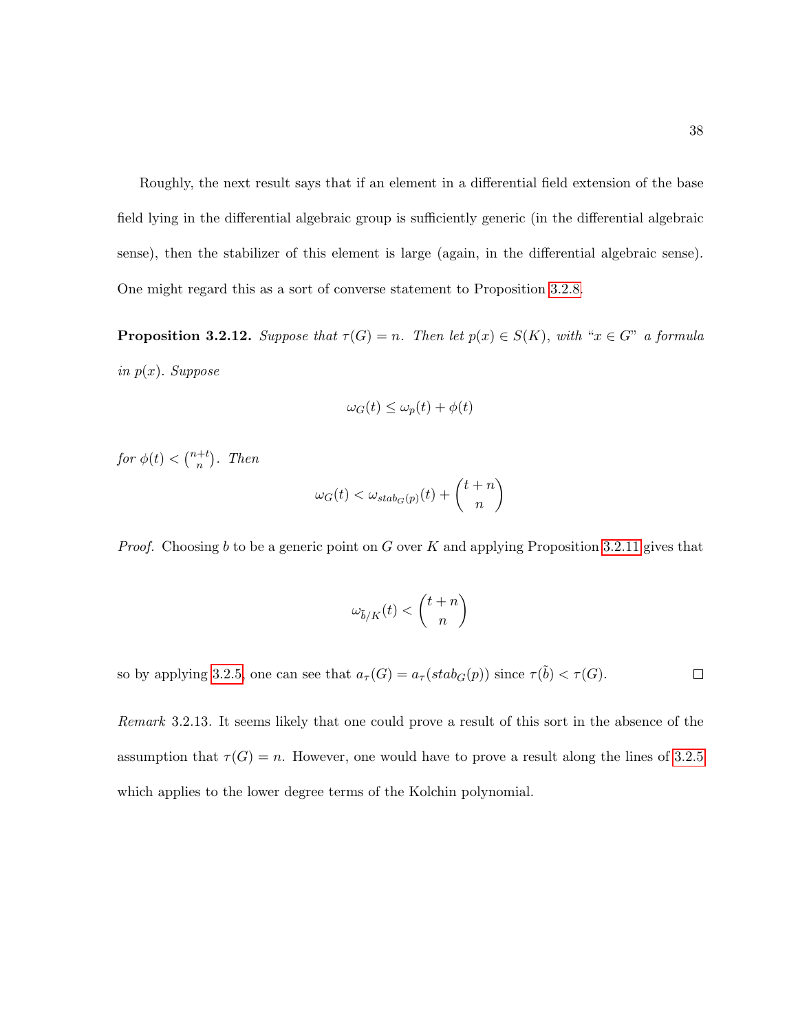Roughly, the next result says that if an element in a differential field extension of the base field lying in the differential algebraic group is sufficiently generic (in the differential algebraic sense), then the stabilizer of this element is large (again, in the differential algebraic sense). One might regard this as a sort of converse statement to Proposition 3.2.8.

**Proposition 3.2.12.** *Suppose that $\tau(G) = n$. Then let $p(x) \in S(K)$, with "$x \in G$" a formula in $p(x)$. Suppose*

$$\omega_G(t) \leq \omega_p(t) + \phi(t)$$

*for $\phi(t) < \binom{n+t}{n}$. Then*

$$\omega_G(t) < \omega_{stab_G(p)}(t) + \binom{t+n}{n}$$

*Proof.* Choosing $b$ to be a generic point on $G$ over $K$ and applying Proposition 3.2.11 gives that

$$\omega_{\tilde{b}/K}(t) < \binom{t+n}{n}$$

so by applying 3.2.5, one can see that $a_\tau(G) = a_\tau(stab_G(p))$ since $\tau(\tilde{b}) < \tau(G)$. $\square$

*Remark* 3.2.13. It seems likely that one could prove a result of this sort in the absence of the assumption that $\tau(G) = n$. However, one would have to prove a result along the lines of 3.2.5 which applies to the lower degree terms of the Kolchin polynomial.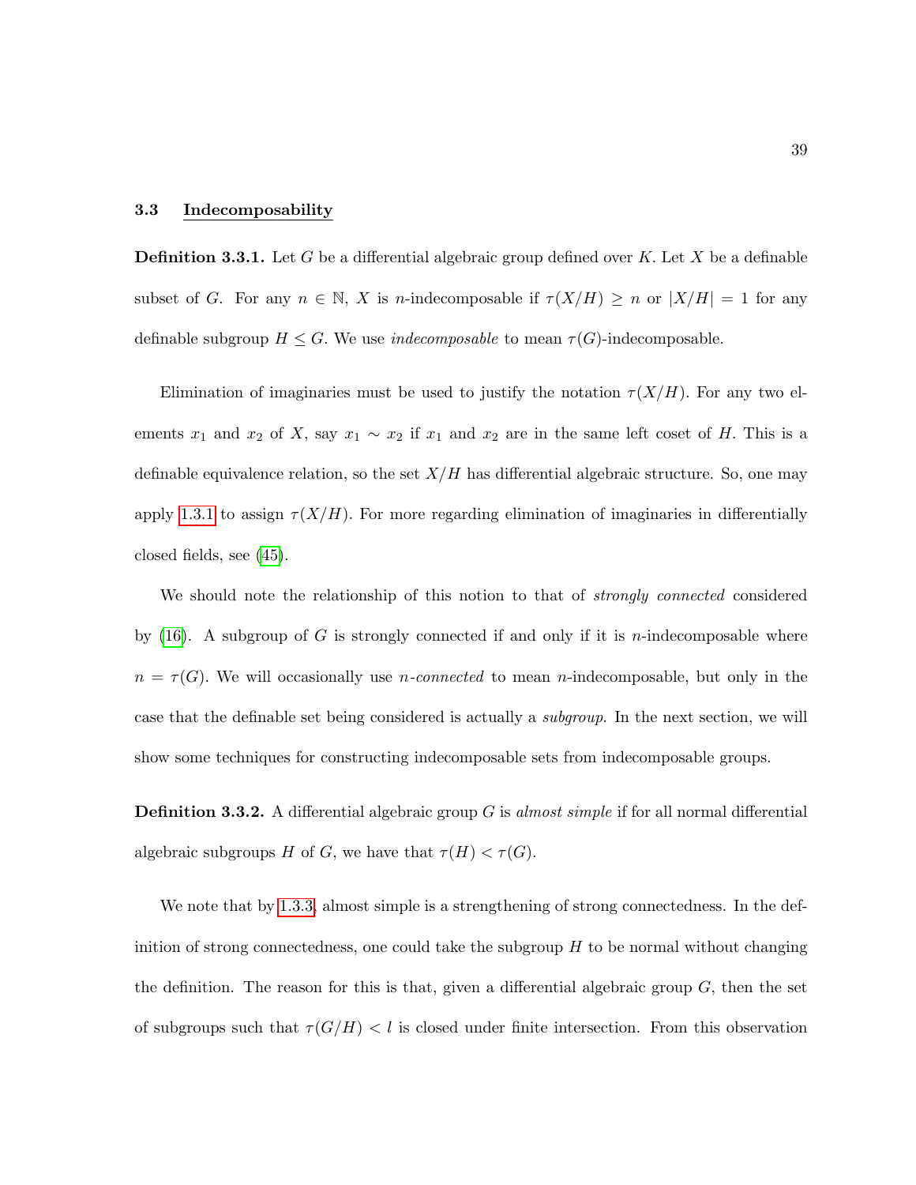### 3.3 Indecomposability

**Definition 3.3.1.** Let $G$ be a differential algebraic group defined over $K$. Let $X$ be a definable subset of $G$. For any $n \in \mathbb{N}$, $X$ is $n$-indecomposable if $\tau(X/H) \geq n$ or $|X/H| = 1$ for any definable subgroup $H \leq G$. We use *indecomposable* to mean $\tau(G)$-indecomposable.

Elimination of imaginaries must be used to justify the notation $\tau(X/H)$. For any two elements $x_1$ and $x_2$ of $X$, say $x_1 \sim x_2$ if $x_1$ and $x_2$ are in the same left coset of $H$. This is a definable equivalence relation, so the set $X/H$ has differential algebraic structure. So, one may apply 1.3.1 to assign $\tau(X/H)$. For more regarding elimination of imaginaries in differentially closed fields, see (45).

We should note the relationship of this notion to that of *strongly connected* considered by (16). A subgroup of $G$ is strongly connected if and only if it is $n$-indecomposable where $n = \tau(G)$. We will occasionally use *$n$-connected* to mean $n$-indecomposable, but only in the case that the definable set being considered is actually a *subgroup*. In the next section, we will show some techniques for constructing indecomposable sets from indecomposable groups.

**Definition 3.3.2.** A differential algebraic group $G$ is *almost simple* if for all normal differential algebraic subgroups $H$ of $G$, we have that $\tau(H) < \tau(G)$.

We note that by 1.3.3, almost simple is a strengthening of strong connectedness. In the definition of strong connectedness, one could take the subgroup $H$ to be normal without changing the definition. The reason for this is that, given a differential algebraic group $G$, then the set of subgroups such that $\tau(G/H) < l$ is closed under finite intersection. From this observation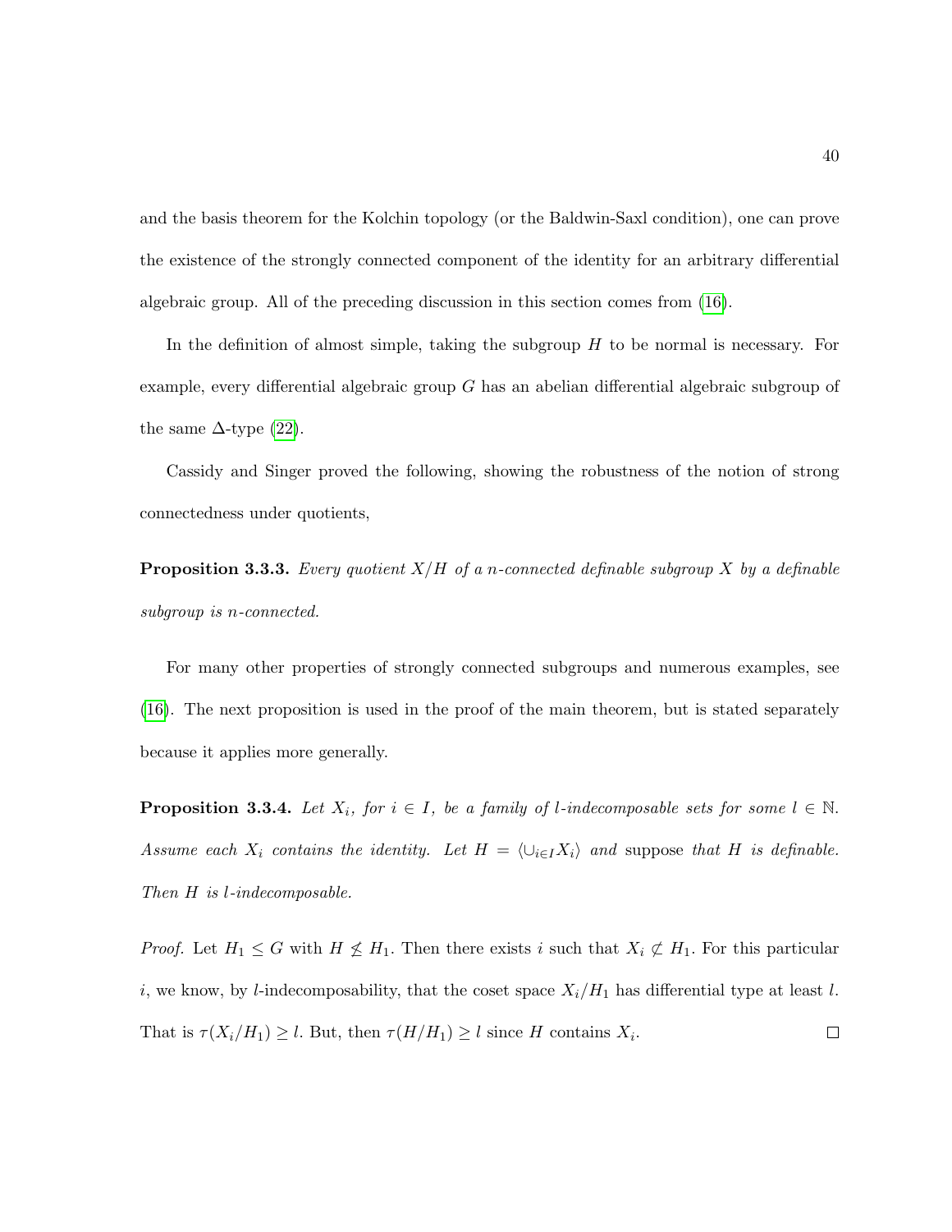and the basis theorem for the Kolchin topology (or the Baldwin-Saxl condition), one can prove the existence of the strongly connected component of the identity for an arbitrary differential algebraic group. All of the preceding discussion in this section comes from (16).

In the definition of almost simple, taking the subgroup $H$ to be normal is necessary. For example, every differential algebraic group $G$ has an abelian differential algebraic subgroup of the same $\Delta$-type (22).

Cassidy and Singer proved the following, showing the robustness of the notion of strong connectedness under quotients,

**Proposition 3.3.3.** *Every quotient $X/H$ of a $n$-connected definable subgroup $X$ by a definable subgroup is $n$-connected.*

For many other properties of strongly connected subgroups and numerous examples, see (16). The next proposition is used in the proof of the main theorem, but is stated separately because it applies more generally.

**Proposition 3.3.4.** *Let $X_i$, for $i \in I$, be a family of $l$-indecomposable sets for some $l \in \mathbb{N}$. Assume each $X_i$ contains the identity. Let $H = \langle \cup_{i \in I} X_i \rangle$ and* suppose *that $H$ is definable. Then $H$ is $l$-indecomposable.*

*Proof.* Let $H_1 \leq G$ with $H \not\leq H_1$. Then there exists $i$ such that $X_i \not\subset H_1$. For this particular $i$, we know, by $l$-indecomposability, that the coset space $X_i/H_1$ has differential type at least $l$. That is $\tau(X_i/H_1) \geq l$. But, then $\tau(H/H_1) \geq l$ since $H$ contains $X_i$. ∎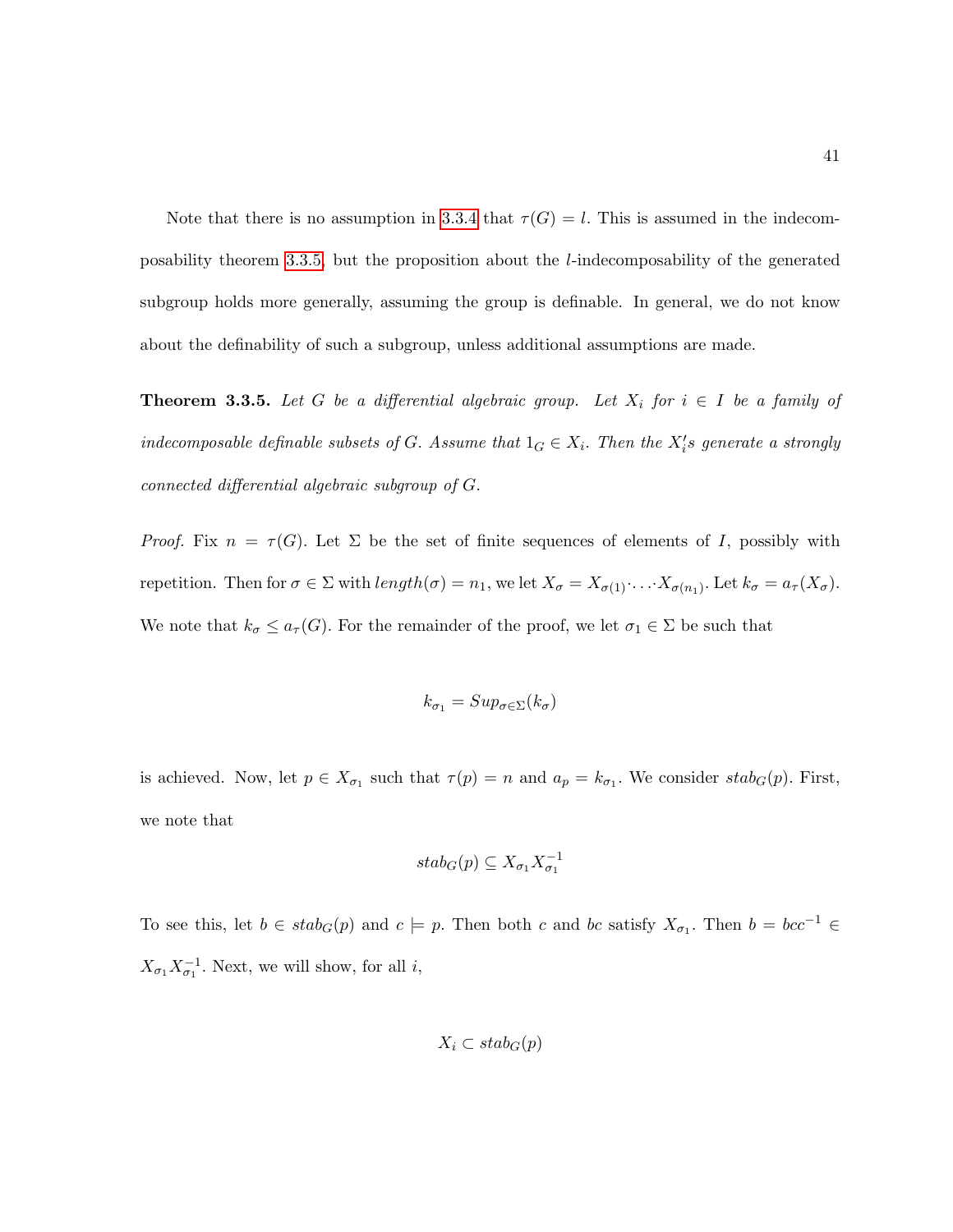Note that there is no assumption in 3.3.4 that $\tau(G) = l$. This is assumed in the indecomposability theorem 3.3.5, but the proposition about the $l$-indecomposability of the generated subgroup holds more generally, assuming the group is definable. In general, we do not know about the definability of such a subgroup, unless additional assumptions are made.

**Theorem 3.3.5.** *Let $G$ be a differential algebraic group. Let $X_i$ for $i \in I$ be a family of indecomposable definable subsets of $G$. Assume that $1_G \in X_i$. Then the $X_i's$ generate a strongly connected differential algebraic subgroup of $G$.*

*Proof.* Fix $n = \tau(G)$. Let $\Sigma$ be the set of finite sequences of elements of $I$, possibly with repetition. Then for $\sigma \in \Sigma$ with $length(\sigma) = n_1$, we let $X_\sigma = X_{\sigma(1)} \cdot \ldots \cdot X_{\sigma(n_1)}$. Let $k_\sigma = a_\tau(X_\sigma)$. We note that $k_\sigma \leq a_\tau(G)$. For the remainder of the proof, we let $\sigma_1 \in \Sigma$ be such that

$$k_{\sigma_1} = Sup_{\sigma \in \Sigma}(k_\sigma)$$

is achieved. Now, let $p \in X_{\sigma_1}$ such that $\tau(p) = n$ and $a_p = k_{\sigma_1}$. We consider $stab_G(p)$. First, we note that

$$stab_G(p) \subseteq X_{\sigma_1} X_{\sigma_1}^{-1}$$

To see this, let $b \in stab_G(p)$ and $c \models p$. Then both $c$ and $bc$ satisfy $X_{\sigma_1}$. Then $b = bcc^{-1} \in X_{\sigma_1} X_{\sigma_1}^{-1}$. Next, we will show, for all $i$,

$$X_i \subset stab_G(p)$$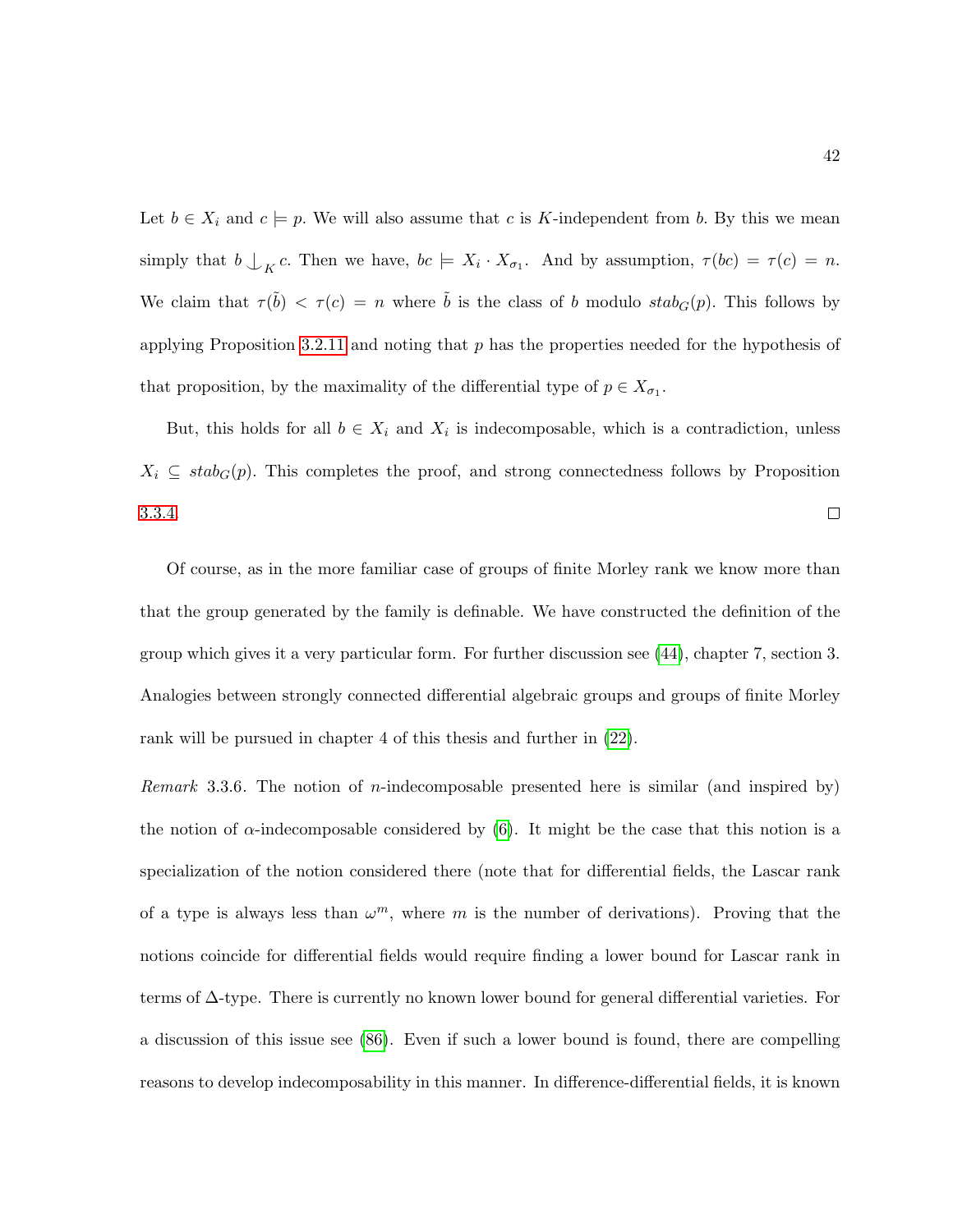Let $b \in X_i$ and $c \models p$. We will also assume that $c$ is $K$-independent from $b$. By this we mean simply that $b \mathop{\smile\hskip -0.9em ^| \ }_K c$. Then we have, $bc \models X_i \cdot X_{\sigma_1}$. And by assumption, $\tau(bc) = \tau(c) = n$. We claim that $\tau(\tilde{b}) < \tau(c) = n$ where $\tilde{b}$ is the class of $b$ modulo $stab_G(p)$. This follows by applying Proposition 3.2.11 and noting that $p$ has the properties needed for the hypothesis of that proposition, by the maximality of the differential type of $p \in X_{\sigma_1}$.

But, this holds for all $b \in X_i$ and $X_i$ is indecomposable, which is a contradiction, unless $X_i \subseteq stab_G(p)$. This completes the proof, and strong connectedness follows by Proposition 3.3.4. ∎

Of course, as in the more familiar case of groups of finite Morley rank we know more than that the group generated by the family is definable. We have constructed the definition of the group which gives it a very particular form. For further discussion see (44), chapter 7, section 3. Analogies between strongly connected differential algebraic groups and groups of finite Morley rank will be pursued in chapter 4 of this thesis and further in (22).

*Remark* 3.3.6. The notion of $n$-indecomposable presented here is similar (and inspired by) the notion of $\alpha$-indecomposable considered by (6). It might be the case that this notion is a specialization of the notion considered there (note that for differential fields, the Lascar rank of a type is always less than $\omega^m$, where $m$ is the number of derivations). Proving that the notions coincide for differential fields would require finding a lower bound for Lascar rank in terms of $\Delta$-type. There is currently no known lower bound for general differential varieties. For a discussion of this issue see (86). Even if such a lower bound is found, there are compelling reasons to develop indecomposability in this manner. In difference-differential fields, it is known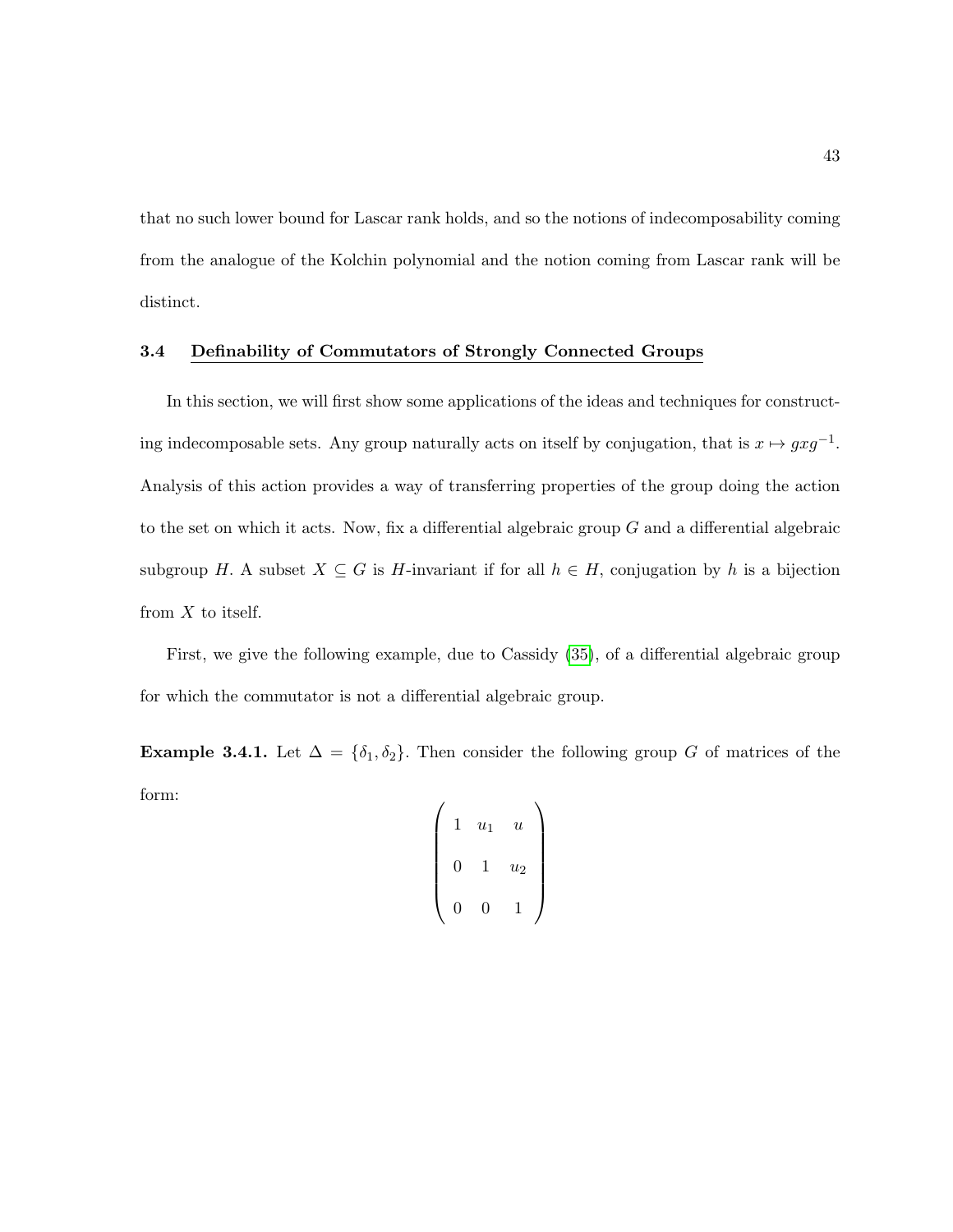that no such lower bound for Lascar rank holds, and so the notions of indecomposability coming from the analogue of the Kolchin polynomial and the notion coming from Lascar rank will be distinct.

### 3.4 Definability of Commutators of Strongly Connected Groups

In this section, we will first show some applications of the ideas and techniques for constructing indecomposable sets. Any group naturally acts on itself by conjugation, that is $x \mapsto gxg^{-1}$. Analysis of this action provides a way of transferring properties of the group doing the action to the set on which it acts. Now, fix a differential algebraic group $G$ and a differential algebraic subgroup $H$. A subset $X \subseteq G$ is $H$-invariant if for all $h \in H$, conjugation by $h$ is a bijection from $X$ to itself.

First, we give the following example, due to Cassidy (35), of a differential algebraic group for which the commutator is not a differential algebraic group.

**Example 3.4.1.** Let $\Delta = \{\delta_1, \delta_2\}$. Then consider the following group $G$ of matrices of the form:

$$\begin{pmatrix} 1 & u_1 & u \\ 0 & 1 & u_2 \\ 0 & 0 & 1 \end{pmatrix}$$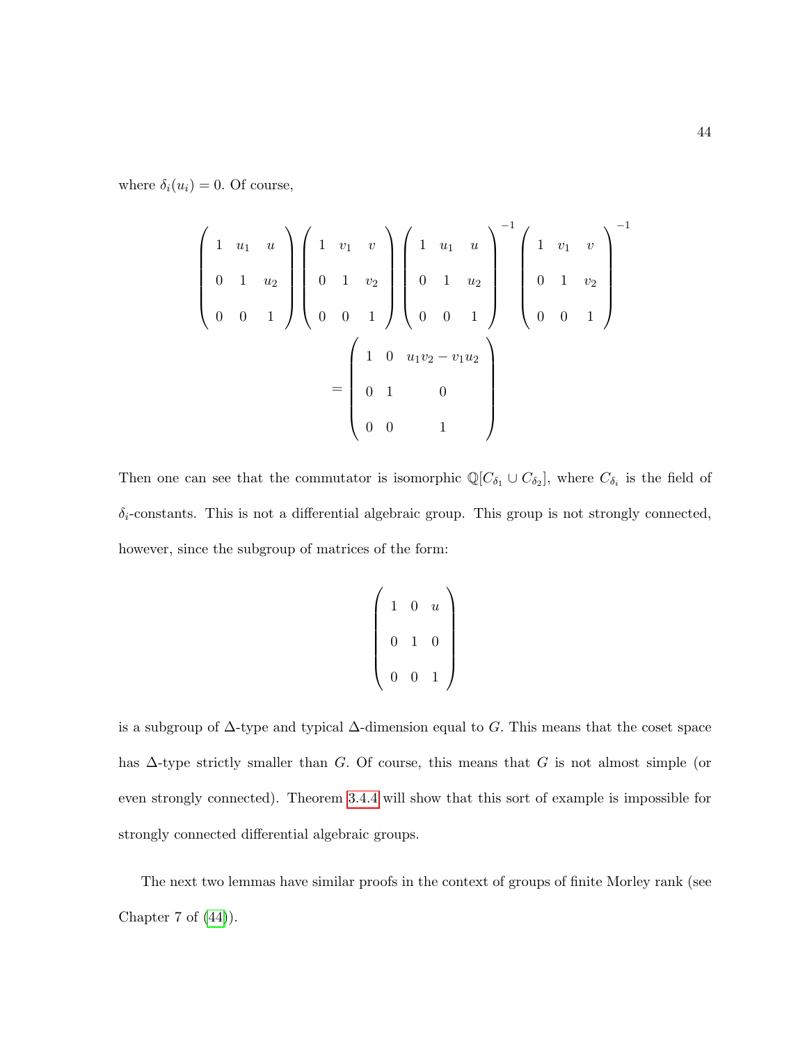where $\delta_i(u_i) = 0$. Of course,

$$\begin{pmatrix} 1 & u_1 & u \\ 0 & 1 & u_2 \\ 0 & 0 & 1 \end{pmatrix} \begin{pmatrix} 1 & v_1 & v \\ 0 & 1 & v_2 \\ 0 & 0 & 1 \end{pmatrix} \begin{pmatrix} 1 & u_1 & u \\ 0 & 1 & u_2 \\ 0 & 0 & 1 \end{pmatrix}^{-1} \begin{pmatrix} 1 & v_1 & v \\ 0 & 1 & v_2 \\ 0 & 0 & 1 \end{pmatrix}^{-1}$$

$$= \begin{pmatrix} 1 & 0 & u_1v_2 - v_1u_2 \\ 0 & 1 & 0 \\ 0 & 0 & 1 \end{pmatrix}$$

Then one can see that the commutator is isomorphic $\mathbb{Q}[C_{\delta_1} \cup C_{\delta_2}]$, where $C_{\delta_i}$ is the field of $\delta_i$-constants. This is not a differential algebraic group. This group is not strongly connected, however, since the subgroup of matrices of the form:

$$\begin{pmatrix} 1 & 0 & u \\ 0 & 1 & 0 \\ 0 & 0 & 1 \end{pmatrix}$$

is a subgroup of $\Delta$-type and typical $\Delta$-dimension equal to $G$. This means that the coset space has $\Delta$-type strictly smaller than $G$. Of course, this means that $G$ is not almost simple (or even strongly connected). Theorem 3.4.4 will show that this sort of example is impossible for strongly connected differential algebraic groups.

The next two lemmas have similar proofs in the context of groups of finite Morley rank (see Chapter 7 of (44)).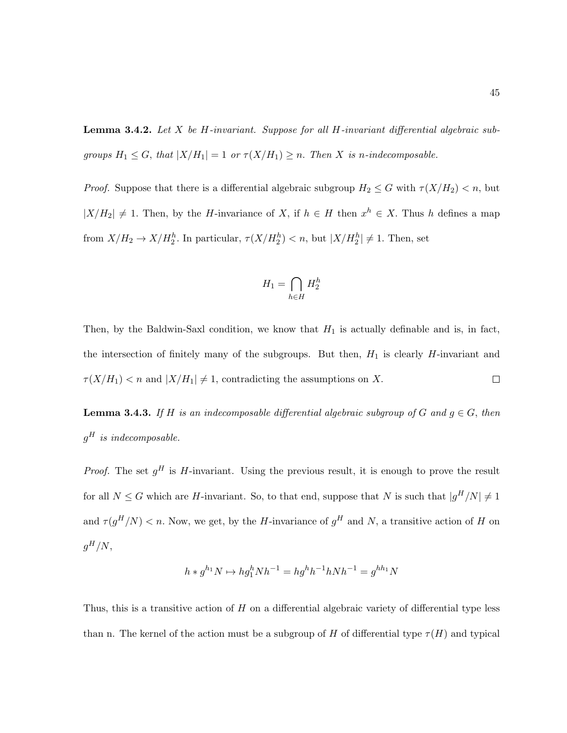**Lemma 3.4.2.** *Let $X$ be $H$-invariant. Suppose for all $H$-invariant differential algebraic subgroups $H_1 \leq G$, that $|X/H_1| = 1$ or $\tau(X/H_1) \geq n$. Then $X$ is $n$-indecomposable.*

*Proof.* Suppose that there is a differential algebraic subgroup $H_2 \leq G$ with $\tau(X/H_2) < n$, but $|X/H_2| \neq 1$. Then, by the $H$-invariance of $X$, if $h \in H$ then $x^h \in X$. Thus $h$ defines a map from $X/H_2 \to X/H_2^h$. In particular, $\tau(X/H_2^h) < n$, but $|X/H_2^h| \neq 1$. Then, set

$$H_1 = \bigcap_{h \in H} H_2^h$$

Then, by the Baldwin-Saxl condition, we know that $H_1$ is actually definable and is, in fact, the intersection of finitely many of the subgroups. But then, $H_1$ is clearly $H$-invariant and $\tau(X/H_1) < n$ and $|X/H_1| \neq 1$, contradicting the assumptions on $X$. $\square$

**Lemma 3.4.3.** *If $H$ is an indecomposable differential algebraic subgroup of $G$ and $g \in G$, then $g^H$ is indecomposable.*

*Proof.* The set $g^H$ is $H$-invariant. Using the previous result, it is enough to prove the result for all $N \leq G$ which are $H$-invariant. So, to that end, suppose that $N$ is such that $|g^H/N| \neq 1$ and $\tau(g^H/N) < n$. Now, we get, by the $H$-invariance of $g^H$ and $N$, a transitive action of $H$ on $g^H/N$,

$$h * g^{h_1}N \mapsto hg_1^hNh^{-1} = hg^hh^{-1}hNh^{-1} = g^{hh_1}N$$

Thus, this is a transitive action of $H$ on a differential algebraic variety of differential type less than n. The kernel of the action must be a subgroup of $H$ of differential type $\tau(H)$ and typical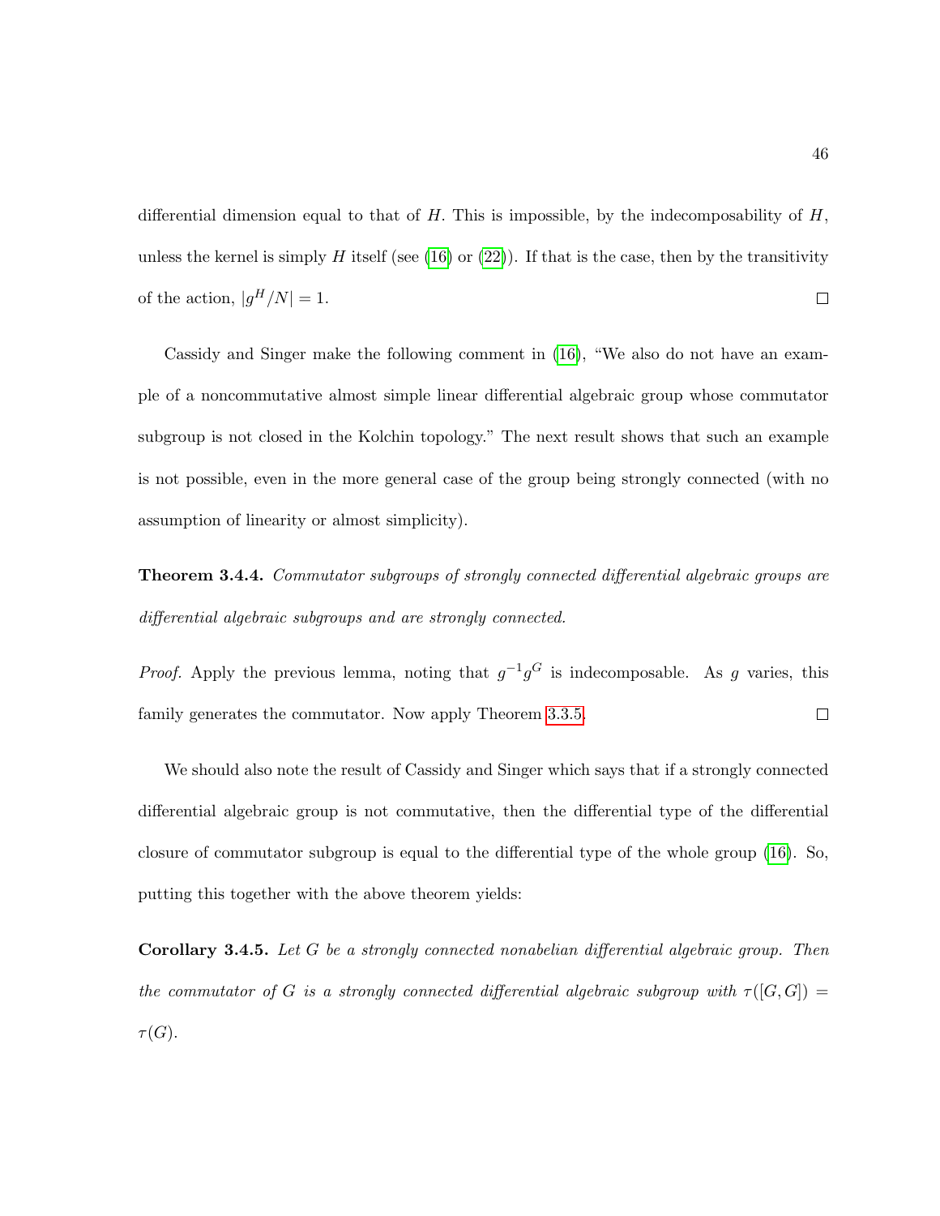differential dimension equal to that of $H$. This is impossible, by the indecomposability of $H$, unless the kernel is simply $H$ itself (see (16) or (22)). If that is the case, then by the transitivity of the action, $|g^H/N| = 1$. ◻

Cassidy and Singer make the following comment in (16), "We also do not have an example of a noncommutative almost simple linear differential algebraic group whose commutator subgroup is not closed in the Kolchin topology." The next result shows that such an example is not possible, even in the more general case of the group being strongly connected (with no assumption of linearity or almost simplicity).

**Theorem 3.4.4.** *Commutator subgroups of strongly connected differential algebraic groups are differential algebraic subgroups and are strongly connected.*

*Proof.* Apply the previous lemma, noting that $g^{-1}g^G$ is indecomposable. As $g$ varies, this family generates the commutator. Now apply Theorem 3.3.5. ◻

We should also note the result of Cassidy and Singer which says that if a strongly connected differential algebraic group is not commutative, then the differential type of the differential closure of commutator subgroup is equal to the differential type of the whole group (16). So, putting this together with the above theorem yields:

**Corollary 3.4.5.** *Let $G$ be a strongly connected nonabelian differential algebraic group. Then the commutator of $G$ is a strongly connected differential algebraic subgroup with $\tau([G,G]) = \tau(G)$.*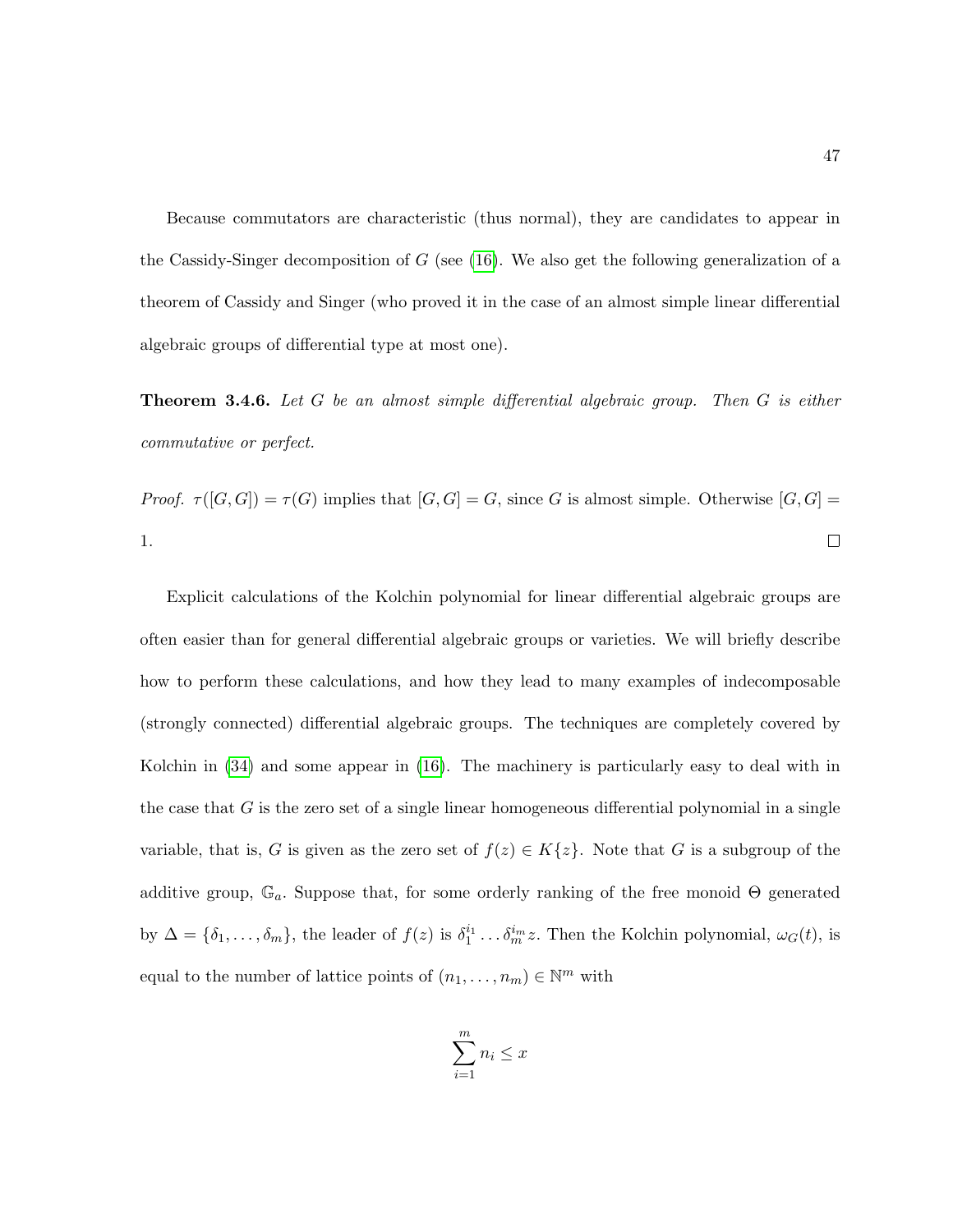Because commutators are characteristic (thus normal), they are candidates to appear in the Cassidy-Singer decomposition of $G$ (see (16). We also get the following generalization of a theorem of Cassidy and Singer (who proved it in the case of an almost simple linear differential algebraic groups of differential type at most one).

**Theorem 3.4.6.** *Let $G$ be an almost simple differential algebraic group. Then $G$ is either commutative or perfect.*

*Proof.* $\tau([G,G]) = \tau(G)$ implies that $[G,G] = G$, since $G$ is almost simple. Otherwise $[G,G] = 1$. □

Explicit calculations of the Kolchin polynomial for linear differential algebraic groups are often easier than for general differential algebraic groups or varieties. We will briefly describe how to perform these calculations, and how they lead to many examples of indecomposable (strongly connected) differential algebraic groups. The techniques are completely covered by Kolchin in (34) and some appear in (16). The machinery is particularly easy to deal with in the case that $G$ is the zero set of a single linear homogeneous differential polynomial in a single variable, that is, $G$ is given as the zero set of $f(z) \in K\{z\}$. Note that $G$ is a subgroup of the additive group, $\mathbb{G}_a$. Suppose that, for some orderly ranking of the free monoid $\Theta$ generated by $\Delta = \{\delta_1, \ldots, \delta_m\}$, the leader of $f(z)$ is $\delta_1^{i_1} \ldots \delta_m^{i_m} z$. Then the Kolchin polynomial, $\omega_G(t)$, is equal to the number of lattice points of $(n_1, \ldots, n_m) \in \mathbb{N}^m$ with

$$\sum_{i=1}^{m} n_i \leq x$$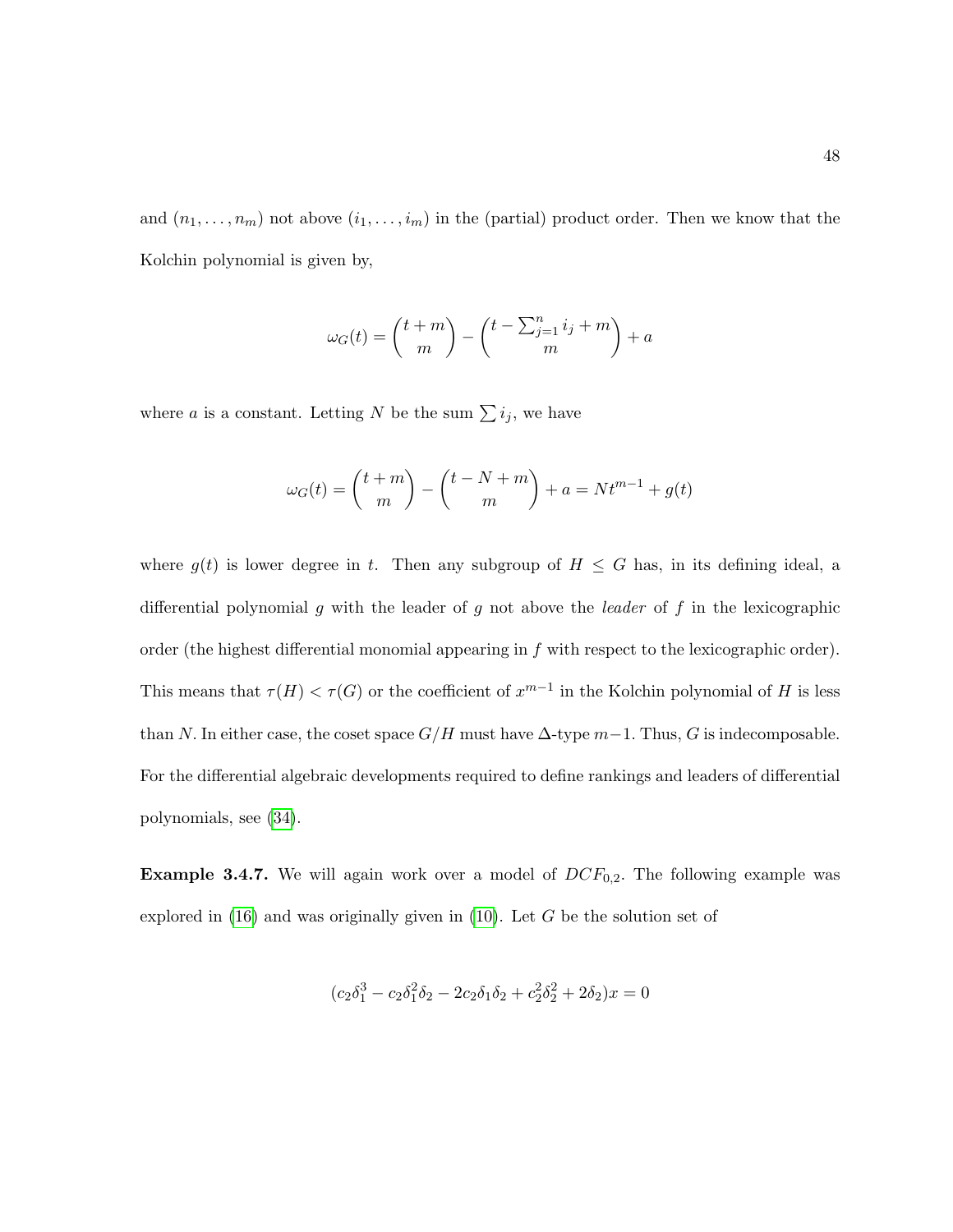and $(n_1, \ldots, n_m)$ not above $(i_1, \ldots, i_m)$ in the (partial) product order. Then we know that the Kolchin polynomial is given by,

$$\omega_G(t) = \binom{t+m}{m} - \binom{t - \sum_{j=1}^{n} i_j + m}{m} + a$$

where $a$ is a constant. Letting $N$ be the sum $\sum i_j$, we have

$$\omega_G(t) = \binom{t+m}{m} - \binom{t - N + m}{m} + a = Nt^{m-1} + g(t)$$

where $g(t)$ is lower degree in $t$. Then any subgroup of $H \leq G$ has, in its defining ideal, a differential polynomial $g$ with the leader of $g$ not above the *leader* of $f$ in the lexicographic order (the highest differential monomial appearing in $f$ with respect to the lexicographic order). This means that $\tau(H) < \tau(G)$ or the coefficient of $x^{m-1}$ in the Kolchin polynomial of $H$ is less than $N$. In either case, the coset space $G/H$ must have $\Delta$-type $m-1$. Thus, $G$ is indecomposable. For the differential algebraic developments required to define rankings and leaders of differential polynomials, see (34).

**Example 3.4.7.** We will again work over a model of $DCF_{0,2}$. The following example was explored in (16) and was originally given in (10). Let $G$ be the solution set of

$$(c_2\delta_1^3 - c_2\delta_1^2\delta_2 - 2c_2\delta_1\delta_2 + c_2^2\delta_2^2 + 2\delta_2)x = 0$$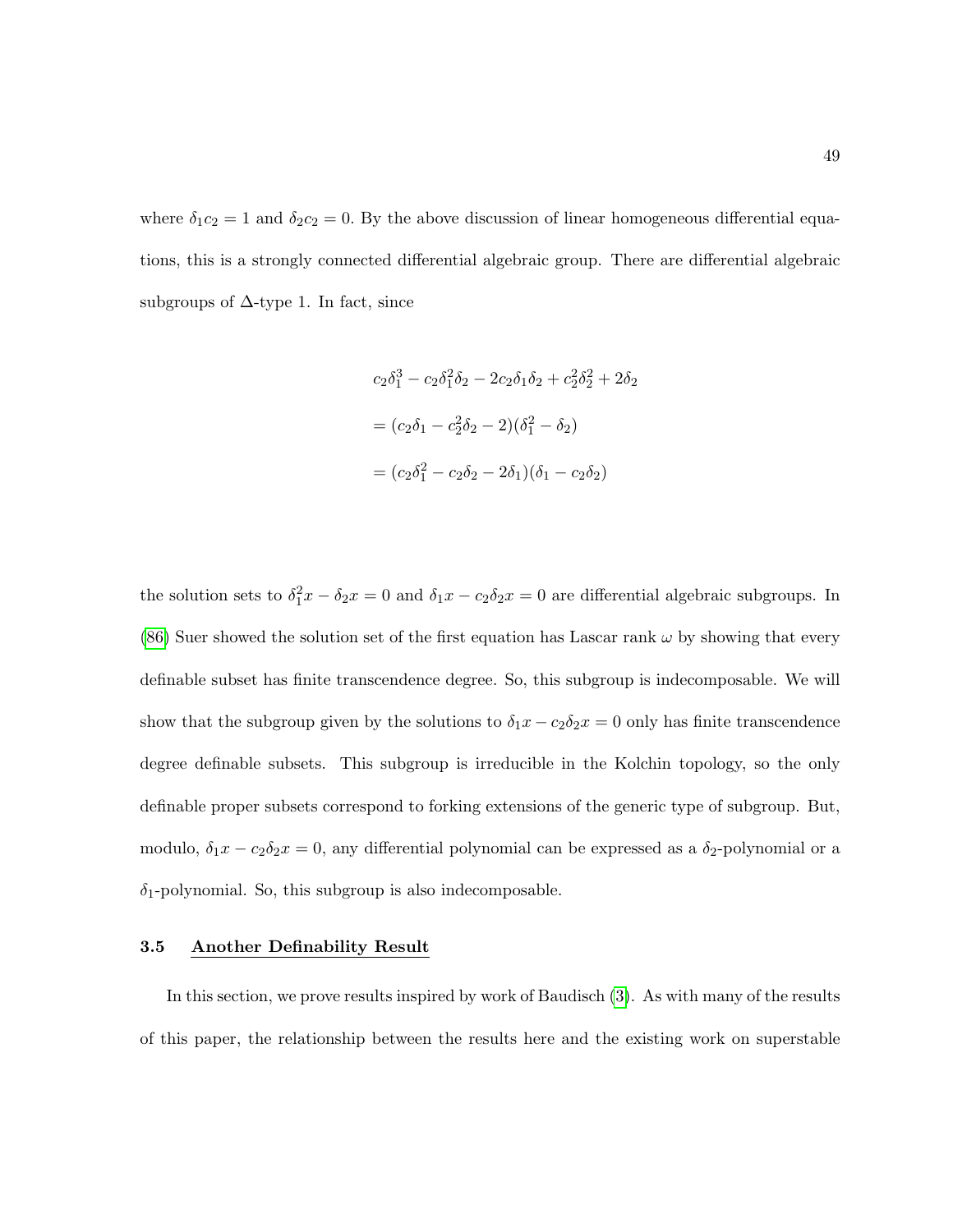where $\delta_1 c_2 = 1$ and $\delta_2 c_2 = 0$. By the above discussion of linear homogeneous differential equations, this is a strongly connected differential algebraic group. There are differential algebraic subgroups of $\Delta$-type 1. In fact, since

$$c_2\delta_1^3 - c_2\delta_1^2\delta_2 - 2c_2\delta_1\delta_2 + c_2^2\delta_2^2 + 2\delta_2$$

$$= (c_2\delta_1 - c_2^2\delta_2 - 2)(\delta_1^2 - \delta_2)$$

$$= (c_2\delta_1^2 - c_2\delta_2 - 2\delta_1)(\delta_1 - c_2\delta_2)$$

the solution sets to $\delta_1^2 x - \delta_2 x = 0$ and $\delta_1 x - c_2\delta_2 x = 0$ are differential algebraic subgroups. In (86) Suer showed the solution set of the first equation has Lascar rank $\omega$ by showing that every definable subset has finite transcendence degree. So, this subgroup is indecomposable. We will show that the subgroup given by the solutions to $\delta_1 x - c_2\delta_2 x = 0$ only has finite transcendence degree definable subsets. This subgroup is irreducible in the Kolchin topology, so the only definable proper subsets correspond to forking extensions of the generic type of subgroup. But, modulo, $\delta_1 x - c_2\delta_2 x = 0$, any differential polynomial can be expressed as a $\delta_2$-polynomial or a $\delta_1$-polynomial. So, this subgroup is also indecomposable.

### 3.5 Another Definability Result

In this section, we prove results inspired by work of Baudisch (3). As with many of the results of this paper, the relationship between the results here and the existing work on superstable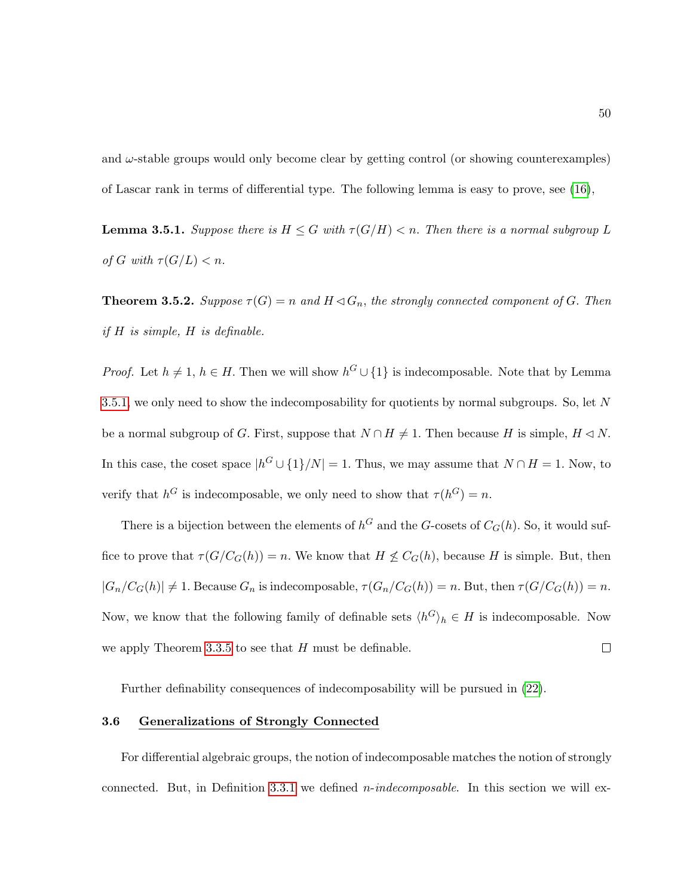and $\omega$-stable groups would only become clear by getting control (or showing counterexamples) of Lascar rank in terms of differential type. The following lemma is easy to prove, see (16),

**Lemma 3.5.1.** *Suppose there is $H \leq G$ with $\tau(G/H) < n$. Then there is a normal subgroup $L$ of $G$ with $\tau(G/L) < n$.*

**Theorem 3.5.2.** *Suppose $\tau(G) = n$ and $H \lhd G_n$, the strongly connected component of $G$. Then if $H$ is simple, $H$ is definable.*

*Proof.* Let $h \neq 1$, $h \in H$. Then we will show $h^G \cup \{1\}$ is indecomposable. Note that by Lemma 3.5.1, we only need to show the indecomposability for quotients by normal subgroups. So, let $N$ be a normal subgroup of $G$. First, suppose that $N \cap H \neq 1$. Then because $H$ is simple, $H \lhd N$. In this case, the coset space $|h^G \cup \{1\}/N| = 1$. Thus, we may assume that $N \cap H = 1$. Now, to verify that $h^G$ is indecomposable, we only need to show that $\tau(h^G) = n$.

There is a bijection between the elements of $h^G$ and the $G$-cosets of $C_G(h)$. So, it would suffice to prove that $\tau(G/C_G(h)) = n$. We know that $H \not\leq C_G(h)$, because $H$ is simple. But, then $|G_n/C_G(h)| \neq 1$. Because $G_n$ is indecomposable, $\tau(G_n/C_G(h)) = n$. But, then $\tau(G/C_G(h)) = n$. Now, we know that the following family of definable sets $\langle h^G \rangle_h \in H$ is indecomposable. Now we apply Theorem 3.3.5 to see that $H$ must be definable. ☐

Further definability consequences of indecomposability will be pursued in (22).

### 3.6 Generalizations of Strongly Connected

For differential algebraic groups, the notion of indecomposable matches the notion of strongly connected. But, in Definition 3.3.1 we defined *n-indecomposable*. In this section we will ex-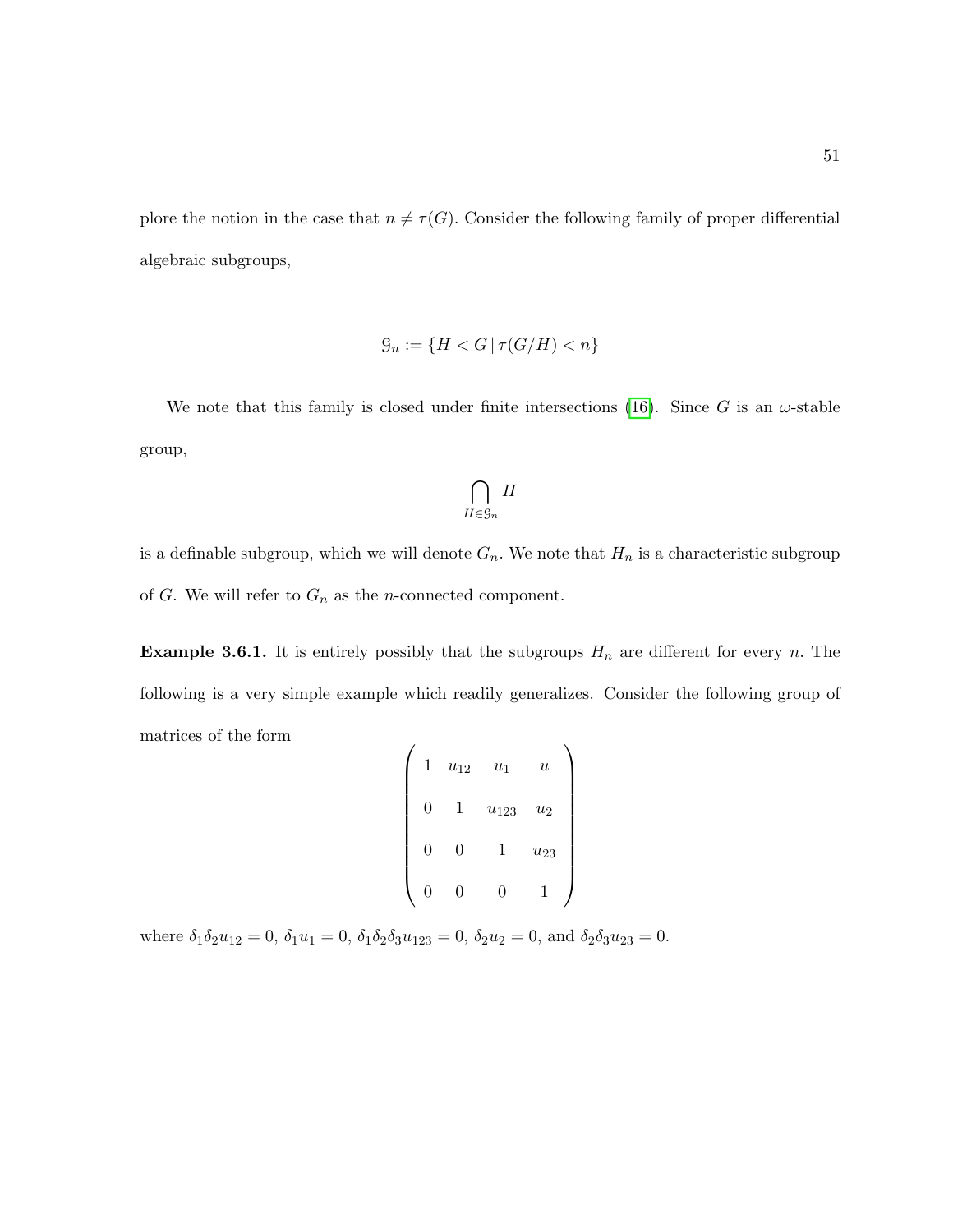plore the notion in the case that $n \neq \tau(G)$. Consider the following family of proper differential algebraic subgroups,

$$\mathcal{G}_n := \{H < G \,|\, \tau(G/H) < n\}$$

We note that this family is closed under finite intersections (16). Since $G$ is an $\omega$-stable group,

$$\bigcap_{H \in \mathcal{G}_n} H$$

is a definable subgroup, which we will denote $G_n$. We note that $H_n$ is a characteristic subgroup of $G$. We will refer to $G_n$ as the $n$-connected component.

**Example 3.6.1.** It is entirely possibly that the subgroups $H_n$ are different for every $n$. The following is a very simple example which readily generalizes. Consider the following group of matrices of the form

$$\begin{pmatrix} 1 & u_{12} & u_1 & u \\ 0 & 1 & u_{123} & u_2 \\ 0 & 0 & 1 & u_{23} \\ 0 & 0 & 0 & 1 \end{pmatrix}$$

where $\delta_1\delta_2 u_{12} = 0$, $\delta_1 u_1 = 0$, $\delta_1\delta_2\delta_3 u_{123} = 0$, $\delta_2 u_2 = 0$, and $\delta_2\delta_3 u_{23} = 0$.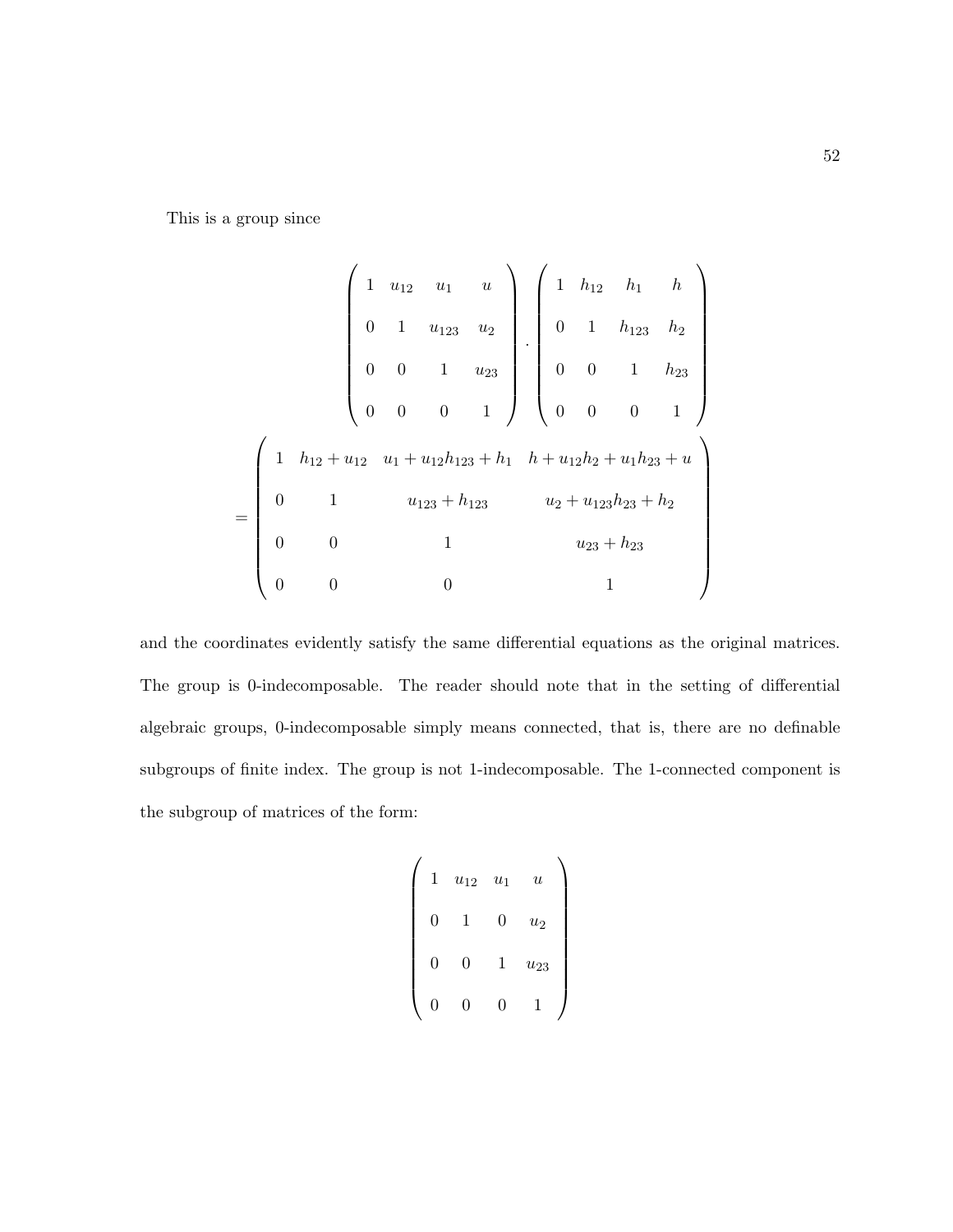This is a group since

$$
\begin{pmatrix}
1 & u_{12} & u_1 & u \\
0 & 1 & u_{123} & u_2 \\
0 & 0 & 1 & u_{23} \\
0 & 0 & 0 & 1
\end{pmatrix}
\cdot
\begin{pmatrix}
1 & h_{12} & h_1 & h \\
0 & 1 & h_{123} & h_2 \\
0 & 0 & 1 & h_{23} \\
0 & 0 & 0 & 1
\end{pmatrix}
$$

$$
= \begin{pmatrix}
1 & h_{12} + u_{12} & u_1 + u_{12}h_{123} + h_1 & h + u_{12}h_2 + u_1 h_{23} + u \\
0 & 1 & u_{123} + h_{123} & u_2 + u_{123}h_{23} + h_2 \\
0 & 0 & 1 & u_{23} + h_{23} \\
0 & 0 & 0 & 1
\end{pmatrix}
$$

and the coordinates evidently satisfy the same differential equations as the original matrices. The group is 0-indecomposable. The reader should note that in the setting of differential algebraic groups, 0-indecomposable simply means connected, that is, there are no definable subgroups of finite index. The group is not 1-indecomposable. The 1-connected component is the subgroup of matrices of the form:

$$
\begin{pmatrix}
1 & u_{12} & u_1 & u \\
0 & 1 & 0 & u_2 \\
0 & 0 & 1 & u_{23} \\
0 & 0 & 0 & 1
\end{pmatrix}
$$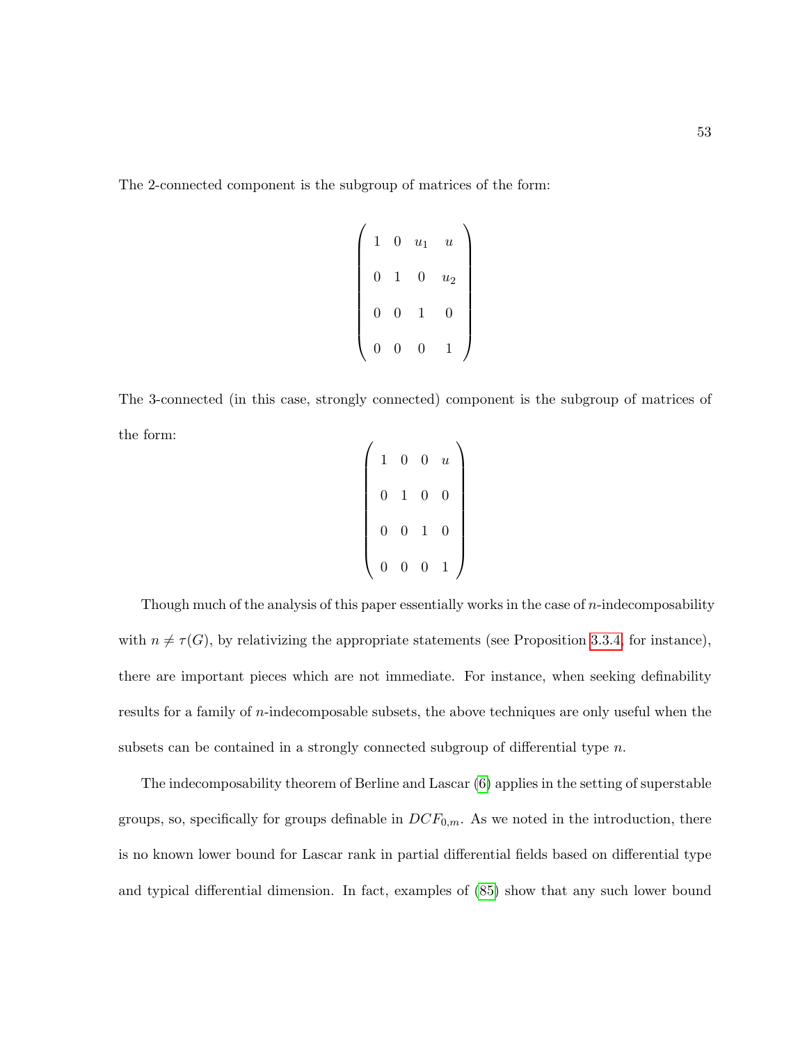The 2-connected component is the subgroup of matrices of the form:

$$
\begin{pmatrix}
1 & 0 & u_1 & u \\
0 & 1 & 0 & u_2 \\
0 & 0 & 1 & 0 \\
0 & 0 & 0 & 1
\end{pmatrix}
$$

The 3-connected (in this case, strongly connected) component is the subgroup of matrices of the form:

$$
\begin{pmatrix}
1 & 0 & 0 & u \\
0 & 1 & 0 & 0 \\
0 & 0 & 1 & 0 \\
0 & 0 & 0 & 1
\end{pmatrix}
$$

Though much of the analysis of this paper essentially works in the case of $n$-indecomposability with $n \neq \tau(G)$, by relativizing the appropriate statements (see Proposition 3.3.4 for instance), there are important pieces which are not immediate. For instance, when seeking definability results for a family of $n$-indecomposable subsets, the above techniques are only useful when the subsets can be contained in a strongly connected subgroup of differential type $n$.

The indecomposability theorem of Berline and Lascar (6) applies in the setting of superstable groups, so, specifically for groups definable in $DCF_{0,m}$. As we noted in the introduction, there is no known lower bound for Lascar rank in partial differential fields based on differential type and typical differential dimension. In fact, examples of (85) show that any such lower bound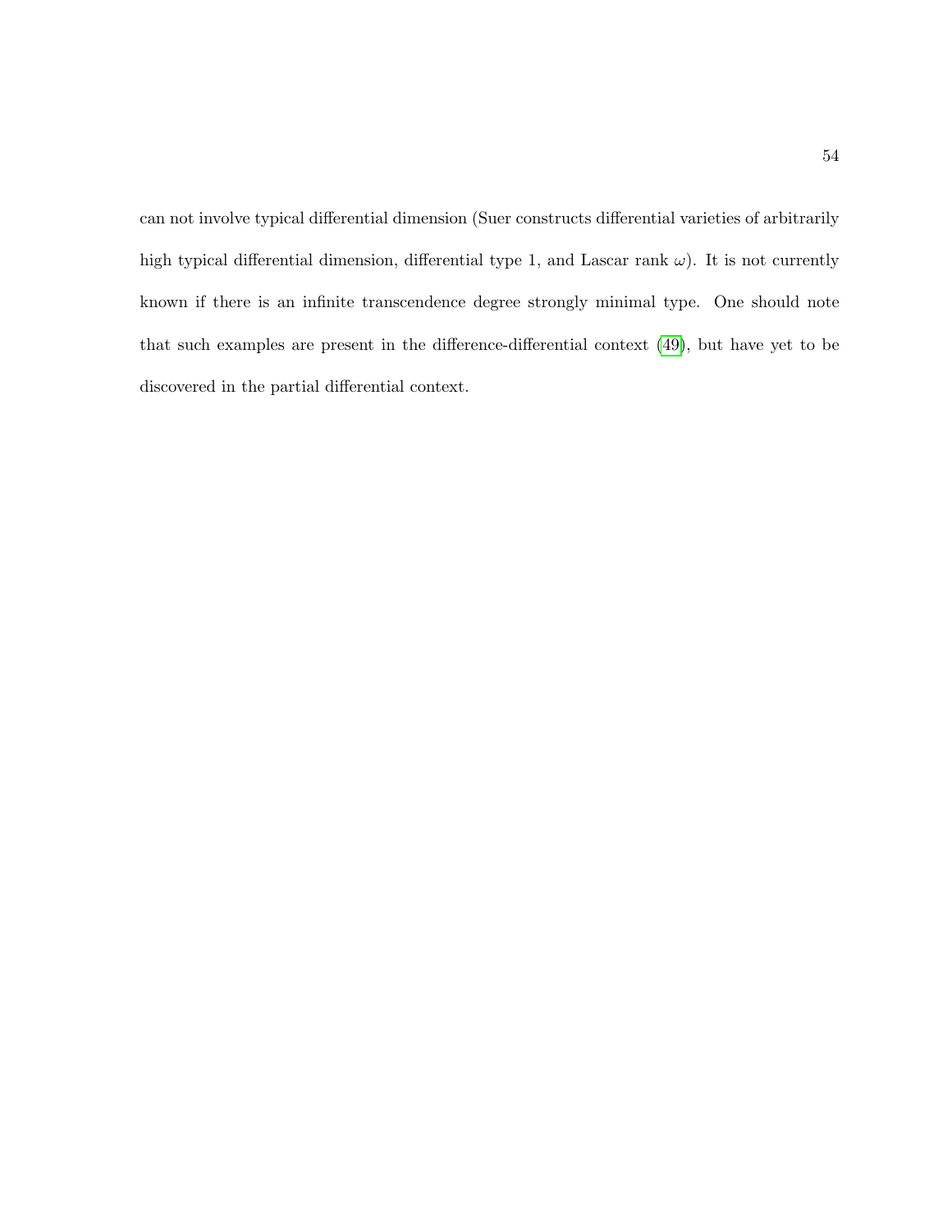can not involve typical differential dimension (Suer constructs differential varieties of arbitrarily high typical differential dimension, differential type 1, and Lascar rank $\omega$). It is not currently known if there is an infinite transcendence degree strongly minimal type. One should note that such examples are present in the difference-differential context (49), but have yet to be discovered in the partial differential context.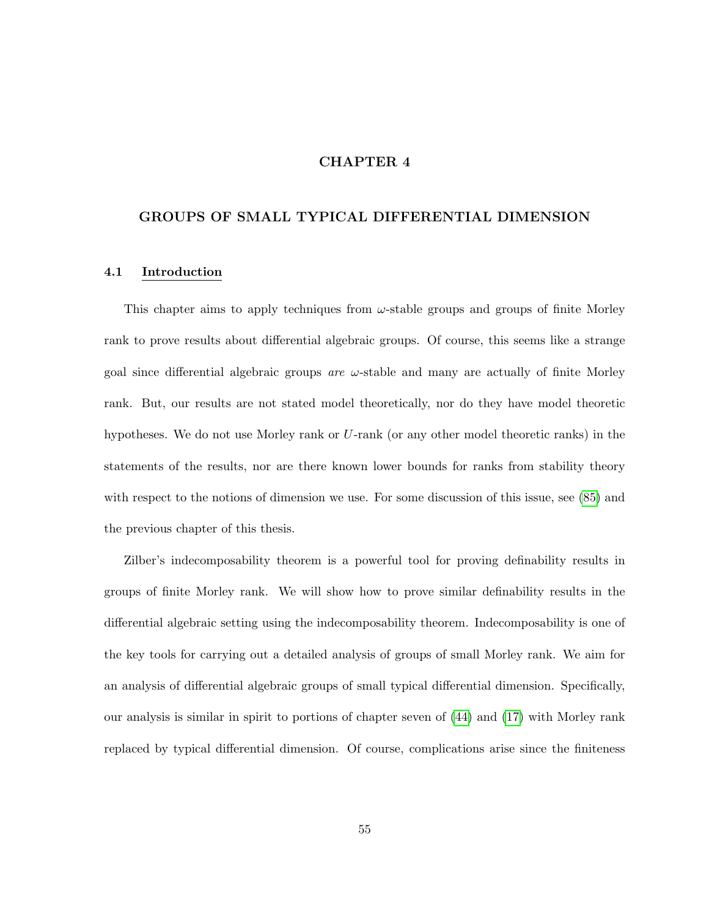# CHAPTER 4

## GROUPS OF SMALL TYPICAL DIFFERENTIAL DIMENSION

### 4.1 Introduction

This chapter aims to apply techniques from $\omega$-stable groups and groups of finite Morley rank to prove results about differential algebraic groups. Of course, this seems like a strange goal since differential algebraic groups *are* $\omega$-stable and many are actually of finite Morley rank. But, our results are not stated model theoretically, nor do they have model theoretic hypotheses. We do not use Morley rank or $U$-rank (or any other model theoretic ranks) in the statements of the results, nor are there known lower bounds for ranks from stability theory with respect to the notions of dimension we use. For some discussion of this issue, see (85) and the previous chapter of this thesis.

Zilber's indecomposability theorem is a powerful tool for proving definability results in groups of finite Morley rank. We will show how to prove similar definability results in the differential algebraic setting using the indecomposability theorem. Indecomposability is one of the key tools for carrying out a detailed analysis of groups of small Morley rank. We aim for an analysis of differential algebraic groups of small typical differential dimension. Specifically, our analysis is similar in spirit to portions of chapter seven of (44) and (17) with Morley rank replaced by typical differential dimension. Of course, complications arise since the finiteness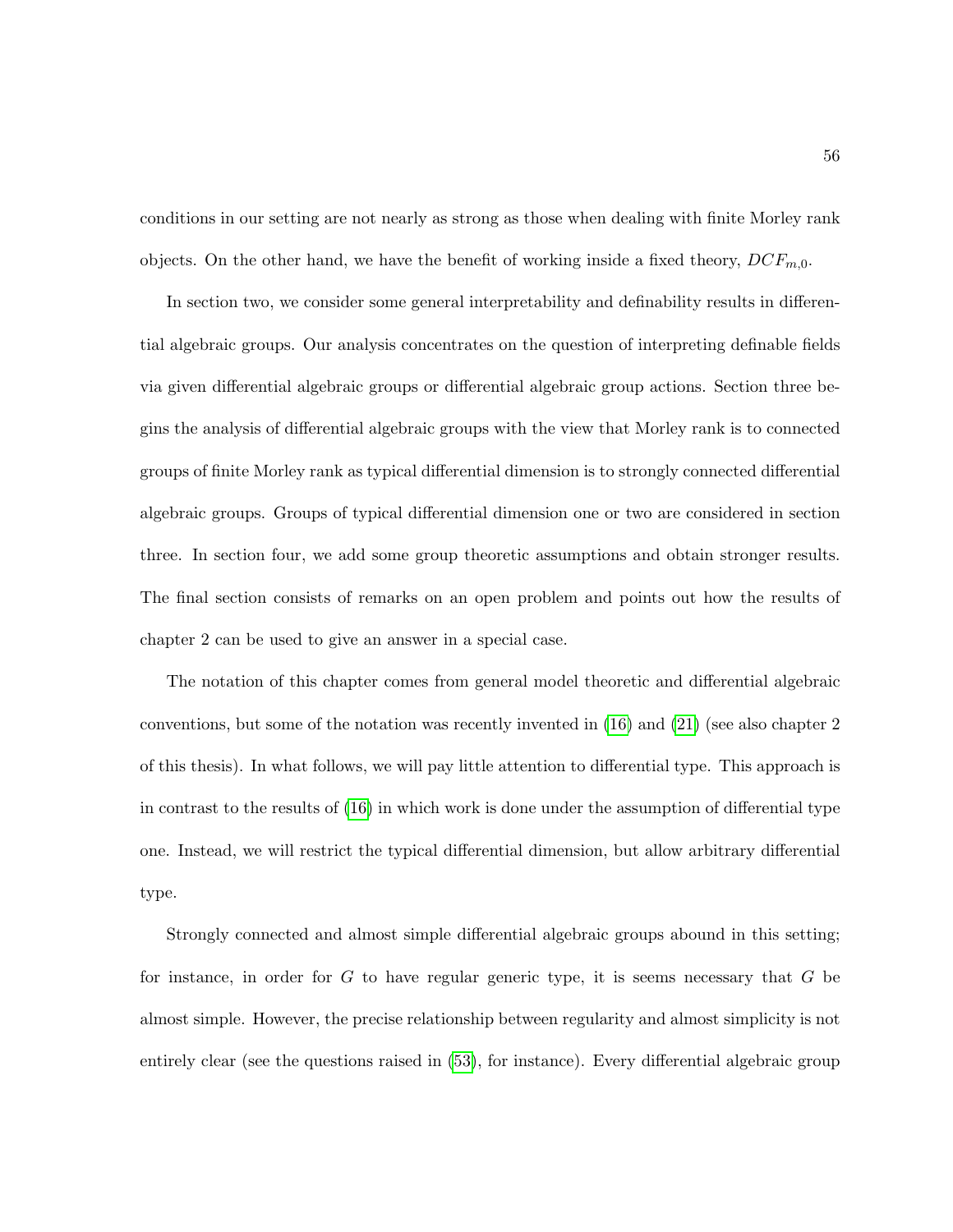conditions in our setting are not nearly as strong as those when dealing with finite Morley rank objects. On the other hand, we have the benefit of working inside a fixed theory, $DCF_{m,0}$.

In section two, we consider some general interpretability and definability results in differential algebraic groups. Our analysis concentrates on the question of interpreting definable fields via given differential algebraic groups or differential algebraic group actions. Section three begins the analysis of differential algebraic groups with the view that Morley rank is to connected groups of finite Morley rank as typical differential dimension is to strongly connected differential algebraic groups. Groups of typical differential dimension one or two are considered in section three. In section four, we add some group theoretic assumptions and obtain stronger results. The final section consists of remarks on an open problem and points out how the results of chapter 2 can be used to give an answer in a special case.

The notation of this chapter comes from general model theoretic and differential algebraic conventions, but some of the notation was recently invented in (16) and (21) (see also chapter 2 of this thesis). In what follows, we will pay little attention to differential type. This approach is in contrast to the results of (16) in which work is done under the assumption of differential type one. Instead, we will restrict the typical differential dimension, but allow arbitrary differential type.

Strongly connected and almost simple differential algebraic groups abound in this setting; for instance, in order for $G$ to have regular generic type, it is seems necessary that $G$ be almost simple. However, the precise relationship between regularity and almost simplicity is not entirely clear (see the questions raised in (53), for instance). Every differential algebraic group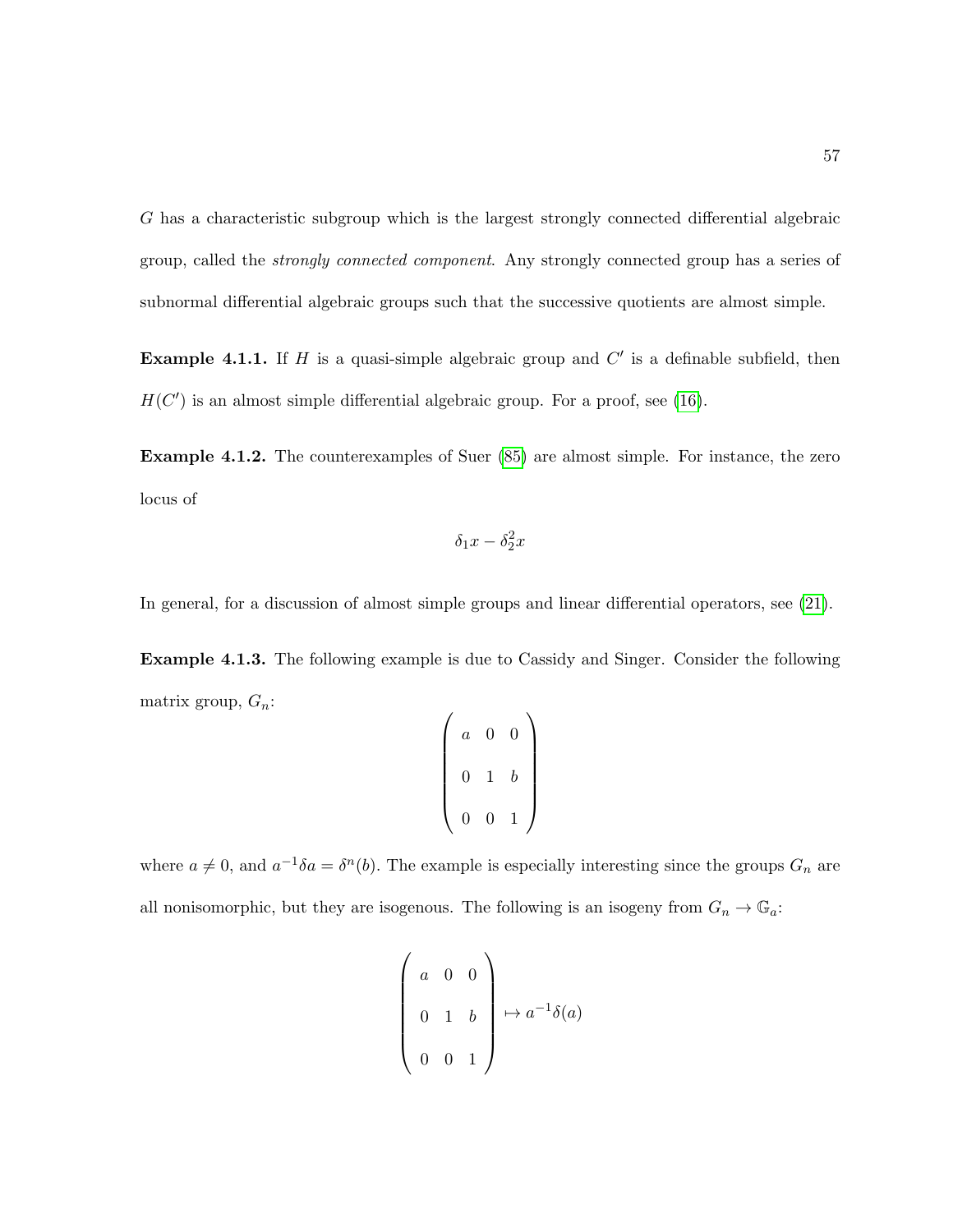$G$ has a characteristic subgroup which is the largest strongly connected differential algebraic group, called the *strongly connected component*. Any strongly connected group has a series of subnormal differential algebraic groups such that the successive quotients are almost simple.

**Example 4.1.1.** If $H$ is a quasi-simple algebraic group and $C'$ is a definable subfield, then $H(C')$ is an almost simple differential algebraic group. For a proof, see (16).

**Example 4.1.2.** The counterexamples of Suer (85) are almost simple. For instance, the zero locus of

$$\delta_1 x - \delta_2^2 x$$

In general, for a discussion of almost simple groups and linear differential operators, see (21).

**Example 4.1.3.** The following example is due to Cassidy and Singer. Consider the following matrix group, $G_n$:

$$\begin{pmatrix} a & 0 & 0 \\ 0 & 1 & b \\ 0 & 0 & 1 \end{pmatrix}$$

where $a \neq 0$, and $a^{-1}\delta a = \delta^n(b)$. The example is especially interesting since the groups $G_n$ are all nonisomorphic, but they are isogenous. The following is an isogeny from $G_n \to \mathbb{G}_a$:

$$\begin{pmatrix} a & 0 & 0 \\ 0 & 1 & b \\ 0 & 0 & 1 \end{pmatrix} \mapsto a^{-1}\delta(a)$$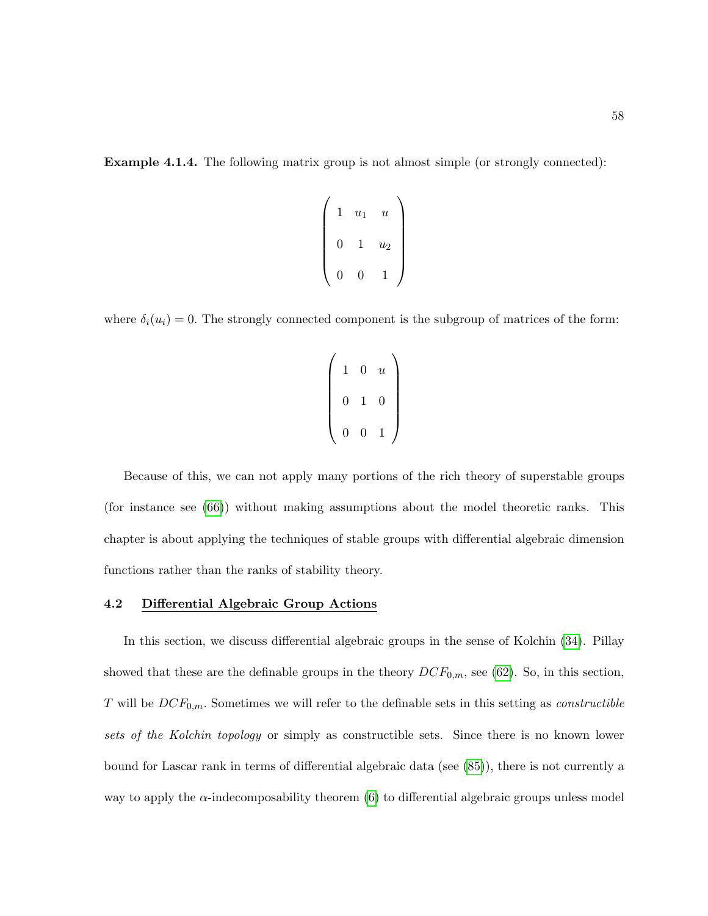**Example 4.1.4.** The following matrix group is not almost simple (or strongly connected):

$$\begin{pmatrix} 1 & u_1 & u \\ 0 & 1 & u_2 \\ 0 & 0 & 1 \end{pmatrix}$$

where $\delta_i(u_i) = 0$. The strongly connected component is the subgroup of matrices of the form:

$$\begin{pmatrix} 1 & 0 & u \\ 0 & 1 & 0 \\ 0 & 0 & 1 \end{pmatrix}$$

Because of this, we can not apply many portions of the rich theory of superstable groups (for instance see (66)) without making assumptions about the model theoretic ranks. This chapter is about applying the techniques of stable groups with differential algebraic dimension functions rather than the ranks of stability theory.

### 4.2 Differential Algebraic Group Actions

In this section, we discuss differential algebraic groups in the sense of Kolchin (34). Pillay showed that these are the definable groups in the theory $DCF_{0,m}$, see (62). So, in this section, $T$ will be $DCF_{0,m}$. Sometimes we will refer to the definable sets in this setting as *constructible sets of the Kolchin topology* or simply as constructible sets. Since there is no known lower bound for Lascar rank in terms of differential algebraic data (see (85)), there is not currently a way to apply the $\alpha$-indecomposability theorem (6) to differential algebraic groups unless model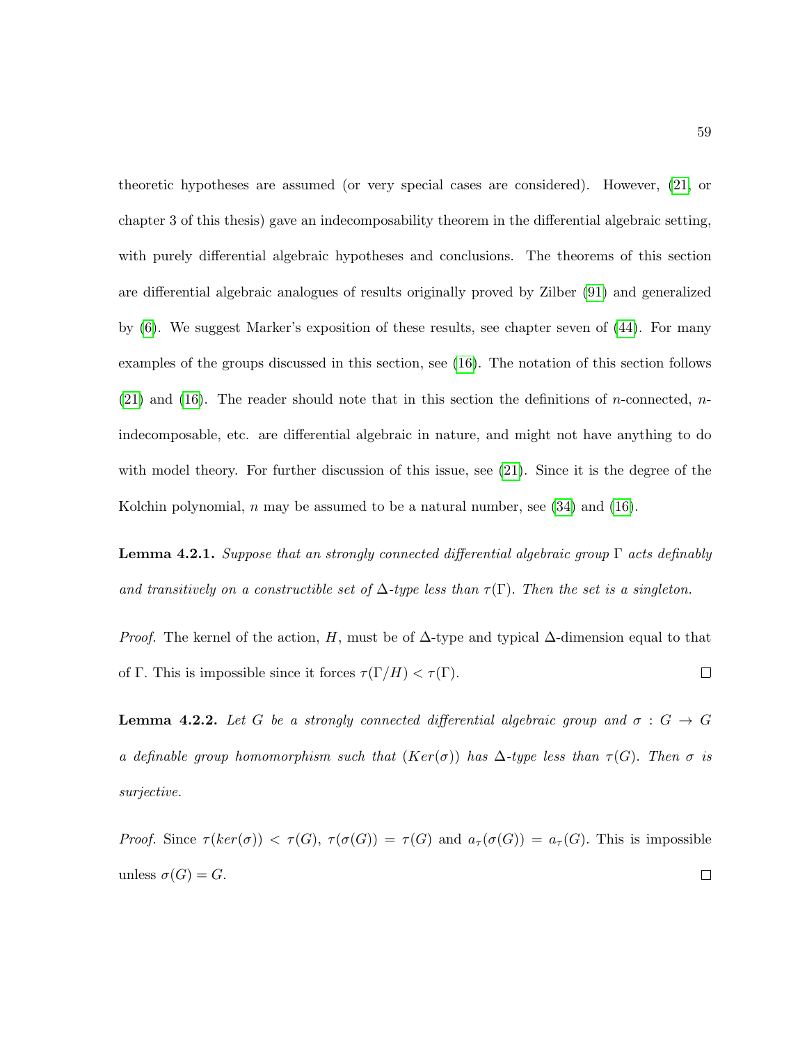theoretic hypotheses are assumed (or very special cases are considered). However, (21, or chapter 3 of this thesis) gave an indecomposability theorem in the differential algebraic setting, with purely differential algebraic hypotheses and conclusions. The theorems of this section are differential algebraic analogues of results originally proved by Zilber (91) and generalized by (6). We suggest Marker's exposition of these results, see chapter seven of (44). For many examples of the groups discussed in this section, see (16). The notation of this section follows (21) and (16). The reader should note that in this section the definitions of $n$-connected, $n$-indecomposable, etc. are differential algebraic in nature, and might not have anything to do with model theory. For further discussion of this issue, see (21). Since it is the degree of the Kolchin polynomial, $n$ may be assumed to be a natural number, see (34) and (16).

**Lemma 4.2.1.** *Suppose that an strongly connected differential algebraic group $\Gamma$ acts definably and transitively on a constructible set of $\Delta$-type less than $\tau(\Gamma)$. Then the set is a singleton.*

*Proof.* The kernel of the action, $H$, must be of $\Delta$-type and typical $\Delta$-dimension equal to that of $\Gamma$. This is impossible since it forces $\tau(\Gamma/H) < \tau(\Gamma)$. $\square$

**Lemma 4.2.2.** *Let $G$ be a strongly connected differential algebraic group and $\sigma : G \to G$ a definable group homomorphism such that $(Ker(\sigma))$ has $\Delta$-type less than $\tau(G)$. Then $\sigma$ is surjective.*

*Proof.* Since $\tau(ker(\sigma)) < \tau(G)$, $\tau(\sigma(G)) = \tau(G)$ and $a_\tau(\sigma(G)) = a_\tau(G)$. This is impossible unless $\sigma(G) = G$. $\square$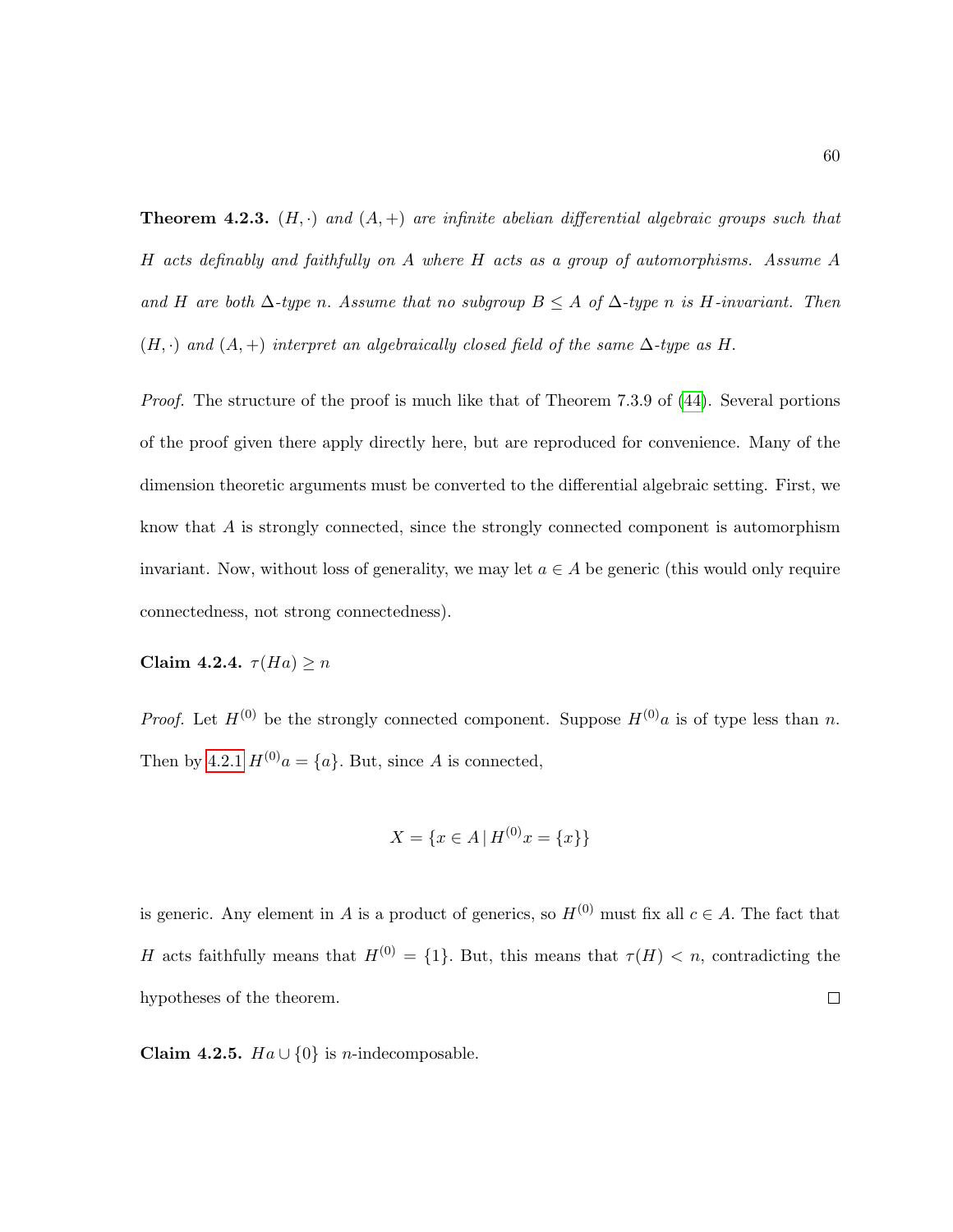**Theorem 4.2.3.** *$(H, \cdot)$ and $(A, +)$ are infinite abelian differential algebraic groups such that $H$ acts definably and faithfully on $A$ where $H$ acts as a group of automorphisms. Assume $A$ and $H$ are both $\Delta$-type $n$. Assume that no subgroup $B \leq A$ of $\Delta$-type $n$ is $H$-invariant. Then $(H, \cdot)$ and $(A, +)$ interpret an algebraically closed field of the same $\Delta$-type as $H$.*

*Proof.* The structure of the proof is much like that of Theorem 7.3.9 of (44). Several portions of the proof given there apply directly here, but are reproduced for convenience. Many of the dimension theoretic arguments must be converted to the differential algebraic setting. First, we know that $A$ is strongly connected, since the strongly connected component is automorphism invariant. Now, without loss of generality, we may let $a \in A$ be generic (this would only require connectedness, not strong connectedness).

**Claim 4.2.4.** $\tau(Ha) \geq n$

*Proof.* Let $H^{(0)}$ be the strongly connected component. Suppose $H^{(0)}a$ is of type less than $n$. Then by 4.2.1 $H^{(0)}a = \{a\}$. But, since $A$ is connected,

$$X = \{x \in A \mid H^{(0)}x = \{x\}\}$$

is generic. Any element in $A$ is a product of generics, so $H^{(0)}$ must fix all $c \in A$. The fact that $H$ acts faithfully means that $H^{(0)} = \{1\}$. But, this means that $\tau(H) < n$, contradicting the hypotheses of the theorem. $\square$

**Claim 4.2.5.** $Ha \cup \{0\}$ is $n$-indecomposable.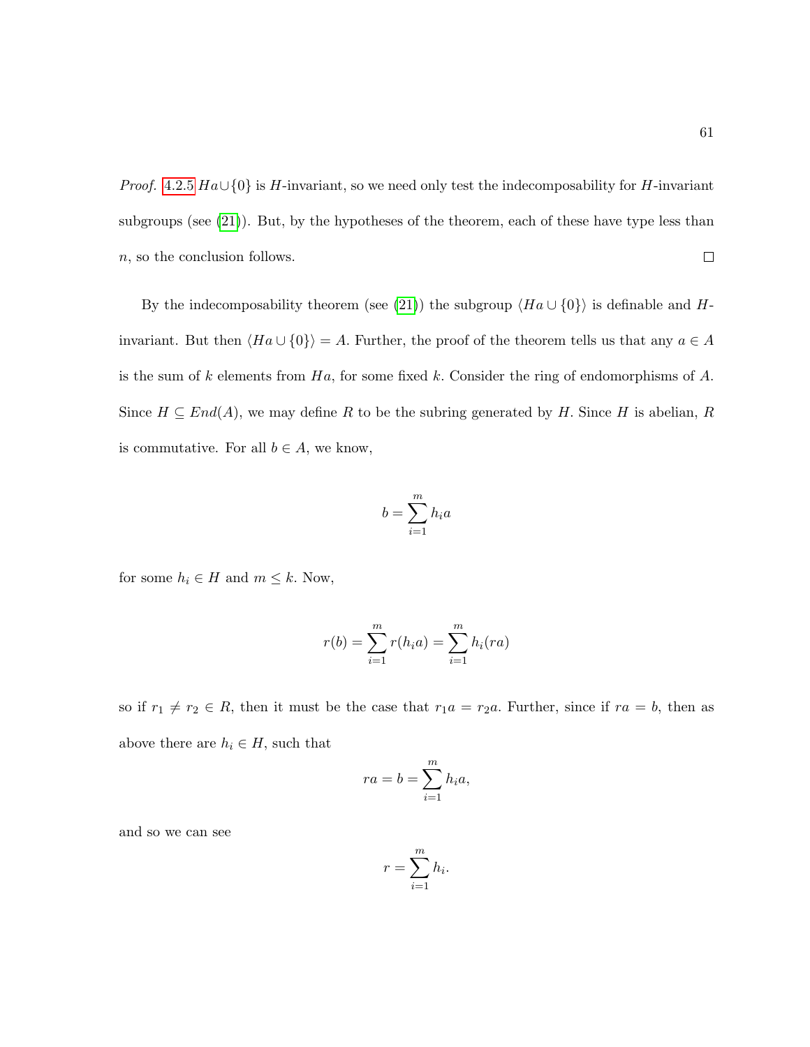*Proof.* 4.2.5 $Ha \cup \{0\}$ is $H$-invariant, so we need only test the indecomposability for $H$-invariant subgroups (see (21)). But, by the hypotheses of the theorem, each of these have type less than $n$, so the conclusion follows. □

By the indecomposability theorem (see (21)) the subgroup $\langle Ha \cup \{0\} \rangle$ is definable and $H$-invariant. But then $\langle Ha \cup \{0\} \rangle = A$. Further, the proof of the theorem tells us that any $a \in A$ is the sum of $k$ elements from $Ha$, for some fixed $k$. Consider the ring of endomorphisms of $A$. Since $H \subseteq End(A)$, we may define $R$ to be the subring generated by $H$. Since $H$ is abelian, $R$ is commutative. For all $b \in A$, we know,

$$b = \sum_{i=1}^{m} h_i a$$

for some $h_i \in H$ and $m \leq k$. Now,

$$r(b) = \sum_{i=1}^{m} r(h_i a) = \sum_{i=1}^{m} h_i(ra)$$

so if $r_1 \neq r_2 \in R$, then it must be the case that $r_1 a = r_2 a$. Further, since if $ra = b$, then as above there are $h_i \in H$, such that

$$ra = b = \sum_{i=1}^{m} h_i a,$$

and so we can see

$$r = \sum_{i=1}^{m} h_i.$$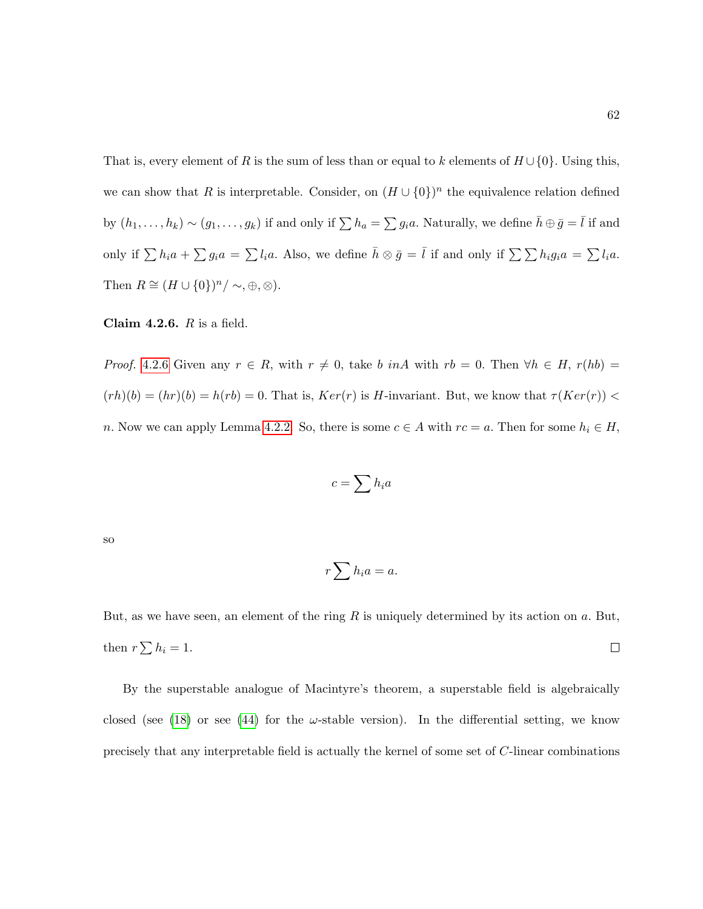That is, every element of $R$ is the sum of less than or equal to $k$ elements of $H \cup \{0\}$. Using this, we can show that $R$ is interpretable. Consider, on $(H \cup \{0\})^n$ the equivalence relation defined by $(h_1, \ldots, h_k) \sim (g_1, \ldots, g_k)$ if and only if $\sum h_a = \sum g_i a$. Naturally, we define $\bar{h} \oplus \bar{g} = \bar{l}$ if and only if $\sum h_i a + \sum g_i a = \sum l_i a$. Also, we define $\bar{h} \otimes \bar{g} = \bar{l}$ if and only if $\sum \sum h_i g_i a = \sum l_i a$. Then $R \cong (H \cup \{0\})^n / \sim, \oplus, \otimes)$.

**Claim 4.2.6.** *$R$ is a field.*

*Proof.* 4.2.6 Given any $r \in R$, with $r \neq 0$, take $b \ inA$ with $rb = 0$. Then $\forall h \in H$, $r(hb) = (rh)(b) = (hr)(b) = h(rb) = 0$. That is, $Ker(r)$ is $H$-invariant. But, we know that $\tau(Ker(r)) < n$. Now we can apply Lemma 4.2.2. So, there is some $c \in A$ with $rc = a$. Then for some $h_i \in H$,

$$c = \sum h_i a$$

so

$$r \sum h_i a = a.$$

But, as we have seen, an element of the ring $R$ is uniquely determined by its action on $a$. But, then $r \sum h_i = 1$. $\square$

By the superstable analogue of Macintyre's theorem, a superstable field is algebraically closed (see (18) or see (44) for the $\omega$-stable version). In the differential setting, we know precisely that any interpretable field is actually the kernel of some set of $C$-linear combinations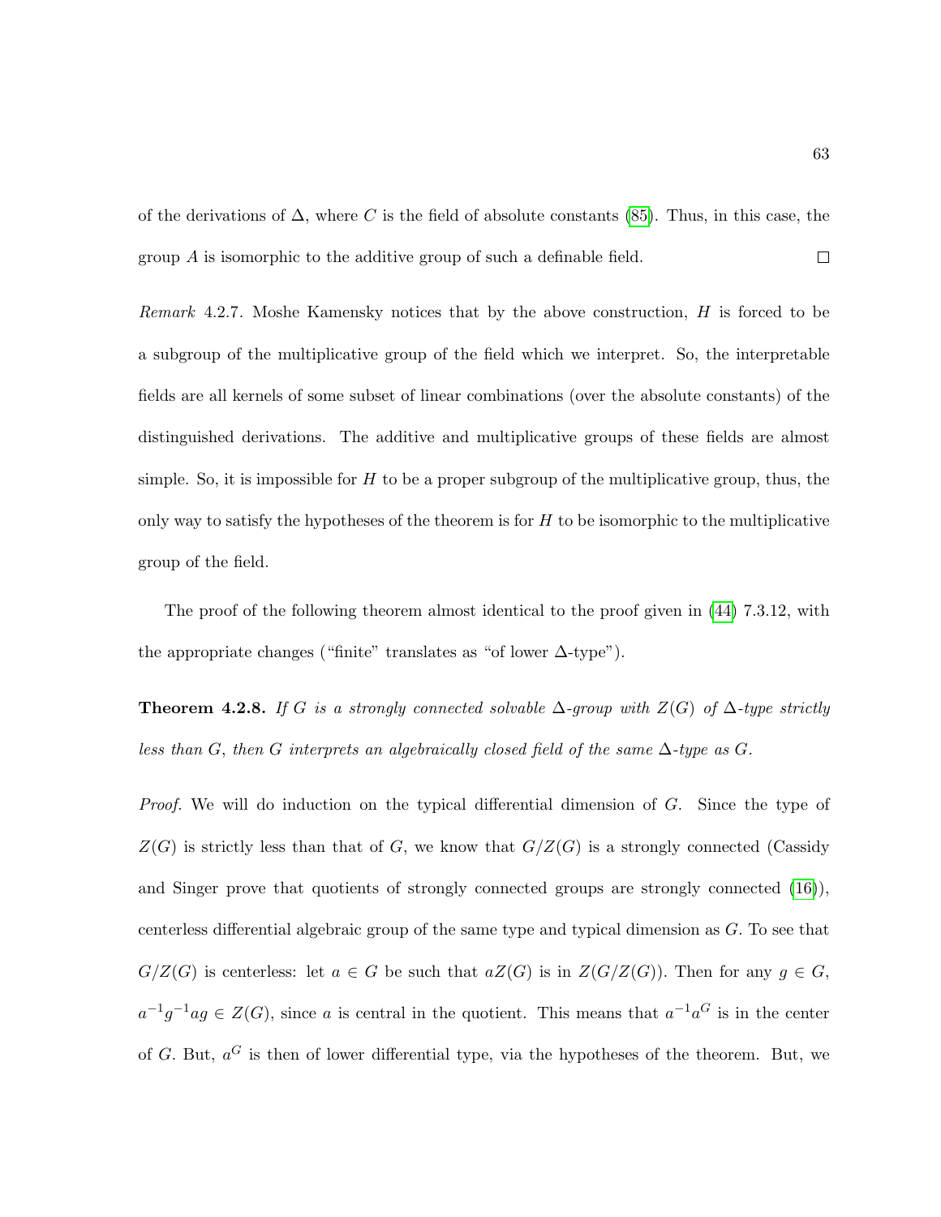of the derivations of $\Delta$, where $C$ is the field of absolute constants (85). Thus, in this case, the group $A$ is isomorphic to the additive group of such a definable field. $\square$

*Remark* 4.2.7. Moshe Kamensky notices that by the above construction, $H$ is forced to be a subgroup of the multiplicative group of the field which we interpret. So, the interpretable fields are all kernels of some subset of linear combinations (over the absolute constants) of the distinguished derivations. The additive and multiplicative groups of these fields are almost simple. So, it is impossible for $H$ to be a proper subgroup of the multiplicative group, thus, the only way to satisfy the hypotheses of the theorem is for $H$ to be isomorphic to the multiplicative group of the field.

The proof of the following theorem almost identical to the proof given in (44) 7.3.12, with the appropriate changes ("finite" translates as "of lower $\Delta$-type").

**Theorem 4.2.8.** *If $G$ is a strongly connected solvable $\Delta$-group with $Z(G)$ of $\Delta$-type strictly less than $G$, then $G$ interprets an algebraically closed field of the same $\Delta$-type as $G$.*

*Proof.* We will do induction on the typical differential dimension of $G$. Since the type of $Z(G)$ is strictly less than that of $G$, we know that $G/Z(G)$ is a strongly connected (Cassidy and Singer prove that quotients of strongly connected groups are strongly connected (16)), centerless differential algebraic group of the same type and typical dimension as $G$. To see that $G/Z(G)$ is centerless: let $a \in G$ be such that $aZ(G)$ is in $Z(G/Z(G))$. Then for any $g \in G$, $a^{-1}g^{-1}ag \in Z(G)$, since $a$ is central in the quotient. This means that $a^{-1}a^G$ is in the center of $G$. But, $a^G$ is then of lower differential type, via the hypotheses of the theorem. But, we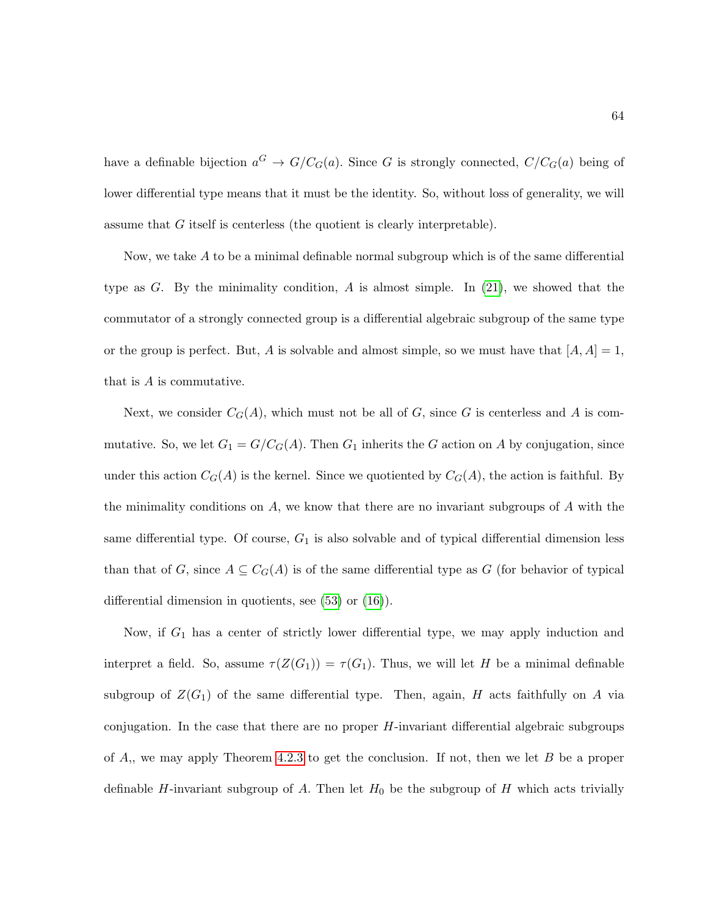have a definable bijection $a^G \to G/C_G(a)$. Since $G$ is strongly connected, $C/C_G(a)$ being of lower differential type means that it must be the identity. So, without loss of generality, we will assume that $G$ itself is centerless (the quotient is clearly interpretable).

Now, we take $A$ to be a minimal definable normal subgroup which is of the same differential type as $G$. By the minimality condition, $A$ is almost simple. In (21), we showed that the commutator of a strongly connected group is a differential algebraic subgroup of the same type or the group is perfect. But, $A$ is solvable and almost simple, so we must have that $[A, A] = 1$, that is $A$ is commutative.

Next, we consider $C_G(A)$, which must not be all of $G$, since $G$ is centerless and $A$ is commutative. So, we let $G_1 = G/C_G(A)$. Then $G_1$ inherits the $G$ action on $A$ by conjugation, since under this action $C_G(A)$ is the kernel. Since we quotiented by $C_G(A)$, the action is faithful. By the minimality conditions on $A$, we know that there are no invariant subgroups of $A$ with the same differential type. Of course, $G_1$ is also solvable and of typical differential dimension less than that of $G$, since $A \subseteq C_G(A)$ is of the same differential type as $G$ (for behavior of typical differential dimension in quotients, see (53) or (16)).

Now, if $G_1$ has a center of strictly lower differential type, we may apply induction and interpret a field. So, assume $\tau(Z(G_1)) = \tau(G_1)$. Thus, we will let $H$ be a minimal definable subgroup of $Z(G_1)$ of the same differential type. Then, again, $H$ acts faithfully on $A$ via conjugation. In the case that there are no proper $H$-invariant differential algebraic subgroups of $A$,, we may apply Theorem 4.2.3 to get the conclusion. If not, then we let $B$ be a proper definable $H$-invariant subgroup of $A$. Then let $H_0$ be the subgroup of $H$ which acts trivially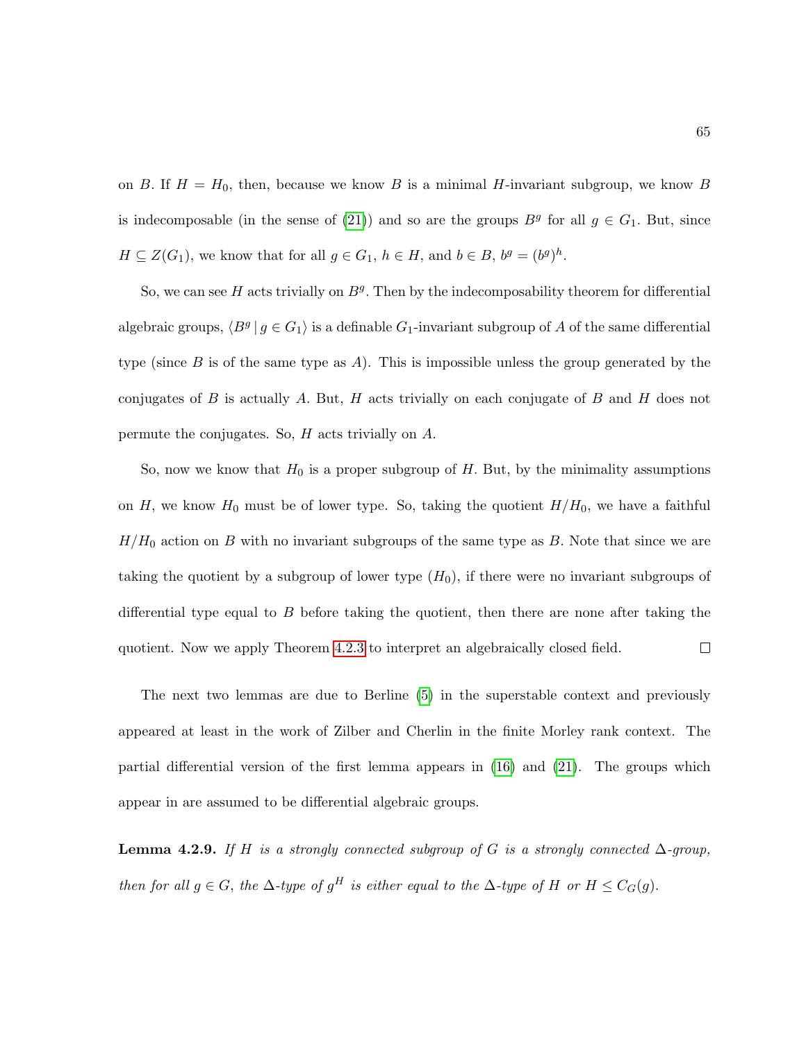on $B$. If $H = H_0$, then, because we know $B$ is a minimal $H$-invariant subgroup, we know $B$ is indecomposable (in the sense of (21)) and so are the groups $B^g$ for all $g \in G_1$. But, since $H \subseteq Z(G_1)$, we know that for all $g \in G_1$, $h \in H$, and $b \in B$, $b^g = (b^g)^h$.

So, we can see $H$ acts trivially on $B^g$. Then by the indecomposability theorem for differential algebraic groups, $\langle B^g \,|\, g \in G_1 \rangle$ is a definable $G_1$-invariant subgroup of $A$ of the same differential type (since $B$ is of the same type as $A$). This is impossible unless the group generated by the conjugates of $B$ is actually $A$. But, $H$ acts trivially on each conjugate of $B$ and $H$ does not permute the conjugates. So, $H$ acts trivially on $A$.

So, now we know that $H_0$ is a proper subgroup of $H$. But, by the minimality assumptions on $H$, we know $H_0$ must be of lower type. So, taking the quotient $H/H_0$, we have a faithful $H/H_0$ action on $B$ with no invariant subgroups of the same type as $B$. Note that since we are taking the quotient by a subgroup of lower type ($H_0$), if there were no invariant subgroups of differential type equal to $B$ before taking the quotient, then there are none after taking the quotient. Now we apply Theorem 4.2.3 to interpret an algebraically closed field. $\square$

The next two lemmas are due to Berline (5) in the superstable context and previously appeared at least in the work of Zilber and Cherlin in the finite Morley rank context. The partial differential version of the first lemma appears in (16) and (21). The groups which appear in are assumed to be differential algebraic groups.

**Lemma 4.2.9.** *If $H$ is a strongly connected subgroup of $G$ is a strongly connected $\Delta$-group, then for all $g \in G$, the $\Delta$-type of $g^H$ is either equal to the $\Delta$-type of $H$ or $H \leq C_G(g)$.*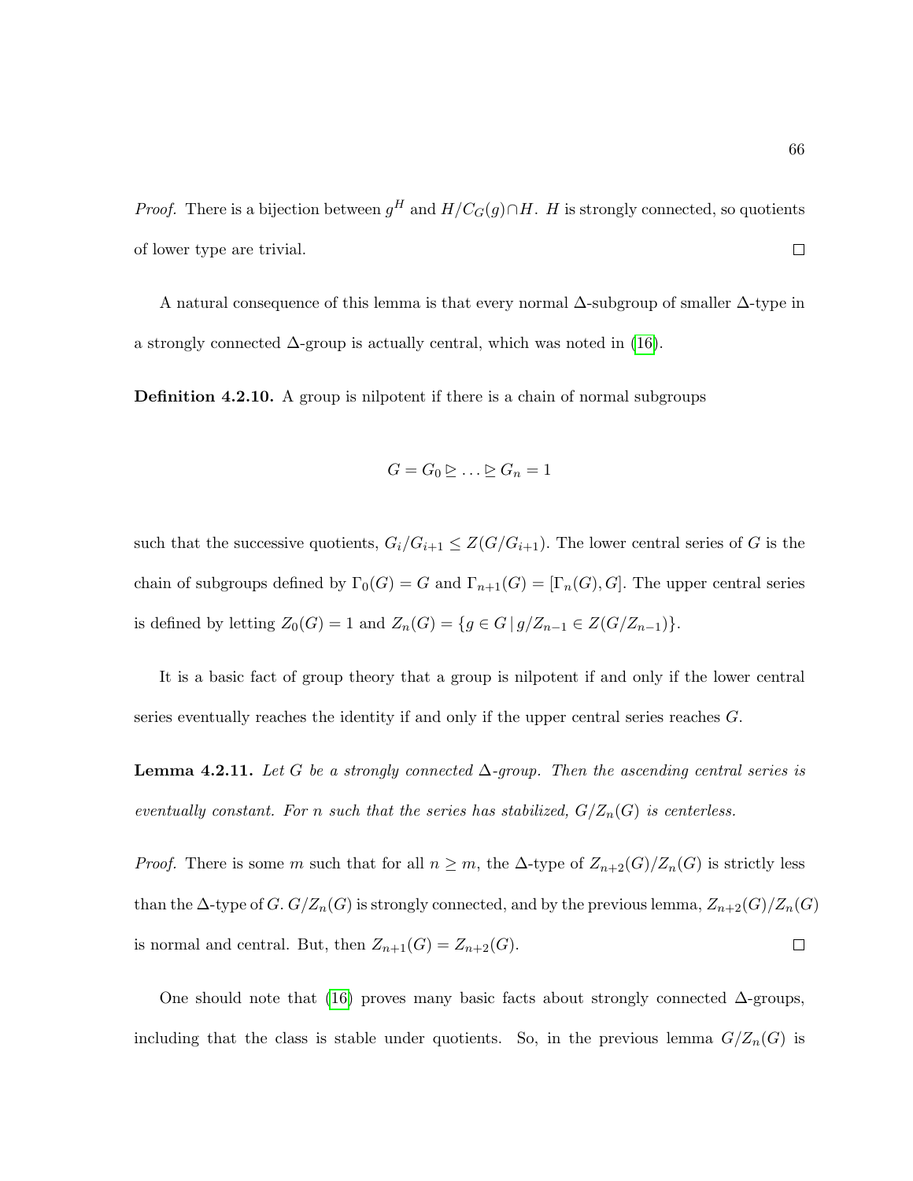*Proof.* There is a bijection between $g^H$ and $H/C_G(g) \cap H$. $H$ is strongly connected, so quotients of lower type are trivial. $\square$

A natural consequence of this lemma is that every normal $\Delta$-subgroup of smaller $\Delta$-type in a strongly connected $\Delta$-group is actually central, which was noted in (16).

**Definition 4.2.10.** A group is nilpotent if there is a chain of normal subgroups

$$G = G_0 \trianglerighteq \ldots \trianglerighteq G_n = 1$$

such that the successive quotients, $G_i/G_{i+1} \leq Z(G/G_{i+1})$. The lower central series of $G$ is the chain of subgroups defined by $\Gamma_0(G) = G$ and $\Gamma_{n+1}(G) = [\Gamma_n(G), G]$. The upper central series is defined by letting $Z_0(G) = 1$ and $Z_n(G) = \{g \in G \mid g/Z_{n-1} \in Z(G/Z_{n-1})\}$.

It is a basic fact of group theory that a group is nilpotent if and only if the lower central series eventually reaches the identity if and only if the upper central series reaches $G$.

**Lemma 4.2.11.** *Let $G$ be a strongly connected $\Delta$-group. Then the ascending central series is eventually constant. For $n$ such that the series has stabilized, $G/Z_n(G)$ is centerless.*

*Proof.* There is some $m$ such that for all $n \geq m$, the $\Delta$-type of $Z_{n+2}(G)/Z_n(G)$ is strictly less than the $\Delta$-type of $G$. $G/Z_n(G)$ is strongly connected, and by the previous lemma, $Z_{n+2}(G)/Z_n(G)$ is normal and central. But, then $Z_{n+1}(G) = Z_{n+2}(G)$. $\square$

One should note that (16) proves many basic facts about strongly connected $\Delta$-groups, including that the class is stable under quotients. So, in the previous lemma $G/Z_n(G)$ is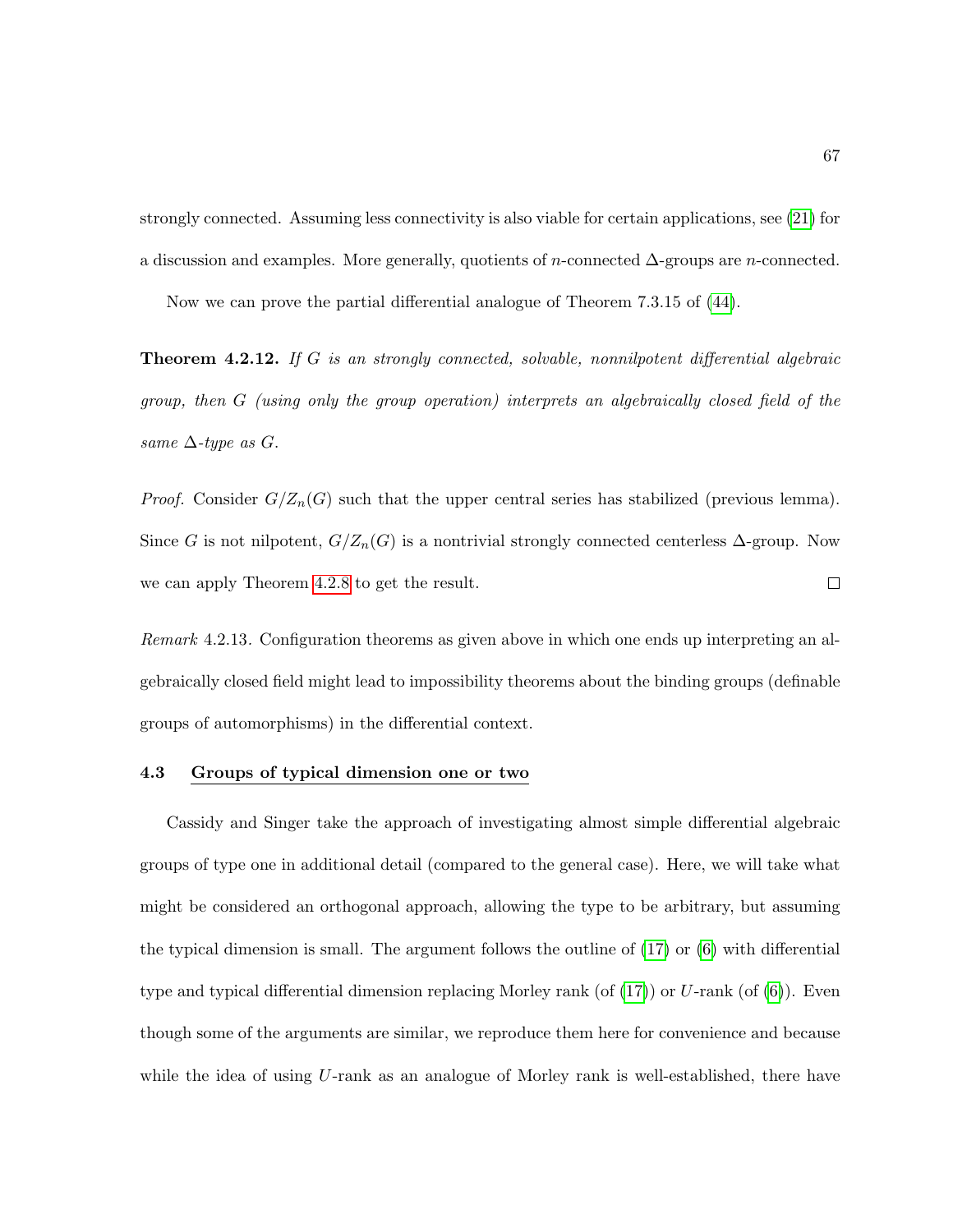strongly connected. Assuming less connectivity is also viable for certain applications, see (21) for a discussion and examples. More generally, quotients of $n$-connected $\Delta$-groups are $n$-connected.

Now we can prove the partial differential analogue of Theorem 7.3.15 of (44).

**Theorem 4.2.12.** *If $G$ is an strongly connected, solvable, nonnilpotent differential algebraic group, then $G$ (using only the group operation) interprets an algebraically closed field of the same $\Delta$-type as $G$.*

*Proof.* Consider $G/Z_n(G)$ such that the upper central series has stabilized (previous lemma). Since $G$ is not nilpotent, $G/Z_n(G)$ is a nontrivial strongly connected centerless $\Delta$-group. Now we can apply Theorem 4.2.8 to get the result. $\square$

*Remark* 4.2.13. Configuration theorems as given above in which one ends up interpreting an algebraically closed field might lead to impossibility theorems about the binding groups (definable groups of automorphisms) in the differential context.

### 4.3 Groups of typical dimension one or two

Cassidy and Singer take the approach of investigating almost simple differential algebraic groups of type one in additional detail (compared to the general case). Here, we will take what might be considered an orthogonal approach, allowing the type to be arbitrary, but assuming the typical dimension is small. The argument follows the outline of (17) or (6) with differential type and typical differential dimension replacing Morley rank (of (17)) or $U$-rank (of (6)). Even though some of the arguments are similar, we reproduce them here for convenience and because while the idea of using $U$-rank as an analogue of Morley rank is well-established, there have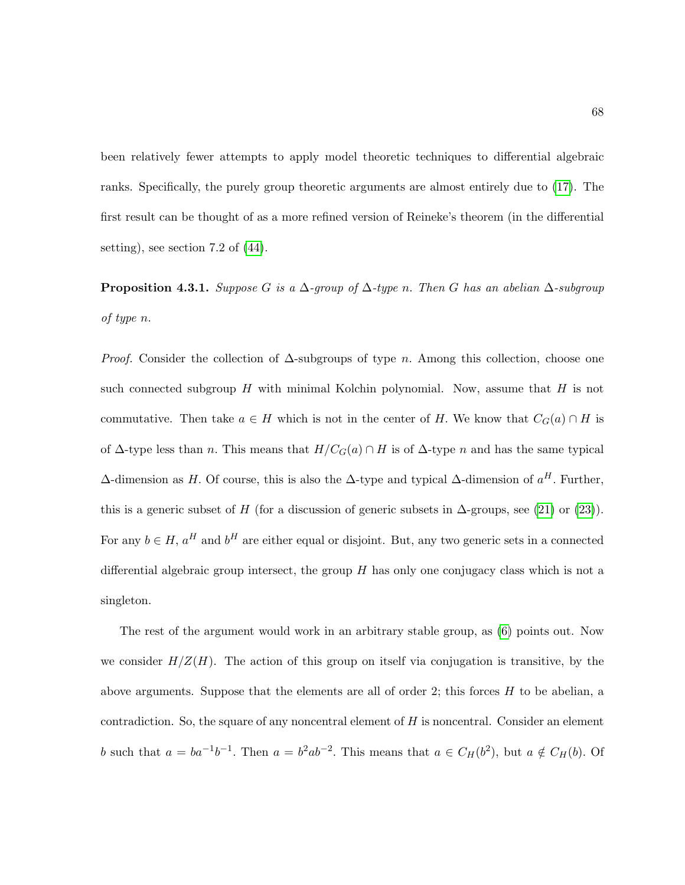been relatively fewer attempts to apply model theoretic techniques to differential algebraic ranks. Specifically, the purely group theoretic arguments are almost entirely due to (17). The first result can be thought of as a more refined version of Reineke's theorem (in the differential setting), see section 7.2 of (44).

**Proposition 4.3.1.** *Suppose $G$ is a $\Delta$-group of $\Delta$-type $n$. Then $G$ has an abelian $\Delta$-subgroup of type $n$.*

*Proof.* Consider the collection of $\Delta$-subgroups of type $n$. Among this collection, choose one such connected subgroup $H$ with minimal Kolchin polynomial. Now, assume that $H$ is not commutative. Then take $a \in H$ which is not in the center of $H$. We know that $C_G(a) \cap H$ is of $\Delta$-type less than $n$. This means that $H/C_G(a) \cap H$ is of $\Delta$-type $n$ and has the same typical $\Delta$-dimension as $H$. Of course, this is also the $\Delta$-type and typical $\Delta$-dimension of $a^H$. Further, this is a generic subset of $H$ (for a discussion of generic subsets in $\Delta$-groups, see (21) or (23)). For any $b \in H$, $a^H$ and $b^H$ are either equal or disjoint. But, any two generic sets in a connected differential algebraic group intersect, the group $H$ has only one conjugacy class which is not a singleton.

The rest of the argument would work in an arbitrary stable group, as (6) points out. Now we consider $H/Z(H)$. The action of this group on itself via conjugation is transitive, by the above arguments. Suppose that the elements are all of order 2; this forces $H$ to be abelian, a contradiction. So, the square of any noncentral element of $H$ is noncentral. Consider an element $b$ such that $a = ba^{-1}b^{-1}$. Then $a = b^2ab^{-2}$. This means that $a \in C_H(b^2)$, but $a \notin C_H(b)$. Of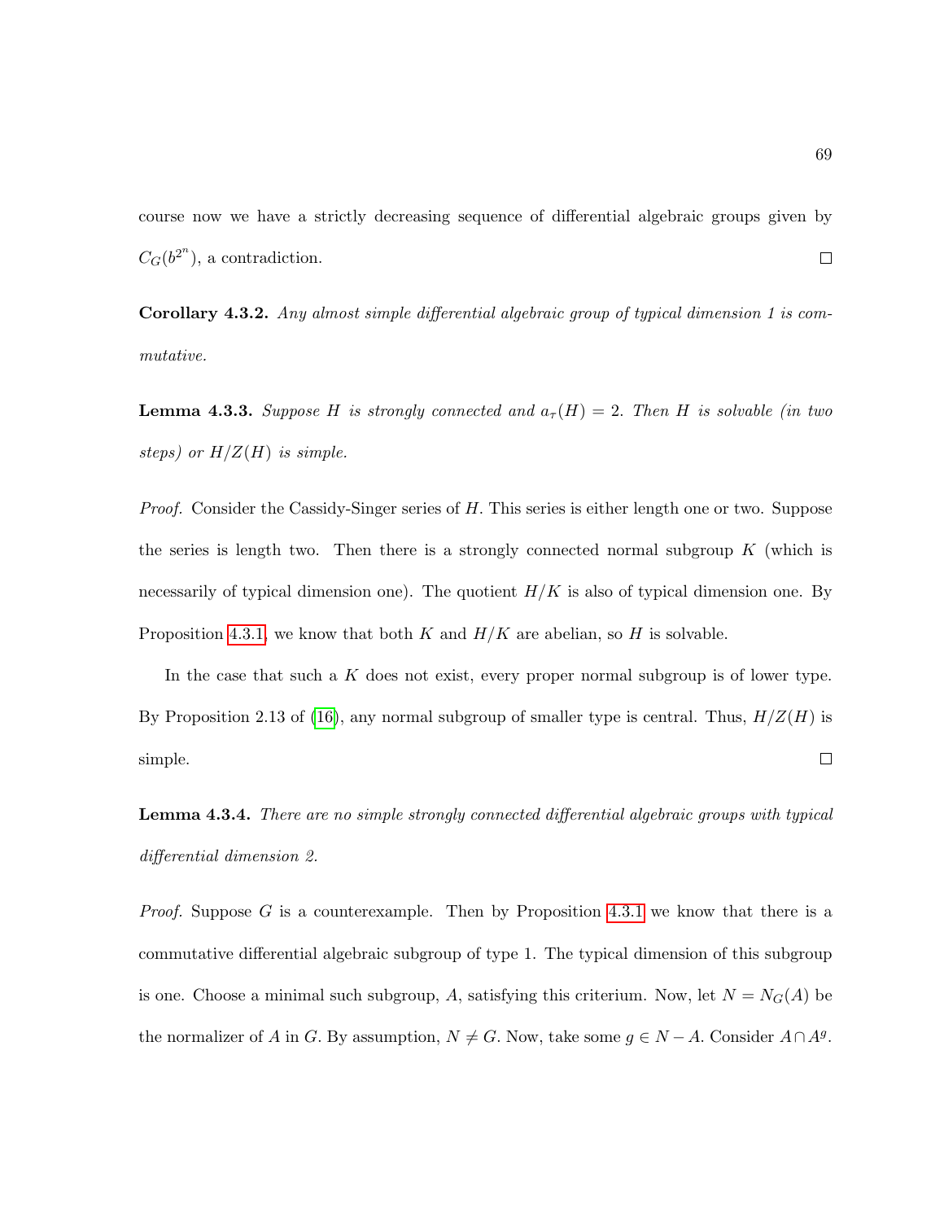course now we have a strictly decreasing sequence of differential algebraic groups given by $C_G(b^{2^n})$, a contradiction. □

**Corollary 4.3.2.** *Any almost simple differential algebraic group of typical dimension 1 is commutative.*

**Lemma 4.3.3.** *Suppose $H$ is strongly connected and $a_\tau(H) = 2$. Then $H$ is solvable (in two steps) or $H/Z(H)$ is simple.*

*Proof.* Consider the Cassidy-Singer series of $H$. This series is either length one or two. Suppose the series is length two. Then there is a strongly connected normal subgroup $K$ (which is necessarily of typical dimension one). The quotient $H/K$ is also of typical dimension one. By Proposition 4.3.1, we know that both $K$ and $H/K$ are abelian, so $H$ is solvable.

In the case that such a $K$ does not exist, every proper normal subgroup is of lower type. By Proposition 2.13 of (16), any normal subgroup of smaller type is central. Thus, $H/Z(H)$ is simple. □

**Lemma 4.3.4.** *There are no simple strongly connected differential algebraic groups with typical differential dimension 2.*

*Proof.* Suppose $G$ is a counterexample. Then by Proposition 4.3.1 we know that there is a commutative differential algebraic subgroup of type 1. The typical dimension of this subgroup is one. Choose a minimal such subgroup, $A$, satisfying this criterium. Now, let $N = N_G(A)$ be the normalizer of $A$ in $G$. By assumption, $N \neq G$. Now, take some $g \in N - A$. Consider $A \cap A^g$.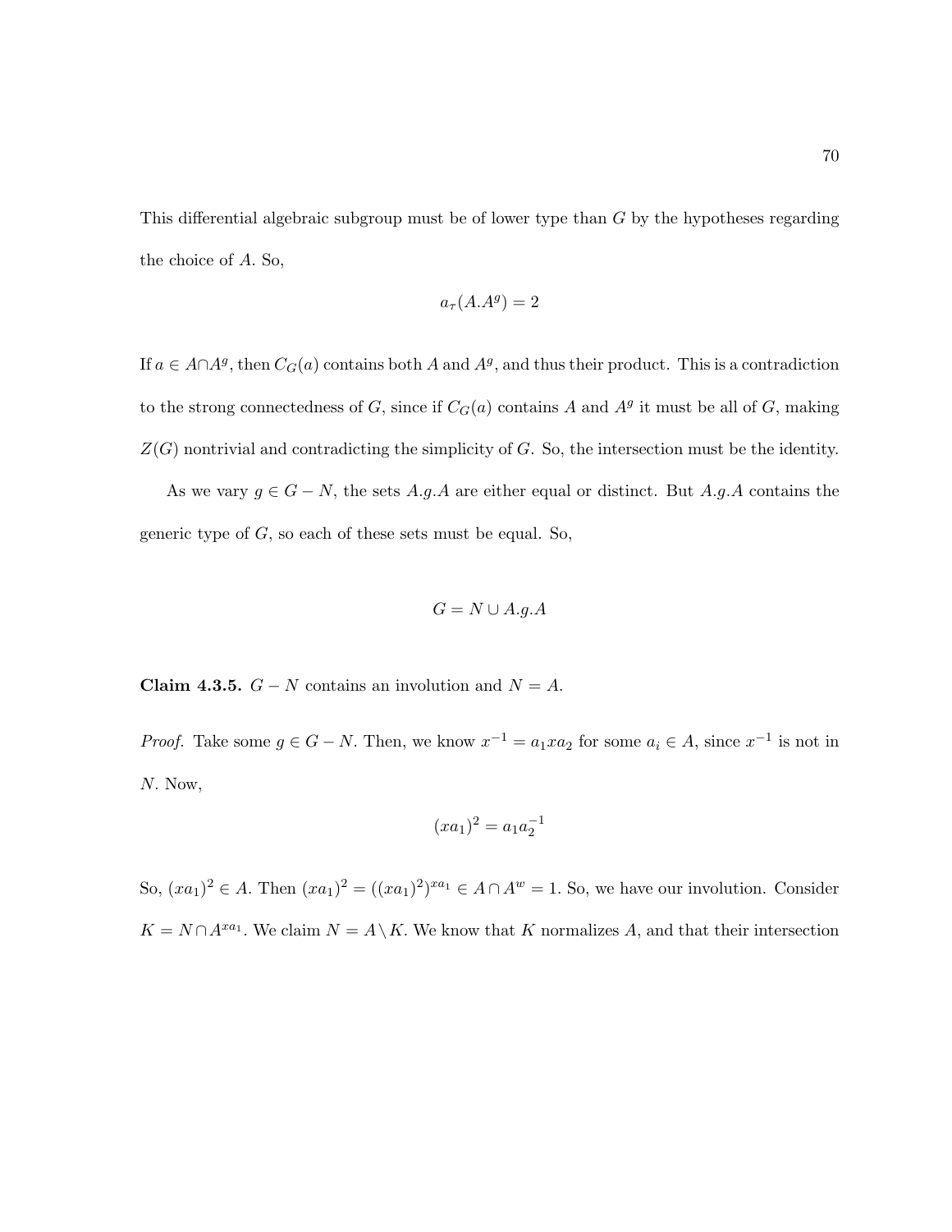This differential algebraic subgroup must be of lower type than $G$ by the hypotheses regarding the choice of $A$. So,

$$a_{\tau}(A.A^g) = 2$$

If $a \in A \cap A^g$, then $C_G(a)$ contains both $A$ and $A^g$, and thus their product. This is a contradiction to the strong connectedness of $G$, since if $C_G(a)$ contains $A$ and $A^g$ it must be all of $G$, making $Z(G)$ nontrivial and contradicting the simplicity of $G$. So, the intersection must be the identity.

As we vary $g \in G - N$, the sets $A.g.A$ are either equal or distinct. But $A.g.A$ contains the generic type of $G$, so each of these sets must be equal. So,

$$G = N \cup A.g.A$$

**Claim 4.3.5.** $G - N$ contains an involution and $N = A$.

*Proof.* Take some $g \in G - N$. Then, we know $x^{-1} = a_1 x a_2$ for some $a_i \in A$, since $x^{-1}$ is not in $N$. Now,

$$(xa_1)^2 = a_1 a_2^{-1}$$

So, $(xa_1)^2 \in A$. Then $(xa_1)^2 = ((xa_1)^2)^{xa_1} \in A \cap A^w = 1$. So, we have our involution. Consider $K = N \cap A^{xa_1}$. We claim $N = A \setminus K$. We know that $K$ normalizes $A$, and that their intersection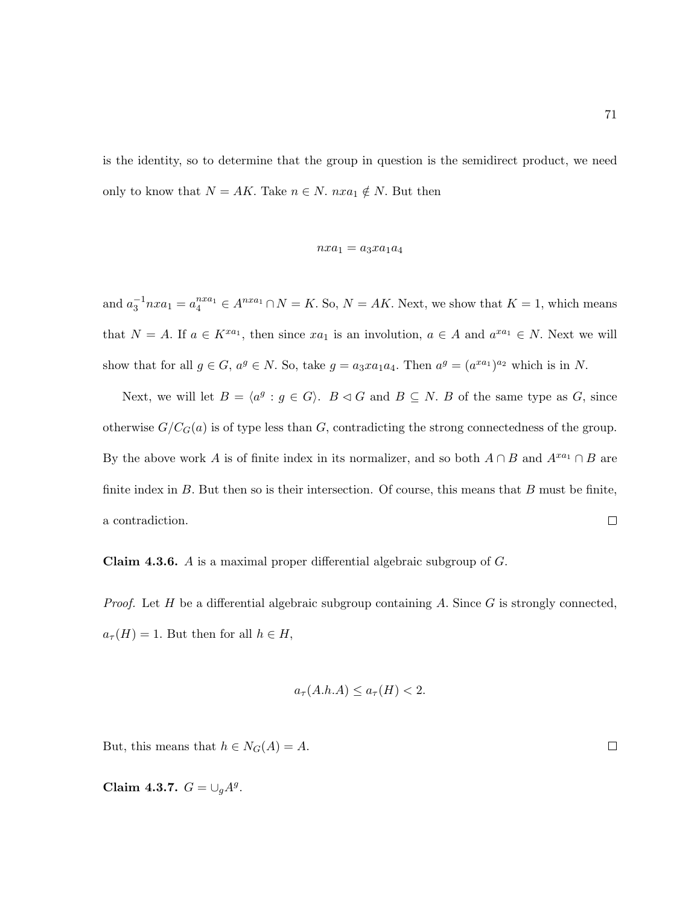is the identity, so to determine that the group in question is the semidirect product, we need only to know that $N = AK$. Take $n \in N$. $nxa_1 \notin N$. But then

$$nxa_1 = a_3xa_1a_4$$

and $a_3^{-1}nxa_1 = a_4^{nxa_1} \in A^{nxa_1} \cap N = K$. So, $N = AK$. Next, we show that $K = 1$, which means that $N = A$. If $a \in K^{xa_1}$, then since $xa_1$ is an involution, $a \in A$ and $a^{xa_1} \in N$. Next we will show that for all $g \in G$, $a^g \in N$. So, take $g = a_3xa_1a_4$. Then $a^g = (a^{xa_1})^{a_2}$ which is in $N$.

Next, we will let $B = \langle a^g : g \in G \rangle$. $B \lhd G$ and $B \subseteq N$. $B$ of the same type as $G$, since otherwise $G/C_G(a)$ is of type less than $G$, contradicting the strong connectedness of the group. By the above work $A$ is of finite index in its normalizer, and so both $A \cap B$ and $A^{xa_1} \cap B$ are finite index in $B$. But then so is their intersection. Of course, this means that $B$ must be finite, a contradiction. □

**Claim 4.3.6.** $A$ is a maximal proper differential algebraic subgroup of $G$.

*Proof.* Let $H$ be a differential algebraic subgroup containing $A$. Since $G$ is strongly connected, $a_\tau(H) = 1$. But then for all $h \in H$,

$$a_\tau(A.h.A) \leq a_\tau(H) < 2.$$

But, this means that $h \in N_G(A) = A$. □

**Claim 4.3.7.** $G = \cup_g A^g$.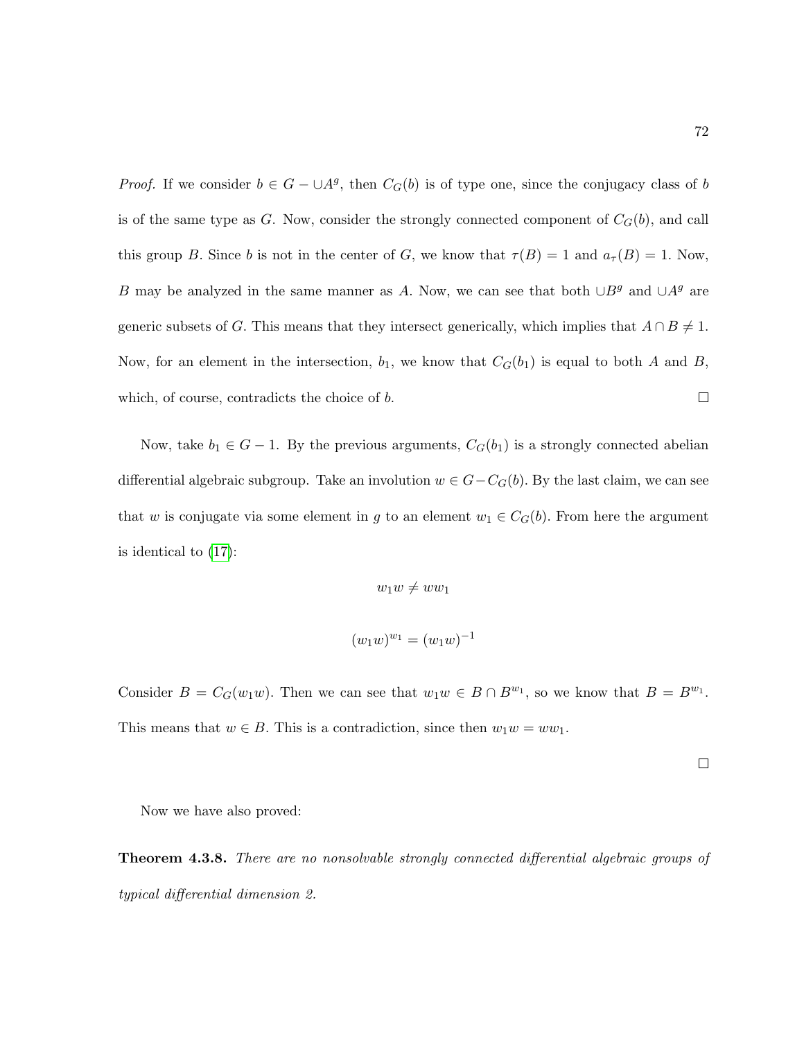*Proof.* If we consider $b \in G - \cup A^g$, then $C_G(b)$ is of type one, since the conjugacy class of $b$ is of the same type as $G$. Now, consider the strongly connected component of $C_G(b)$, and call this group $B$. Since $b$ is not in the center of $G$, we know that $\tau(B) = 1$ and $a_\tau(B) = 1$. Now, $B$ may be analyzed in the same manner as $A$. Now, we can see that both $\cup B^g$ and $\cup A^g$ are generic subsets of $G$. This means that they intersect generically, which implies that $A \cap B \neq 1$. Now, for an element in the intersection, $b_1$, we know that $C_G(b_1)$ is equal to both $A$ and $B$, which, of course, contradicts the choice of $b$. □

Now, take $b_1 \in G - 1$. By the previous arguments, $C_G(b_1)$ is a strongly connected abelian differential algebraic subgroup. Take an involution $w \in G - C_G(b)$. By the last claim, we can see that $w$ is conjugate via some element in $g$ to an element $w_1 \in C_G(b)$. From here the argument is identical to ([17]):

$$w_1 w \neq w w_1$$

$$(w_1 w)^{w_1} = (w_1 w)^{-1}$$

Consider $B = C_G(w_1 w)$. Then we can see that $w_1 w \in B \cap B^{w_1}$, so we know that $B = B^{w_1}$. This means that $w \in B$. This is a contradiction, since then $w_1 w = w w_1$.

□

Now we have also proved:

**Theorem 4.3.8.** *There are no nonsolvable strongly connected differential algebraic groups of typical differential dimension 2.*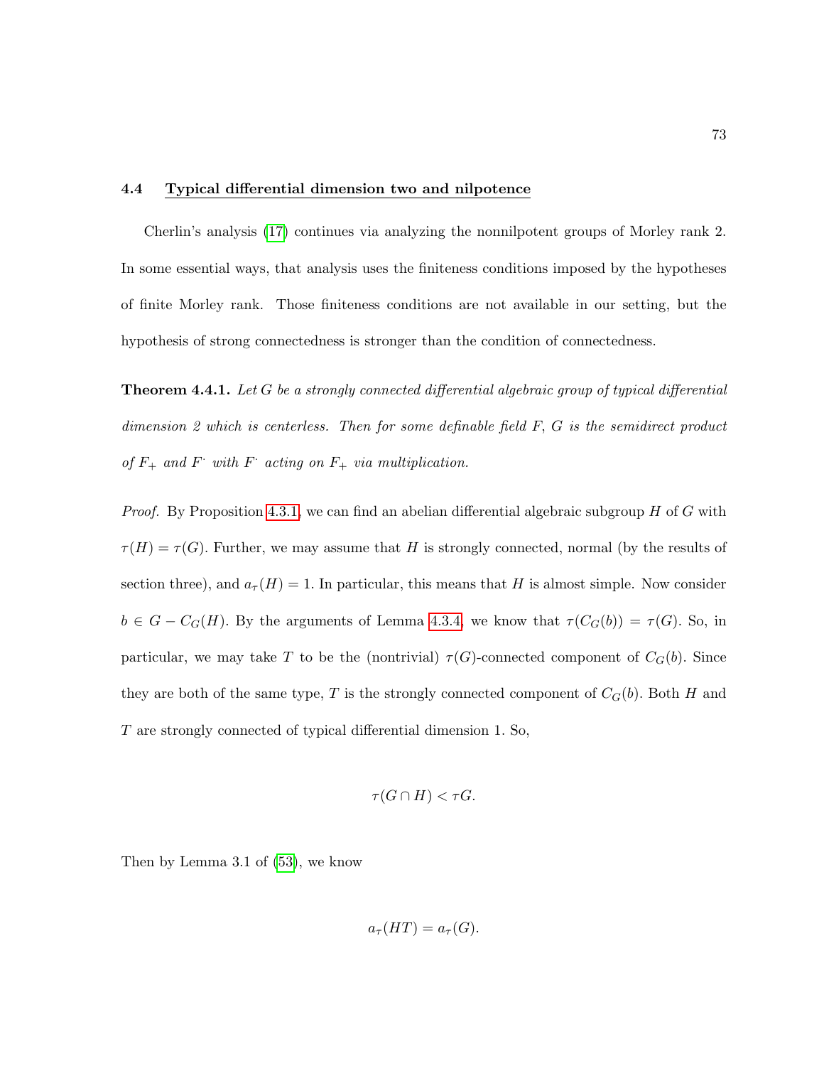## 4.4 Typical differential dimension two and nilpotence

Cherlin's analysis (17) continues via analyzing the nonnilpotent groups of Morley rank 2. In some essential ways, that analysis uses the finiteness conditions imposed by the hypotheses of finite Morley rank. Those finiteness conditions are not available in our setting, but the hypothesis of strong connectedness is stronger than the condition of connectedness.

**Theorem 4.4.1.** *Let $G$ be a strongly connected differential algebraic group of typical differential dimension 2 which is centerless. Then for some definable field $F$, $G$ is the semidirect product of $F_+$ and $F^\cdot$ with $F^\cdot$ acting on $F_+$ via multiplication.*

*Proof.* By Proposition 4.3.1, we can find an abelian differential algebraic subgroup $H$ of $G$ with $\tau(H) = \tau(G)$. Further, we may assume that $H$ is strongly connected, normal (by the results of section three), and $a_\tau(H) = 1$. In particular, this means that $H$ is almost simple. Now consider $b \in G - C_G(H)$. By the arguments of Lemma 4.3.4, we know that $\tau(C_G(b)) = \tau(G)$. So, in particular, we may take $T$ to be the (nontrivial) $\tau(G)$-connected component of $C_G(b)$. Since they are both of the same type, $T$ is the strongly connected component of $C_G(b)$. Both $H$ and $T$ are strongly connected of typical differential dimension 1. So,

$$\tau(G \cap H) < \tau G.$$

Then by Lemma 3.1 of (53), we know

$$a_\tau(HT) = a_\tau(G).$$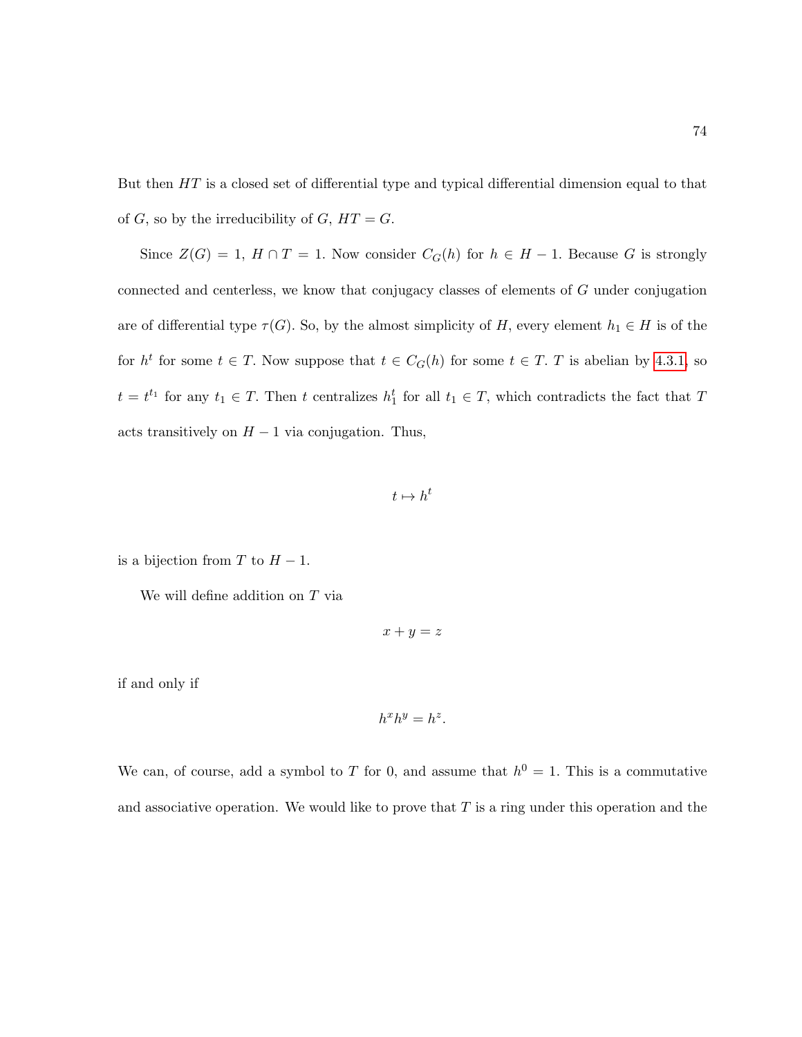But then $HT$ is a closed set of differential type and typical differential dimension equal to that of $G$, so by the irreducibility of $G$, $HT = G$.

Since $Z(G) = 1$, $H \cap T = 1$. Now consider $C_G(h)$ for $h \in H - 1$. Because $G$ is strongly connected and centerless, we know that conjugacy classes of elements of $G$ under conjugation are of differential type $\tau(G)$. So, by the almost simplicity of $H$, every element $h_1 \in H$ is of the for $h^t$ for some $t \in T$. Now suppose that $t \in C_G(h)$ for some $t \in T$. $T$ is abelian by 4.3.1, so $t = t^{t_1}$ for any $t_1 \in T$. Then $t$ centralizes $h_1^t$ for all $t_1 \in T$, which contradicts the fact that $T$ acts transitively on $H - 1$ via conjugation. Thus,

$$t \mapsto h^t$$

is a bijection from $T$ to $H - 1$.

We will define addition on $T$ via

$$x + y = z$$

if and only if

$$h^x h^y = h^z.$$

We can, of course, add a symbol to $T$ for 0, and assume that $h^0 = 1$. This is a commutative and associative operation. We would like to prove that $T$ is a ring under this operation and the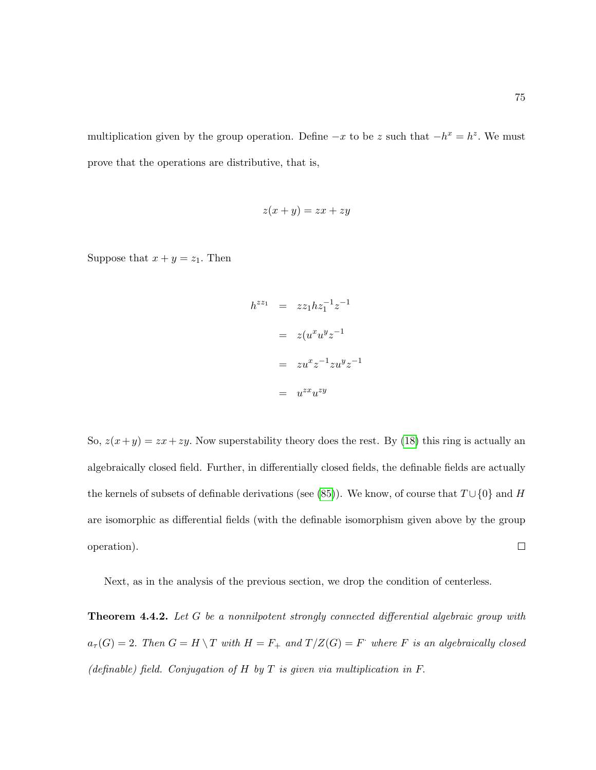multiplication given by the group operation. Define $-x$ to be $z$ such that $-h^x = h^z$. We must prove that the operations are distributive, that is,

$$z(x+y) = zx + zy$$

Suppose that $x + y = z_1$. Then

$$\begin{aligned} h^{zz_1} &= zz_1hz_1^{-1}z^{-1} \\ &= z(u^xu^yz^{-1} \\ &= zu^xz^{-1}zu^yz^{-1} \\ &= u^{zx}u^{zy} \end{aligned}$$

So, $z(x+y) = zx + zy$. Now superstability theory does the rest. By (18) this ring is actually an algebraically closed field. Further, in differentially closed fields, the definable fields are actually the kernels of subsets of definable derivations (see (85)). We know, of course that $T \cup \{0\}$ and $H$ are isomorphic as differential fields (with the definable isomorphism given above by the group operation). □

Next, as in the analysis of the previous section, we drop the condition of centerless.

**Theorem 4.4.2.** *Let $G$ be a nonnilpotent strongly connected differential algebraic group with $a_\tau(G) = 2$. Then $G = H \setminus T$ with $H = F_+$ and $T/Z(G) = F^{\cdot}$ where $F$ is an algebraically closed (definable) field. Conjugation of $H$ by $T$ is given via multiplication in $F$.*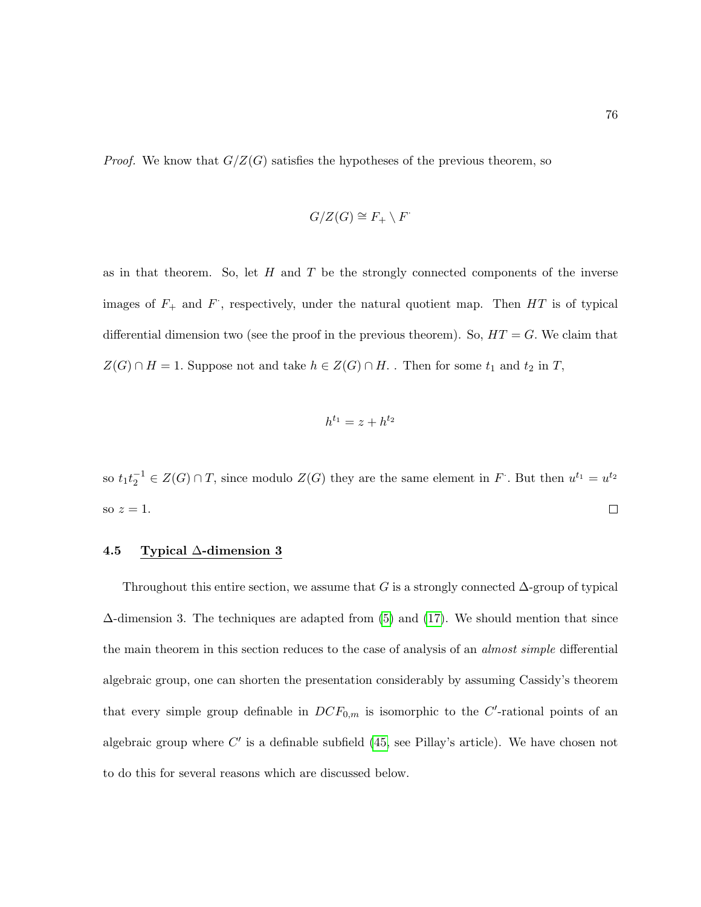*Proof.* We know that $G/Z(G)$ satisfies the hypotheses of the previous theorem, so

$$G/Z(G) \cong F_+ \setminus F^{\cdot}$$

as in that theorem. So, let $H$ and $T$ be the strongly connected components of the inverse images of $F_+$ and $F^{\cdot}$, respectively, under the natural quotient map. Then $HT$ is of typical differential dimension two (see the proof in the previous theorem). So, $HT = G$. We claim that $Z(G) \cap H = 1$. Suppose not and take $h \in Z(G) \cap H$. . Then for some $t_1$ and $t_2$ in $T$,

$$h^{t_1} = z + h^{t_2}$$

so $t_1 t_2^{-1} \in Z(G) \cap T$, since modulo $Z(G)$ they are the same element in $F^{\cdot}$. But then $u^{t_1} = u^{t_2}$ so $z = 1$. ☐

### 4.5 Typical $\Delta$-dimension 3

Throughout this entire section, we assume that $G$ is a strongly connected $\Delta$-group of typical $\Delta$-dimension 3. The techniques are adapted from (5) and (17). We should mention that since the main theorem in this section reduces to the case of analysis of an *almost simple* differential algebraic group, one can shorten the presentation considerably by assuming Cassidy's theorem that every simple group definable in $DCF_{0,m}$ is isomorphic to the $C'$-rational points of an algebraic group where $C'$ is a definable subfield (45, see Pillay's article). We have chosen not to do this for several reasons which are discussed below.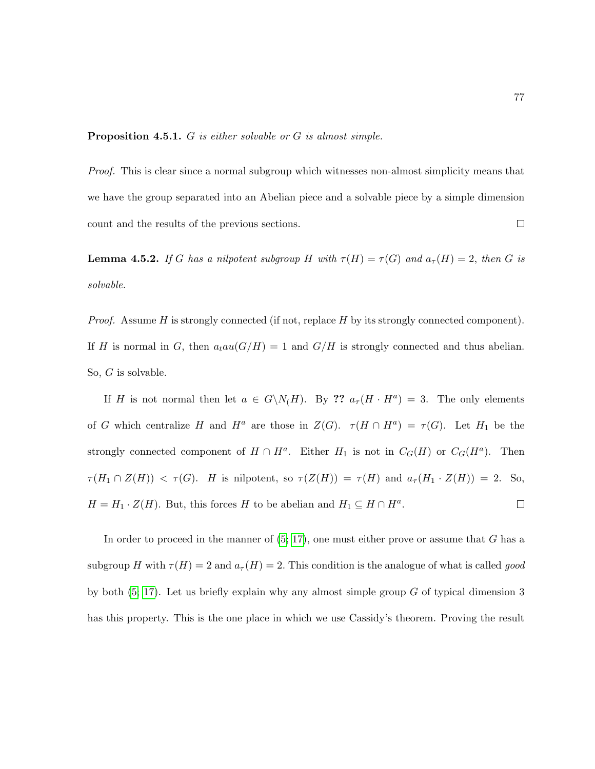**Proposition 4.5.1.** *$G$ is either solvable or $G$ is almost simple.*

*Proof.* This is clear since a normal subgroup which witnesses non-almost simplicity means that we have the group separated into an Abelian piece and a solvable piece by a simple dimension count and the results of the previous sections. □

**Lemma 4.5.2.** *If $G$ has a nilpotent subgroup $H$ with $\tau(H) = \tau(G)$ and $a_\tau(H) = 2$, then $G$ is solvable.*

*Proof.* Assume $H$ is strongly connected (if not, replace $H$ by its strongly connected component). If $H$ is normal in $G$, then $a_tau(G/H) = 1$ and $G/H$ is strongly connected and thus abelian. So, $G$ is solvable.

If $H$ is not normal then let $a \in G \backslash N_(H)$. By **??** $a_\tau(H \cdot H^a) = 3$. The only elements of $G$ which centralize $H$ and $H^a$ are those in $Z(G)$. $\tau(H \cap H^a) = \tau(G)$. Let $H_1$ be the strongly connected component of $H \cap H^a$. Either $H_1$ is not in $C_G(H)$ or $C_G(H^a)$. Then $\tau(H_1 \cap Z(H)) < \tau(G)$. $H$ is nilpotent, so $\tau(Z(H)) = \tau(H)$ and $a_\tau(H_1 \cdot Z(H)) = 2$. So, $H = H_1 \cdot Z(H)$. But, this forces $H$ to be abelian and $H_1 \subseteq H \cap H^a$. □

In order to proceed in the manner of (5; 17), one must either prove or assume that $G$ has a subgroup $H$ with $\tau(H) = 2$ and $a_\tau(H) = 2$. This condition is the analogue of what is called *good* by both (5; 17). Let us briefly explain why any almost simple group $G$ of typical dimension 3 has this property. This is the one place in which we use Cassidy's theorem. Proving the result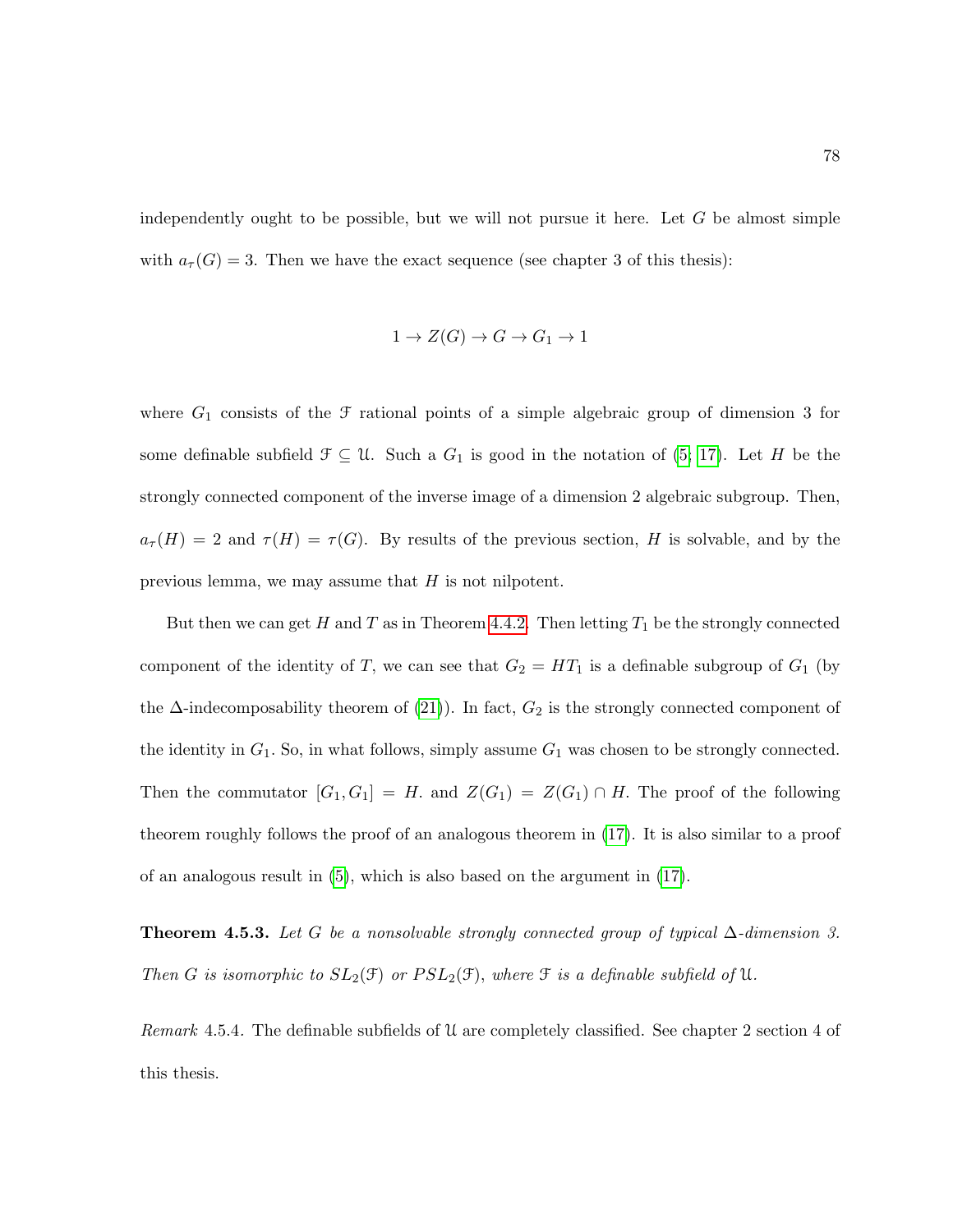independently ought to be possible, but we will not pursue it here. Let $G$ be almost simple with $a_\tau(G) = 3$. Then we have the exact sequence (see chapter 3 of this thesis):

$$1 \to Z(G) \to G \to G_1 \to 1$$

where $G_1$ consists of the $\mathcal{F}$ rational points of a simple algebraic group of dimension 3 for some definable subfield $\mathcal{F} \subseteq \mathcal{U}$. Such a $G_1$ is good in the notation of (5; 17). Let $H$ be the strongly connected component of the inverse image of a dimension 2 algebraic subgroup. Then, $a_\tau(H) = 2$ and $\tau(H) = \tau(G)$. By results of the previous section, $H$ is solvable, and by the previous lemma, we may assume that $H$ is not nilpotent.

But then we can get $H$ and $T$ as in Theorem 4.4.2. Then letting $T_1$ be the strongly connected component of the identity of $T$, we can see that $G_2 = HT_1$ is a definable subgroup of $G_1$ (by the $\Delta$-indecomposability theorem of (21)). In fact, $G_2$ is the strongly connected component of the identity in $G_1$. So, in what follows, simply assume $G_1$ was chosen to be strongly connected. Then the commutator $[G_1, G_1] = H$. and $Z(G_1) = Z(G_1) \cap H$. The proof of the following theorem roughly follows the proof of an analogous theorem in (17). It is also similar to a proof of an analogous result in (5), which is also based on the argument in (17).

**Theorem 4.5.3.** *Let $G$ be a nonsolvable strongly connected group of typical $\Delta$-dimension 3. Then $G$ is isomorphic to $SL_2(\mathcal{F})$ or $PSL_2(\mathcal{F})$, where $\mathcal{F}$ is a definable subfield of $\mathcal{U}$.*

*Remark* 4.5.4. The definable subfields of $\mathcal{U}$ are completely classified. See chapter 2 section 4 of this thesis.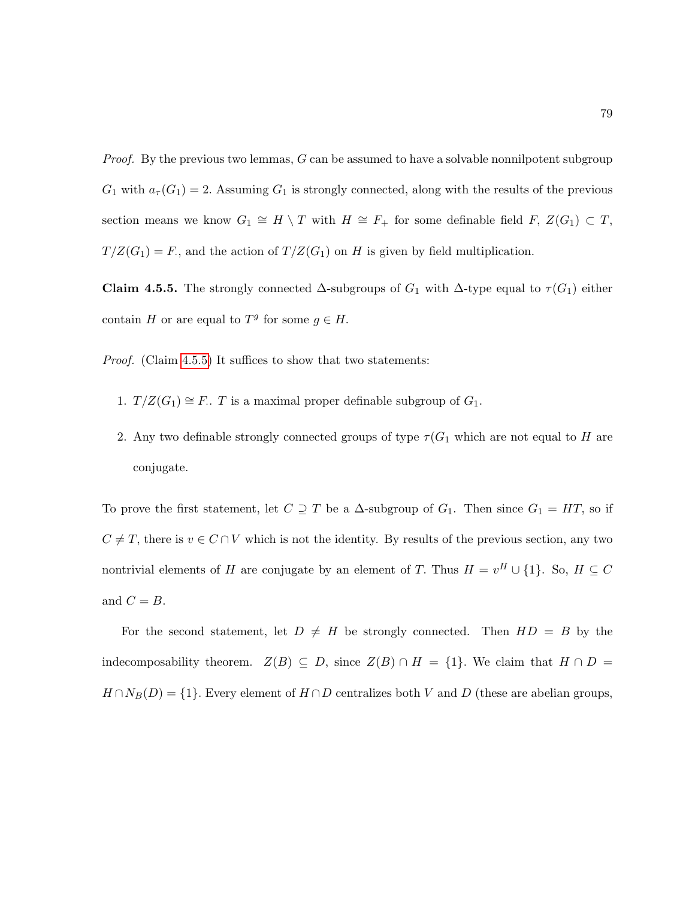*Proof.* By the previous two lemmas, $G$ can be assumed to have a solvable nonnilpotent subgroup $G_1$ with $a_\tau(G_1) = 2$. Assuming $G_1$ is strongly connected, along with the results of the previous section means we know $G_1 \cong H \setminus T$ with $H \cong F_+$ for some definable field $F$, $Z(G_1) \subset T$, $T/Z(G_1) = F_\cdot$, and the action of $T/Z(G_1)$ on $H$ is given by field multiplication.

**Claim 4.5.5.** The strongly connected $\Delta$-subgroups of $G_1$ with $\Delta$-type equal to $\tau(G_1)$ either contain $H$ or are equal to $T^g$ for some $g \in H$.

*Proof.* (Claim 4.5.5) It suffices to show that two statements:

1. $T/Z(G_1) \cong F_\cdot$. $T$ is a maximal proper definable subgroup of $G_1$.
2. Any two definable strongly connected groups of type $\tau(G_1$ which are not equal to $H$ are conjugate.

To prove the first statement, let $C \supseteq T$ be a $\Delta$-subgroup of $G_1$. Then since $G_1 = HT$, so if $C \neq T$, there is $v \in C \cap V$ which is not the identity. By results of the previous section, any two nontrivial elements of $H$ are conjugate by an element of $T$. Thus $H = v^H \cup \{1\}$. So, $H \subseteq C$ and $C = B$.

For the second statement, let $D \neq H$ be strongly connected. Then $HD = B$ by the indecomposability theorem. $Z(B) \subseteq D$, since $Z(B) \cap H = \{1\}$. We claim that $H \cap D = H \cap N_B(D) = \{1\}$. Every element of $H \cap D$ centralizes both $V$ and $D$ (these are abelian groups,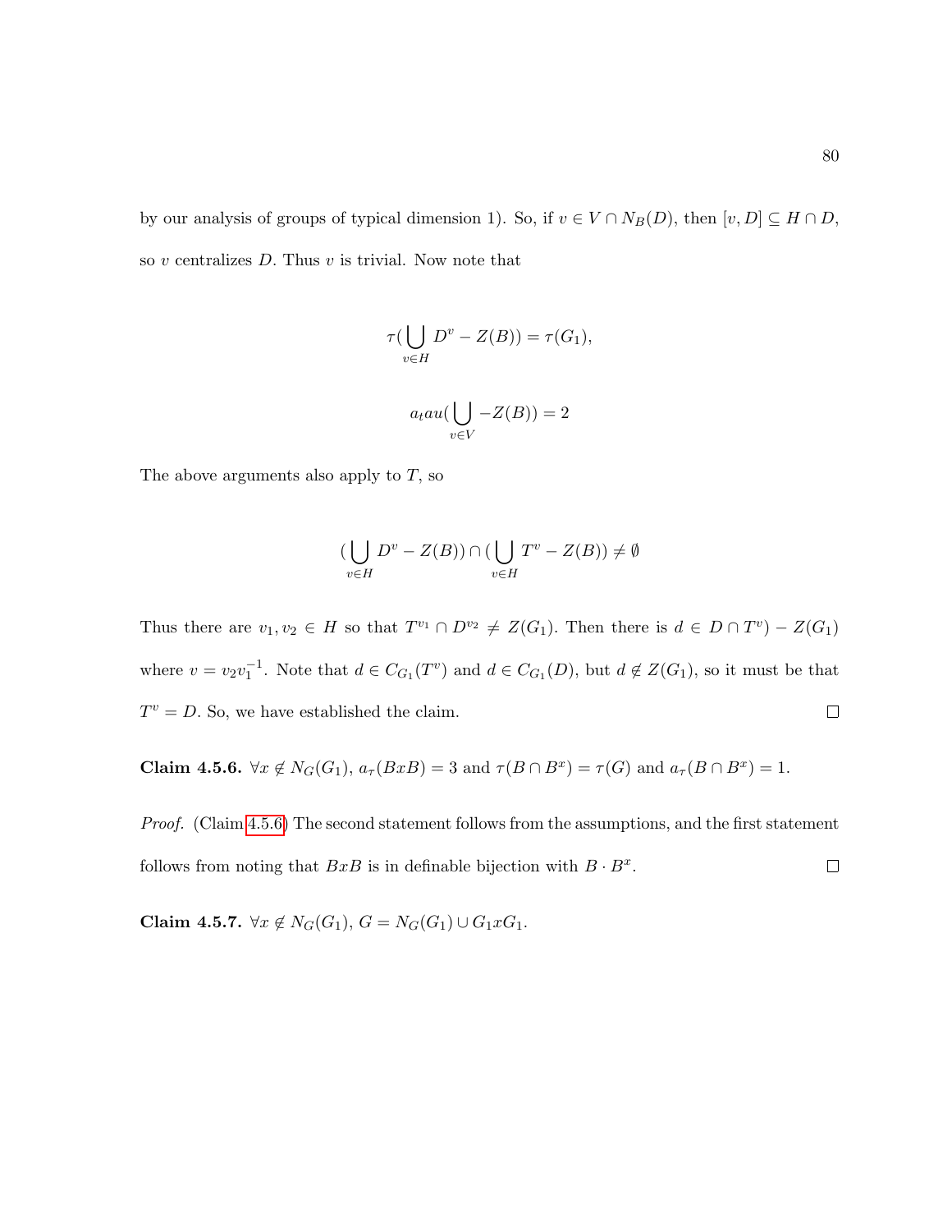by our analysis of groups of typical dimension 1). So, if $v \in V \cap N_B(D)$, then $[v, D] \subseteq H \cap D$, so $v$ centralizes $D$. Thus $v$ is trivial. Now note that

$$\tau(\bigcup_{v \in H} D^v - Z(B)) = \tau(G_1),$$

$$a_t au(\bigcup_{v \in V} -Z(B)) = 2$$

The above arguments also apply to $T$, so

$$(\bigcup_{v \in H} D^v - Z(B)) \cap (\bigcup_{v \in H} T^v - Z(B)) \neq \emptyset$$

Thus there are $v_1, v_2 \in H$ so that $T^{v_1} \cap D^{v_2} \neq Z(G_1)$. Then there is $d \in D \cap T^v) - Z(G_1)$ where $v = v_2 v_1^{-1}$. Note that $d \in C_{G_1}(T^v)$ and $d \in C_{G_1}(D)$, but $d \notin Z(G_1)$, so it must be that $T^v = D$. So, we have established the claim. □

**Claim 4.5.6.** $\forall x \notin N_G(G_1)$, $a_\tau(BxB) = 3$ and $\tau(B \cap B^x) = \tau(G)$ and $a_\tau(B \cap B^x) = 1$.

*Proof.* (Claim 4.5.6) The second statement follows from the assumptions, and the first statement follows from noting that $BxB$ is in definable bijection with $B \cdot B^x$. □

**Claim 4.5.7.** $\forall x \notin N_G(G_1)$, $G = N_G(G_1) \cup G_1 x G_1$.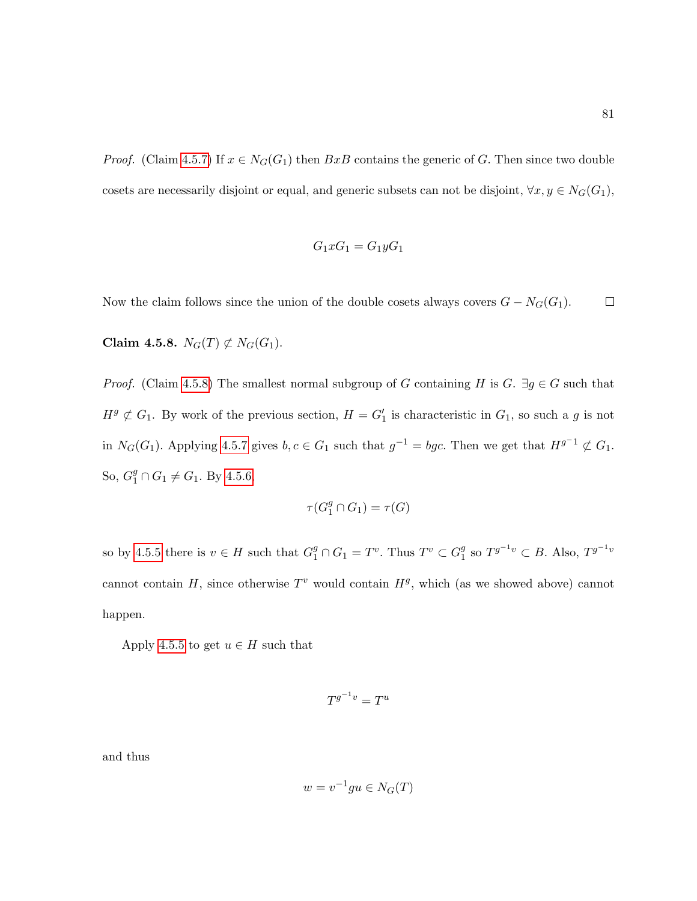*Proof.* (Claim 4.5.7) If $x \in N_G(G_1)$ then $BxB$ contains the generic of $G$. Then since two double cosets are necessarily disjoint or equal, and generic subsets can not be disjoint, $\forall x, y \in N_G(G_1)$,

$$G_1 x G_1 = G_1 y G_1$$

Now the claim follows since the union of the double cosets always covers $G - N_G(G_1)$. $\square$

**Claim 4.5.8.** $N_G(T) \not\subset N_G(G_1)$.

*Proof.* (Claim 4.5.8) The smallest normal subgroup of $G$ containing $H$ is $G$. $\exists g \in G$ such that $H^g \not\subset G_1$. By work of the previous section, $H = G_1'$ is characteristic in $G_1$, so such a $g$ is not in $N_G(G_1)$. Applying 4.5.7 gives $b, c \in G_1$ such that $g^{-1} = bgc$. Then we get that $H^{g^{-1}} \not\subset G_1$. So, $G_1^g \cap G_1 \neq G_1$. By 4.5.6,

$$\tau(G_1^g \cap G_1) = \tau(G)$$

so by 4.5.5 there is $v \in H$ such that $G_1^g \cap G_1 = T^v$. Thus $T^v \subset G_1^g$ so $T^{g^{-1}v} \subset B$. Also, $T^{g^{-1}v}$ cannot contain $H$, since otherwise $T^v$ would contain $H^g$, which (as we showed above) cannot happen.

Apply 4.5.5 to get $u \in H$ such that

$$T^{g^{-1}v} = T^u$$

and thus

$$w = v^{-1}gu \in N_G(T)$$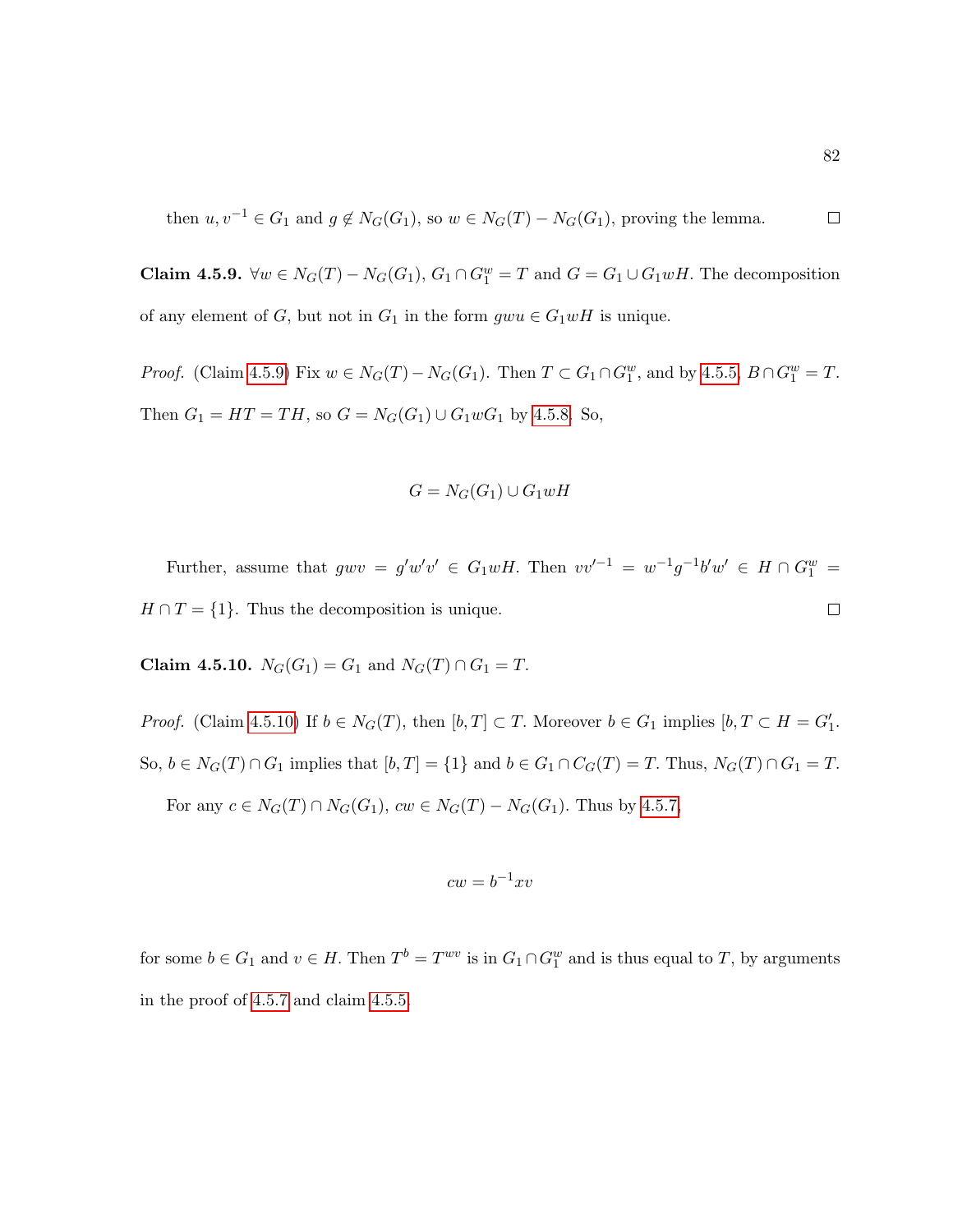then $u, v^{-1} \in G_1$ and $g \notin N_G(G_1)$, so $w \in N_G(T) - N_G(G_1)$, proving the lemma. □

**Claim 4.5.9.** $\forall w \in N_G(T) - N_G(G_1)$, $G_1 \cap G_1^w = T$ and $G = G_1 \cup G_1 w H$. The decomposition of any element of $G$, but not in $G_1$ in the form $gwu \in G_1 w H$ is unique.

*Proof.* (Claim 4.5.9) Fix $w \in N_G(T) - N_G(G_1)$. Then $T \subset G_1 \cap G_1^w$, and by 4.5.5, $B \cap G_1^w = T$. Then $G_1 = HT = TH$, so $G = N_G(G_1) \cup G_1 w G_1$ by 4.5.8. So,

$$G = N_G(G_1) \cup G_1 w H$$

Further, assume that $gwv = g'w'v' \in G_1 w H$. Then $vv'^{-1} = w^{-1} g^{-1} b' w' \in H \cap G_1^w = H \cap T = \{1\}$. Thus the decomposition is unique. □

**Claim 4.5.10.** $N_G(G_1) = G_1$ and $N_G(T) \cap G_1 = T$.

*Proof.* (Claim 4.5.10) If $b \in N_G(T)$, then $[b, T] \subset T$. Moreover $b \in G_1$ implies $[b, T \subset H = G_1'$. So, $b \in N_G(T) \cap G_1$ implies that $[b, T] = \{1\}$ and $b \in G_1 \cap C_G(T) = T$. Thus, $N_G(T) \cap G_1 = T$.

For any $c \in N_G(T) \cap N_G(G_1)$, $cw \in N_G(T) - N_G(G_1)$. Thus by 4.5.7,

$$cw = b^{-1} x v$$

for some $b \in G_1$ and $v \in H$. Then $T^b = T^{wv}$ is in $G_1 \cap G_1^w$ and is thus equal to $T$, by arguments in the proof of 4.5.7 and claim 4.5.5.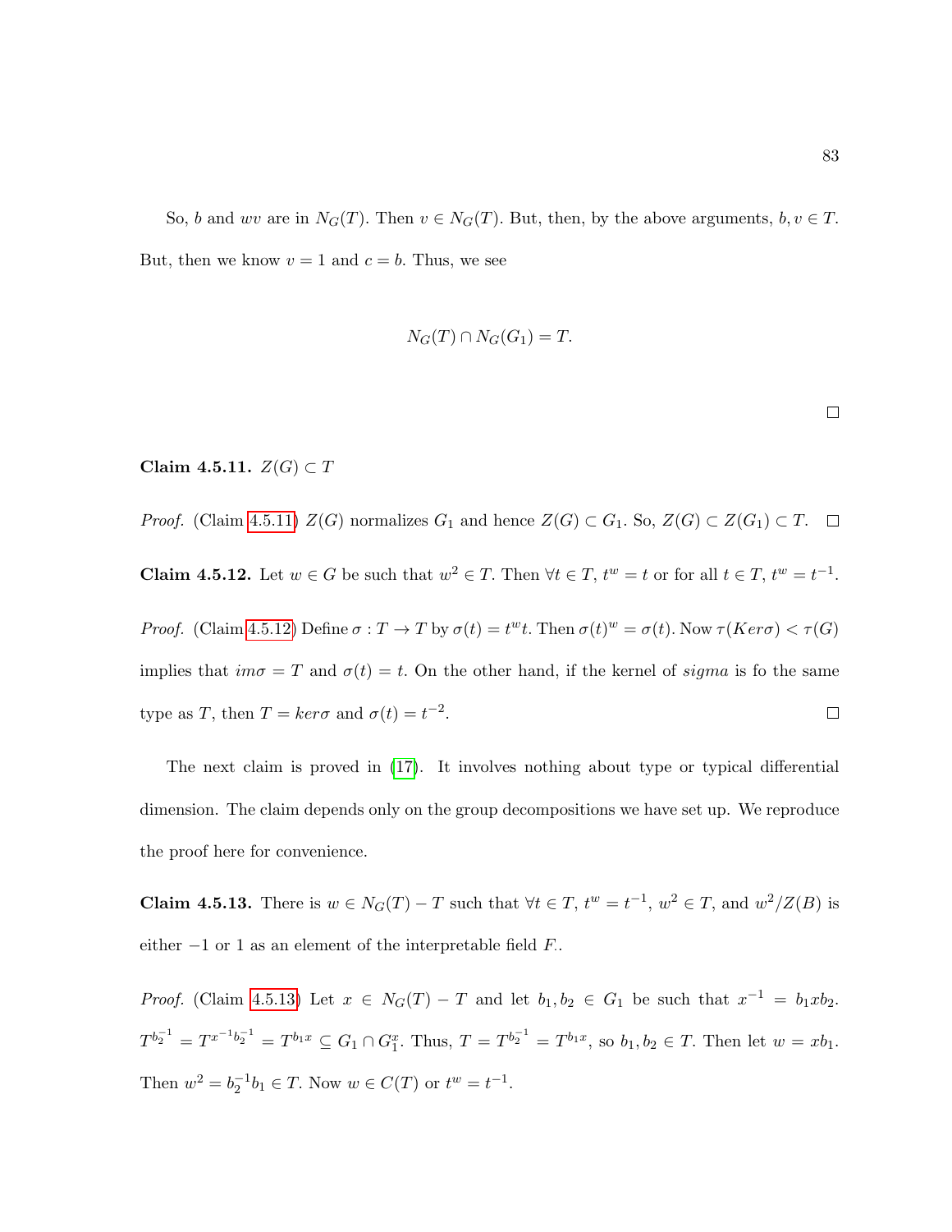So, $b$ and $wv$ are in $N_G(T)$. Then $v \in N_G(T)$. But, then, by the above arguments, $b, v \in T$. But, then we know $v = 1$ and $c = b$. Thus, we see

$$N_G(T) \cap N_G(G_1) = T.$$

□

**Claim 4.5.11.** $Z(G) \subset T$

*Proof.* (Claim 4.5.11) $Z(G)$ normalizes $G_1$ and hence $Z(G) \subset G_1$. So, $Z(G) \subset Z(G_1) \subset T$. □

**Claim 4.5.12.** Let $w \in G$ be such that $w^2 \in T$. Then $\forall t \in T$, $t^w = t$ or for all $t \in T$, $t^w = t^{-1}$.

*Proof.* (Claim 4.5.12) Define $\sigma : T \to T$ by $\sigma(t) = t^w t$. Then $\sigma(t)^w = \sigma(t)$. Now $\tau(Ker\sigma) < \tau(G)$ implies that $im\sigma = T$ and $\sigma(t) = t$. On the other hand, if the kernel of $sigma$ is fo the same type as $T$, then $T = ker\sigma$ and $\sigma(t) = t^{-2}$. □

The next claim is proved in (17). It involves nothing about type or typical differential dimension. The claim depends only on the group decompositions we have set up. We reproduce the proof here for convenience.

**Claim 4.5.13.** There is $w \in N_G(T) - T$ such that $\forall t \in T$, $t^w = t^{-1}$, $w^2 \in T$, and $w^2/Z(B)$ is either $-1$ or $1$ as an element of the interpretable field $F$.

*Proof.* (Claim 4.5.13) Let $x \in N_G(T) - T$ and let $b_1, b_2 \in G_1$ be such that $x^{-1} = b_1 x b_2$. $T^{b_2^{-1}} = T^{x^{-1}b_2^{-1}} = T^{b_1 x} \subseteq G_1 \cap G_1^x$. Thus, $T = T^{b_2^{-1}} = T^{b_1 x}$, so $b_1, b_2 \in T$. Then let $w = xb_1$. Then $w^2 = b_2^{-1} b_1 \in T$. Now $w \in C(T)$ or $t^w = t^{-1}$.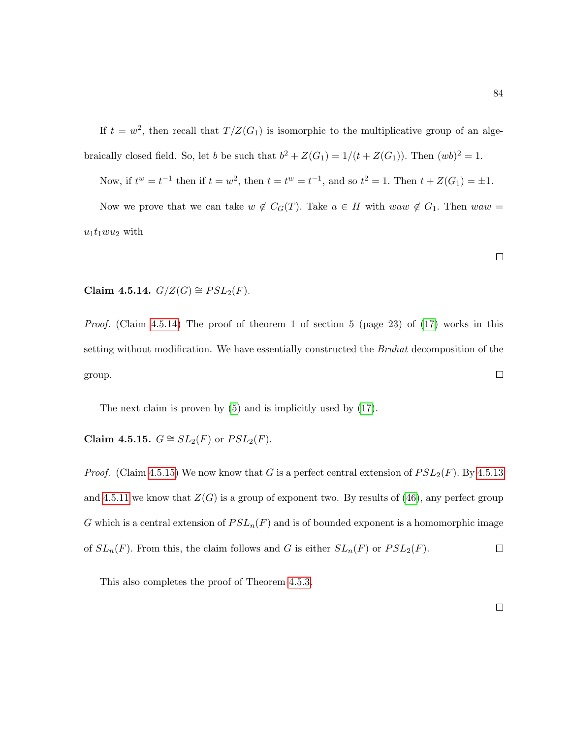If $t = w^2$, then recall that $T/Z(G_1)$ is isomorphic to the multiplicative group of an algebraically closed field. So, let $b$ be such that $b^2 + Z(G_1) = 1/(t + Z(G_1))$. Then $(wb)^2 = 1$.

Now, if $t^w = t^{-1}$ then if $t = w^2$, then $t = t^w = t^{-1}$, and so $t^2 = 1$. Then $t + Z(G_1) = \pm 1$.

Now we prove that we can take $w \notin C_G(T)$. Take $a \in H$ with $waw \notin G_1$. Then $waw = u_1 t_1 w u_2$ with

□

**Claim 4.5.14.** $G/Z(G) \cong PSL_2(F)$.

*Proof.* (Claim 4.5.14) The proof of theorem 1 of section 5 (page 23) of (17) works in this setting without modification. We have essentially constructed the *Bruhat* decomposition of the group. □

The next claim is proven by (5) and is implicitly used by (17).

**Claim 4.5.15.** $G \cong SL_2(F)$ or $PSL_2(F)$.

*Proof.* (Claim 4.5.15) We now know that $G$ is a perfect central extension of $PSL_2(F)$. By 4.5.13 and 4.5.11 we know that $Z(G)$ is a group of exponent two. By results of (46), any perfect group $G$ which is a central extension of $PSL_n(F)$ and is of bounded exponent is a homomorphic image of $SL_n(F)$. From this, the claim follows and $G$ is either $SL_n(F)$ or $PSL_2(F)$. □

This also completes the proof of Theorem 4.5.3.

□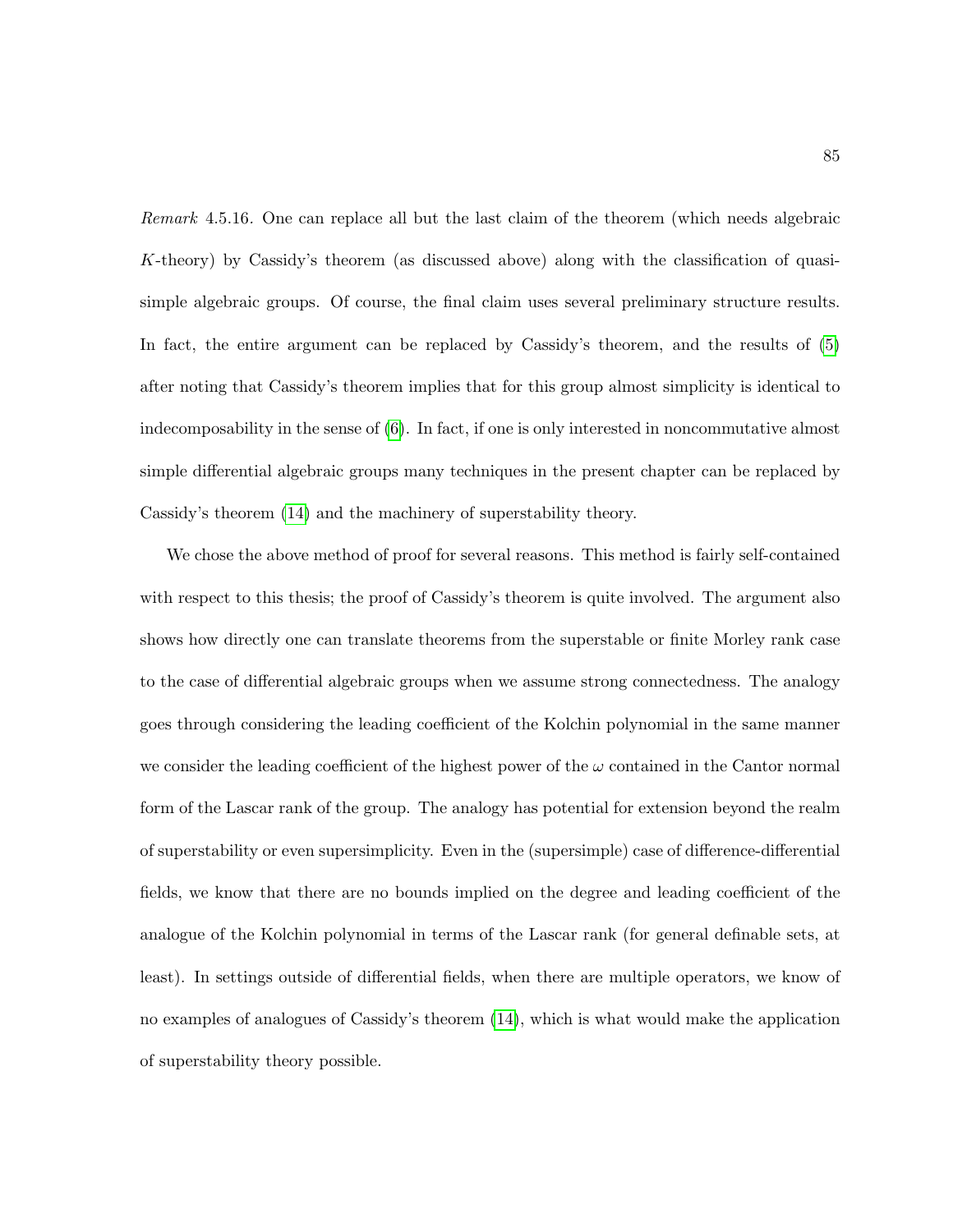*Remark* 4.5.16. One can replace all but the last claim of the theorem (which needs algebraic $K$-theory) by Cassidy's theorem (as discussed above) along with the classification of quasi-simple algebraic groups. Of course, the final claim uses several preliminary structure results. In fact, the entire argument can be replaced by Cassidy's theorem, and the results of (5) after noting that Cassidy's theorem implies that for this group almost simplicity is identical to indecomposability in the sense of (6). In fact, if one is only interested in noncommutative almost simple differential algebraic groups many techniques in the present chapter can be replaced by Cassidy's theorem (14) and the machinery of superstability theory.

We chose the above method of proof for several reasons. This method is fairly self-contained with respect to this thesis; the proof of Cassidy's theorem is quite involved. The argument also shows how directly one can translate theorems from the superstable or finite Morley rank case to the case of differential algebraic groups when we assume strong connectedness. The analogy goes through considering the leading coefficient of the Kolchin polynomial in the same manner we consider the leading coefficient of the highest power of the $\omega$ contained in the Cantor normal form of the Lascar rank of the group. The analogy has potential for extension beyond the realm of superstability or even supersimplicity. Even in the (supersimple) case of difference-differential fields, we know that there are no bounds implied on the degree and leading coefficient of the analogue of the Kolchin polynomial in terms of the Lascar rank (for general definable sets, at least). In settings outside of differential fields, when there are multiple operators, we know of no examples of analogues of Cassidy's theorem (14), which is what would make the application of superstability theory possible.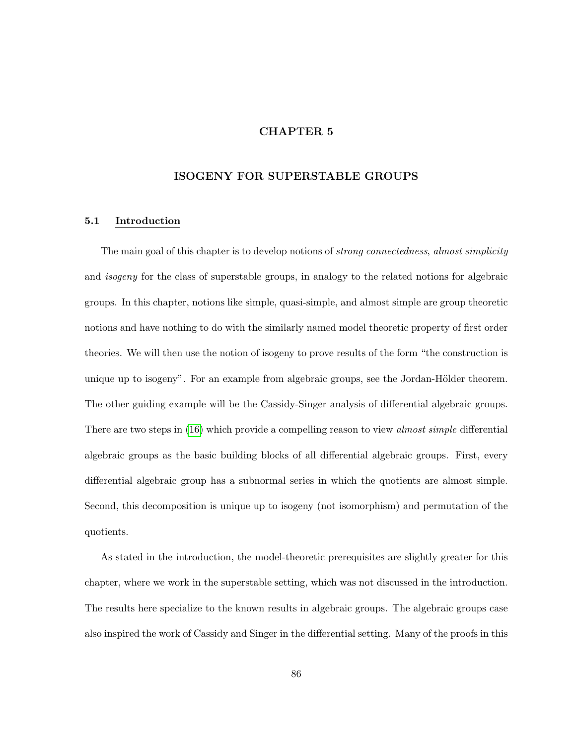# CHAPTER 5

## ISOGENY FOR SUPERSTABLE GROUPS

### 5.1 Introduction

The main goal of this chapter is to develop notions of *strong connectedness*, *almost simplicity* and *isogeny* for the class of superstable groups, in analogy to the related notions for algebraic groups. In this chapter, notions like simple, quasi-simple, and almost simple are group theoretic notions and have nothing to do with the similarly named model theoretic property of first order theories. We will then use the notion of isogeny to prove results of the form "the construction is unique up to isogeny". For an example from algebraic groups, see the Jordan-Hölder theorem. The other guiding example will be the Cassidy-Singer analysis of differential algebraic groups. There are two steps in (16) which provide a compelling reason to view *almost simple* differential algebraic groups as the basic building blocks of all differential algebraic groups. First, every differential algebraic group has a subnormal series in which the quotients are almost simple. Second, this decomposition is unique up to isogeny (not isomorphism) and permutation of the quotients.

As stated in the introduction, the model-theoretic prerequisites are slightly greater for this chapter, where we work in the superstable setting, which was not discussed in the introduction. The results here specialize to the known results in algebraic groups. The algebraic groups case also inspired the work of Cassidy and Singer in the differential setting. Many of the proofs in this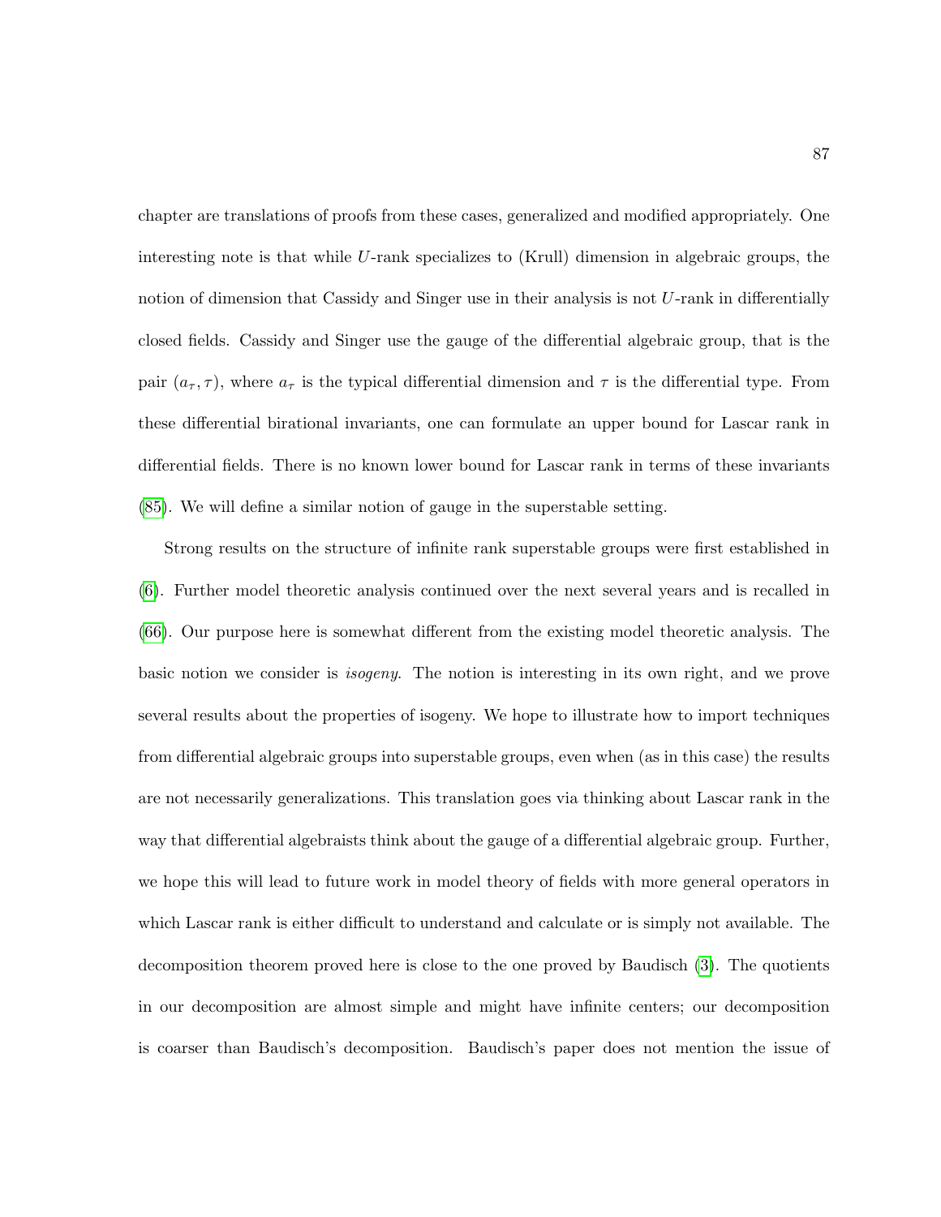chapter are translations of proofs from these cases, generalized and modified appropriately. One interesting note is that while $U$-rank specializes to (Krull) dimension in algebraic groups, the notion of dimension that Cassidy and Singer use in their analysis is not $U$-rank in differentially closed fields. Cassidy and Singer use the gauge of the differential algebraic group, that is the pair $(a_\tau, \tau)$, where $a_\tau$ is the typical differential dimension and $\tau$ is the differential type. From these differential birational invariants, one can formulate an upper bound for Lascar rank in differential fields. There is no known lower bound for Lascar rank in terms of these invariants (85). We will define a similar notion of gauge in the superstable setting.

Strong results on the structure of infinite rank superstable groups were first established in (6). Further model theoretic analysis continued over the next several years and is recalled in (66). Our purpose here is somewhat different from the existing model theoretic analysis. The basic notion we consider is *isogeny*. The notion is interesting in its own right, and we prove several results about the properties of isogeny. We hope to illustrate how to import techniques from differential algebraic groups into superstable groups, even when (as in this case) the results are not necessarily generalizations. This translation goes via thinking about Lascar rank in the way that differential algebraists think about the gauge of a differential algebraic group. Further, we hope this will lead to future work in model theory of fields with more general operators in which Lascar rank is either difficult to understand and calculate or is simply not available. The decomposition theorem proved here is close to the one proved by Baudisch (3). The quotients in our decomposition are almost simple and might have infinite centers; our decomposition is coarser than Baudisch's decomposition. Baudisch's paper does not mention the issue of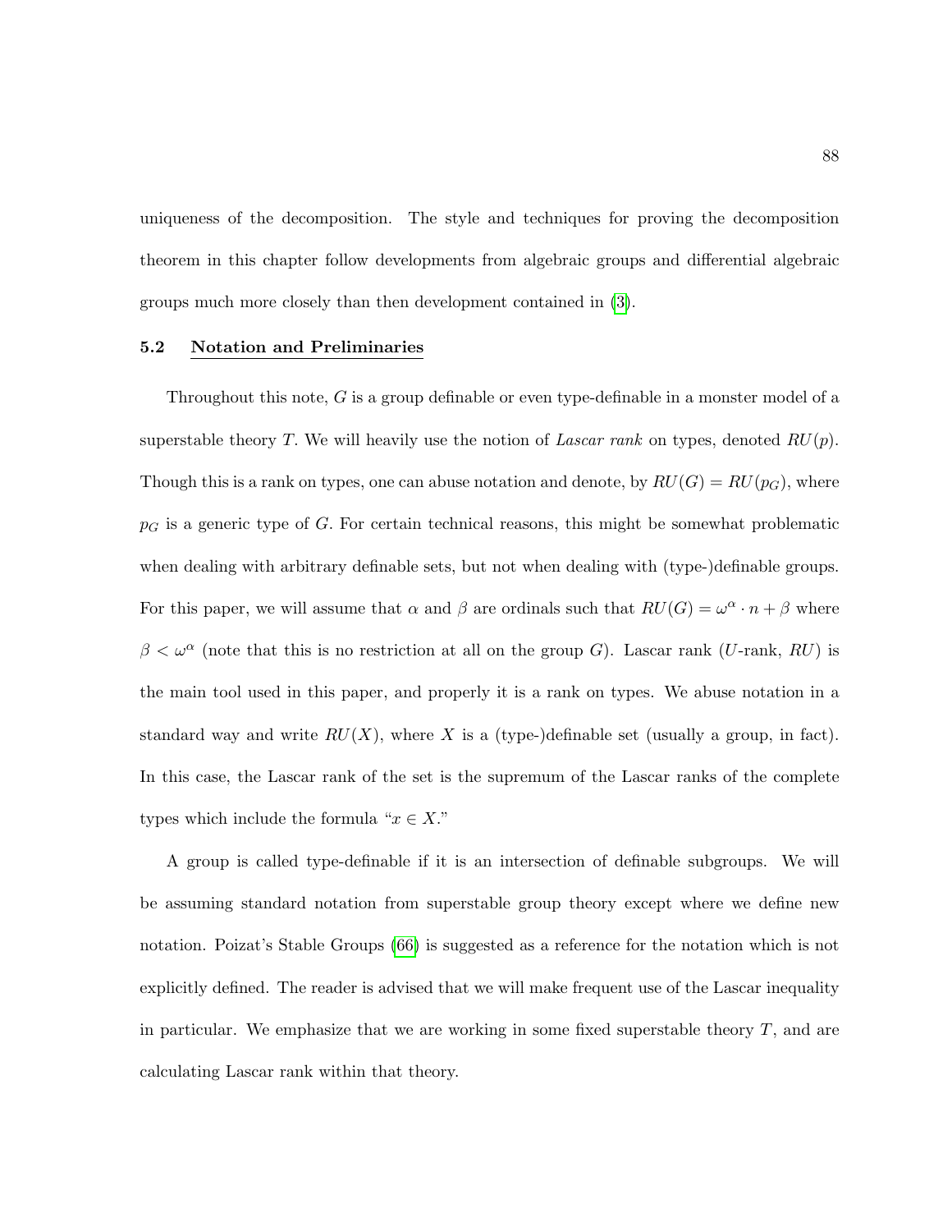uniqueness of the decomposition. The style and techniques for proving the decomposition theorem in this chapter follow developments from algebraic groups and differential algebraic groups much more closely than then development contained in (3).

### 5.2 Notation and Preliminaries

Throughout this note, $G$ is a group definable or even type-definable in a monster model of a superstable theory $T$. We will heavily use the notion of *Lascar rank* on types, denoted $RU(p)$. Though this is a rank on types, one can abuse notation and denote, by $RU(G) = RU(p_G)$, where $p_G$ is a generic type of $G$. For certain technical reasons, this might be somewhat problematic when dealing with arbitrary definable sets, but not when dealing with (type-)definable groups. For this paper, we will assume that $\alpha$ and $\beta$ are ordinals such that $RU(G) = \omega^\alpha \cdot n + \beta$ where $\beta < \omega^\alpha$ (note that this is no restriction at all on the group $G$). Lascar rank ($U$-rank, $RU$) is the main tool used in this paper, and properly it is a rank on types. We abuse notation in a standard way and write $RU(X)$, where $X$ is a (type-)definable set (usually a group, in fact). In this case, the Lascar rank of the set is the supremum of the Lascar ranks of the complete types which include the formula "$x \in X$."

A group is called type-definable if it is an intersection of definable subgroups. We will be assuming standard notation from superstable group theory except where we define new notation. Poizat's Stable Groups (66) is suggested as a reference for the notation which is not explicitly defined. The reader is advised that we will make frequent use of the Lascar inequality in particular. We emphasize that we are working in some fixed superstable theory $T$, and are calculating Lascar rank within that theory.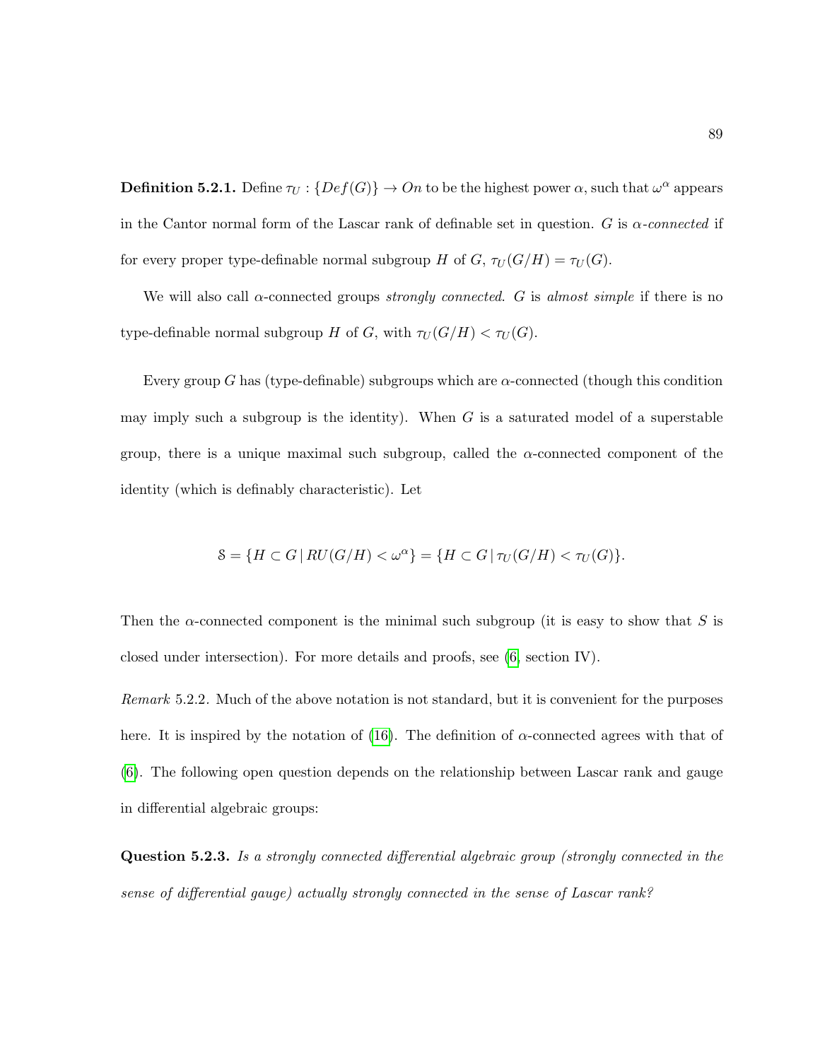**Definition 5.2.1.** Define $\tau_U : \{Def(G)\} \to On$ to be the highest power $\alpha$, such that $\omega^\alpha$ appears in the Cantor normal form of the Lascar rank of definable set in question. $G$ is *$\alpha$-connected* if for every proper type-definable normal subgroup $H$ of $G$, $\tau_U(G/H) = \tau_U(G)$.

We will also call $\alpha$-connected groups *strongly connected*. $G$ is *almost simple* if there is no type-definable normal subgroup $H$ of $G$, with $\tau_U(G/H) < \tau_U(G)$.

Every group $G$ has (type-definable) subgroups which are $\alpha$-connected (though this condition may imply such a subgroup is the identity). When $G$ is a saturated model of a superstable group, there is a unique maximal such subgroup, called the $\alpha$-connected component of the identity (which is definably characteristic). Let

$$\mathcal{S} = \{H \subset G \mid RU(G/H) < \omega^\alpha\} = \{H \subset G \mid \tau_U(G/H) < \tau_U(G)\}.$$

Then the $\alpha$-connected component is the minimal such subgroup (it is easy to show that $S$ is closed under intersection). For more details and proofs, see (6, section IV).

*Remark* 5.2.2. Much of the above notation is not standard, but it is convenient for the purposes here. It is inspired by the notation of (16). The definition of $\alpha$-connected agrees with that of (6). The following open question depends on the relationship between Lascar rank and gauge in differential algebraic groups:

**Question 5.2.3.** *Is a strongly connected differential algebraic group (strongly connected in the sense of differential gauge) actually strongly connected in the sense of Lascar rank?*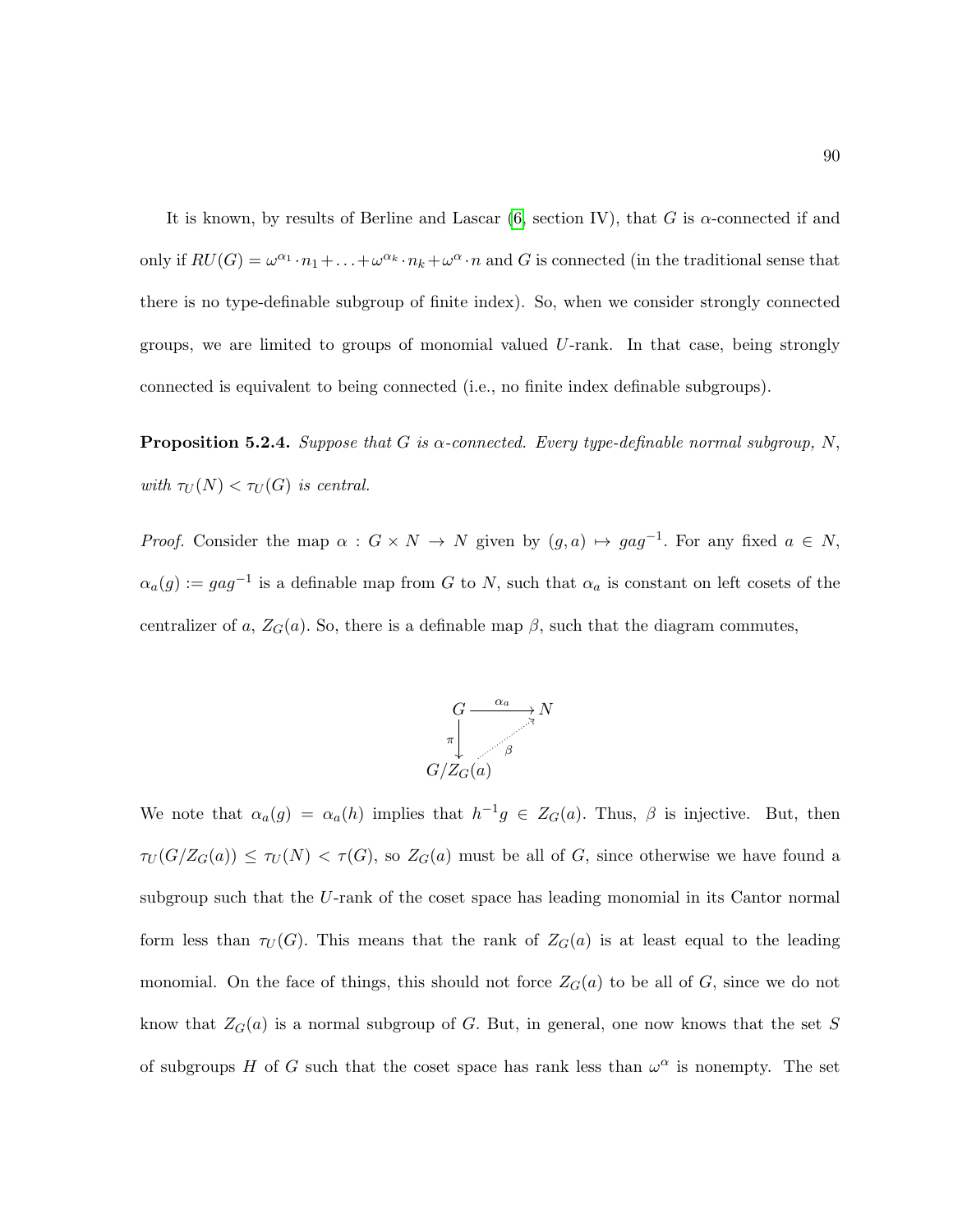It is known, by results of Berline and Lascar ([6], section IV), that $G$ is $\alpha$-connected if and only if $RU(G) = \omega^{\alpha_1} \cdot n_1 + \ldots + \omega^{\alpha_k} \cdot n_k + \omega^{\alpha} \cdot n$ and $G$ is connected (in the traditional sense that there is no type-definable subgroup of finite index). So, when we consider strongly connected groups, we are limited to groups of monomial valued $U$-rank. In that case, being strongly connected is equivalent to being connected (i.e., no finite index definable subgroups).

**Proposition 5.2.4.** *Suppose that $G$ is $\alpha$-connected. Every type-definable normal subgroup, $N$, with $\tau_U(N) < \tau_U(G)$ is central.*

*Proof.* Consider the map $\alpha : G \times N \to N$ given by $(g, a) \mapsto gag^{-1}$. For any fixed $a \in N$, $\alpha_a(g) := gag^{-1}$ is a definable map from $G$ to $N$, such that $\alpha_a$ is constant on left cosets of the centralizer of $a$, $Z_G(a)$. So, there is a definable map $\beta$, such that the diagram commutes,

$$\begin{array}{ccc} G & \xrightarrow{\alpha_a} & N \\ \downarrow \pi & \nearrow \beta & \\ G/Z_G(a) & & \end{array}$$

We note that $\alpha_a(g) = \alpha_a(h)$ implies that $h^{-1}g \in Z_G(a)$. Thus, $\beta$ is injective. But, then $\tau_U(G/Z_G(a)) \leq \tau_U(N) < \tau(G)$, so $Z_G(a)$ must be all of $G$, since otherwise we have found a subgroup such that the $U$-rank of the coset space has leading monomial in its Cantor normal form less than $\tau_U(G)$. This means that the rank of $Z_G(a)$ is at least equal to the leading monomial. On the face of things, this should not force $Z_G(a)$ to be all of $G$, since we do not know that $Z_G(a)$ is a normal subgroup of $G$. But, in general, one now knows that the set $S$ of subgroups $H$ of $G$ such that the coset space has rank less than $\omega^{\alpha}$ is nonempty. The set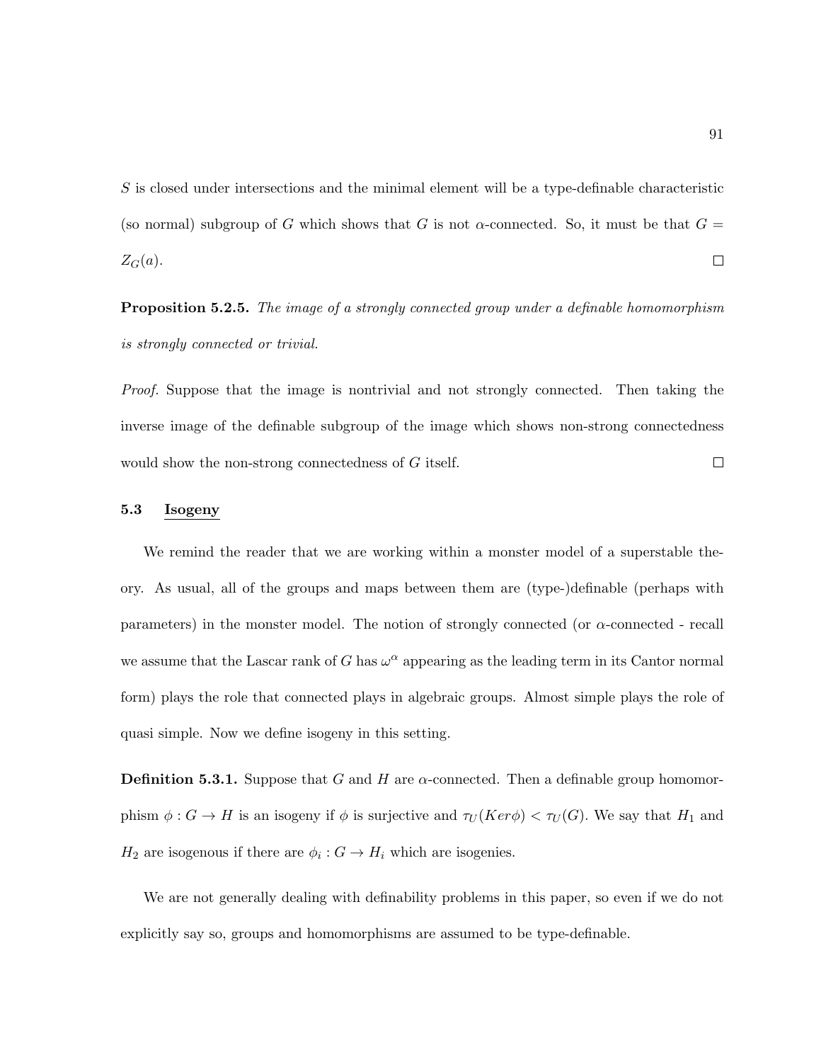$S$ is closed under intersections and the minimal element will be a type-definable characteristic (so normal) subgroup of $G$ which shows that $G$ is not $\alpha$-connected. So, it must be that $G = Z_G(a)$. □

**Proposition 5.2.5.** *The image of a strongly connected group under a definable homomorphism is strongly connected or trivial.*

*Proof.* Suppose that the image is nontrivial and not strongly connected. Then taking the inverse image of the definable subgroup of the image which shows non-strong connectedness would show the non-strong connectedness of $G$ itself. □

### 5.3 Isogeny

We remind the reader that we are working within a monster model of a superstable theory. As usual, all of the groups and maps between them are (type-)definable (perhaps with parameters) in the monster model. The notion of strongly connected (or $\alpha$-connected - recall we assume that the Lascar rank of $G$ has $\omega^\alpha$ appearing as the leading term in its Cantor normal form) plays the role that connected plays in algebraic groups. Almost simple plays the role of quasi simple. Now we define isogeny in this setting.

**Definition 5.3.1.** Suppose that $G$ and $H$ are $\alpha$-connected. Then a definable group homomorphism $\phi : G \to H$ is an isogeny if $\phi$ is surjective and $\tau_U(Ker\phi) < \tau_U(G)$. We say that $H_1$ and $H_2$ are isogenous if there are $\phi_i : G \to H_i$ which are isogenies.

We are not generally dealing with definability problems in this paper, so even if we do not explicitly say so, groups and homomorphisms are assumed to be type-definable.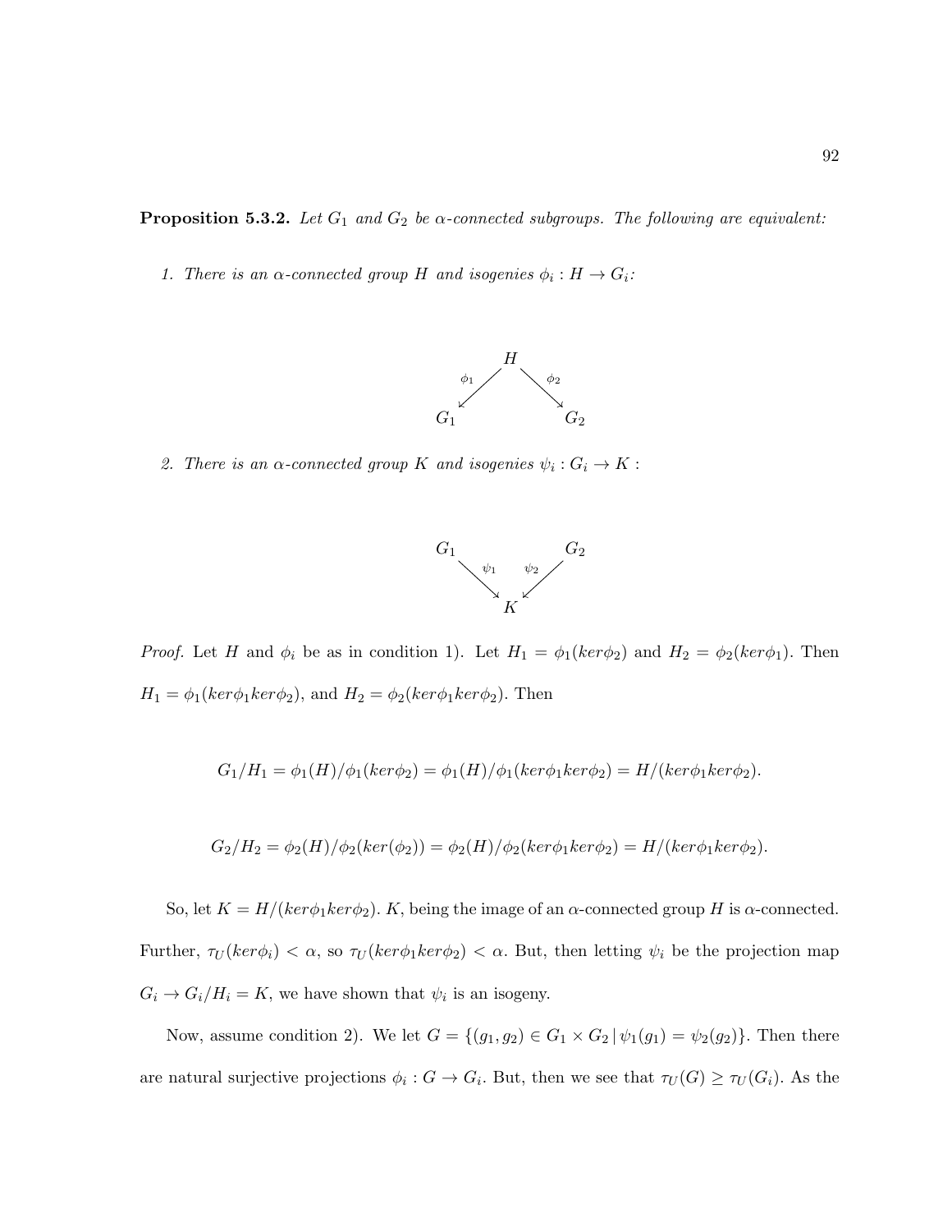**Proposition 5.3.2.** *Let $G_1$ and $G_2$ be $\alpha$-connected subgroups. The following are equivalent:*

1. *There is an $\alpha$-connected group $H$ and isogenies $\phi_i : H \to G_i$:*

$$\begin{array}{ccc} & H & \\ {}^{\phi_1}\swarrow & & \searrow^{\phi_2} \\ G_1 & & G_2 \end{array}$$

2. *There is an $\alpha$-connected group $K$ and isogenies $\psi_i : G_i \to K$ :*

$$\begin{array}{ccc} G_1 & & G_2 \\ {}_{\psi_1}\searrow & & \swarrow_{\psi_2} \\ & K & \end{array}$$

*Proof.* Let $H$ and $\phi_i$ be as in condition 1). Let $H_1 = \phi_1(ker\phi_2)$ and $H_2 = \phi_2(ker\phi_1)$. Then $H_1 = \phi_1(ker\phi_1 ker\phi_2)$, and $H_2 = \phi_2(ker\phi_1 ker\phi_2)$. Then

$$G_1/H_1 = \phi_1(H)/\phi_1(ker\phi_2) = \phi_1(H)/\phi_1(ker\phi_1 ker\phi_2) = H/(ker\phi_1 ker\phi_2).$$

$$G_2/H_2 = \phi_2(H)/\phi_2(ker(\phi_2)) = \phi_2(H)/\phi_2(ker\phi_1 ker\phi_2) = H/(ker\phi_1 ker\phi_2).$$

So, let $K = H/(ker\phi_1 ker\phi_2)$. $K$, being the image of an $\alpha$-connected group $H$ is $\alpha$-connected. Further, $\tau_U(ker\phi_i) < \alpha$, so $\tau_U(ker\phi_1 ker\phi_2) < \alpha$. But, then letting $\psi_i$ be the projection map $G_i \to G_i/H_i = K$, we have shown that $\psi_i$ is an isogeny.

Now, assume condition 2). We let $G = \{(g_1, g_2) \in G_1 \times G_2 \,|\, \psi_1(g_1) = \psi_2(g_2)\}$. Then there are natural surjective projections $\phi_i : G \to G_i$. But, then we see that $\tau_U(G) \geq \tau_U(G_i)$. As the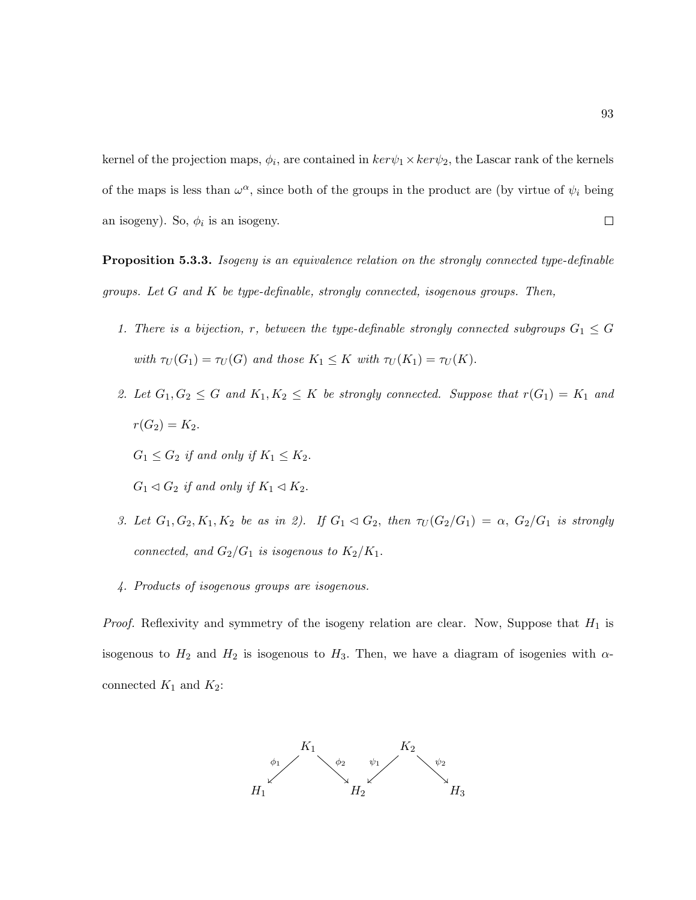kernel of the projection maps, $\phi_i$, are contained in $ker\psi_1 \times ker\psi_2$, the Lascar rank of the kernels of the maps is less than $\omega^\alpha$, since both of the groups in the product are (by virtue of $\psi_i$ being an isogeny). So, $\phi_i$ is an isogeny. $\square$

**Proposition 5.3.3.** *Isogeny is an equivalence relation on the strongly connected type-definable groups. Let $G$ and $K$ be type-definable, strongly connected, isogenous groups. Then,*

1. *There is a bijection, $r$, between the type-definable strongly connected subgroups $G_1 \leq G$ with $\tau_U(G_1) = \tau_U(G)$ and those $K_1 \leq K$ with $\tau_U(K_1) = \tau_U(K)$.*
2. *Let $G_1, G_2 \leq G$ and $K_1, K_2 \leq K$ be strongly connected. Suppose that $r(G_1) = K_1$ and $r(G_2) = K_2$.*

   *$G_1 \leq G_2$ if and only if $K_1 \leq K_2$.*

   *$G_1 \lhd G_2$ if and only if $K_1 \lhd K_2$.*
3. *Let $G_1, G_2, K_1, K_2$ be as in 2). If $G_1 \lhd G_2$, then $\tau_U(G_2/G_1) = \alpha$, $G_2/G_1$ is strongly connected, and $G_2/G_1$ is isogenous to $K_2/K_1$.*
4. *Products of isogenous groups are isogenous.*

*Proof.* Reflexivity and symmetry of the isogeny relation are clear. Now, Suppose that $H_1$ is isogenous to $H_2$ and $H_2$ is isogenous to $H_3$. Then, we have a diagram of isogenies with $\alpha$-connected $K_1$ and $K_2$:

$$
\begin{array}{ccccccc}
 & K_1 & & & K_2 & & \\
\swarrow^{\phi_1} & & \searrow^{\phi_2} & \swarrow^{\psi_1} & & \searrow^{\psi_2} & \\
H_1 & & & H_2 & & & H_3
\end{array}
$$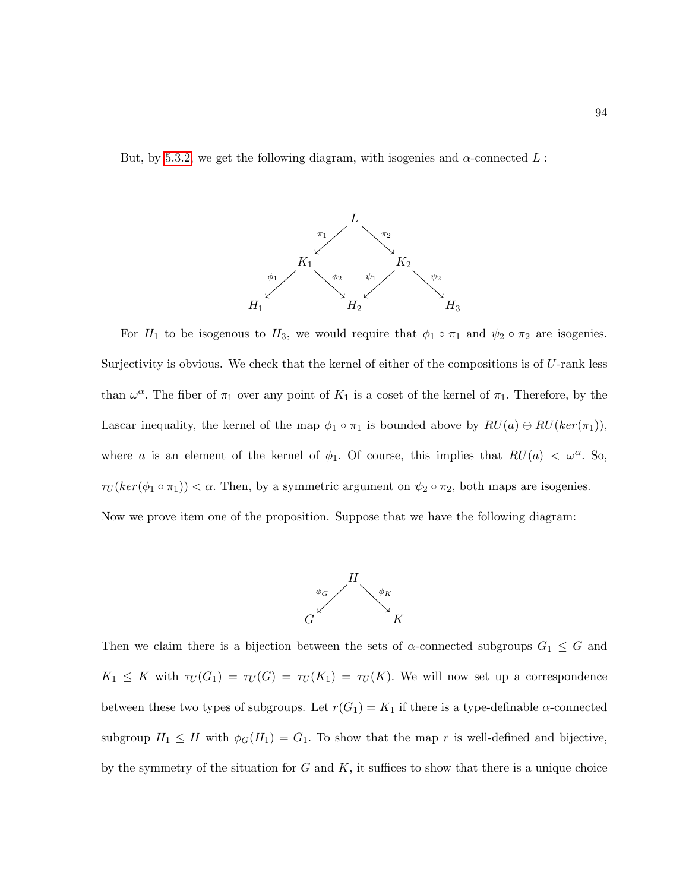But, by 5.3.2, we get the following diagram, with isogenies and $\alpha$-connected $L$ :

$$
\begin{array}{ccccccc}
 & & & L & & & \\
 & & \swarrow^{\pi_1} & & \searrow^{\pi_2} & & \\
 & K_1 & & & & K_2 & \\
 \swarrow^{\phi_1} & & \searrow^{\phi_2} & & \swarrow^{\psi_1} & & \searrow^{\psi_2} \\
H_1 & & & H_2 & & & H_3
\end{array}
$$

For $H_1$ to be isogenous to $H_3$, we would require that $\phi_1 \circ \pi_1$ and $\psi_2 \circ \pi_2$ are isogenies. Surjectivity is obvious. We check that the kernel of either of the compositions is of $U$-rank less than $\omega^\alpha$. The fiber of $\pi_1$ over any point of $K_1$ is a coset of the kernel of $\pi_1$. Therefore, by the Lascar inequality, the kernel of the map $\phi_1 \circ \pi_1$ is bounded above by $RU(a) \oplus RU(ker(\pi_1))$, where $a$ is an element of the kernel of $\phi_1$. Of course, this implies that $RU(a) < \omega^\alpha$. So, $\tau_U(ker(\phi_1 \circ \pi_1)) < \alpha$. Then, by a symmetric argument on $\psi_2 \circ \pi_2$, both maps are isogenies.

Now we prove item one of the proposition. Suppose that we have the following diagram:

$$
\begin{array}{ccc}
 & H & \\
\swarrow^{\phi_G} & & \searrow^{\phi_K} \\
G & & K
\end{array}
$$

Then we claim there is a bijection between the sets of $\alpha$-connected subgroups $G_1 \leq G$ and $K_1 \leq K$ with $\tau_U(G_1) = \tau_U(G) = \tau_U(K_1) = \tau_U(K)$. We will now set up a correspondence between these two types of subgroups. Let $r(G_1) = K_1$ if there is a type-definable $\alpha$-connected subgroup $H_1 \leq H$ with $\phi_G(H_1) = G_1$. To show that the map $r$ is well-defined and bijective, by the symmetry of the situation for $G$ and $K$, it suffices to show that there is a unique choice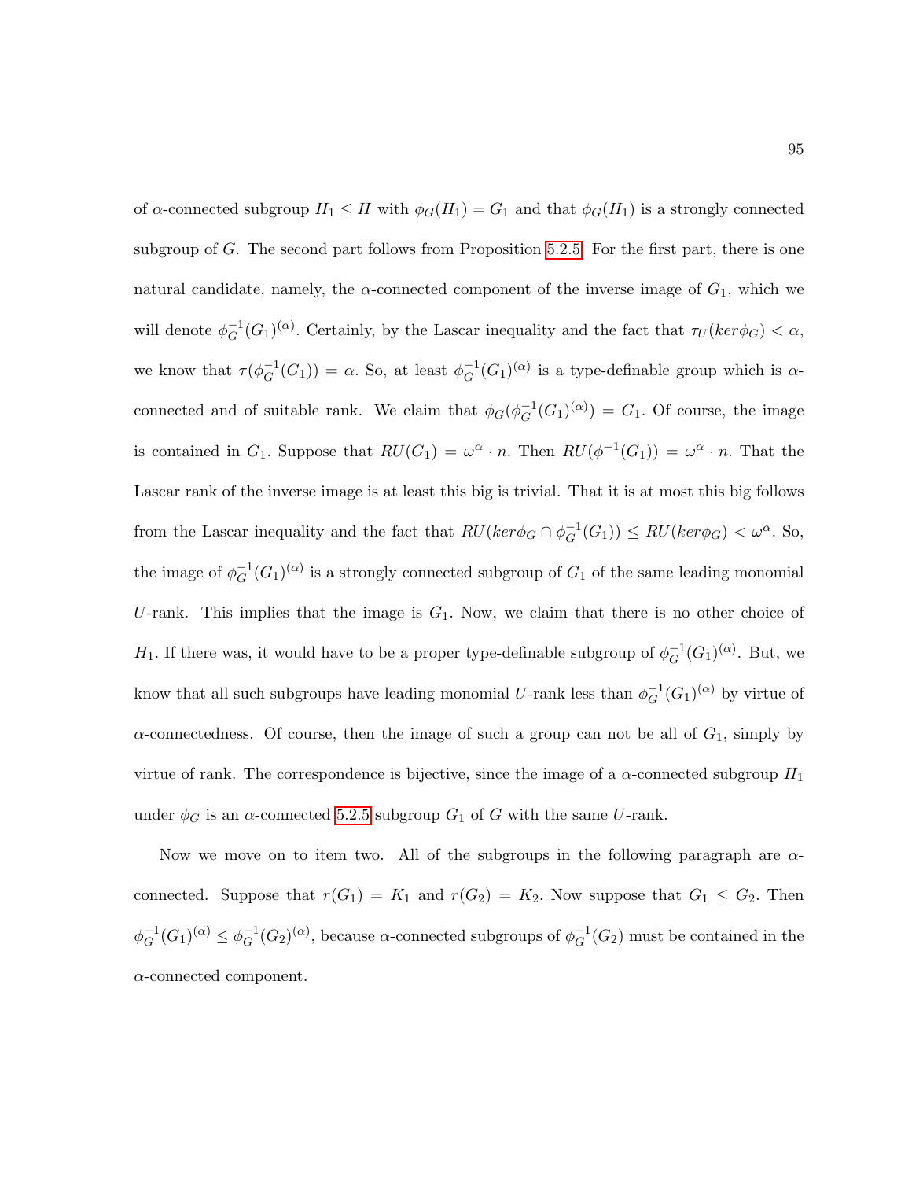of $\alpha$-connected subgroup $H_1 \leq H$ with $\phi_G(H_1) = G_1$ and that $\phi_G(H_1)$ is a strongly connected subgroup of $G$. The second part follows from Proposition 5.2.5. For the first part, there is one natural candidate, namely, the $\alpha$-connected component of the inverse image of $G_1$, which we will denote $\phi_G^{-1}(G_1)^{(\alpha)}$. Certainly, by the Lascar inequality and the fact that $\tau_U(ker\phi_G) < \alpha$, we know that $\tau(\phi_G^{-1}(G_1)) = \alpha$. So, at least $\phi_G^{-1}(G_1)^{(\alpha)}$ is a type-definable group which is $\alpha$-connected and of suitable rank. We claim that $\phi_G(\phi_G^{-1}(G_1)^{(\alpha)}) = G_1$. Of course, the image is contained in $G_1$. Suppose that $RU(G_1) = \omega^\alpha \cdot n$. Then $RU(\phi^{-1}(G_1)) = \omega^\alpha \cdot n$. That the Lascar rank of the inverse image is at least this big is trivial. That it is at most this big follows from the Lascar inequality and the fact that $RU(ker\phi_G \cap \phi_G^{-1}(G_1)) \leq RU(ker\phi_G) < \omega^\alpha$. So, the image of $\phi_G^{-1}(G_1)^{(\alpha)}$ is a strongly connected subgroup of $G_1$ of the same leading monomial $U$-rank. This implies that the image is $G_1$. Now, we claim that there is no other choice of $H_1$. If there was, it would have to be a proper type-definable subgroup of $\phi_G^{-1}(G_1)^{(\alpha)}$. But, we know that all such subgroups have leading monomial $U$-rank less than $\phi_G^{-1}(G_1)^{(\alpha)}$ by virtue of $\alpha$-connectedness. Of course, then the image of such a group can not be all of $G_1$, simply by virtue of rank. The correspondence is bijective, since the image of a $\alpha$-connected subgroup $H_1$ under $\phi_G$ is an $\alpha$-connected 5.2.5 subgroup $G_1$ of $G$ with the same $U$-rank.

Now we move on to item two. All of the subgroups in the following paragraph are $\alpha$-connected. Suppose that $r(G_1) = K_1$ and $r(G_2) = K_2$. Now suppose that $G_1 \leq G_2$. Then $\phi_G^{-1}(G_1)^{(\alpha)} \leq \phi_G^{-1}(G_2)^{(\alpha)}$, because $\alpha$-connected subgroups of $\phi_G^{-1}(G_2)$ must be contained in the $\alpha$-connected component.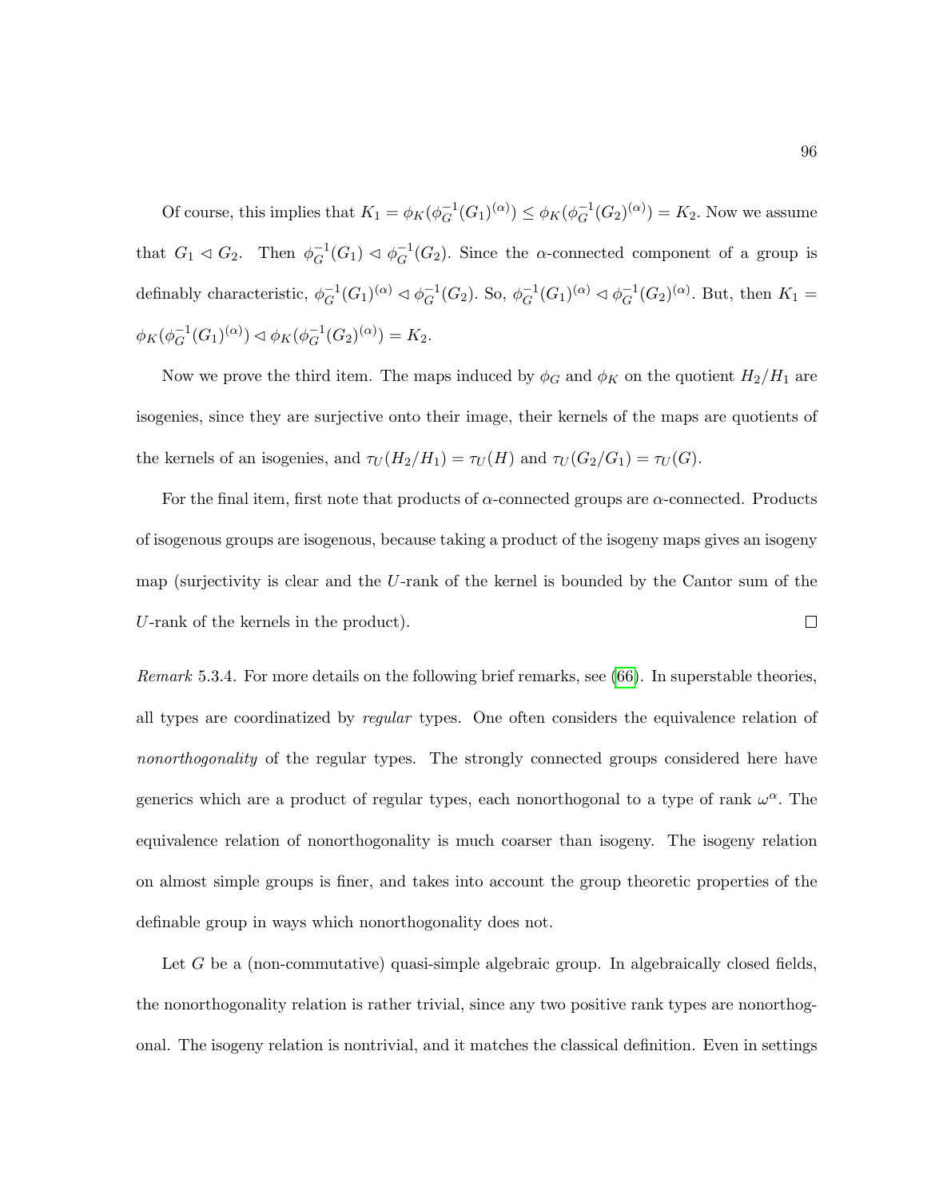Of course, this implies that $K_1 = \phi_K(\phi_G^{-1}(G_1)^{(\alpha)}) \leq \phi_K(\phi_G^{-1}(G_2)^{(\alpha)}) = K_2$. Now we assume that $G_1 \lhd G_2$. Then $\phi_G^{-1}(G_1) \lhd \phi_G^{-1}(G_2)$. Since the $\alpha$-connected component of a group is definably characteristic, $\phi_G^{-1}(G_1)^{(\alpha)} \lhd \phi_G^{-1}(G_2)$. So, $\phi_G^{-1}(G_1)^{(\alpha)} \lhd \phi_G^{-1}(G_2)^{(\alpha)}$. But, then $K_1 = \phi_K(\phi_G^{-1}(G_1)^{(\alpha)}) \lhd \phi_K(\phi_G^{-1}(G_2)^{(\alpha)}) = K_2$.

Now we prove the third item. The maps induced by $\phi_G$ and $\phi_K$ on the quotient $H_2/H_1$ are isogenies, since they are surjective onto their image, their kernels of the maps are quotients of the kernels of an isogenies, and $\tau_U(H_2/H_1) = \tau_U(H)$ and $\tau_U(G_2/G_1) = \tau_U(G)$.

For the final item, first note that products of $\alpha$-connected groups are $\alpha$-connected. Products of isogenous groups are isogenous, because taking a product of the isogeny maps gives an isogeny map (surjectivity is clear and the $U$-rank of the kernel is bounded by the Cantor sum of the $U$-rank of the kernels in the product). □

*Remark* 5.3.4. For more details on the following brief remarks, see (66). In superstable theories, all types are coordinatized by *regular* types. One often considers the equivalence relation of *nonorthogonality* of the regular types. The strongly connected groups considered here have generics which are a product of regular types, each nonorthogonal to a type of rank $\omega^\alpha$. The equivalence relation of nonorthogonality is much coarser than isogeny. The isogeny relation on almost simple groups is finer, and takes into account the group theoretic properties of the definable group in ways which nonorthogonality does not.

Let $G$ be a (non-commutative) quasi-simple algebraic group. In algebraically closed fields, the nonorthogonality relation is rather trivial, since any two positive rank types are nonorthogonal. The isogeny relation is nontrivial, and it matches the classical definition. Even in settings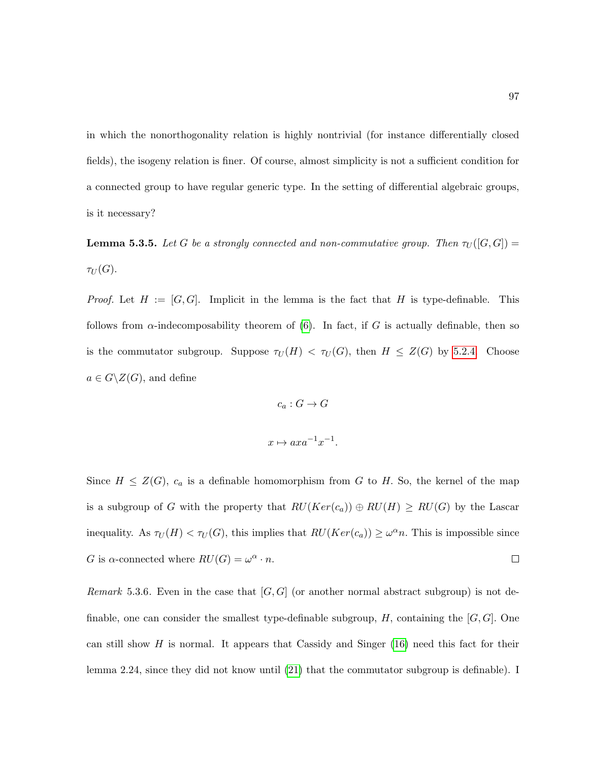in which the nonorthogonality relation is highly nontrivial (for instance differentially closed fields), the isogeny relation is finer. Of course, almost simplicity is not a sufficient condition for a connected group to have regular generic type. In the setting of differential algebraic groups, is it necessary?

**Lemma 5.3.5.** *Let $G$ be a strongly connected and non-commutative group. Then $\tau_U([G,G]) = \tau_U(G)$.*

*Proof.* Let $H := [G,G]$. Implicit in the lemma is the fact that $H$ is type-definable. This follows from $\alpha$-indecomposability theorem of (6). In fact, if $G$ is actually definable, then so is the commutator subgroup. Suppose $\tau_U(H) < \tau_U(G)$, then $H \leq Z(G)$ by 5.2.4. Choose $a \in G \backslash Z(G)$, and define

$$c_a : G \to G$$

$$x \mapsto axa^{-1}x^{-1}.$$

Since $H \leq Z(G)$, $c_a$ is a definable homomorphism from $G$ to $H$. So, the kernel of the map is a subgroup of $G$ with the property that $RU(Ker(c_a)) \oplus RU(H) \geq RU(G)$ by the Lascar inequality. As $\tau_U(H) < \tau_U(G)$, this implies that $RU(Ker(c_a)) \geq \omega^\alpha n$. This is impossible since $G$ is $\alpha$-connected where $RU(G) = \omega^\alpha \cdot n$. ∎

*Remark* 5.3.6. Even in the case that $[G,G]$ (or another normal abstract subgroup) is not definable, one can consider the smallest type-definable subgroup, $H$, containing the $[G,G]$. One can still show $H$ is normal. It appears that Cassidy and Singer (16) need this fact for their lemma 2.24, since they did not know until (21) that the commutator subgroup is definable). I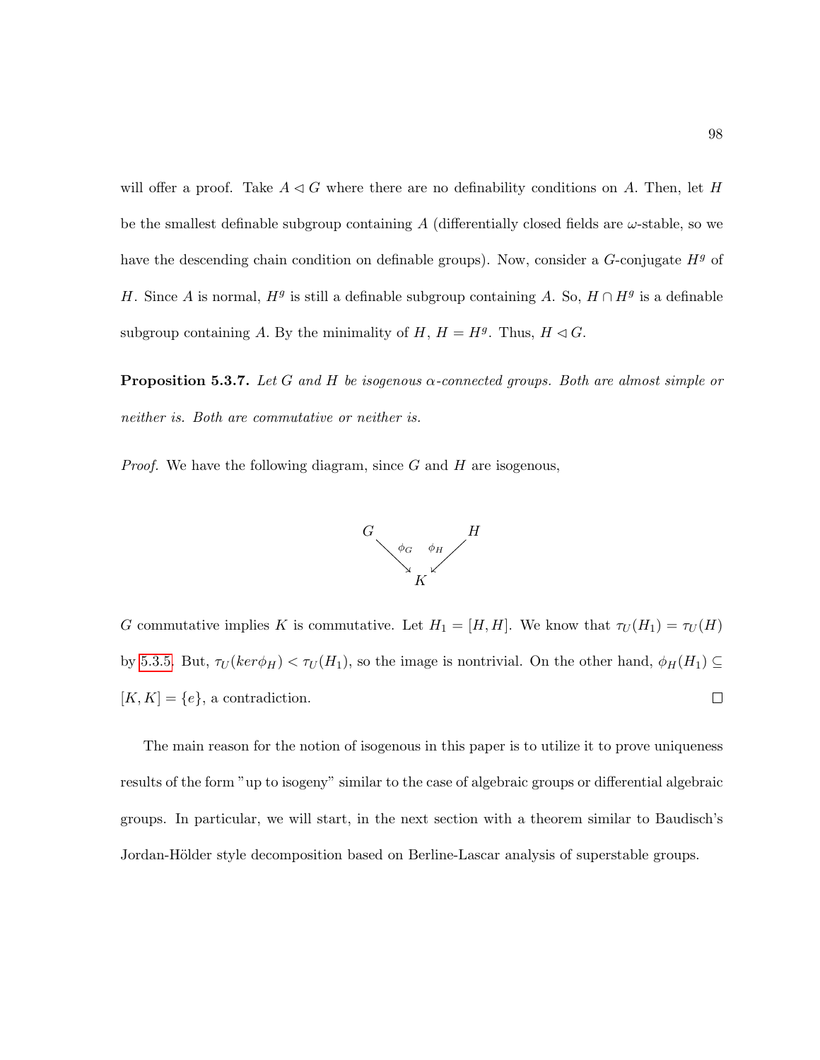will offer a proof. Take $A \lhd G$ where there are no definability conditions on $A$. Then, let $H$ be the smallest definable subgroup containing $A$ (differentially closed fields are $\omega$-stable, so we have the descending chain condition on definable groups). Now, consider a $G$-conjugate $H^g$ of $H$. Since $A$ is normal, $H^g$ is still a definable subgroup containing $A$. So, $H \cap H^g$ is a definable subgroup containing $A$. By the minimality of $H$, $H = H^g$. Thus, $H \lhd G$.

**Proposition 5.3.7.** *Let $G$ and $H$ be isogenous $\alpha$-connected groups. Both are almost simple or neither is. Both are commutative or neither is.*

*Proof.* We have the following diagram, since $G$ and $H$ are isogenous,

$$\begin{array}{ccccc} G & & & & H \\ & \searrow^{\phi_G} & & \swarrow^{\phi_H} & \\ & & K & & \end{array}$$

$G$ commutative implies $K$ is commutative. Let $H_1 = [H, H]$. We know that $\tau_U(H_1) = \tau_U(H)$ by 5.3.5. But, $\tau_U(ker\phi_H) < \tau_U(H_1)$, so the image is nontrivial. On the other hand, $\phi_H(H_1) \subseteq [K, K] = \{e\}$, a contradiction. □

The main reason for the notion of isogenous in this paper is to utilize it to prove uniqueness results of the form "up to isogeny" similar to the case of algebraic groups or differential algebraic groups. In particular, we will start, in the next section with a theorem similar to Baudisch's Jordan-Hölder style decomposition based on Berline-Lascar analysis of superstable groups.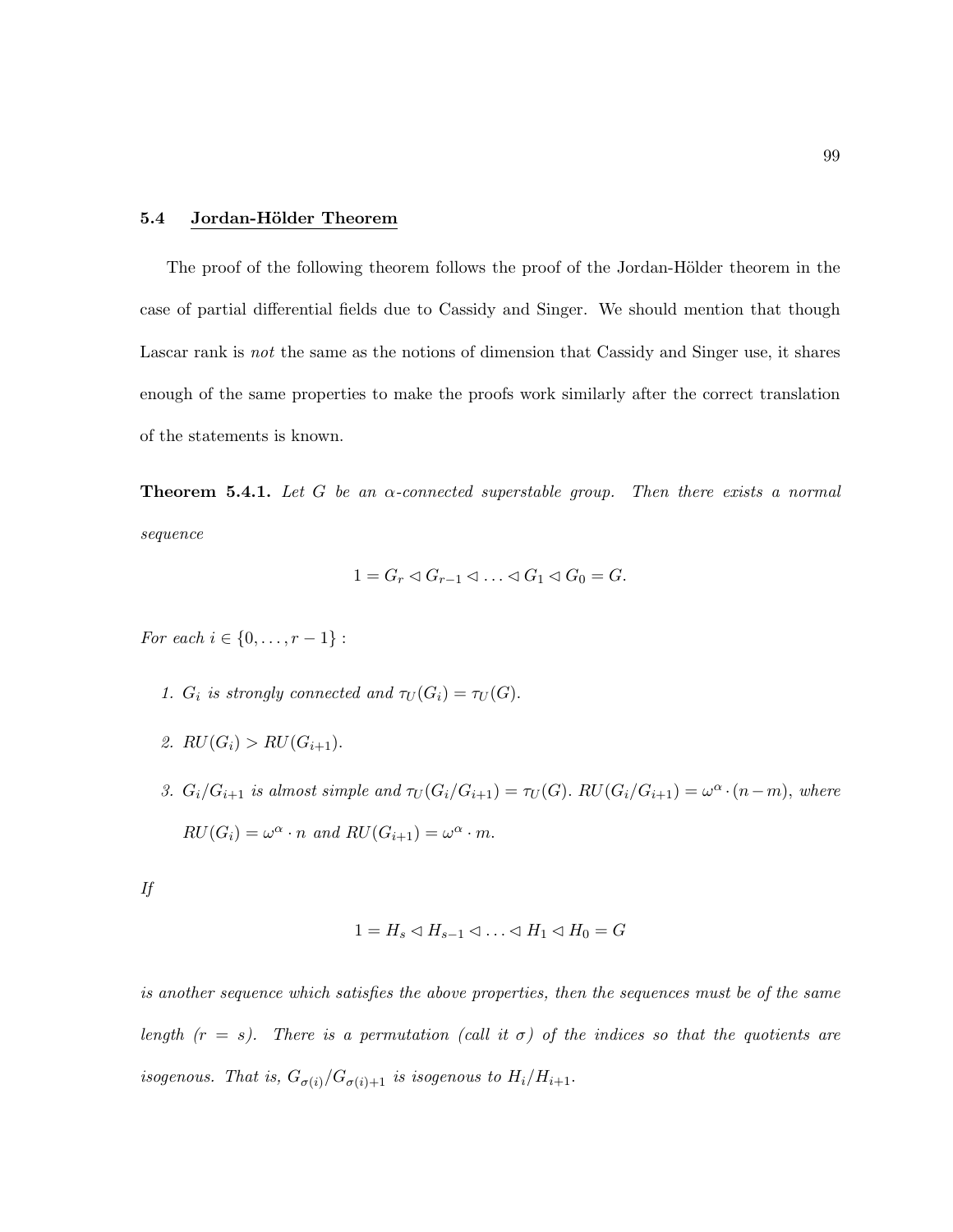### 5.4 Jordan-Hölder Theorem

The proof of the following theorem follows the proof of the Jordan-Hölder theorem in the case of partial differential fields due to Cassidy and Singer. We should mention that though Lascar rank is *not* the same as the notions of dimension that Cassidy and Singer use, it shares enough of the same properties to make the proofs work similarly after the correct translation of the statements is known.

**Theorem 5.4.1.** *Let $G$ be an $\alpha$-connected superstable group. Then there exists a normal sequence*

$$1 = G_r \lhd G_{r-1} \lhd \ldots \lhd G_1 \lhd G_0 = G.$$

*For each $i \in \{0, \ldots, r-1\}$ :*

1. *$G_i$ is strongly connected and $\tau_U(G_i) = \tau_U(G)$.*
2. *$RU(G_i) > RU(G_{i+1})$.*
3. *$G_i/G_{i+1}$ is almost simple and $\tau_U(G_i/G_{i+1}) = \tau_U(G)$. $RU(G_i/G_{i+1}) = \omega^\alpha \cdot (n-m)$, where $RU(G_i) = \omega^\alpha \cdot n$ and $RU(G_{i+1}) = \omega^\alpha \cdot m$.*

*If*

$$1 = H_s \lhd H_{s-1} \lhd \ldots \lhd H_1 \lhd H_0 = G$$

*is another sequence which satisfies the above properties, then the sequences must be of the same length ($r = s$). There is a permutation (call it $\sigma$) of the indices so that the quotients are isogenous. That is, $G_{\sigma(i)}/G_{\sigma(i)+1}$ is isogenous to $H_i/H_{i+1}$.*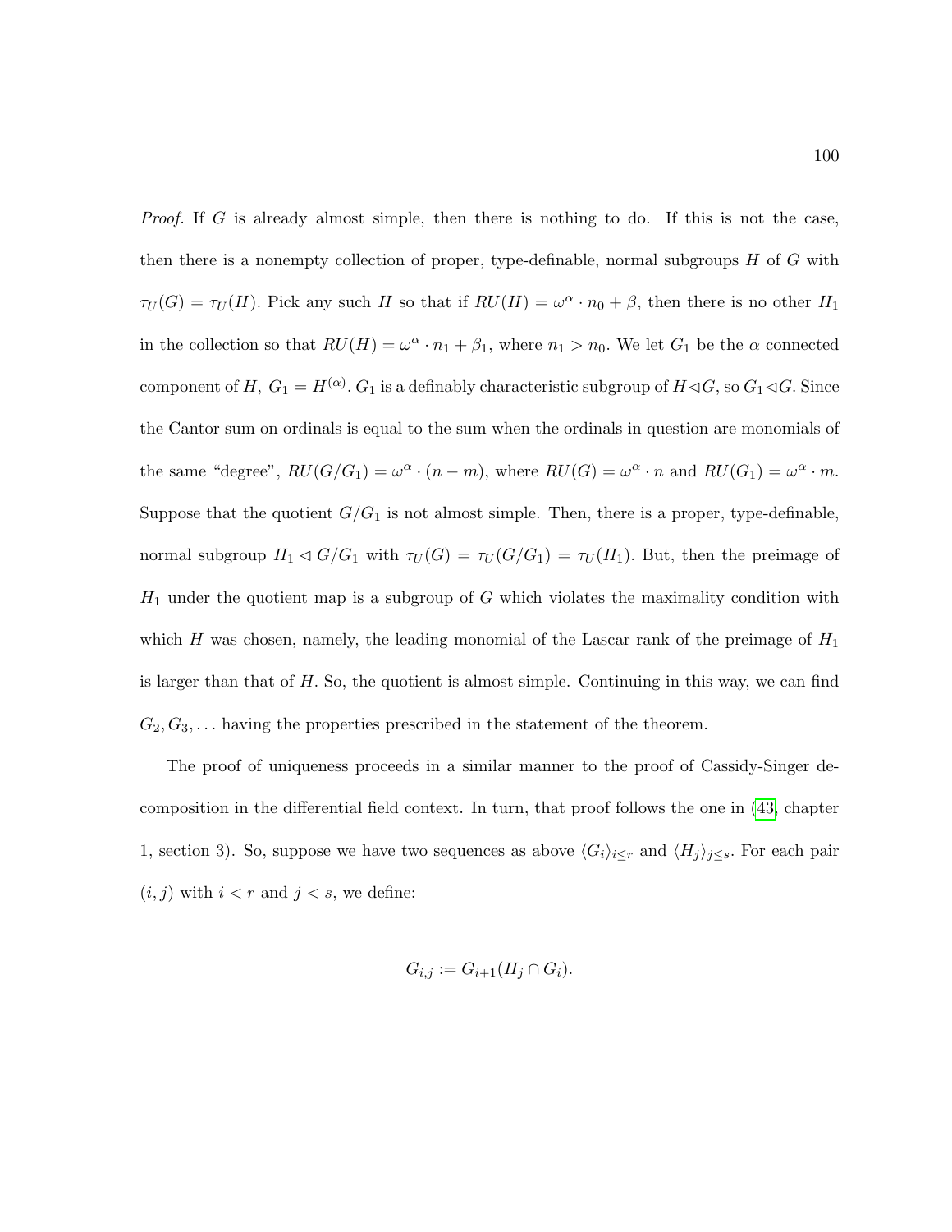*Proof.* If $G$ is already almost simple, then there is nothing to do. If this is not the case, then there is a nonempty collection of proper, type-definable, normal subgroups $H$ of $G$ with $\tau_U(G) = \tau_U(H)$. Pick any such $H$ so that if $RU(H) = \omega^\alpha \cdot n_0 + \beta$, then there is no other $H_1$ in the collection so that $RU(H) = \omega^\alpha \cdot n_1 + \beta_1$, where $n_1 > n_0$. We let $G_1$ be the $\alpha$ connected component of $H$, $G_1 = H^{(\alpha)}$. $G_1$ is a definably characteristic subgroup of $H \lhd G$, so $G_1 \lhd G$. Since the Cantor sum on ordinals is equal to the sum when the ordinals in question are monomials of the same "degree", $RU(G/G_1) = \omega^\alpha \cdot (n - m)$, where $RU(G) = \omega^\alpha \cdot n$ and $RU(G_1) = \omega^\alpha \cdot m$. Suppose that the quotient $G/G_1$ is not almost simple. Then, there is a proper, type-definable, normal subgroup $H_1 \lhd G/G_1$ with $\tau_U(G) = \tau_U(G/G_1) = \tau_U(H_1)$. But, then the preimage of $H_1$ under the quotient map is a subgroup of $G$ which violates the maximality condition with which $H$ was chosen, namely, the leading monomial of the Lascar rank of the preimage of $H_1$ is larger than that of $H$. So, the quotient is almost simple. Continuing in this way, we can find $G_2, G_3, \dots$ having the properties prescribed in the statement of the theorem.

The proof of uniqueness proceeds in a similar manner to the proof of Cassidy-Singer decomposition in the differential field context. In turn, that proof follows the one in ([43], chapter 1, section 3). So, suppose we have two sequences as above $\langle G_i \rangle_{i \leq r}$ and $\langle H_j \rangle_{j \leq s}$. For each pair $(i, j)$ with $i < r$ and $j < s$, we define:

$$G_{i,j} := G_{i+1}(H_j \cap G_i).$$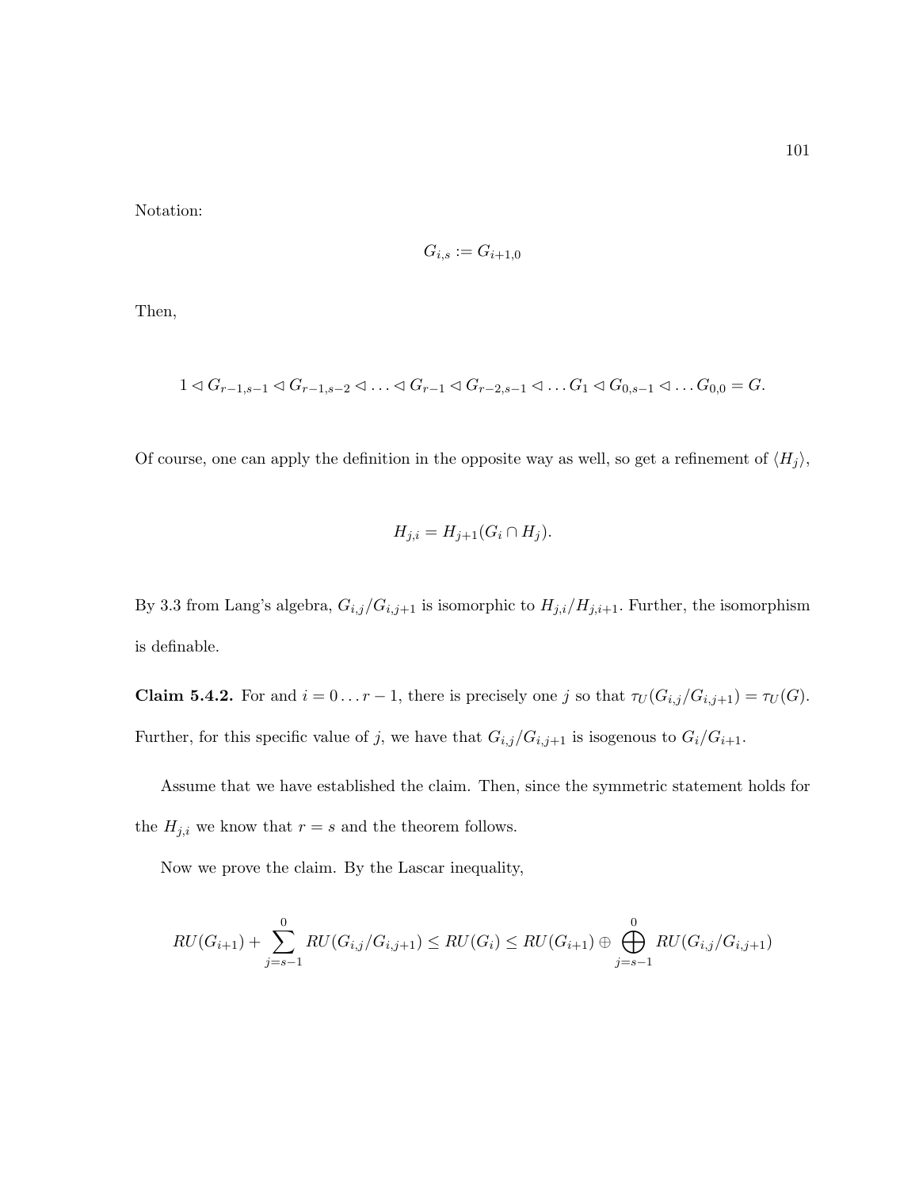Notation:

$$G_{i,s} := G_{i+1,0}$$

Then,

$$1 \lhd G_{r-1,s-1} \lhd G_{r-1,s-2} \lhd \ldots \lhd G_{r-1} \lhd G_{r-2,s-1} \lhd \ldots G_1 \lhd G_{0,s-1} \lhd \ldots G_{0,0} = G.$$

Of course, one can apply the definition in the opposite way as well, so get a refinement of $\langle H_j \rangle$,

$$H_{j,i} = H_{j+1}(G_i \cap H_j).$$

By 3.3 from Lang's algebra, $G_{i,j}/G_{i,j+1}$ is isomorphic to $H_{j,i}/H_{j,i+1}$. Further, the isomorphism is definable.

**Claim 5.4.2.** For and $i = 0 \ldots r-1$, there is precisely one $j$ so that $\tau_U(G_{i,j}/G_{i,j+1}) = \tau_U(G)$. Further, for this specific value of $j$, we have that $G_{i,j}/G_{i,j+1}$ is isogenous to $G_i/G_{i+1}$.

Assume that we have established the claim. Then, since the symmetric statement holds for the $H_{j,i}$ we know that $r = s$ and the theorem follows.

Now we prove the claim. By the Lascar inequality,

$$RU(G_{i+1}) + \sum_{j=s-1}^{0} RU(G_{i,j}/G_{i,j+1}) \leq RU(G_i) \leq RU(G_{i+1}) \oplus \bigoplus_{j=s-1}^{0} RU(G_{i,j}/G_{i,j+1})$$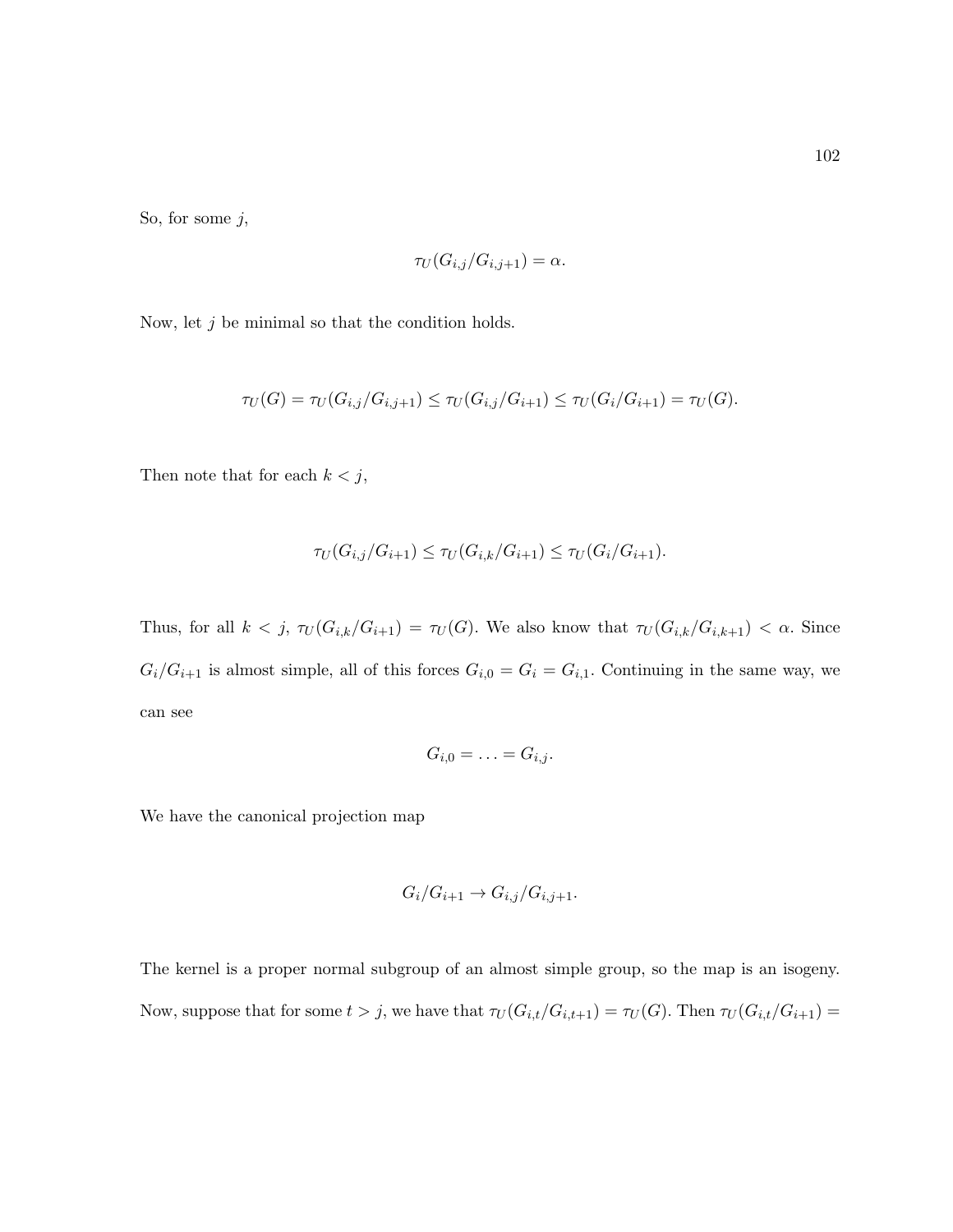So, for some $j$,

$$\tau_U(G_{i,j}/G_{i,j+1}) = \alpha.$$

Now, let $j$ be minimal so that the condition holds.

$$\tau_U(G) = \tau_U(G_{i,j}/G_{i,j+1}) \leq \tau_U(G_{i,j}/G_{i+1}) \leq \tau_U(G_i/G_{i+1}) = \tau_U(G).$$

Then note that for each $k < j$,

$$\tau_U(G_{i,j}/G_{i+1}) \leq \tau_U(G_{i,k}/G_{i+1}) \leq \tau_U(G_i/G_{i+1}).$$

Thus, for all $k < j$, $\tau_U(G_{i,k}/G_{i+1}) = \tau_U(G)$. We also know that $\tau_U(G_{i,k}/G_{i,k+1}) < \alpha$. Since $G_i/G_{i+1}$ is almost simple, all of this forces $G_{i,0} = G_i = G_{i,1}$. Continuing in the same way, we can see

$$G_{i,0} = \ldots = G_{i,j}.$$

We have the canonical projection map

$$G_i/G_{i+1} \to G_{i,j}/G_{i,j+1}.$$

The kernel is a proper normal subgroup of an almost simple group, so the map is an isogeny. Now, suppose that for some $t > j$, we have that $\tau_U(G_{i,t}/G_{i,t+1}) = \tau_U(G)$. Then $\tau_U(G_{i,t}/G_{i+1}) =$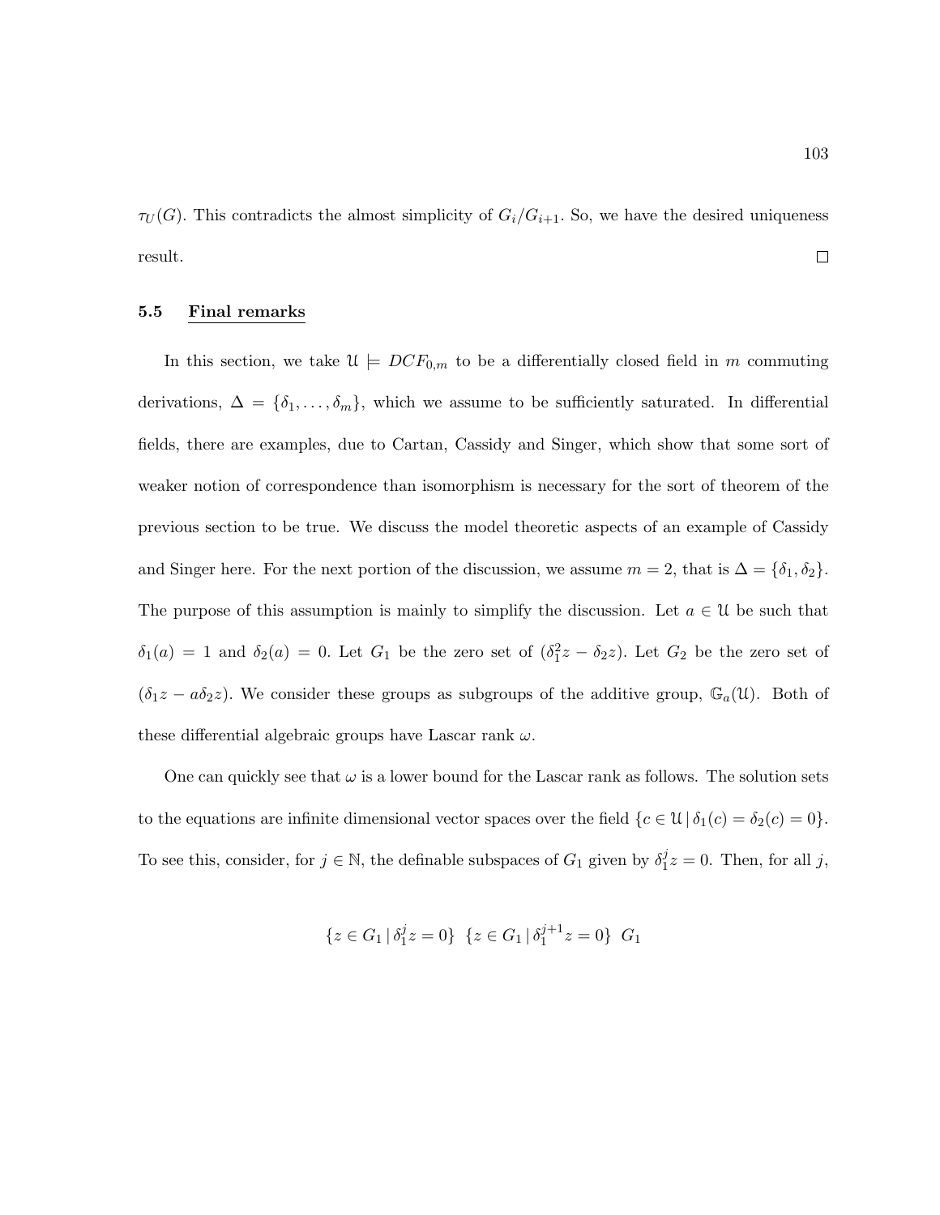$\tau_U(G)$. This contradicts the almost simplicity of $G_i/G_{i+1}$. So, we have the desired uniqueness result. $\square$

### 5.5 Final remarks

In this section, we take $\mathcal{U} \models DCF_{0,m}$ to be a differentially closed field in $m$ commuting derivations, $\Delta = \{\delta_1, \ldots, \delta_m\}$, which we assume to be sufficiently saturated. In differential fields, there are examples, due to Cartan, Cassidy and Singer, which show that some sort of weaker notion of correspondence than isomorphism is necessary for the sort of theorem of the previous section to be true. We discuss the model theoretic aspects of an example of Cassidy and Singer here. For the next portion of the discussion, we assume $m = 2$, that is $\Delta = \{\delta_1, \delta_2\}$. The purpose of this assumption is mainly to simplify the discussion. Let $a \in \mathcal{U}$ be such that $\delta_1(a) = 1$ and $\delta_2(a) = 0$. Let $G_1$ be the zero set of $(\delta_1^2 z - \delta_2 z)$. Let $G_2$ be the zero set of $(\delta_1 z - a\delta_2 z)$. We consider these groups as subgroups of the additive group, $\mathbb{G}_a(\mathcal{U})$. Both of these differential algebraic groups have Lascar rank $\omega$.

One can quickly see that $\omega$ is a lower bound for the Lascar rank as follows. The solution sets to the equations are infinite dimensional vector spaces over the field $\{c \in \mathcal{U} \mid \delta_1(c) = \delta_2(c) = 0\}$. To see this, consider, for $j \in \mathbb{N}$, the definable subspaces of $G_1$ given by $\delta_1^j z = 0$. Then, for all $j$,

$$\{z \in G_1 \mid \delta_1^j z = 0\} \;\; \{z \in G_1 \mid \delta_1^{j+1} z = 0\} \;\; G_1$$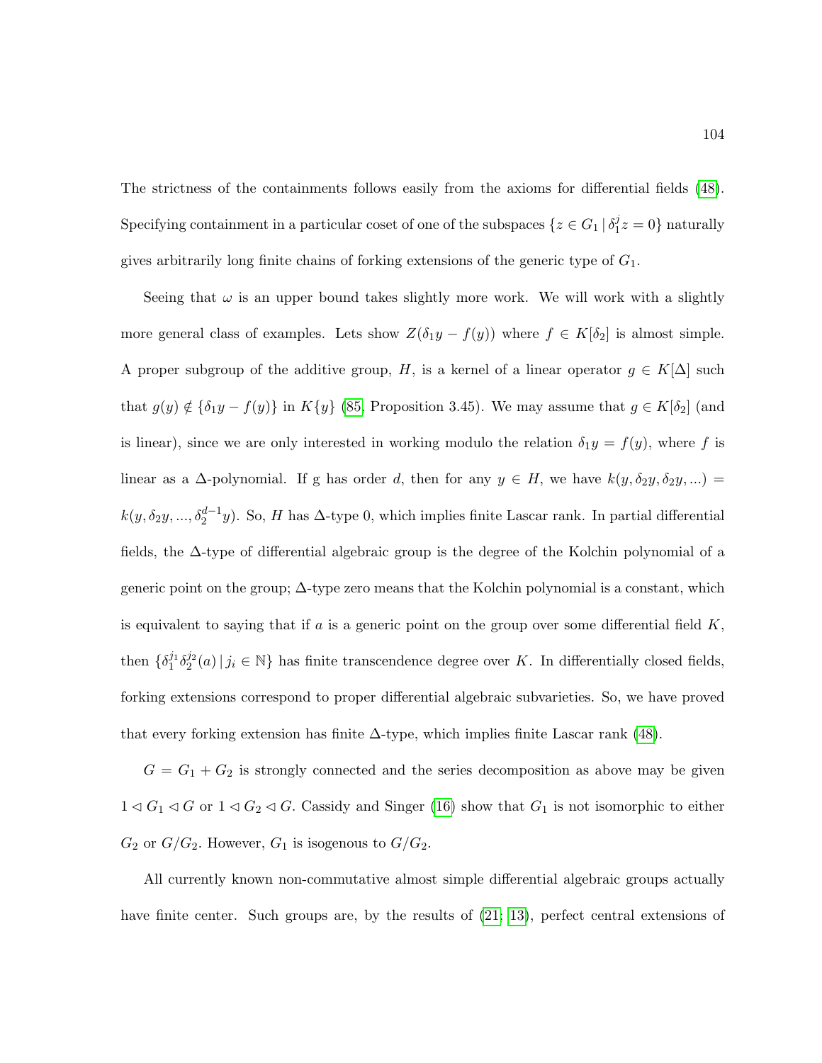The strictness of the containments follows easily from the axioms for differential fields (48). Specifying containment in a particular coset of one of the subspaces $\{z \in G_1 \,|\, \delta_1^j z = 0\}$ naturally gives arbitrarily long finite chains of forking extensions of the generic type of $G_1$.

Seeing that $\omega$ is an upper bound takes slightly more work. We will work with a slightly more general class of examples. Lets show $Z(\delta_1 y - f(y))$ where $f \in K[\delta_2]$ is almost simple. A proper subgroup of the additive group, $H$, is a kernel of a linear operator $g \in K[\Delta]$ such that $g(y) \notin \{\delta_1 y - f(y)\}$ in $K\{y\}$ (85, Proposition 3.45). We may assume that $g \in K[\delta_2]$ (and is linear), since we are only interested in working modulo the relation $\delta_1 y = f(y)$, where $f$ is linear as a $\Delta$-polynomial. If g has order $d$, then for any $y \in H$, we have $k(y, \delta_2 y, \delta_2 y, ...) = k(y, \delta_2 y, ..., \delta_2^{d-1} y)$. So, $H$ has $\Delta$-type 0, which implies finite Lascar rank. In partial differential fields, the $\Delta$-type of differential algebraic group is the degree of the Kolchin polynomial of a generic point on the group; $\Delta$-type zero means that the Kolchin polynomial is a constant, which is equivalent to saying that if $a$ is a generic point on the group over some differential field $K$, then $\{\delta_1^{j_1} \delta_2^{j_2}(a) \,|\, j_i \in \mathbb{N}\}$ has finite transcendence degree over $K$. In differentially closed fields, forking extensions correspond to proper differential algebraic subvarieties. So, we have proved that every forking extension has finite $\Delta$-type, which implies finite Lascar rank (48).

$G = G_1 + G_2$ is strongly connected and the series decomposition as above may be given $1 \lhd G_1 \lhd G$ or $1 \lhd G_2 \lhd G$. Cassidy and Singer (16) show that $G_1$ is not isomorphic to either $G_2$ or $G/G_2$. However, $G_1$ is isogenous to $G/G_2$.

All currently known non-commutative almost simple differential algebraic groups actually have finite center. Such groups are, by the results of (21; 13), perfect central extensions of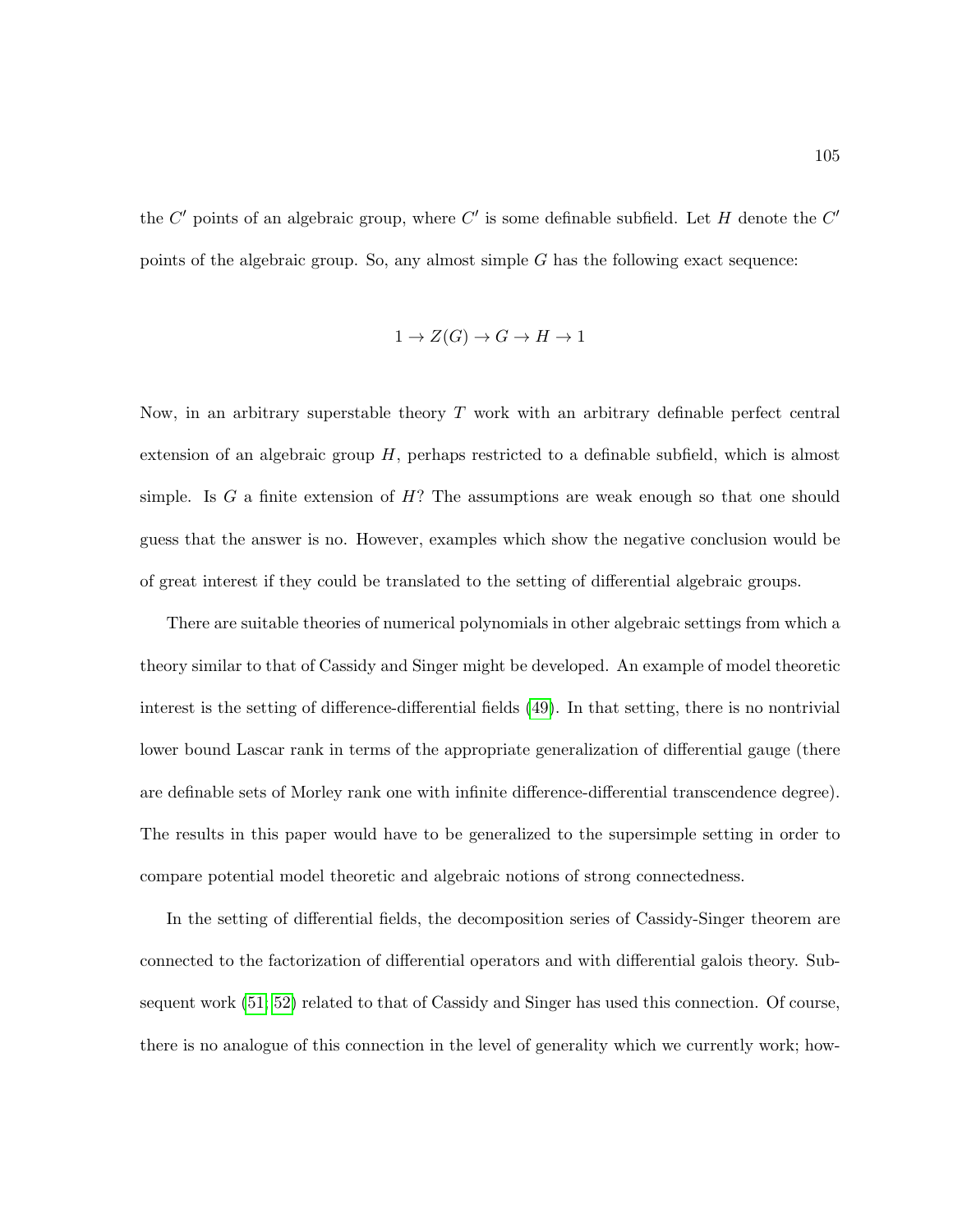the $C'$ points of an algebraic group, where $C'$ is some definable subfield. Let $H$ denote the $C'$ points of the algebraic group. So, any almost simple $G$ has the following exact sequence:

$$1 \to Z(G) \to G \to H \to 1$$

Now, in an arbitrary superstable theory $T$ work with an arbitrary definable perfect central extension of an algebraic group $H$, perhaps restricted to a definable subfield, which is almost simple. Is $G$ a finite extension of $H$? The assumptions are weak enough so that one should guess that the answer is no. However, examples which show the negative conclusion would be of great interest if they could be translated to the setting of differential algebraic groups.

There are suitable theories of numerical polynomials in other algebraic settings from which a theory similar to that of Cassidy and Singer might be developed. An example of model theoretic interest is the setting of difference-differential fields (49). In that setting, there is no nontrivial lower bound Lascar rank in terms of the appropriate generalization of differential gauge (there are definable sets of Morley rank one with infinite difference-differential transcendence degree). The results in this paper would have to be generalized to the supersimple setting in order to compare potential model theoretic and algebraic notions of strong connectedness.

In the setting of differential fields, the decomposition series of Cassidy-Singer theorem are connected to the factorization of differential operators and with differential galois theory. Subsequent work (51; 52) related to that of Cassidy and Singer has used this connection. Of course, there is no analogue of this connection in the level of generality which we currently work; how-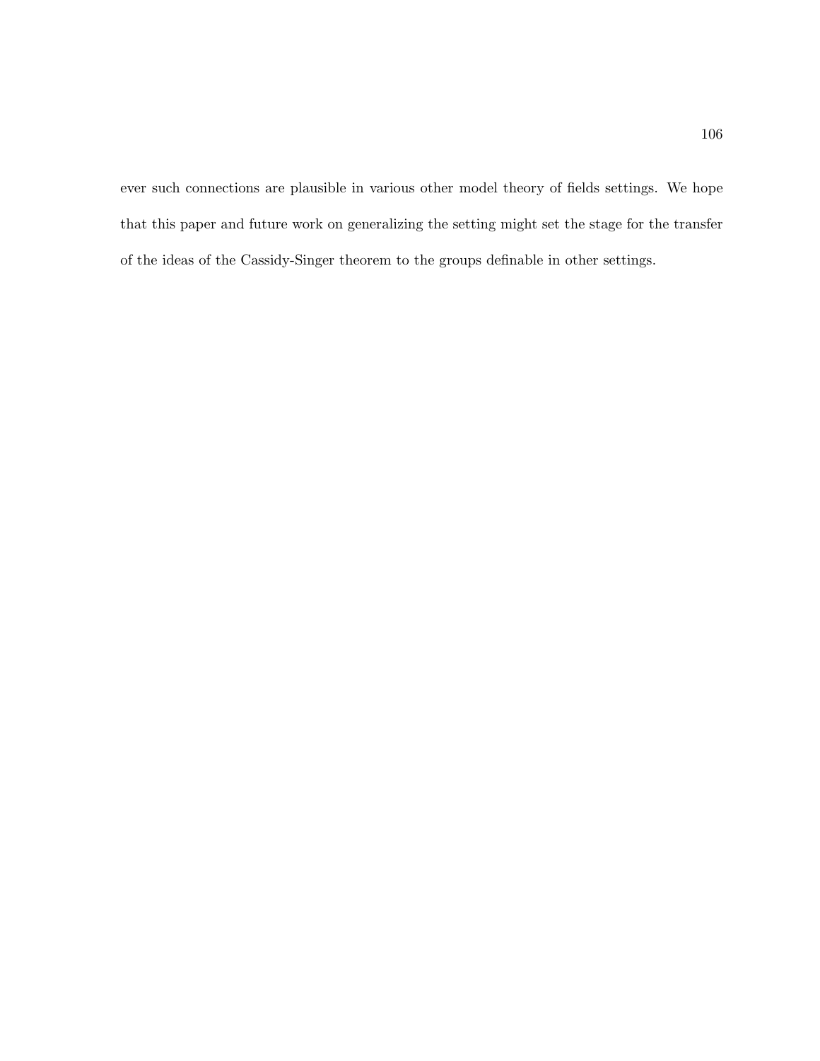ever such connections are plausible in various other model theory of fields settings. We hope that this paper and future work on generalizing the setting might set the stage for the transfer of the ideas of the Cassidy-Singer theorem to the groups definable in other settings.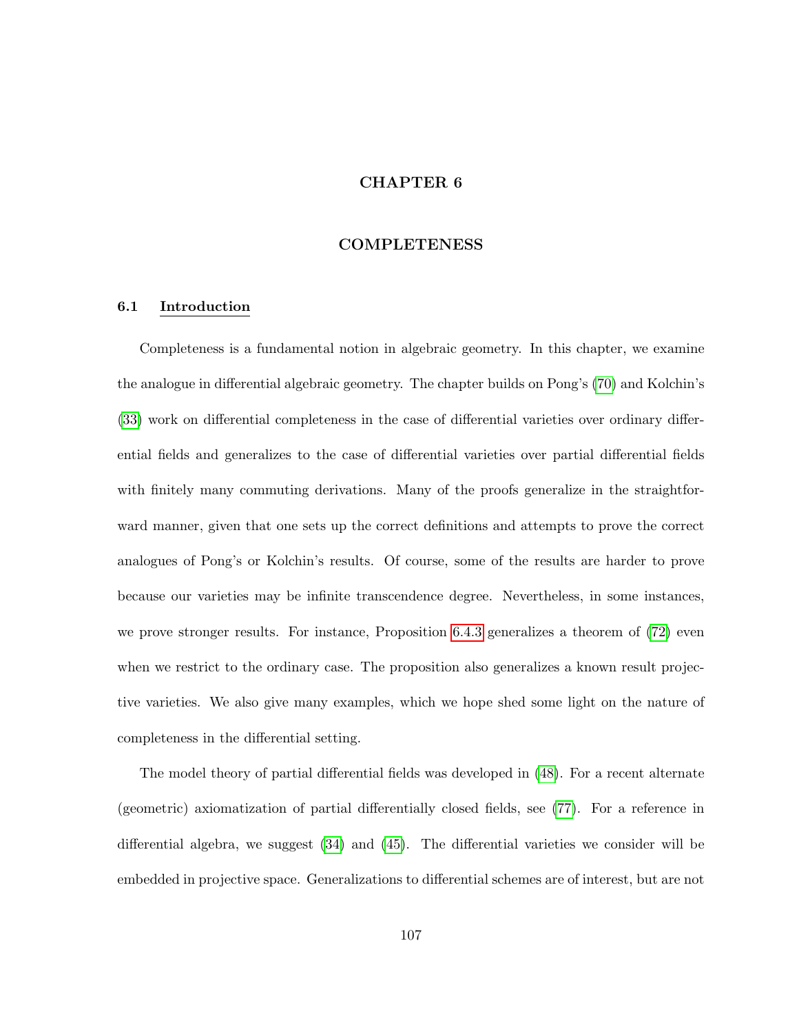# CHAPTER 6

# COMPLETENESS

## 6.1 Introduction

Completeness is a fundamental notion in algebraic geometry. In this chapter, we examine the analogue in differential algebraic geometry. The chapter builds on Pong's (70) and Kolchin's (33) work on differential completeness in the case of differential varieties over ordinary differential fields and generalizes to the case of differential varieties over partial differential fields with finitely many commuting derivations. Many of the proofs generalize in the straightforward manner, given that one sets up the correct definitions and attempts to prove the correct analogues of Pong's or Kolchin's results. Of course, some of the results are harder to prove because our varieties may be infinite transcendence degree. Nevertheless, in some instances, we prove stronger results. For instance, Proposition 6.4.3 generalizes a theorem of (72) even when we restrict to the ordinary case. The proposition also generalizes a known result projective varieties. We also give many examples, which we hope shed some light on the nature of completeness in the differential setting.

The model theory of partial differential fields was developed in (48). For a recent alternate (geometric) axiomatization of partial differentially closed fields, see (77). For a reference in differential algebra, we suggest (34) and (45). The differential varieties we consider will be embedded in projective space. Generalizations to differential schemes are of interest, but are not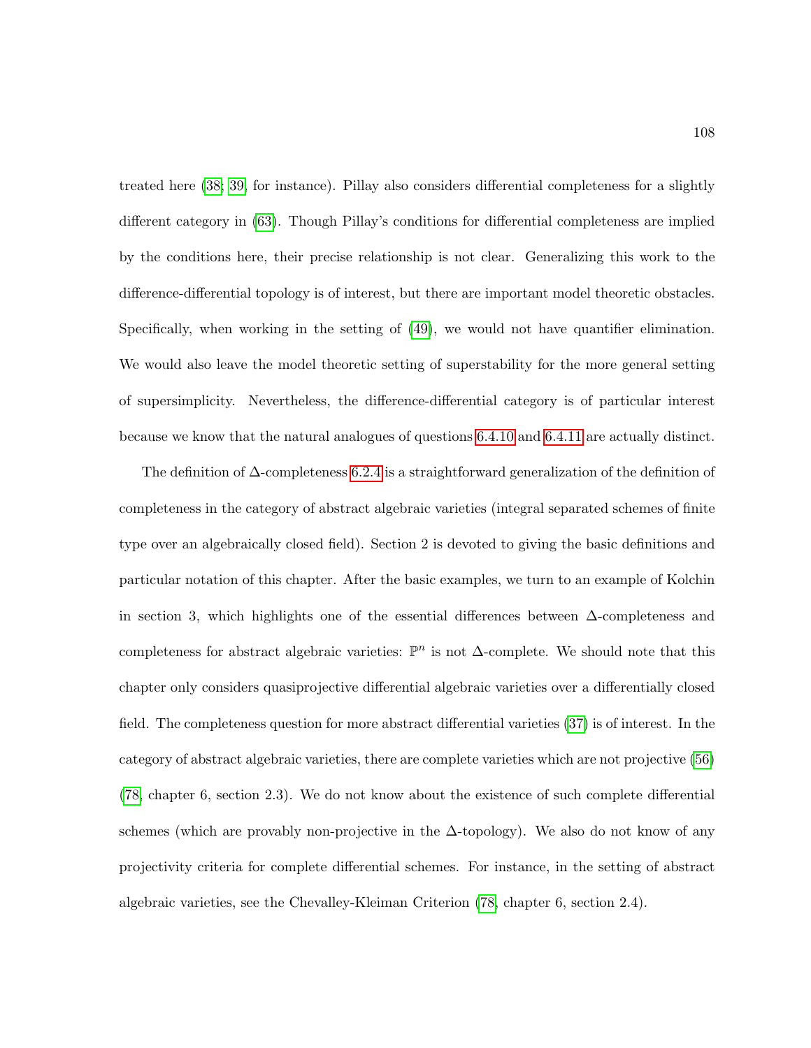treated here ([38]; [39], for instance). Pillay also considers differential completeness for a slightly different category in ([63]). Though Pillay's conditions for differential completeness are implied by the conditions here, their precise relationship is not clear. Generalizing this work to the difference-differential topology is of interest, but there are important model theoretic obstacles. Specifically, when working in the setting of ([49]), we would not have quantifier elimination. We would also leave the model theoretic setting of superstability for the more general setting of supersimplicity. Nevertheless, the difference-differential category is of particular interest because we know that the natural analogues of questions 6.4.10 and 6.4.11 are actually distinct.

The definition of $\Delta$-completeness 6.2.4 is a straightforward generalization of the definition of completeness in the category of abstract algebraic varieties (integral separated schemes of finite type over an algebraically closed field). Section 2 is devoted to giving the basic definitions and particular notation of this chapter. After the basic examples, we turn to an example of Kolchin in section 3, which highlights one of the essential differences between $\Delta$-completeness and completeness for abstract algebraic varieties: $\mathbb{P}^n$ is not $\Delta$-complete. We should note that this chapter only considers quasiprojective differential algebraic varieties over a differentially closed field. The completeness question for more abstract differential varieties ([37]) is of interest. In the category of abstract algebraic varieties, there are complete varieties which are not projective ([56]) ([78], chapter 6, section 2.3). We do not know about the existence of such complete differential schemes (which are provably non-projective in the $\Delta$-topology). We also do not know of any projectivity criteria for complete differential schemes. For instance, in the setting of abstract algebraic varieties, see the Chevalley-Kleiman Criterion ([78], chapter 6, section 2.4).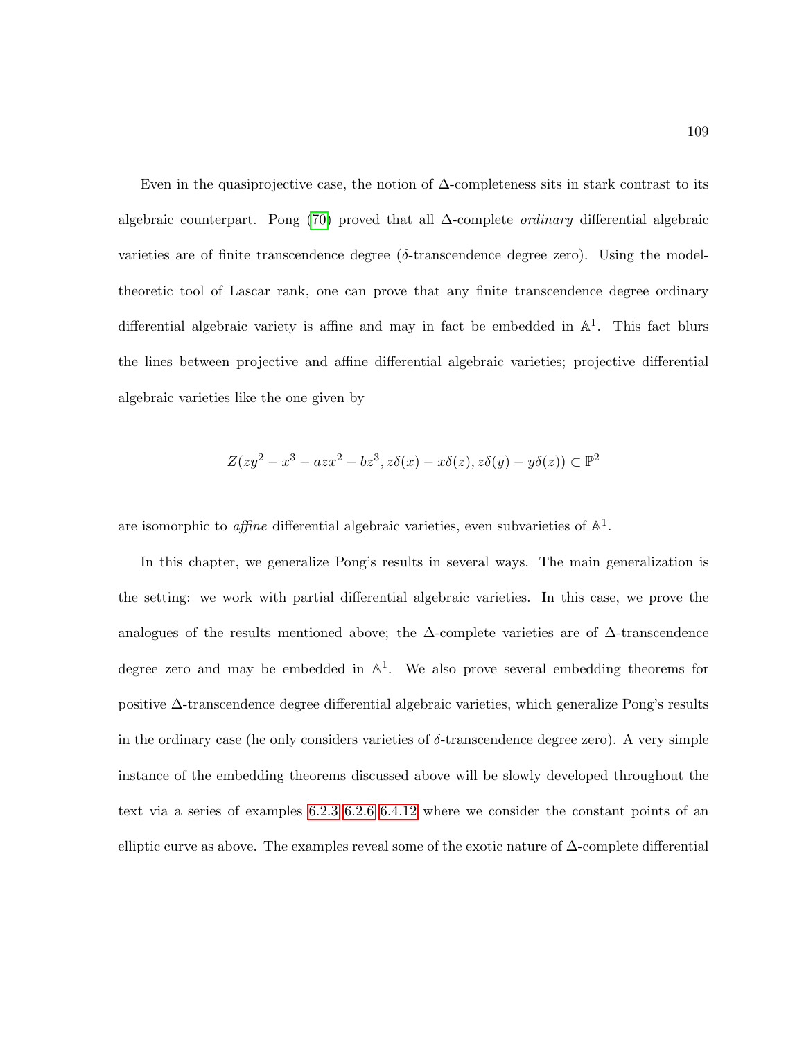Even in the quasiprojective case, the notion of $\Delta$-completeness sits in stark contrast to its algebraic counterpart. Pong (70) proved that all $\Delta$-complete *ordinary* differential algebraic varieties are of finite transcendence degree ($\delta$-transcendence degree zero). Using the model-theoretic tool of Lascar rank, one can prove that any finite transcendence degree ordinary differential algebraic variety is affine and may in fact be embedded in $\mathbb{A}^1$. This fact blurs the lines between projective and affine differential algebraic varieties; projective differential algebraic varieties like the one given by

$$Z(zy^2 - x^3 - azx^2 - bz^3, z\delta(x) - x\delta(z), z\delta(y) - y\delta(z)) \subset \mathbb{P}^2$$

are isomorphic to *affine* differential algebraic varieties, even subvarieties of $\mathbb{A}^1$.

In this chapter, we generalize Pong's results in several ways. The main generalization is the setting: we work with partial differential algebraic varieties. In this case, we prove the analogues of the results mentioned above; the $\Delta$-complete varieties are of $\Delta$-transcendence degree zero and may be embedded in $\mathbb{A}^1$. We also prove several embedding theorems for positive $\Delta$-transcendence degree differential algebraic varieties, which generalize Pong's results in the ordinary case (he only considers varieties of $\delta$-transcendence degree zero). A very simple instance of the embedding theorems discussed above will be slowly developed throughout the text via a series of examples 6.2.3 6.2.6 6.4.12 where we consider the constant points of an elliptic curve as above. The examples reveal some of the exotic nature of $\Delta$-complete differential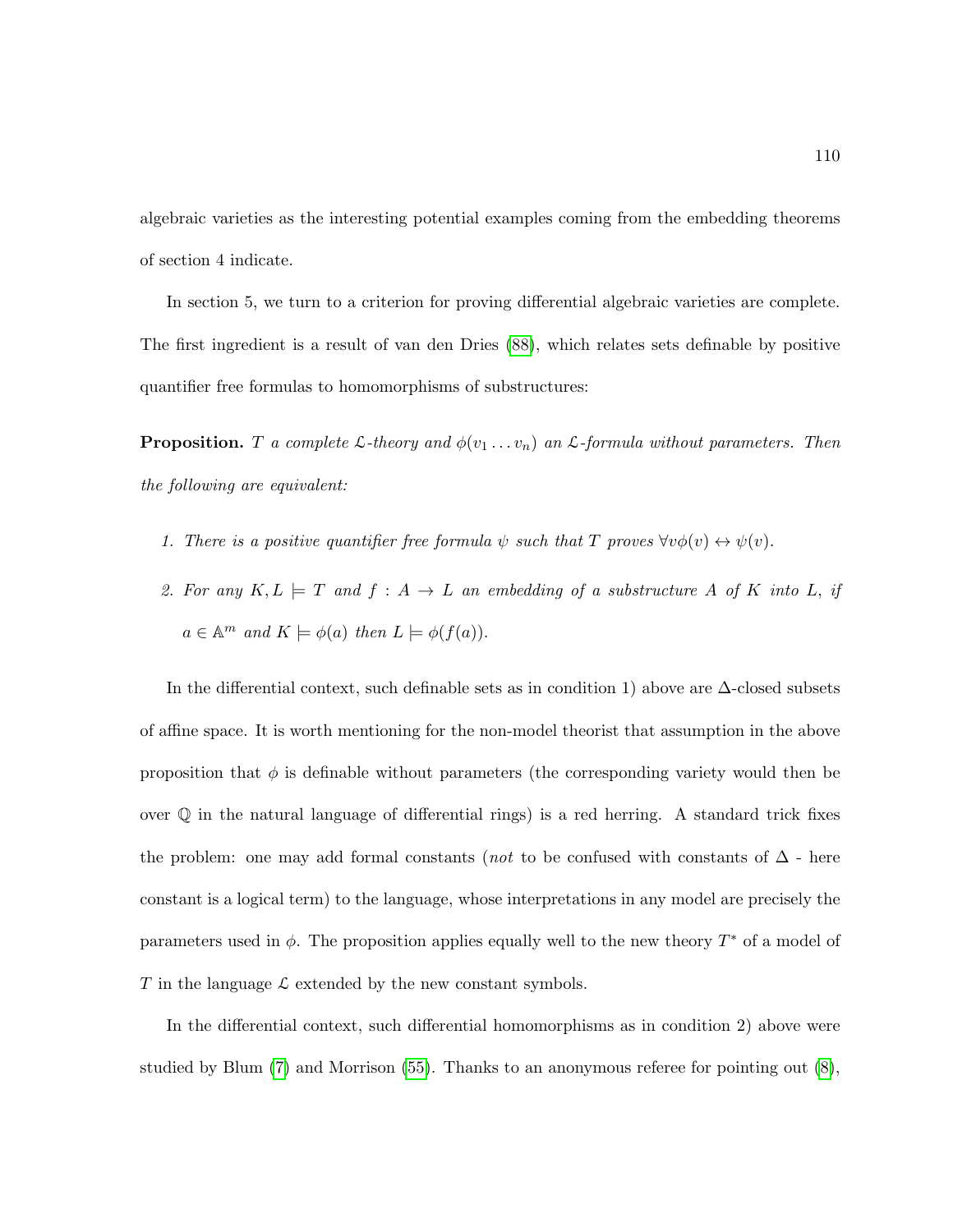algebraic varieties as the interesting potential examples coming from the embedding theorems of section 4 indicate.

In section 5, we turn to a criterion for proving differential algebraic varieties are complete. The first ingredient is a result of van den Dries (88), which relates sets definable by positive quantifier free formulas to homomorphisms of substructures:

**Proposition.** *$T$ a complete $\mathcal{L}$-theory and $\phi(v_1 \dots v_n)$ an $\mathcal{L}$-formula without parameters. Then the following are equivalent:*

1. *There is a positive quantifier free formula $\psi$ such that $T$ proves $\forall v \phi(v) \leftrightarrow \psi(v)$.*
2. *For any $K, L \models T$ and $f : A \to L$ an embedding of a substructure $A$ of $K$ into $L$, if $a \in \mathbb{A}^m$ and $K \models \phi(a)$ then $L \models \phi(f(a))$.*

In the differential context, such definable sets as in condition 1) above are $\Delta$-closed subsets of affine space. It is worth mentioning for the non-model theorist that assumption in the above proposition that $\phi$ is definable without parameters (the corresponding variety would then be over $\mathbb{Q}$ in the natural language of differential rings) is a red herring. A standard trick fixes the problem: one may add formal constants (*not* to be confused with constants of $\Delta$ - here constant is a logical term) to the language, whose interpretations in any model are precisely the parameters used in $\phi$. The proposition applies equally well to the new theory $T^*$ of a model of $T$ in the language $\mathcal{L}$ extended by the new constant symbols.

In the differential context, such differential homomorphisms as in condition 2) above were studied by Blum (7) and Morrison (55). Thanks to an anonymous referee for pointing out (8),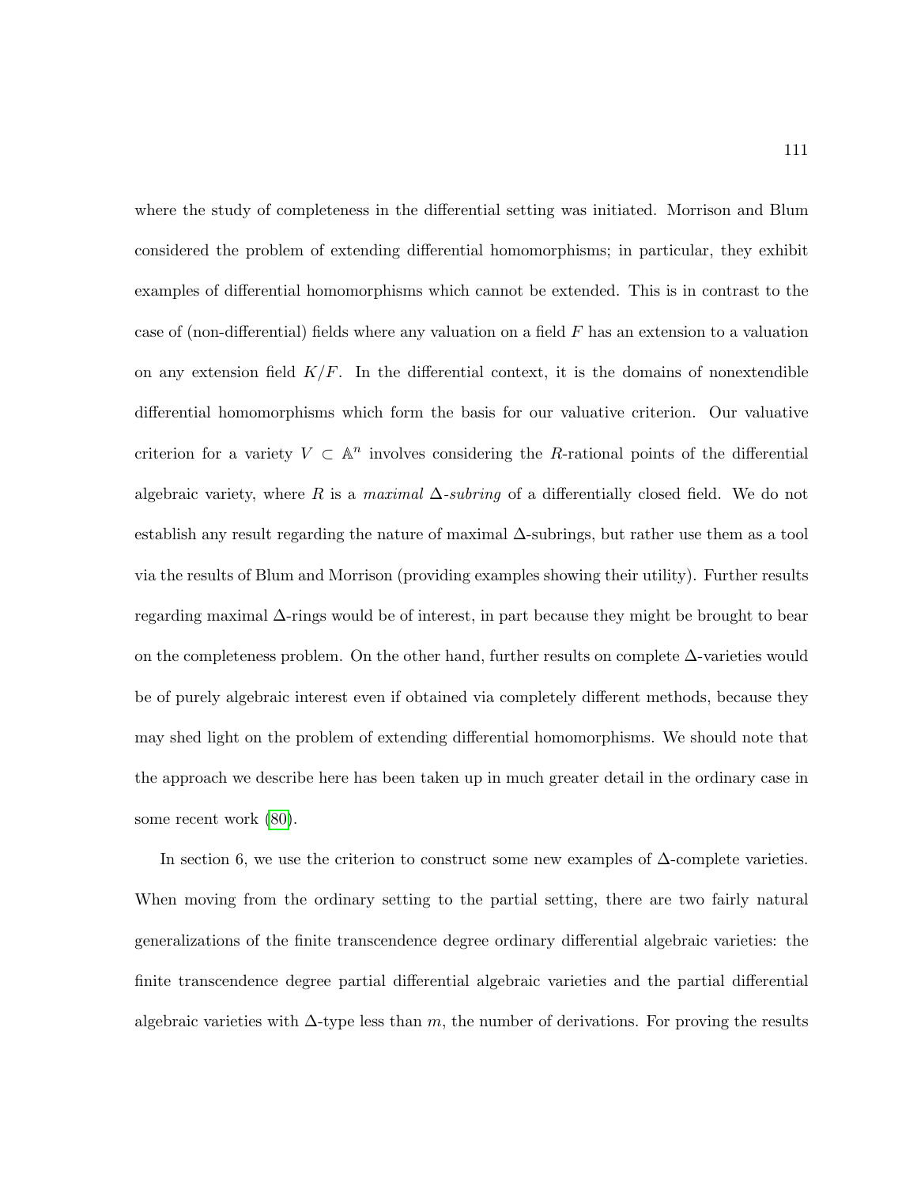where the study of completeness in the differential setting was initiated. Morrison and Blum considered the problem of extending differential homomorphisms; in particular, they exhibit examples of differential homomorphisms which cannot be extended. This is in contrast to the case of (non-differential) fields where any valuation on a field $F$ has an extension to a valuation on any extension field $K/F$. In the differential context, it is the domains of nonextendible differential homomorphisms which form the basis for our valuative criterion. Our valuative criterion for a variety $V \subset \mathbb{A}^n$ involves considering the $R$-rational points of the differential algebraic variety, where $R$ is a *maximal* $\Delta$*-subring* of a differentially closed field. We do not establish any result regarding the nature of maximal $\Delta$-subrings, but rather use them as a tool via the results of Blum and Morrison (providing examples showing their utility). Further results regarding maximal $\Delta$-rings would be of interest, in part because they might be brought to bear on the completeness problem. On the other hand, further results on complete $\Delta$-varieties would be of purely algebraic interest even if obtained via completely different methods, because they may shed light on the problem of extending differential homomorphisms. We should note that the approach we describe here has been taken up in much greater detail in the ordinary case in some recent work (80).

In section 6, we use the criterion to construct some new examples of $\Delta$-complete varieties. When moving from the ordinary setting to the partial setting, there are two fairly natural generalizations of the finite transcendence degree ordinary differential algebraic varieties: the finite transcendence degree partial differential algebraic varieties and the partial differential algebraic varieties with $\Delta$-type less than $m$, the number of derivations. For proving the results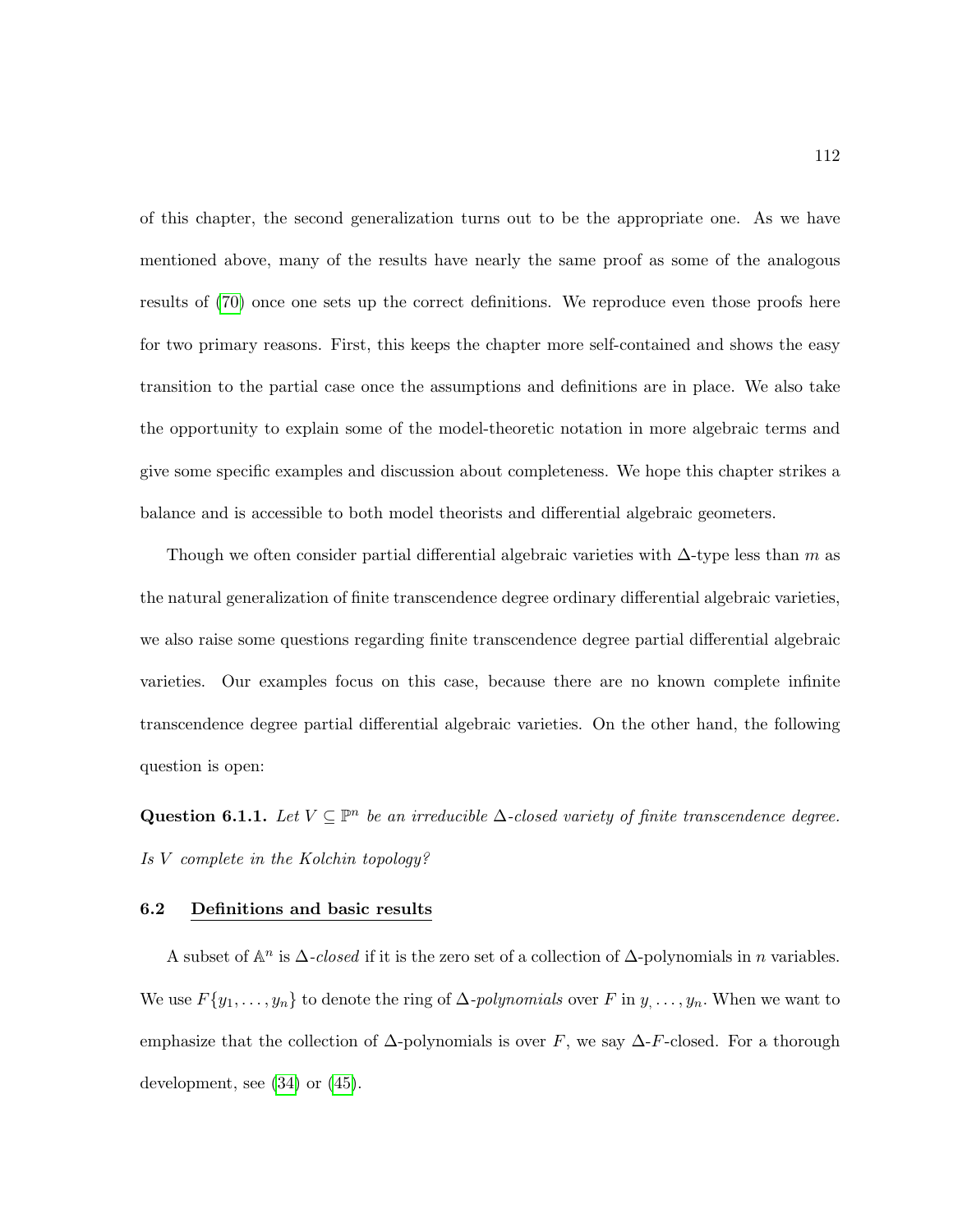of this chapter, the second generalization turns out to be the appropriate one. As we have mentioned above, many of the results have nearly the same proof as some of the analogous results of (70) once one sets up the correct definitions. We reproduce even those proofs here for two primary reasons. First, this keeps the chapter more self-contained and shows the easy transition to the partial case once the assumptions and definitions are in place. We also take the opportunity to explain some of the model-theoretic notation in more algebraic terms and give some specific examples and discussion about completeness. We hope this chapter strikes a balance and is accessible to both model theorists and differential algebraic geometers.

Though we often consider partial differential algebraic varieties with $\Delta$-type less than $m$ as the natural generalization of finite transcendence degree ordinary differential algebraic varieties, we also raise some questions regarding finite transcendence degree partial differential algebraic varieties. Our examples focus on this case, because there are no known complete infinite transcendence degree partial differential algebraic varieties. On the other hand, the following question is open:

**Question 6.1.1.** *Let $V \subseteq \mathbb{P}^n$ be an irreducible $\Delta$-closed variety of finite transcendence degree. Is $V$ complete in the Kolchin topology?*

## 6.2 Definitions and basic results

A subset of $\mathbb{A}^n$ is $\Delta$-*closed* if it is the zero set of a collection of $\Delta$-polynomials in $n$ variables. We use $F\{y_1, \ldots, y_n\}$ to denote the ring of $\Delta$-*polynomials* over $F$ in $y_, \ldots, y_n$. When we want to emphasize that the collection of $\Delta$-polynomials is over $F$, we say $\Delta$-$F$-closed. For a thorough development, see (34) or (45).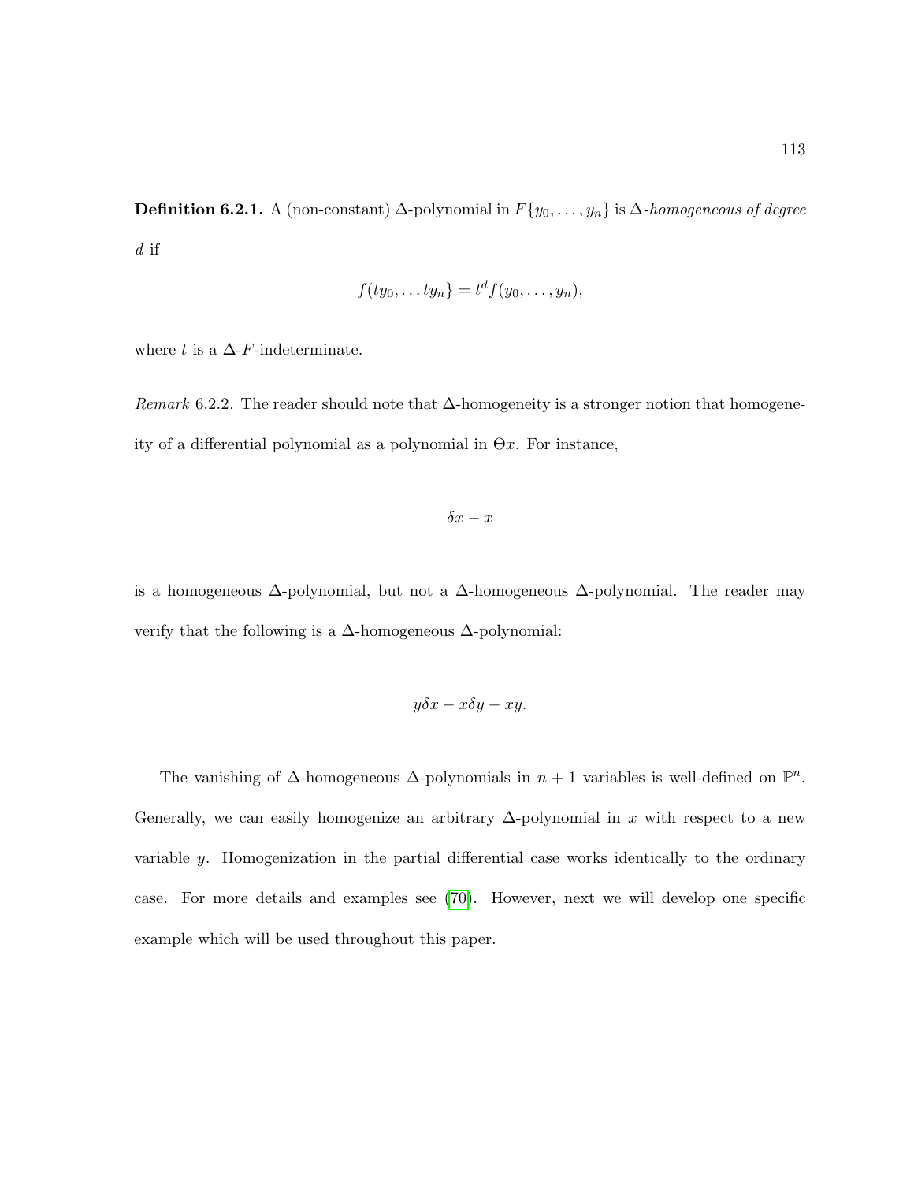**Definition 6.2.1.** A (non-constant) $\Delta$-polynomial in $F\{y_0, \ldots, y_n\}$ is $\Delta$-*homogeneous of degree* $d$ if

$$f(ty_0, \ldots ty_n\} = t^d f(y_0, \ldots, y_n),$$

where $t$ is a $\Delta$-$F$-indeterminate.

*Remark* 6.2.2. The reader should note that $\Delta$-homogeneity is a stronger notion that homogeneity of a differential polynomial as a polynomial in $\Theta x$. For instance,

$$\delta x - x$$

is a homogeneous $\Delta$-polynomial, but not a $\Delta$-homogeneous $\Delta$-polynomial. The reader may verify that the following is a $\Delta$-homogeneous $\Delta$-polynomial:

$$y\delta x - x\delta y - xy.$$

The vanishing of $\Delta$-homogeneous $\Delta$-polynomials in $n+1$ variables is well-defined on $\mathbb{P}^n$. Generally, we can easily homogenize an arbitrary $\Delta$-polynomial in $x$ with respect to a new variable $y$. Homogenization in the partial differential case works identically to the ordinary case. For more details and examples see (70). However, next we will develop one specific example which will be used throughout this paper.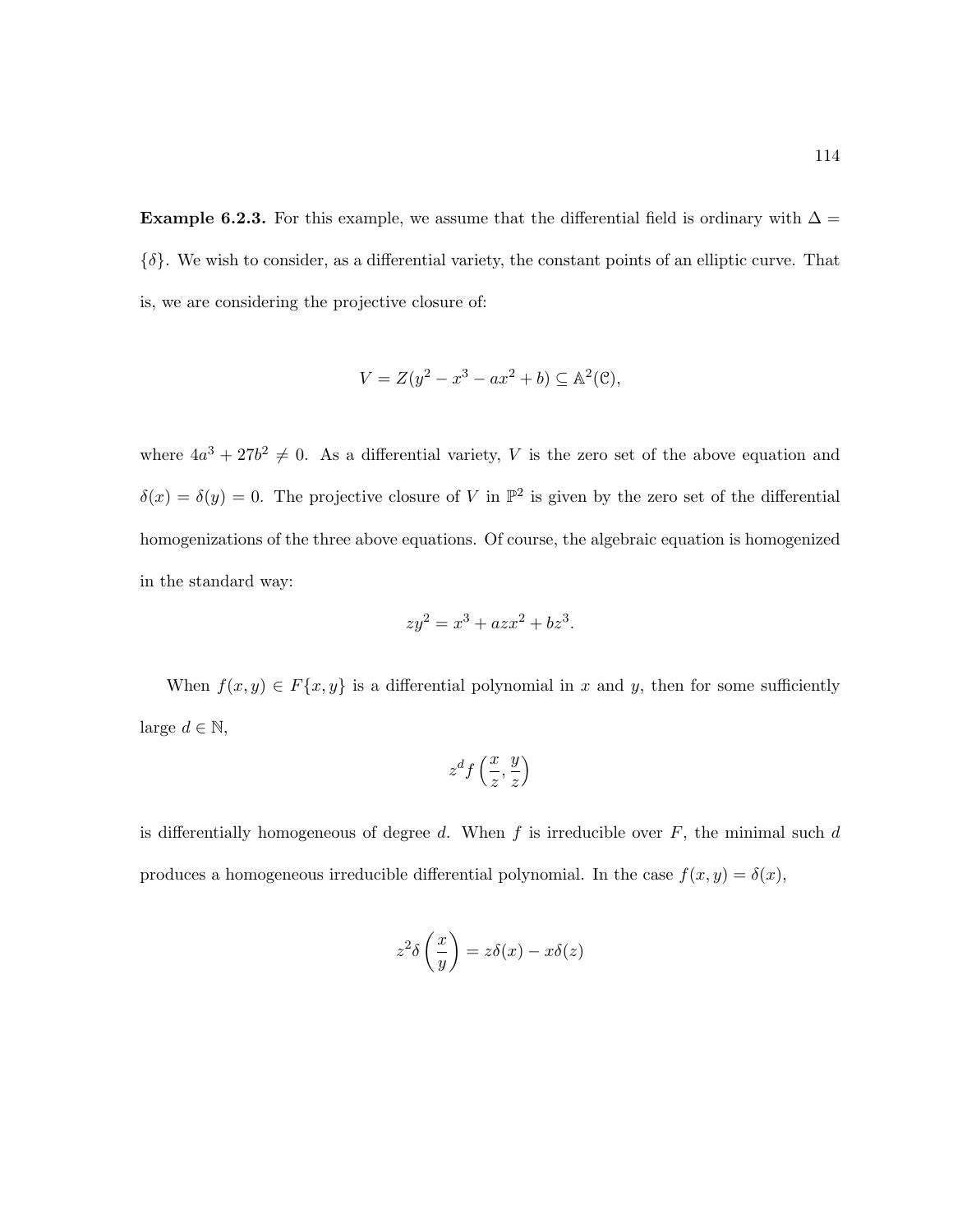**Example 6.2.3.** For this example, we assume that the differential field is ordinary with $\Delta = \{\delta\}$. We wish to consider, as a differential variety, the constant points of an elliptic curve. That is, we are considering the projective closure of:

$$V = Z(y^2 - x^3 - ax^2 + b) \subseteq \mathbb{A}^2(\mathcal{C}),$$

where $4a^3 + 27b^2 \neq 0$. As a differential variety, $V$ is the zero set of the above equation and $\delta(x) = \delta(y) = 0$. The projective closure of $V$ in $\mathbb{P}^2$ is given by the zero set of the differential homogenizations of the three above equations. Of course, the algebraic equation is homogenized in the standard way:

$$zy^2 = x^3 + azx^2 + bz^3.$$

When $f(x, y) \in F\{x, y\}$ is a differential polynomial in $x$ and $y$, then for some sufficiently large $d \in \mathbb{N}$,

$$z^d f\left(\frac{x}{z}, \frac{y}{z}\right)$$

is differentially homogeneous of degree $d$. When $f$ is irreducible over $F$, the minimal such $d$ produces a homogeneous irreducible differential polynomial. In the case $f(x, y) = \delta(x)$,

$$z^2 \delta\left(\frac{x}{y}\right) = z\delta(x) - x\delta(z)$$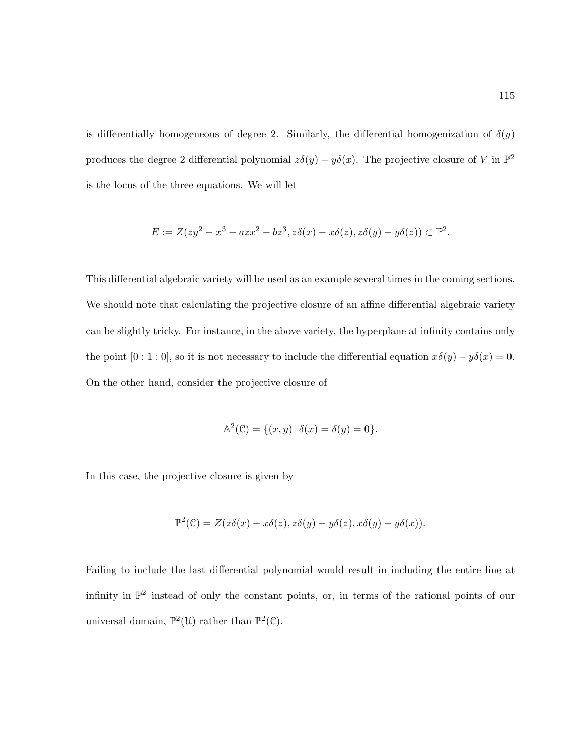is differentially homogeneous of degree 2. Similarly, the differential homogenization of $\delta(y)$ produces the degree 2 differential polynomial $z\delta(y) - y\delta(x)$. The projective closure of $V$ in $\mathbb{P}^2$ is the locus of the three equations. We will let

$$E := Z(zy^2 - x^3 - azx^2 - bz^3, z\delta(x) - x\delta(z), z\delta(y) - y\delta(z)) \subset \mathbb{P}^2.$$

This differential algebraic variety will be used as an example several times in the coming sections. We should note that calculating the projective closure of an affine differential algebraic variety can be slightly tricky. For instance, in the above variety, the hyperplane at infinity contains only the point $[0:1:0]$, so it is not necessary to include the differential equation $x\delta(y) - y\delta(x) = 0$. On the other hand, consider the projective closure of

$$\mathbb{A}^2(\mathcal{C}) = \{(x, y) \mid \delta(x) = \delta(y) = 0\}.$$

In this case, the projective closure is given by

$$\mathbb{P}^2(\mathcal{C}) = Z(z\delta(x) - x\delta(z), z\delta(y) - y\delta(z), x\delta(y) - y\delta(x)).$$

Failing to include the last differential polynomial would result in including the entire line at infinity in $\mathbb{P}^2$ instead of only the constant points, or, in terms of the rational points of our universal domain, $\mathbb{P}^2(\mathcal{U})$ rather than $\mathbb{P}^2(\mathcal{C})$.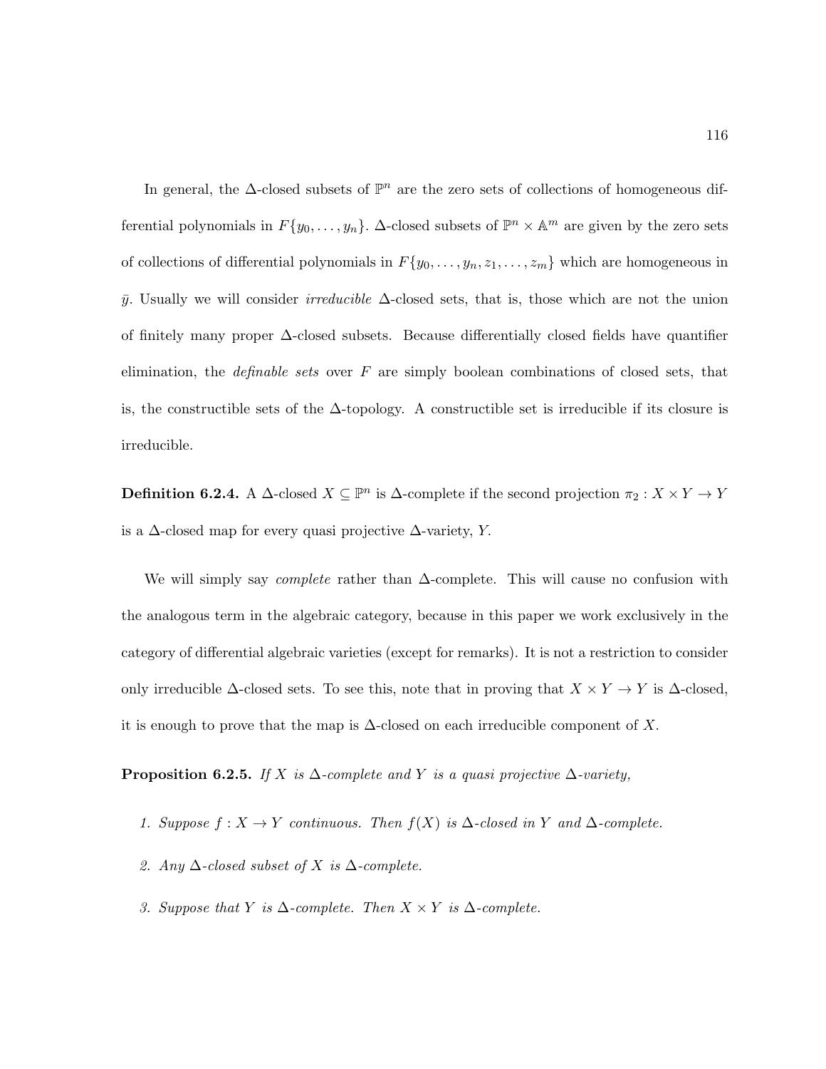In general, the $\Delta$-closed subsets of $\mathbb{P}^n$ are the zero sets of collections of homogeneous differential polynomials in $F\{y_0, \ldots, y_n\}$. $\Delta$-closed subsets of $\mathbb{P}^n \times \mathbb{A}^m$ are given by the zero sets of collections of differential polynomials in $F\{y_0, \ldots, y_n, z_1, \ldots, z_m\}$ which are homogeneous in $\bar{y}$. Usually we will consider *irreducible* $\Delta$-closed sets, that is, those which are not the union of finitely many proper $\Delta$-closed subsets. Because differentially closed fields have quantifier elimination, the *definable sets* over $F$ are simply boolean combinations of closed sets, that is, the constructible sets of the $\Delta$-topology. A constructible set is irreducible if its closure is irreducible.

**Definition 6.2.4.** A $\Delta$-closed $X \subseteq \mathbb{P}^n$ is $\Delta$-complete if the second projection $\pi_2 : X \times Y \to Y$ is a $\Delta$-closed map for every quasi projective $\Delta$-variety, $Y$.

We will simply say *complete* rather than $\Delta$-complete. This will cause no confusion with the analogous term in the algebraic category, because in this paper we work exclusively in the category of differential algebraic varieties (except for remarks). It is not a restriction to consider only irreducible $\Delta$-closed sets. To see this, note that in proving that $X \times Y \to Y$ is $\Delta$-closed, it is enough to prove that the map is $\Delta$-closed on each irreducible component of $X$.

**Proposition 6.2.5.** *If $X$ is $\Delta$-complete and $Y$ is a quasi projective $\Delta$-variety,*

1. *Suppose $f : X \to Y$ continuous. Then $f(X)$ is $\Delta$-closed in $Y$ and $\Delta$-complete.*
2. *Any $\Delta$-closed subset of $X$ is $\Delta$-complete.*
3. *Suppose that $Y$ is $\Delta$-complete. Then $X \times Y$ is $\Delta$-complete.*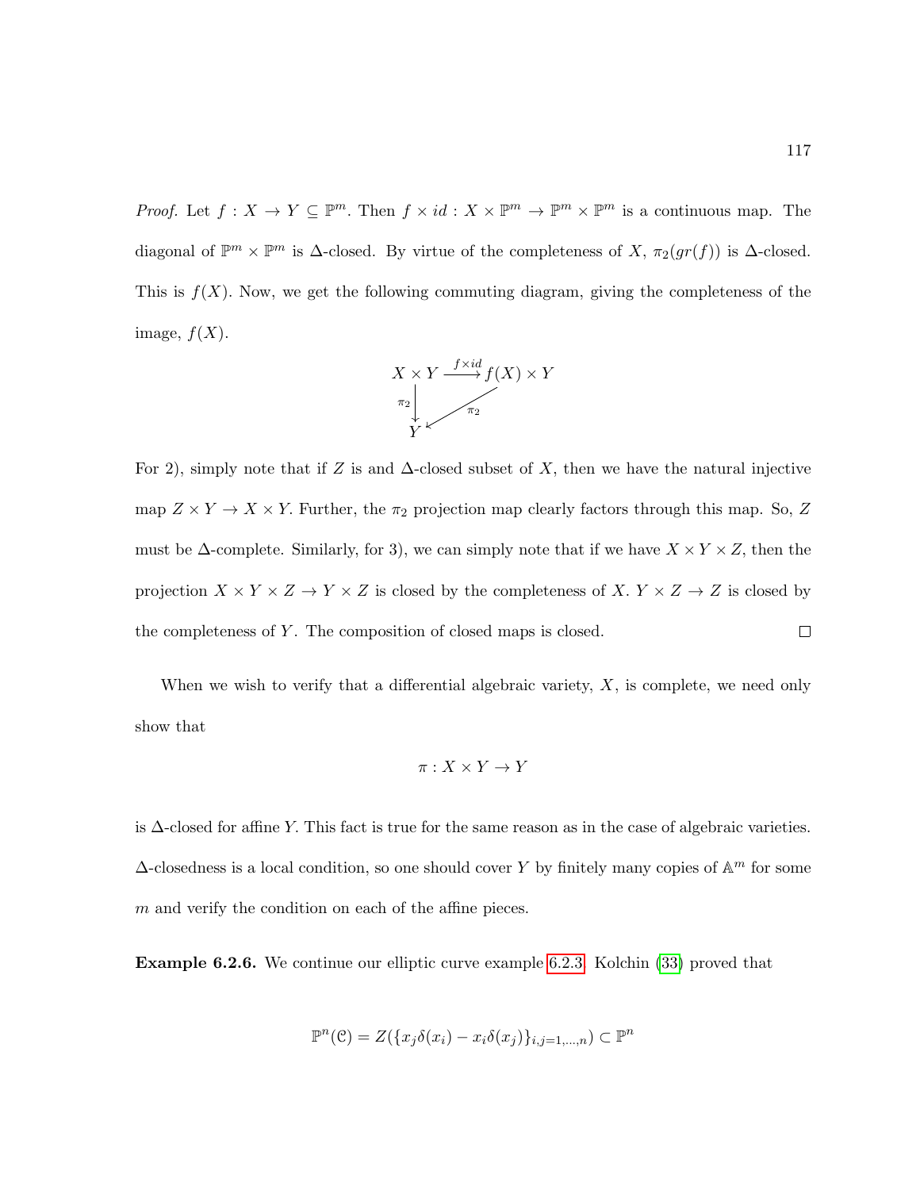*Proof.* Let $f : X \to Y \subseteq \mathbb{P}^m$. Then $f \times id : X \times \mathbb{P}^m \to \mathbb{P}^m \times \mathbb{P}^m$ is a continuous map. The diagonal of $\mathbb{P}^m \times \mathbb{P}^m$ is $\Delta$-closed. By virtue of the completeness of $X$, $\pi_2(gr(f))$ is $\Delta$-closed. This is $f(X)$. Now, we get the following commuting diagram, giving the completeness of the image, $f(X)$.

$$\begin{array}{ccc} X \times Y & \xrightarrow{f \times id} & f(X) \times Y \\ {\scriptstyle \pi_2}\downarrow & \swarrow{\scriptstyle \pi_2} & \\ Y & & \end{array}$$

For 2), simply note that if $Z$ is and $\Delta$-closed subset of $X$, then we have the natural injective map $Z \times Y \to X \times Y$. Further, the $\pi_2$ projection map clearly factors through this map. So, $Z$ must be $\Delta$-complete. Similarly, for 3), we can simply note that if we have $X \times Y \times Z$, then the projection $X \times Y \times Z \to Y \times Z$ is closed by the completeness of $X$. $Y \times Z \to Z$ is closed by the completeness of $Y$. The composition of closed maps is closed. $\square$

When we wish to verify that a differential algebraic variety, $X$, is complete, we need only show that

$$\pi : X \times Y \to Y$$

is $\Delta$-closed for affine $Y$. This fact is true for the same reason as in the case of algebraic varieties. $\Delta$-closedness is a local condition, so one should cover $Y$ by finitely many copies of $\mathbb{A}^m$ for some $m$ and verify the condition on each of the affine pieces.

**Example 6.2.6.** We continue our elliptic curve example 6.2.3. Kolchin (33) proved that

$$\mathbb{P}^n(\mathcal{C}) = Z(\{x_j\delta(x_i) - x_i\delta(x_j)\}_{i,j=1,\dots,n}) \subset \mathbb{P}^n$$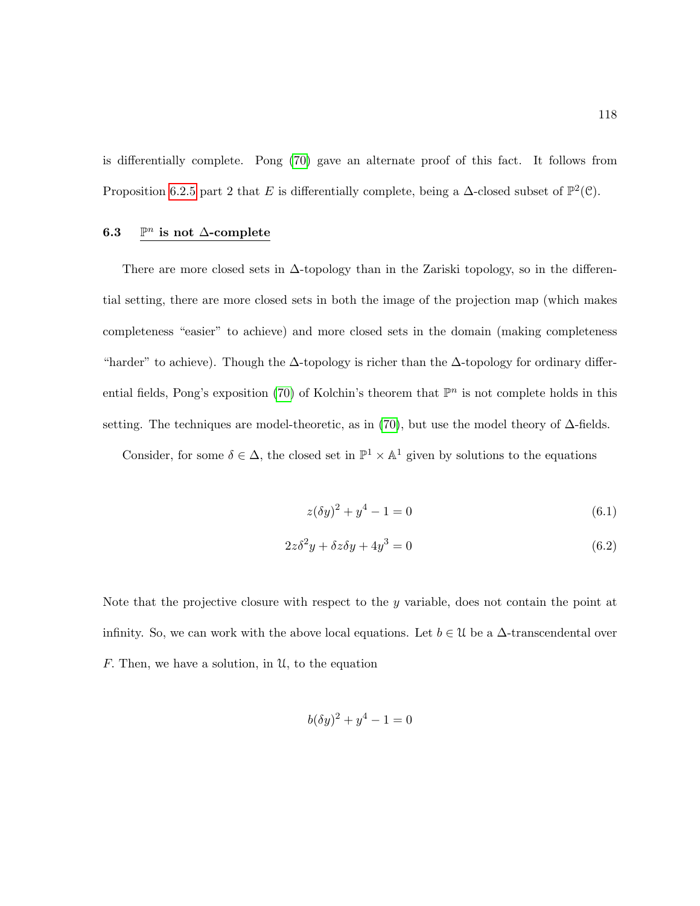is differentially complete. Pong (70) gave an alternate proof of this fact. It follows from Proposition 6.2.5 part 2 that $E$ is differentially complete, being a $\Delta$-closed subset of $\mathbb{P}^2(\mathcal{C})$.

### 6.3 $\mathbb{P}^n$ is not $\Delta$-complete

There are more closed sets in $\Delta$-topology than in the Zariski topology, so in the differential setting, there are more closed sets in both the image of the projection map (which makes completeness "easier" to achieve) and more closed sets in the domain (making completeness "harder" to achieve). Though the $\Delta$-topology is richer than the $\Delta$-topology for ordinary differential fields, Pong's exposition (70) of Kolchin's theorem that $\mathbb{P}^n$ is not complete holds in this setting. The techniques are model-theoretic, as in (70), but use the model theory of $\Delta$-fields.

Consider, for some $\delta \in \Delta$, the closed set in $\mathbb{P}^1 \times \mathbb{A}^1$ given by solutions to the equations

$$z(\delta y)^2 + y^4 - 1 = 0 \tag{6.1}$$

$$2z\delta^2 y + \delta z \delta y + 4y^3 = 0 \tag{6.2}$$

Note that the projective closure with respect to the $y$ variable, does not contain the point at infinity. So, we can work with the above local equations. Let $b \in \mathcal{U}$ be a $\Delta$-transcendental over $F$. Then, we have a solution, in $\mathcal{U}$, to the equation

$$b(\delta y)^2 + y^4 - 1 = 0$$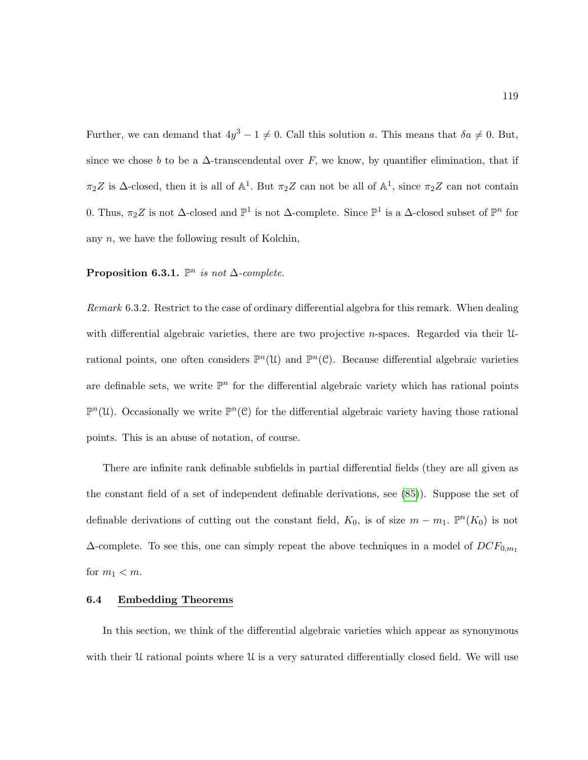Further, we can demand that $4y^3 - 1 \neq 0$. Call this solution $a$. This means that $\delta a \neq 0$. But, since we chose $b$ to be a $\Delta$-transcendental over $F$, we know, by quantifier elimination, that if $\pi_2 Z$ is $\Delta$-closed, then it is all of $\mathbb{A}^1$. But $\pi_2 Z$ can not be all of $\mathbb{A}^1$, since $\pi_2 Z$ can not contain 0. Thus, $\pi_2 Z$ is not $\Delta$-closed and $\mathbb{P}^1$ is not $\Delta$-complete. Since $\mathbb{P}^1$ is a $\Delta$-closed subset of $\mathbb{P}^n$ for any $n$, we have the following result of Kolchin,

**Proposition 6.3.1.** *$\mathbb{P}^n$ is not $\Delta$-complete.*

*Remark* 6.3.2. Restrict to the case of ordinary differential algebra for this remark. When dealing with differential algebraic varieties, there are two projective $n$-spaces. Regarded via their $\mathcal{U}$-rational points, one often considers $\mathbb{P}^n(\mathcal{U})$ and $\mathbb{P}^n(\mathcal{C})$. Because differential algebraic varieties are definable sets, we write $\mathbb{P}^n$ for the differential algebraic variety which has rational points $\mathbb{P}^n(\mathcal{U})$. Occasionally we write $\mathbb{P}^n(\mathcal{C})$ for the differential algebraic variety having those rational points. This is an abuse of notation, of course.

There are infinite rank definable subfields in partial differential fields (they are all given as the constant field of a set of independent definable derivations, see (85)). Suppose the set of definable derivations of cutting out the constant field, $K_0$, is of size $m - m_1$. $\mathbb{P}^n(K_0)$ is not $\Delta$-complete. To see this, one can simply repeat the above techniques in a model of $DCF_{0,m_1}$ for $m_1 < m$.

## 6.4 Embedding Theorems

In this section, we think of the differential algebraic varieties which appear as synonymous with their $\mathcal{U}$ rational points where $\mathcal{U}$ is a very saturated differentially closed field. We will use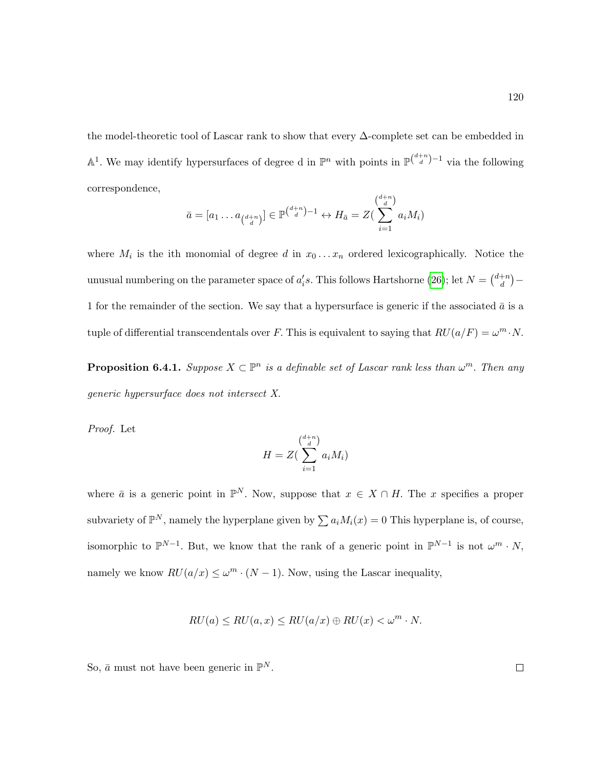the model-theoretic tool of Lascar rank to show that every $\Delta$-complete set can be embedded in $\mathbb{A}^1$. We may identify hypersurfaces of degree d in $\mathbb{P}^n$ with points in $\mathbb{P}^{\binom{d+n}{d}-1}$ via the following correspondence,

$$\bar{a} = [a_1 \dots a_{\binom{d+n}{d}}] \in \mathbb{P}^{\binom{d+n}{d}-1} \leftrightarrow H_{\bar{a}} = Z(\sum_{i=1}^{\binom{d+n}{d}} a_i M_i)$$

where $M_i$ is the ith monomial of degree $d$ in $x_0 \dots x_n$ ordered lexicographically. Notice the unusual numbering on the parameter space of $a_i's$. This follows Hartshorne (26); let $N = \binom{d+n}{d} - 1$ for the remainder of the section. We say that a hypersurface is generic if the associated $\bar{a}$ is a tuple of differential transcendentals over $F$. This is equivalent to saying that $RU(a/F) = \omega^m \cdot N$.

**Proposition 6.4.1.** *Suppose $X \subset \mathbb{P}^n$ is a definable set of Lascar rank less than $\omega^m$. Then any generic hypersurface does not intersect $X$.*

*Proof.* Let

$$H = Z(\sum_{i=1}^{\binom{d+n}{d}} a_i M_i)$$

where $\bar{a}$ is a generic point in $\mathbb{P}^N$. Now, suppose that $x \in X \cap H$. The $x$ specifies a proper subvariety of $\mathbb{P}^N$, namely the hyperplane given by $\sum a_i M_i(x) = 0$ This hyperplane is, of course, isomorphic to $\mathbb{P}^{N-1}$. But, we know that the rank of a generic point in $\mathbb{P}^{N-1}$ is not $\omega^m \cdot N$, namely we know $RU(a/x) \leq \omega^m \cdot (N-1)$. Now, using the Lascar inequality,

$$RU(a) \leq RU(a, x) \leq RU(a/x) \oplus RU(x) < \omega^m \cdot N.$$

So, $\bar{a}$ must not have been generic in $\mathbb{P}^N$. □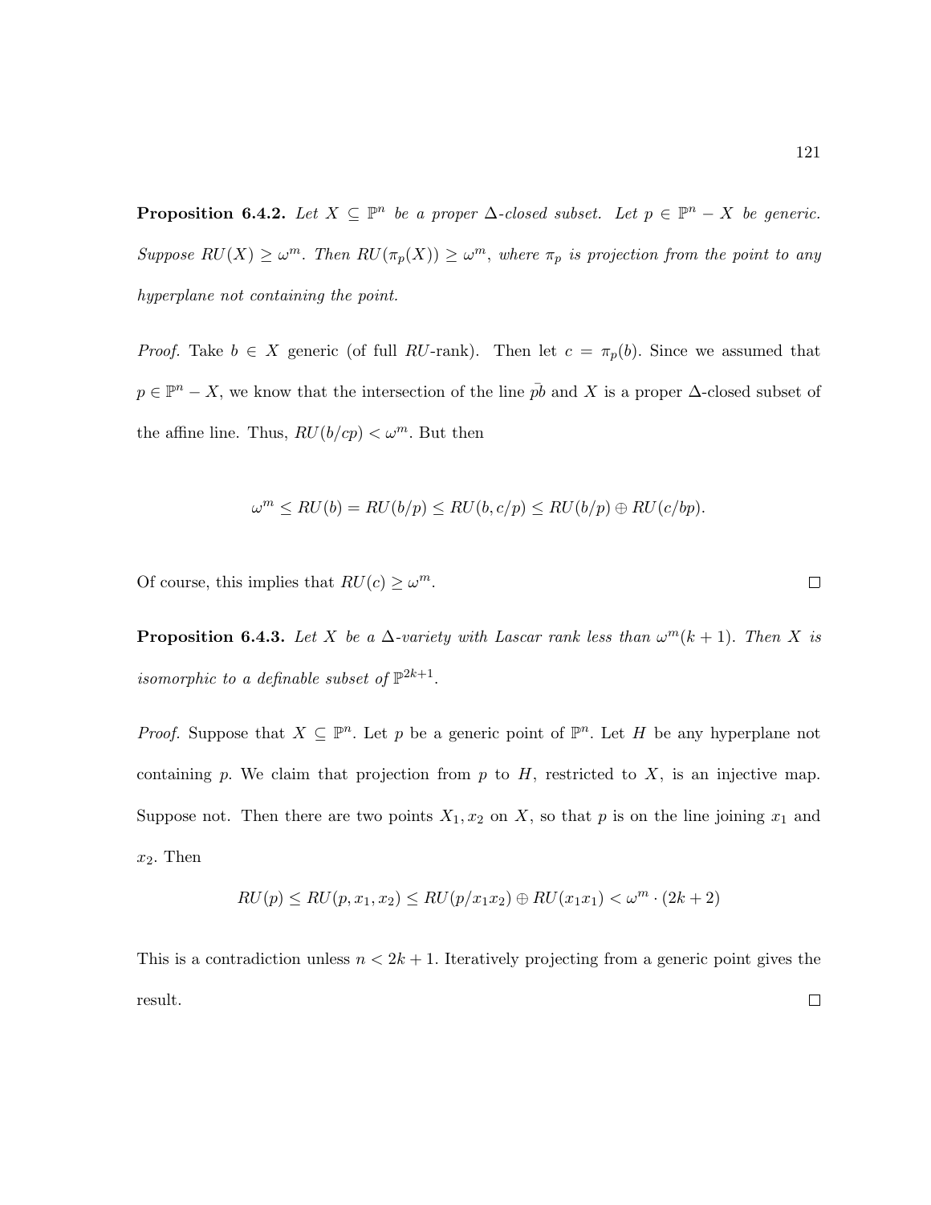**Proposition 6.4.2.** *Let $X \subseteq \mathbb{P}^n$ be a proper $\Delta$-closed subset. Let $p \in \mathbb{P}^n - X$ be generic. Suppose $RU(X) \geq \omega^m$. Then $RU(\pi_p(X)) \geq \omega^m$, where $\pi_p$ is projection from the point to any hyperplane not containing the point.*

*Proof.* Take $b \in X$ generic (of full $RU$-rank). Then let $c = \pi_p(b)$. Since we assumed that $p \in \mathbb{P}^n - X$, we know that the intersection of the line $\bar{pb}$ and $X$ is a proper $\Delta$-closed subset of the affine line. Thus, $RU(b/cp) < \omega^m$. But then

$$\omega^m \leq RU(b) = RU(b/p) \leq RU(b, c/p) \leq RU(b/p) \oplus RU(c/bp).$$

Of course, this implies that $RU(c) \geq \omega^m$. ◻

**Proposition 6.4.3.** *Let $X$ be a $\Delta$-variety with Lascar rank less than $\omega^m(k+1)$. Then $X$ is isomorphic to a definable subset of $\mathbb{P}^{2k+1}$.*

*Proof.* Suppose that $X \subseteq \mathbb{P}^n$. Let $p$ be a generic point of $\mathbb{P}^n$. Let $H$ be any hyperplane not containing $p$. We claim that projection from $p$ to $H$, restricted to $X$, is an injective map. Suppose not. Then there are two points $X_1, x_2$ on $X$, so that $p$ is on the line joining $x_1$ and $x_2$. Then

$$RU(p) \leq RU(p, x_1, x_2) \leq RU(p/x_1x_2) \oplus RU(x_1x_1) < \omega^m \cdot (2k+2)$$

This is a contradiction unless $n < 2k+1$. Iteratively projecting from a generic point gives the result. ◻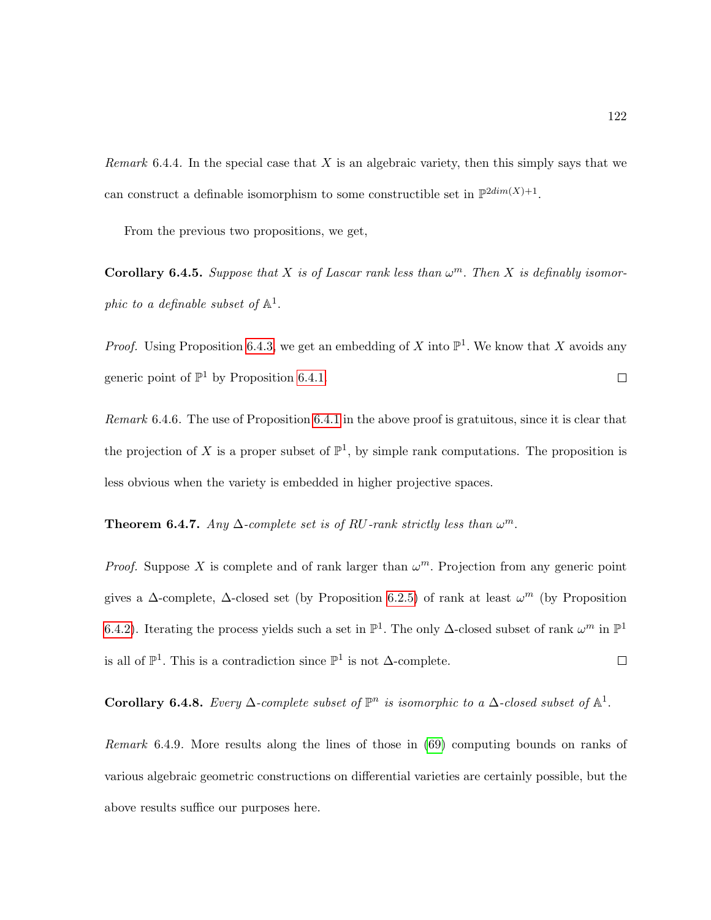*Remark* 6.4.4. In the special case that $X$ is an algebraic variety, then this simply says that we can construct a definable isomorphism to some constructible set in $\mathbb{P}^{2dim(X)+1}$.

From the previous two propositions, we get,

**Corollary 6.4.5.** *Suppose that $X$ is of Lascar rank less than $\omega^m$. Then $X$ is definably isomorphic to a definable subset of $\mathbb{A}^1$.*

*Proof.* Using Proposition 6.4.3, we get an embedding of $X$ into $\mathbb{P}^1$. We know that $X$ avoids any generic point of $\mathbb{P}^1$ by Proposition 6.4.1. □

*Remark* 6.4.6. The use of Proposition 6.4.1 in the above proof is gratuitous, since it is clear that the projection of $X$ is a proper subset of $\mathbb{P}^1$, by simple rank computations. The proposition is less obvious when the variety is embedded in higher projective spaces.

**Theorem 6.4.7.** *Any $\Delta$-complete set is of RU-rank strictly less than $\omega^m$.*

*Proof.* Suppose $X$ is complete and of rank larger than $\omega^m$. Projection from any generic point gives a $\Delta$-complete, $\Delta$-closed set (by Proposition 6.2.5) of rank at least $\omega^m$ (by Proposition 6.4.2). Iterating the process yields such a set in $\mathbb{P}^1$. The only $\Delta$-closed subset of rank $\omega^m$ in $\mathbb{P}^1$ is all of $\mathbb{P}^1$. This is a contradiction since $\mathbb{P}^1$ is not $\Delta$-complete. □

**Corollary 6.4.8.** *Every $\Delta$-complete subset of $\mathbb{P}^n$ is isomorphic to a $\Delta$-closed subset of $\mathbb{A}^1$.*

*Remark* 6.4.9. More results along the lines of those in (69) computing bounds on ranks of various algebraic geometric constructions on differential varieties are certainly possible, but the above results suffice our purposes here.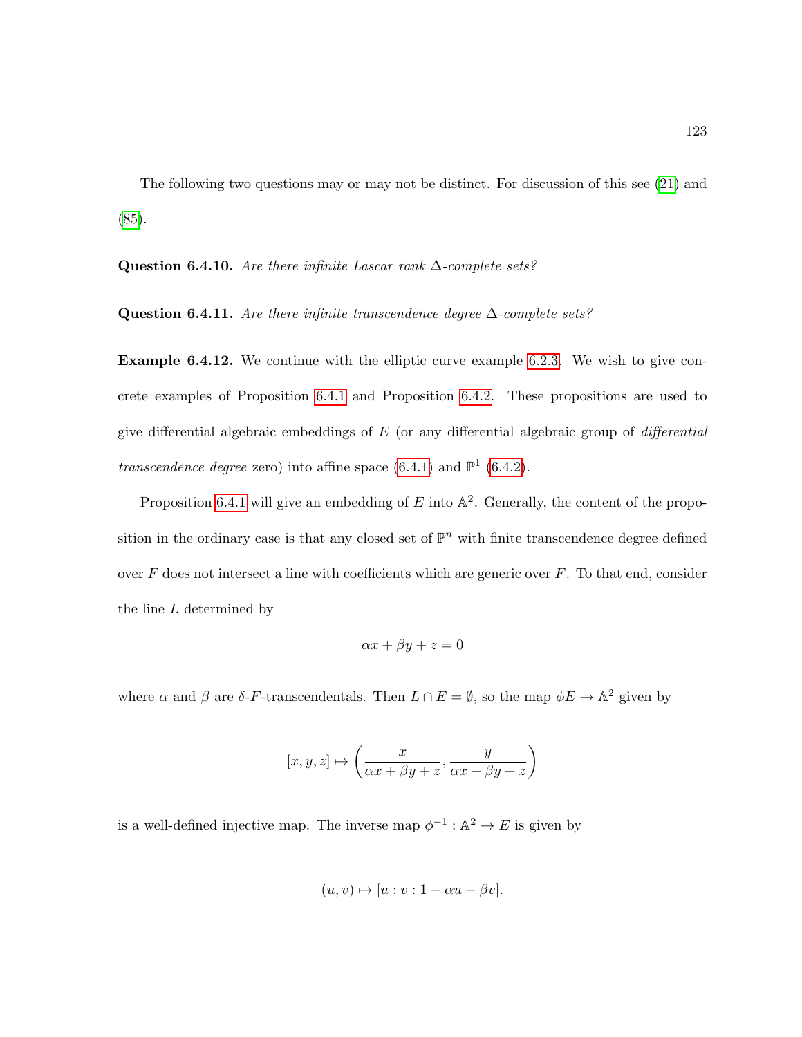The following two questions may or may not be distinct. For discussion of this see (21) and (85).

**Question 6.4.10.** *Are there infinite Lascar rank* $\Delta$*-complete sets?*

**Question 6.4.11.** *Are there infinite transcendence degree* $\Delta$*-complete sets?*

**Example 6.4.12.** We continue with the elliptic curve example 6.2.3. We wish to give concrete examples of Proposition 6.4.1 and Proposition 6.4.2. These propositions are used to give differential algebraic embeddings of $E$ (or any differential algebraic group of *differential transcendence degree* zero) into affine space (6.4.1) and $\mathbb{P}^1$ (6.4.2).

Proposition 6.4.1 will give an embedding of $E$ into $\mathbb{A}^2$. Generally, the content of the proposition in the ordinary case is that any closed set of $\mathbb{P}^n$ with finite transcendence degree defined over $F$ does not intersect a line with coefficients which are generic over $F$. To that end, consider the line $L$ determined by

$$\alpha x + \beta y + z = 0$$

where $\alpha$ and $\beta$ are $\delta$-$F$-transcendentals. Then $L \cap E = \emptyset$, so the map $\phi E \to \mathbb{A}^2$ given by

$$[x, y, z] \mapsto \left( \frac{x}{\alpha x + \beta y + z}, \frac{y}{\alpha x + \beta y + z} \right)$$

is a well-defined injective map. The inverse map $\phi^{-1} : \mathbb{A}^2 \to E$ is given by

$$(u, v) \mapsto [u : v : 1 - \alpha u - \beta v].$$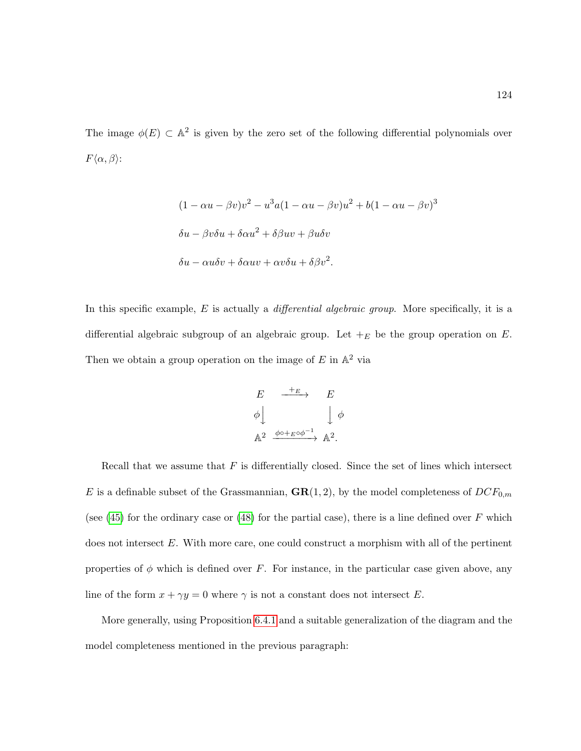The image $\phi(E) \subset \mathbb{A}^2$ is given by the zero set of the following differential polynomials over $F\langle \alpha, \beta \rangle$:

$$
\begin{aligned}
&(1 - \alpha u - \beta v)v^2 - u^3 a(1 - \alpha u - \beta v)u^2 + b(1 - \alpha u - \beta v)^3 \\
&\delta u - \beta v \delta u + \delta \alpha u^2 + \delta \beta uv + \beta u \delta v \\
&\delta u - \alpha u \delta v + \delta \alpha uv + \alpha v \delta u + \delta \beta v^2.
\end{aligned}
$$

In this specific example, $E$ is actually a *differential algebraic group*. More specifically, it is a differential algebraic subgroup of an algebraic group. Let $+_E$ be the group operation on $E$. Then we obtain a group operation on the image of $E$ in $\mathbb{A}^2$ via

$$
\begin{array}{ccc}
E & \xrightarrow{+_E} & E \\
\phi \big\downarrow & & \big\downarrow \phi \\
\mathbb{A}^2 & \xrightarrow{\phi \circ +_E \circ \phi^{-1}} & \mathbb{A}^2.
\end{array}
$$

Recall that we assume that $F$ is differentially closed. Since the set of lines which intersect $E$ is a definable subset of the Grassmannian, $\mathbf{GR}(1, 2)$, by the model completeness of $DCF_{0,m}$ (see (45) for the ordinary case or (48) for the partial case), there is a line defined over $F$ which does not intersect $E$. With more care, one could construct a morphism with all of the pertinent properties of $\phi$ which is defined over $F$. For instance, in the particular case given above, any line of the form $x + \gamma y = 0$ where $\gamma$ is not a constant does not intersect $E$.

More generally, using Proposition 6.4.1 and a suitable generalization of the diagram and the model completeness mentioned in the previous paragraph: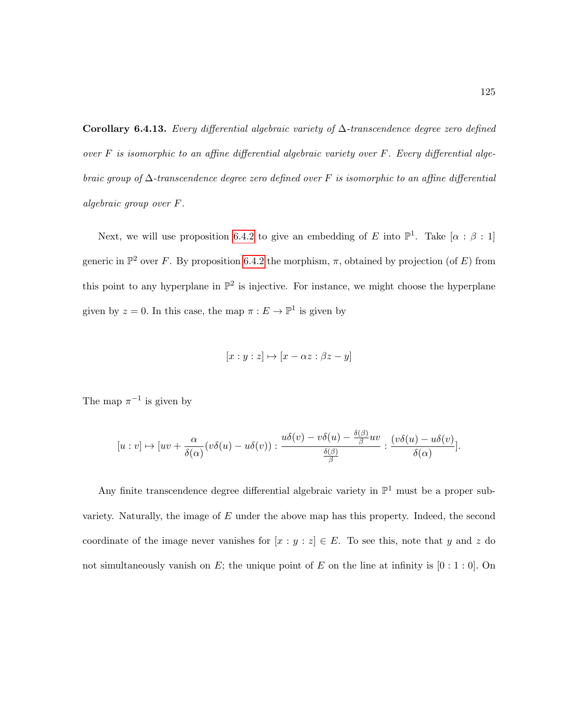**Corollary 6.4.13.** *Every differential algebraic variety of $\Delta$-transcendence degree zero defined over $F$ is isomorphic to an affine differential algebraic variety over $F$. Every differential algebraic group of $\Delta$-transcendence degree zero defined over $F$ is isomorphic to an affine differential algebraic group over $F$.*

Next, we will use proposition 6.4.2 to give an embedding of $E$ into $\mathbb{P}^1$. Take $[\alpha : \beta : 1]$ generic in $\mathbb{P}^2$ over $F$. By proposition 6.4.2 the morphism, $\pi$, obtained by projection (of $E$) from this point to any hyperplane in $\mathbb{P}^2$ is injective. For instance, we might choose the hyperplane given by $z = 0$. In this case, the map $\pi : E \to \mathbb{P}^1$ is given by

$$[x : y : z] \mapsto [x - \alpha z : \beta z - y]$$

The map $\pi^{-1}$ is given by

$$[u : v] \mapsto [uv + \frac{\alpha}{\delta(\alpha)}(v\delta(u) - u\delta(v)) : \frac{u\delta(v) - v\delta(u) - \frac{\delta(\beta)}{\beta}uv}{\frac{\delta(\beta)}{\beta}} : \frac{(v\delta(u) - u\delta(v))}{\delta(\alpha)}].$$

Any finite transcendence degree differential algebraic variety in $\mathbb{P}^1$ must be a proper subvariety. Naturally, the image of $E$ under the above map has this property. Indeed, the second coordinate of the image never vanishes for $[x : y : z] \in E$. To see this, note that $y$ and $z$ do not simultaneously vanish on $E$; the unique point of $E$ on the line at infinity is $[0 : 1 : 0]$. On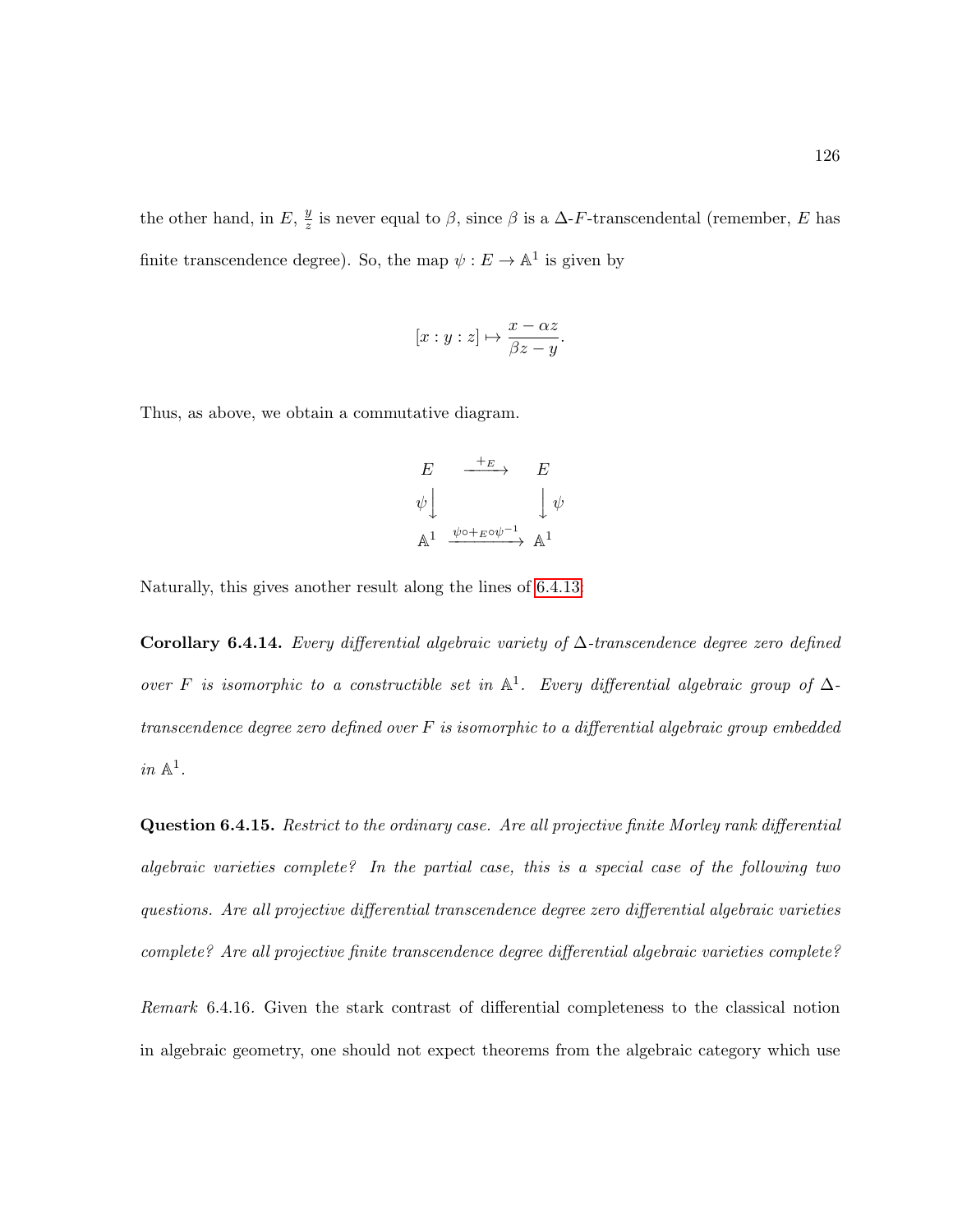the other hand, in $E$, $\frac{y}{z}$ is never equal to $\beta$, since $\beta$ is a $\Delta$-$F$-transcendental (remember, $E$ has finite transcendence degree). So, the map $\psi : E \to \mathbb{A}^1$ is given by

$$[x : y : z] \mapsto \frac{x - \alpha z}{\beta z - y}.$$

Thus, as above, we obtain a commutative diagram.

$$\begin{array}{ccc} E & \xrightarrow{+_E} & E \\ \psi \downarrow & & \downarrow \psi \\ \mathbb{A}^1 & \xrightarrow{\psi \circ +_E \circ \psi^{-1}} & \mathbb{A}^1 \end{array}$$

Naturally, this gives another result along the lines of 6.4.13.

**Corollary 6.4.14.** *Every differential algebraic variety of $\Delta$-transcendence degree zero defined over $F$ is isomorphic to a constructible set in $\mathbb{A}^1$. Every differential algebraic group of $\Delta$-transcendence degree zero defined over $F$ is isomorphic to a differential algebraic group embedded in $\mathbb{A}^1$.*

**Question 6.4.15.** *Restrict to the ordinary case. Are all projective finite Morley rank differential algebraic varieties complete? In the partial case, this is a special case of the following two questions. Are all projective differential transcendence degree zero differential algebraic varieties complete? Are all projective finite transcendence degree differential algebraic varieties complete?*

*Remark* 6.4.16. Given the stark contrast of differential completeness to the classical notion in algebraic geometry, one should not expect theorems from the algebraic category which use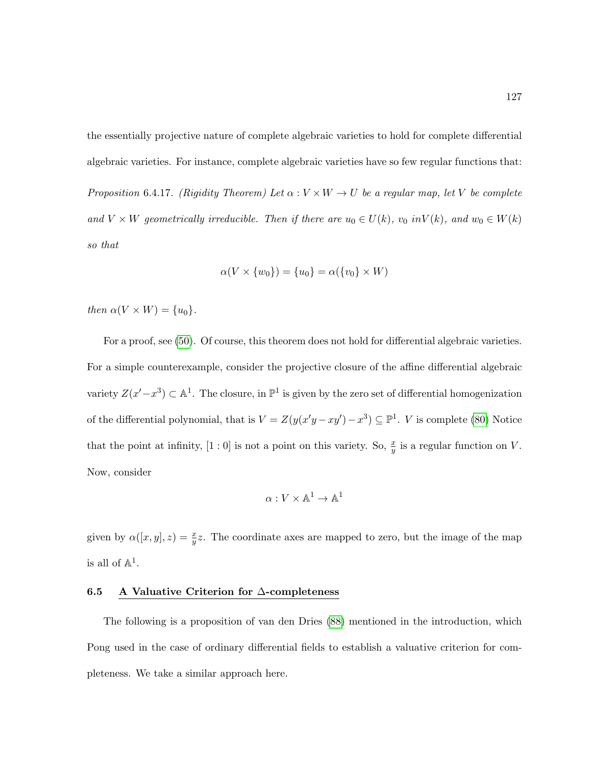the essentially projective nature of complete algebraic varieties to hold for complete differential algebraic varieties. For instance, complete algebraic varieties have so few regular functions that:

*Proposition* 6.4.17. *(Rigidity Theorem) Let $\alpha : V \times W \to U$ be a regular map, let $V$ be complete and $V \times W$ geometrically irreducible. Then if there are $u_0 \in U(k)$, $v_0$ $inV(k)$, and $w_0 \in W(k)$ so that*

$$\alpha(V \times \{w_0\}) = \{u_0\} = \alpha(\{v_0\} \times W)$$

*then $\alpha(V \times W) = \{u_0\}$.*

For a proof, see (50). Of course, this theorem does not hold for differential algebraic varieties. For a simple counterexample, consider the projective closure of the affine differential algebraic variety $Z(x' - x^3) \subset \mathbb{A}^1$. The closure, in $\mathbb{P}^1$ is given by the zero set of differential homogenization of the differential polynomial, that is $V = Z(y(x'y - xy') - x^3) \subseteq \mathbb{P}^1$. $V$ is complete (80) Notice that the point at infinity, $[1 : 0]$ is not a point on this variety. So, $\frac{x}{y}$ is a regular function on $V$. Now, consider

$$\alpha : V \times \mathbb{A}^1 \to \mathbb{A}^1$$

given by $\alpha([x, y], z) = \frac{x}{y}z$. The coordinate axes are mapped to zero, but the image of the map is all of $\mathbb{A}^1$.

### 6.5 A Valuative Criterion for $\Delta$-completeness

The following is a proposition of van den Dries (88) mentioned in the introduction, which Pong used in the case of ordinary differential fields to establish a valuative criterion for completeness. We take a similar approach here.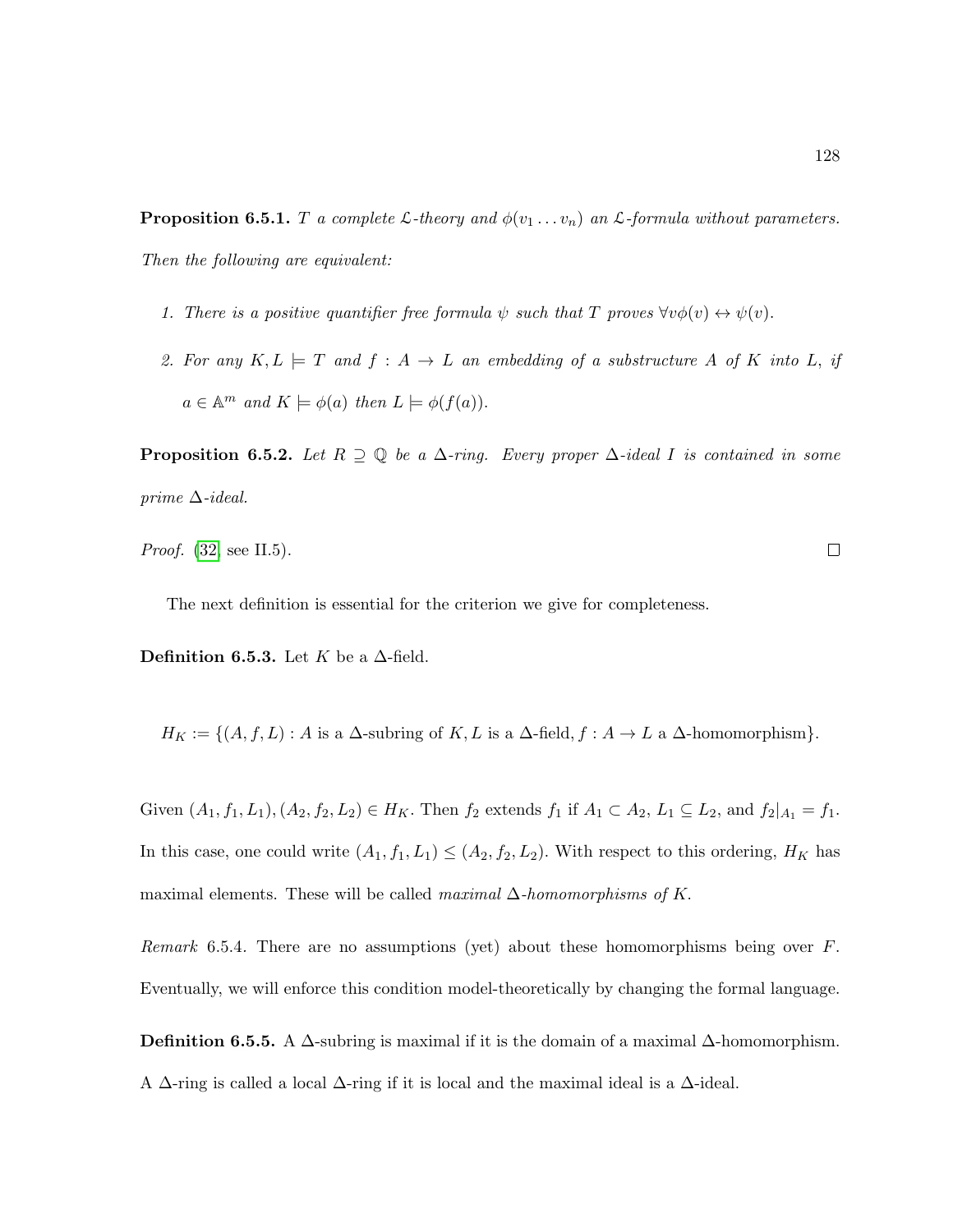**Proposition 6.5.1.** *$T$ a complete $\mathcal{L}$-theory and $\phi(v_1 \dots v_n)$ an $\mathcal{L}$-formula without parameters. Then the following are equivalent:*

1. *There is a positive quantifier free formula $\psi$ such that $T$ proves $\forall v \phi(v) \leftrightarrow \psi(v)$.*
2. *For any $K, L \models T$ and $f : A \to L$ an embedding of a substructure $A$ of $K$ into $L$, if $a \in \mathbb{A}^m$ and $K \models \phi(a)$ then $L \models \phi(f(a))$.*

**Proposition 6.5.2.** *Let $R \supseteq \mathbb{Q}$ be a $\Delta$-ring. Every proper $\Delta$-ideal $I$ is contained in some prime $\Delta$-ideal.*

*Proof.* ([32], see II.5). □

The next definition is essential for the criterion we give for completeness.

**Definition 6.5.3.** Let $K$ be a $\Delta$-field.

$$H_K := \{(A, f, L) : A \text{ is a } \Delta\text{-subring of } K, L \text{ is a } \Delta\text{-field}, f : A \to L \text{ a } \Delta\text{-homomorphism}\}.$$

Given $(A_1, f_1, L_1), (A_2, f_2, L_2) \in H_K$. Then $f_2$ extends $f_1$ if $A_1 \subset A_2$, $L_1 \subseteq L_2$, and $f_2|_{A_1} = f_1$. In this case, one could write $(A_1, f_1, L_1) \leq (A_2, f_2, L_2)$. With respect to this ordering, $H_K$ has maximal elements. These will be called *maximal $\Delta$-homomorphisms of $K$*.

*Remark* 6.5.4. There are no assumptions (yet) about these homomorphisms being over $F$. Eventually, we will enforce this condition model-theoretically by changing the formal language.

**Definition 6.5.5.** A $\Delta$-subring is maximal if it is the domain of a maximal $\Delta$-homomorphism. A $\Delta$-ring is called a local $\Delta$-ring if it is local and the maximal ideal is a $\Delta$-ideal.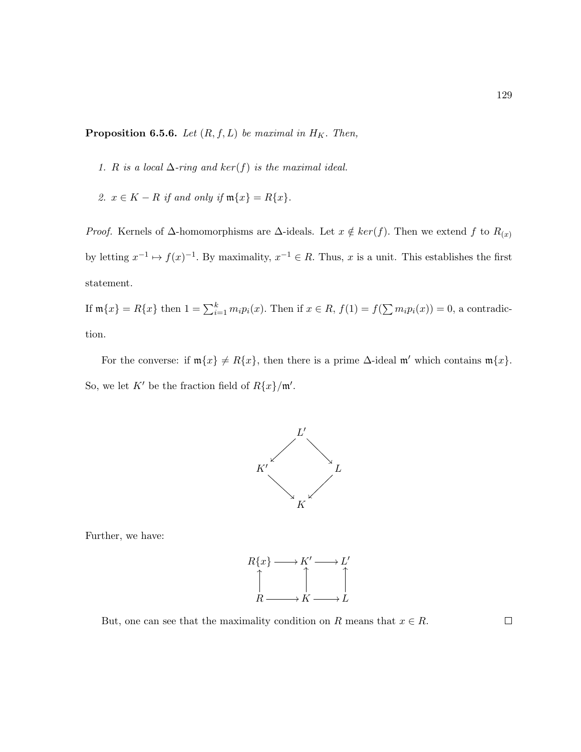**Proposition 6.5.6.** *Let $(R, f, L)$ be maximal in $H_K$. Then,*

1. *$R$ is a local $\Delta$-ring and $ker(f)$ is the maximal ideal.*
2. *$x \in K - R$ if and only if $\mathfrak{m}\{x\} = R\{x\}$.*

*Proof.* Kernels of $\Delta$-homomorphisms are $\Delta$-ideals. Let $x \notin ker(f)$. Then we extend $f$ to $R_{(x)}$ by letting $x^{-1} \mapsto f(x)^{-1}$. By maximality, $x^{-1} \in R$. Thus, $x$ is a unit. This establishes the first statement.

If $\mathfrak{m}\{x\} = R\{x\}$ then $1 = \sum_{i=1}^{k} m_i p_i(x)$. Then if $x \in R$, $f(1) = f(\sum m_i p_i(x)) = 0$, a contradiction.

For the converse: if $\mathfrak{m}\{x\} \neq R\{x\}$, then there is a prime $\Delta$-ideal $\mathfrak{m}'$ which contains $\mathfrak{m}\{x\}$. So, we let $K'$ be the fraction field of $R\{x\}/\mathfrak{m}'$.

$$\begin{array}{ccccc} & & L' & & \\ & \swarrow & & \searrow & \\ K' & & & & L \\ & \searrow & & \swarrow & \\ & & K & & \end{array}$$

Further, we have:

$$\begin{array}{ccccc} R\{x\} & \longrightarrow & K' & \longrightarrow & L' \\ \uparrow & & \uparrow & & \uparrow \\ R & \longrightarrow & K & \longrightarrow & L \end{array}$$

But, one can see that the maximality condition on $R$ means that $x \in R$. $\square$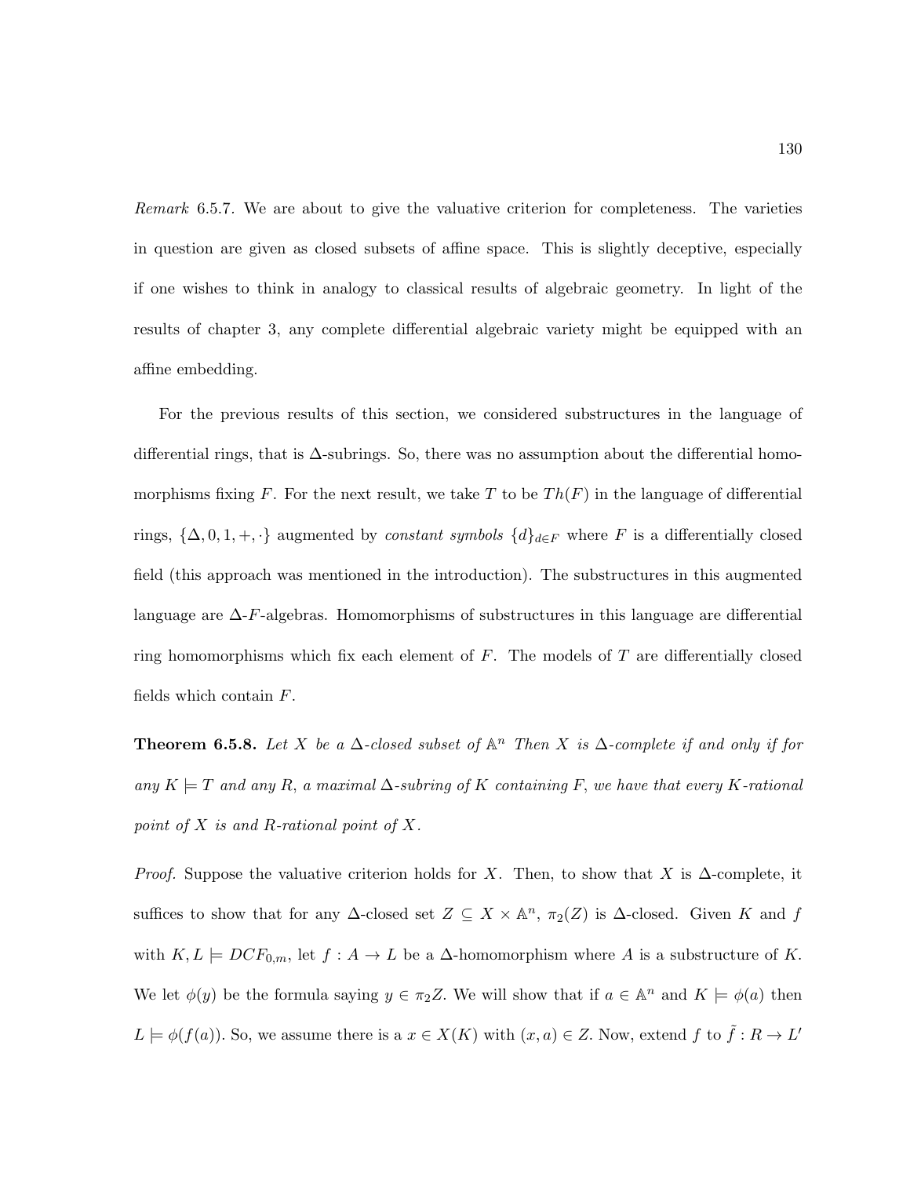*Remark* 6.5.7. We are about to give the valuative criterion for completeness. The varieties in question are given as closed subsets of affine space. This is slightly deceptive, especially if one wishes to think in analogy to classical results of algebraic geometry. In light of the results of chapter 3, any complete differential algebraic variety might be equipped with an affine embedding.

For the previous results of this section, we considered substructures in the language of differential rings, that is $\Delta$-subrings. So, there was no assumption about the differential homomorphisms fixing $F$. For the next result, we take $T$ to be $Th(F)$ in the language of differential rings, $\{\Delta, 0, 1, +, \cdot\}$ augmented by *constant symbols* $\{d\}_{d \in F}$ where $F$ is a differentially closed field (this approach was mentioned in the introduction). The substructures in this augmented language are $\Delta$-$F$-algebras. Homomorphisms of substructures in this language are differential ring homomorphisms which fix each element of $F$. The models of $T$ are differentially closed fields which contain $F$.

**Theorem 6.5.8.** *Let $X$ be a $\Delta$-closed subset of $\mathbb{A}^n$ Then $X$ is $\Delta$-complete if and only if for any $K \models T$ and any $R$, a maximal $\Delta$-subring of $K$ containing $F$, we have that every $K$-rational point of $X$ is and $R$-rational point of $X$.*

*Proof.* Suppose the valuative criterion holds for $X$. Then, to show that $X$ is $\Delta$-complete, it suffices to show that for any $\Delta$-closed set $Z \subseteq X \times \mathbb{A}^n$, $\pi_2(Z)$ is $\Delta$-closed. Given $K$ and $f$ with $K, L \models DCF_{0,m}$, let $f : A \to L$ be a $\Delta$-homomorphism where $A$ is a substructure of $K$. We let $\phi(y)$ be the formula saying $y \in \pi_2 Z$. We will show that if $a \in \mathbb{A}^n$ and $K \models \phi(a)$ then $L \models \phi(f(a))$. So, we assume there is a $x \in X(K)$ with $(x, a) \in Z$. Now, extend $f$ to $\tilde{f} : R \to L'$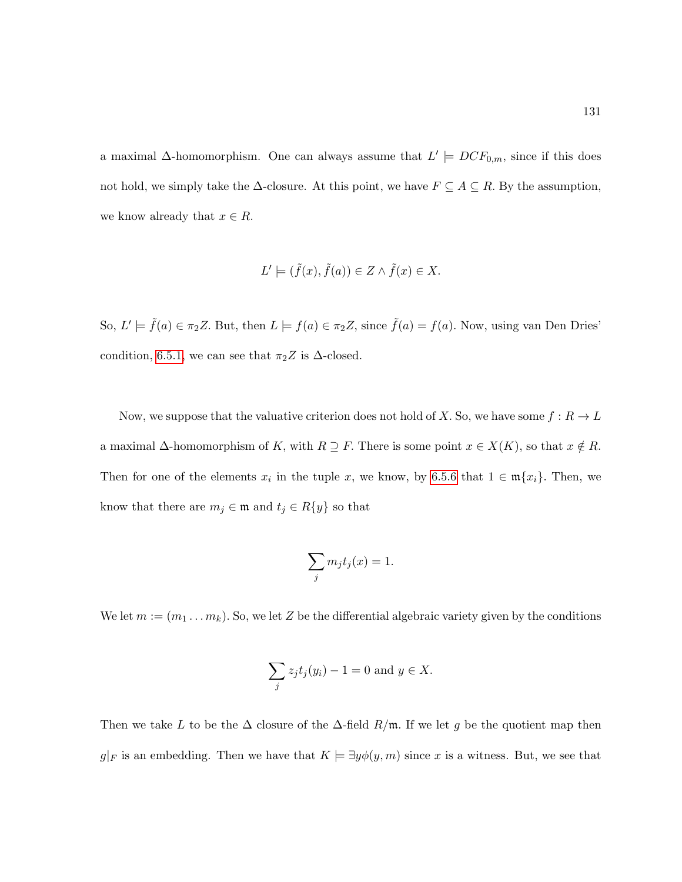a maximal $\Delta$-homomorphism. One can always assume that $L' \models DCF_{0,m}$, since if this does not hold, we simply take the $\Delta$-closure. At this point, we have $F \subseteq A \subseteq R$. By the assumption, we know already that $x \in R$.

$$L' \models (\tilde{f}(x), \tilde{f}(a)) \in Z \wedge \tilde{f}(x) \in X.$$

So, $L' \models \tilde{f}(a) \in \pi_2 Z$. But, then $L \models f(a) \in \pi_2 Z$, since $\tilde{f}(a) = f(a)$. Now, using van Den Dries' condition, 6.5.1, we can see that $\pi_2 Z$ is $\Delta$-closed.

Now, we suppose that the valuative criterion does not hold of $X$. So, we have some $f : R \to L$ a maximal $\Delta$-homomorphism of $K$, with $R \supseteq F$. There is some point $x \in X(K)$, so that $x \notin R$. Then for one of the elements $x_i$ in the tuple $x$, we know, by 6.5.6 that $1 \in \mathfrak{m}\{x_i\}$. Then, we know that there are $m_j \in \mathfrak{m}$ and $t_j \in R\{y\}$ so that

$$\sum_j m_j t_j(x) = 1.$$

We let $m := (m_1 \dots m_k)$. So, we let $Z$ be the differential algebraic variety given by the conditions

$$\sum_j z_j t_j(y_i) - 1 = 0 \text{ and } y \in X.$$

Then we take $L$ to be the $\Delta$ closure of the $\Delta$-field $R/\mathfrak{m}$. If we let $g$ be the quotient map then $g|_F$ is an embedding. Then we have that $K \models \exists y \phi(y, m)$ since $x$ is a witness. But, we see that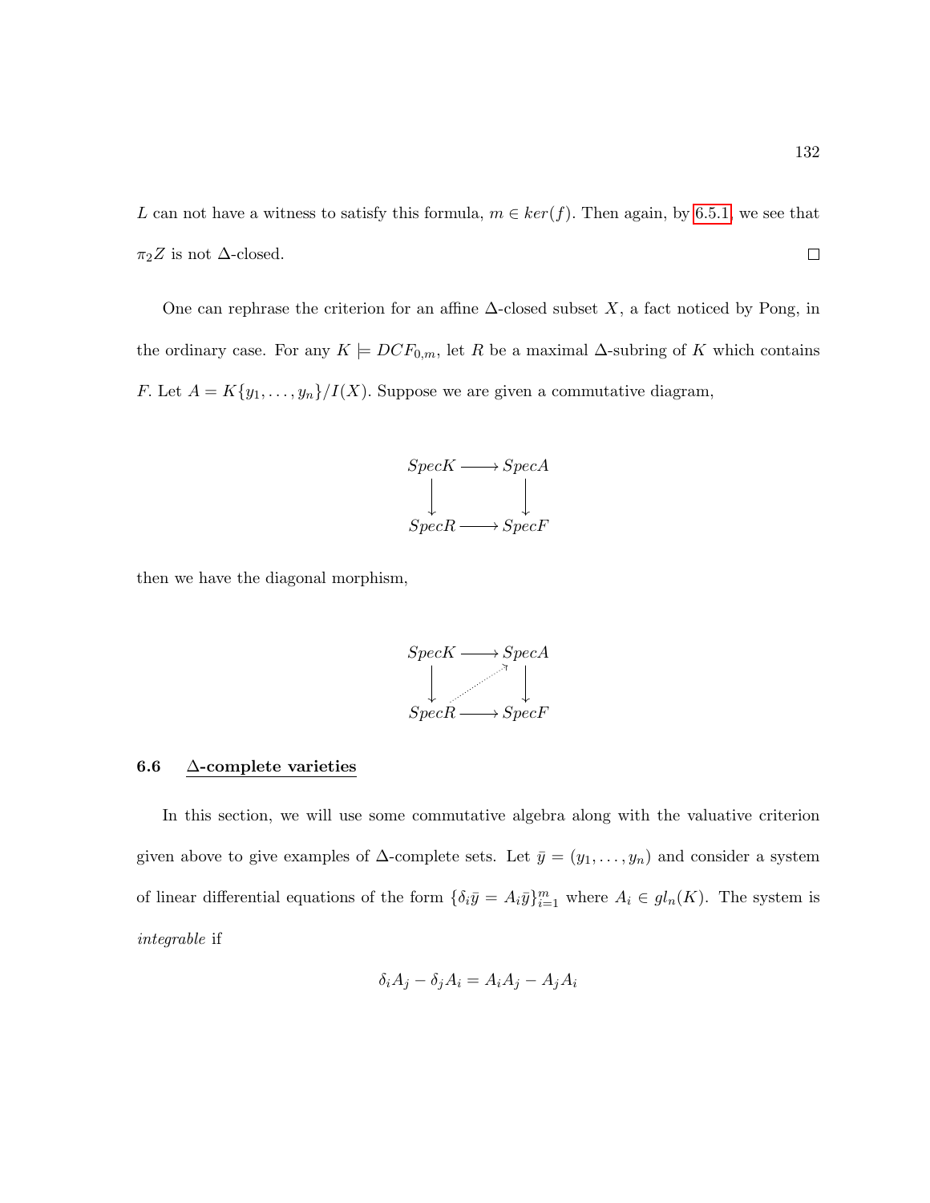$L$ can not have a witness to satisfy this formula, $m \in ker(f)$. Then again, by 6.5.1, we see that $\pi_2 Z$ is not $\Delta$-closed. $\square$

One can rephrase the criterion for an affine $\Delta$-closed subset $X$, a fact noticed by Pong, in the ordinary case. For any $K \models DCF_{0,m}$, let $R$ be a maximal $\Delta$-subring of $K$ which contains $F$. Let $A = K\{y_1, \ldots, y_n\}/I(X)$. Suppose we are given a commutative diagram,

$$\begin{array}{ccc} Spec K & \longrightarrow & Spec A \\ \downarrow & & \downarrow \\ Spec R & \longrightarrow & Spec F \end{array}$$

then we have the diagonal morphism,

$$\begin{array}{ccc} Spec K & \longrightarrow & Spec A \\ \downarrow & \nearrow & \downarrow \\ Spec R & \longrightarrow & Spec F \end{array}$$

## 6.6 $\Delta$-complete varieties

In this section, we will use some commutative algebra along with the valuative criterion given above to give examples of $\Delta$-complete sets. Let $\bar{y} = (y_1, \ldots, y_n)$ and consider a system of linear differential equations of the form $\{\delta_i \bar{y} = A_i \bar{y}\}_{i=1}^m$ where $A_i \in gl_n(K)$. The system is *integrable* if

$$\delta_i A_j - \delta_j A_i = A_i A_j - A_j A_i$$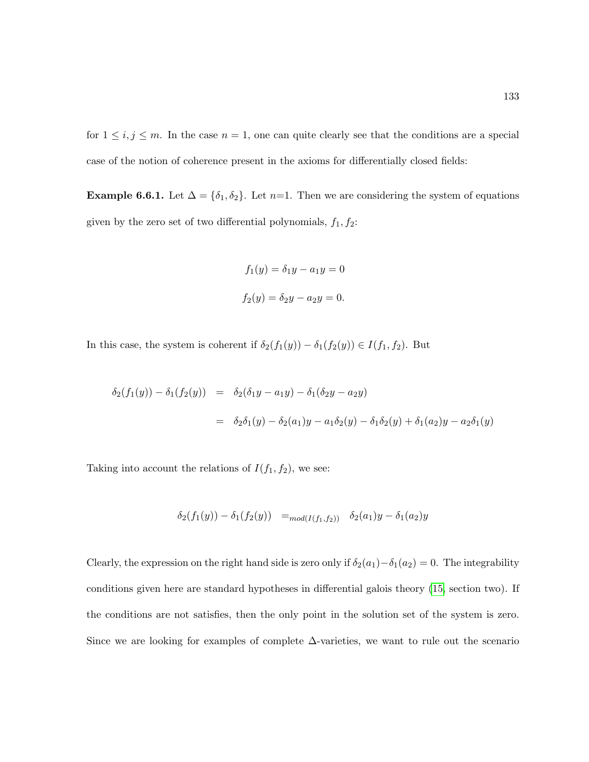for $1 \leq i, j \leq m$. In the case $n = 1$, one can quite clearly see that the conditions are a special case of the notion of coherence present in the axioms for differentially closed fields:

**Example 6.6.1.** Let $\Delta = \{\delta_1, \delta_2\}$. Let $n$=1. Then we are considering the system of equations given by the zero set of two differential polynomials, $f_1, f_2$:

$$f_1(y) = \delta_1 y - a_1 y = 0$$
$$f_2(y) = \delta_2 y - a_2 y = 0.$$

In this case, the system is coherent if $\delta_2(f_1(y)) - \delta_1(f_2(y)) \in I(f_1, f_2)$. But

$$\begin{aligned}
\delta_2(f_1(y)) - \delta_1(f_2(y)) &= \delta_2(\delta_1 y - a_1 y) - \delta_1(\delta_2 y - a_2 y) \\
&= \delta_2\delta_1(y) - \delta_2(a_1)y - a_1\delta_2(y) - \delta_1\delta_2(y) + \delta_1(a_2)y - a_2\delta_1(y)
\end{aligned}$$

Taking into account the relations of $I(f_1, f_2)$, we see:

$$\delta_2(f_1(y)) - \delta_1(f_2(y)) \quad =_{mod(I(f_1,f_2))} \quad \delta_2(a_1)y - \delta_1(a_2)y$$

Clearly, the expression on the right hand side is zero only if $\delta_2(a_1) - \delta_1(a_2) = 0$. The integrability conditions given here are standard hypotheses in differential galois theory ([15], section two). If the conditions are not satisfies, then the only point in the solution set of the system is zero. Since we are looking for examples of complete $\Delta$-varieties, we want to rule out the scenario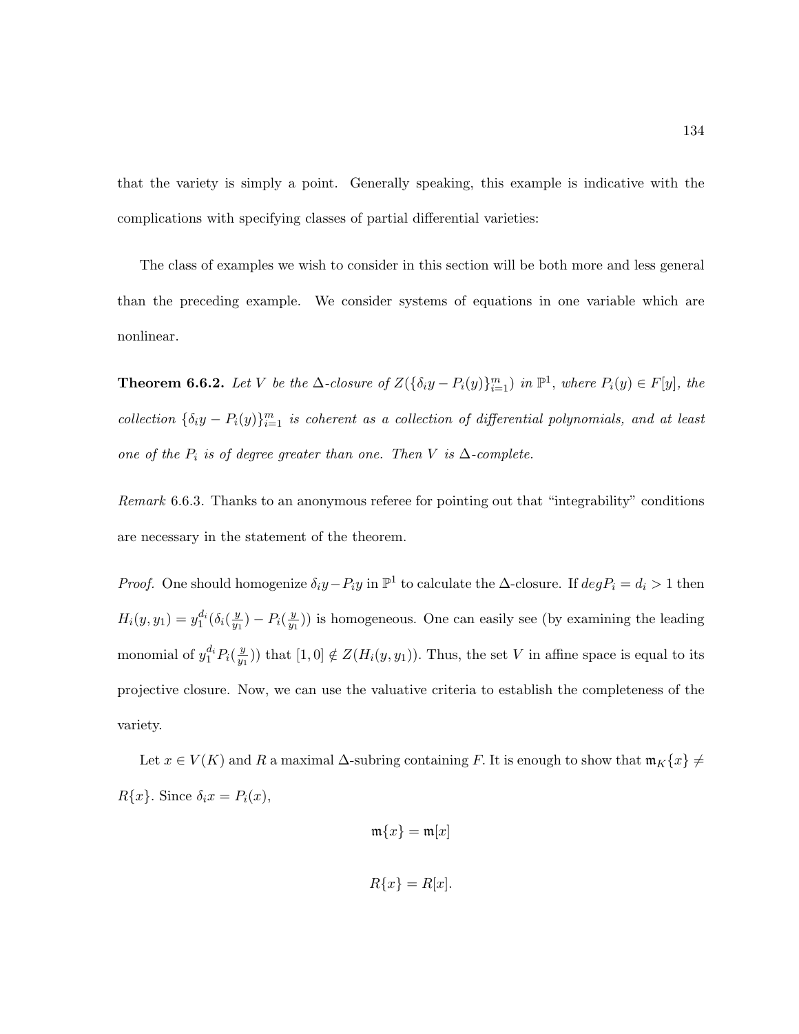that the variety is simply a point. Generally speaking, this example is indicative with the complications with specifying classes of partial differential varieties:

The class of examples we wish to consider in this section will be both more and less general than the preceding example. We consider systems of equations in one variable which are nonlinear.

**Theorem 6.6.2.** *Let $V$ be the $\Delta$-closure of $Z(\{\delta_i y - P_i(y)\}_{i=1}^m)$ in $\mathbb{P}^1$, where $P_i(y) \in F[y]$, the collection $\{\delta_i y - P_i(y)\}_{i=1}^m$ is coherent as a collection of differential polynomials, and at least one of the $P_i$ is of degree greater than one. Then $V$ is $\Delta$-complete.*

*Remark* 6.6.3. Thanks to an anonymous referee for pointing out that "integrability" conditions are necessary in the statement of the theorem.

*Proof.* One should homogenize $\delta_i y - P_i y$ in $\mathbb{P}^1$ to calculate the $\Delta$-closure. If $deg P_i = d_i > 1$ then $H_i(y, y_1) = y_1^{d_i}(\delta_i(\frac{y}{y_1}) - P_i(\frac{y}{y_1}))$ is homogeneous. One can easily see (by examining the leading monomial of $y_1^{d_i} P_i(\frac{y}{y_1})$) that $[1, 0] \notin Z(H_i(y, y_1))$. Thus, the set $V$ in affine space is equal to its projective closure. Now, we can use the valuative criteria to establish the completeness of the variety.

Let $x \in V(K)$ and $R$ a maximal $\Delta$-subring containing $F$. It is enough to show that $\mathfrak{m}_K\{x\} \neq R\{x\}$. Since $\delta_i x = P_i(x)$,

$$\mathfrak{m}\{x\} = \mathfrak{m}[x]$$

$$R\{x\} = R[x].$$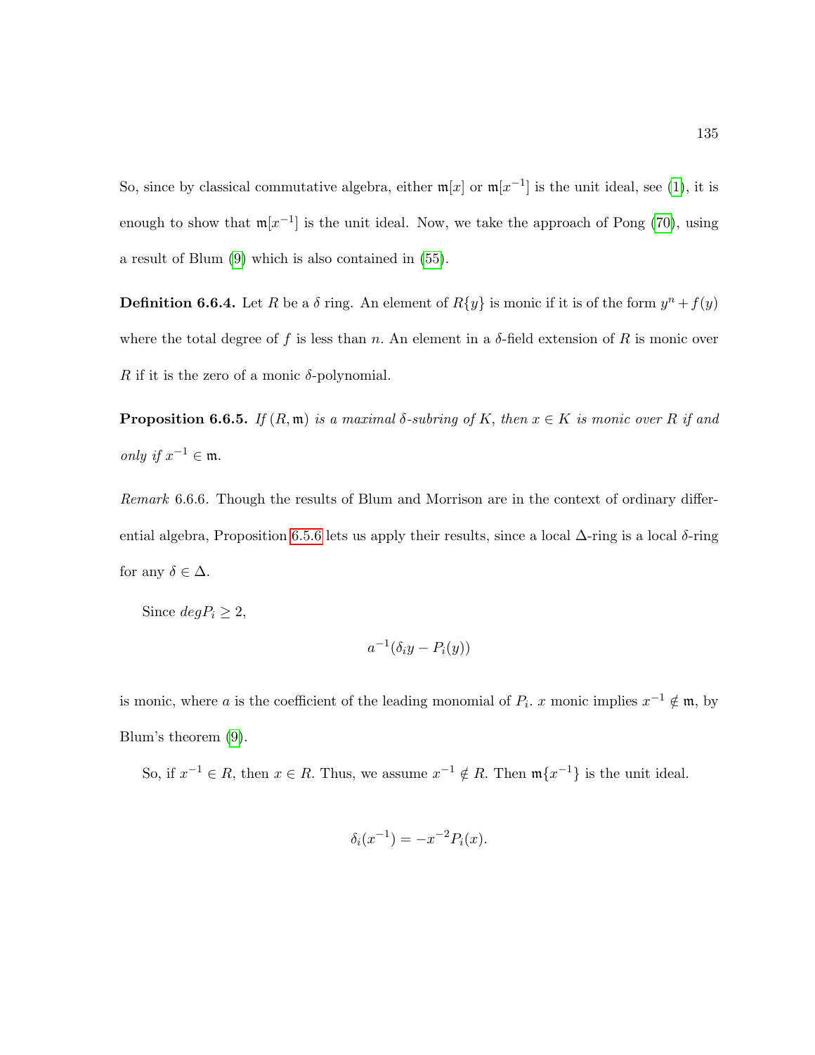So, since by classical commutative algebra, either $\mathfrak{m}[x]$ or $\mathfrak{m}[x^{-1}]$ is the unit ideal, see (1), it is enough to show that $\mathfrak{m}[x^{-1}]$ is the unit ideal. Now, we take the approach of Pong (70), using a result of Blum (9) which is also contained in (55).

**Definition 6.6.4.** Let $R$ be a $\delta$ ring. An element of $R\{y\}$ is monic if it is of the form $y^n + f(y)$ where the total degree of $f$ is less than $n$. An element in a $\delta$-field extension of $R$ is monic over $R$ if it is the zero of a monic $\delta$-polynomial.

**Proposition 6.6.5.** *If $(R, \mathfrak{m})$ is a maximal $\delta$-subring of $K$, then $x \in K$ is monic over $R$ if and only if $x^{-1} \in \mathfrak{m}$.*

*Remark* 6.6.6. Though the results of Blum and Morrison are in the context of ordinary differential algebra, Proposition 6.5.6 lets us apply their results, since a local $\Delta$-ring is a local $\delta$-ring for any $\delta \in \Delta$.

Since $degP_i \geq 2$,

$$a^{-1}(\delta_i y - P_i(y))$$

is monic, where $a$ is the coefficient of the leading monomial of $P_i$. $x$ monic implies $x^{-1} \notin \mathfrak{m}$, by Blum's theorem (9).

So, if $x^{-1} \in R$, then $x \in R$. Thus, we assume $x^{-1} \notin R$. Then $\mathfrak{m}\{x^{-1}\}$ is the unit ideal.

$$\delta_i(x^{-1}) = -x^{-2}P_i(x).$$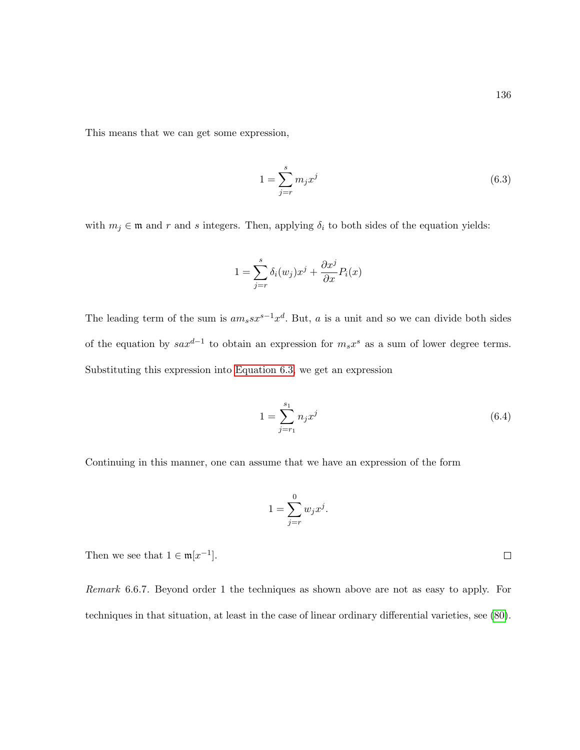This means that we can get some expression,

$$1 = \sum_{j=r}^{s} m_j x^j \tag{6.3}$$

with $m_j \in \mathfrak{m}$ and $r$ and $s$ integers. Then, applying $\delta_i$ to both sides of the equation yields:

$$1 = \sum_{j=r}^{s} \delta_i(w_j) x^j + \frac{\partial x^j}{\partial x} P_i(x)$$

The leading term of the sum is $a m_s s x^{s-1} x^d$. But, $a$ is a unit and so we can divide both sides of the equation by $sax^{d-1}$ to obtain an expression for $m_s x^s$ as a sum of lower degree terms. Substituting this expression into Equation 6.3, we get an expression

$$1 = \sum_{j=r_1}^{s_1} n_j x^j \tag{6.4}$$

Continuing in this manner, one can assume that we have an expression of the form

$$1 = \sum_{j=r}^{0} w_j x^j.$$

Then we see that $1 \in \mathfrak{m}[x^{-1}]$. $\square$

*Remark* 6.6.7. Beyond order 1 the techniques as shown above are not as easy to apply. For techniques in that situation, at least in the case of linear ordinary differential varieties, see (80).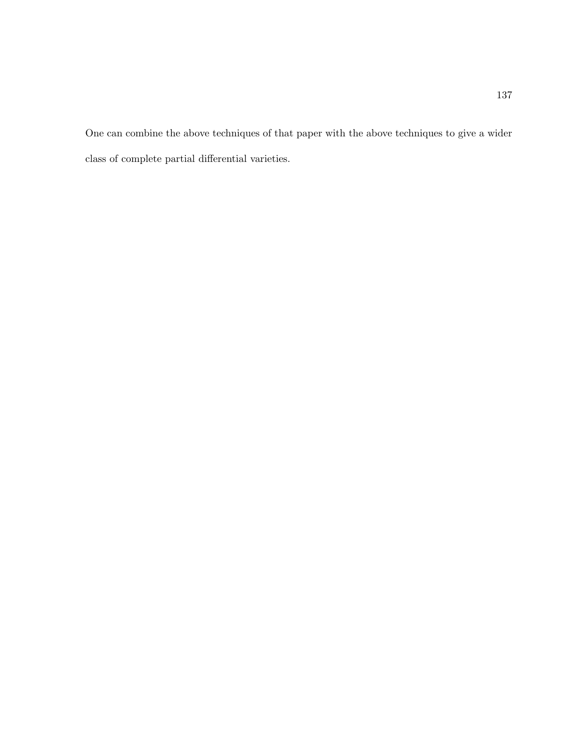One can combine the above techniques of that paper with the above techniques to give a wider class of complete partial differential varieties.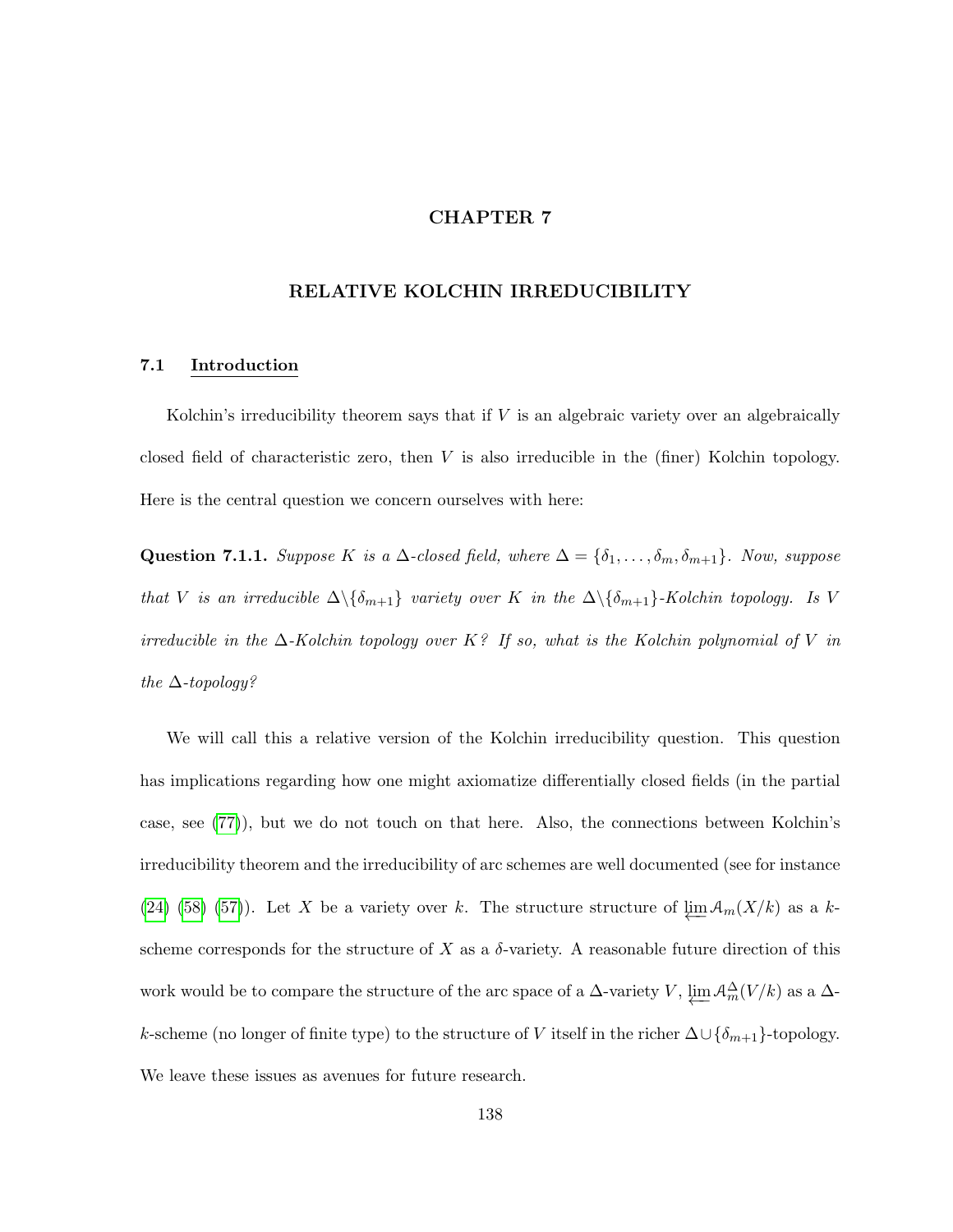# CHAPTER 7

# RELATIVE KOLCHIN IRREDUCIBILITY

## 7.1 Introduction

Kolchin's irreducibility theorem says that if $V$ is an algebraic variety over an algebraically closed field of characteristic zero, then $V$ is also irreducible in the (finer) Kolchin topology. Here is the central question we concern ourselves with here:

**Question 7.1.1.** *Suppose $K$ is a $\Delta$-closed field, where $\Delta = \{\delta_1, \ldots, \delta_m, \delta_{m+1}\}$. Now, suppose that $V$ is an irreducible $\Delta \backslash \{\delta_{m+1}\}$ variety over $K$ in the $\Delta \backslash \{\delta_{m+1}\}$-Kolchin topology. Is $V$ irreducible in the $\Delta$-Kolchin topology over $K$? If so, what is the Kolchin polynomial of $V$ in the $\Delta$-topology?*

We will call this a relative version of the Kolchin irreducibility question. This question has implications regarding how one might axiomatize differentially closed fields (in the partial case, see (77)), but we do not touch on that here. Also, the connections between Kolchin's irreducibility theorem and the irreducibility of arc schemes are well documented (see for instance (24) (58) (57)). Let $X$ be a variety over $k$. The structure structure of $\varprojlim \mathcal{A}_m(X/k)$ as a $k$-scheme corresponds for the structure of $X$ as a $\delta$-variety. A reasonable future direction of this work would be to compare the structure of the arc space of a $\Delta$-variety $V$, $\varprojlim \mathcal{A}^{\Delta}_m(V/k)$ as a $\Delta$-$k$-scheme (no longer of finite type) to the structure of $V$ itself in the richer $\Delta \cup \{\delta_{m+1}\}$-topology. We leave these issues as avenues for future research.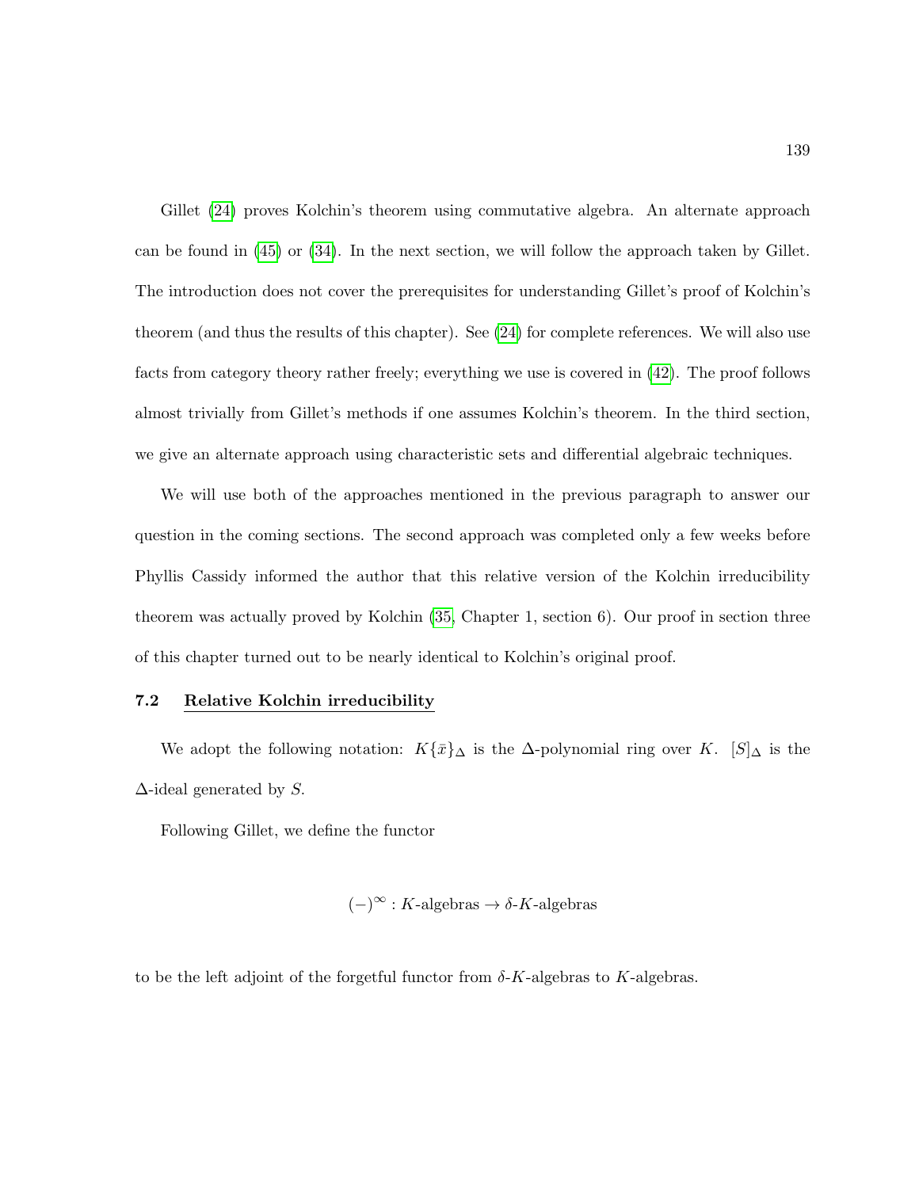Gillet (24) proves Kolchin's theorem using commutative algebra. An alternate approach can be found in (45) or (34). In the next section, we will follow the approach taken by Gillet. The introduction does not cover the prerequisites for understanding Gillet's proof of Kolchin's theorem (and thus the results of this chapter). See (24) for complete references. We will also use facts from category theory rather freely; everything we use is covered in (42). The proof follows almost trivially from Gillet's methods if one assumes Kolchin's theorem. In the third section, we give an alternate approach using characteristic sets and differential algebraic techniques.

We will use both of the approaches mentioned in the previous paragraph to answer our question in the coming sections. The second approach was completed only a few weeks before Phyllis Cassidy informed the author that this relative version of the Kolchin irreducibility theorem was actually proved by Kolchin (35, Chapter 1, section 6). Our proof in section three of this chapter turned out to be nearly identical to Kolchin's original proof.

### 7.2 Relative Kolchin irreducibility

We adopt the following notation: $K\{\bar{x}\}_\Delta$ is the $\Delta$-polynomial ring over $K$. $[S]_\Delta$ is the $\Delta$-ideal generated by $S$.

Following Gillet, we define the functor

$$(-)^\infty : K\text{-algebras} \to \delta\text{-}K\text{-algebras}$$

to be the left adjoint of the forgetful functor from $\delta$-$K$-algebras to $K$-algebras.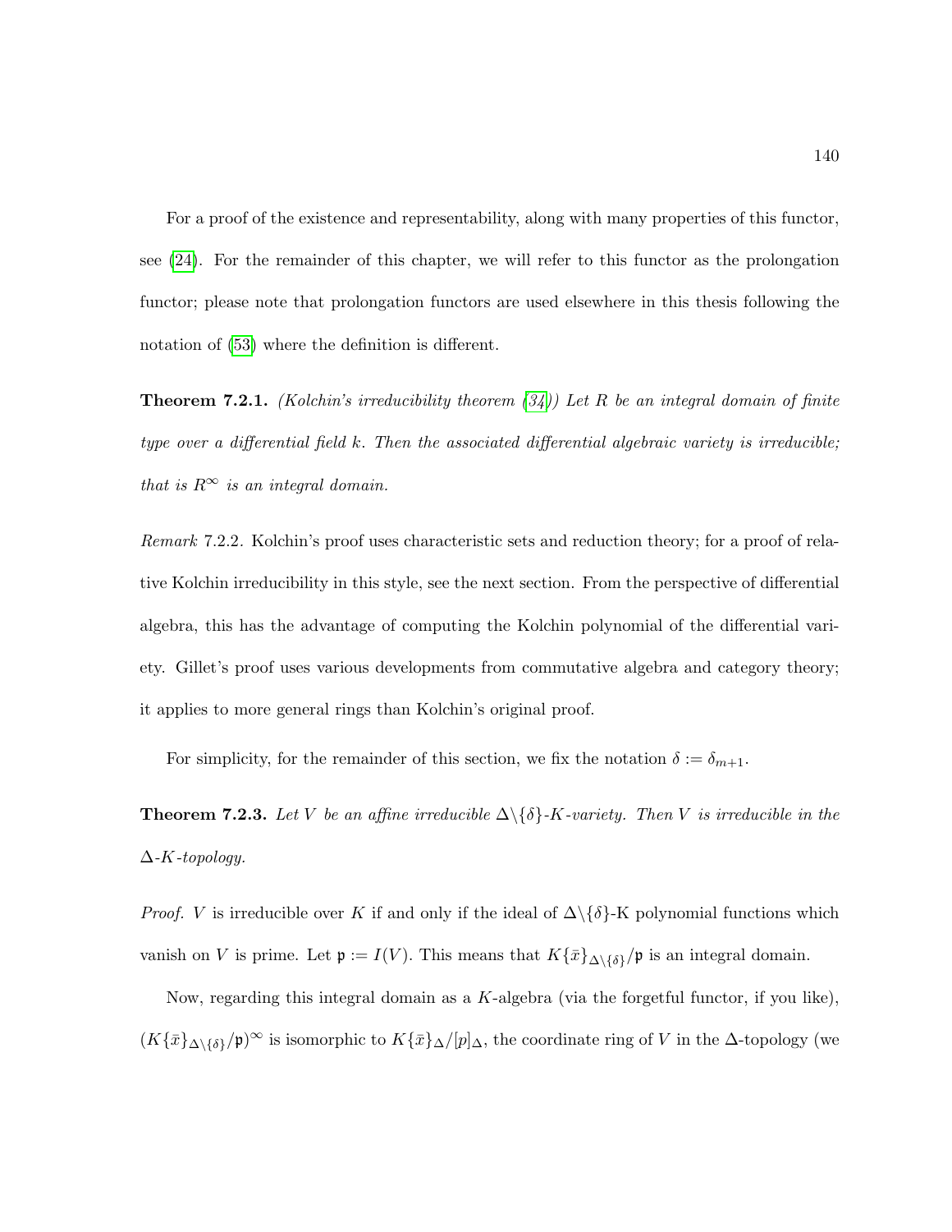For a proof of the existence and representability, along with many properties of this functor, see (24). For the remainder of this chapter, we will refer to this functor as the prolongation functor; please note that prolongation functors are used elsewhere in this thesis following the notation of (53) where the definition is different.

**Theorem 7.2.1.** *(Kolchin's irreducibility theorem (34)) Let $R$ be an integral domain of finite type over a differential field $k$. Then the associated differential algebraic variety is irreducible; that is $R^\infty$ is an integral domain.*

*Remark* 7.2.2. Kolchin's proof uses characteristic sets and reduction theory; for a proof of relative Kolchin irreducibility in this style, see the next section. From the perspective of differential algebra, this has the advantage of computing the Kolchin polynomial of the differential variety. Gillet's proof uses various developments from commutative algebra and category theory; it applies to more general rings than Kolchin's original proof.

For simplicity, for the remainder of this section, we fix the notation $\delta := \delta_{m+1}$.

**Theorem 7.2.3.** *Let $V$ be an affine irreducible $\Delta\backslash\{\delta\}$-$K$-variety. Then $V$ is irreducible in the $\Delta$-$K$-topology.*

*Proof.* $V$ is irreducible over $K$ if and only if the ideal of $\Delta\backslash\{\delta\}$-K polynomial functions which vanish on $V$ is prime. Let $\mathfrak{p} := I(V)$. This means that $K\{\bar{x}\}_{\Delta\backslash\{\delta\}}/\mathfrak{p}$ is an integral domain.

Now, regarding this integral domain as a $K$-algebra (via the forgetful functor, if you like), $(K\{\bar{x}\}_{\Delta\backslash\{\delta\}}/\mathfrak{p})^\infty$ is isomorphic to $K\{\bar{x}\}_\Delta/[p]_\Delta$, the coordinate ring of $V$ in the $\Delta$-topology (we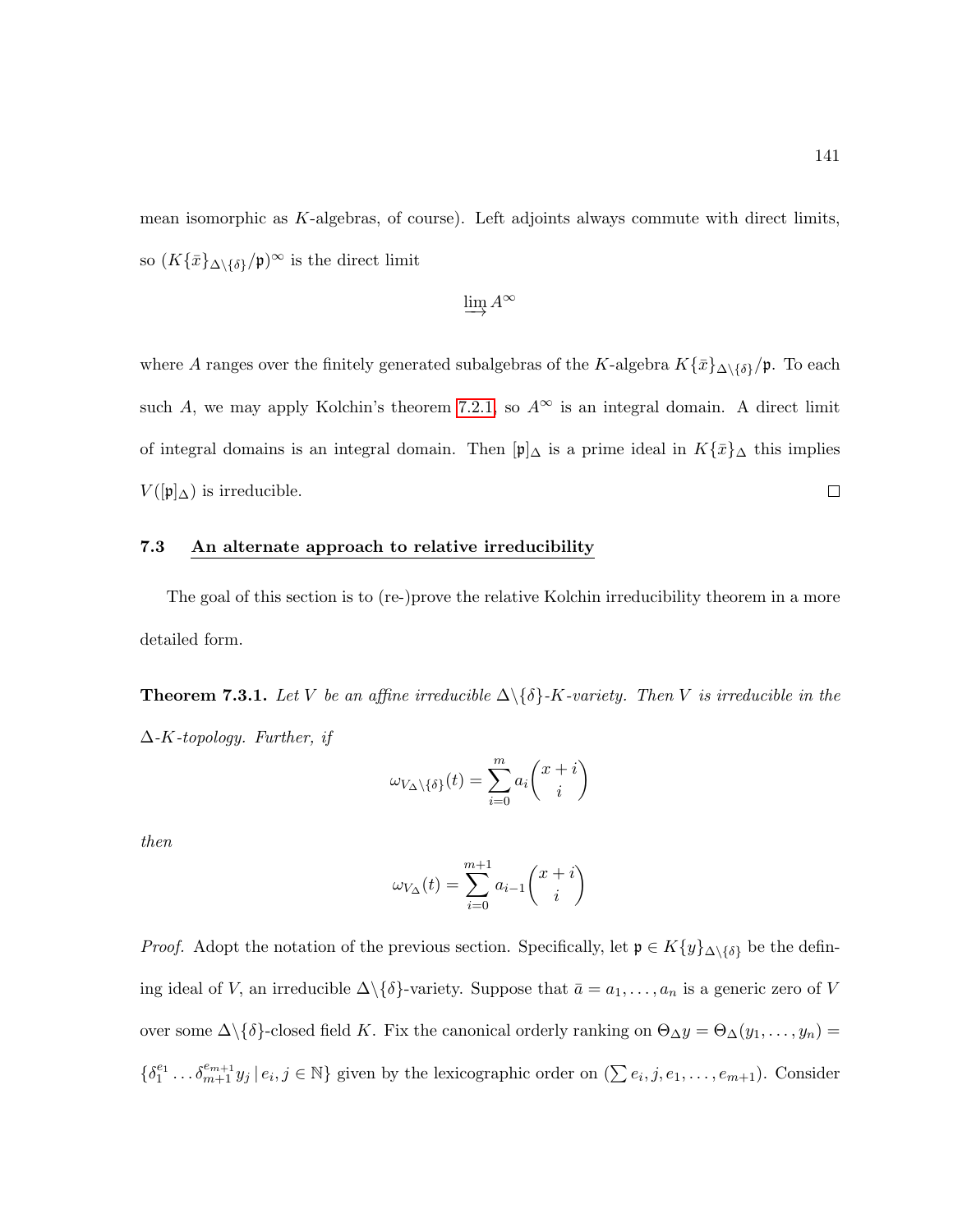mean isomorphic as $K$-algebras, of course). Left adjoints always commute with direct limits, so $(K\{\bar{x}\}_{\Delta\backslash\{\delta\}}/\mathfrak{p})^\infty$ is the direct limit

$$\varinjlim A^\infty$$

where $A$ ranges over the finitely generated subalgebras of the $K$-algebra $K\{\bar{x}\}_{\Delta\backslash\{\delta\}}/\mathfrak{p}$. To each such $A$, we may apply Kolchin's theorem 7.2.1, so $A^\infty$ is an integral domain. A direct limit of integral domains is an integral domain. Then $[\mathfrak{p}]_\Delta$ is a prime ideal in $K\{\bar{x}\}_\Delta$ this implies $V([\mathfrak{p}]_\Delta)$ is irreducible. $\square$

### 7.3 An alternate approach to relative irreducibility

The goal of this section is to (re-)prove the relative Kolchin irreducibility theorem in a more detailed form.

**Theorem 7.3.1.** *Let $V$ be an affine irreducible $\Delta\backslash\{\delta\}$-$K$-variety. Then $V$ is irreducible in the $\Delta$-$K$-topology. Further, if*

$$\omega_{V_{\Delta\backslash\{\delta\}}}(t) = \sum_{i=0}^{m} a_i \binom{x+i}{i}$$

*then*

$$\omega_{V_\Delta}(t) = \sum_{i=0}^{m+1} a_{i-1} \binom{x+i}{i}$$

*Proof.* Adopt the notation of the previous section. Specifically, let $\mathfrak{p} \in K\{y\}_{\Delta\backslash\{\delta\}}$ be the defining ideal of $V$, an irreducible $\Delta\backslash\{\delta\}$-variety. Suppose that $\bar{a} = a_1, \ldots, a_n$ is a generic zero of $V$ over some $\Delta\backslash\{\delta\}$-closed field $K$. Fix the canonical orderly ranking on $\Theta_\Delta y = \Theta_\Delta(y_1, \ldots, y_n) = \{\delta_1^{e_1} \ldots \delta_{m+1}^{e_{m+1}} y_j \mid e_i, j \in \mathbb{N}\}$ given by the lexicographic order on $(\sum e_i, j, e_1, \ldots, e_{m+1})$. Consider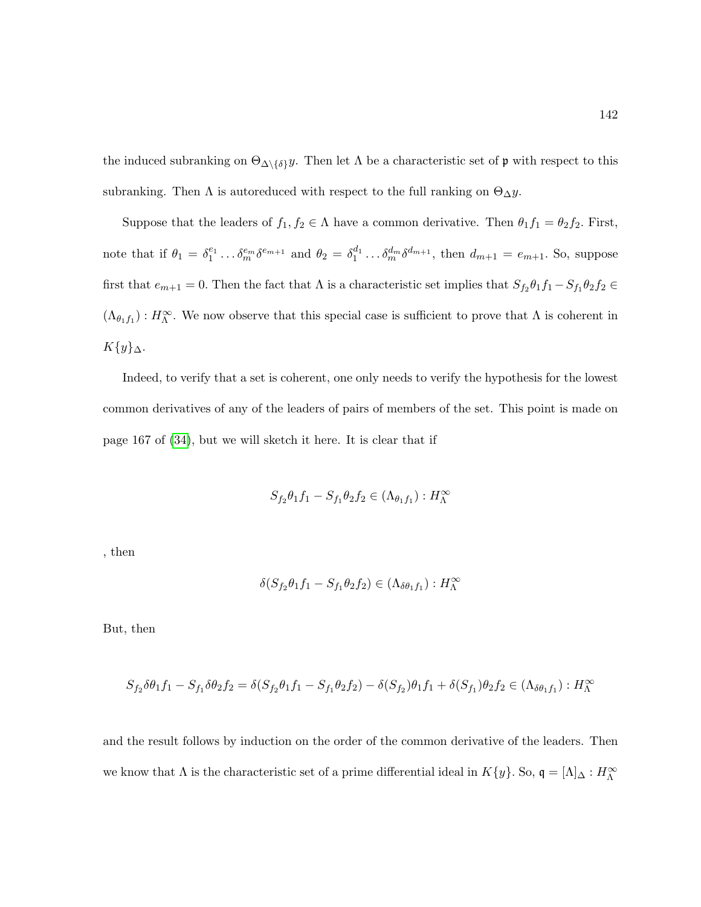the induced subranking on $\Theta_{\Delta \setminus \{\delta\}} y$. Then let $\Lambda$ be a characteristic set of $\mathfrak{p}$ with respect to this subranking. Then $\Lambda$ is autoreduced with respect to the full ranking on $\Theta_\Delta y$.

Suppose that the leaders of $f_1, f_2 \in \Lambda$ have a common derivative. Then $\theta_1 f_1 = \theta_2 f_2$. First, note that if $\theta_1 = \delta_1^{e_1} \dots \delta_m^{e_m} \delta^{e_{m+1}}$ and $\theta_2 = \delta_1^{d_1} \dots \delta_m^{d_m} \delta^{d_{m+1}}$, then $d_{m+1} = e_{m+1}$. So, suppose first that $e_{m+1} = 0$. Then the fact that $\Lambda$ is a characteristic set implies that $S_{f_2}\theta_1 f_1 - S_{f_1}\theta_2 f_2 \in (\Lambda_{\theta_1 f_1}) : H_\Lambda^\infty$. We now observe that this special case is sufficient to prove that $\Lambda$ is coherent in $K\{y\}_\Delta$.

Indeed, to verify that a set is coherent, one only needs to verify the hypothesis for the lowest common derivatives of any of the leaders of pairs of members of the set. This point is made on page 167 of [34], but we will sketch it here. It is clear that if

$$S_{f_2}\theta_1 f_1 - S_{f_1}\theta_2 f_2 \in (\Lambda_{\theta_1 f_1}) : H_\Lambda^\infty$$

, then

$$\delta(S_{f_2}\theta_1 f_1 - S_{f_1}\theta_2 f_2) \in (\Lambda_{\delta\theta_1 f_1}) : H_\Lambda^\infty$$

But, then

$$S_{f_2}\delta\theta_1 f_1 - S_{f_1}\delta\theta_2 f_2 = \delta(S_{f_2}\theta_1 f_1 - S_{f_1}\theta_2 f_2) - \delta(S_{f_2})\theta_1 f_1 + \delta(S_{f_1})\theta_2 f_2 \in (\Lambda_{\delta\theta_1 f_1}) : H_\Lambda^\infty$$

and the result follows by induction on the order of the common derivative of the leaders. Then we know that $\Lambda$ is the characteristic set of a prime differential ideal in $K\{y\}$. So, $\mathfrak{q} = [\Lambda]_\Delta : H_\Lambda^\infty$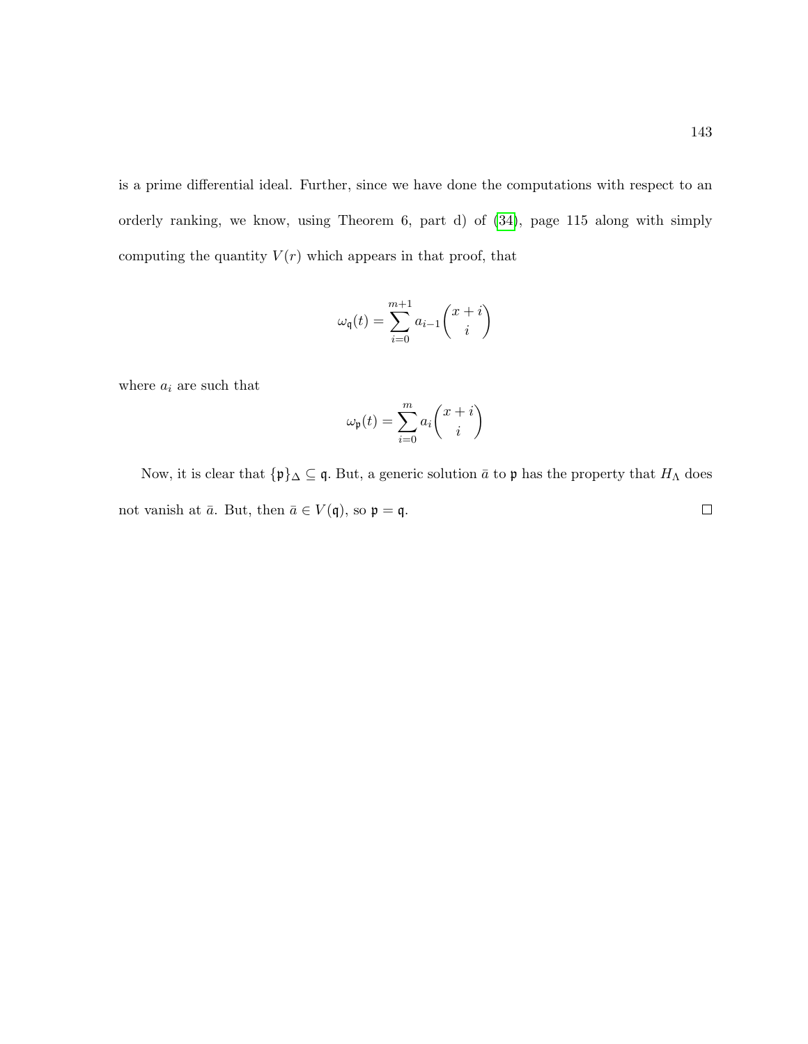is a prime differential ideal. Further, since we have done the computations with respect to an orderly ranking, we know, using Theorem 6, part d) of (34), page 115 along with simply computing the quantity $V(r)$ which appears in that proof, that

$$\omega_{\mathfrak{q}}(t) = \sum_{i=0}^{m+1} a_{i-1} \binom{x+i}{i}$$

where $a_i$ are such that

$$\omega_{\mathfrak{p}}(t) = \sum_{i=0}^{m} a_i \binom{x+i}{i}$$

Now, it is clear that $\{\mathfrak{p}\}_\Delta \subseteq \mathfrak{q}$. But, a generic solution $\bar{a}$ to $\mathfrak{p}$ has the property that $H_\Lambda$ does not vanish at $\bar{a}$. But, then $\bar{a} \in V(\mathfrak{q})$, so $\mathfrak{p} = \mathfrak{q}$. $\square$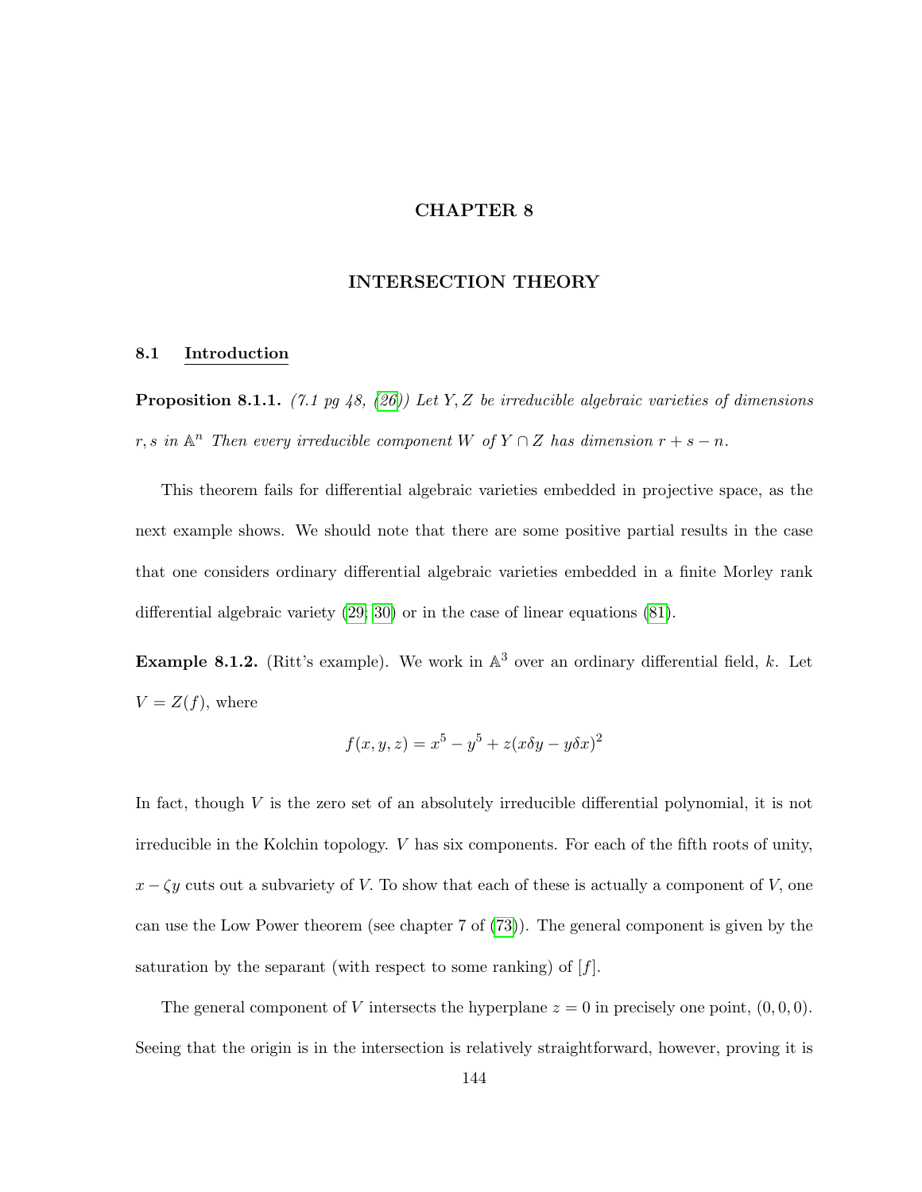# CHAPTER 8

# INTERSECTION THEORY

## 8.1 Introduction

**Proposition 8.1.1.** *(7.1 pg 48, (26)) Let $Y, Z$ be irreducible algebraic varieties of dimensions $r, s$ in $\mathbb{A}^n$ Then every irreducible component $W$ of $Y \cap Z$ has dimension $r + s - n$.*

This theorem fails for differential algebraic varieties embedded in projective space, as the next example shows. We should note that there are some positive partial results in the case that one considers ordinary differential algebraic varieties embedded in a finite Morley rank differential algebraic variety (29, 30) or in the case of linear equations (81).

**Example 8.1.2.** (Ritt's example). We work in $\mathbb{A}^3$ over an ordinary differential field, $k$. Let $V = Z(f)$, where

$$f(x, y, z) = x^5 - y^5 + z(x\delta y - y\delta x)^2$$

In fact, though $V$ is the zero set of an absolutely irreducible differential polynomial, it is not irreducible in the Kolchin topology. $V$ has six components. For each of the fifth roots of unity, $x - \zeta y$ cuts out a subvariety of $V$. To show that each of these is actually a component of $V$, one can use the Low Power theorem (see chapter 7 of (73)). The general component is given by the saturation by the separant (with respect to some ranking) of $[f]$.

The general component of $V$ intersects the hyperplane $z = 0$ in precisely one point, $(0, 0, 0)$. Seeing that the origin is in the intersection is relatively straightforward, however, proving it is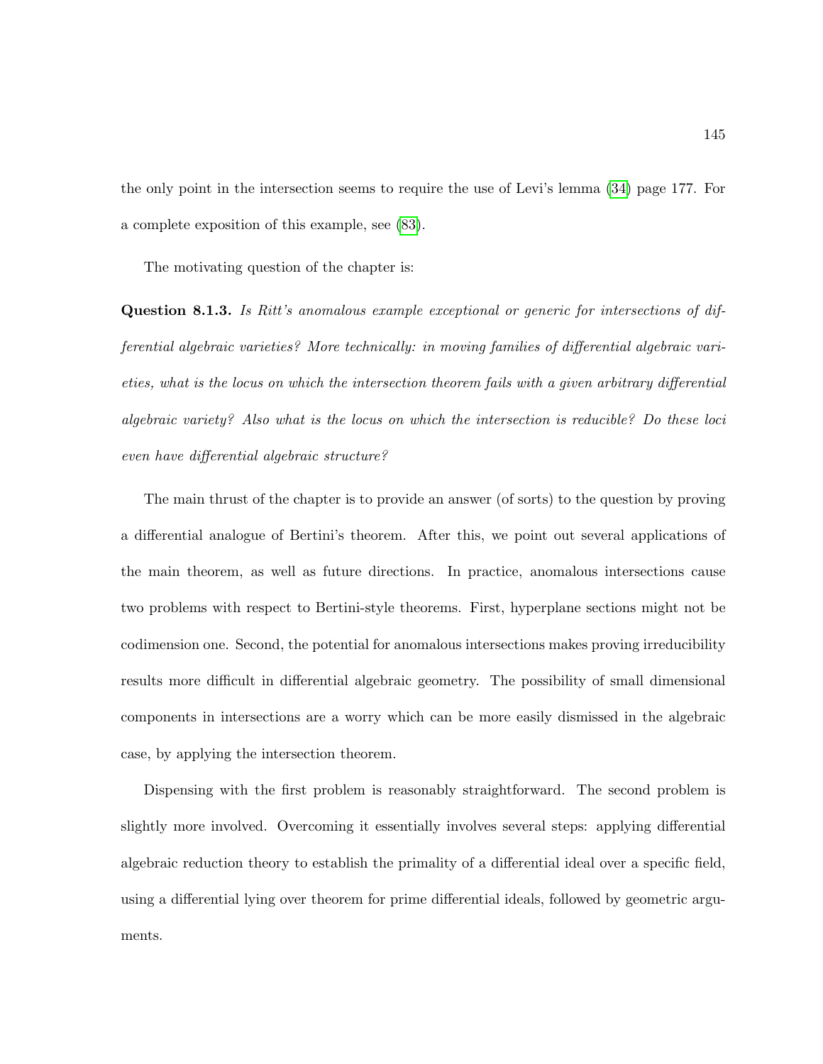the only point in the intersection seems to require the use of Levi's lemma (34) page 177. For a complete exposition of this example, see (83).

The motivating question of the chapter is:

**Question 8.1.3.** *Is Ritt's anomalous example exceptional or generic for intersections of differential algebraic varieties? More technically: in moving families of differential algebraic varieties, what is the locus on which the intersection theorem fails with a given arbitrary differential algebraic variety? Also what is the locus on which the intersection is reducible? Do these loci even have differential algebraic structure?*

The main thrust of the chapter is to provide an answer (of sorts) to the question by proving a differential analogue of Bertini's theorem. After this, we point out several applications of the main theorem, as well as future directions. In practice, anomalous intersections cause two problems with respect to Bertini-style theorems. First, hyperplane sections might not be codimension one. Second, the potential for anomalous intersections makes proving irreducibility results more difficult in differential algebraic geometry. The possibility of small dimensional components in intersections are a worry which can be more easily dismissed in the algebraic case, by applying the intersection theorem.

Dispensing with the first problem is reasonably straightforward. The second problem is slightly more involved. Overcoming it essentially involves several steps: applying differential algebraic reduction theory to establish the primality of a differential ideal over a specific field, using a differential lying over theorem for prime differential ideals, followed by geometric arguments.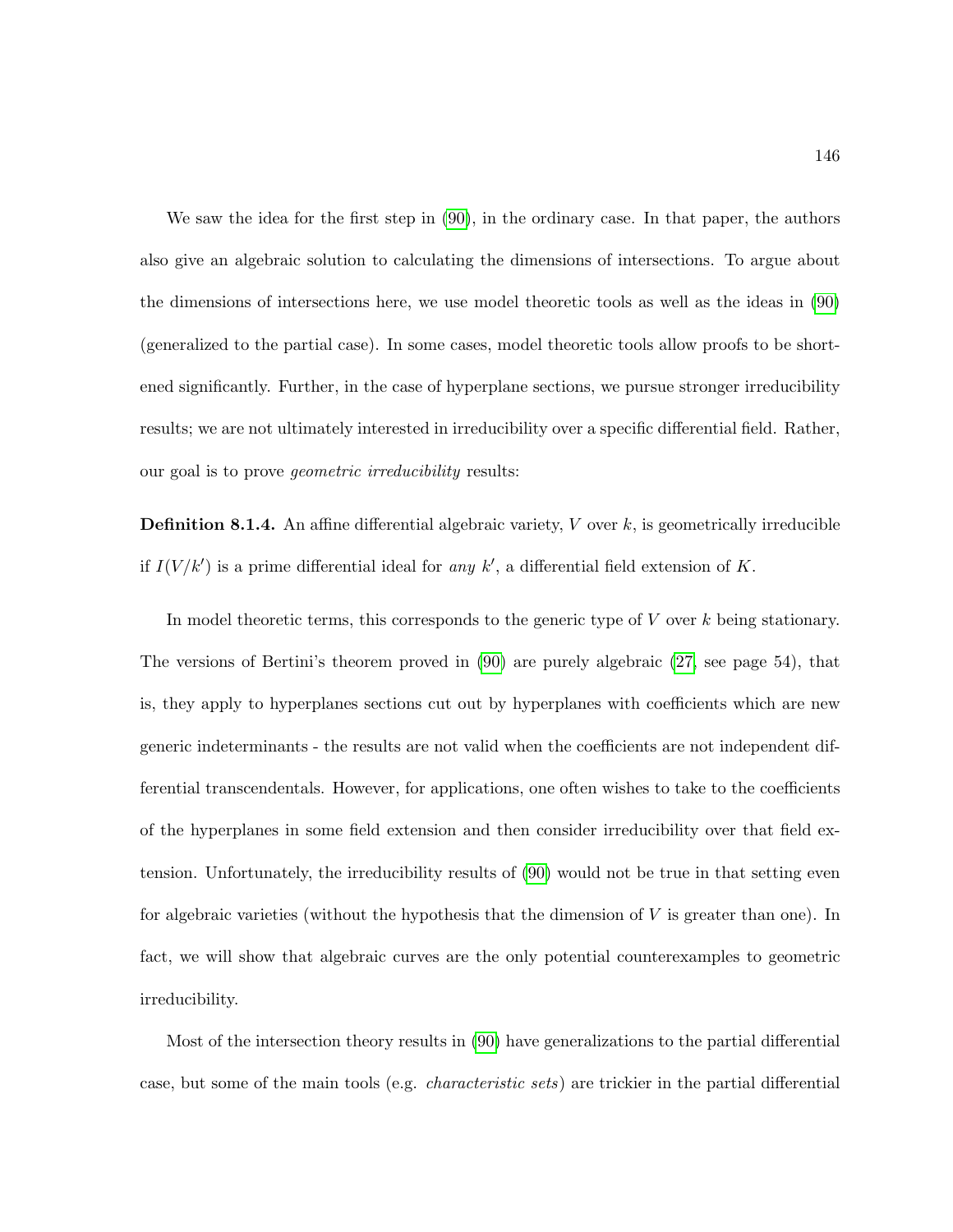We saw the idea for the first step in (90), in the ordinary case. In that paper, the authors also give an algebraic solution to calculating the dimensions of intersections. To argue about the dimensions of intersections here, we use model theoretic tools as well as the ideas in (90) (generalized to the partial case). In some cases, model theoretic tools allow proofs to be shortened significantly. Further, in the case of hyperplane sections, we pursue stronger irreducibility results; we are not ultimately interested in irreducibility over a specific differential field. Rather, our goal is to prove *geometric irreducibility* results:

**Definition 8.1.4.** An affine differential algebraic variety, $V$ over $k$, is geometrically irreducible if $I(V/k')$ is a prime differential ideal for *any* $k'$, a differential field extension of $K$.

In model theoretic terms, this corresponds to the generic type of $V$ over $k$ being stationary. The versions of Bertini's theorem proved in (90) are purely algebraic (27, see page 54), that is, they apply to hyperplanes sections cut out by hyperplanes with coefficients which are new generic indeterminants - the results are not valid when the coefficients are not independent differential transcendentals. However, for applications, one often wishes to take to the coefficients of the hyperplanes in some field extension and then consider irreducibility over that field extension. Unfortunately, the irreducibility results of (90) would not be true in that setting even for algebraic varieties (without the hypothesis that the dimension of $V$ is greater than one). In fact, we will show that algebraic curves are the only potential counterexamples to geometric irreducibility.

Most of the intersection theory results in (90) have generalizations to the partial differential case, but some of the main tools (e.g. *characteristic sets*) are trickier in the partial differential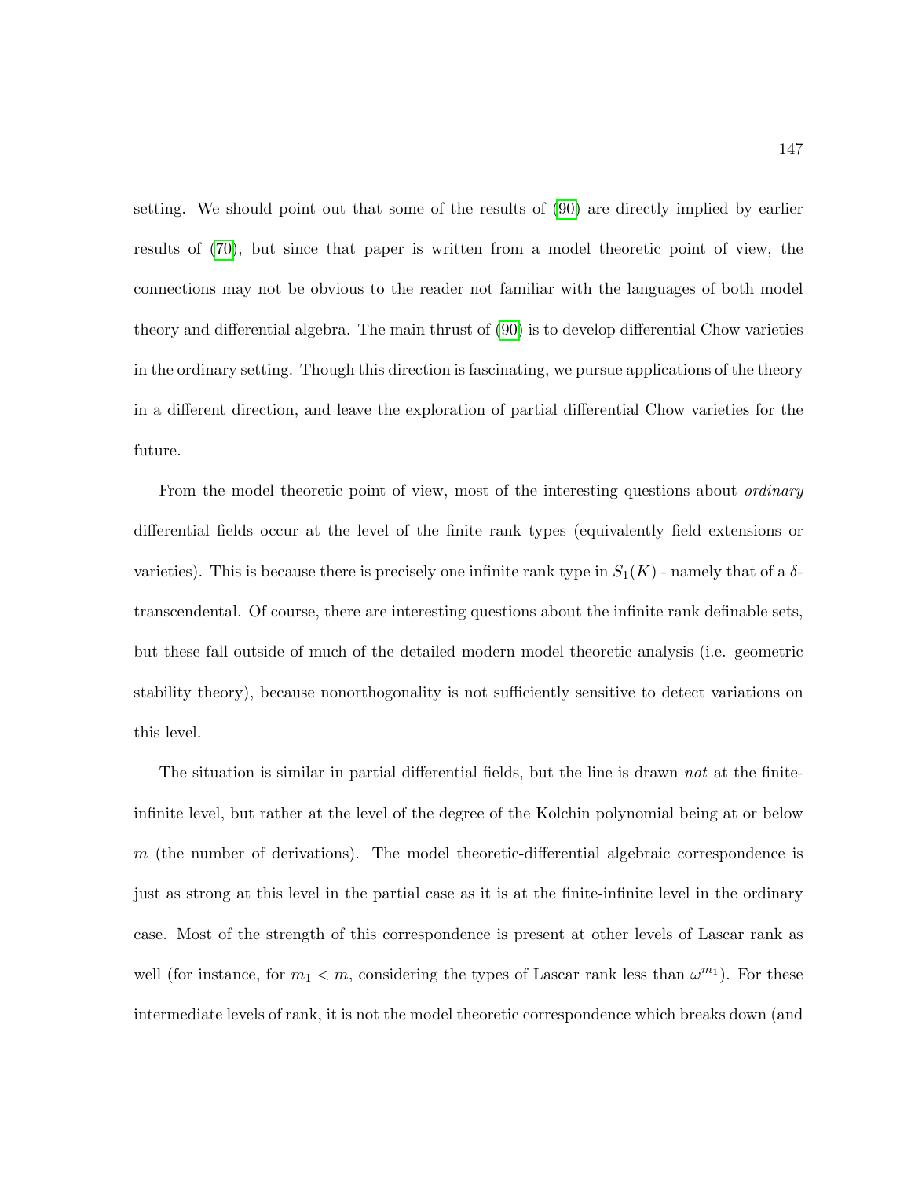setting. We should point out that some of the results of (90) are directly implied by earlier results of (70), but since that paper is written from a model theoretic point of view, the connections may not be obvious to the reader not familiar with the languages of both model theory and differential algebra. The main thrust of (90) is to develop differential Chow varieties in the ordinary setting. Though this direction is fascinating, we pursue applications of the theory in a different direction, and leave the exploration of partial differential Chow varieties for the future.

From the model theoretic point of view, most of the interesting questions about *ordinary* differential fields occur at the level of the finite rank types (equivalently field extensions or varieties). This is because there is precisely one infinite rank type in $S_1(K)$ - namely that of a $\delta$-transcendental. Of course, there are interesting questions about the infinite rank definable sets, but these fall outside of much of the detailed modern model theoretic analysis (i.e. geometric stability theory), because nonorthogonality is not sufficiently sensitive to detect variations on this level.

The situation is similar in partial differential fields, but the line is drawn *not* at the finite-infinite level, but rather at the level of the degree of the Kolchin polynomial being at or below $m$ (the number of derivations). The model theoretic-differential algebraic correspondence is just as strong at this level in the partial case as it is at the finite-infinite level in the ordinary case. Most of the strength of this correspondence is present at other levels of Lascar rank as well (for instance, for $m_1 < m$, considering the types of Lascar rank less than $\omega^{m_1}$). For these intermediate levels of rank, it is not the model theoretic correspondence which breaks down (and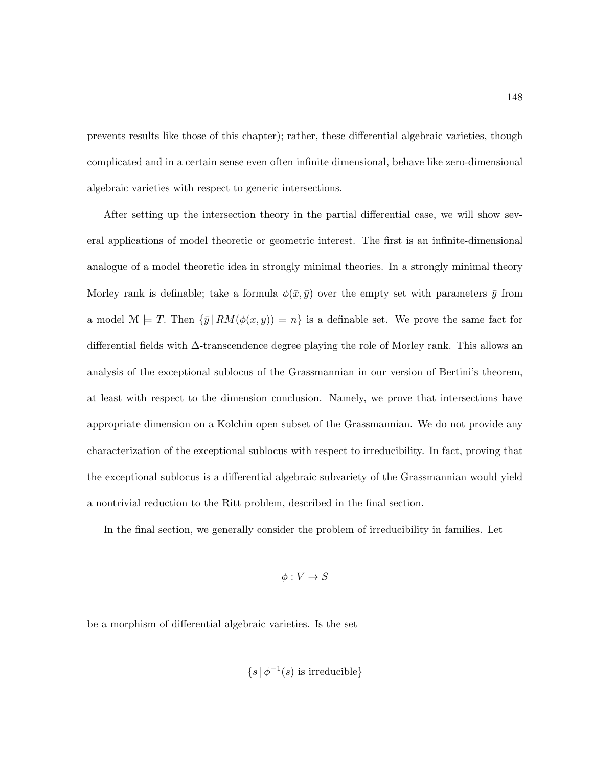prevents results like those of this chapter); rather, these differential algebraic varieties, though complicated and in a certain sense even often infinite dimensional, behave like zero-dimensional algebraic varieties with respect to generic intersections.

After setting up the intersection theory in the partial differential case, we will show several applications of model theoretic or geometric interest. The first is an infinite-dimensional analogue of a model theoretic idea in strongly minimal theories. In a strongly minimal theory Morley rank is definable; take a formula $\phi(\bar{x}, \bar{y})$ over the empty set with parameters $\bar{y}$ from a model $\mathcal{M} \models T$. Then $\{\bar{y} \,|\, RM(\phi(x, y)) = n\}$ is a definable set. We prove the same fact for differential fields with $\Delta$-transcendence degree playing the role of Morley rank. This allows an analysis of the exceptional sublocus of the Grassmannian in our version of Bertini's theorem, at least with respect to the dimension conclusion. Namely, we prove that intersections have appropriate dimension on a Kolchin open subset of the Grassmannian. We do not provide any characterization of the exceptional sublocus with respect to irreducibility. In fact, proving that the exceptional sublocus is a differential algebraic subvariety of the Grassmannian would yield a nontrivial reduction to the Ritt problem, described in the final section.

In the final section, we generally consider the problem of irreducibility in families. Let

$$\phi : V \to S$$

be a morphism of differential algebraic varieties. Is the set

$$\{s \,|\, \phi^{-1}(s) \text{ is irreducible}\}$$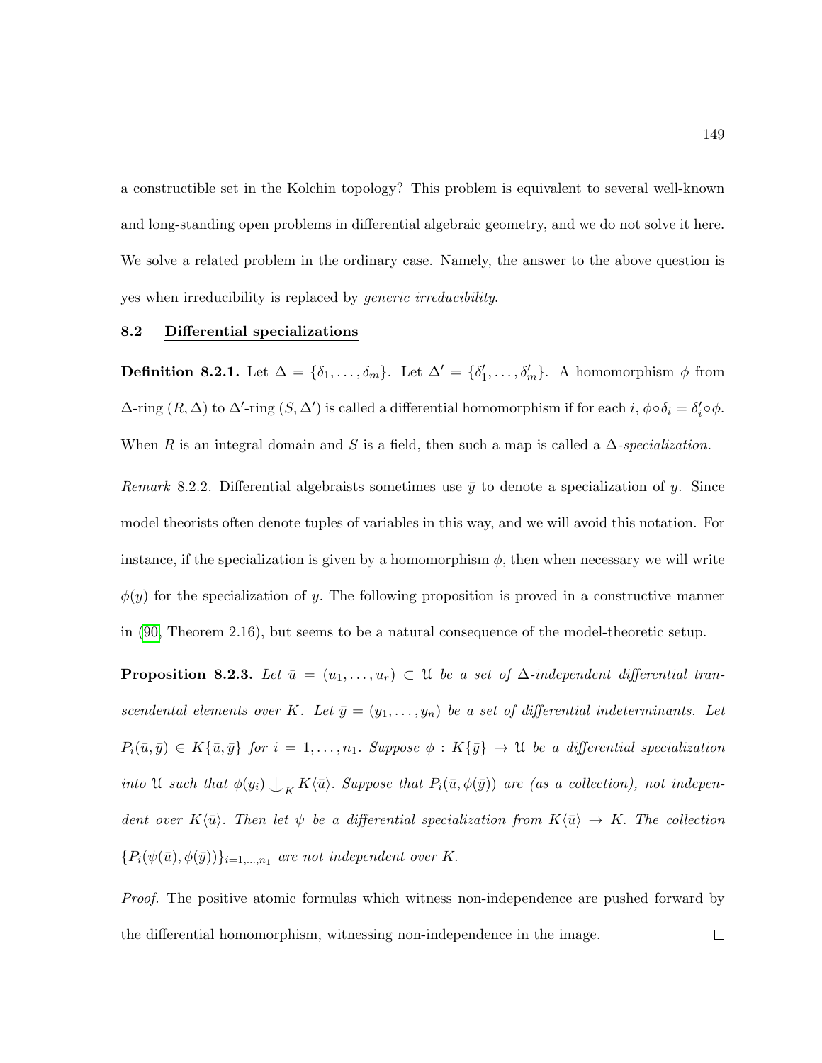a constructible set in the Kolchin topology? This problem is equivalent to several well-known and long-standing open problems in differential algebraic geometry, and we do not solve it here. We solve a related problem in the ordinary case. Namely, the answer to the above question is yes when irreducibility is replaced by *generic irreducibility*.

### 8.2 Differential specializations

**Definition 8.2.1.** Let $\Delta = \{\delta_1, \ldots, \delta_m\}$. Let $\Delta' = \{\delta'_1, \ldots, \delta'_m\}$. A homomorphism $\phi$ from $\Delta$-ring $(R, \Delta)$ to $\Delta'$-ring $(S, \Delta')$ is called a differential homomorphism if for each $i$, $\phi \circ \delta_i = \delta'_i \circ \phi$. When $R$ is an integral domain and $S$ is a field, then such a map is called a $\Delta$-*specialization*.

*Remark* 8.2.2. Differential algebraists sometimes use $\bar{y}$ to denote a specialization of $y$. Since model theorists often denote tuples of variables in this way, and we will avoid this notation. For instance, if the specialization is given by a homomorphism $\phi$, then when necessary we will write $\phi(y)$ for the specialization of $y$. The following proposition is proved in a constructive manner in ([90], Theorem 2.16), but seems to be a natural consequence of the model-theoretic setup.

**Proposition 8.2.3.** *Let $\bar{u} = (u_1, \ldots, u_r) \subset \mathfrak{U}$ be a set of $\Delta$-independent differential transcendental elements over $K$. Let $\bar{y} = (y_1, \ldots, y_n)$ be a set of differential indeterminants. Let $P_i(\bar{u}, \bar{y}) \in K\{\bar{u}, \bar{y}\}$ for $i = 1, \ldots, n_1$. Suppose $\phi : K\{\bar{y}\} \to \mathfrak{U}$ be a differential specialization into $\mathfrak{U}$ such that $\phi(y_i) \downarrow_K K\langle \bar{u} \rangle$. Suppose that $P_i(\bar{u}, \phi(\bar{y}))$ are (as a collection), not independent over $K\langle \bar{u} \rangle$. Then let $\psi$ be a differential specialization from $K\langle \bar{u} \rangle \to K$. The collection $\{P_i(\psi(\bar{u}), \phi(\bar{y}))\}_{i=1,\ldots,n_1}$ are not independent over $K$.*

*Proof.* The positive atomic formulas which witness non-independence are pushed forward by the differential homomorphism, witnessing non-independence in the image. □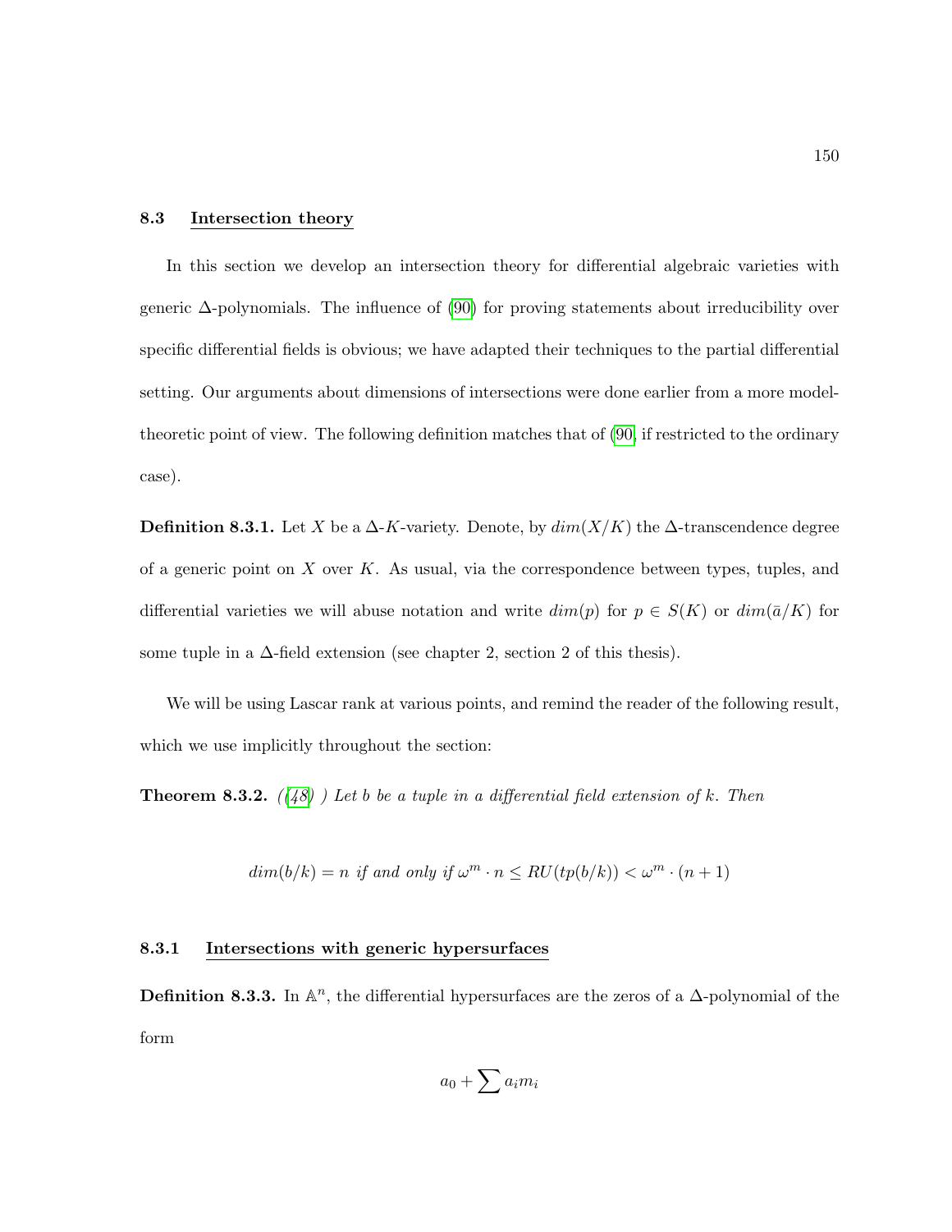## 8.3 Intersection theory

In this section we develop an intersection theory for differential algebraic varieties with generic $\Delta$-polynomials. The influence of (90) for proving statements about irreducibility over specific differential fields is obvious; we have adapted their techniques to the partial differential setting. Our arguments about dimensions of intersections were done earlier from a more model-theoretic point of view. The following definition matches that of (90, if restricted to the ordinary case).

**Definition 8.3.1.** Let $X$ be a $\Delta$-$K$-variety. Denote, by $dim(X/K)$ the $\Delta$-transcendence degree of a generic point on $X$ over $K$. As usual, via the correspondence between types, tuples, and differential varieties we will abuse notation and write $dim(p)$ for $p \in S(K)$ or $dim(\bar{a}/K)$ for some tuple in a $\Delta$-field extension (see chapter 2, section 2 of this thesis).

We will be using Lascar rank at various points, and remind the reader of the following result, which we use implicitly throughout the section:

**Theorem 8.3.2.** *((48) ) Let $b$ be a tuple in a differential field extension of $k$. Then*

$$dim(b/k) = n \text{ if and only if } \omega^m \cdot n \leq RU(tp(b/k)) < \omega^m \cdot (n+1)$$

### 8.3.1 Intersections with generic hypersurfaces

**Definition 8.3.3.** In $\mathbb{A}^n$, the differential hypersurfaces are the zeros of a $\Delta$-polynomial of the form

$$a_0 + \sum a_i m_i$$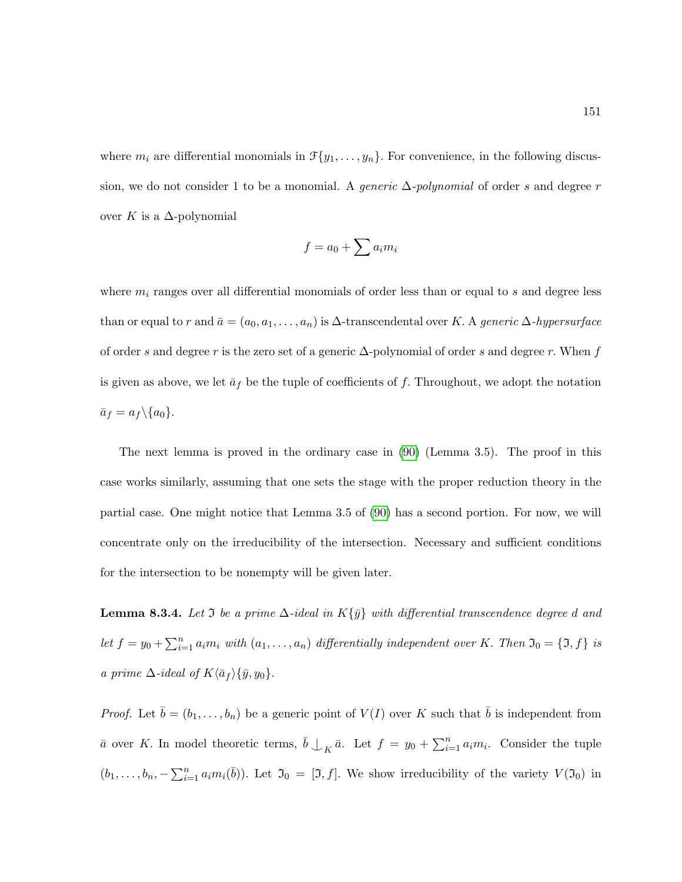where $m_i$ are differential monomials in $\mathcal{F}\{y_1, \ldots, y_n\}$. For convenience, in the following discussion, we do not consider 1 to be a monomial. A *generic $\Delta$-polynomial* of order $s$ and degree $r$ over $K$ is a $\Delta$-polynomial

$$f = a_0 + \sum a_i m_i$$

where $m_i$ ranges over all differential monomials of order less than or equal to $s$ and degree less than or equal to $r$ and $\bar{a} = (a_0, a_1, \ldots, a_n)$ is $\Delta$-transcendental over $K$. A *generic $\Delta$-hypersurface* of order $s$ and degree $r$ is the zero set of a generic $\Delta$-polynomial of order $s$ and degree $r$. When $f$ is given as above, we let $\bar{a}_f$ be the tuple of coefficients of $f$. Throughout, we adopt the notation $\bar{a}_f = a_f \backslash \{a_0\}$.

The next lemma is proved in the ordinary case in (90) (Lemma 3.5). The proof in this case works similarly, assuming that one sets the stage with the proper reduction theory in the partial case. One might notice that Lemma 3.5 of (90) has a second portion. For now, we will concentrate only on the irreducibility of the intersection. Necessary and sufficient conditions for the intersection to be nonempty will be given later.

**Lemma 8.3.4.** *Let $\mathfrak{I}$ be a prime $\Delta$-ideal in $K\{\bar{y}\}$ with differential transcendence degree $d$ and let $f = y_0 + \sum_{i=1}^{n} a_i m_i$ with $(a_1, \ldots, a_n)$ differentially independent over $K$. Then $\mathfrak{I}_0 = \{\mathfrak{I}, f\}$ is a prime $\Delta$-ideal of $K\langle \bar{a}_f \rangle \{\bar{y}, y_0\}$.*

*Proof.* Let $\bar{b} = (b_1, \ldots, b_n)$ be a generic point of $V(I)$ over $K$ such that $\bar{b}$ is independent from $\bar{a}$ over $K$. In model theoretic terms, $\bar{b} \perp_K \bar{a}$. Let $f = y_0 + \sum_{i=1}^{n} a_i m_i$. Consider the tuple $(b_1, \ldots, b_n, -\sum_{i=1}^{n} a_i m_i(\bar{b}))$. Let $\mathfrak{I}_0 = [\mathfrak{I}, f]$. We show irreducibility of the variety $V(\mathfrak{I}_0)$ in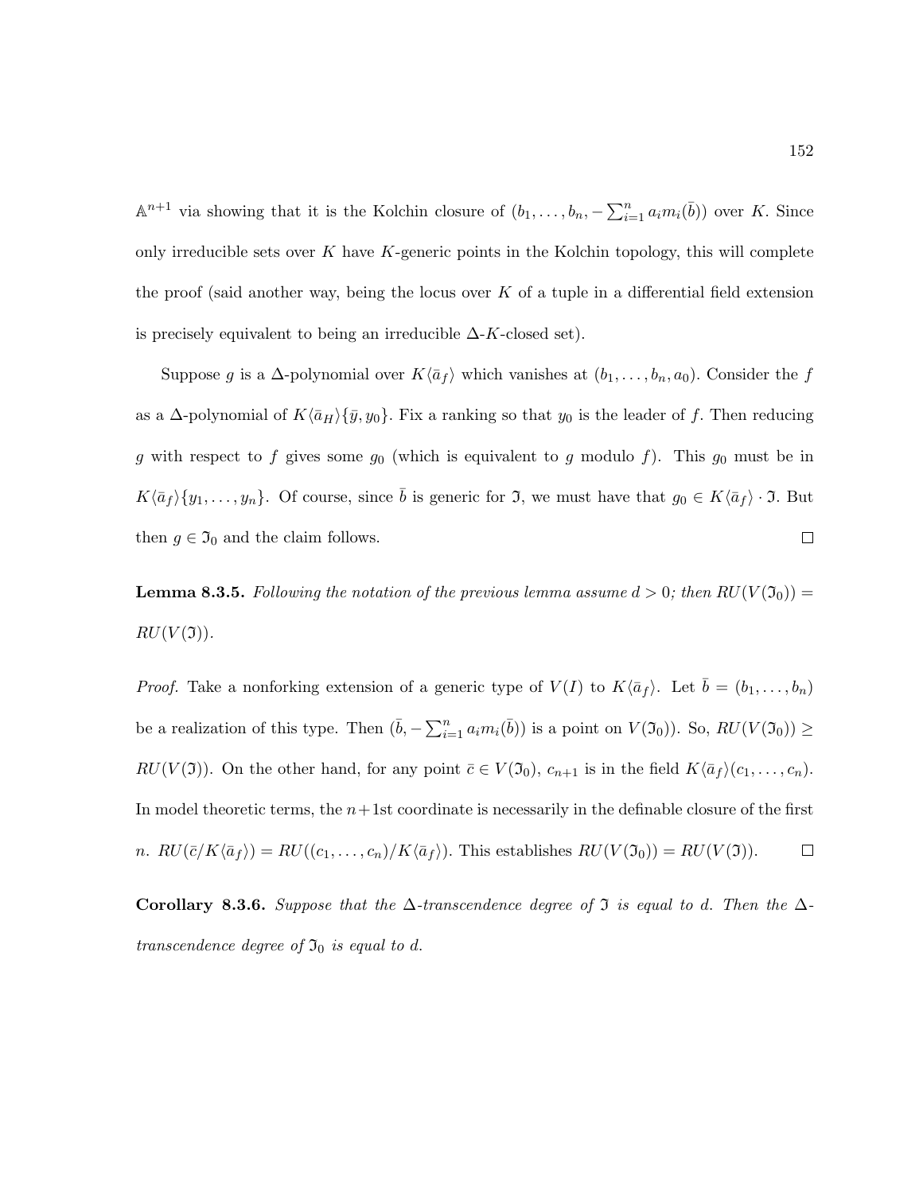$\mathbb{A}^{n+1}$ via showing that it is the Kolchin closure of $(b_1, \ldots, b_n, -\sum_{i=1}^n a_i m_i(\bar{b}))$ over $K$. Since only irreducible sets over $K$ have $K$-generic points in the Kolchin topology, this will complete the proof (said another way, being the locus over $K$ of a tuple in a differential field extension is precisely equivalent to being an irreducible $\Delta$-$K$-closed set).

Suppose $g$ is a $\Delta$-polynomial over $K\langle \bar{a}_f \rangle$ which vanishes at $(b_1, \ldots, b_n, a_0)$. Consider the $f$ as a $\Delta$-polynomial of $K\langle \bar{a}_H \rangle\{\bar{y}, y_0\}$. Fix a ranking so that $y_0$ is the leader of $f$. Then reducing $g$ with respect to $f$ gives some $g_0$ (which is equivalent to $g$ modulo $f$). This $g_0$ must be in $K\langle \bar{a}_f \rangle\{y_1, \ldots, y_n\}$. Of course, since $\bar{b}$ is generic for $\mathfrak{I}$, we must have that $g_0 \in K\langle \bar{a}_f \rangle \cdot \mathfrak{I}$. But then $g \in \mathfrak{I}_0$ and the claim follows. $\square$

**Lemma 8.3.5.** *Following the notation of the previous lemma assume $d > 0$; then $RU(V(\mathfrak{I}_0)) = RU(V(\mathfrak{I}))$.*

*Proof.* Take a nonforking extension of a generic type of $V(I)$ to $K\langle \bar{a}_f \rangle$. Let $\bar{b} = (b_1, \ldots, b_n)$ be a realization of this type. Then $(\bar{b}, -\sum_{i=1}^n a_i m_i(\bar{b}))$ is a point on $V(\mathfrak{I}_0))$. So, $RU(V(\mathfrak{I}_0)) \geq RU(V(\mathfrak{I}))$. On the other hand, for any point $\bar{c} \in V(\mathfrak{I}_0)$, $c_{n+1}$ is in the field $K\langle \bar{a}_f \rangle(c_1, \ldots, c_n)$. In model theoretic terms, the $n+1$st coordinate is necessarily in the definable closure of the first $n$. $RU(\bar{c}/K\langle \bar{a}_f \rangle) = RU((c_1, \ldots, c_n)/K\langle \bar{a}_f \rangle)$. This establishes $RU(V(\mathfrak{I}_0)) = RU(V(\mathfrak{I}))$. $\square$

**Corollary 8.3.6.** *Suppose that the $\Delta$-transcendence degree of $\mathfrak{I}$ is equal to $d$. Then the $\Delta$-transcendence degree of $\mathfrak{I}_0$ is equal to $d$.*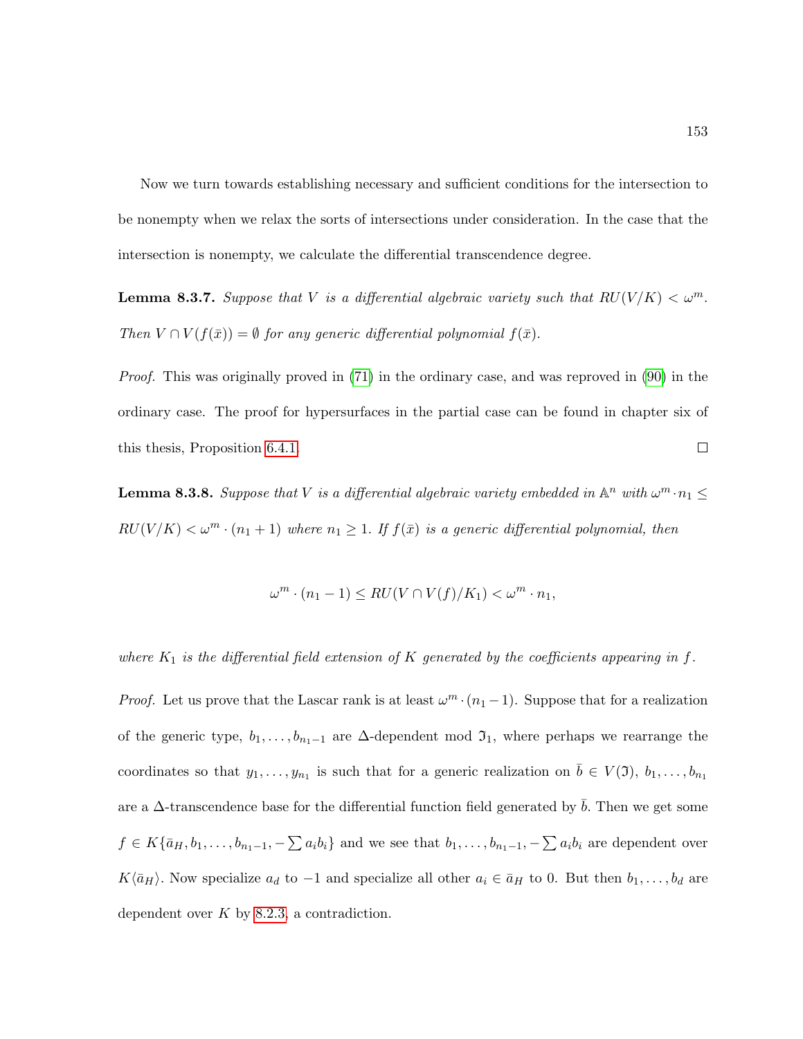Now we turn towards establishing necessary and sufficient conditions for the intersection to be nonempty when we relax the sorts of intersections under consideration. In the case that the intersection is nonempty, we calculate the differential transcendence degree.

**Lemma 8.3.7.** *Suppose that $V$ is a differential algebraic variety such that $RU(V/K) < \omega^m$. Then $V \cap V(f(\bar{x})) = \emptyset$ for any generic differential polynomial $f(\bar{x})$.*

*Proof.* This was originally proved in (71) in the ordinary case, and was reproved in (90) in the ordinary case. The proof for hypersurfaces in the partial case can be found in chapter six of this thesis, Proposition 6.4.1. ☐

**Lemma 8.3.8.** *Suppose that $V$ is a differential algebraic variety embedded in $\mathbb{A}^n$ with $\omega^m \cdot n_1 \leq RU(V/K) < \omega^m \cdot (n_1 + 1)$ where $n_1 \geq 1$. If $f(\bar{x})$ is a generic differential polynomial, then*

$$\omega^m \cdot (n_1 - 1) \leq RU(V \cap V(f)/K_1) < \omega^m \cdot n_1,$$

*where $K_1$ is the differential field extension of $K$ generated by the coefficients appearing in $f$.*

*Proof.* Let us prove that the Lascar rank is at least $\omega^m \cdot (n_1 - 1)$. Suppose that for a realization of the generic type, $b_1, \ldots, b_{n_1-1}$ are $\Delta$-dependent mod $\mathfrak{I}_1$, where perhaps we rearrange the coordinates so that $y_1, \ldots, y_{n_1}$ is such that for a generic realization on $\bar{b} \in V(\mathfrak{I})$, $b_1, \ldots, b_{n_1}$ are a $\Delta$-transcendence base for the differential function field generated by $\bar{b}$. Then we get some $f \in K\{\bar{a}_H, b_1, \ldots, b_{n_1-1}, -\sum a_i b_i\}$ and we see that $b_1, \ldots, b_{n_1-1}, -\sum a_i b_i$ are dependent over $K\langle \bar{a}_H \rangle$. Now specialize $a_d$ to $-1$ and specialize all other $a_i \in \bar{a}_H$ to 0. But then $b_1, \ldots, b_d$ are dependent over $K$ by 8.2.3, a contradiction.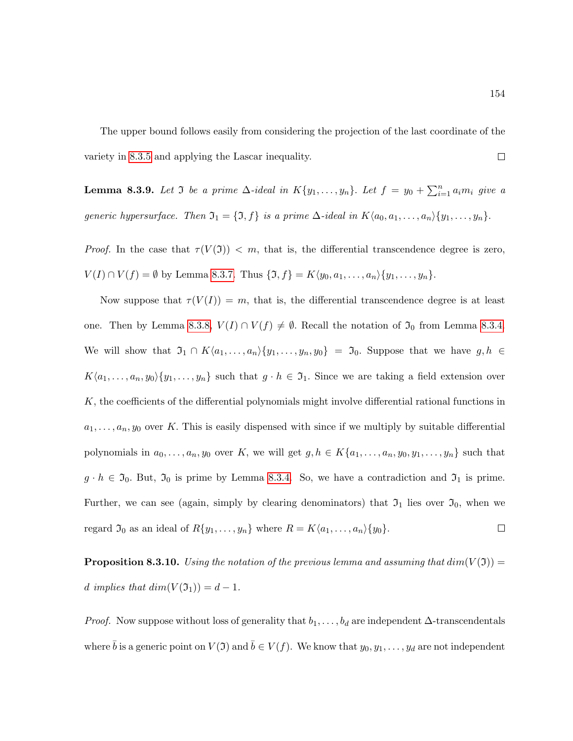The upper bound follows easily from considering the projection of the last coordinate of the variety in 8.3.5 and applying the Lascar inequality. □

**Lemma 8.3.9.** *Let $\mathfrak{I}$ be a prime $\Delta$-ideal in $K\{y_1, \ldots, y_n\}$. Let $f = y_0 + \sum_{i=1}^{n} a_i m_i$ give a generic hypersurface. Then $\mathfrak{I}_1 = \{\mathfrak{I}, f\}$ is a prime $\Delta$-ideal in $K\langle a_0, a_1, \ldots, a_n\rangle\{y_1, \ldots, y_n\}$.*

*Proof.* In the case that $\tau(V(\mathfrak{I})) < m$, that is, the differential transcendence degree is zero, $V(I) \cap V(f) = \emptyset$ by Lemma 8.3.7. Thus $\{\mathfrak{I}, f\} = K\langle y_0, a_1, \ldots, a_n\rangle\{y_1, \ldots, y_n\}$.

Now suppose that $\tau(V(I)) = m$, that is, the differential transcendence degree is at least one. Then by Lemma 8.3.8, $V(I) \cap V(f) \neq \emptyset$. Recall the notation of $\mathfrak{I}_0$ from Lemma 8.3.4. We will show that $\mathfrak{I}_1 \cap K\langle a_1, \ldots, a_n\rangle\{y_1, \ldots, y_n, y_0\} = \mathfrak{I}_0$. Suppose that we have $g, h \in K\langle a_1, \ldots, a_n, y_0\rangle\{y_1, \ldots, y_n\}$ such that $g \cdot h \in \mathfrak{I}_1$. Since we are taking a field extension over $K$, the coefficients of the differential polynomials might involve differential rational functions in $a_1, \ldots, a_n, y_0$ over $K$. This is easily dispensed with since if we multiply by suitable differential polynomials in $a_0, \ldots, a_n, y_0$ over $K$, we will get $g, h \in K\{a_1, \ldots, a_n, y_0, y_1, \ldots, y_n\}$ such that $g \cdot h \in \mathfrak{I}_0$. But, $\mathfrak{I}_0$ is prime by Lemma 8.3.4. So, we have a contradiction and $\mathfrak{I}_1$ is prime. Further, we can see (again, simply by clearing denominators) that $\mathfrak{I}_1$ lies over $\mathfrak{I}_0$, when we regard $\mathfrak{I}_0$ as an ideal of $R\{y_1, \ldots, y_n\}$ where $R = K\langle a_1, \ldots, a_n\rangle\{y_0\}$. □

**Proposition 8.3.10.** *Using the notation of the previous lemma and assuming that $dim(V(\mathfrak{I})) = d$ implies that $dim(V(\mathfrak{I}_1)) = d - 1$.*

*Proof.* Now suppose without loss of generality that $b_1, \ldots, b_d$ are independent $\Delta$-transcendentals where $\bar{b}$ is a generic point on $V(\mathfrak{I})$ and $\bar{b} \in V(f)$. We know that $y_0, y_1, \ldots, y_d$ are not independent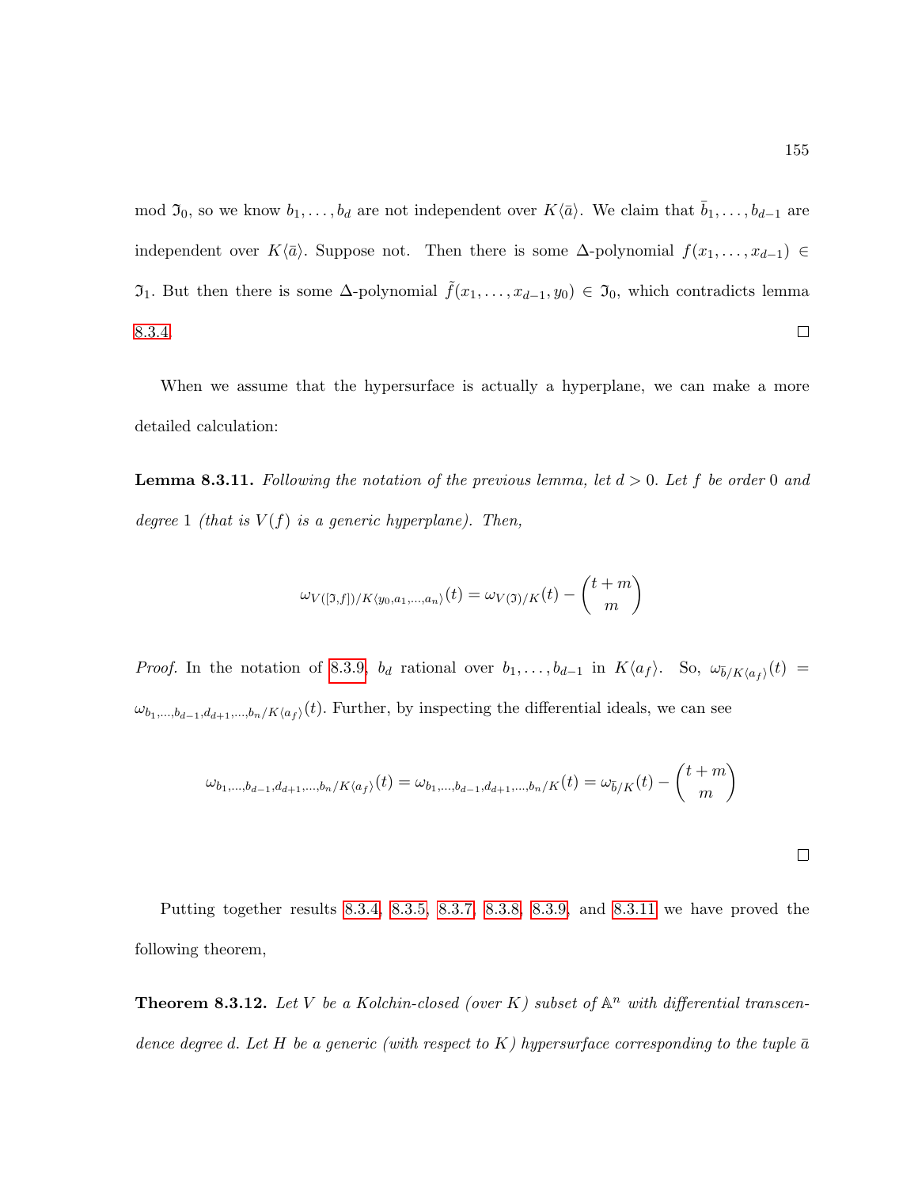mod $\mathfrak{I}_0$, so we know $b_1, \ldots, b_d$ are not independent over $K\langle \bar{a} \rangle$. We claim that $\bar{b}_1, \ldots, b_{d-1}$ are independent over $K\langle \bar{a} \rangle$. Suppose not. Then there is some $\Delta$-polynomial $f(x_1, \ldots, x_{d-1}) \in \mathfrak{I}_1$. But then there is some $\Delta$-polynomial $\tilde{f}(x_1, \ldots, x_{d-1}, y_0) \in \mathfrak{I}_0$, which contradicts lemma 8.3.4. ∎

When we assume that the hypersurface is actually a hyperplane, we can make a more detailed calculation:

**Lemma 8.3.11.** *Following the notation of the previous lemma, let $d > 0$. Let $f$ be order $0$ and degree $1$ (that is $V(f)$ is a generic hyperplane). Then,*

$$\omega_{V([\mathfrak{I},f])/K\langle y_0, a_1, \ldots, a_n \rangle}(t) = \omega_{V(\mathfrak{I})/K}(t) - \binom{t+m}{m}$$

*Proof.* In the notation of 8.3.9, $b_d$ rational over $b_1, \ldots, b_{d-1}$ in $K\langle a_f \rangle$. So, $\omega_{\bar{b}/K\langle a_f \rangle}(t) = \omega_{b_1, \ldots, b_{d-1}, d_{d+1}, \ldots, b_n/K\langle a_f \rangle}(t)$. Further, by inspecting the differential ideals, we can see

$$\omega_{b_1, \ldots, b_{d-1}, d_{d+1}, \ldots, b_n/K\langle a_f \rangle}(t) = \omega_{b_1, \ldots, b_{d-1}, d_{d+1}, \ldots, b_n/K}(t) = \omega_{\bar{b}/K}(t) - \binom{t+m}{m}$$

∎

Putting together results 8.3.4, 8.3.5, 8.3.7, 8.3.8, 8.3.9, and 8.3.11 we have proved the following theorem,

**Theorem 8.3.12.** *Let $V$ be a Kolchin-closed (over $K$) subset of $\mathbb{A}^n$ with differential transcendence degree $d$. Let $H$ be a generic (with respect to $K$) hypersurface corresponding to the tuple $\bar{a}$*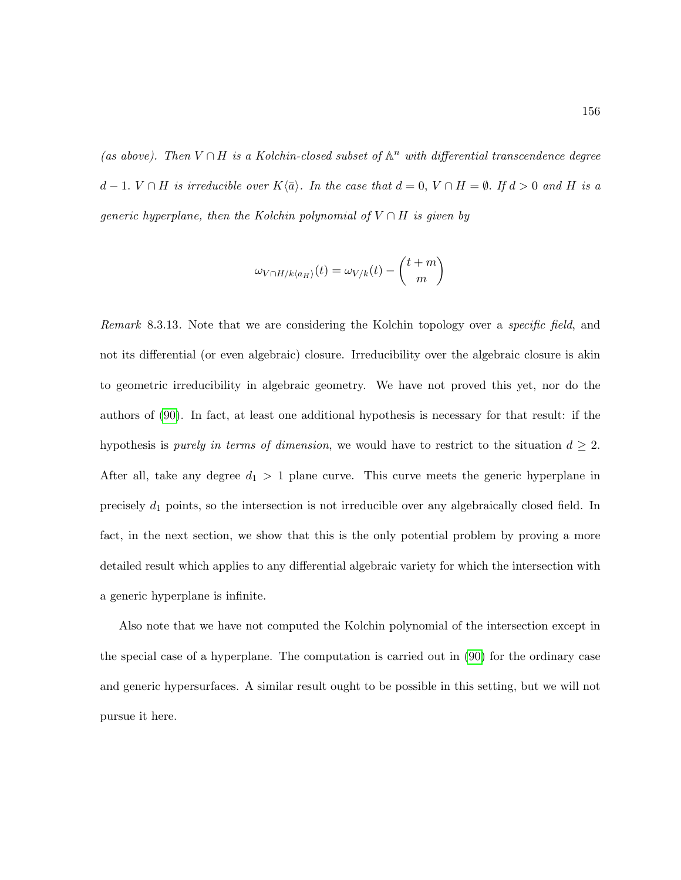*(as above). Then $V \cap H$ is a Kolchin-closed subset of $\mathbb{A}^n$ with differential transcendence degree $d-1$. $V \cap H$ is irreducible over $K\langle \bar{a} \rangle$. In the case that $d = 0$, $V \cap H = \emptyset$. If $d > 0$ and $H$ is a generic hyperplane, then the Kolchin polynomial of $V \cap H$ is given by*

$$\omega_{V \cap H / k\langle a_H \rangle}(t) = \omega_{V/k}(t) - \binom{t+m}{m}$$

*Remark* 8.3.13. Note that we are considering the Kolchin topology over a *specific field*, and not its differential (or even algebraic) closure. Irreducibility over the algebraic closure is akin to geometric irreducibility in algebraic geometry. We have not proved this yet, nor do the authors of (90). In fact, at least one additional hypothesis is necessary for that result: if the hypothesis is *purely in terms of dimension*, we would have to restrict to the situation $d \geq 2$. After all, take any degree $d_1 > 1$ plane curve. This curve meets the generic hyperplane in precisely $d_1$ points, so the intersection is not irreducible over any algebraically closed field. In fact, in the next section, we show that this is the only potential problem by proving a more detailed result which applies to any differential algebraic variety for which the intersection with a generic hyperplane is infinite.

Also note that we have not computed the Kolchin polynomial of the intersection except in the special case of a hyperplane. The computation is carried out in (90) for the ordinary case and generic hypersurfaces. A similar result ought to be possible in this setting, but we will not pursue it here.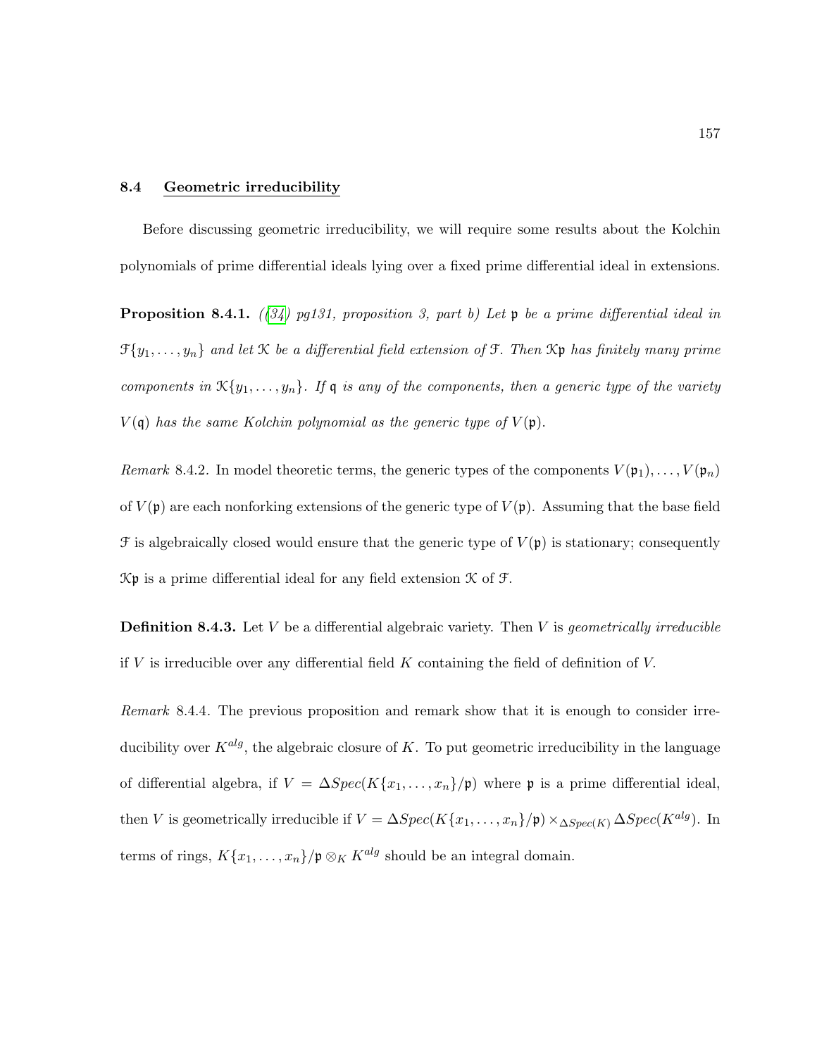## 8.4 Geometric irreducibility

Before discussing geometric irreducibility, we will require some results about the Kolchin polynomials of prime differential ideals lying over a fixed prime differential ideal in extensions.

**Proposition 8.4.1.** *([34] pg131, proposition 3, part b) Let $\mathfrak{p}$ be a prime differential ideal in $\mathcal{F}\{y_1, \ldots, y_n\}$ and let $\mathcal{K}$ be a differential field extension of $\mathcal{F}$. Then $\mathcal{K}\mathfrak{p}$ has finitely many prime components in $\mathcal{K}\{y_1, \ldots, y_n\}$. If $\mathfrak{q}$ is any of the components, then a generic type of the variety $V(\mathfrak{q})$ has the same Kolchin polynomial as the generic type of $V(\mathfrak{p})$.*

*Remark* 8.4.2. In model theoretic terms, the generic types of the components $V(\mathfrak{p}_1), \ldots, V(\mathfrak{p}_n)$ of $V(\mathfrak{p})$ are each nonforking extensions of the generic type of $V(\mathfrak{p})$. Assuming that the base field $\mathcal{F}$ is algebraically closed would ensure that the generic type of $V(\mathfrak{p})$ is stationary; consequently $\mathcal{K}\mathfrak{p}$ is a prime differential ideal for any field extension $\mathcal{K}$ of $\mathcal{F}$.

**Definition 8.4.3.** Let $V$ be a differential algebraic variety. Then $V$ is *geometrically irreducible* if $V$ is irreducible over any differential field $K$ containing the field of definition of $V$.

*Remark* 8.4.4. The previous proposition and remark show that it is enough to consider irreducibility over $K^{alg}$, the algebraic closure of $K$. To put geometric irreducibility in the language of differential algebra, if $V = \Delta Spec(K\{x_1, \ldots, x_n\}/\mathfrak{p})$ where $\mathfrak{p}$ is a prime differential ideal, then $V$ is geometrically irreducible if $V = \Delta Spec(K\{x_1, \ldots, x_n\}/\mathfrak{p}) \times_{\Delta Spec(K)} \Delta Spec(K^{alg})$. In terms of rings, $K\{x_1, \ldots, x_n\}/\mathfrak{p} \otimes_K K^{alg}$ should be an integral domain.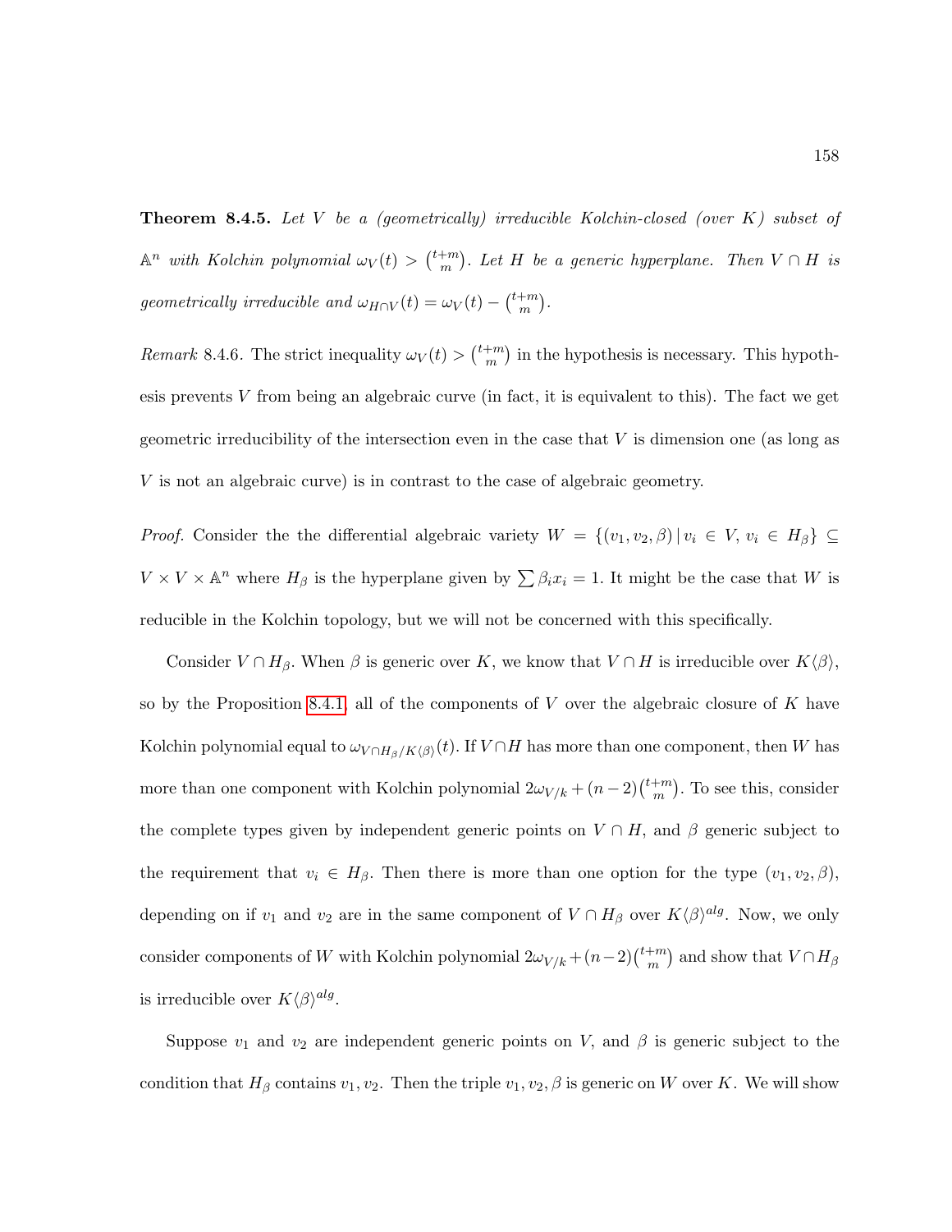**Theorem 8.4.5.** *Let $V$ be a (geometrically) irreducible Kolchin-closed (over $K$) subset of $\mathbb{A}^n$ with Kolchin polynomial $\omega_V(t) > \binom{t+m}{m}$. Let $H$ be a generic hyperplane. Then $V \cap H$ is geometrically irreducible and $\omega_{H \cap V}(t) = \omega_V(t) - \binom{t+m}{m}$.*

*Remark* 8.4.6. The strict inequality $\omega_V(t) > \binom{t+m}{m}$ in the hypothesis is necessary. This hypothesis prevents $V$ from being an algebraic curve (in fact, it is equivalent to this). The fact we get geometric irreducibility of the intersection even in the case that $V$ is dimension one (as long as $V$ is not an algebraic curve) is in contrast to the case of algebraic geometry.

*Proof.* Consider the the differential algebraic variety $W = \{(v_1, v_2, \beta) \,|\, v_i \in V, v_i \in H_\beta\} \subseteq V \times V \times \mathbb{A}^n$ where $H_\beta$ is the hyperplane given by $\sum \beta_i x_i = 1$. It might be the case that $W$ is reducible in the Kolchin topology, but we will not be concerned with this specifically.

Consider $V \cap H_\beta$. When $\beta$ is generic over $K$, we know that $V \cap H$ is irreducible over $K\langle \beta \rangle$, so by the Proposition 8.4.1, all of the components of $V$ over the algebraic closure of $K$ have Kolchin polynomial equal to $\omega_{V \cap H_\beta / K\langle \beta \rangle}(t)$. If $V \cap H$ has more than one component, then $W$ has more than one component with Kolchin polynomial $2\omega_{V/k} + (n-2)\binom{t+m}{m}$. To see this, consider the complete types given by independent generic points on $V \cap H$, and $\beta$ generic subject to the requirement that $v_i \in H_\beta$. Then there is more than one option for the type $(v_1, v_2, \beta)$, depending on if $v_1$ and $v_2$ are in the same component of $V \cap H_\beta$ over $K\langle \beta \rangle^{alg}$. Now, we only consider components of $W$ with Kolchin polynomial $2\omega_{V/k} + (n-2)\binom{t+m}{m}$ and show that $V \cap H_\beta$ is irreducible over $K\langle \beta \rangle^{alg}$.

Suppose $v_1$ and $v_2$ are independent generic points on $V$, and $\beta$ is generic subject to the condition that $H_\beta$ contains $v_1, v_2$. Then the triple $v_1, v_2, \beta$ is generic on $W$ over $K$. We will show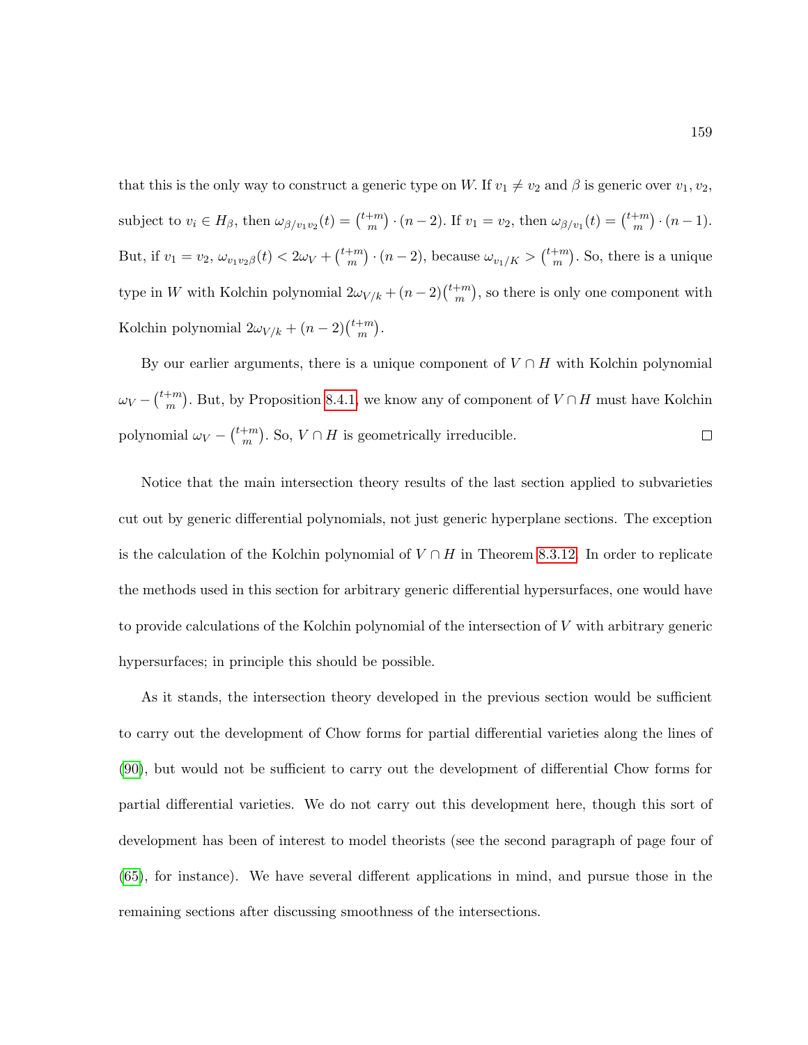that this is the only way to construct a generic type on $W$. If $v_1 \neq v_2$ and $\beta$ is generic over $v_1, v_2$, subject to $v_i \in H_\beta$, then $\omega_{\beta/v_1 v_2}(t) = \binom{t+m}{m} \cdot (n-2)$. If $v_1 = v_2$, then $\omega_{\beta/v_1}(t) = \binom{t+m}{m} \cdot (n-1)$. But, if $v_1 = v_2$, $\omega_{v_1 v_2 \beta}(t) < 2\omega_V + \binom{t+m}{m} \cdot (n-2)$, because $\omega_{v_1/K} > \binom{t+m}{m}$. So, there is a unique type in $W$ with Kolchin polynomial $2\omega_{V/k} + (n-2)\binom{t+m}{m}$, so there is only one component with Kolchin polynomial $2\omega_{V/k} + (n-2)\binom{t+m}{m}$.

By our earlier arguments, there is a unique component of $V \cap H$ with Kolchin polynomial $\omega_V - \binom{t+m}{m}$. But, by Proposition 8.4.1, we know any of component of $V \cap H$ must have Kolchin polynomial $\omega_V - \binom{t+m}{m}$. So, $V \cap H$ is geometrically irreducible. $\square$

Notice that the main intersection theory results of the last section applied to subvarieties cut out by generic differential polynomials, not just generic hyperplane sections. The exception is the calculation of the Kolchin polynomial of $V \cap H$ in Theorem 8.3.12. In order to replicate the methods used in this section for arbitrary generic differential hypersurfaces, one would have to provide calculations of the Kolchin polynomial of the intersection of $V$ with arbitrary generic hypersurfaces; in principle this should be possible.

As it stands, the intersection theory developed in the previous section would be sufficient to carry out the development of Chow forms for partial differential varieties along the lines of (90), but would not be sufficient to carry out the development of differential Chow forms for partial differential varieties. We do not carry out this development here, though this sort of development has been of interest to model theorists (see the second paragraph of page four of (65), for instance). We have several different applications in mind, and pursue those in the remaining sections after discussing smoothness of the intersections.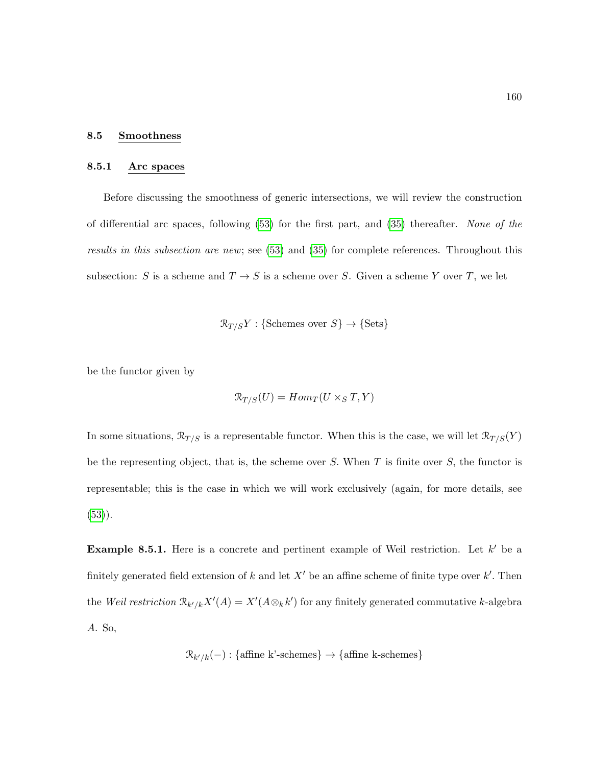## 8.5 Smoothness

### 8.5.1 Arc spaces

Before discussing the smoothness of generic intersections, we will review the construction of differential arc spaces, following (53) for the first part, and (35) thereafter. *None of the results in this subsection are new*; see (53) and (35) for complete references. Throughout this subsection: $S$ is a scheme and $T \to S$ is a scheme over $S$. Given a scheme $Y$ over $T$, we let

$$\mathcal{R}_{T/S}Y : \{\text{Schemes over } S\} \to \{\text{Sets}\}$$

be the functor given by

$$\mathcal{R}_{T/S}(U) = Hom_T(U \times_S T, Y)$$

In some situations, $\mathcal{R}_{T/S}$ is a representable functor. When this is the case, we will let $\mathcal{R}_{T/S}(Y)$ be the representing object, that is, the scheme over $S$. When $T$ is finite over $S$, the functor is representable; this is the case in which we will work exclusively (again, for more details, see (53)).

**Example 8.5.1.** Here is a concrete and pertinent example of Weil restriction. Let $k'$ be a finitely generated field extension of $k$ and let $X'$ be an affine scheme of finite type over $k'$. Then the *Weil restriction* $\mathcal{R}_{k'/k}X'(A) = X'(A \otimes_k k')$ for any finitely generated commutative $k$-algebra $A$. So,

$$\mathcal{R}_{k'/k}(-) : \{\text{affine k'-schemes}\} \to \{\text{affine k-schemes}\}$$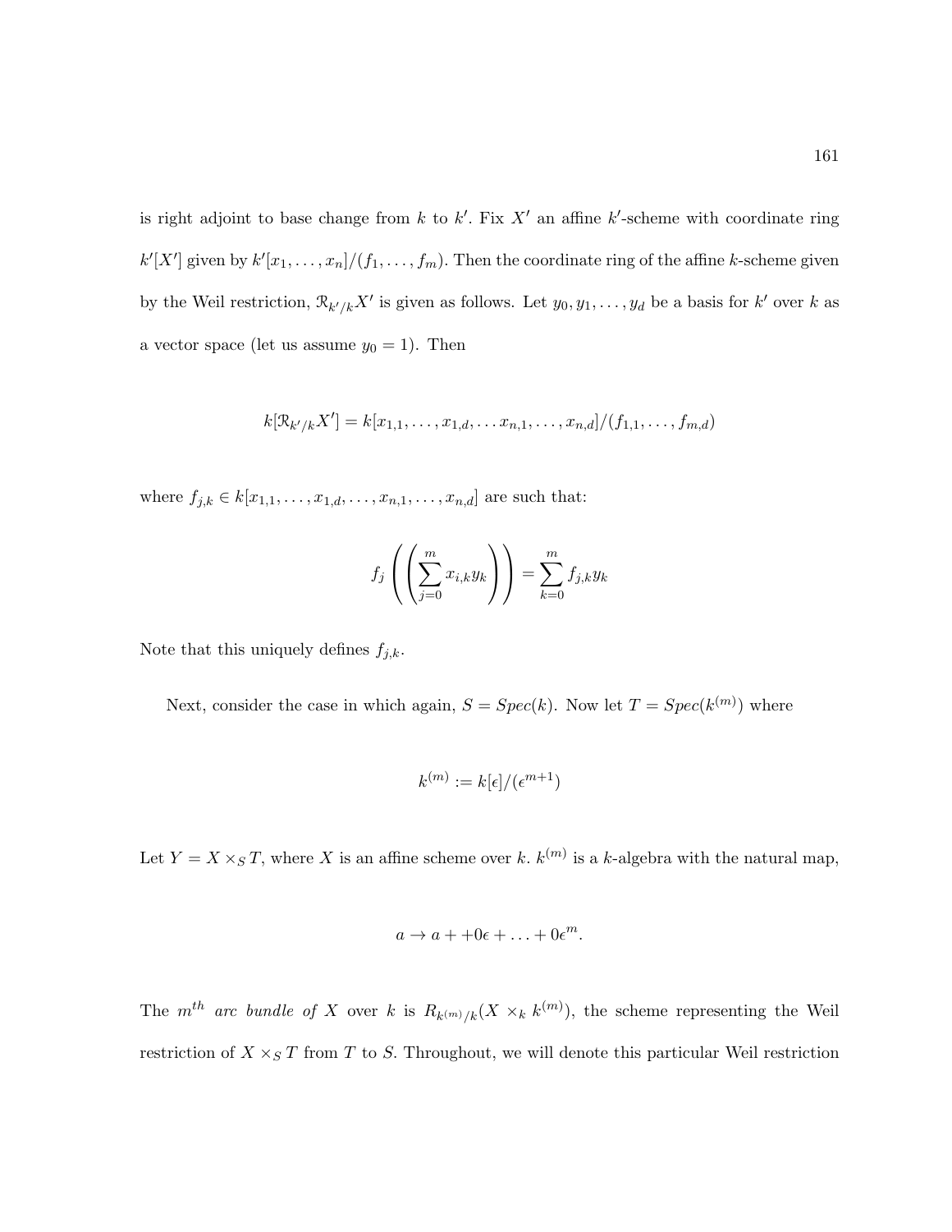is right adjoint to base change from $k$ to $k'$. Fix $X'$ an affine $k'$-scheme with coordinate ring $k'[X']$ given by $k'[x_1, \ldots, x_n]/(f_1, \ldots, f_m)$. Then the coordinate ring of the affine $k$-scheme given by the Weil restriction, $\mathcal{R}_{k'/k}X'$ is given as follows. Let $y_0, y_1, \ldots, y_d$ be a basis for $k'$ over $k$ as a vector space (let us assume $y_0 = 1$). Then

$$k[\mathcal{R}_{k'/k}X'] = k[x_{1,1}, \ldots, x_{1,d}, \ldots x_{n,1}, \ldots, x_{n,d}]/(f_{1,1}, \ldots, f_{m,d})$$

where $f_{j,k} \in k[x_{1,1}, \ldots, x_{1,d}, \ldots, x_{n,1}, \ldots, x_{n,d}]$ are such that:

$$f_j\left(\left(\sum_{j=0}^{m} x_{i,k} y_k\right)\right) = \sum_{k=0}^{m} f_{j,k} y_k$$

Note that this uniquely defines $f_{j,k}$.

Next, consider the case in which again, $S = Spec(k)$. Now let $T = Spec(k^{(m)})$ where

$$k^{(m)} := k[\epsilon]/(\epsilon^{m+1})$$

Let $Y = X \times_S T$, where $X$ is an affine scheme over $k$. $k^{(m)}$ is a $k$-algebra with the natural map,

$$a \to a + +0\epsilon + \ldots + 0\epsilon^m.$$

The $m^{th}$ *arc bundle of* $X$ over $k$ is $R_{k^{(m)}/k}(X \times_k k^{(m)})$, the scheme representing the Weil restriction of $X \times_S T$ from $T$ to $S$. Throughout, we will denote this particular Weil restriction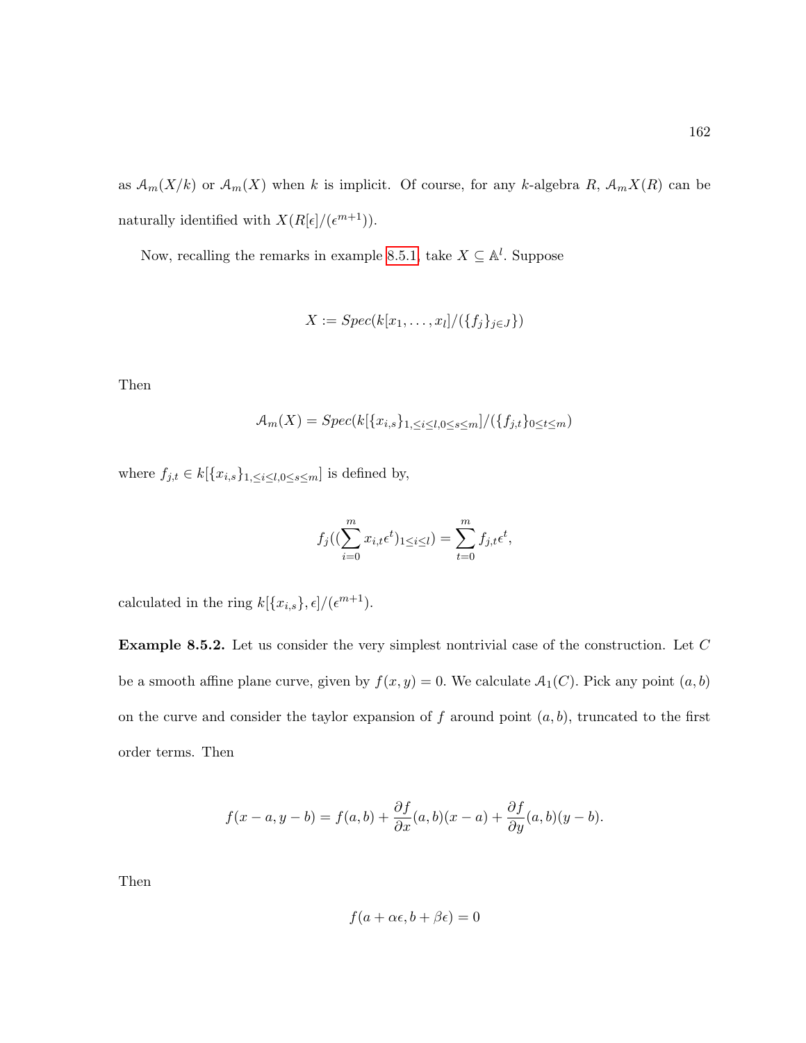as $\mathcal{A}_m(X/k)$ or $\mathcal{A}_m(X)$ when $k$ is implicit. Of course, for any $k$-algebra $R$, $\mathcal{A}_m X(R)$ can be naturally identified with $X(R[\epsilon]/(\epsilon^{m+1}))$.

Now, recalling the remarks in example 8.5.1, take $X \subseteq \mathbb{A}^l$. Suppose

$$X := Spec(k[x_1, \ldots, x_l]/(\{f_j\}_{j \in J}))$$

Then

$$\mathcal{A}_m(X) = Spec(k[\{x_{i,s}\}_{1,\leq i \leq l, 0 \leq s \leq m}]/(\{f_{j,t}\}_{0 \leq t \leq m})$$

where $f_{j,t} \in k[\{x_{i,s}\}_{1,\leq i \leq l, 0 \leq s \leq m}]$ is defined by,

$$f_j((\sum_{i=0}^{m} x_{i,t}\epsilon^t)_{1 \leq i \leq l}) = \sum_{t=0}^{m} f_{j,t}\epsilon^t,$$

calculated in the ring $k[\{x_{i,s}\}, \epsilon]/(\epsilon^{m+1})$.

**Example 8.5.2.** Let us consider the very simplest nontrivial case of the construction. Let $C$ be a smooth affine plane curve, given by $f(x, y) = 0$. We calculate $\mathcal{A}_1(C)$. Pick any point $(a, b)$ on the curve and consider the taylor expansion of $f$ around point $(a, b)$, truncated to the first order terms. Then

$$f(x - a, y - b) = f(a, b) + \frac{\partial f}{\partial x}(a, b)(x - a) + \frac{\partial f}{\partial y}(a, b)(y - b).$$

Then

$$f(a + \alpha\epsilon, b + \beta\epsilon) = 0$$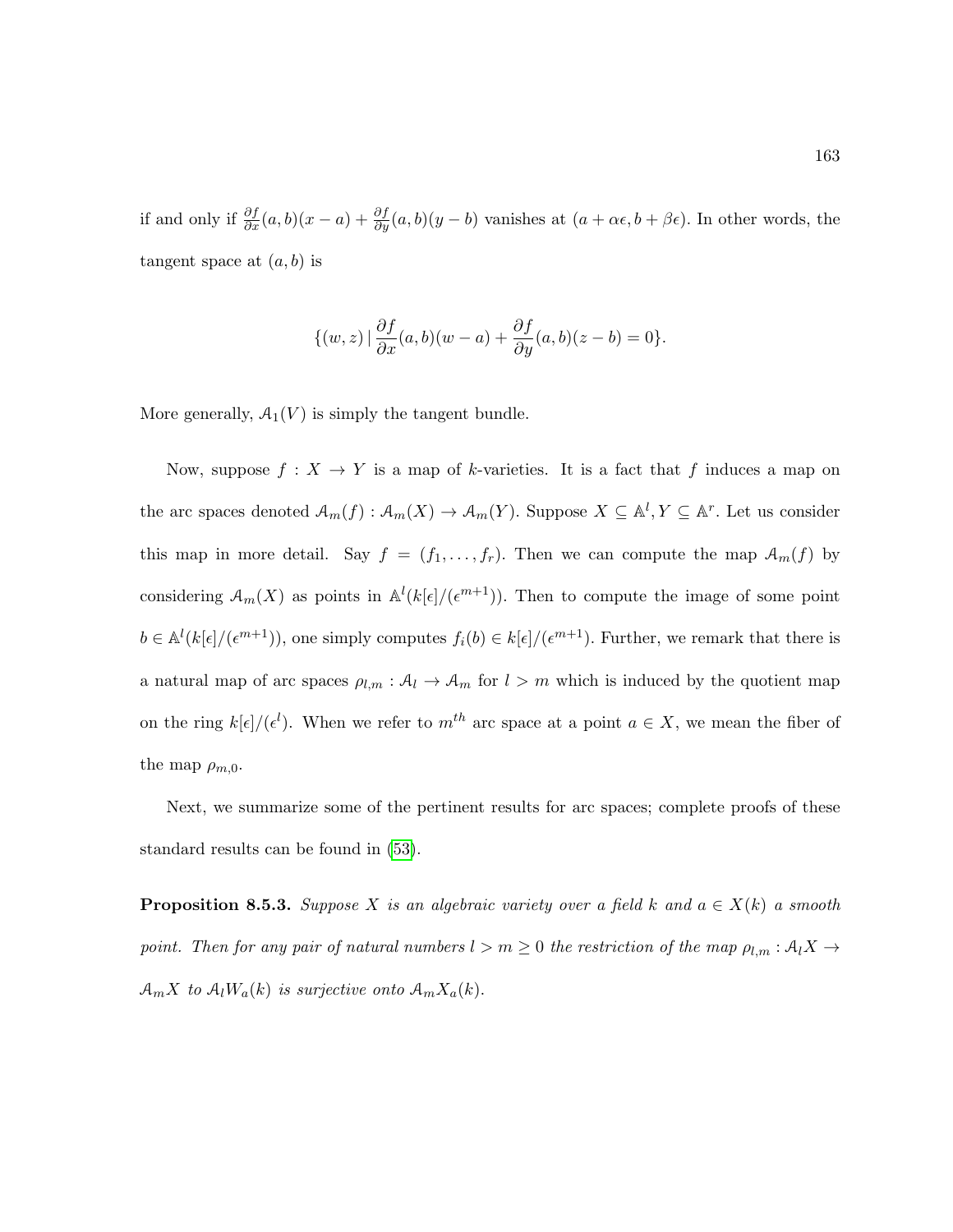if and only if $\frac{\partial f}{\partial x}(a,b)(x-a) + \frac{\partial f}{\partial y}(a,b)(y-b)$ vanishes at $(a+\alpha\epsilon, b+\beta\epsilon)$. In other words, the tangent space at $(a,b)$ is

$$\{(w,z) \,|\, \frac{\partial f}{\partial x}(a,b)(w-a) + \frac{\partial f}{\partial y}(a,b)(z-b) = 0\}.$$

More generally, $\mathcal{A}_1(V)$ is simply the tangent bundle.

Now, suppose $f : X \to Y$ is a map of $k$-varieties. It is a fact that $f$ induces a map on the arc spaces denoted $\mathcal{A}_m(f) : \mathcal{A}_m(X) \to \mathcal{A}_m(Y)$. Suppose $X \subseteq \mathbb{A}^l, Y \subseteq \mathbb{A}^r$. Let us consider this map in more detail. Say $f = (f_1, \ldots, f_r)$. Then we can compute the map $\mathcal{A}_m(f)$ by considering $\mathcal{A}_m(X)$ as points in $\mathbb{A}^l(k[\epsilon]/(\epsilon^{m+1}))$. Then to compute the image of some point $b \in \mathbb{A}^l(k[\epsilon]/(\epsilon^{m+1}))$, one simply computes $f_i(b) \in k[\epsilon]/(\epsilon^{m+1})$. Further, we remark that there is a natural map of arc spaces $\rho_{l,m} : \mathcal{A}_l \to \mathcal{A}_m$ for $l > m$ which is induced by the quotient map on the ring $k[\epsilon]/(\epsilon^l)$. When we refer to $m^{th}$ arc space at a point $a \in X$, we mean the fiber of the map $\rho_{m,0}$.

Next, we summarize some of the pertinent results for arc spaces; complete proofs of these standard results can be found in (53).

**Proposition 8.5.3.** *Suppose $X$ is an algebraic variety over a field $k$ and $a \in X(k)$ a smooth point. Then for any pair of natural numbers $l > m \geq 0$ the restriction of the map $\rho_{l,m} : \mathcal{A}_l X \to \mathcal{A}_m X$ to $\mathcal{A}_l W_a(k)$ is surjective onto $\mathcal{A}_m X_a(k)$.*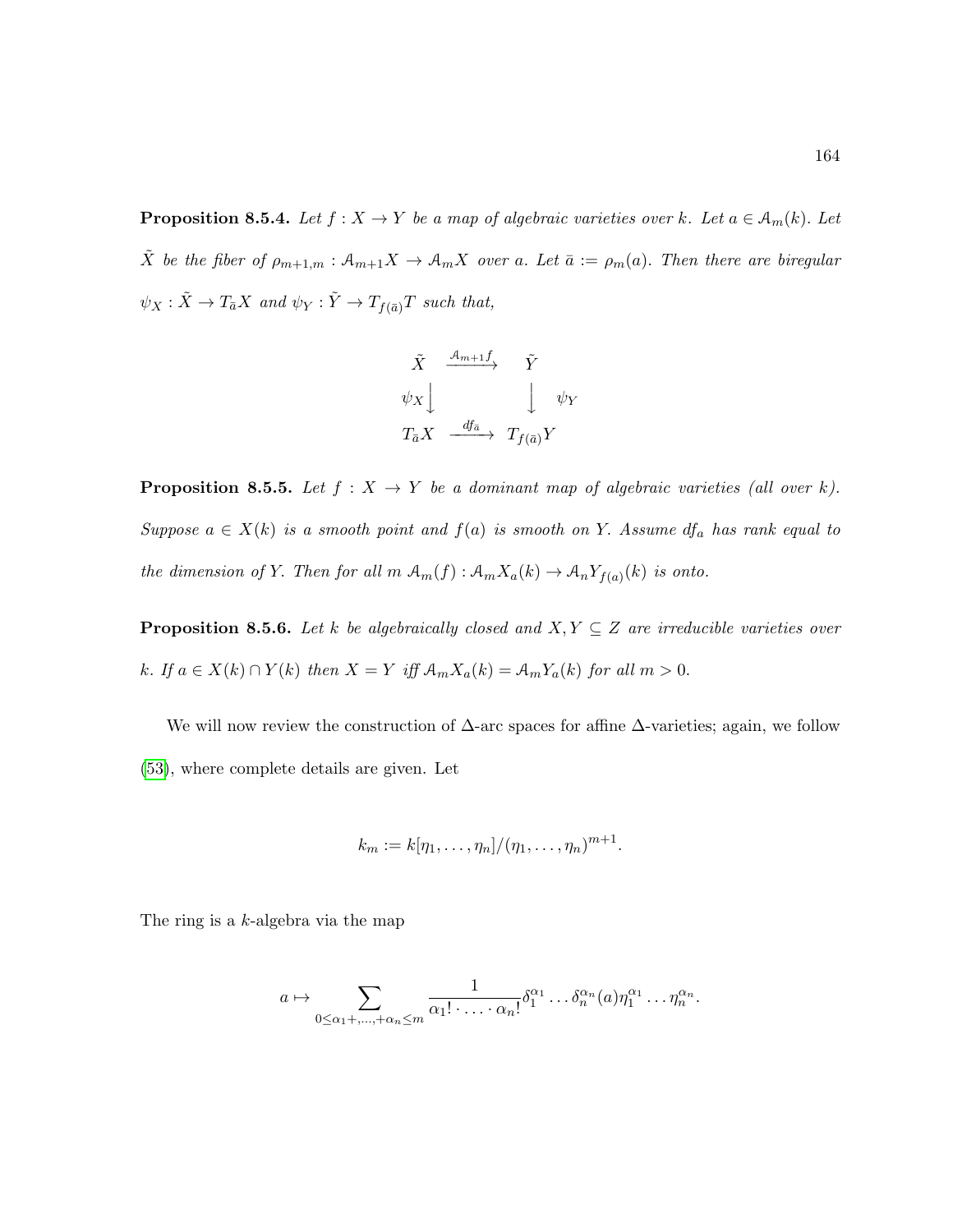**Proposition 8.5.4.** *Let $f : X \to Y$ be a map of algebraic varieties over $k$. Let $a \in \mathcal{A}_m(k)$. Let $\tilde{X}$ be the fiber of $\rho_{m+1,m} : \mathcal{A}_{m+1}X \to \mathcal{A}_mX$ over $a$. Let $\bar{a} := \rho_m(a)$. Then there are biregular $\psi_X : \tilde{X} \to T_{\bar{a}}X$ and $\psi_Y : \tilde{Y} \to T_{f(\bar{a})}T$ such that,*

$$
\begin{array}{ccc}
\tilde{X} & \xrightarrow{\mathcal{A}_{m+1}f} & \tilde{Y} \\
\psi_X \Big\downarrow & & \Big\downarrow \quad \psi_Y \\
T_{\bar{a}}X & \xrightarrow{df_{\bar{a}}} & T_{f(\bar{a})}Y
\end{array}
$$

**Proposition 8.5.5.** *Let $f : X \to Y$ be a dominant map of algebraic varieties (all over $k$). Suppose $a \in X(k)$ is a smooth point and $f(a)$ is smooth on $Y$. Assume $df_a$ has rank equal to the dimension of $Y$. Then for all $m$ $\mathcal{A}_m(f) : \mathcal{A}_mX_a(k) \to \mathcal{A}_nY_{f(a)}(k)$ is onto.*

**Proposition 8.5.6.** *Let $k$ be algebraically closed and $X, Y \subseteq Z$ are irreducible varieties over $k$. If $a \in X(k) \cap Y(k)$ then $X = Y$ iff $\mathcal{A}_mX_a(k) = \mathcal{A}_mY_a(k)$ for all $m > 0$.*

We will now review the construction of $\Delta$-arc spaces for affine $\Delta$-varieties; again, we follow (53), where complete details are given. Let

$$k_m := k[\eta_1, \ldots, \eta_n]/(\eta_1, \ldots, \eta_n)^{m+1}.$$

The ring is a $k$-algebra via the map

$$a \mapsto \sum_{0 \leq \alpha_1 +, \ldots, +\alpha_n \leq m} \frac{1}{\alpha_1! \cdot \ldots \cdot \alpha_n!} \delta_1^{\alpha_1} \ldots \delta_n^{\alpha_n}(a) \eta_1^{\alpha_1} \ldots \eta_n^{\alpha_n}.$$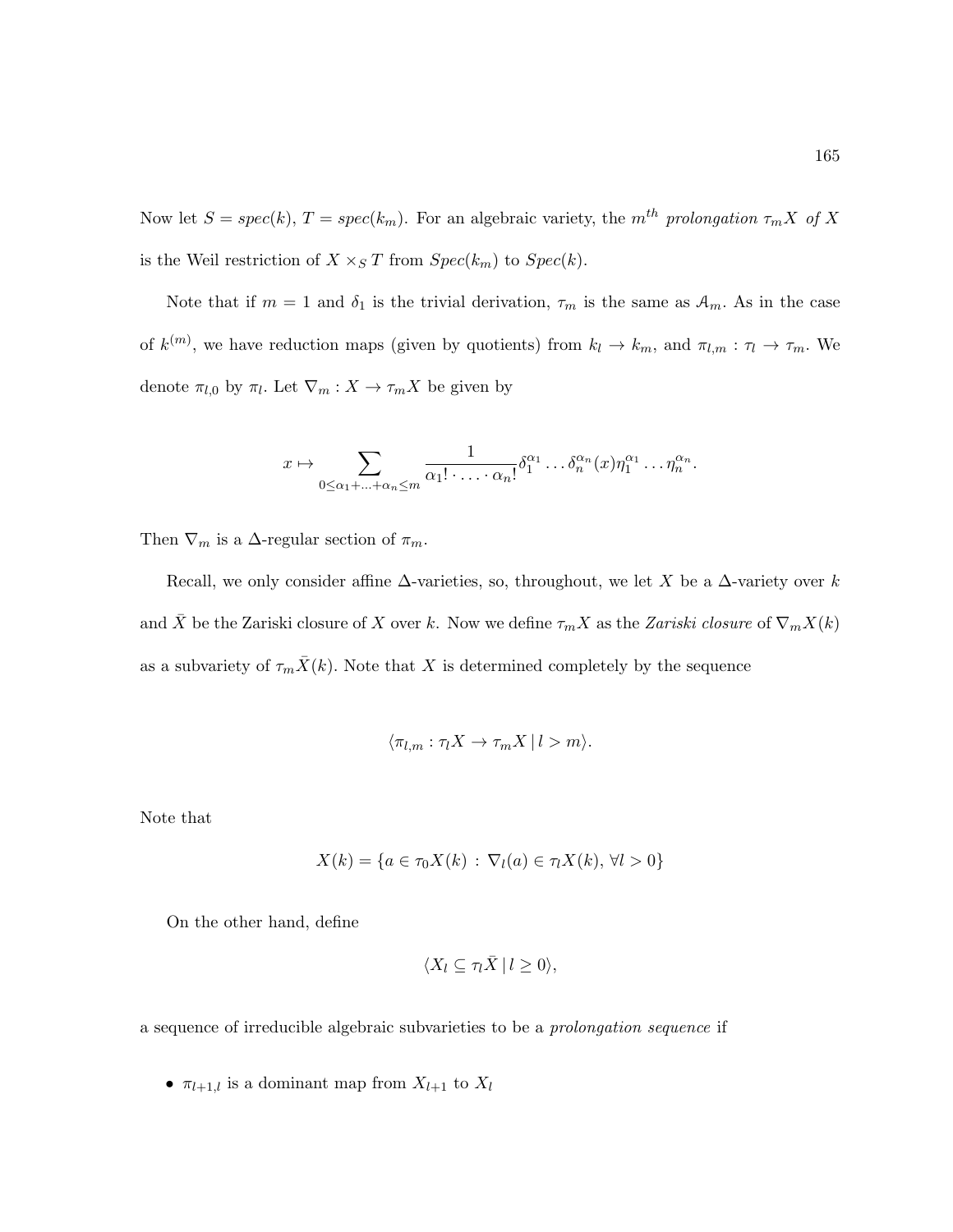Now let $S = spec(k)$, $T = spec(k_m)$. For an algebraic variety, the $m^{th}$ *prolongation* $\tau_m X$ *of* $X$ is the Weil restriction of $X \times_S T$ from $Spec(k_m)$ to $Spec(k)$.

Note that if $m = 1$ and $\delta_1$ is the trivial derivation, $\tau_m$ is the same as $\mathcal{A}_m$. As in the case of $k^{(m)}$, we have reduction maps (given by quotients) from $k_l \to k_m$, and $\pi_{l,m} : \tau_l \to \tau_m$. We denote $\pi_{l,0}$ by $\pi_l$. Let $\nabla_m : X \to \tau_m X$ be given by

$$x \mapsto \sum_{0 \leq \alpha_1 + \ldots + \alpha_n \leq m} \frac{1}{\alpha_1! \cdot \ldots \cdot \alpha_n!} \delta_1^{\alpha_1} \ldots \delta_n^{\alpha_n}(x) \eta_1^{\alpha_1} \ldots \eta_n^{\alpha_n}.$$

Then $\nabla_m$ is a $\Delta$-regular section of $\pi_m$.

Recall, we only consider affine $\Delta$-varieties, so, throughout, we let $X$ be a $\Delta$-variety over $k$ and $\bar{X}$ be the Zariski closure of $X$ over $k$. Now we define $\tau_m X$ as the *Zariski closure* of $\nabla_m X(k)$ as a subvariety of $\tau_m \bar{X}(k)$. Note that $X$ is determined completely by the sequence

$$\langle \pi_{l,m} : \tau_l X \to \tau_m X \,|\, l > m \rangle.$$

Note that

$$X(k) = \{a \in \tau_0 X(k) \,:\, \nabla_l(a) \in \tau_l X(k), \, \forall l > 0\}$$

On the other hand, define

$$\langle X_l \subseteq \tau_l \bar{X} \,|\, l \geq 0 \rangle,$$

a sequence of irreducible algebraic subvarieties to be a *prolongation sequence* if

- $\pi_{l+1,l}$ is a dominant map from $X_{l+1}$ to $X_l$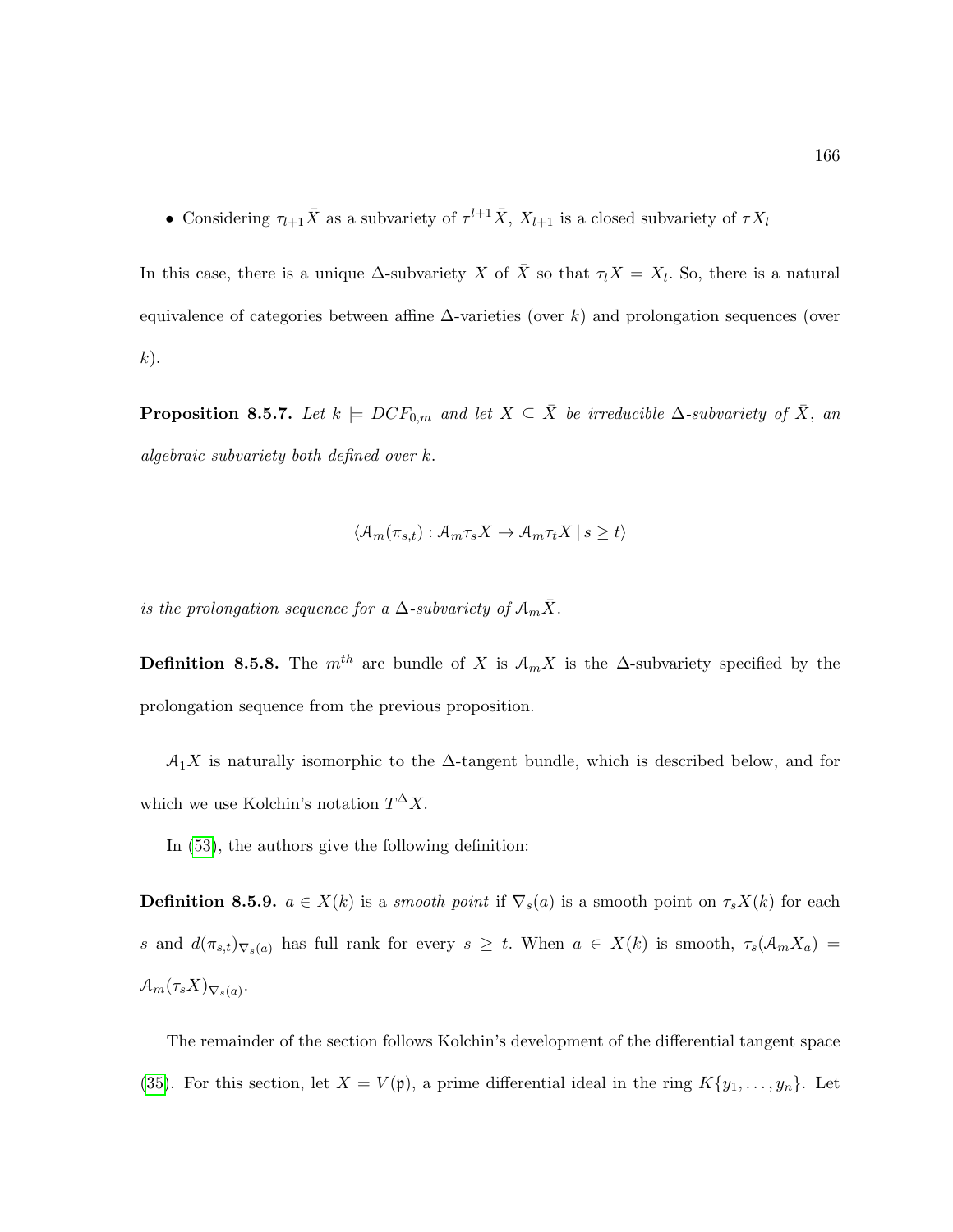- Considering $\tau_{l+1}\bar{X}$ as a subvariety of $\tau^{l+1}\bar{X}$, $X_{l+1}$ is a closed subvariety of $\tau X_l$

In this case, there is a unique $\Delta$-subvariety $X$ of $\bar{X}$ so that $\tau_l X = X_l$. So, there is a natural equivalence of categories between affine $\Delta$-varieties (over $k$) and prolongation sequences (over $k$).

**Proposition 8.5.7.** *Let $k \models DCF_{0,m}$ and let $X \subseteq \bar{X}$ be irreducible $\Delta$-subvariety of $\bar{X}$, an algebraic subvariety both defined over $k$.*

$$\langle \mathcal{A}_m(\pi_{s,t}) : \mathcal{A}_m \tau_s X \to \mathcal{A}_m \tau_t X \mid s \geq t \rangle$$

*is the prolongation sequence for a $\Delta$-subvariety of $\mathcal{A}_m \bar{X}$.*

**Definition 8.5.8.** The $m^{th}$ arc bundle of $X$ is $\mathcal{A}_m X$ is the $\Delta$-subvariety specified by the prolongation sequence from the previous proposition.

$\mathcal{A}_1 X$ is naturally isomorphic to the $\Delta$-tangent bundle, which is described below, and for which we use Kolchin's notation $T^{\Delta}X$.

In (53), the authors give the following definition:

**Definition 8.5.9.** $a \in X(k)$ is a *smooth point* if $\nabla_s(a)$ is a smooth point on $\tau_s X(k)$ for each $s$ and $d(\pi_{s,t})_{\nabla_s(a)}$ has full rank for every $s \geq t$. When $a \in X(k)$ is smooth, $\tau_s(\mathcal{A}_m X_a) = \mathcal{A}_m(\tau_s X)_{\nabla_s(a)}$.

The remainder of the section follows Kolchin's development of the differential tangent space (35). For this section, let $X = V(\mathfrak{p})$, a prime differential ideal in the ring $K\{y_1, \ldots, y_n\}$. Let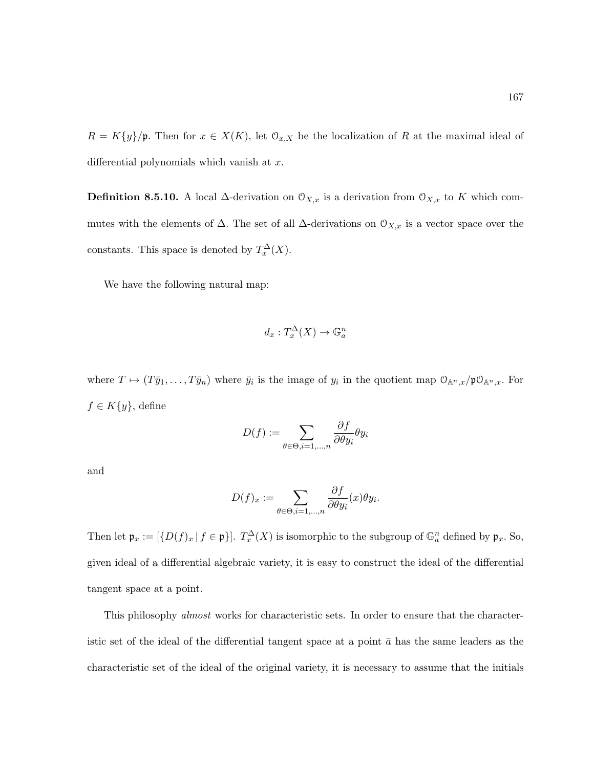$R = K\{y\}/\mathfrak{p}$. Then for $x \in X(K)$, let $\mathcal{O}_{x,X}$ be the localization of $R$ at the maximal ideal of differential polynomials which vanish at $x$.

**Definition 8.5.10.** A local $\Delta$-derivation on $\mathcal{O}_{X,x}$ is a derivation from $\mathcal{O}_{X,x}$ to $K$ which commutes with the elements of $\Delta$. The set of all $\Delta$-derivations on $\mathcal{O}_{X,x}$ is a vector space over the constants. This space is denoted by $T_x^{\Delta}(X)$.

We have the following natural map:

$$d_x : T_x^{\Delta}(X) \to \mathbb{G}_a^n$$

where $T \mapsto (T\bar{y}_1, \ldots, T\bar{y}_n)$ where $\bar{y}_i$ is the image of $y_i$ in the quotient map $\mathcal{O}_{\mathbb{A}^n,x}/\mathfrak{p}\mathcal{O}_{\mathbb{A}^n,x}$. For $f \in K\{y\}$, define

$$D(f) := \sum_{\theta \in \Theta, i=1,\ldots,n} \frac{\partial f}{\partial \theta y_i} \theta y_i$$

and

$$D(f)_x := \sum_{\theta \in \Theta, i=1,\ldots,n} \frac{\partial f}{\partial \theta y_i}(x) \theta y_i.$$

Then let $\mathfrak{p}_x := [\{D(f)_x \mid f \in \mathfrak{p}\}]$. $T_x^{\Delta}(X)$ is isomorphic to the subgroup of $\mathbb{G}_a^n$ defined by $\mathfrak{p}_x$. So, given ideal of a differential algebraic variety, it is easy to construct the ideal of the differential tangent space at a point.

This philosophy *almost* works for characteristic sets. In order to ensure that the characteristic set of the ideal of the differential tangent space at a point $\bar{a}$ has the same leaders as the characteristic set of the ideal of the original variety, it is necessary to assume that the initials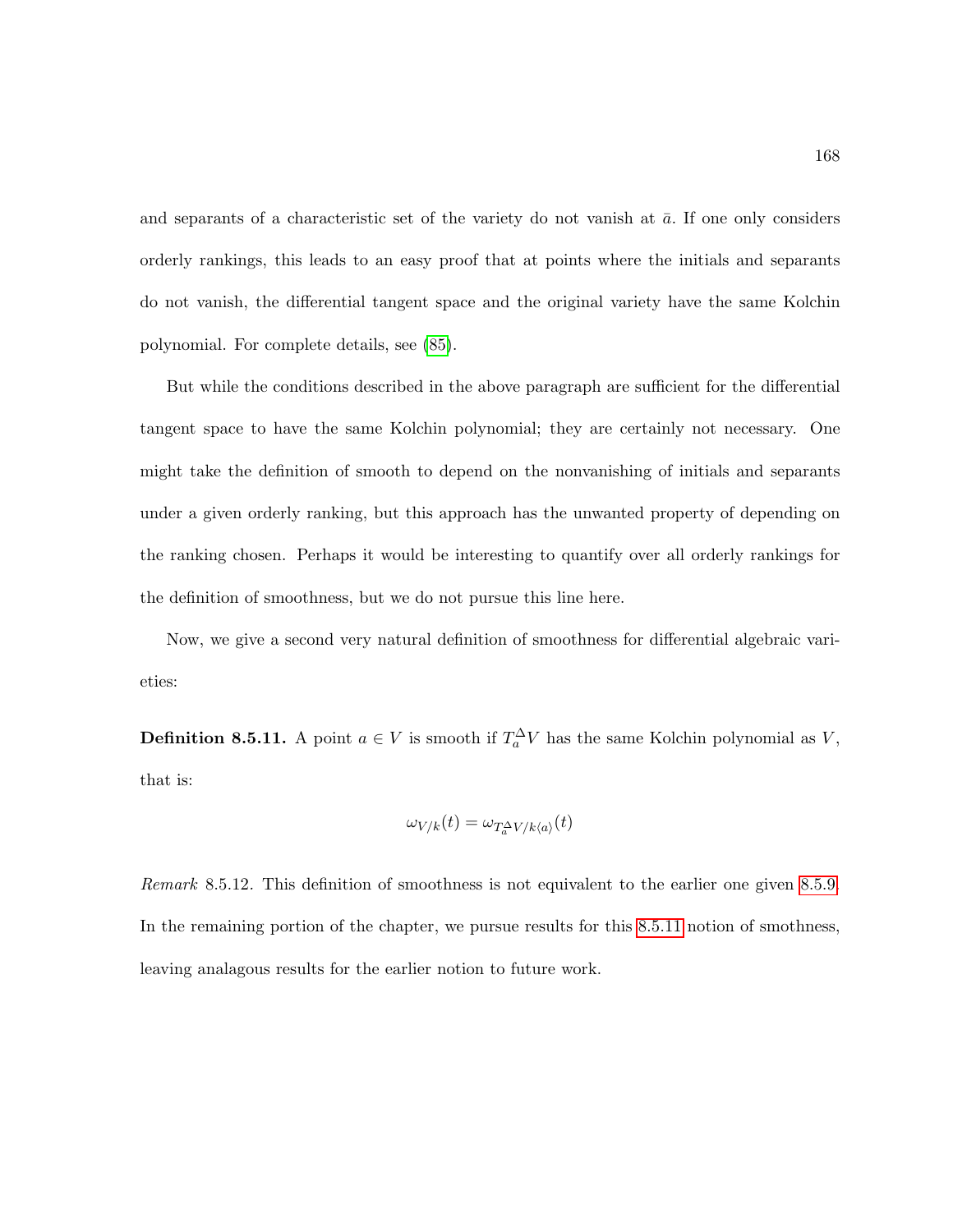and separants of a characteristic set of the variety do not vanish at $\bar{a}$. If one only considers orderly rankings, this leads to an easy proof that at points where the initials and separants do not vanish, the differential tangent space and the original variety have the same Kolchin polynomial. For complete details, see (85).

But while the conditions described in the above paragraph are sufficient for the differential tangent space to have the same Kolchin polynomial; they are certainly not necessary. One might take the definition of smooth to depend on the nonvanishing of initials and separants under a given orderly ranking, but this approach has the unwanted property of depending on the ranking chosen. Perhaps it would be interesting to quantify over all orderly rankings for the definition of smoothness, but we do not pursue this line here.

Now, we give a second very natural definition of smoothness for differential algebraic varieties:

**Definition 8.5.11.** A point $a \in V$ is smooth if $T_a^{\Delta}V$ has the same Kolchin polynomial as $V$, that is:

$$\omega_{V/k}(t) = \omega_{T_a^{\Delta}V/k\langle a\rangle}(t)$$

*Remark* 8.5.12. This definition of smoothness is not equivalent to the earlier one given 8.5.9. In the remaining portion of the chapter, we pursue results for this 8.5.11 notion of smothness, leaving analagous results for the earlier notion to future work.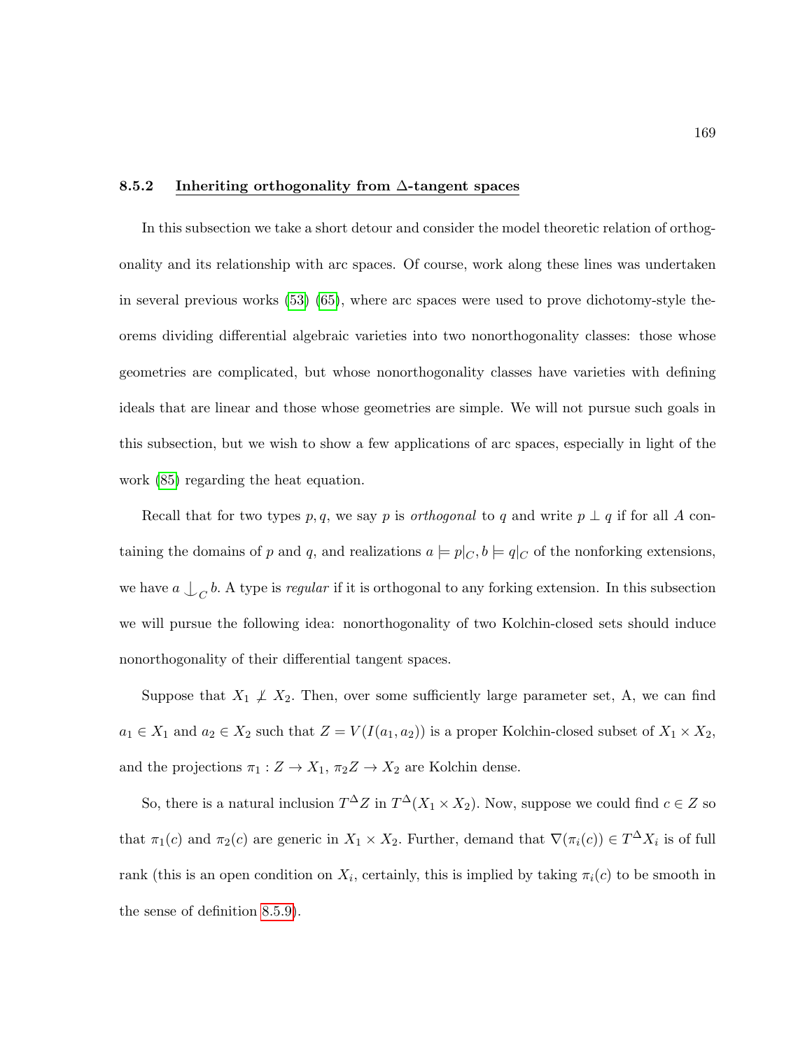### 8.5.2 Inheriting orthogonality from $\Delta$-tangent spaces

In this subsection we take a short detour and consider the model theoretic relation of orthogonality and its relationship with arc spaces. Of course, work along these lines was undertaken in several previous works (53) (65), where arc spaces were used to prove dichotomy-style theorems dividing differential algebraic varieties into two nonorthogonality classes: those whose geometries are complicated, but whose nonorthogonality classes have varieties with defining ideals that are linear and those whose geometries are simple. We will not pursue such goals in this subsection, but we wish to show a few applications of arc spaces, especially in light of the work (85) regarding the heat equation.

Recall that for two types $p, q$, we say $p$ is *orthogonal* to $q$ and write $p \perp q$ if for all $A$ containing the domains of $p$ and $q$, and realizations $a \models p|_C, b \models q|_C$ of the nonforking extensions, we have $a \mathop{\smile\!\!\!\!\!\!\mid}_C b$. A type is *regular* if it is orthogonal to any forking extension. In this subsection we will pursue the following idea: nonorthogonality of two Kolchin-closed sets should induce nonorthogonality of their differential tangent spaces.

Suppose that $X_1 \not\perp X_2$. Then, over some sufficiently large parameter set, A, we can find $a_1 \in X_1$ and $a_2 \in X_2$ such that $Z = V(I(a_1, a_2))$ is a proper Kolchin-closed subset of $X_1 \times X_2$, and the projections $\pi_1 : Z \to X_1$, $\pi_2 Z \to X_2$ are Kolchin dense.

So, there is a natural inclusion $T^\Delta Z$ in $T^\Delta(X_1 \times X_2)$. Now, suppose we could find $c \in Z$ so that $\pi_1(c)$ and $\pi_2(c)$ are generic in $X_1 \times X_2$. Further, demand that $\nabla(\pi_i(c)) \in T^\Delta X_i$ is of full rank (this is an open condition on $X_i$, certainly, this is implied by taking $\pi_i(c)$ to be smooth in the sense of definition 8.5.9).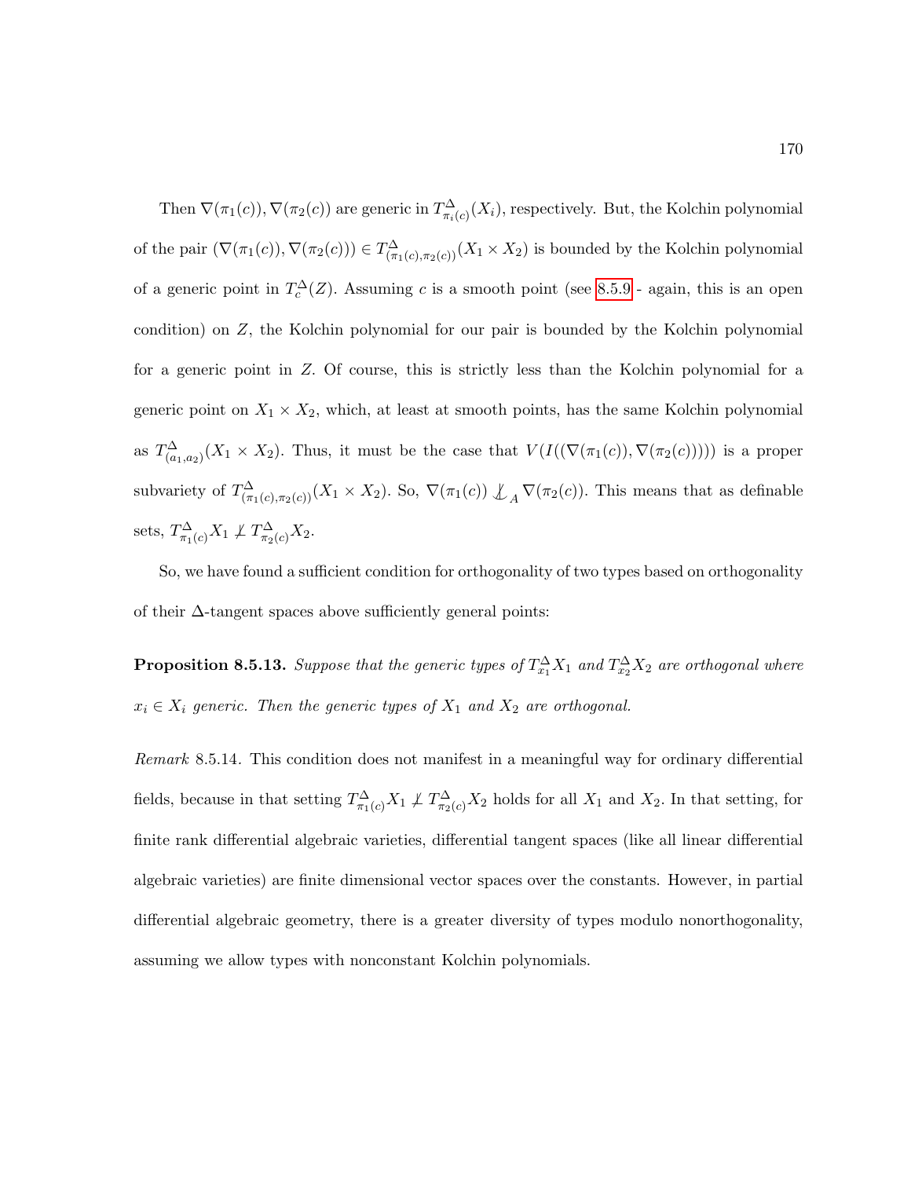Then $\nabla(\pi_1(c)), \nabla(\pi_2(c))$ are generic in $T^{\Delta}_{\pi_i(c)}(X_i)$, respectively. But, the Kolchin polynomial of the pair $(\nabla(\pi_1(c)), \nabla(\pi_2(c))) \in T^{\Delta}_{(\pi_1(c),\pi_2(c))}(X_1 \times X_2)$ is bounded by the Kolchin polynomial of a generic point in $T^{\Delta}_c(Z)$. Assuming $c$ is a smooth point (see 8.5.9 - again, this is an open condition) on $Z$, the Kolchin polynomial for our pair is bounded by the Kolchin polynomial for a generic point in $Z$. Of course, this is strictly less than the Kolchin polynomial for a generic point on $X_1 \times X_2$, which, at least at smooth points, has the same Kolchin polynomial as $T^{\Delta}_{(a_1,a_2)}(X_1 \times X_2)$. Thus, it must be the case that $V(I((\nabla(\pi_1(c)), \nabla(\pi_2(c)))))$ is a proper subvariety of $T^{\Delta}_{(\pi_1(c),\pi_2(c))}(X_1 \times X_2)$. So, $\nabla(\pi_1(c)) \not\perp_A \nabla(\pi_2(c))$. This means that as definable sets, $T^{\Delta}_{\pi_1(c)}X_1 \not\perp T^{\Delta}_{\pi_2(c)}X_2$.

So, we have found a sufficient condition for orthogonality of two types based on orthogonality of their $\Delta$-tangent spaces above sufficiently general points:

**Proposition 8.5.13.** *Suppose that the generic types of $T^{\Delta}_{x_1}X_1$ and $T^{\Delta}_{x_2}X_2$ are orthogonal where $x_i \in X_i$ generic. Then the generic types of $X_1$ and $X_2$ are orthogonal.*

*Remark* 8.5.14. This condition does not manifest in a meaningful way for ordinary differential fields, because in that setting $T^{\Delta}_{\pi_1(c)}X_1 \not\perp T^{\Delta}_{\pi_2(c)}X_2$ holds for all $X_1$ and $X_2$. In that setting, for finite rank differential algebraic varieties, differential tangent spaces (like all linear differential algebraic varieties) are finite dimensional vector spaces over the constants. However, in partial differential algebraic geometry, there is a greater diversity of types modulo nonorthogonality, assuming we allow types with nonconstant Kolchin polynomials.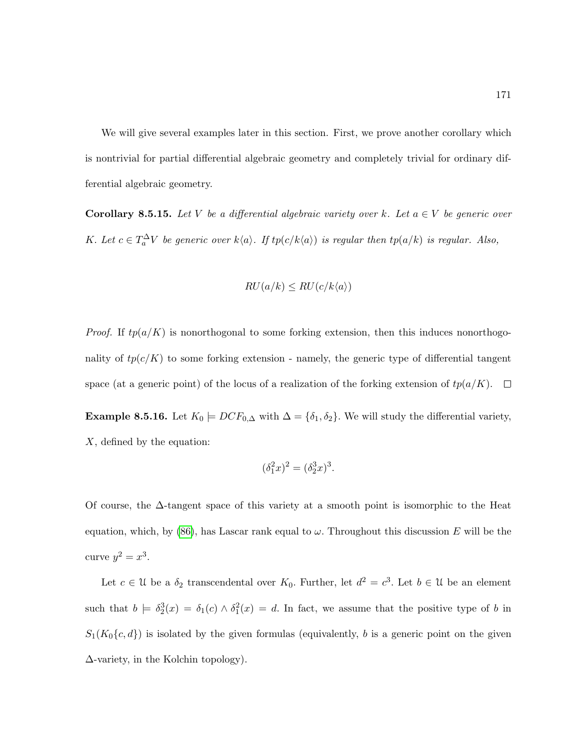We will give several examples later in this section. First, we prove another corollary which is nontrivial for partial differential algebraic geometry and completely trivial for ordinary differential algebraic geometry.

**Corollary 8.5.15.** *Let $V$ be a differential algebraic variety over $k$. Let $a \in V$ be generic over $K$. Let $c \in T_a^{\Delta} V$ be generic over $k\langle a \rangle$. If $tp(c/k\langle a \rangle)$ is regular then $tp(a/k)$ is regular. Also,*

$$RU(a/k) \leq RU(c/k\langle a \rangle)$$

*Proof.* If $tp(a/K)$ is nonorthogonal to some forking extension, then this induces nonorthogonality of $tp(c/K)$ to some forking extension - namely, the generic type of differential tangent space (at a generic point) of the locus of a realization of the forking extension of $tp(a/K)$. $\square$

**Example 8.5.16.** Let $K_0 \models DCF_{0,\Delta}$ with $\Delta = \{\delta_1, \delta_2\}$. We will study the differential variety, $X$, defined by the equation:

$$(\delta_1^2 x)^2 = (\delta_2^3 x)^3.$$

Of course, the $\Delta$-tangent space of this variety at a smooth point is isomorphic to the Heat equation, which, by (86), has Lascar rank equal to $\omega$. Throughout this discussion $E$ will be the curve $y^2 = x^3$.

Let $c \in \mathcal{U}$ be a $\delta_2$ transcendental over $K_0$. Further, let $d^2 = c^3$. Let $b \in \mathcal{U}$ be an element such that $b \models \delta_2^3(x) = \delta_1(c) \wedge \delta_1^2(x) = d$. In fact, we assume that the positive type of $b$ in $S_1(K_0\{c, d\})$ is isolated by the given formulas (equivalently, $b$ is a generic point on the given $\Delta$-variety, in the Kolchin topology).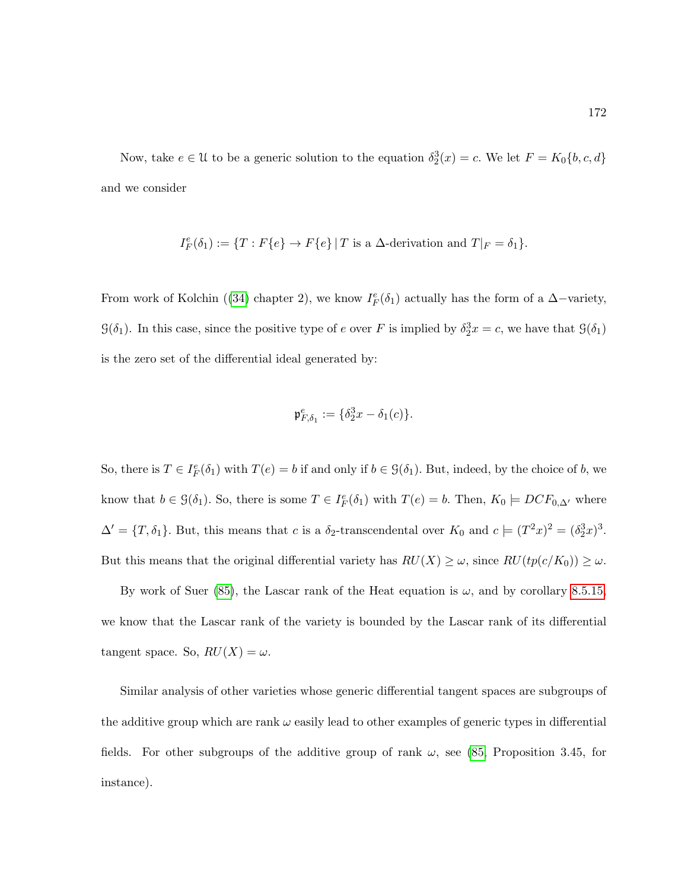Now, take $e \in \mathcal{U}$ to be a generic solution to the equation $\delta_2^3(x) = c$. We let $F = K_0\{b, c, d\}$ and we consider

$$I_F^e(\delta_1) := \{T : F\{e\} \to F\{e\} \,|\, T \text{ is a } \Delta\text{-derivation and } T|_F = \delta_1\}.$$

From work of Kolchin ((34) chapter 2), we know $I_F^e(\delta_1)$ actually has the form of a $\Delta-$variety, $\mathcal{G}(\delta_1)$. In this case, since the positive type of $e$ over $F$ is implied by $\delta_2^3 x = c$, we have that $\mathcal{G}(\delta_1)$ is the zero set of the differential ideal generated by:

$$\mathfrak{p}_{F,\delta_1}^e := \{\delta_2^3 x - \delta_1(c)\}.$$

So, there is $T \in I_F^e(\delta_1)$ with $T(e) = b$ if and only if $b \in \mathcal{G}(\delta_1)$. But, indeed, by the choice of $b$, we know that $b \in \mathcal{G}(\delta_1)$. So, there is some $T \in I_F^e(\delta_1)$ with $T(e) = b$. Then, $K_0 \models DCF_{0,\Delta'}$ where $\Delta' = \{T, \delta_1\}$. But, this means that $c$ is a $\delta_2$-transcendental over $K_0$ and $c \models (T^2 x)^2 = (\delta_2^3 x)^3$. But this means that the original differential variety has $RU(X) \geq \omega$, since $RU(tp(c/K_0)) \geq \omega$.

By work of Suer (85), the Lascar rank of the Heat equation is $\omega$, and by corollary 8.5.15, we know that the Lascar rank of the variety is bounded by the Lascar rank of its differential tangent space. So, $RU(X) = \omega$.

Similar analysis of other varieties whose generic differential tangent spaces are subgroups of the additive group which are rank $\omega$ easily lead to other examples of generic types in differential fields. For other subgroups of the additive group of rank $\omega$, see (85, Proposition 3.45, for instance).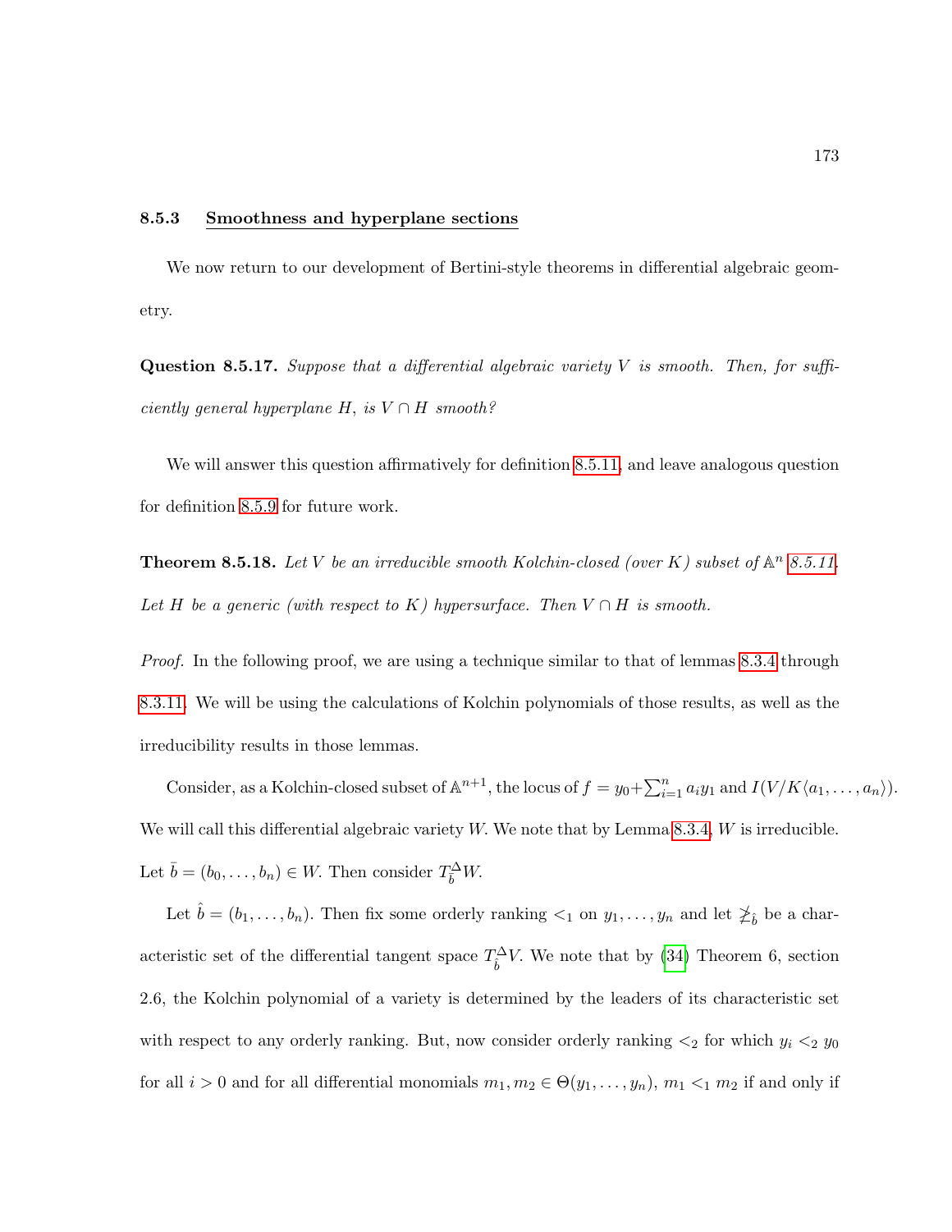### 8.5.3 Smoothness and hyperplane sections

We now return to our development of Bertini-style theorems in differential algebraic geometry.

**Question 8.5.17.** *Suppose that a differential algebraic variety $V$ is smooth. Then, for sufficiently general hyperplane $H$, is $V \cap H$ smooth?*

We will answer this question affirmatively for definition 8.5.11, and leave analogous question for definition 8.5.9 for future work.

**Theorem 8.5.18.** *Let $V$ be an irreducible smooth Kolchin-closed (over $K$) subset of $\mathbb{A}^n$ 8.5.11. Let $H$ be a generic (with respect to $K$) hypersurface. Then $V \cap H$ is smooth.*

*Proof.* In the following proof, we are using a technique similar to that of lemmas 8.3.4 through 8.3.11. We will be using the calculations of Kolchin polynomials of those results, as well as the irreducibility results in those lemmas.

Consider, as a Kolchin-closed subset of $\mathbb{A}^{n+1}$, the locus of $f = y_0 + \sum_{i=1}^{n} a_i y_1$ and $I(V/K\langle a_1, \ldots, a_n \rangle)$. We will call this differential algebraic variety $W$. We note that by Lemma 8.3.4, $W$ is irreducible. Let $\bar{b} = (b_0, \ldots, b_n) \in W$. Then consider $T^{\Delta}_{\bar{b}} W$.

Let $\hat{b} = (b_1, \ldots, b_n)$. Then fix some orderly ranking $<_1$ on $y_1, \ldots, y_n$ and let $\not\supseteq_{\hat{b}}$ be a characteristic set of the differential tangent space $T^{\Delta}_{\hat{b}} V$. We note that by ([34]) Theorem 6, section 2.6, the Kolchin polynomial of a variety is determined by the leaders of its characteristic set with respect to any orderly ranking. But, now consider orderly ranking $<_2$ for which $y_i <_2 y_0$ for all $i > 0$ and for all differential monomials $m_1, m_2 \in \Theta(y_1, \ldots, y_n)$, $m_1 <_1 m_2$ if and only if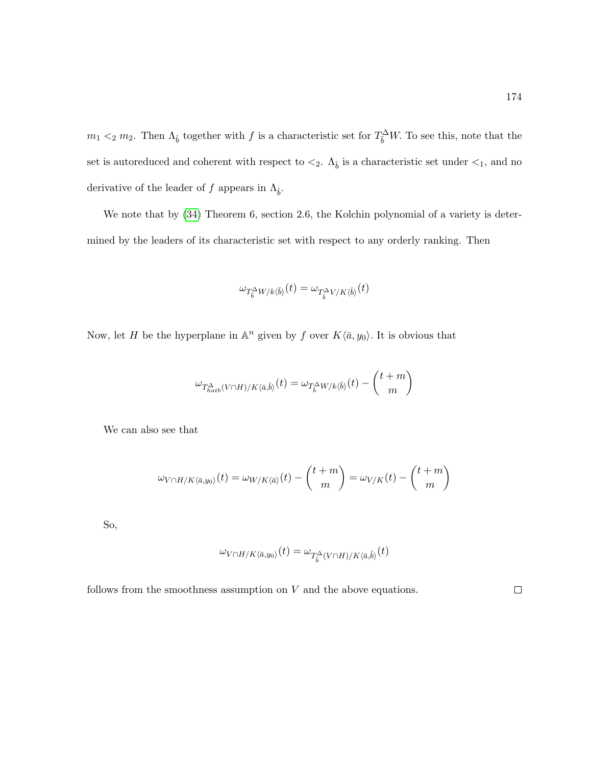$m_1 <_2 m_2$. Then $\Lambda_{\hat{b}}$ together with $f$ is a characteristic set for $T_{\hat{b}}^{\Delta}W$. To see this, note that the set is autoreduced and coherent with respect to $<_2$. $\Lambda_{\hat{b}}$ is a characteristic set under $<_1$, and no derivative of the leader of $f$ appears in $\Lambda_{\hat{b}}$.

We note that by (34) Theorem 6, section 2.6, the Kolchin polynomial of a variety is determined by the leaders of its characteristic set with respect to any orderly ranking. Then

$$\omega_{T_{\hat{b}}^{\Delta}W/k\langle\bar{b}\rangle}(t) = \omega_{T_{\hat{b}}^{\Delta}V/K\langle\hat{b}\rangle}(t)$$

Now, let $H$ be the hyperplane in $\mathbb{A}^n$ given by $f$ over $K\langle\bar{a}, y_0\rangle$. It is obvious that

$$\omega_{T_{hatb}^{\Delta}(V\cap H)/K\langle\bar{a},\hat{b}\rangle}(t) = \omega_{T_{\hat{b}}^{\Delta}W/k\langle\bar{b}\rangle}(t) - \binom{t+m}{m}$$

We can also see that

$$\omega_{V\cap H/K\langle\bar{a},y_0\rangle}(t) = \omega_{W/K\langle\bar{a}\rangle}(t) - \binom{t+m}{m} = \omega_{V/K}(t) - \binom{t+m}{m}$$

So,

$$\omega_{V\cap H/K\langle\bar{a},y_0\rangle}(t) = \omega_{T_{\hat{b}}^{\Delta}(V\cap H)/K\langle\bar{a},\hat{b}\rangle}(t)$$

follows from the smoothness assumption on $V$ and the above equations. $\square$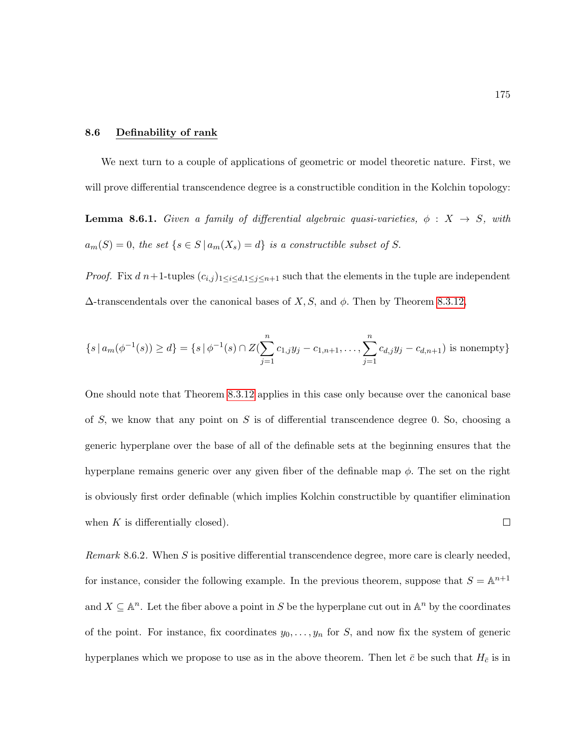## 8.6 Definability of rank

We next turn to a couple of applications of geometric or model theoretic nature. First, we will prove differential transcendence degree is a constructible condition in the Kolchin topology:

**Lemma 8.6.1.** *Given a family of differential algebraic quasi-varieties, $\phi : X \to S$, with $a_m(S) = 0$, the set $\{s \in S \,|\, a_m(X_s) = d\}$ is a constructible subset of $S$.*

*Proof.* Fix $d$ $n{+}1$-tuples $(c_{i,j})_{1 \leq i \leq d, 1 \leq j \leq n+1}$ such that the elements in the tuple are independent $\Delta$-transcendentals over the canonical bases of $X, S$, and $\phi$. Then by Theorem 8.3.12,

$$\{s \,|\, a_m(\phi^{-1}(s)) \geq d\} = \{s \,|\, \phi^{-1}(s) \cap Z(\sum_{j=1}^{n} c_{1,j} y_j - c_{1,n+1}, \dots, \sum_{j=1}^{n} c_{d,j} y_j - c_{d,n+1}) \text{ is nonempty}\}$$

One should note that Theorem 8.3.12 applies in this case only because over the canonical base of $S$, we know that any point on $S$ is of differential transcendence degree 0. So, choosing a generic hyperplane over the base of all of the definable sets at the beginning ensures that the hyperplane remains generic over any given fiber of the definable map $\phi$. The set on the right is obviously first order definable (which implies Kolchin constructible by quantifier elimination when $K$ is differentially closed). ◻

*Remark* 8.6.2. When $S$ is positive differential transcendence degree, more care is clearly needed, for instance, consider the following example. In the previous theorem, suppose that $S = \mathbb{A}^{n+1}$ and $X \subseteq \mathbb{A}^n$. Let the fiber above a point in $S$ be the hyperplane cut out in $\mathbb{A}^n$ by the coordinates of the point. For instance, fix coordinates $y_0, \dots, y_n$ for $S$, and now fix the system of generic hyperplanes which we propose to use as in the above theorem. Then let $\bar{c}$ be such that $H_{\bar{c}}$ is in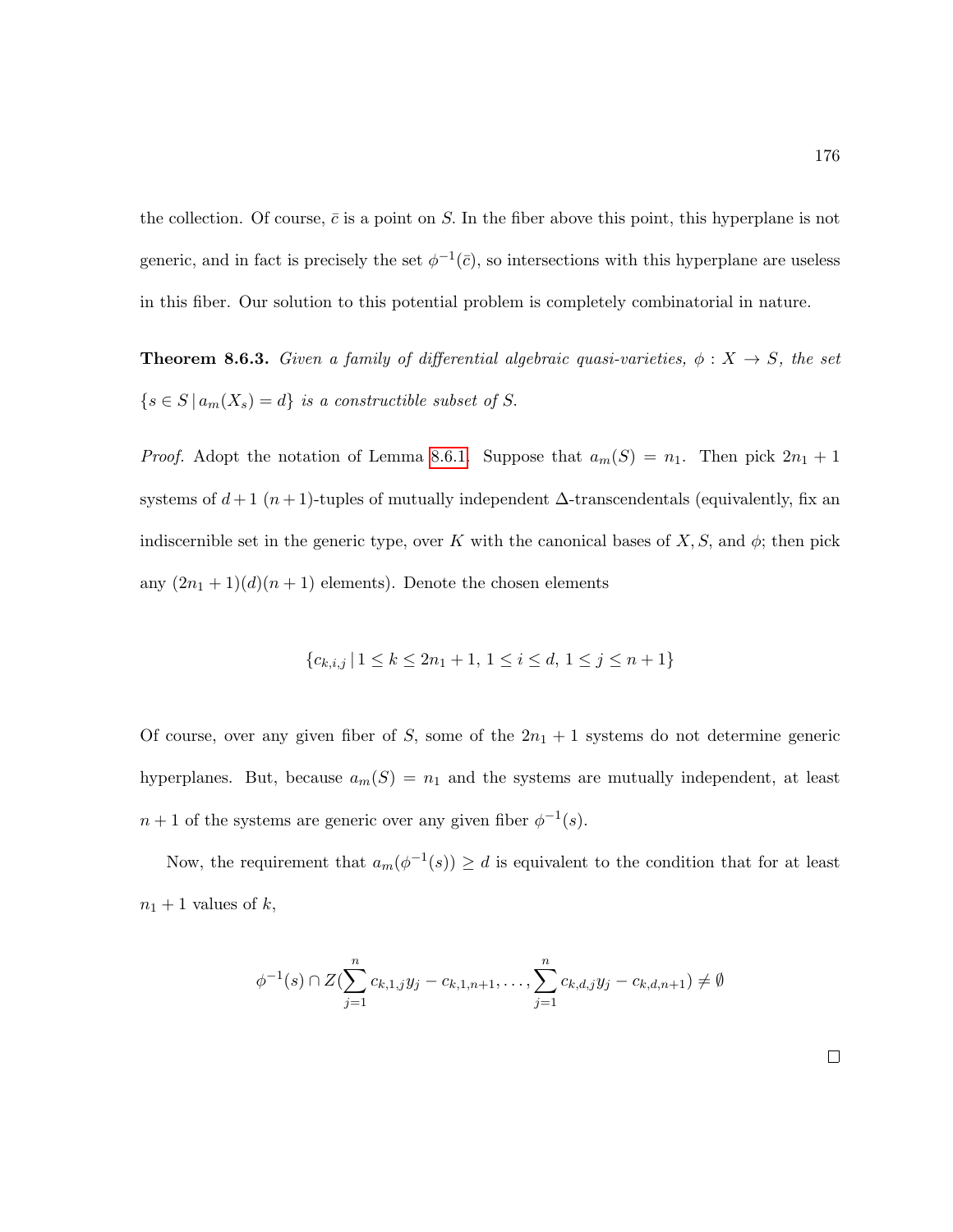the collection. Of course, $\bar{c}$ is a point on $S$. In the fiber above this point, this hyperplane is not generic, and in fact is precisely the set $\phi^{-1}(\bar{c})$, so intersections with this hyperplane are useless in this fiber. Our solution to this potential problem is completely combinatorial in nature.

**Theorem 8.6.3.** *Given a family of differential algebraic quasi-varieties, $\phi : X \to S$, the set $\{s \in S \,|\, a_m(X_s) = d\}$ is a constructible subset of $S$.*

*Proof.* Adopt the notation of Lemma 8.6.1. Suppose that $a_m(S) = n_1$. Then pick $2n_1 + 1$ systems of $d+1$ $(n+1)$-tuples of mutually independent $\Delta$-transcendentals (equivalently, fix an indiscernible set in the generic type, over $K$ with the canonical bases of $X, S$, and $\phi$; then pick any $(2n_1 + 1)(d)(n+1)$ elements). Denote the chosen elements

$$\{c_{k,i,j} \,|\, 1 \leq k \leq 2n_1 + 1,\, 1 \leq i \leq d,\, 1 \leq j \leq n+1\}$$

Of course, over any given fiber of $S$, some of the $2n_1 + 1$ systems do not determine generic hyperplanes. But, because $a_m(S) = n_1$ and the systems are mutually independent, at least $n+1$ of the systems are generic over any given fiber $\phi^{-1}(s)$.

Now, the requirement that $a_m(\phi^{-1}(s)) \geq d$ is equivalent to the condition that for at least $n_1 + 1$ values of $k$,

$$\phi^{-1}(s) \cap Z(\sum_{j=1}^{n} c_{k,1,j} y_j - c_{k,1,n+1}, \ldots, \sum_{j=1}^{n} c_{k,d,j} y_j - c_{k,d,n+1}) \neq \emptyset$$

∎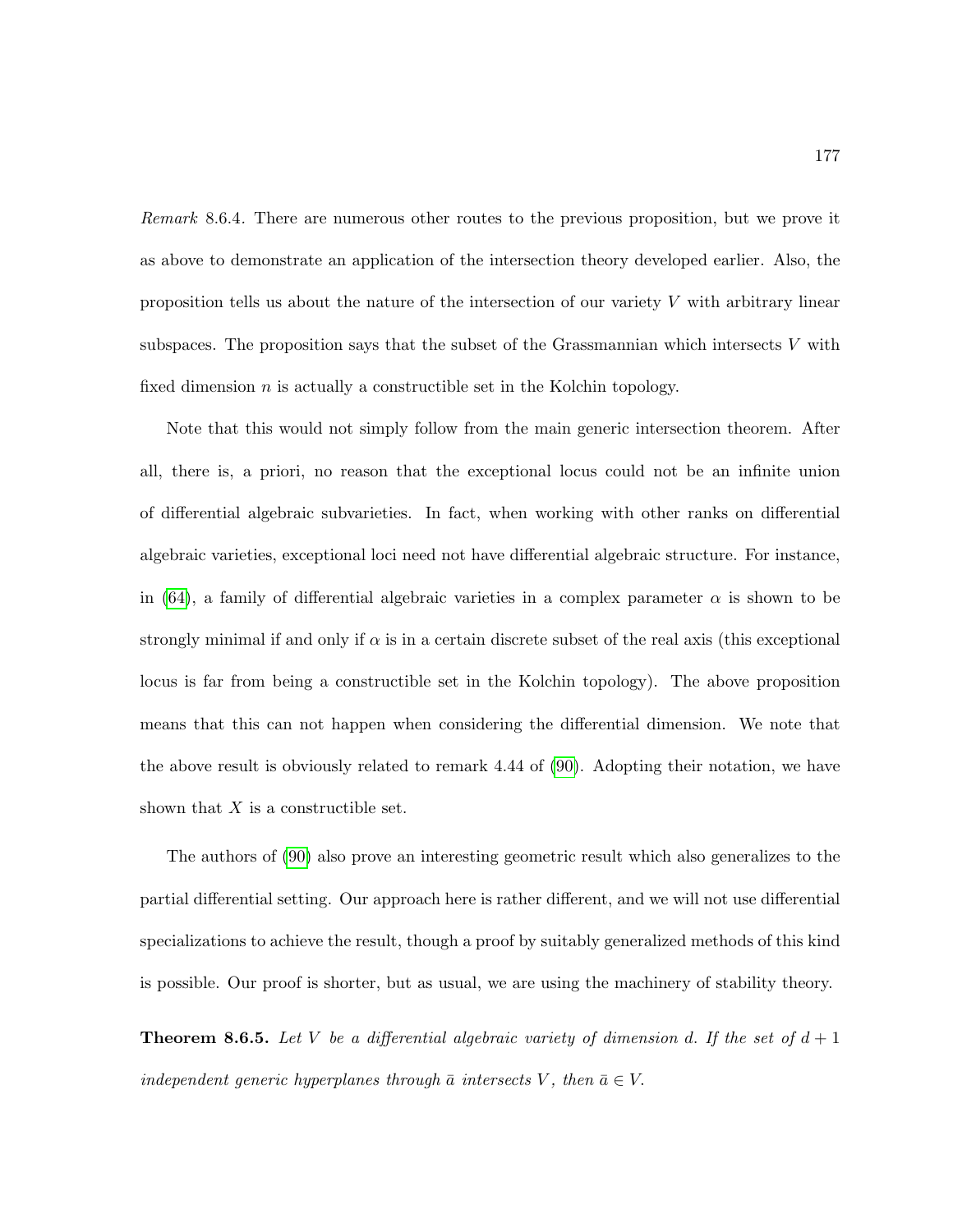*Remark* 8.6.4. There are numerous other routes to the previous proposition, but we prove it as above to demonstrate an application of the intersection theory developed earlier. Also, the proposition tells us about the nature of the intersection of our variety $V$ with arbitrary linear subspaces. The proposition says that the subset of the Grassmannian which intersects $V$ with fixed dimension $n$ is actually a constructible set in the Kolchin topology.

Note that this would not simply follow from the main generic intersection theorem. After all, there is, a priori, no reason that the exceptional locus could not be an infinite union of differential algebraic subvarieties. In fact, when working with other ranks on differential algebraic varieties, exceptional loci need not have differential algebraic structure. For instance, in (64), a family of differential algebraic varieties in a complex parameter $\alpha$ is shown to be strongly minimal if and only if $\alpha$ is in a certain discrete subset of the real axis (this exceptional locus is far from being a constructible set in the Kolchin topology). The above proposition means that this can not happen when considering the differential dimension. We note that the above result is obviously related to remark 4.44 of (90). Adopting their notation, we have shown that $X$ is a constructible set.

The authors of (90) also prove an interesting geometric result which also generalizes to the partial differential setting. Our approach here is rather different, and we will not use differential specializations to achieve the result, though a proof by suitably generalized methods of this kind is possible. Our proof is shorter, but as usual, we are using the machinery of stability theory.

**Theorem 8.6.5.** *Let $V$ be a differential algebraic variety of dimension $d$. If the set of $d+1$ independent generic hyperplanes through $\bar{a}$ intersects $V$, then $\bar{a} \in V$.*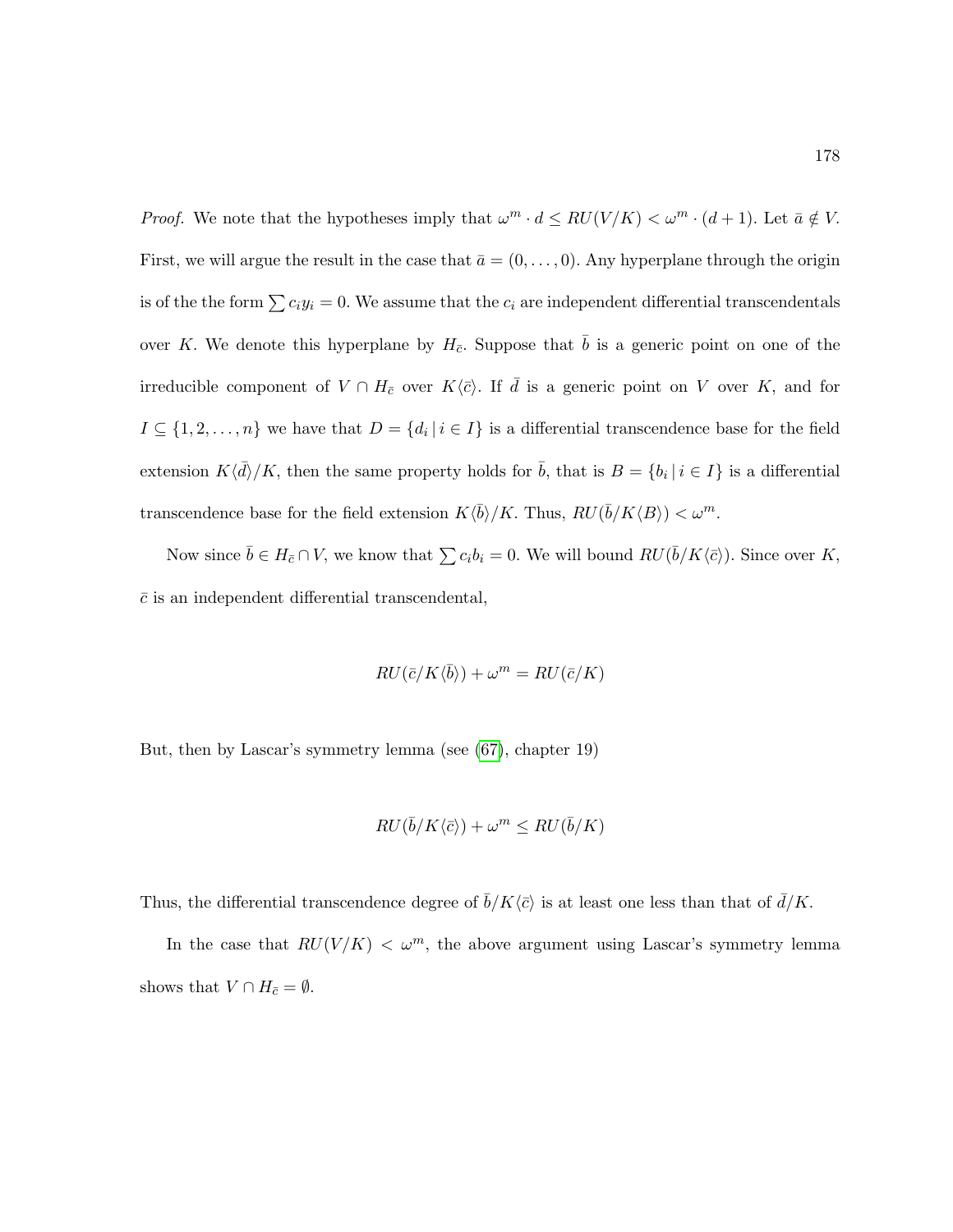*Proof.* We note that the hypotheses imply that $\omega^m \cdot d \leq RU(V/K) < \omega^m \cdot (d+1)$. Let $\bar{a} \notin V$. First, we will argue the result in the case that $\bar{a} = (0, \ldots, 0)$. Any hyperplane through the origin is of the the form $\sum c_i y_i = 0$. We assume that the $c_i$ are independent differential transcendentals over $K$. We denote this hyperplane by $H_{\bar{c}}$. Suppose that $\bar{b}$ is a generic point on one of the irreducible component of $V \cap H_{\bar{c}}$ over $K\langle \bar{c} \rangle$. If $\bar{d}$ is a generic point on $V$ over $K$, and for $I \subseteq \{1, 2, \ldots, n\}$ we have that $D = \{d_i \mid i \in I\}$ is a differential transcendence base for the field extension $K\langle \bar{d} \rangle / K$, then the same property holds for $\bar{b}$, that is $B = \{b_i \mid i \in I\}$ is a differential transcendence base for the field extension $K\langle \bar{b} \rangle / K$. Thus, $RU(\bar{b}/K\langle B \rangle) < \omega^m$.

Now since $\bar{b} \in H_{\bar{c}} \cap V$, we know that $\sum c_i b_i = 0$. We will bound $RU(\bar{b}/K\langle \bar{c} \rangle)$. Since over $K$, $\bar{c}$ is an independent differential transcendental,

$$RU(\bar{c}/K\langle \bar{b} \rangle) + \omega^m = RU(\bar{c}/K)$$

But, then by Lascar's symmetry lemma (see (67), chapter 19)

$$RU(\bar{b}/K\langle \bar{c} \rangle) + \omega^m \leq RU(\bar{b}/K)$$

Thus, the differential transcendence degree of $\bar{b}/K\langle \bar{c} \rangle$ is at least one less than that of $\bar{d}/K$.

In the case that $RU(V/K) < \omega^m$, the above argument using Lascar's symmetry lemma shows that $V \cap H_{\bar{c}} = \emptyset$.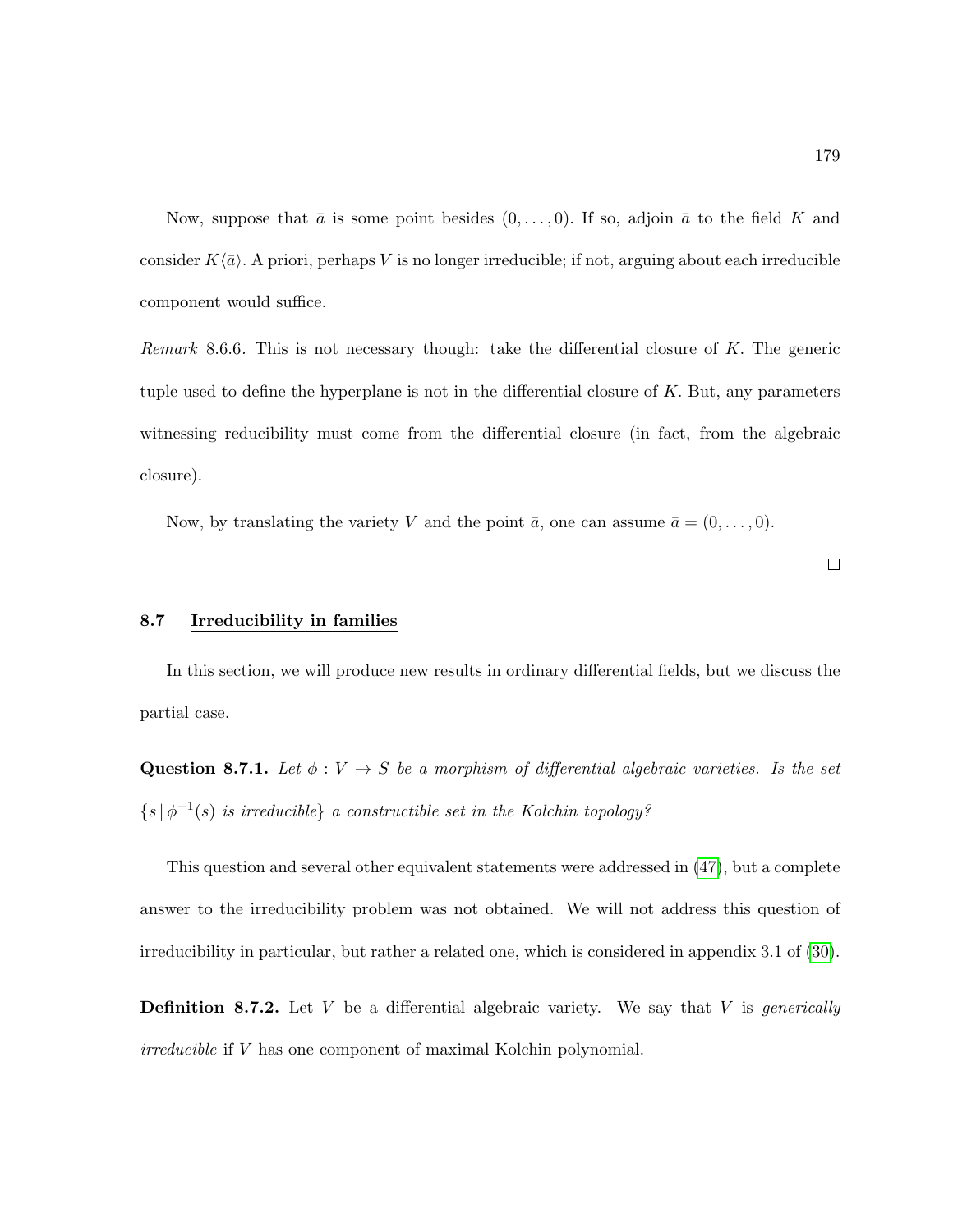Now, suppose that $\bar{a}$ is some point besides $(0, \ldots, 0)$. If so, adjoin $\bar{a}$ to the field $K$ and consider $K\langle \bar{a} \rangle$. A priori, perhaps $V$ is no longer irreducible; if not, arguing about each irreducible component would suffice.

*Remark* 8.6.6. This is not necessary though: take the differential closure of $K$. The generic tuple used to define the hyperplane is not in the differential closure of $K$. But, any parameters witnessing reducibility must come from the differential closure (in fact, from the algebraic closure).

Now, by translating the variety $V$ and the point $\bar{a}$, one can assume $\bar{a} = (0, \ldots, 0)$.

□

## 8.7 Irreducibility in families

In this section, we will produce new results in ordinary differential fields, but we discuss the partial case.

**Question 8.7.1.** *Let $\phi : V \to S$ be a morphism of differential algebraic varieties. Is the set $\{s \,|\, \phi^{-1}(s)$ is irreducible$\}$ a constructible set in the Kolchin topology?*

This question and several other equivalent statements were addressed in (47), but a complete answer to the irreducibility problem was not obtained. We will not address this question of irreducibility in particular, but rather a related one, which is considered in appendix 3.1 of (30).

**Definition 8.7.2.** Let $V$ be a differential algebraic variety. We say that $V$ is *generically irreducible* if $V$ has one component of maximal Kolchin polynomial.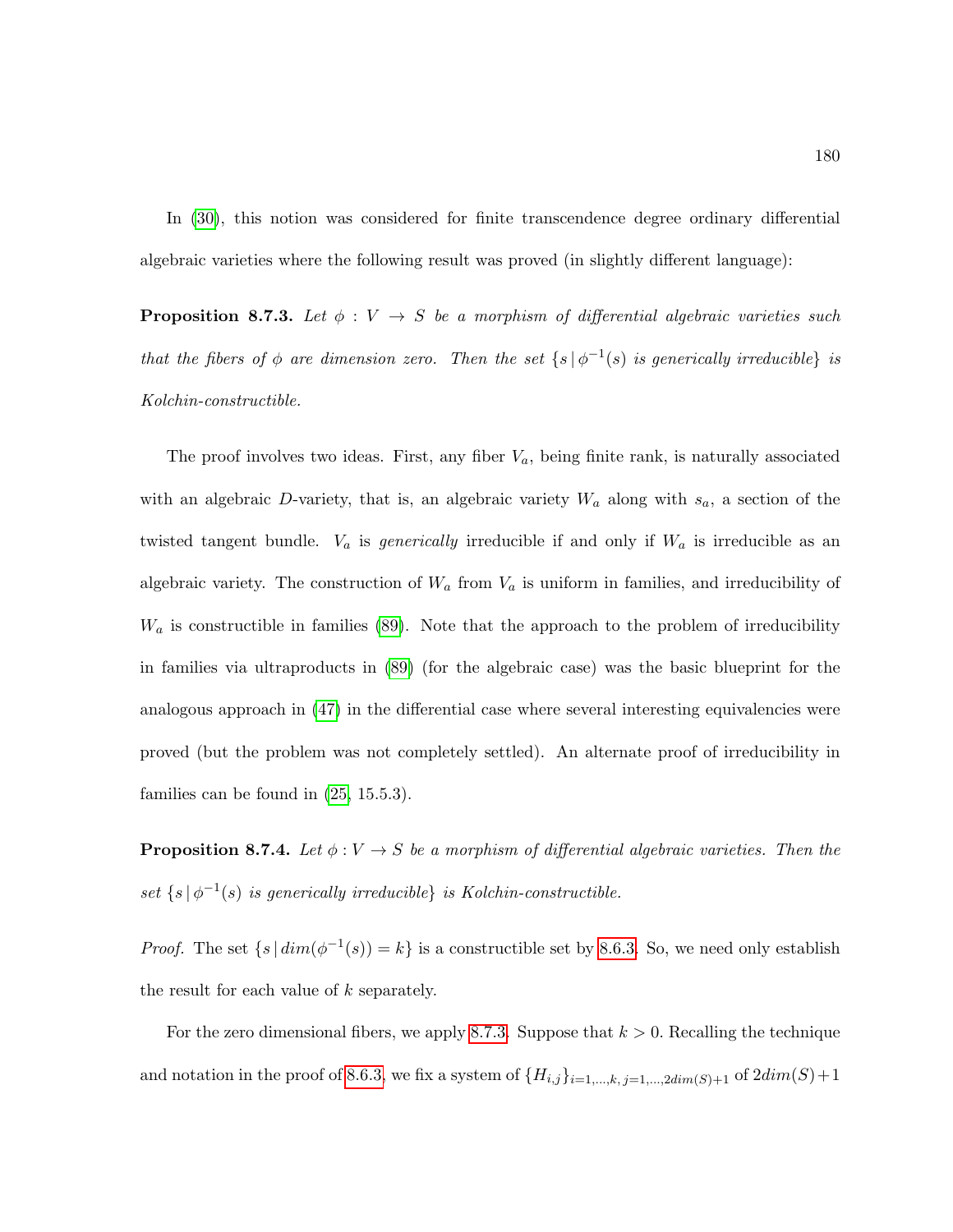In (30), this notion was considered for finite transcendence degree ordinary differential algebraic varieties where the following result was proved (in slightly different language):

**Proposition 8.7.3.** *Let $\phi : V \to S$ be a morphism of differential algebraic varieties such that the fibers of $\phi$ are dimension zero. Then the set $\{s \,|\, \phi^{-1}(s)$ is generically irreducible$\}$ is Kolchin-constructible.*

The proof involves two ideas. First, any fiber $V_a$, being finite rank, is naturally associated with an algebraic $D$-variety, that is, an algebraic variety $W_a$ along with $s_a$, a section of the twisted tangent bundle. $V_a$ is *generically* irreducible if and only if $W_a$ is irreducible as an algebraic variety. The construction of $W_a$ from $V_a$ is uniform in families, and irreducibility of $W_a$ is constructible in families (89). Note that the approach to the problem of irreducibility in families via ultraproducts in (89) (for the algebraic case) was the basic blueprint for the analogous approach in (47) in the differential case where several interesting equivalencies were proved (but the problem was not completely settled). An alternate proof of irreducibility in families can be found in (25, 15.5.3).

**Proposition 8.7.4.** *Let $\phi : V \to S$ be a morphism of differential algebraic varieties. Then the set $\{s \,|\, \phi^{-1}(s)$ is generically irreducible$\}$ is Kolchin-constructible.*

*Proof.* The set $\{s \,|\, dim(\phi^{-1}(s)) = k\}$ is a constructible set by 8.6.3. So, we need only establish the result for each value of $k$ separately.

For the zero dimensional fibers, we apply 8.7.3. Suppose that $k > 0$. Recalling the technique and notation in the proof of 8.6.3, we fix a system of $\{H_{i,j}\}_{i=1,\ldots,k,\, j=1,\ldots,2dim(S)+1}$ of $2dim(S)+1$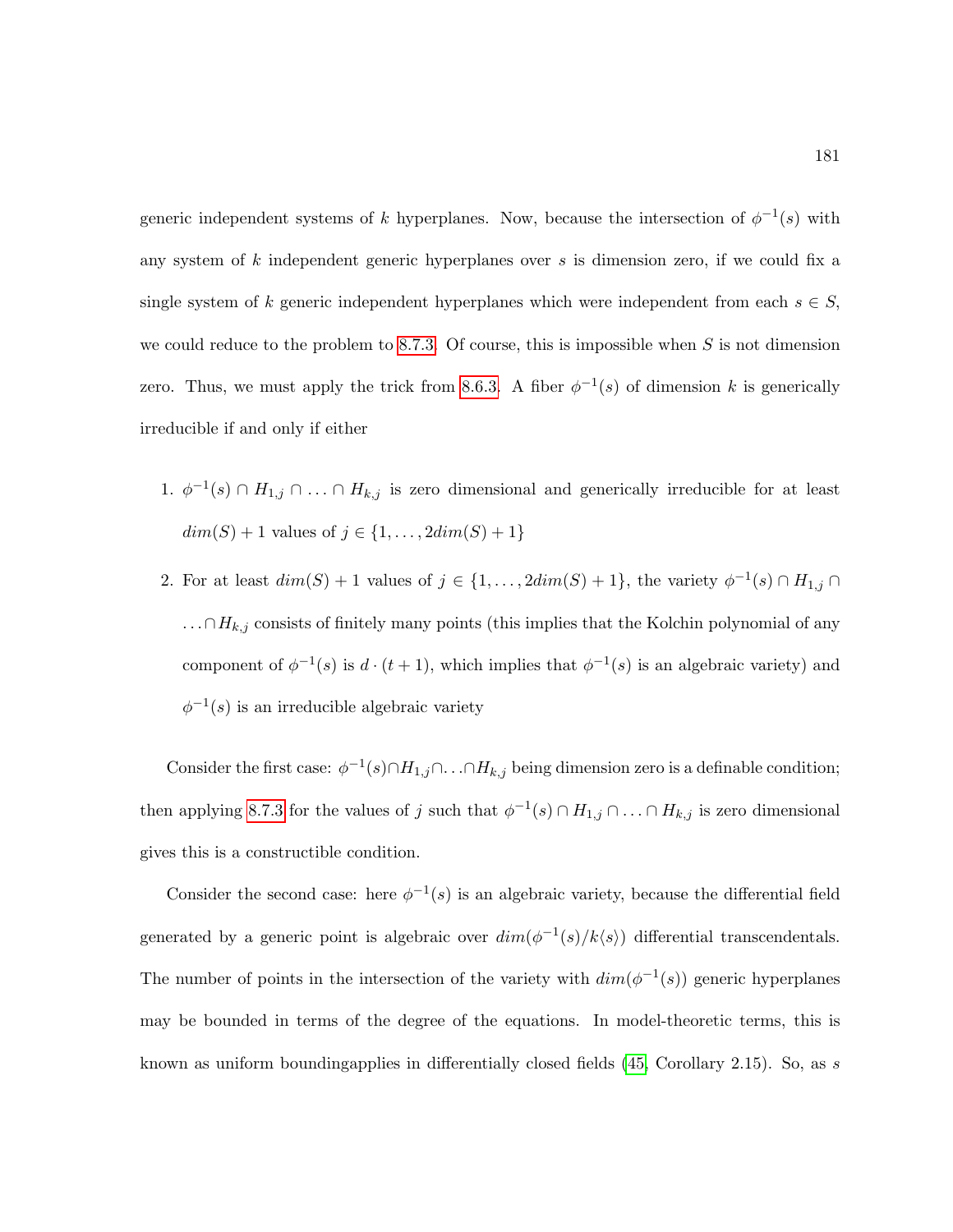generic independent systems of $k$ hyperplanes. Now, because the intersection of $\phi^{-1}(s)$ with any system of $k$ independent generic hyperplanes over $s$ is dimension zero, if we could fix a single system of $k$ generic independent hyperplanes which were independent from each $s \in S$, we could reduce to the problem to 8.7.3. Of course, this is impossible when $S$ is not dimension zero. Thus, we must apply the trick from 8.6.3. A fiber $\phi^{-1}(s)$ of dimension $k$ is generically irreducible if and only if either

1. $\phi^{-1}(s) \cap H_{1,j} \cap \ldots \cap H_{k,j}$ is zero dimensional and generically irreducible for at least $dim(S) + 1$ values of $j \in \{1, \ldots, 2dim(S) + 1\}$
2. For at least $dim(S) + 1$ values of $j \in \{1, \ldots, 2dim(S) + 1\}$, the variety $\phi^{-1}(s) \cap H_{1,j} \cap \ldots \cap H_{k,j}$ consists of finitely many points (this implies that the Kolchin polynomial of any component of $\phi^{-1}(s)$ is $d \cdot (t + 1)$, which implies that $\phi^{-1}(s)$ is an algebraic variety) and $\phi^{-1}(s)$ is an irreducible algebraic variety

Consider the first case: $\phi^{-1}(s) \cap H_{1,j} \cap \ldots \cap H_{k,j}$ being dimension zero is a definable condition; then applying 8.7.3 for the values of $j$ such that $\phi^{-1}(s) \cap H_{1,j} \cap \ldots \cap H_{k,j}$ is zero dimensional gives this is a constructible condition.

Consider the second case: here $\phi^{-1}(s)$ is an algebraic variety, because the differential field generated by a generic point is algebraic over $dim(\phi^{-1}(s)/k\langle s\rangle)$ differential transcendentals. The number of points in the intersection of the variety with $dim(\phi^{-1}(s))$ generic hyperplanes may be bounded in terms of the degree of the equations. In model-theoretic terms, this is known as uniform boundingapplies in differentially closed fields (45, Corollary 2.15). So, as $s$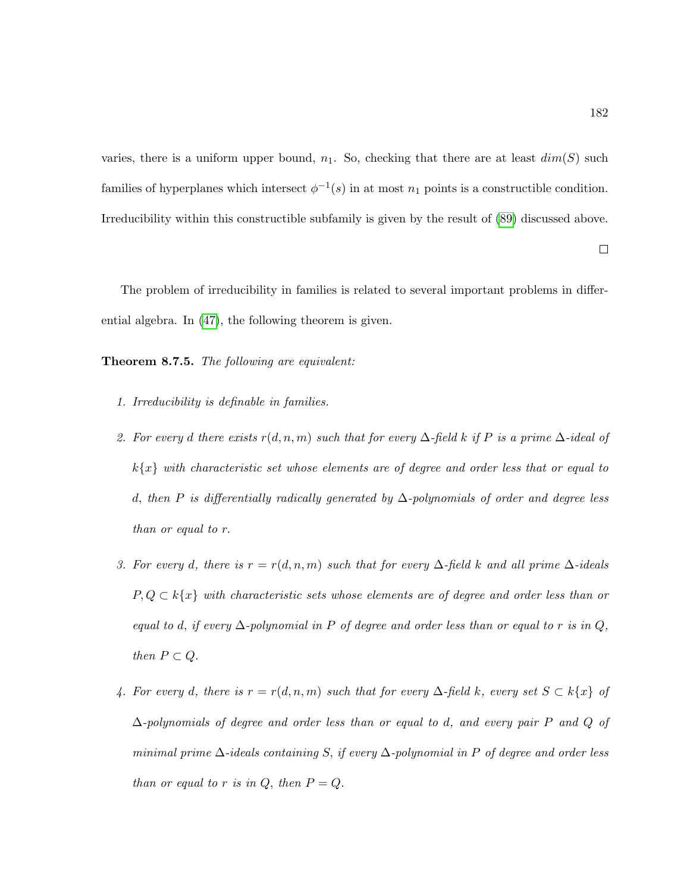varies, there is a uniform upper bound, $n_1$. So, checking that there are at least $dim(S)$ such families of hyperplanes which intersect $\phi^{-1}(s)$ in at most $n_1$ points is a constructible condition. Irreducibility within this constructible subfamily is given by the result of (89) discussed above.

□

The problem of irreducibility in families is related to several important problems in differential algebra. In (47), the following theorem is given.

**Theorem 8.7.5.** *The following are equivalent:*

1. *Irreducibility is definable in families.*
2. *For every $d$ there exists $r(d, n, m)$ such that for every $\Delta$-field $k$ if $P$ is a prime $\Delta$-ideal of $k\{x\}$ with characteristic set whose elements are of degree and order less that or equal to $d$, then $P$ is differentially radically generated by $\Delta$-polynomials of order and degree less than or equal to $r$.*
3. *For every $d$, there is $r = r(d, n, m)$ such that for every $\Delta$-field $k$ and all prime $\Delta$-ideals $P, Q \subset k\{x\}$ with characteristic sets whose elements are of degree and order less than or equal to $d$, if every $\Delta$-polynomial in $P$ of degree and order less than or equal to $r$ is in $Q$, then $P \subset Q$.*
4. *For every $d$, there is $r = r(d, n, m)$ such that for every $\Delta$-field $k$, every set $S \subset k\{x\}$ of $\Delta$-polynomials of degree and order less than or equal to $d$, and every pair $P$ and $Q$ of minimal prime $\Delta$-ideals containing $S$, if every $\Delta$-polynomial in $P$ of degree and order less than or equal to $r$ is in $Q$, then $P = Q$.*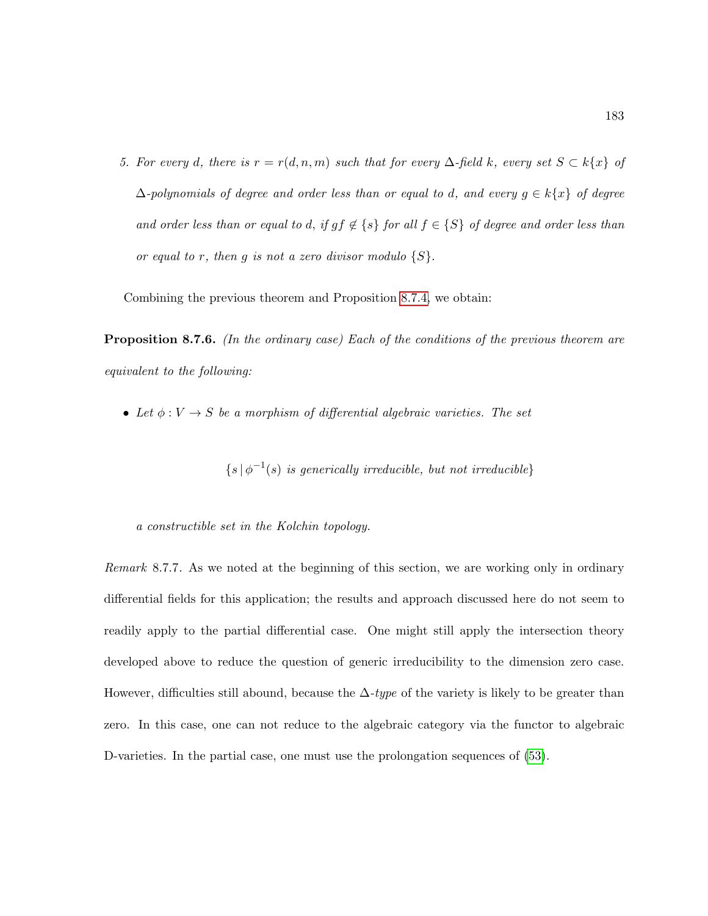5. *For every $d$, there is $r = r(d, n, m)$ such that for every $\Delta$-field $k$, every set $S \subset k\{x\}$ of $\Delta$-polynomials of degree and order less than or equal to $d$, and every $g \in k\{x\}$ of degree and order less than or equal to $d$, if $gf \notin \{s\}$ for all $f \in \{S\}$ of degree and order less than or equal to $r$, then $g$ is not a zero divisor modulo $\{S\}$.*

Combining the previous theorem and Proposition 8.7.4, we obtain:

**Proposition 8.7.6.** *(In the ordinary case) Each of the conditions of the previous theorem are equivalent to the following:*

- *Let $\phi : V \to S$ be a morphism of differential algebraic varieties. The set*

$$\{s \,|\, \phi^{-1}(s) \text{ is generically irreducible, but not irreducible}\}$$

  *a constructible set in the Kolchin topology.*

*Remark* 8.7.7. As we noted at the beginning of this section, we are working only in ordinary differential fields for this application; the results and approach discussed here do not seem to readily apply to the partial differential case. One might still apply the intersection theory developed above to reduce the question of generic irreducibility to the dimension zero case. However, difficulties still abound, because the $\Delta$-*type* of the variety is likely to be greater than zero. In this case, one can not reduce to the algebraic category via the functor to algebraic D-varieties. In the partial case, one must use the prolongation sequences of (53).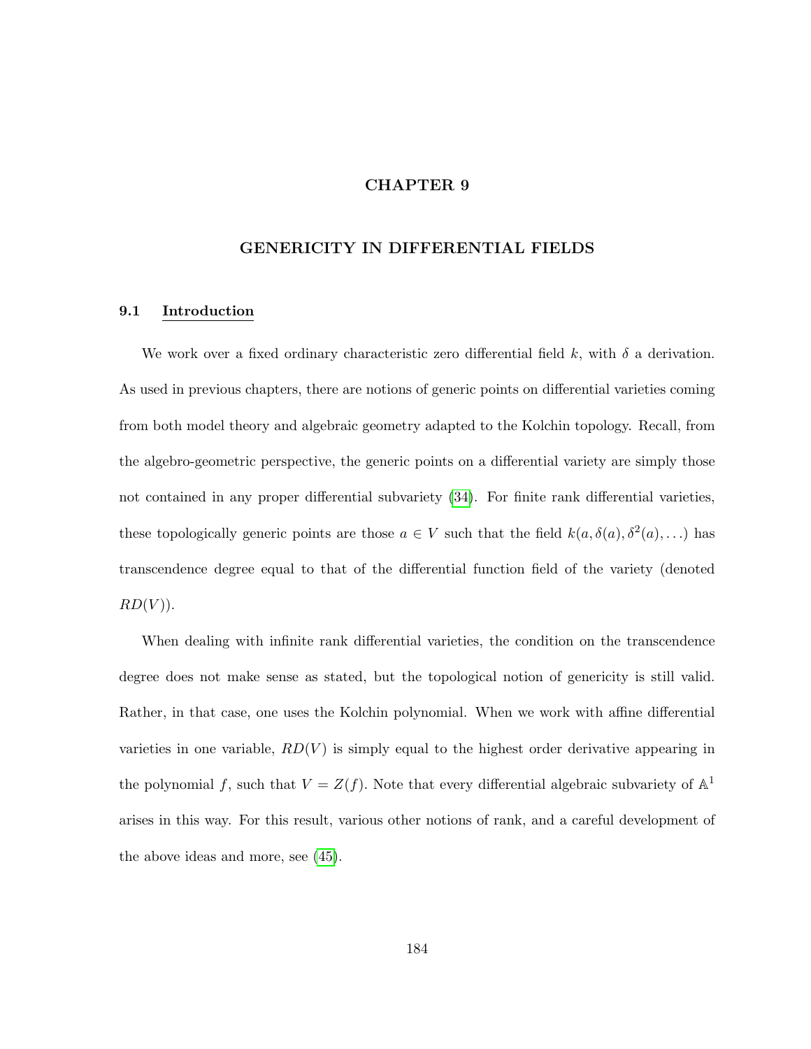# CHAPTER 9

## GENERICITY IN DIFFERENTIAL FIELDS

### 9.1 Introduction

We work over a fixed ordinary characteristic zero differential field $k$, with $\delta$ a derivation. As used in previous chapters, there are notions of generic points on differential varieties coming from both model theory and algebraic geometry adapted to the Kolchin topology. Recall, from the algebro-geometric perspective, the generic points on a differential variety are simply those not contained in any proper differential subvariety (34). For finite rank differential varieties, these topologically generic points are those $a \in V$ such that the field $k(a, \delta(a), \delta^2(a), \ldots)$ has transcendence degree equal to that of the differential function field of the variety (denoted $RD(V)$).

When dealing with infinite rank differential varieties, the condition on the transcendence degree does not make sense as stated, but the topological notion of genericity is still valid. Rather, in that case, one uses the Kolchin polynomial. When we work with affine differential varieties in one variable, $RD(V)$ is simply equal to the highest order derivative appearing in the polynomial $f$, such that $V = Z(f)$. Note that every differential algebraic subvariety of $\mathbb{A}^1$ arises in this way. For this result, various other notions of rank, and a careful development of the above ideas and more, see (45).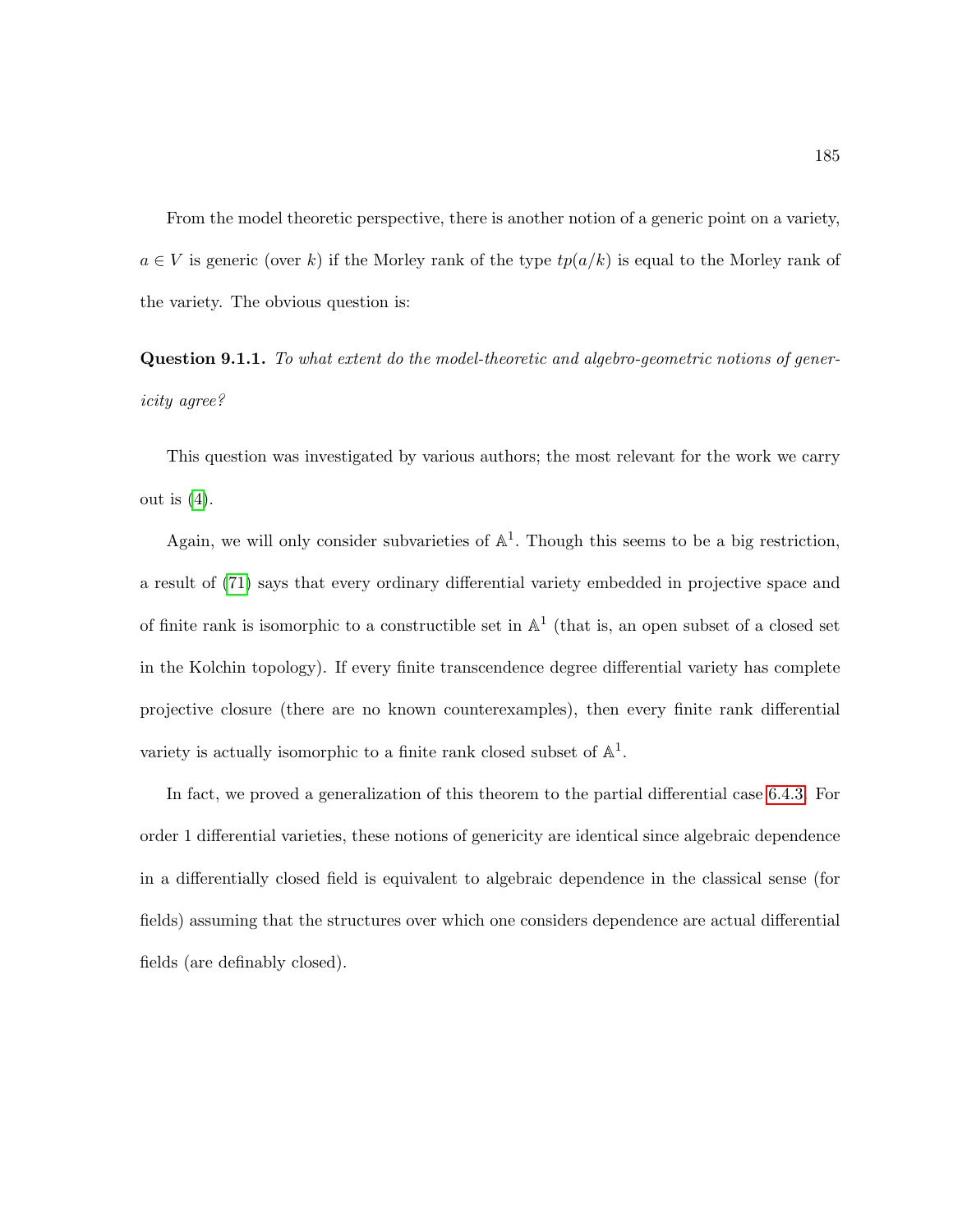From the model theoretic perspective, there is another notion of a generic point on a variety, $a \in V$ is generic (over $k$) if the Morley rank of the type $tp(a/k)$ is equal to the Morley rank of the variety. The obvious question is:

**Question 9.1.1.** *To what extent do the model-theoretic and algebro-geometric notions of genericity agree?*

This question was investigated by various authors; the most relevant for the work we carry out is (4).

Again, we will only consider subvarieties of $\mathbb{A}^1$. Though this seems to be a big restriction, a result of (71) says that every ordinary differential variety embedded in projective space and of finite rank is isomorphic to a constructible set in $\mathbb{A}^1$ (that is, an open subset of a closed set in the Kolchin topology). If every finite transcendence degree differential variety has complete projective closure (there are no known counterexamples), then every finite rank differential variety is actually isomorphic to a finite rank closed subset of $\mathbb{A}^1$.

In fact, we proved a generalization of this theorem to the partial differential case 6.4.3. For order 1 differential varieties, these notions of genericity are identical since algebraic dependence in a differentially closed field is equivalent to algebraic dependence in the classical sense (for fields) assuming that the structures over which one considers dependence are actual differential fields (are definably closed).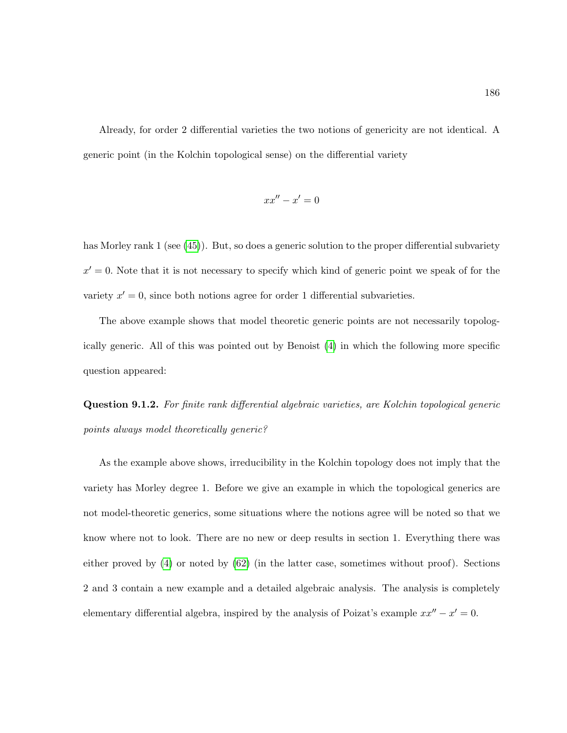Already, for order 2 differential varieties the two notions of genericity are not identical. A generic point (in the Kolchin topological sense) on the differential variety

$$xx'' - x' = 0$$

has Morley rank 1 (see (45)). But, so does a generic solution to the proper differential subvariety $x' = 0$. Note that it is not necessary to specify which kind of generic point we speak of for the variety $x' = 0$, since both notions agree for order 1 differential subvarieties.

The above example shows that model theoretic generic points are not necessarily topologically generic. All of this was pointed out by Benoist (4) in which the following more specific question appeared:

**Question 9.1.2.** *For finite rank differential algebraic varieties, are Kolchin topological generic points always model theoretically generic?*

As the example above shows, irreducibility in the Kolchin topology does not imply that the variety has Morley degree 1. Before we give an example in which the topological generics are not model-theoretic generics, some situations where the notions agree will be noted so that we know where not to look. There are no new or deep results in section 1. Everything there was either proved by (4) or noted by (62) (in the latter case, sometimes without proof). Sections 2 and 3 contain a new example and a detailed algebraic analysis. The analysis is completely elementary differential algebra, inspired by the analysis of Poizat's example $xx'' - x' = 0$.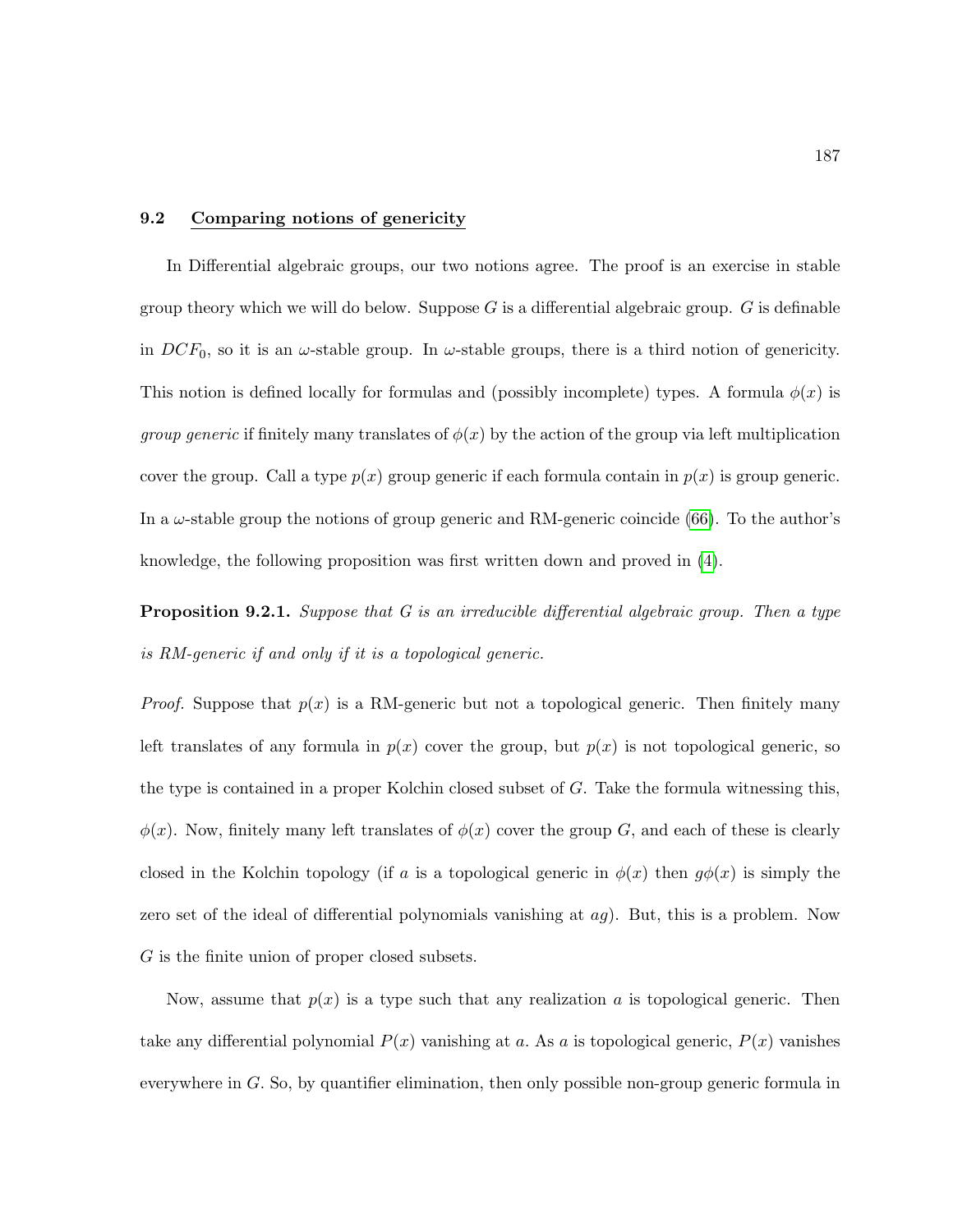## 9.2 Comparing notions of genericity

In Differential algebraic groups, our two notions agree. The proof is an exercise in stable group theory which we will do below. Suppose $G$ is a differential algebraic group. $G$ is definable in $DCF_0$, so it is an $\omega$-stable group. In $\omega$-stable groups, there is a third notion of genericity. This notion is defined locally for formulas and (possibly incomplete) types. A formula $\phi(x)$ is *group generic* if finitely many translates of $\phi(x)$ by the action of the group via left multiplication cover the group. Call a type $p(x)$ group generic if each formula contain in $p(x)$ is group generic. In a $\omega$-stable group the notions of group generic and RM-generic coincide (66). To the author's knowledge, the following proposition was first written down and proved in (4).

**Proposition 9.2.1.** *Suppose that $G$ is an irreducible differential algebraic group. Then a type is RM-generic if and only if it is a topological generic.*

*Proof.* Suppose that $p(x)$ is a RM-generic but not a topological generic. Then finitely many left translates of any formula in $p(x)$ cover the group, but $p(x)$ is not topological generic, so the type is contained in a proper Kolchin closed subset of $G$. Take the formula witnessing this, $\phi(x)$. Now, finitely many left translates of $\phi(x)$ cover the group $G$, and each of these is clearly closed in the Kolchin topology (if $a$ is a topological generic in $\phi(x)$ then $g\phi(x)$ is simply the zero set of the ideal of differential polynomials vanishing at $ag$). But, this is a problem. Now $G$ is the finite union of proper closed subsets.

Now, assume that $p(x)$ is a type such that any realization $a$ is topological generic. Then take any differential polynomial $P(x)$ vanishing at $a$. As $a$ is topological generic, $P(x)$ vanishes everywhere in $G$. So, by quantifier elimination, then only possible non-group generic formula in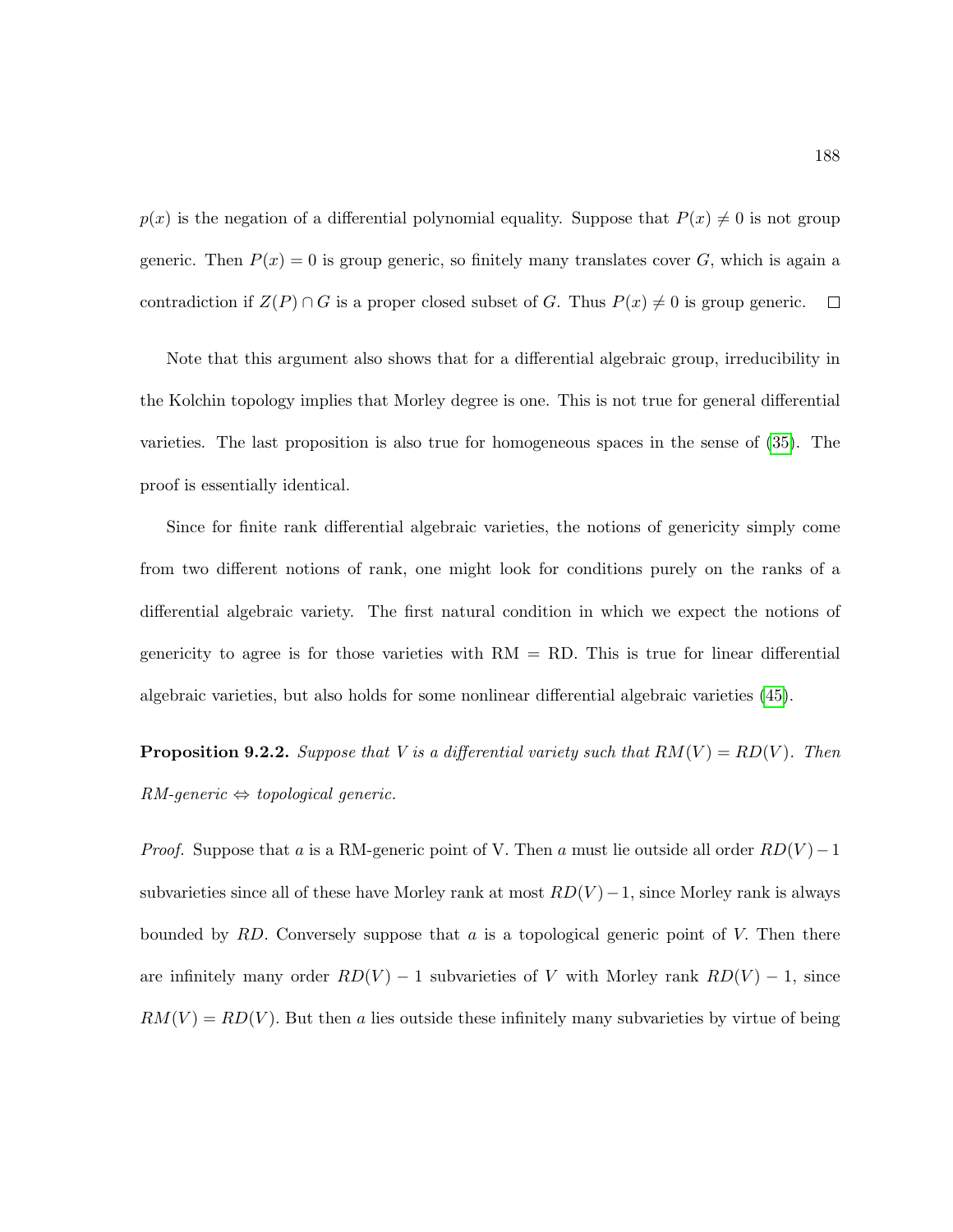$p(x)$ is the negation of a differential polynomial equality. Suppose that $P(x) \neq 0$ is not group generic. Then $P(x) = 0$ is group generic, so finitely many translates cover $G$, which is again a contradiction if $Z(P) \cap G$ is a proper closed subset of $G$. Thus $P(x) \neq 0$ is group generic. $\square$

Note that this argument also shows that for a differential algebraic group, irreducibility in the Kolchin topology implies that Morley degree is one. This is not true for general differential varieties. The last proposition is also true for homogeneous spaces in the sense of (35). The proof is essentially identical.

Since for finite rank differential algebraic varieties, the notions of genericity simply come from two different notions of rank, one might look for conditions purely on the ranks of a differential algebraic variety. The first natural condition in which we expect the notions of genericity to agree is for those varieties with RM = RD. This is true for linear differential algebraic varieties, but also holds for some nonlinear differential algebraic varieties (45).

**Proposition 9.2.2.** *Suppose that $V$ is a differential variety such that $RM(V) = RD(V)$. Then RM-generic $\Leftrightarrow$ topological generic.*

*Proof.* Suppose that $a$ is a RM-generic point of V. Then $a$ must lie outside all order $RD(V) - 1$ subvarieties since all of these have Morley rank at most $RD(V) - 1$, since Morley rank is always bounded by $RD$. Conversely suppose that $a$ is a topological generic point of $V$. Then there are infinitely many order $RD(V) - 1$ subvarieties of $V$ with Morley rank $RD(V) - 1$, since $RM(V) = RD(V)$. But then $a$ lies outside these infinitely many subvarieties by virtue of being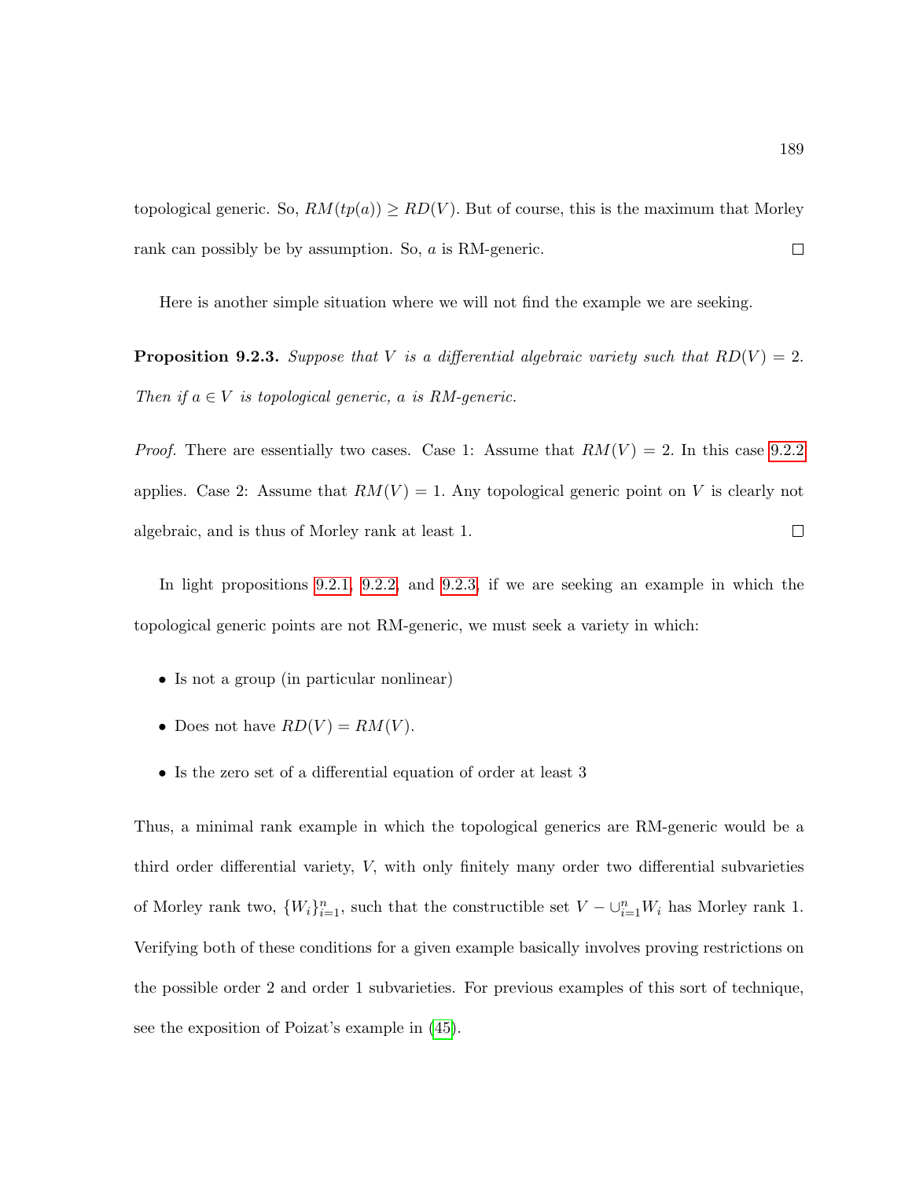topological generic. So, $RM(tp(a)) \geq RD(V)$. But of course, this is the maximum that Morley rank can possibly be by assumption. So, $a$ is RM-generic. □

Here is another simple situation where we will not find the example we are seeking.

**Proposition 9.2.3.** *Suppose that $V$ is a differential algebraic variety such that $RD(V) = 2$. Then if $a \in V$ is topological generic, $a$ is RM-generic.*

*Proof.* There are essentially two cases. Case 1: Assume that $RM(V) = 2$. In this case 9.2.2 applies. Case 2: Assume that $RM(V) = 1$. Any topological generic point on $V$ is clearly not algebraic, and is thus of Morley rank at least 1. □

In light propositions 9.2.1, 9.2.2, and 9.2.3, if we are seeking an example in which the topological generic points are not RM-generic, we must seek a variety in which:

- Is not a group (in particular nonlinear)
- Does not have $RD(V) = RM(V)$.
- Is the zero set of a differential equation of order at least 3

Thus, a minimal rank example in which the topological generics are RM-generic would be a third order differential variety, $V$, with only finitely many order two differential subvarieties of Morley rank two, $\{W_i\}_{i=1}^n$, such that the constructible set $V - \cup_{i=1}^n W_i$ has Morley rank 1. Verifying both of these conditions for a given example basically involves proving restrictions on the possible order 2 and order 1 subvarieties. For previous examples of this sort of technique, see the exposition of Poizat's example in (45).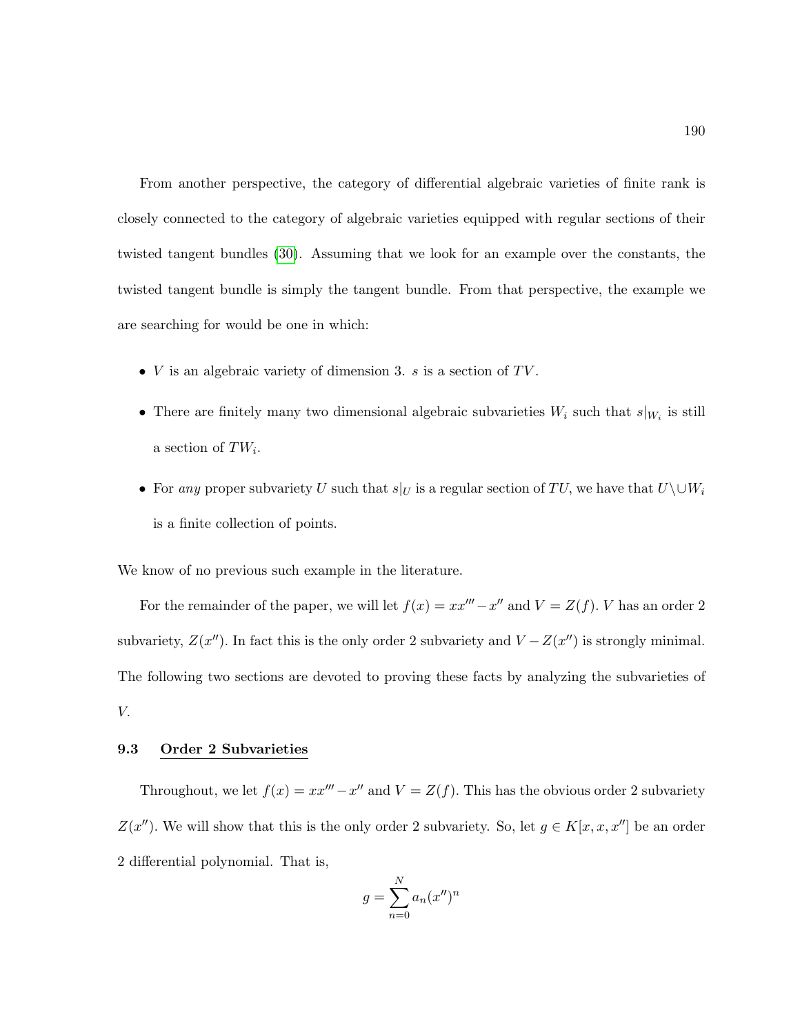From another perspective, the category of differential algebraic varieties of finite rank is closely connected to the category of algebraic varieties equipped with regular sections of their twisted tangent bundles (30). Assuming that we look for an example over the constants, the twisted tangent bundle is simply the tangent bundle. From that perspective, the example we are searching for would be one in which:

- $V$ is an algebraic variety of dimension 3. $s$ is a section of $TV$.
- There are finitely many two dimensional algebraic subvarieties $W_i$ such that $s|_{W_i}$ is still a section of $TW_i$.
- For *any* proper subvariety $U$ such that $s|_U$ is a regular section of $TU$, we have that $U \setminus \cup W_i$ is a finite collection of points.

We know of no previous such example in the literature.

For the remainder of the paper, we will let $f(x) = xx''' - x''$ and $V = Z(f)$. $V$ has an order 2 subvariety, $Z(x'')$. In fact this is the only order 2 subvariety and $V - Z(x'')$ is strongly minimal. The following two sections are devoted to proving these facts by analyzing the subvarieties of $V$.

### 9.3 Order 2 Subvarieties

Throughout, we let $f(x) = xx''' - x''$ and $V = Z(f)$. This has the obvious order 2 subvariety $Z(x'')$. We will show that this is the only order 2 subvariety. So, let $g \in K[x, x, x'']$ be an order 2 differential polynomial. That is,

$$g = \sum_{n=0}^{N} a_n (x'')^n$$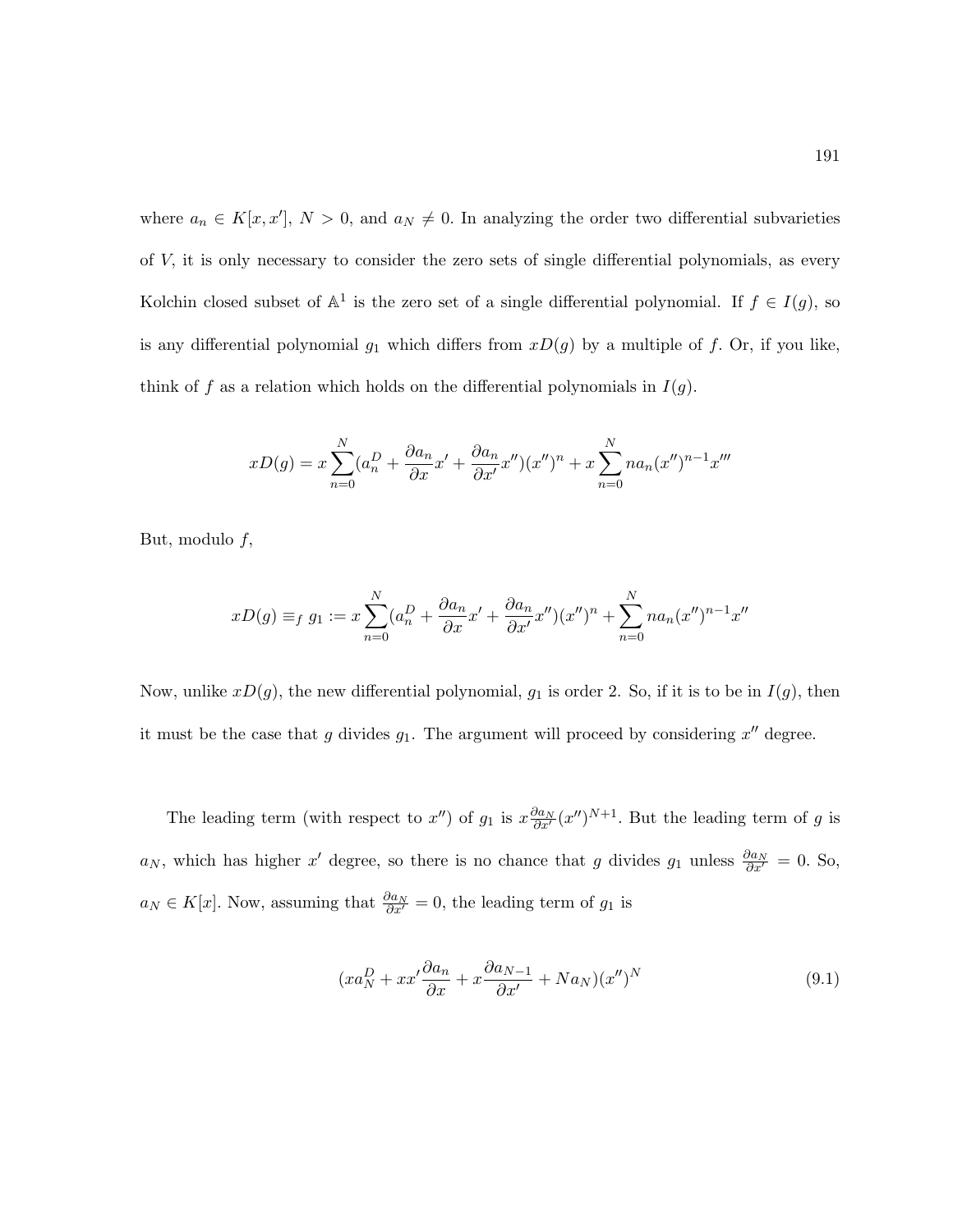where $a_n \in K[x, x']$, $N > 0$, and $a_N \neq 0$. In analyzing the order two differential subvarieties of $V$, it is only necessary to consider the zero sets of single differential polynomials, as every Kolchin closed subset of $\mathbb{A}^1$ is the zero set of a single differential polynomial. If $f \in I(g)$, so is any differential polynomial $g_1$ which differs from $xD(g)$ by a multiple of $f$. Or, if you like, think of $f$ as a relation which holds on the differential polynomials in $I(g)$.

$$xD(g) = x\sum_{n=0}^{N}(a_n^D + \frac{\partial a_n}{\partial x}x' + \frac{\partial a_n}{\partial x'}x'')(x'')^n + x\sum_{n=0}^{N} n a_n (x'')^{n-1}x'''$$

But, modulo $f$,

$$xD(g) \equiv_f g_1 := x\sum_{n=0}^{N}(a_n^D + \frac{\partial a_n}{\partial x}x' + \frac{\partial a_n}{\partial x'}x'')(x'')^n + \sum_{n=0}^{N} n a_n (x'')^{n-1}x''$$

Now, unlike $xD(g)$, the new differential polynomial, $g_1$ is order 2. So, if it is to be in $I(g)$, then it must be the case that $g$ divides $g_1$. The argument will proceed by considering $x''$ degree.

The leading term (with respect to $x''$) of $g_1$ is $x\frac{\partial a_N}{\partial x'}(x'')^{N+1}$. But the leading term of $g$ is $a_N$, which has higher $x'$ degree, so there is no chance that $g$ divides $g_1$ unless $\frac{\partial a_N}{\partial x'} = 0$. So, $a_N \in K[x]$. Now, assuming that $\frac{\partial a_N}{\partial x'} = 0$, the leading term of $g_1$ is

$$(xa_N^D + xx'\frac{\partial a_n}{\partial x} + x\frac{\partial a_{N-1}}{\partial x'} + Na_N)(x'')^N \tag{9.1}$$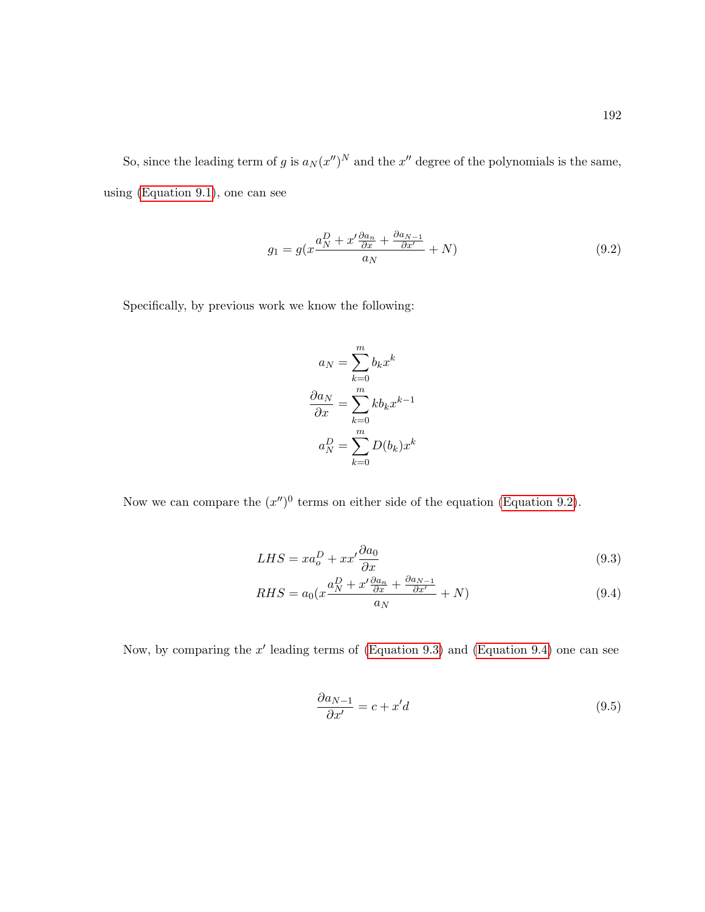So, since the leading term of $g$ is $a_N(x'')^N$ and the $x''$ degree of the polynomials is the same, using (Equation 9.1), one can see

$$g_1 = g(x\frac{a_N^D + x'\frac{\partial a_n}{\partial x} + \frac{\partial a_{N-1}}{\partial x'}}{a_N} + N) \tag{9.2}$$

Specifically, by previous work we know the following:

$$a_N = \sum_{k=0}^{m} b_k x^k$$

$$\frac{\partial a_N}{\partial x} = \sum_{k=0}^{m} k b_k x^{k-1}$$

$$a_N^D = \sum_{k=0}^{m} D(b_k) x^k$$

Now we can compare the $(x'')^0$ terms on either side of the equation (Equation 9.2).

$$LHS = x a_o^D + x x' \frac{\partial a_0}{\partial x} \tag{9.3}$$

$$RHS = a_0(x\frac{a_N^D + x'\frac{\partial a_n}{\partial x} + \frac{\partial a_{N-1}}{\partial x'}}{a_N} + N) \tag{9.4}$$

Now, by comparing the $x'$ leading terms of (Equation 9.3) and (Equation 9.4) one can see

$$\frac{\partial a_{N-1}}{\partial x'} = c + x'd \tag{9.5}$$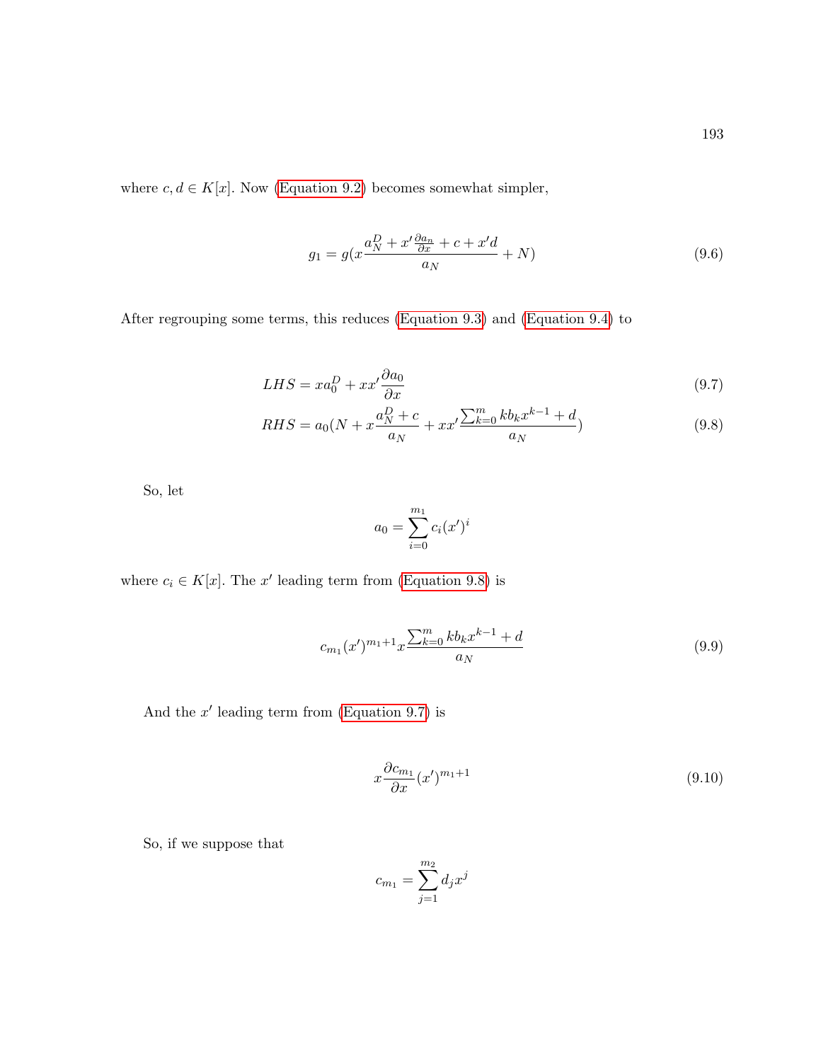where $c, d \in K[x]$. Now (Equation 9.2) becomes somewhat simpler,

$$g_1 = g(x\frac{a_N^D + x'\frac{\partial a_n}{\partial x} + c + x'd}{a_N} + N) \tag{9.6}$$

After regrouping some terms, this reduces (Equation 9.3) and (Equation 9.4) to

$$LHS = xa_0^D + xx'\frac{\partial a_0}{\partial x} \tag{9.7}$$

$$RHS = a_0(N + x\frac{a_N^D + c}{a_N} + xx'\frac{\sum_{k=0}^{m} kb_k x^{k-1} + d}{a_N}) \tag{9.8}$$

So, let

$$a_0 = \sum_{i=0}^{m_1} c_i(x')^i$$

where $c_i \in K[x]$. The $x'$ leading term from (Equation 9.8) is

$$c_{m_1}(x')^{m_1+1}x\frac{\sum_{k=0}^{m} kb_k x^{k-1} + d}{a_N} \tag{9.9}$$

And the $x'$ leading term from (Equation 9.7) is

$$x\frac{\partial c_{m_1}}{\partial x}(x')^{m_1+1} \tag{9.10}$$

So, if we suppose that

$$c_{m_1} = \sum_{j=1}^{m_2} d_j x^j$$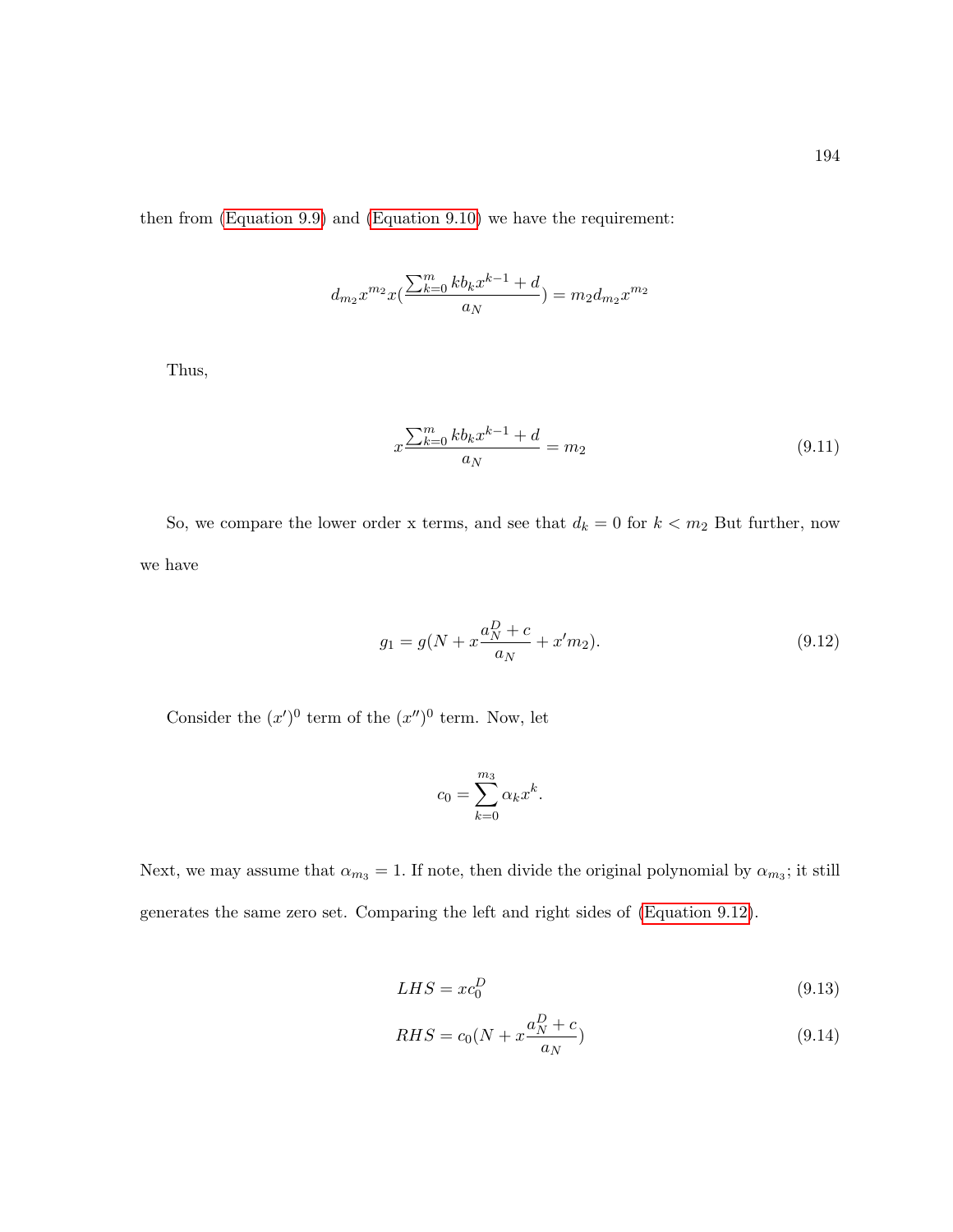then from (Equation 9.9) and (Equation 9.10) we have the requirement:

$$d_{m_2} x^{m_2} x \left( \frac{\sum_{k=0}^{m} k b_k x^{k-1} + d}{a_N} \right) = m_2 d_{m_2} x^{m_2}$$

Thus,

$$x \frac{\sum_{k=0}^{m} k b_k x^{k-1} + d}{a_N} = m_2 \tag{9.11}$$

So, we compare the lower order x terms, and see that $d_k = 0$ for $k < m_2$ But further, now we have

$$g_1 = g\left(N + x \frac{a_N^D + c}{a_N} + x' m_2\right). \tag{9.12}$$

Consider the $(x')^0$ term of the $(x'')^0$ term. Now, let

$$c_0 = \sum_{k=0}^{m_3} \alpha_k x^k.$$

Next, we may assume that $\alpha_{m_3} = 1$. If note, then divide the original polynomial by $\alpha_{m_3}$; it still generates the same zero set. Comparing the left and right sides of (Equation 9.12).

$$LHS = x c_0^D \tag{9.13}$$

$$RHS = c_0 \left(N + x \frac{a_N^D + c}{a_N}\right) \tag{9.14}$$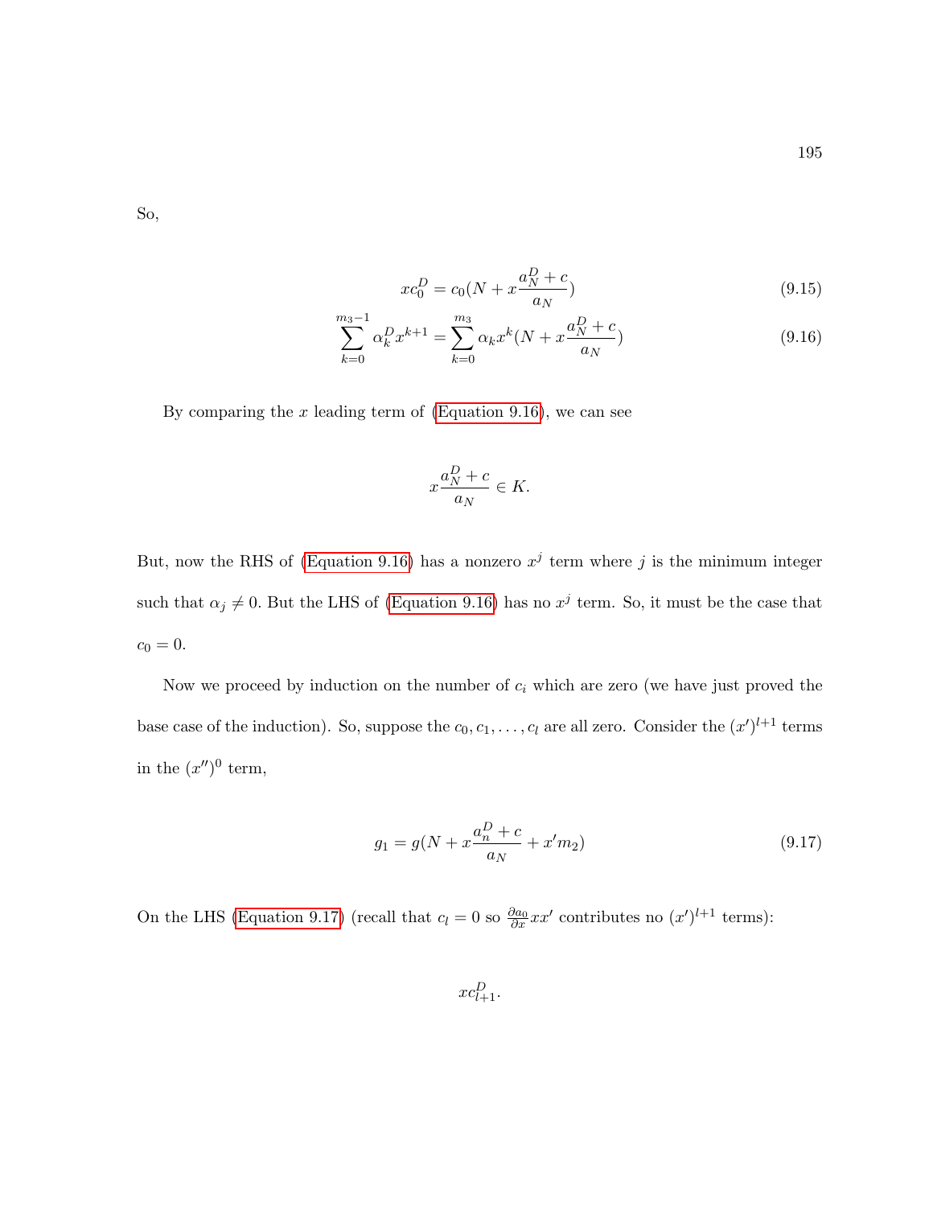So,

$$xc_0^D = c_0(N + x\frac{a_N^D + c}{a_N}) \tag{9.15}$$

$$\sum_{k=0}^{m_3-1} \alpha_k^D x^{k+1} = \sum_{k=0}^{m_3} \alpha_k x^k (N + x\frac{a_N^D + c}{a_N}) \tag{9.16}$$

By comparing the $x$ leading term of (Equation 9.16), we can see

$$x\frac{a_N^D + c}{a_N} \in K.$$

But, now the RHS of (Equation 9.16) has a nonzero $x^j$ term where $j$ is the minimum integer such that $\alpha_j \neq 0$. But the LHS of (Equation 9.16) has no $x^j$ term. So, it must be the case that $c_0 = 0$.

Now we proceed by induction on the number of $c_i$ which are zero (we have just proved the base case of the induction). So, suppose the $c_0, c_1, \ldots, c_l$ are all zero. Consider the $(x')^{l+1}$ terms in the $(x'')^0$ term,

$$g_1 = g(N + x\frac{a_n^D + c}{a_N} + x'm_2) \tag{9.17}$$

On the LHS (Equation 9.17) (recall that $c_l = 0$ so $\frac{\partial a_0}{\partial x}xx'$ contributes no $(x')^{l+1}$ terms):

$$xc_{l+1}^D.$$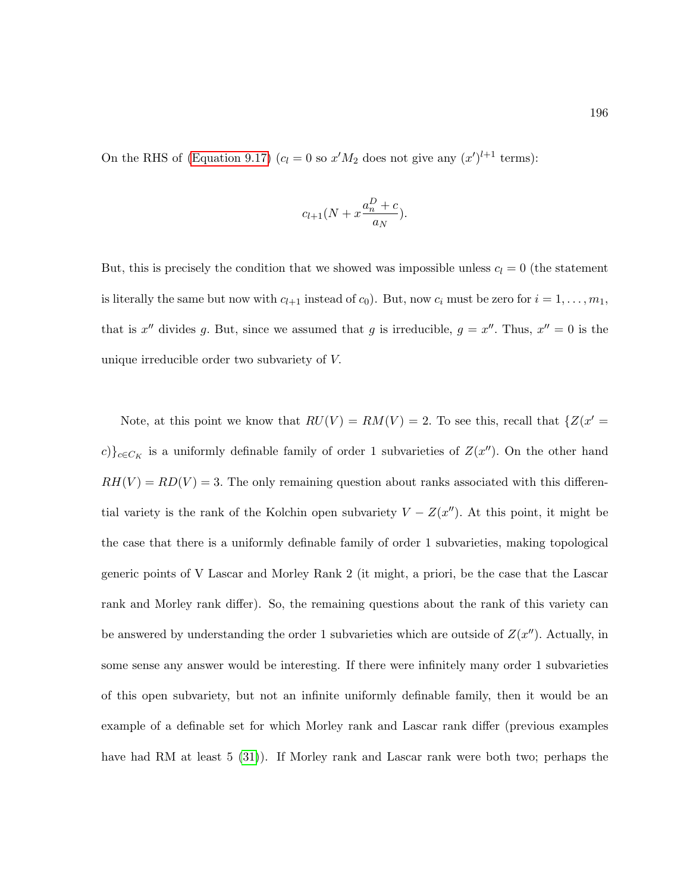On the RHS of (Equation 9.17) ($c_l = 0$ so $x'M_2$ does not give any $(x')^{l+1}$ terms):

$$c_{l+1}(N + x\frac{a_n^D + c}{a_N}).$$

But, this is precisely the condition that we showed was impossible unless $c_l = 0$ (the statement is literally the same but now with $c_{l+1}$ instead of $c_0$). But, now $c_i$ must be zero for $i = 1, \ldots, m_1$, that is $x''$ divides $g$. But, since we assumed that $g$ is irreducible, $g = x''$. Thus, $x'' = 0$ is the unique irreducible order two subvariety of $V$.

Note, at this point we know that $RU(V) = RM(V) = 2$. To see this, recall that $\{Z(x' = c)\}_{c \in C_K}$ is a uniformly definable family of order 1 subvarieties of $Z(x'')$. On the other hand $RH(V) = RD(V) = 3$. The only remaining question about ranks associated with this differential variety is the rank of the Kolchin open subvariety $V - Z(x'')$. At this point, it might be the case that there is a uniformly definable family of order 1 subvarieties, making topological generic points of V Lascar and Morley Rank 2 (it might, a priori, be the case that the Lascar rank and Morley rank differ). So, the remaining questions about the rank of this variety can be answered by understanding the order 1 subvarieties which are outside of $Z(x'')$. Actually, in some sense any answer would be interesting. If there were infinitely many order 1 subvarieties of this open subvariety, but not an infinite uniformly definable family, then it would be an example of a definable set for which Morley rank and Lascar rank differ (previous examples have had RM at least 5 (31)). If Morley rank and Lascar rank were both two; perhaps the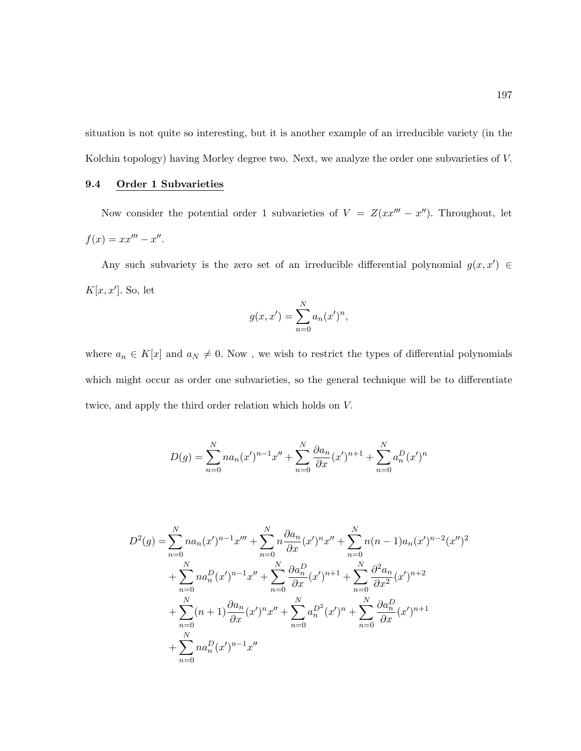situation is not quite so interesting, but it is another example of an irreducible variety (in the Kolchin topology) having Morley degree two. Next, we analyze the order one subvarieties of $V$.

## 9.4 Order 1 Subvarieties

Now consider the potential order 1 subvarieties of $V = Z(xx''' - x'')$. Throughout, let $f(x) = xx''' - x''$.

Any such subvariety is the zero set of an irreducible differential polynomial $g(x, x') \in K[x, x']$. So, let

$$g(x, x') = \sum_{n=0}^{N} a_n (x')^n,$$

where $a_n \in K[x]$ and $a_N \neq 0$. Now , we wish to restrict the types of differential polynomials which might occur as order one subvarieties, so the general technique will be to differentiate twice, and apply the third order relation which holds on $V$.

$$D(g) = \sum_{n=0}^{N} n a_n (x')^{n-1} x'' + \sum_{n=0}^{N} \frac{\partial a_n}{\partial x} (x')^{n+1} + \sum_{n=0}^{N} a_n^D (x')^n$$

$$\begin{aligned}
D^2(g) = &\sum_{n=0}^{N} n a_n (x')^{n-1} x''' + \sum_{n=0}^{N} n \frac{\partial a_n}{\partial x} (x')^n x'' + \sum_{n=0}^{N} n(n-1) a_n (x')^{n-2} (x'')^2 \\
&+ \sum_{n=0}^{N} n a_n^D (x')^{n-1} x'' + \sum_{n=0}^{N} \frac{\partial a_n^D}{\partial x} (x')^{n+1} + \sum_{n=0}^{N} \frac{\partial^2 a_n}{\partial x^2} (x')^{n+2} \\
&+ \sum_{n=0}^{N} (n+1) \frac{\partial a_n}{\partial x} (x')^n x'' + \sum_{n=0}^{N} a_n^{D^2} (x')^n + \sum_{n=0}^{N} \frac{\partial a_n^D}{\partial x} (x')^{n+1} \\
&+ \sum_{n=0}^{N} n a_n^D (x')^{n-1} x''
\end{aligned}$$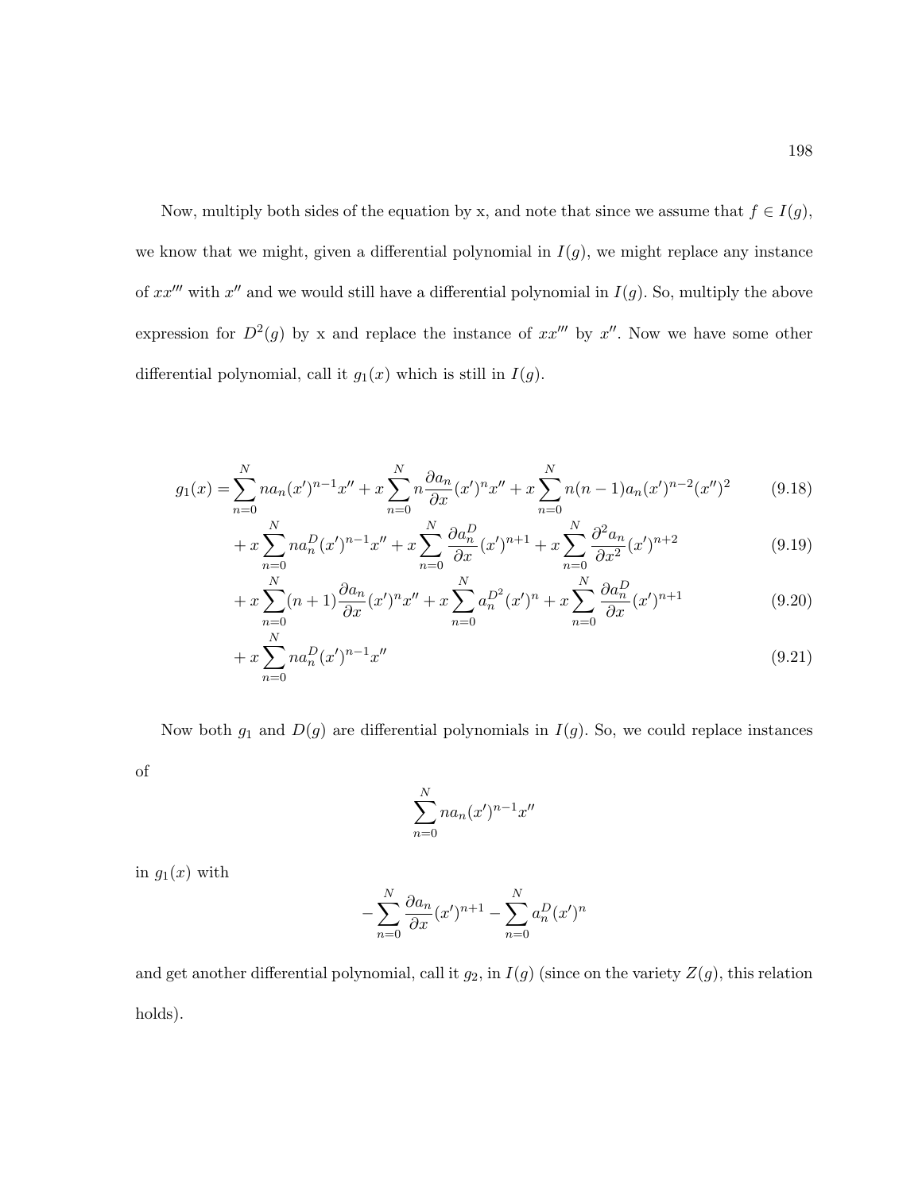Now, multiply both sides of the equation by x, and note that since we assume that $f \in I(g)$, we know that we might, given a differential polynomial in $I(g)$, we might replace any instance of $xx'''$ with $x''$ and we would still have a differential polynomial in $I(g)$. So, multiply the above expression for $D^2(g)$ by x and replace the instance of $xx'''$ by $x''$. Now we have some other differential polynomial, call it $g_1(x)$ which is still in $I(g)$.

$$
\begin{aligned}
g_1(x) =& \sum_{n=0}^{N} n a_n (x')^{n-1} x'' + x \sum_{n=0}^{N} n \frac{\partial a_n}{\partial x} (x')^n x'' + x \sum_{n=0}^{N} n(n-1) a_n (x')^{n-2} (x'')^2 && (9.18) \\
&+ x \sum_{n=0}^{N} n a_n^D (x')^{n-1} x'' + x \sum_{n=0}^{N} \frac{\partial a_n^D}{\partial x} (x')^{n+1} + x \sum_{n=0}^{N} \frac{\partial^2 a_n}{\partial x^2} (x')^{n+2} && (9.19) \\
&+ x \sum_{n=0}^{N} (n+1) \frac{\partial a_n}{\partial x} (x')^n x'' + x \sum_{n=0}^{N} a_n^{D^2} (x')^n + x \sum_{n=0}^{N} \frac{\partial a_n^D}{\partial x} (x')^{n+1} && (9.20) \\
&+ x \sum_{n=0}^{N} n a_n^D (x')^{n-1} x'' && (9.21)
\end{aligned}
$$

Now both $g_1$ and $D(g)$ are differential polynomials in $I(g)$. So, we could replace instances of

$$
\sum_{n=0}^{N} n a_n (x')^{n-1} x''
$$

in $g_1(x)$ with

$$
-\sum_{n=0}^{N} \frac{\partial a_n}{\partial x} (x')^{n+1} - \sum_{n=0}^{N} a_n^D (x')^n
$$

and get another differential polynomial, call it $g_2$, in $I(g)$ (since on the variety $Z(g)$, this relation holds).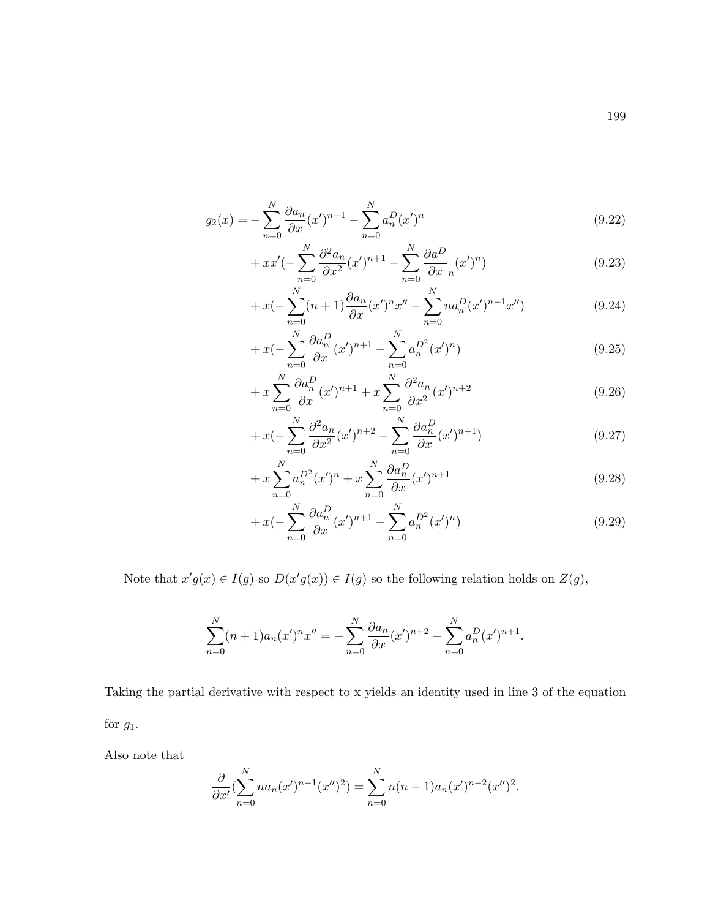$$g_2(x) = -\sum_{n=0}^{N} \frac{\partial a_n}{\partial x}(x')^{n+1} - \sum_{n=0}^{N} a_n^D (x')^n \tag{9.22}$$

$$+ xx'(-\sum_{n=0}^{N} \frac{\partial^2 a_n}{\partial x^2}(x')^{n+1} - \sum_{n=0}^{N} \frac{\partial a^D}{\partial x}_n (x')^n) \tag{9.23}$$

$$+ x(-\sum_{n=0}^{N}(n+1)\frac{\partial a_n}{\partial x}(x')^n x'' - \sum_{n=0}^{N} n a_n^D (x')^{n-1} x'') \tag{9.24}$$

$$+ x(-\sum_{n=0}^{N} \frac{\partial a_n^D}{\partial x}(x')^{n+1} - \sum_{n=0}^{N} a_n^{D^2}(x')^n) \tag{9.25}$$

$$+ x\sum_{n=0}^{N} \frac{\partial a_n^D}{\partial x}(x')^{n+1} + x\sum_{n=0}^{N} \frac{\partial^2 a_n}{\partial x^2}(x')^{n+2} \tag{9.26}$$

$$+ x(-\sum_{n=0}^{N} \frac{\partial^2 a_n}{\partial x^2}(x')^{n+2} - \sum_{n=0}^{N} \frac{\partial a_n^D}{\partial x}(x')^{n+1}) \tag{9.27}$$

$$+ x\sum_{n=0}^{N} a_n^{D^2}(x')^n + x\sum_{n=0}^{N} \frac{\partial a_n^D}{\partial x}(x')^{n+1} \tag{9.28}$$

$$+ x(-\sum_{n=0}^{N} \frac{\partial a_n^D}{\partial x}(x')^{n+1} - \sum_{n=0}^{N} a_n^{D^2}(x')^n) \tag{9.29}$$

Note that $x'g(x) \in I(g)$ so $D(x'g(x)) \in I(g)$ so the following relation holds on $Z(g)$,

$$\sum_{n=0}^{N}(n+1)a_n(x')^n x'' = -\sum_{n=0}^{N} \frac{\partial a_n}{\partial x}(x')^{n+2} - \sum_{n=0}^{N} a_n^D (x')^{n+1}.$$

Taking the partial derivative with respect to x yields an identity used in line 3 of the equation for $g_1$.

Also note that

$$\frac{\partial}{\partial x'}(\sum_{n=0}^{N} n a_n (x')^{n-1}(x'')^2) = \sum_{n=0}^{N} n(n-1)a_n(x')^{n-2}(x'')^2.$$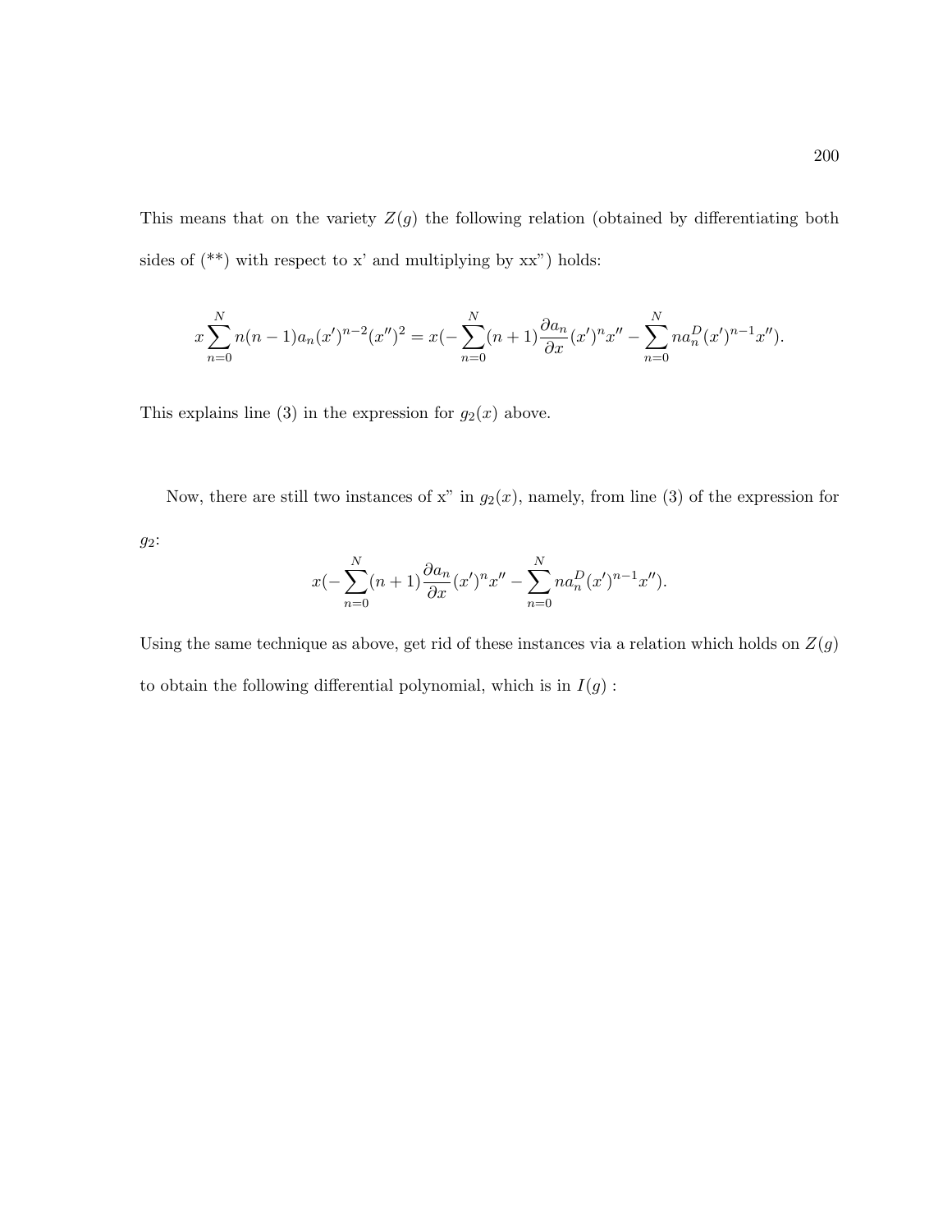This means that on the variety $Z(g)$ the following relation (obtained by differentiating both sides of (**) with respect to x' and multiplying by xx") holds:

$$x\sum_{n=0}^{N} n(n-1)a_n(x')^{n-2}(x'')^2 = x(-\sum_{n=0}^{N}(n+1)\frac{\partial a_n}{\partial x}(x')^n x'' - \sum_{n=0}^{N} n a_n^D (x')^{n-1}x'').$$

This explains line (3) in the expression for $g_2(x)$ above.

Now, there are still two instances of x" in $g_2(x)$, namely, from line (3) of the expression for $g_2$:

$$x(-\sum_{n=0}^{N}(n+1)\frac{\partial a_n}{\partial x}(x')^n x'' - \sum_{n=0}^{N} n a_n^D (x')^{n-1}x'').$$

Using the same technique as above, get rid of these instances via a relation which holds on $Z(g)$ to obtain the following differential polynomial, which is in $I(g)$ :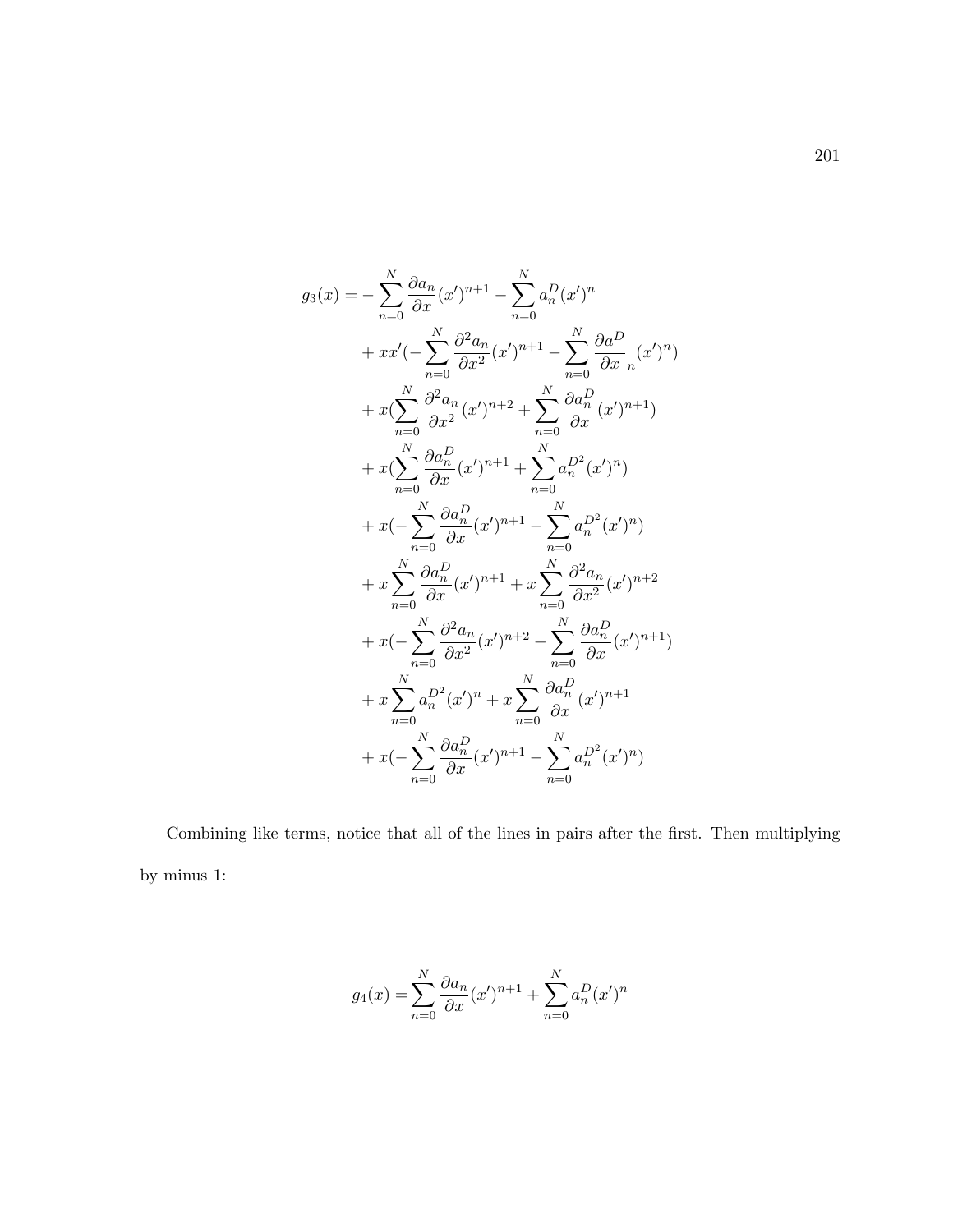$$
\begin{aligned}
g_3(x) = &-\sum_{n=0}^{N} \frac{\partial a_n}{\partial x}(x')^{n+1} - \sum_{n=0}^{N} a_n^D (x')^n \\
&+ xx'(-\sum_{n=0}^{N} \frac{\partial^2 a_n}{\partial x^2}(x')^{n+1} - \sum_{n=0}^{N} \frac{\partial a^D}{\partial x}_n (x')^n) \\
&+ x(\sum_{n=0}^{N} \frac{\partial^2 a_n}{\partial x^2}(x')^{n+2} + \sum_{n=0}^{N} \frac{\partial a_n^D}{\partial x}(x')^{n+1}) \\
&+ x(\sum_{n=0}^{N} \frac{\partial a_n^D}{\partial x}(x')^{n+1} + \sum_{n=0}^{N} a_n^{D^2}(x')^n) \\
&+ x(-\sum_{n=0}^{N} \frac{\partial a_n^D}{\partial x}(x')^{n+1} - \sum_{n=0}^{N} a_n^{D^2}(x')^n) \\
&+ x\sum_{n=0}^{N} \frac{\partial a_n^D}{\partial x}(x')^{n+1} + x\sum_{n=0}^{N} \frac{\partial^2 a_n}{\partial x^2}(x')^{n+2} \\
&+ x(-\sum_{n=0}^{N} \frac{\partial^2 a_n}{\partial x^2}(x')^{n+2} - \sum_{n=0}^{N} \frac{\partial a_n^D}{\partial x}(x')^{n+1}) \\
&+ x\sum_{n=0}^{N} a_n^{D^2}(x')^n + x\sum_{n=0}^{N} \frac{\partial a_n^D}{\partial x}(x')^{n+1} \\
&+ x(-\sum_{n=0}^{N} \frac{\partial a_n^D}{\partial x}(x')^{n+1} - \sum_{n=0}^{N} a_n^{D^2}(x')^n)
\end{aligned}
$$

Combining like terms, notice that all of the lines in pairs after the first. Then multiplying by minus 1:

$$
g_4(x) = \sum_{n=0}^{N} \frac{\partial a_n}{\partial x}(x')^{n+1} + \sum_{n=0}^{N} a_n^D (x')^n
$$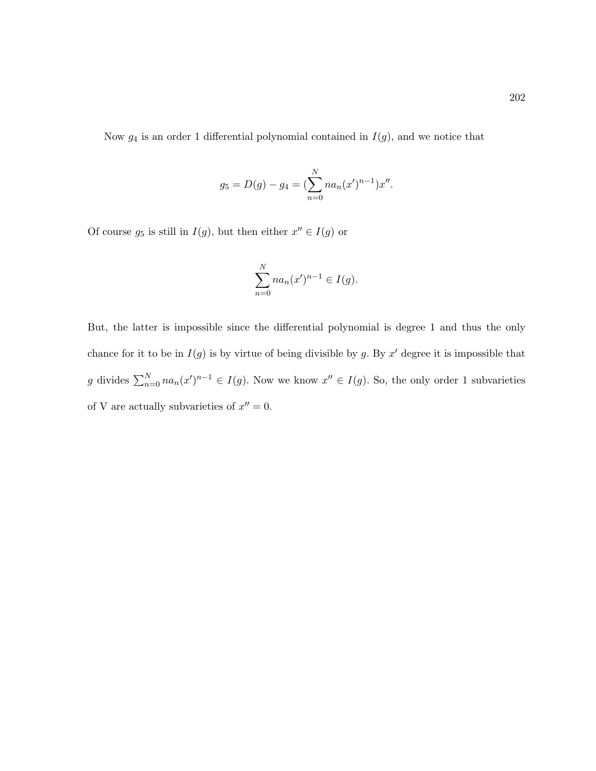Now $g_4$ is an order 1 differential polynomial contained in $I(g)$, and we notice that

$$g_5 = D(g) - g_4 = (\sum_{n=0}^{N} na_n(x')^{n-1})x''.$$

Of course $g_5$ is still in $I(g)$, but then either $x'' \in I(g)$ or

$$\sum_{n=0}^{N} na_n(x')^{n-1} \in I(g).$$

But, the latter is impossible since the differential polynomial is degree 1 and thus the only chance for it to be in $I(g)$ is by virtue of being divisible by $g$. By $x'$ degree it is impossible that $g$ divides $\sum_{n=0}^{N} na_n(x')^{n-1} \in I(g)$. Now we know $x'' \in I(g)$. So, the only order 1 subvarieties of V are actually subvarieties of $x'' = 0$.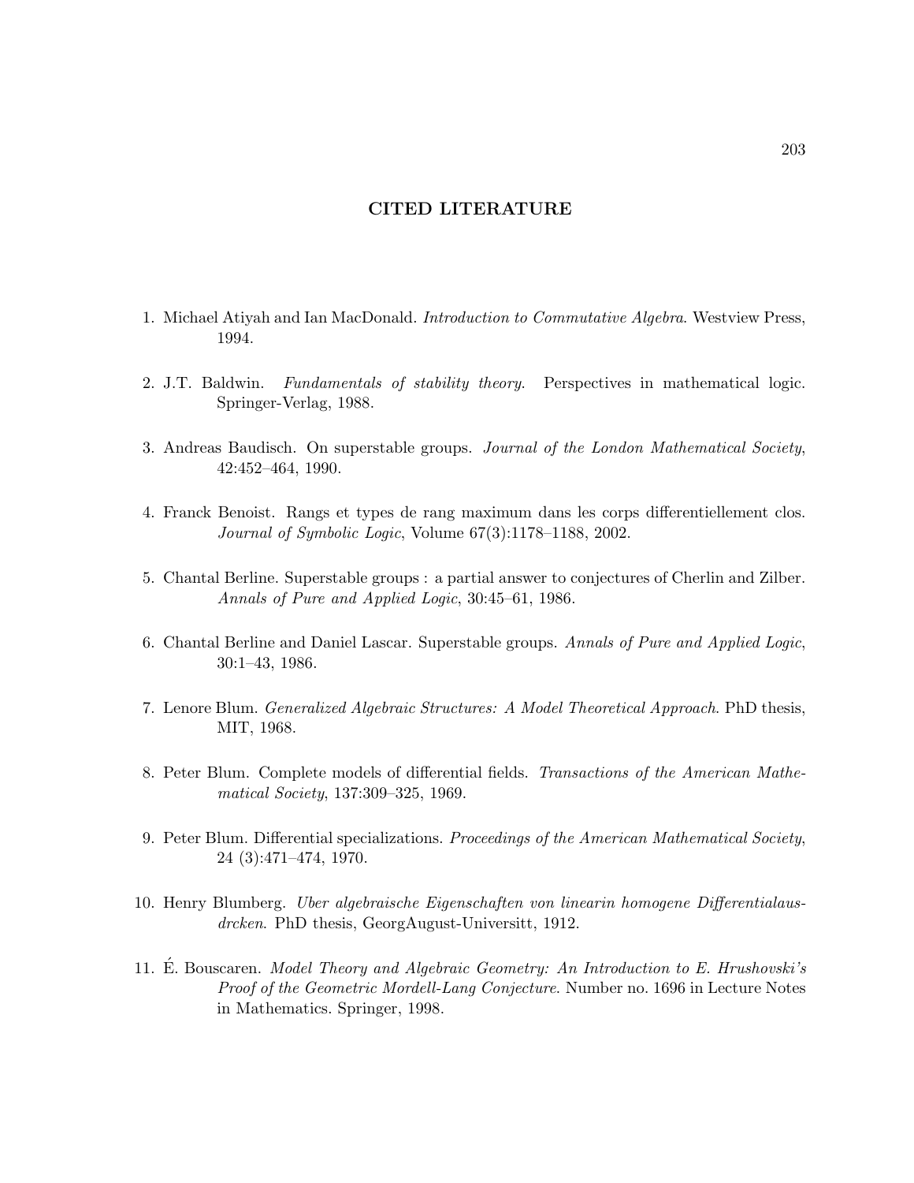# CITED LITERATURE

1. Michael Atiyah and Ian MacDonald. *Introduction to Commutative Algebra*. Westview Press, 1994.

2. J.T. Baldwin. *Fundamentals of stability theory*. Perspectives in mathematical logic. Springer-Verlag, 1988.

3. Andreas Baudisch. On superstable groups. *Journal of the London Mathematical Society*, 42:452–464, 1990.

4. Franck Benoist. Rangs et types de rang maximum dans les corps differentiellement clos. *Journal of Symbolic Logic*, Volume 67(3):1178–1188, 2002.

5. Chantal Berline. Superstable groups : a partial answer to conjectures of Cherlin and Zilber. *Annals of Pure and Applied Logic*, 30:45–61, 1986.

6. Chantal Berline and Daniel Lascar. Superstable groups. *Annals of Pure and Applied Logic*, 30:1–43, 1986.

7. Lenore Blum. *Generalized Algebraic Structures: A Model Theoretical Approach*. PhD thesis, MIT, 1968.

8. Peter Blum. Complete models of differential fields. *Transactions of the American Mathematical Society*, 137:309–325, 1969.

9. Peter Blum. Differential specializations. *Proceedings of the American Mathematical Society*, 24 (3):471–474, 1970.

10. Henry Blumberg. *Uber algebraische Eigenschaften von linearin homogene Differentialausdrcken*. PhD thesis, GeorgAugust-Universitt, 1912.

11. É. Bouscaren. *Model Theory and Algebraic Geometry: An Introduction to E. Hrushovski's Proof of the Geometric Mordell-Lang Conjecture*. Number no. 1696 in Lecture Notes in Mathematics. Springer, 1998.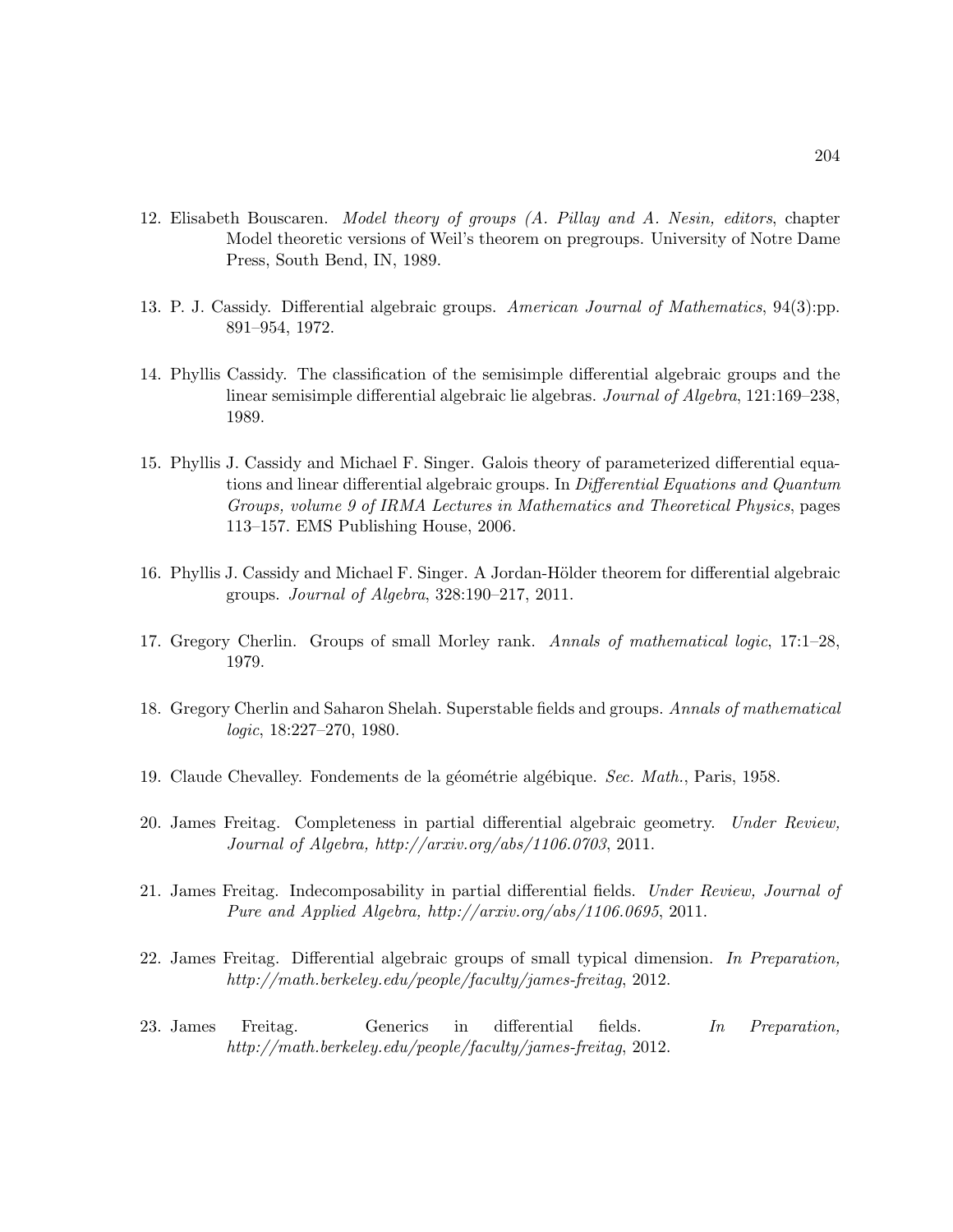12. Elisabeth Bouscaren. *Model theory of groups (A. Pillay and A. Nesin, editors*, chapter Model theoretic versions of Weil's theorem on pregroups. University of Notre Dame Press, South Bend, IN, 1989.

13. P. J. Cassidy. Differential algebraic groups. *American Journal of Mathematics*, 94(3):pp. 891–954, 1972.

14. Phyllis Cassidy. The classification of the semisimple differential algebraic groups and the linear semisimple differential algebraic lie algebras. *Journal of Algebra*, 121:169–238, 1989.

15. Phyllis J. Cassidy and Michael F. Singer. Galois theory of parameterized differential equations and linear differential algebraic groups. In *Differential Equations and Quantum Groups, volume 9 of IRMA Lectures in Mathematics and Theoretical Physics*, pages 113–157. EMS Publishing House, 2006.

16. Phyllis J. Cassidy and Michael F. Singer. A Jordan-Hölder theorem for differential algebraic groups. *Journal of Algebra*, 328:190–217, 2011.

17. Gregory Cherlin. Groups of small Morley rank. *Annals of mathematical logic*, 17:1–28, 1979.

18. Gregory Cherlin and Saharon Shelah. Superstable fields and groups. *Annals of mathematical logic*, 18:227–270, 1980.

19. Claude Chevalley. Fondements de la géométrie algébique. *Sec. Math.*, Paris, 1958.

20. James Freitag. Completeness in partial differential algebraic geometry. *Under Review, Journal of Algebra, http://arxiv.org/abs/1106.0703*, 2011.

21. James Freitag. Indecomposability in partial differential fields. *Under Review, Journal of Pure and Applied Algebra, http://arxiv.org/abs/1106.0695*, 2011.

22. James Freitag. Differential algebraic groups of small typical dimension. *In Preparation, http://math.berkeley.edu/people/faculty/james-freitag*, 2012.

23. James Freitag. Generics in differential fields. *In Preparation, http://math.berkeley.edu/people/faculty/james-freitag*, 2012.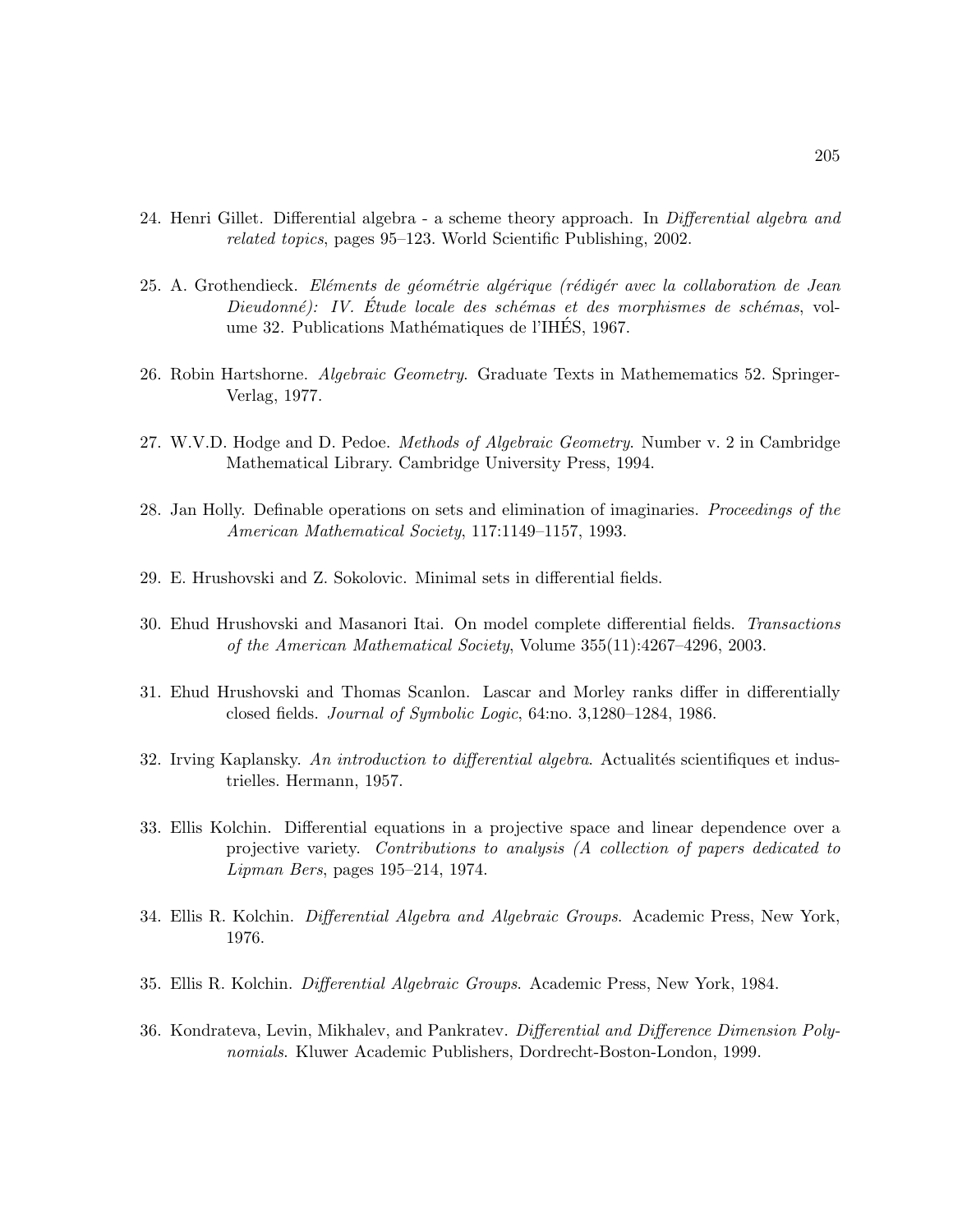24. Henri Gillet. Differential algebra - a scheme theory approach. In *Differential algebra and related topics*, pages 95–123. World Scientific Publishing, 2002.

25. A. Grothendieck. *Eléments de géométrie algérique (rédigér avec la collaboration de Jean Dieudonné): IV. Étude locale des schémas et des morphismes de schémas*, volume 32. Publications Mathématiques de l'IHÉS, 1967.

26. Robin Hartshorne. *Algebraic Geometry*. Graduate Texts in Mathemematics 52. Springer-Verlag, 1977.

27. W.V.D. Hodge and D. Pedoe. *Methods of Algebraic Geometry*. Number v. 2 in Cambridge Mathematical Library. Cambridge University Press, 1994.

28. Jan Holly. Definable operations on sets and elimination of imaginaries. *Proceedings of the American Mathematical Society*, 117:1149–1157, 1993.

29. E. Hrushovski and Z. Sokolovic. Minimal sets in differential fields.

30. Ehud Hrushovski and Masanori Itai. On model complete differential fields. *Transactions of the American Mathematical Society*, Volume 355(11):4267–4296, 2003.

31. Ehud Hrushovski and Thomas Scanlon. Lascar and Morley ranks differ in differentially closed fields. *Journal of Symbolic Logic*, 64:no. 3,1280–1284, 1986.

32. Irving Kaplansky. *An introduction to differential algebra*. Actualités scientifiques et industrielles. Hermann, 1957.

33. Ellis Kolchin. Differential equations in a projective space and linear dependence over a projective variety. *Contributions to analysis (A collection of papers dedicated to Lipman Bers*, pages 195–214, 1974.

34. Ellis R. Kolchin. *Differential Algebra and Algebraic Groups*. Academic Press, New York, 1976.

35. Ellis R. Kolchin. *Differential Algebraic Groups*. Academic Press, New York, 1984.

36. Kondrateva, Levin, Mikhalev, and Pankratev. *Differential and Difference Dimension Polynomials*. Kluwer Academic Publishers, Dordrecht-Boston-London, 1999.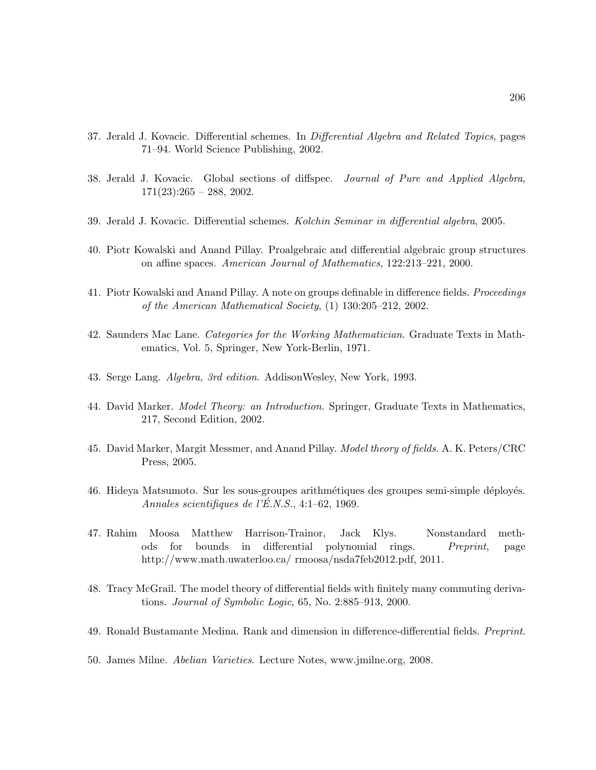37. Jerald J. Kovacic. Differential schemes. In *Differential Algebra and Related Topics*, pages 71–94. World Science Publishing, 2002.

38. Jerald J. Kovacic. Global sections of diffspec. *Journal of Pure and Applied Algebra*, 171(23):265 – 288, 2002.

39. Jerald J. Kovacic. Differential schemes. *Kolchin Seminar in differential algebra*, 2005.

40. Piotr Kowalski and Anand Pillay. Proalgebraic and differential algebraic group structures on affine spaces. *American Journal of Mathematics*, 122:213–221, 2000.

41. Piotr Kowalski and Anand Pillay. A note on groups definable in difference fields. *Proceedings of the American Mathematical Society*, (1) 130:205–212, 2002.

42. Saunders Mac Lane. *Categories for the Working Mathematician*. Graduate Texts in Mathematics, Vol. 5, Springer, New York-Berlin, 1971.

43. Serge Lang. *Algebra, 3rd edition*. AddisonWesley, New York, 1993.

44. David Marker. *Model Theory: an Introduction*. Springer, Graduate Texts in Mathematics, 217, Second Edition, 2002.

45. David Marker, Margit Messmer, and Anand Pillay. *Model theory of fields*. A. K. Peters/CRC Press, 2005.

46. Hideya Matsumoto. Sur les sous-groupes arithmétiques des groupes semi-simple déployés. *Annales scientifiques de l'É.N.S.*, 4:1–62, 1969.

47. Rahim Moosa Matthew Harrison-Trainor, Jack Klys. Nonstandard methods for bounds in differential polynomial rings. *Preprint*, page http://www.math.uwaterloo.ca/ rmoosa/nsda7feb2012.pdf, 2011.

48. Tracy McGrail. The model theory of differential fields with finitely many commuting derivations. *Journal of Symbolic Logic*, 65, No. 2:885–913, 2000.

49. Ronald Bustamante Medina. Rank and dimension in difference-differential fields. *Preprint*.

50. James Milne. *Abelian Varieties*. Lecture Notes, www.jmilne.org, 2008.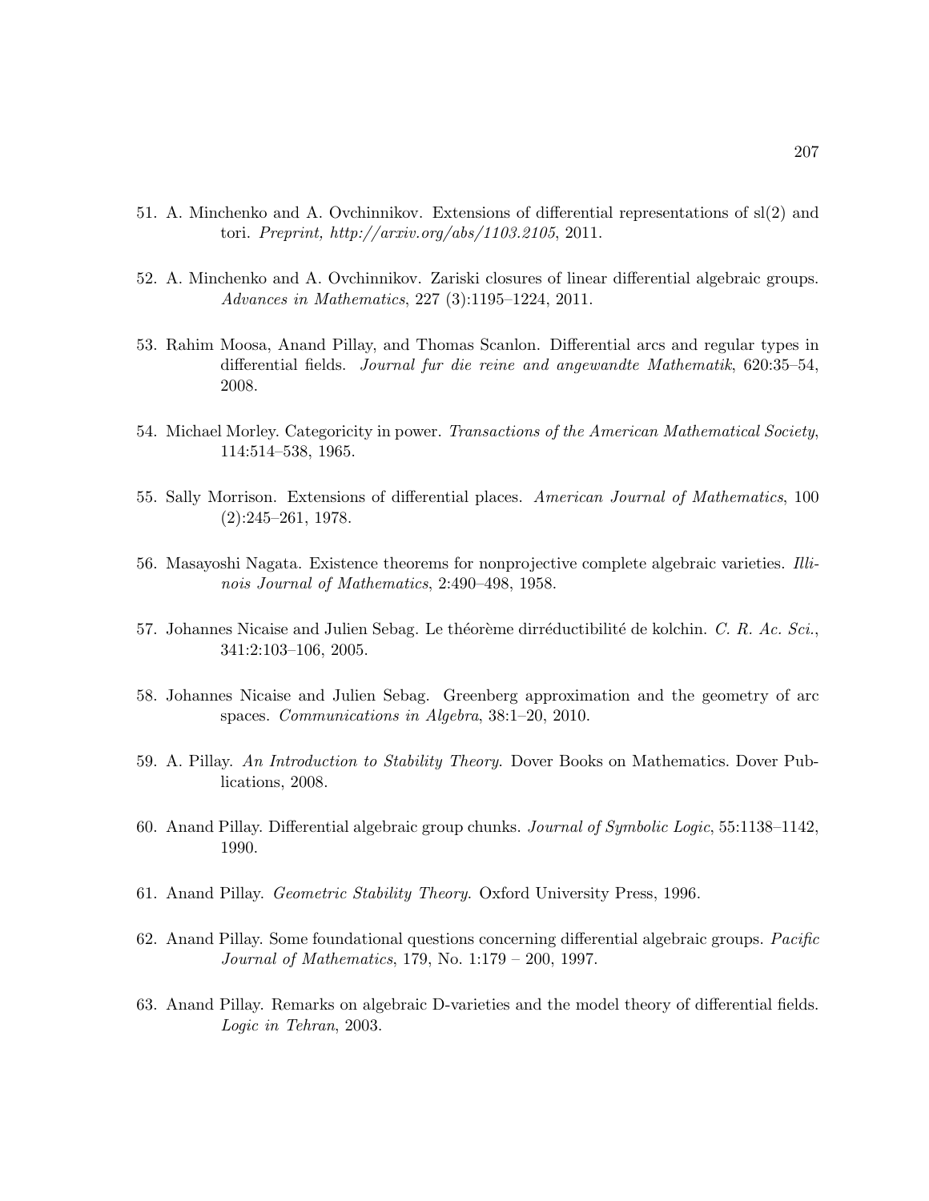51. A. Minchenko and A. Ovchinnikov. Extensions of differential representations of sl(2) and tori. *Preprint, http://arxiv.org/abs/1103.2105*, 2011.

52. A. Minchenko and A. Ovchinnikov. Zariski closures of linear differential algebraic groups. *Advances in Mathematics*, 227 (3):1195–1224, 2011.

53. Rahim Moosa, Anand Pillay, and Thomas Scanlon. Differential arcs and regular types in differential fields. *Journal fur die reine and angewandte Mathematik*, 620:35–54, 2008.

54. Michael Morley. Categoricity in power. *Transactions of the American Mathematical Society*, 114:514–538, 1965.

55. Sally Morrison. Extensions of differential places. *American Journal of Mathematics*, 100 (2):245–261, 1978.

56. Masayoshi Nagata. Existence theorems for nonprojective complete algebraic varieties. *Illinois Journal of Mathematics*, 2:490–498, 1958.

57. Johannes Nicaise and Julien Sebag. Le théorème dirréductibilité de kolchin. *C. R. Ac. Sci.*, 341:2:103–106, 2005.

58. Johannes Nicaise and Julien Sebag. Greenberg approximation and the geometry of arc spaces. *Communications in Algebra*, 38:1–20, 2010.

59. A. Pillay. *An Introduction to Stability Theory*. Dover Books on Mathematics. Dover Publications, 2008.

60. Anand Pillay. Differential algebraic group chunks. *Journal of Symbolic Logic*, 55:1138–1142, 1990.

61. Anand Pillay. *Geometric Stability Theory*. Oxford University Press, 1996.

62. Anand Pillay. Some foundational questions concerning differential algebraic groups. *Pacific Journal of Mathematics*, 179, No. 1:179 – 200, 1997.

63. Anand Pillay. Remarks on algebraic D-varieties and the model theory of differential fields. *Logic in Tehran*, 2003.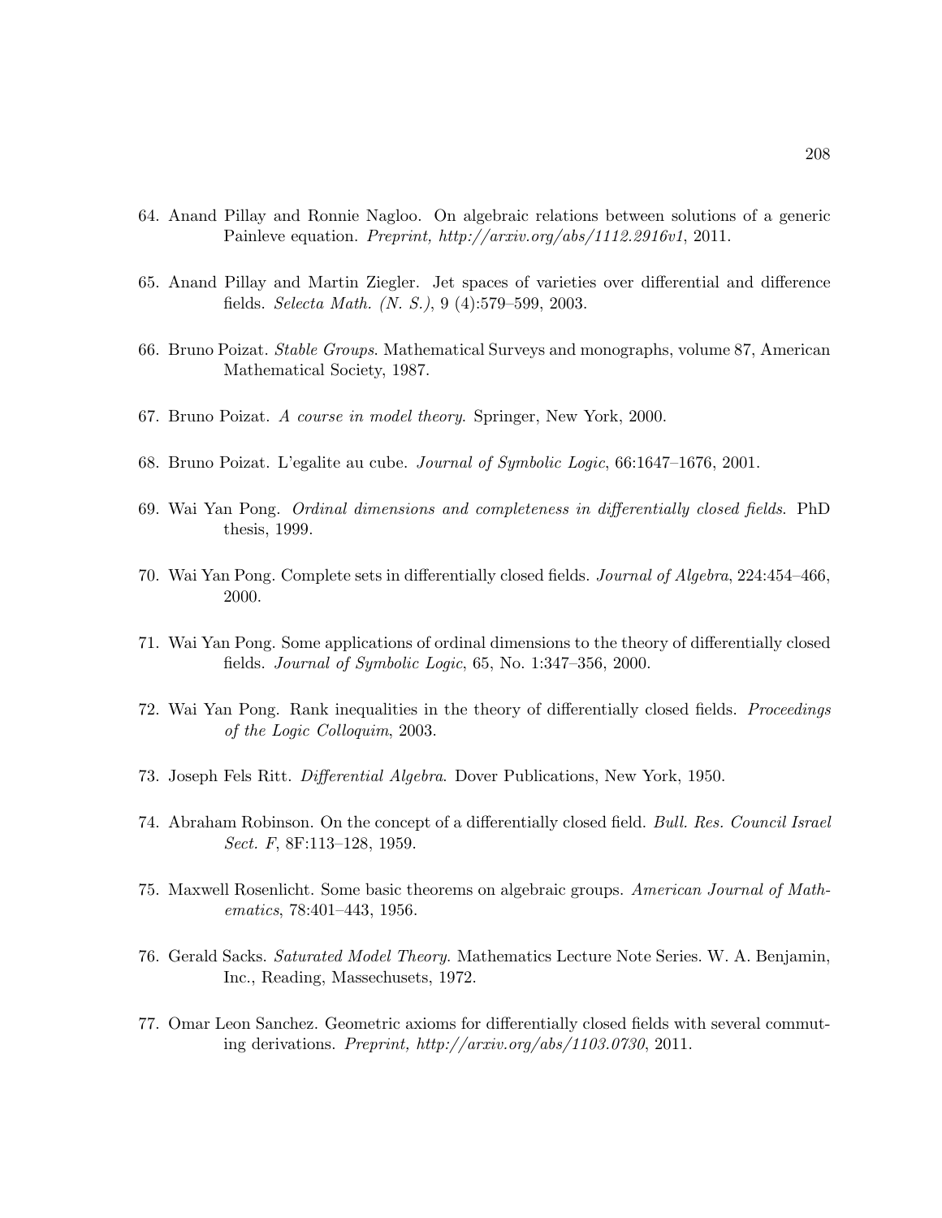64. Anand Pillay and Ronnie Nagloo. On algebraic relations between solutions of a generic Painleve equation. *Preprint, http://arxiv.org/abs/1112.2916v1*, 2011.

65. Anand Pillay and Martin Ziegler. Jet spaces of varieties over differential and difference fields. *Selecta Math. (N. S.)*, 9 (4):579–599, 2003.

66. Bruno Poizat. *Stable Groups*. Mathematical Surveys and monographs, volume 87, American Mathematical Society, 1987.

67. Bruno Poizat. *A course in model theory*. Springer, New York, 2000.

68. Bruno Poizat. L'egalite au cube. *Journal of Symbolic Logic*, 66:1647–1676, 2001.

69. Wai Yan Pong. *Ordinal dimensions and completeness in differentially closed fields*. PhD thesis, 1999.

70. Wai Yan Pong. Complete sets in differentially closed fields. *Journal of Algebra*, 224:454–466, 2000.

71. Wai Yan Pong. Some applications of ordinal dimensions to the theory of differentially closed fields. *Journal of Symbolic Logic*, 65, No. 1:347–356, 2000.

72. Wai Yan Pong. Rank inequalities in the theory of differentially closed fields. *Proceedings of the Logic Colloquim*, 2003.

73. Joseph Fels Ritt. *Differential Algebra*. Dover Publications, New York, 1950.

74. Abraham Robinson. On the concept of a differentially closed field. *Bull. Res. Council Israel Sect. F*, 8F:113–128, 1959.

75. Maxwell Rosenlicht. Some basic theorems on algebraic groups. *American Journal of Mathematics*, 78:401–443, 1956.

76. Gerald Sacks. *Saturated Model Theory*. Mathematics Lecture Note Series. W. A. Benjamin, Inc., Reading, Massechusets, 1972.

77. Omar Leon Sanchez. Geometric axioms for differentially closed fields with several commuting derivations. *Preprint, http://arxiv.org/abs/1103.0730*, 2011.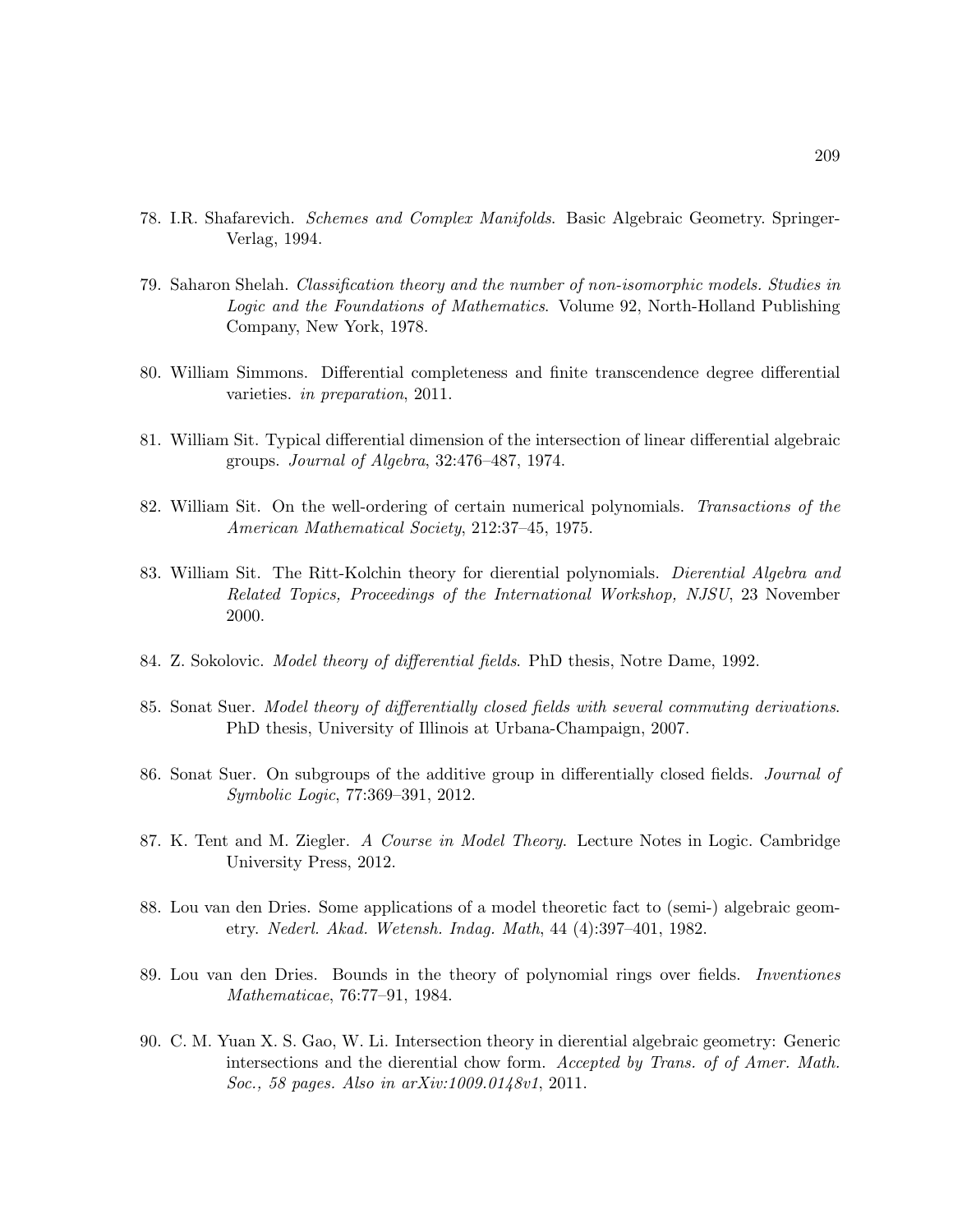78. I.R. Shafarevich. *Schemes and Complex Manifolds*. Basic Algebraic Geometry. Springer-Verlag, 1994.

79. Saharon Shelah. *Classification theory and the number of non-isomorphic models. Studies in Logic and the Foundations of Mathematics*. Volume 92, North-Holland Publishing Company, New York, 1978.

80. William Simmons. Differential completeness and finite transcendence degree differential varieties. *in preparation*, 2011.

81. William Sit. Typical differential dimension of the intersection of linear differential algebraic groups. *Journal of Algebra*, 32:476–487, 1974.

82. William Sit. On the well-ordering of certain numerical polynomials. *Transactions of the American Mathematical Society*, 212:37–45, 1975.

83. William Sit. The Ritt-Kolchin theory for dierential polynomials. *Dierential Algebra and Related Topics, Proceedings of the International Workshop, NJSU*, 23 November 2000.

84. Z. Sokolovic. *Model theory of differential fields*. PhD thesis, Notre Dame, 1992.

85. Sonat Suer. *Model theory of differentially closed fields with several commuting derivations*. PhD thesis, University of Illinois at Urbana-Champaign, 2007.

86. Sonat Suer. On subgroups of the additive group in differentially closed fields. *Journal of Symbolic Logic*, 77:369–391, 2012.

87. K. Tent and M. Ziegler. *A Course in Model Theory*. Lecture Notes in Logic. Cambridge University Press, 2012.

88. Lou van den Dries. Some applications of a model theoretic fact to (semi-) algebraic geometry. *Nederl. Akad. Wetensh. Indag. Math*, 44 (4):397–401, 1982.

89. Lou van den Dries. Bounds in the theory of polynomial rings over fields. *Inventiones Mathematicae*, 76:77–91, 1984.

90. C. M. Yuan X. S. Gao, W. Li. Intersection theory in dierential algebraic geometry: Generic intersections and the dierential chow form. *Accepted by Trans. of of Amer. Math. Soc., 58 pages. Also in arXiv:1009.0148v1*, 2011.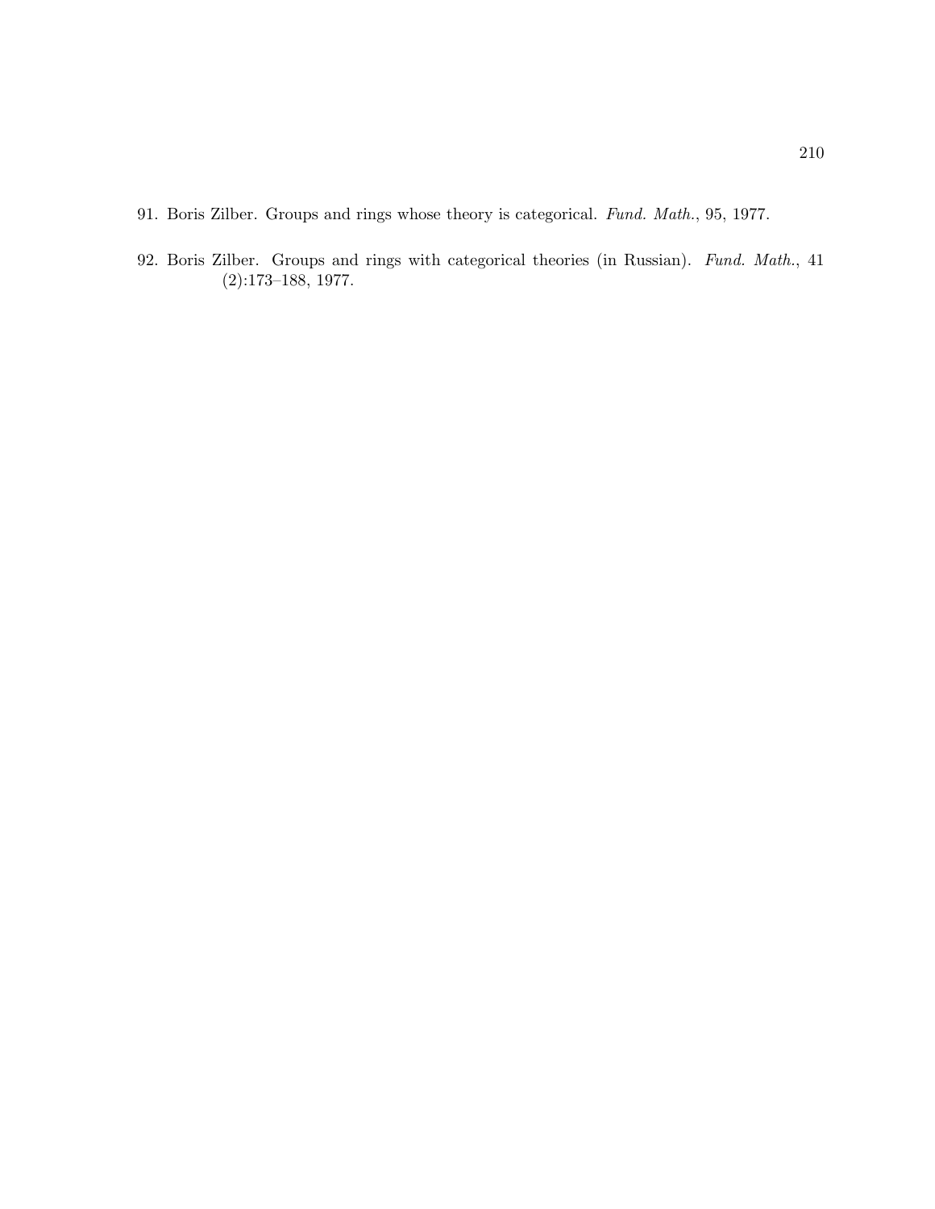91. Boris Zilber. Groups and rings whose theory is categorical. *Fund. Math.*, 95, 1977.

92. Boris Zilber. Groups and rings with categorical theories (in Russian). *Fund. Math.*, 41 (2):173–188, 1977.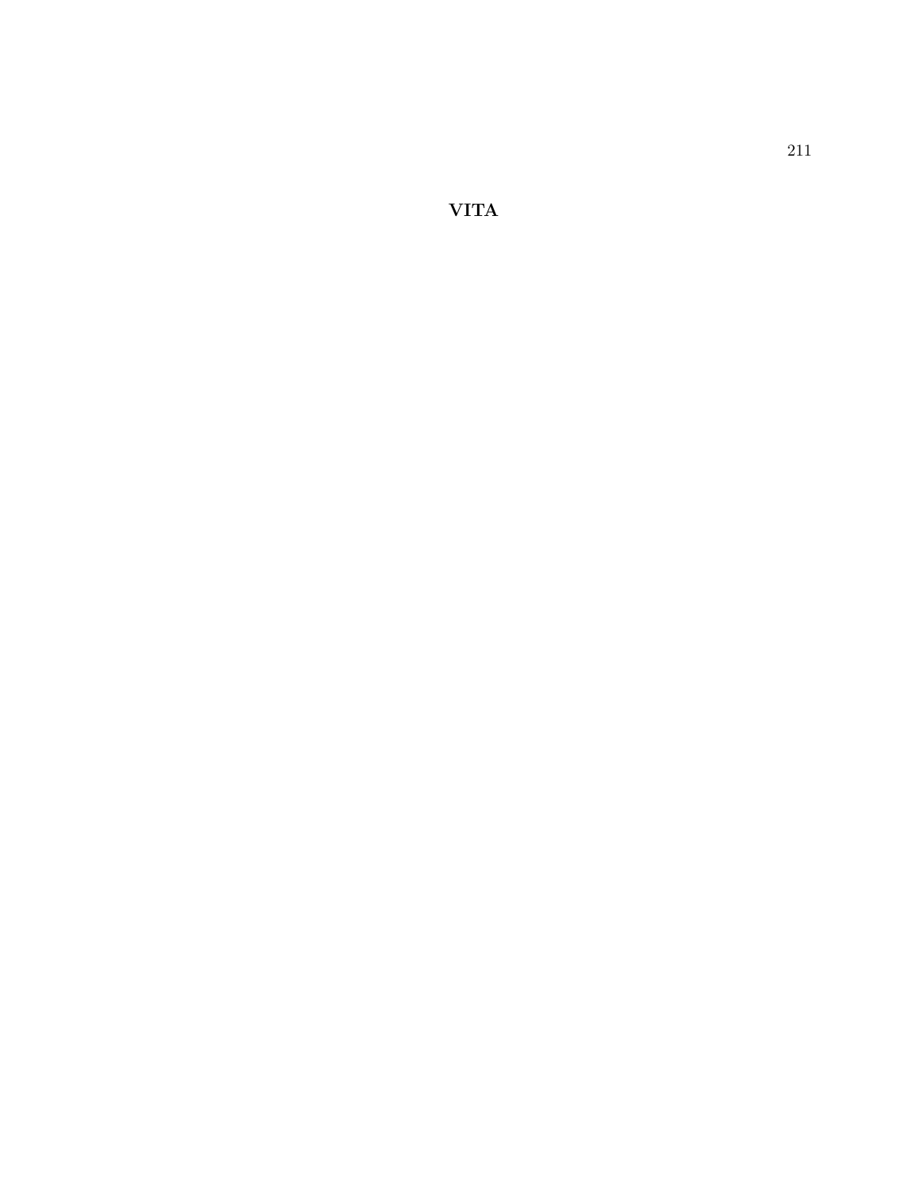# VITA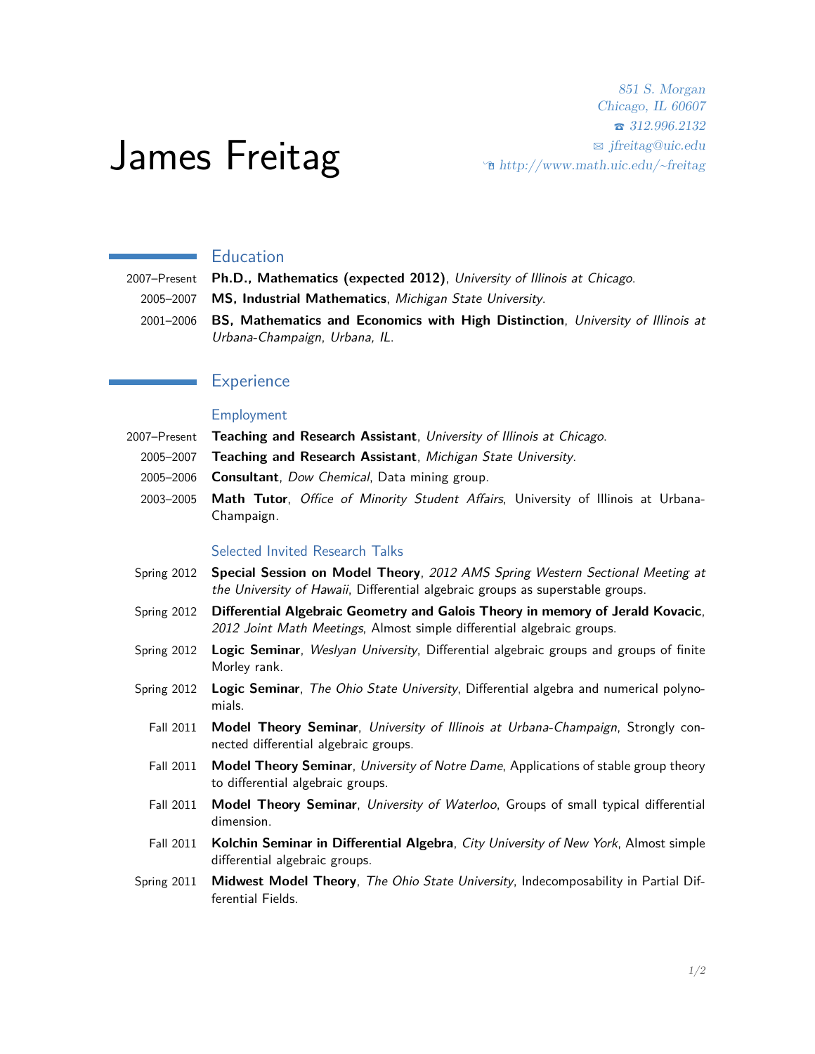851 S. Morgan
Chicago, IL 60607
☎ 312.996.2132
✉ jfreitag@uic.edu
http://www.math.uic.edu/~freitag

# James Freitag

## Education

2007–Present **Ph.D., Mathematics (expected 2012)**, *University of Illinois at Chicago*.

2005–2007 **MS, Industrial Mathematics**, *Michigan State University*.

2001–2006 **BS, Mathematics and Economics with High Distinction**, *University of Illinois at Urbana-Champaign, Urbana, IL*.

## Experience

### Employment

2007–Present **Teaching and Research Assistant**, *University of Illinois at Chicago*.

2005–2007 **Teaching and Research Assistant**, *Michigan State University*.

2005–2006 **Consultant**, *Dow Chemical*, Data mining group.

2003–2005 **Math Tutor**, *Office of Minority Student Affairs*, University of Illinois at Urbana-Champaign.

### Selected Invited Research Talks

Spring 2012 **Special Session on Model Theory**, *2012 AMS Spring Western Sectional Meeting at the University of Hawaii*, Differential algebraic groups as superstable groups.

Spring 2012 **Differential Algebraic Geometry and Galois Theory in memory of Jerald Kovacic**, *2012 Joint Math Meetings*, Almost simple differential algebraic groups.

Spring 2012 **Logic Seminar**, *Weslyan University*, Differential algebraic groups and groups of finite Morley rank.

Spring 2012 **Logic Seminar**, *The Ohio State University*, Differential algebra and numerical polynomials.

Fall 2011 **Model Theory Seminar**, *University of Illinois at Urbana-Champaign*, Strongly connected differential algebraic groups.

Fall 2011 **Model Theory Seminar**, *University of Notre Dame*, Applications of stable group theory to differential algebraic groups.

Fall 2011 **Model Theory Seminar**, *University of Waterloo*, Groups of small typical differential dimension.

Fall 2011 **Kolchin Seminar in Differential Algebra**, *City University of New York*, Almost simple differential algebraic groups.

Spring 2011 **Midwest Model Theory**, *The Ohio State University*, Indecomposability in Partial Differential Fields.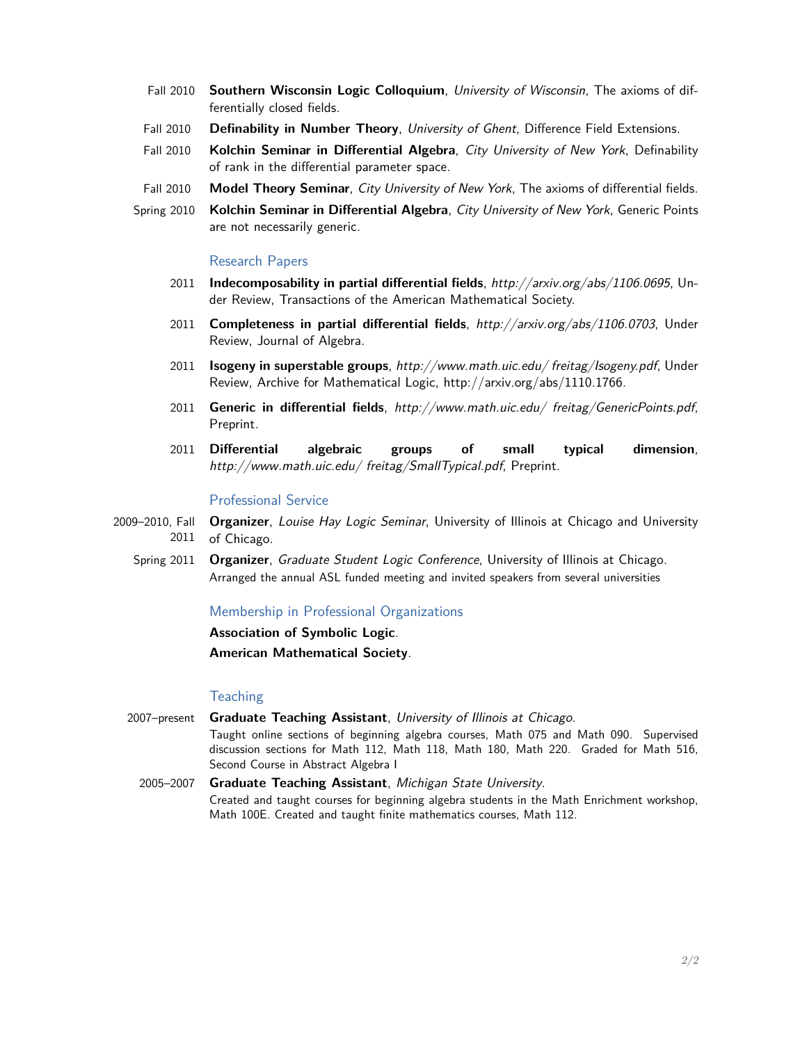Fall 2010 **Southern Wisconsin Logic Colloquium**, *University of Wisconsin*, The axioms of differentially closed fields.

Fall 2010 **Definability in Number Theory**, *University of Ghent*, Difference Field Extensions.

Fall 2010 **Kolchin Seminar in Differential Algebra**, *City University of New York*, Definability of rank in the differential parameter space.

Fall 2010 **Model Theory Seminar**, *City University of New York*, The axioms of differential fields.

Spring 2010 **Kolchin Seminar in Differential Algebra**, *City University of New York*, Generic Points are not necessarily generic.

## Research Papers

2011 **Indecomposability in partial differential fields**, *http://arxiv.org/abs/1106.0695*, Under Review, Transactions of the American Mathematical Society.

2011 **Completeness in partial differential fields**, *http://arxiv.org/abs/1106.0703*, Under Review, Journal of Algebra.

2011 **Isogeny in superstable groups**, *http://www.math.uic.edu/ freitag/Isogeny.pdf*, Under Review, Archive for Mathematical Logic, http://arxiv.org/abs/1110.1766.

2011 **Generic in differential fields**, *http://www.math.uic.edu/ freitag/GenericPoints.pdf*, Preprint.

2011 **Differential algebraic groups of small typical dimension**, *http://www.math.uic.edu/ freitag/SmallTypical.pdf*, Preprint.

## Professional Service

2009–2010, Fall 2011 **Organizer**, *Louise Hay Logic Seminar*, University of Illinois at Chicago and University of Chicago.

Spring 2011 **Organizer**, *Graduate Student Logic Conference*, University of Illinois at Chicago.
Arranged the annual ASL funded meeting and invited speakers from several universities

## Membership in Professional Organizations

**Association of Symbolic Logic**.

**American Mathematical Society**.

## Teaching

2007–present **Graduate Teaching Assistant**, *University of Illinois at Chicago*.
Taught online sections of beginning algebra courses, Math 075 and Math 090. Supervised discussion sections for Math 112, Math 118, Math 180, Math 220. Graded for Math 516, Second Course in Abstract Algebra I

2005–2007 **Graduate Teaching Assistant**, *Michigan State University*.
Created and taught courses for beginning algebra students in the Math Enrichment workshop, Math 100E. Created and taught finite mathematics courses, Math 112.